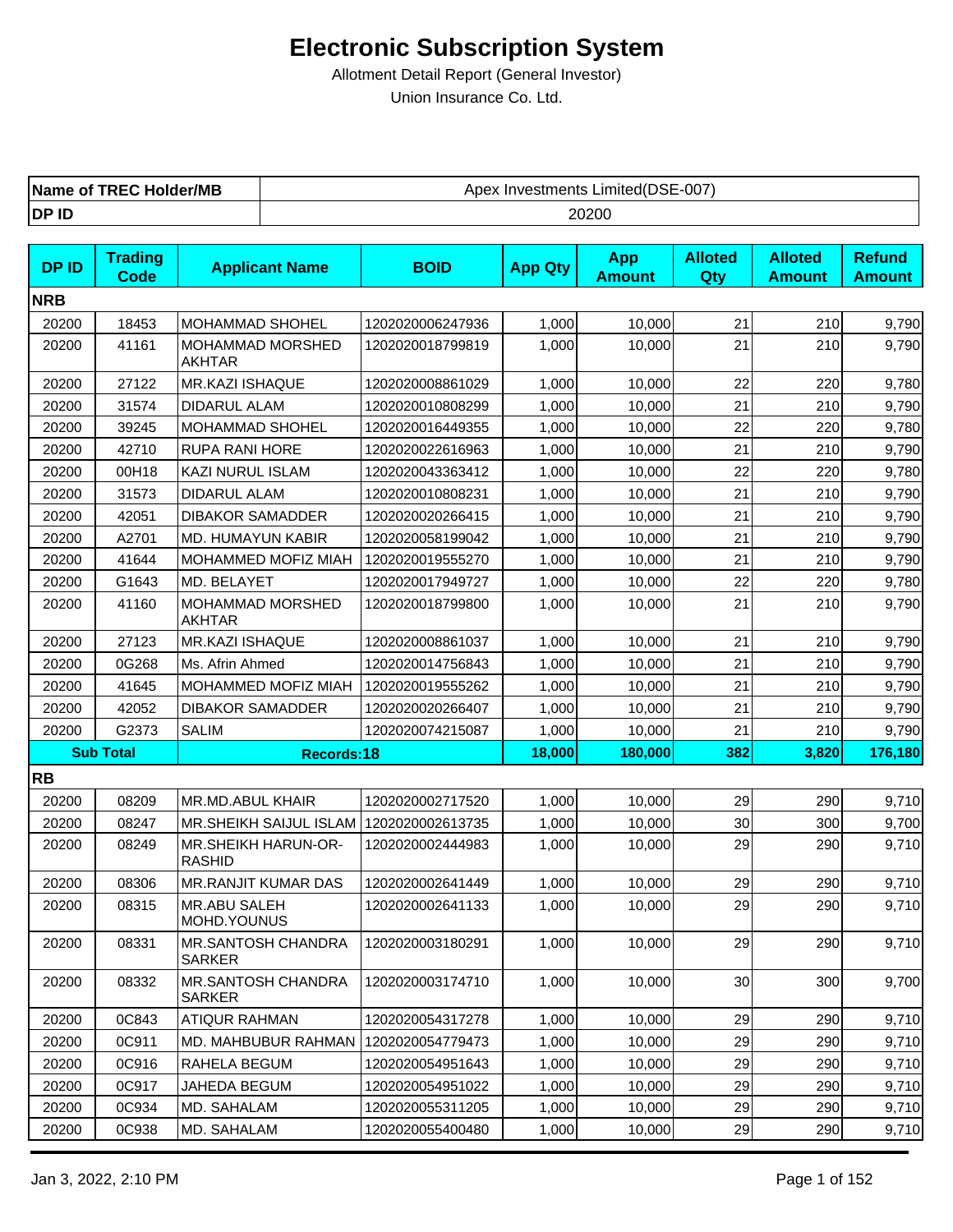# Electronic Subscription System

Allotment Detail Report (General Investor)

Union Insurance Co. Ltd.

| Name of TREC Holder/MB | Apex Investments Limited(DSE-007) |
|---|---|
| DP ID | 20200 |

| DP ID | Trading Code | Applicant Name | BOID | App Qty | App Amount | Alloted Qty | Alloted Amount | Refund Amount |
|---|---|---|---|---|---|---|---|---|
| **NRB** | | | | | | | | |
| 20200 | 18453 | MOHAMMAD SHOHEL | 1202020006247936 | 1,000 | 10,000 | 21 | 210 | 9,790 |
| 20200 | 41161 | MOHAMMAD MORSHED AKHTAR | 1202020018799819 | 1,000 | 10,000 | 21 | 210 | 9,790 |
| 20200 | 27122 | MR.KAZI ISHAQUE | 1202020008861029 | 1,000 | 10,000 | 22 | 220 | 9,780 |
| 20200 | 31574 | DIDARUL ALAM | 1202020010808299 | 1,000 | 10,000 | 21 | 210 | 9,790 |
| 20200 | 39245 | MOHAMMAD SHOHEL | 1202020016449355 | 1,000 | 10,000 | 22 | 220 | 9,780 |
| 20200 | 42710 | RUPA RANI HORE | 1202020022616963 | 1,000 | 10,000 | 21 | 210 | 9,790 |
| 20200 | 00H18 | KAZI NURUL ISLAM | 1202020043363412 | 1,000 | 10,000 | 22 | 220 | 9,780 |
| 20200 | 31573 | DIDARUL ALAM | 1202020010808231 | 1,000 | 10,000 | 21 | 210 | 9,790 |
| 20200 | 42051 | DIBAKOR SAMADDER | 1202020020266415 | 1,000 | 10,000 | 21 | 210 | 9,790 |
| 20200 | A2701 | MD. HUMAYUN KABIR | 1202020058199042 | 1,000 | 10,000 | 21 | 210 | 9,790 |
| 20200 | 41644 | MOHAMMED MOFIZ MIAH | 1202020019555270 | 1,000 | 10,000 | 21 | 210 | 9,790 |
| 20200 | G1643 | MD. BELAYET | 1202020017949727 | 1,000 | 10,000 | 22 | 220 | 9,780 |
| 20200 | 41160 | MOHAMMAD MORSHED AKHTAR | 1202020018799800 | 1,000 | 10,000 | 21 | 210 | 9,790 |
| 20200 | 27123 | MR.KAZI ISHAQUE | 1202020008861037 | 1,000 | 10,000 | 21 | 210 | 9,790 |
| 20200 | 0G268 | Ms. Afrin Ahmed | 1202020014756843 | 1,000 | 10,000 | 21 | 210 | 9,790 |
| 20200 | 41645 | MOHAMMED MOFIZ MIAH | 1202020019555262 | 1,000 | 10,000 | 21 | 210 | 9,790 |
| 20200 | 42052 | DIBAKOR SAMADDER | 1202020020266407 | 1,000 | 10,000 | 21 | 210 | 9,790 |
| 20200 | G2373 | SALIM | 1202020074215087 | 1,000 | 10,000 | 21 | 210 | 9,790 |
| **Sub Total** | | **Records:18** | | **18,000** | **180,000** | **382** | **3,820** | **176,180** |
| **RB** | | | | | | | | |
| 20200 | 08209 | MR.MD.ABUL KHAIR | 1202020002717520 | 1,000 | 10,000 | 29 | 290 | 9,710 |
| 20200 | 08247 | MR.SHEIKH SAIJUL ISLAM | 1202020002613735 | 1,000 | 10,000 | 30 | 300 | 9,700 |
| 20200 | 08249 | MR.SHEIKH HARUN-OR-RASHID | 1202020002444983 | 1,000 | 10,000 | 29 | 290 | 9,710 |
| 20200 | 08306 | MR.RANJIT KUMAR DAS | 1202020002641449 | 1,000 | 10,000 | 29 | 290 | 9,710 |
| 20200 | 08315 | MR.ABU SALEH MOHD.YOUNUS | 1202020002641133 | 1,000 | 10,000 | 29 | 290 | 9,710 |
| 20200 | 08331 | MR.SANTOSH CHANDRA SARKER | 1202020003180291 | 1,000 | 10,000 | 29 | 290 | 9,710 |
| 20200 | 08332 | MR.SANTOSH CHANDRA SARKER | 1202020003174710 | 1,000 | 10,000 | 30 | 300 | 9,700 |
| 20200 | 0C843 | ATIQUR RAHMAN | 1202020054317278 | 1,000 | 10,000 | 29 | 290 | 9,710 |
| 20200 | 0C911 | MD. MAHBUBUR RAHMAN | 1202020054779473 | 1,000 | 10,000 | 29 | 290 | 9,710 |
| 20200 | 0C916 | RAHELA BEGUM | 1202020054951643 | 1,000 | 10,000 | 29 | 290 | 9,710 |
| 20200 | 0C917 | JAHEDA BEGUM | 1202020054951022 | 1,000 | 10,000 | 29 | 290 | 9,710 |
| 20200 | 0C934 | MD. SAHALAM | 1202020055311205 | 1,000 | 10,000 | 29 | 290 | 9,710 |
| 20200 | 0C938 | MD. SAHALAM | 1202020055400480 | 1,000 | 10,000 | 29 | 290 | 9,710 |

Jan 3, 2022, 2:10 PM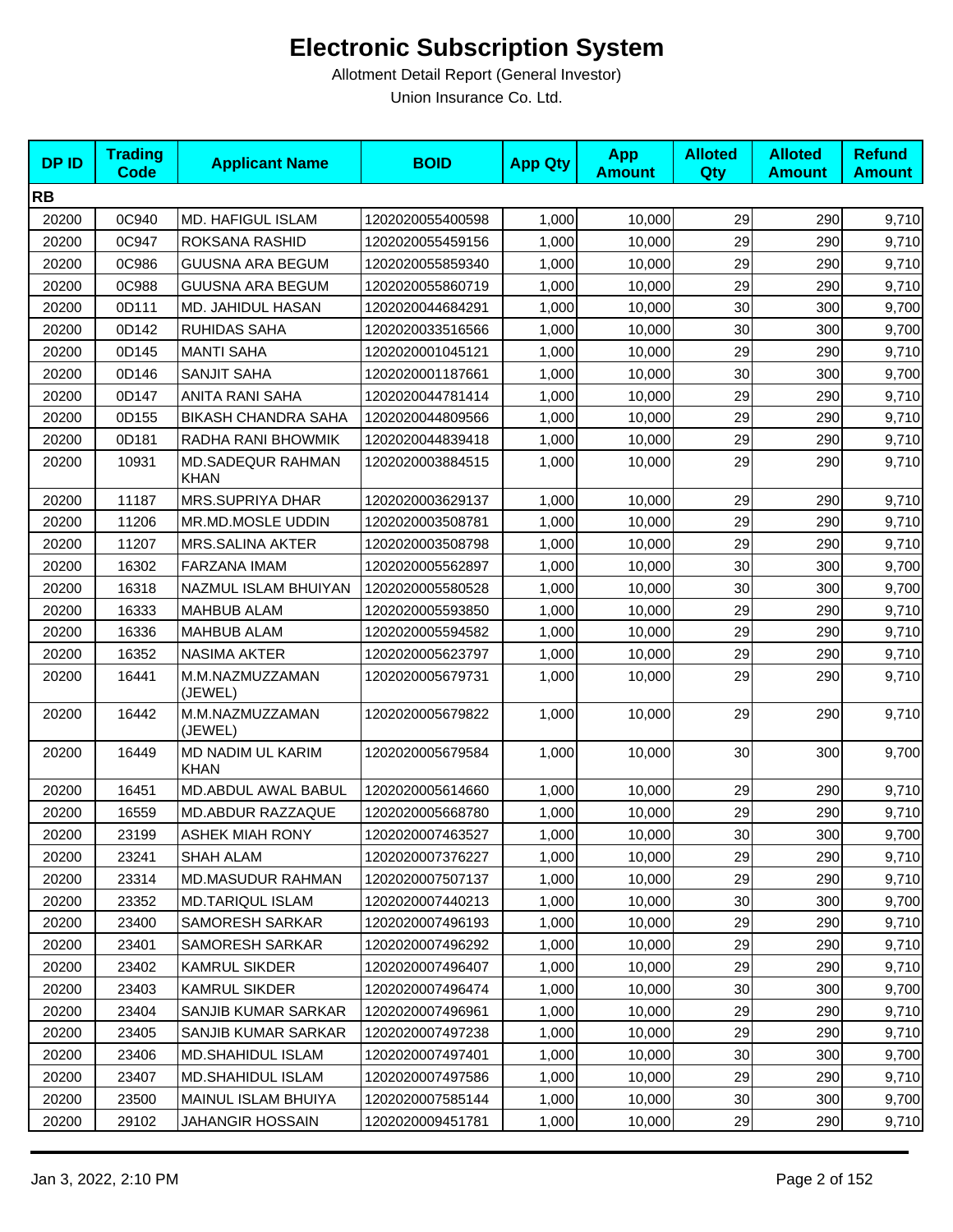# Electronic Subscription System

Allotment Detail Report (General Investor)

Union Insurance Co. Ltd.

| DP ID | Trading Code | Applicant Name | BOID | App Qty | App Amount | Alloted Qty | Alloted Amount | Refund Amount |
|---|---|---|---|---|---|---|---|---|
| **RB** | | | | | | | | |
| 20200 | 0C940 | MD. HAFIGUL ISLAM | 1202020055400598 | 1,000 | 10,000 | 29 | 290 | 9,710 |
| 20200 | 0C947 | ROKSANA RASHID | 1202020055459156 | 1,000 | 10,000 | 29 | 290 | 9,710 |
| 20200 | 0C986 | GUUSNA ARA BEGUM | 1202020055859340 | 1,000 | 10,000 | 29 | 290 | 9,710 |
| 20200 | 0C988 | GUUSNA ARA BEGUM | 1202020055860719 | 1,000 | 10,000 | 29 | 290 | 9,710 |
| 20200 | 0D111 | MD. JAHIDUL HASAN | 1202020044684291 | 1,000 | 10,000 | 30 | 300 | 9,700 |
| 20200 | 0D142 | RUHIDAS SAHA | 1202020033516566 | 1,000 | 10,000 | 30 | 300 | 9,700 |
| 20200 | 0D145 | MANTI SAHA | 1202020001045121 | 1,000 | 10,000 | 29 | 290 | 9,710 |
| 20200 | 0D146 | SANJIT SAHA | 1202020001187661 | 1,000 | 10,000 | 30 | 300 | 9,700 |
| 20200 | 0D147 | ANITA RANI SAHA | 1202020044781414 | 1,000 | 10,000 | 29 | 290 | 9,710 |
| 20200 | 0D155 | BIKASH CHANDRA SAHA | 1202020044809566 | 1,000 | 10,000 | 29 | 290 | 9,710 |
| 20200 | 0D181 | RADHA RANI BHOWMIK | 1202020044839418 | 1,000 | 10,000 | 29 | 290 | 9,710 |
| 20200 | 10931 | MD.SADEQUR RAHMAN KHAN | 1202020003884515 | 1,000 | 10,000 | 29 | 290 | 9,710 |
| 20200 | 11187 | MRS.SUPRIYA DHAR | 1202020003629137 | 1,000 | 10,000 | 29 | 290 | 9,710 |
| 20200 | 11206 | MR.MD.MOSLE UDDIN | 1202020003508781 | 1,000 | 10,000 | 29 | 290 | 9,710 |
| 20200 | 11207 | MRS.SALINA AKTER | 1202020003508798 | 1,000 | 10,000 | 29 | 290 | 9,710 |
| 20200 | 16302 | FARZANA IMAM | 1202020005562897 | 1,000 | 10,000 | 30 | 300 | 9,700 |
| 20200 | 16318 | NAZMUL ISLAM BHUIYAN | 1202020005580528 | 1,000 | 10,000 | 30 | 300 | 9,700 |
| 20200 | 16333 | MAHBUB ALAM | 1202020005593850 | 1,000 | 10,000 | 29 | 290 | 9,710 |
| 20200 | 16336 | MAHBUB ALAM | 1202020005594582 | 1,000 | 10,000 | 29 | 290 | 9,710 |
| 20200 | 16352 | NASIMA AKTER | 1202020005623797 | 1,000 | 10,000 | 29 | 290 | 9,710 |
| 20200 | 16441 | M.M.NAZMUZZAMAN (JEWEL) | 1202020005679731 | 1,000 | 10,000 | 29 | 290 | 9,710 |
| 20200 | 16442 | M.M.NAZMUZZAMAN (JEWEL) | 1202020005679822 | 1,000 | 10,000 | 29 | 290 | 9,710 |
| 20200 | 16449 | MD NADIM UL KARIM KHAN | 1202020005679584 | 1,000 | 10,000 | 30 | 300 | 9,700 |
| 20200 | 16451 | MD.ABDUL AWAL BABUL | 1202020005614660 | 1,000 | 10,000 | 29 | 290 | 9,710 |
| 20200 | 16559 | MD.ABDUR RAZZAQUE | 1202020005668780 | 1,000 | 10,000 | 29 | 290 | 9,710 |
| 20200 | 23199 | ASHEK MIAH RONY | 1202020007463527 | 1,000 | 10,000 | 30 | 300 | 9,700 |
| 20200 | 23241 | SHAH ALAM | 1202020007376227 | 1,000 | 10,000 | 29 | 290 | 9,710 |
| 20200 | 23314 | MD.MASUDUR RAHMAN | 1202020007507137 | 1,000 | 10,000 | 29 | 290 | 9,710 |
| 20200 | 23352 | MD.TARIQUL ISLAM | 1202020007440213 | 1,000 | 10,000 | 30 | 300 | 9,700 |
| 20200 | 23400 | SAMORESH SARKAR | 1202020007496193 | 1,000 | 10,000 | 29 | 290 | 9,710 |
| 20200 | 23401 | SAMORESH SARKAR | 1202020007496292 | 1,000 | 10,000 | 29 | 290 | 9,710 |
| 20200 | 23402 | KAMRUL SIKDER | 1202020007496407 | 1,000 | 10,000 | 29 | 290 | 9,710 |
| 20200 | 23403 | KAMRUL SIKDER | 1202020007496474 | 1,000 | 10,000 | 30 | 300 | 9,700 |
| 20200 | 23404 | SANJIB KUMAR SARKAR | 1202020007496961 | 1,000 | 10,000 | 29 | 290 | 9,710 |
| 20200 | 23405 | SANJIB KUMAR SARKAR | 1202020007497238 | 1,000 | 10,000 | 29 | 290 | 9,710 |
| 20200 | 23406 | MD.SHAHIDUL ISLAM | 1202020007497401 | 1,000 | 10,000 | 30 | 300 | 9,700 |
| 20200 | 23407 | MD.SHAHIDUL ISLAM | 1202020007497586 | 1,000 | 10,000 | 29 | 290 | 9,710 |
| 20200 | 23500 | MAINUL ISLAM BHUIYA | 1202020007585144 | 1,000 | 10,000 | 30 | 300 | 9,700 |
| 20200 | 29102 | JAHANGIR HOSSAIN | 1202020009451781 | 1,000 | 10,000 | 29 | 290 | 9,710 |

Jan 3, 2022, 2:10 PM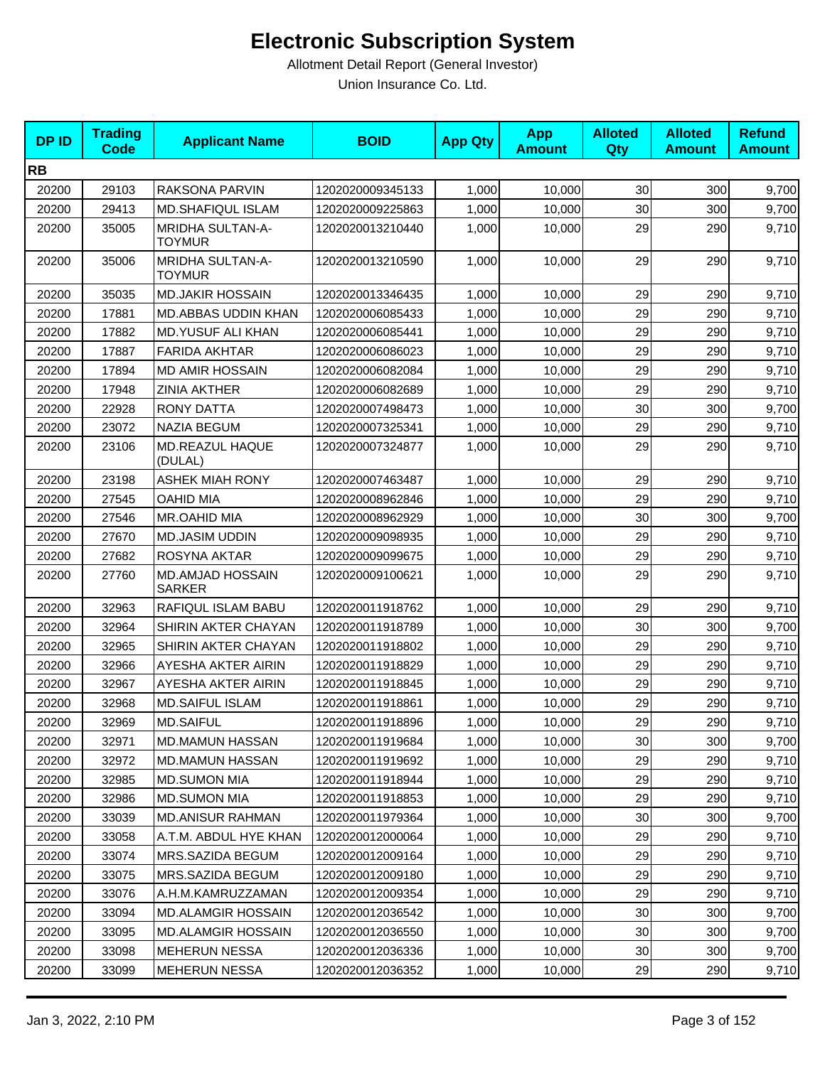# Electronic Subscription System

Allotment Detail Report (General Investor)

Union Insurance Co. Ltd.

| DP ID | Trading Code | Applicant Name | BOID | App Qty | App Amount | Alloted Qty | Alloted Amount | Refund Amount |
|---|---|---|---|---|---|---|---|---|
| **RB** | | | | | | | | |
| 20200 | 29103 | RAKSONA PARVIN | 1202020009345133 | 1,000 | 10,000 | 30 | 300 | 9,700 |
| 20200 | 29413 | MD.SHAFIQUL ISLAM | 1202020009225863 | 1,000 | 10,000 | 30 | 300 | 9,700 |
| 20200 | 35005 | MRIDHA SULTAN-A-TOYMUR | 1202020013210440 | 1,000 | 10,000 | 29 | 290 | 9,710 |
| 20200 | 35006 | MRIDHA SULTAN-A-TOYMUR | 1202020013210590 | 1,000 | 10,000 | 29 | 290 | 9,710 |
| 20200 | 35035 | MD.JAKIR HOSSAIN | 1202020013346435 | 1,000 | 10,000 | 29 | 290 | 9,710 |
| 20200 | 17881 | MD.ABBAS UDDIN KHAN | 1202020006085433 | 1,000 | 10,000 | 29 | 290 | 9,710 |
| 20200 | 17882 | MD.YUSUF ALI KHAN | 1202020006085441 | 1,000 | 10,000 | 29 | 290 | 9,710 |
| 20200 | 17887 | FARIDA AKHTAR | 1202020006086023 | 1,000 | 10,000 | 29 | 290 | 9,710 |
| 20200 | 17894 | MD AMIR HOSSAIN | 1202020006082084 | 1,000 | 10,000 | 29 | 290 | 9,710 |
| 20200 | 17948 | ZINIA AKTHER | 1202020006082689 | 1,000 | 10,000 | 29 | 290 | 9,710 |
| 20200 | 22928 | RONY DATTA | 1202020007498473 | 1,000 | 10,000 | 30 | 300 | 9,700 |
| 20200 | 23072 | NAZIA BEGUM | 1202020007325341 | 1,000 | 10,000 | 29 | 290 | 9,710 |
| 20200 | 23106 | MD.REAZUL HAQUE (DULAL) | 1202020007324877 | 1,000 | 10,000 | 29 | 290 | 9,710 |
| 20200 | 23198 | ASHEK MIAH RONY | 1202020007463487 | 1,000 | 10,000 | 29 | 290 | 9,710 |
| 20200 | 27545 | OAHID MIA | 1202020008962846 | 1,000 | 10,000 | 29 | 290 | 9,710 |
| 20200 | 27546 | MR.OAHID MIA | 1202020008962929 | 1,000 | 10,000 | 30 | 300 | 9,700 |
| 20200 | 27670 | MD.JASIM UDDIN | 1202020009098935 | 1,000 | 10,000 | 29 | 290 | 9,710 |
| 20200 | 27682 | ROSYNA AKTAR | 1202020009099675 | 1,000 | 10,000 | 29 | 290 | 9,710 |
| 20200 | 27760 | MD.AMJAD HOSSAIN SARKER | 1202020009100621 | 1,000 | 10,000 | 29 | 290 | 9,710 |
| 20200 | 32963 | RAFIQUL ISLAM BABU | 1202020011918762 | 1,000 | 10,000 | 29 | 290 | 9,710 |
| 20200 | 32964 | SHIRIN AKTER CHAYAN | 1202020011918789 | 1,000 | 10,000 | 30 | 300 | 9,700 |
| 20200 | 32965 | SHIRIN AKTER CHAYAN | 1202020011918802 | 1,000 | 10,000 | 29 | 290 | 9,710 |
| 20200 | 32966 | AYESHA AKTER AIRIN | 1202020011918829 | 1,000 | 10,000 | 29 | 290 | 9,710 |
| 20200 | 32967 | AYESHA AKTER AIRIN | 1202020011918845 | 1,000 | 10,000 | 29 | 290 | 9,710 |
| 20200 | 32968 | MD.SAIFUL ISLAM | 1202020011918861 | 1,000 | 10,000 | 29 | 290 | 9,710 |
| 20200 | 32969 | MD.SAIFUL | 1202020011918896 | 1,000 | 10,000 | 29 | 290 | 9,710 |
| 20200 | 32971 | MD.MAMUN HASSAN | 1202020011919684 | 1,000 | 10,000 | 30 | 300 | 9,700 |
| 20200 | 32972 | MD.MAMUN HASSAN | 1202020011919692 | 1,000 | 10,000 | 29 | 290 | 9,710 |
| 20200 | 32985 | MD.SUMON MIA | 1202020011918944 | 1,000 | 10,000 | 29 | 290 | 9,710 |
| 20200 | 32986 | MD.SUMON MIA | 1202020011918853 | 1,000 | 10,000 | 29 | 290 | 9,710 |
| 20200 | 33039 | MD.ANISUR RAHMAN | 1202020011979364 | 1,000 | 10,000 | 30 | 300 | 9,700 |
| 20200 | 33058 | A.T.M. ABDUL HYE KHAN | 1202020012000064 | 1,000 | 10,000 | 29 | 290 | 9,710 |
| 20200 | 33074 | MRS.SAZIDA BEGUM | 1202020012009164 | 1,000 | 10,000 | 29 | 290 | 9,710 |
| 20200 | 33075 | MRS.SAZIDA BEGUM | 1202020012009180 | 1,000 | 10,000 | 29 | 290 | 9,710 |
| 20200 | 33076 | A.H.M.KAMRUZZAMAN | 1202020012009354 | 1,000 | 10,000 | 29 | 290 | 9,710 |
| 20200 | 33094 | MD.ALAMGIR HOSSAIN | 1202020012036542 | 1,000 | 10,000 | 30 | 300 | 9,700 |
| 20200 | 33095 | MD.ALAMGIR HOSSAIN | 1202020012036550 | 1,000 | 10,000 | 30 | 300 | 9,700 |
| 20200 | 33098 | MEHERUN NESSA | 1202020012036336 | 1,000 | 10,000 | 30 | 300 | 9,700 |
| 20200 | 33099 | MEHERUN NESSA | 1202020012036352 | 1,000 | 10,000 | 29 | 290 | 9,710 |

Jan 3, 2022, 2:10 PM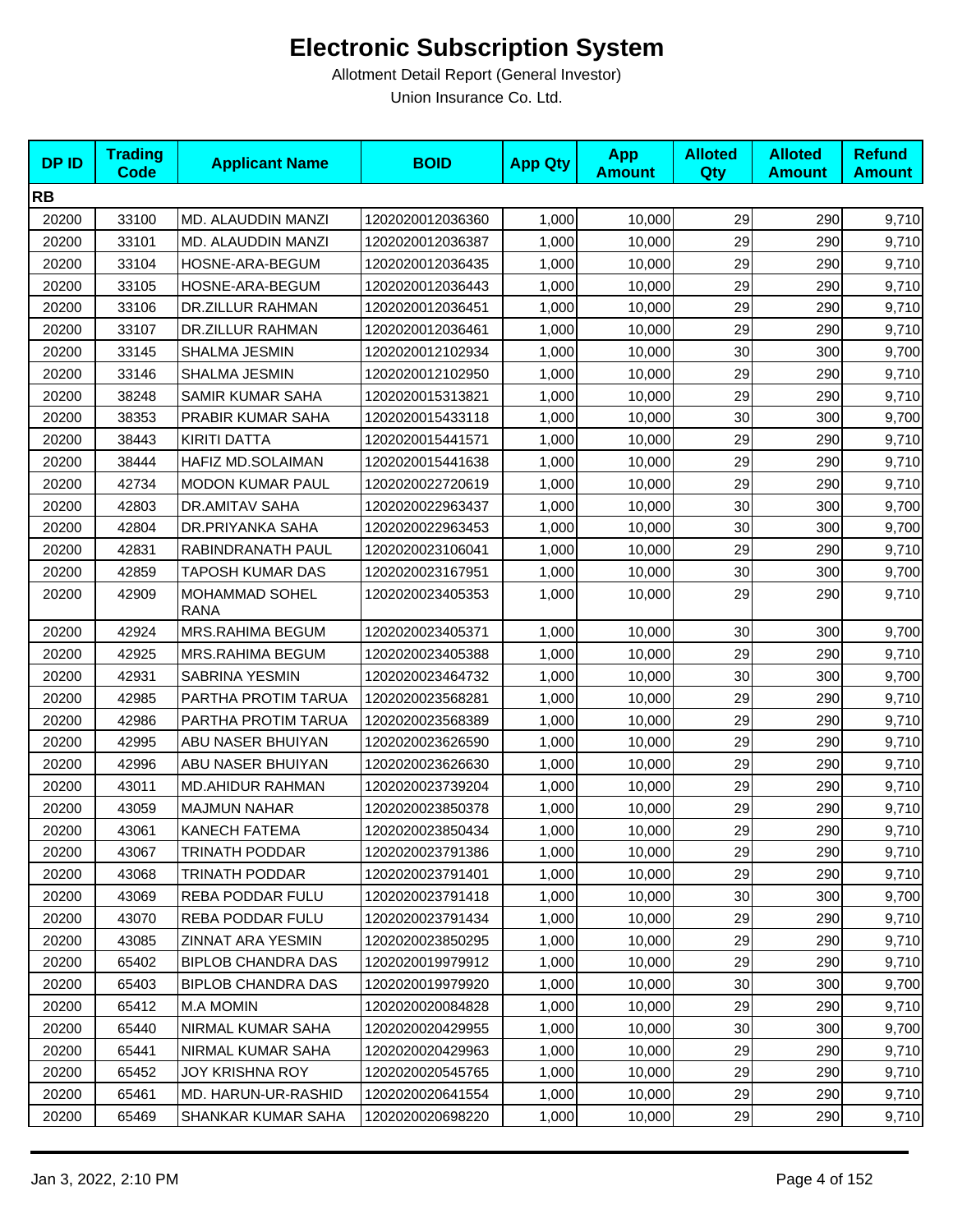# Electronic Subscription System

Allotment Detail Report (General Investor)

Union Insurance Co. Ltd.

| DP ID | Trading Code | Applicant Name | BOID | App Qty | App Amount | Alloted Qty | Alloted Amount | Refund Amount |
|---|---|---|---|---|---|---|---|---|
| **RB** | | | | | | | | |
| 20200 | 33100 | MD. ALAUDDIN MANZI | 1202020012036360 | 1,000 | 10,000 | 29 | 290 | 9,710 |
| 20200 | 33101 | MD. ALAUDDIN MANZI | 1202020012036387 | 1,000 | 10,000 | 29 | 290 | 9,710 |
| 20200 | 33104 | HOSNE-ARA-BEGUM | 1202020012036435 | 1,000 | 10,000 | 29 | 290 | 9,710 |
| 20200 | 33105 | HOSNE-ARA-BEGUM | 1202020012036443 | 1,000 | 10,000 | 29 | 290 | 9,710 |
| 20200 | 33106 | DR.ZILLUR RAHMAN | 1202020012036451 | 1,000 | 10,000 | 29 | 290 | 9,710 |
| 20200 | 33107 | DR.ZILLUR RAHMAN | 1202020012036461 | 1,000 | 10,000 | 29 | 290 | 9,710 |
| 20200 | 33145 | SHALMA JESMIN | 1202020012102934 | 1,000 | 10,000 | 30 | 300 | 9,700 |
| 20200 | 33146 | SHALMA JESMIN | 1202020012102950 | 1,000 | 10,000 | 29 | 290 | 9,710 |
| 20200 | 38248 | SAMIR KUMAR SAHA | 1202020015313821 | 1,000 | 10,000 | 29 | 290 | 9,710 |
| 20200 | 38353 | PRABIR KUMAR SAHA | 1202020015433118 | 1,000 | 10,000 | 30 | 300 | 9,700 |
| 20200 | 38443 | KIRITI DATTA | 1202020015441571 | 1,000 | 10,000 | 29 | 290 | 9,710 |
| 20200 | 38444 | HAFIZ MD.SOLAIMAN | 1202020015441638 | 1,000 | 10,000 | 29 | 290 | 9,710 |
| 20200 | 42734 | MODON KUMAR PAUL | 1202020022720619 | 1,000 | 10,000 | 29 | 290 | 9,710 |
| 20200 | 42803 | DR.AMITAV SAHA | 1202020022963437 | 1,000 | 10,000 | 30 | 300 | 9,700 |
| 20200 | 42804 | DR.PRIYANKA SAHA | 1202020022963453 | 1,000 | 10,000 | 30 | 300 | 9,700 |
| 20200 | 42831 | RABINDRANATH PAUL | 1202020023106041 | 1,000 | 10,000 | 29 | 290 | 9,710 |
| 20200 | 42859 | TAPOSH KUMAR DAS | 1202020023167951 | 1,000 | 10,000 | 30 | 300 | 9,700 |
| 20200 | 42909 | MOHAMMAD SOHEL RANA | 1202020023405353 | 1,000 | 10,000 | 29 | 290 | 9,710 |
| 20200 | 42924 | MRS.RAHIMA BEGUM | 1202020023405371 | 1,000 | 10,000 | 30 | 300 | 9,700 |
| 20200 | 42925 | MRS.RAHIMA BEGUM | 1202020023405388 | 1,000 | 10,000 | 29 | 290 | 9,710 |
| 20200 | 42931 | SABRINA YESMIN | 1202020023464732 | 1,000 | 10,000 | 30 | 300 | 9,700 |
| 20200 | 42985 | PARTHA PROTIM TARUA | 1202020023568281 | 1,000 | 10,000 | 29 | 290 | 9,710 |
| 20200 | 42986 | PARTHA PROTIM TARUA | 1202020023568389 | 1,000 | 10,000 | 29 | 290 | 9,710 |
| 20200 | 42995 | ABU NASER BHUIYAN | 1202020023626590 | 1,000 | 10,000 | 29 | 290 | 9,710 |
| 20200 | 42996 | ABU NASER BHUIYAN | 1202020023626630 | 1,000 | 10,000 | 29 | 290 | 9,710 |
| 20200 | 43011 | MD.AHIDUR RAHMAN | 1202020023739204 | 1,000 | 10,000 | 29 | 290 | 9,710 |
| 20200 | 43059 | MAJMUN NAHAR | 1202020023850378 | 1,000 | 10,000 | 29 | 290 | 9,710 |
| 20200 | 43061 | KANECH FATEMA | 1202020023850434 | 1,000 | 10,000 | 29 | 290 | 9,710 |
| 20200 | 43067 | TRINATH PODDAR | 1202020023791386 | 1,000 | 10,000 | 29 | 290 | 9,710 |
| 20200 | 43068 | TRINATH PODDAR | 1202020023791401 | 1,000 | 10,000 | 29 | 290 | 9,710 |
| 20200 | 43069 | REBA PODDAR FULU | 1202020023791418 | 1,000 | 10,000 | 30 | 300 | 9,700 |
| 20200 | 43070 | REBA PODDAR FULU | 1202020023791434 | 1,000 | 10,000 | 29 | 290 | 9,710 |
| 20200 | 43085 | ZINNAT ARA YESMIN | 1202020023850295 | 1,000 | 10,000 | 29 | 290 | 9,710 |
| 20200 | 65402 | BIPLOB CHANDRA DAS | 1202020019979912 | 1,000 | 10,000 | 29 | 290 | 9,710 |
| 20200 | 65403 | BIPLOB CHANDRA DAS | 1202020019979920 | 1,000 | 10,000 | 30 | 300 | 9,700 |
| 20200 | 65412 | M.A MOMIN | 1202020020084828 | 1,000 | 10,000 | 29 | 290 | 9,710 |
| 20200 | 65440 | NIRMAL KUMAR SAHA | 1202020020429955 | 1,000 | 10,000 | 30 | 300 | 9,700 |
| 20200 | 65441 | NIRMAL KUMAR SAHA | 1202020020429963 | 1,000 | 10,000 | 29 | 290 | 9,710 |
| 20200 | 65452 | JOY KRISHNA ROY | 1202020020545765 | 1,000 | 10,000 | 29 | 290 | 9,710 |
| 20200 | 65461 | MD. HARUN-UR-RASHID | 1202020020641554 | 1,000 | 10,000 | 29 | 290 | 9,710 |
| 20200 | 65469 | SHANKAR KUMAR SAHA | 1202020020698220 | 1,000 | 10,000 | 29 | 290 | 9,710 |

Jan 3, 2022, 2:10 PM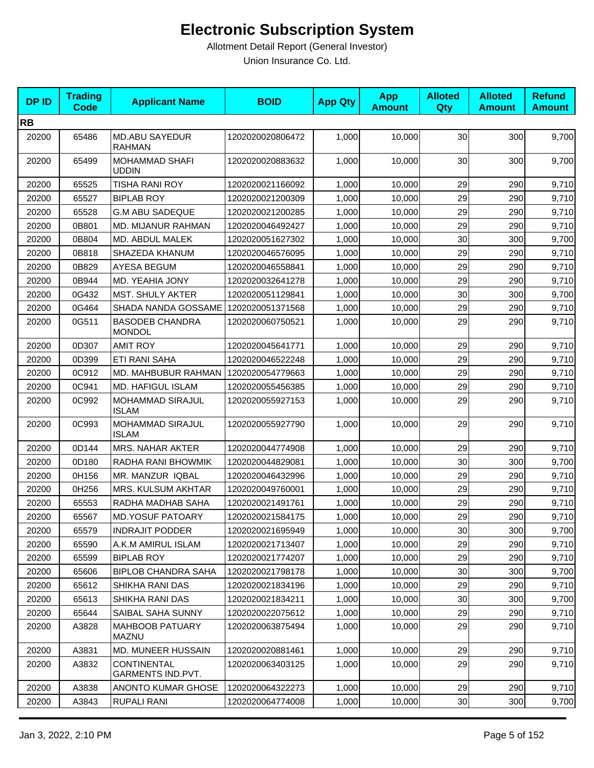# Electronic Subscription System

Allotment Detail Report (General Investor)

Union Insurance Co. Ltd.

| DP ID | Trading Code | Applicant Name | BOID | App Qty | App Amount | Alloted Qty | Alloted Amount | Refund Amount |
|---|---|---|---|---|---|---|---|---|
| **RB** | | | | | | | | |
| 20200 | 65486 | MD.ABU SAYEDUR RAHMAN | 1202020020806472 | 1,000 | 10,000 | 30 | 300 | 9,700 |
| 20200 | 65499 | MOHAMMAD SHAFI UDDIN | 1202020020883632 | 1,000 | 10,000 | 30 | 300 | 9,700 |
| 20200 | 65525 | TISHA RANI ROY | 1202020021166092 | 1,000 | 10,000 | 29 | 290 | 9,710 |
| 20200 | 65527 | BIPLAB ROY | 1202020021200309 | 1,000 | 10,000 | 29 | 290 | 9,710 |
| 20200 | 65528 | G.M ABU SADEQUE | 1202020021200285 | 1,000 | 10,000 | 29 | 290 | 9,710 |
| 20200 | 0B801 | MD. MIJANUR RAHMAN | 1202020046492427 | 1,000 | 10,000 | 29 | 290 | 9,710 |
| 20200 | 0B804 | MD. ABDUL MALEK | 1202020051627302 | 1,000 | 10,000 | 30 | 300 | 9,700 |
| 20200 | 0B818 | SHAZEDA KHANUM | 1202020046576095 | 1,000 | 10,000 | 29 | 290 | 9,710 |
| 20200 | 0B829 | AYESA BEGUM | 1202020046558841 | 1,000 | 10,000 | 29 | 290 | 9,710 |
| 20200 | 0B944 | MD. YEAHIA JONY | 1202020032641278 | 1,000 | 10,000 | 29 | 290 | 9,710 |
| 20200 | 0G432 | MST. SHULY AKTER | 1202020051129841 | 1,000 | 10,000 | 30 | 300 | 9,700 |
| 20200 | 0G464 | SHADA NANDA GOSSAME | 1202020051371568 | 1,000 | 10,000 | 29 | 290 | 9,710 |
| 20200 | 0G511 | BASODEB CHANDRA MONDOL | 1202020060750521 | 1,000 | 10,000 | 29 | 290 | 9,710 |
| 20200 | 0D307 | AMIT ROY | 1202020045641771 | 1,000 | 10,000 | 29 | 290 | 9,710 |
| 20200 | 0D399 | ETI RANI SAHA | 1202020046522248 | 1,000 | 10,000 | 29 | 290 | 9,710 |
| 20200 | 0C912 | MD. MAHBUBUR RAHMAN | 1202020054779663 | 1,000 | 10,000 | 29 | 290 | 9,710 |
| 20200 | 0C941 | MD. HAFIGUL ISLAM | 1202020055456385 | 1,000 | 10,000 | 29 | 290 | 9,710 |
| 20200 | 0C992 | MOHAMMAD SIRAJUL ISLAM | 1202020055927153 | 1,000 | 10,000 | 29 | 290 | 9,710 |
| 20200 | 0C993 | MOHAMMAD SIRAJUL ISLAM | 1202020055927790 | 1,000 | 10,000 | 29 | 290 | 9,710 |
| 20200 | 0D144 | MRS. NAHAR AKTER | 1202020044774908 | 1,000 | 10,000 | 29 | 290 | 9,710 |
| 20200 | 0D180 | RADHA RANI BHOWMIK | 1202020044829081 | 1,000 | 10,000 | 30 | 300 | 9,700 |
| 20200 | 0H156 | MR. MANZUR IQBAL | 1202020046432996 | 1,000 | 10,000 | 29 | 290 | 9,710 |
| 20200 | 0H256 | MRS. KULSUM AKHTAR | 1202020049760001 | 1,000 | 10,000 | 29 | 290 | 9,710 |
| 20200 | 65553 | RADHA MADHAB SAHA | 1202020021491761 | 1,000 | 10,000 | 29 | 290 | 9,710 |
| 20200 | 65567 | MD.YOSUF PATOARY | 1202020021584175 | 1,000 | 10,000 | 29 | 290 | 9,710 |
| 20200 | 65579 | INDRAJIT PODDER | 1202020021695949 | 1,000 | 10,000 | 30 | 300 | 9,700 |
| 20200 | 65590 | A.K.M AMIRUL ISLAM | 1202020021713407 | 1,000 | 10,000 | 29 | 290 | 9,710 |
| 20200 | 65599 | BIPLAB ROY | 1202020021774207 | 1,000 | 10,000 | 29 | 290 | 9,710 |
| 20200 | 65606 | BIPLOB CHANDRA SAHA | 1202020021798178 | 1,000 | 10,000 | 30 | 300 | 9,700 |
| 20200 | 65612 | SHIKHA RANI DAS | 1202020021834196 | 1,000 | 10,000 | 29 | 290 | 9,710 |
| 20200 | 65613 | SHIKHA RANI DAS | 1202020021834211 | 1,000 | 10,000 | 30 | 300 | 9,700 |
| 20200 | 65644 | SAIBAL SAHA SUNNY | 1202020022075612 | 1,000 | 10,000 | 29 | 290 | 9,710 |
| 20200 | A3828 | MAHBOOB PATUARY MAZNU | 1202020063875494 | 1,000 | 10,000 | 29 | 290 | 9,710 |
| 20200 | A3831 | MD. MUNEER HUSSAIN | 1202020020881461 | 1,000 | 10,000 | 29 | 290 | 9,710 |
| 20200 | A3832 | CONTINENTAL GARMENTS IND.PVT. | 1202020063403125 | 1,000 | 10,000 | 29 | 290 | 9,710 |
| 20200 | A3838 | ANONTO KUMAR GHOSE | 1202020064322273 | 1,000 | 10,000 | 29 | 290 | 9,710 |
| 20200 | A3843 | RUPALI RANI | 1202020064774008 | 1,000 | 10,000 | 30 | 300 | 9,700 |

Jan 3, 2022, 2:10 PM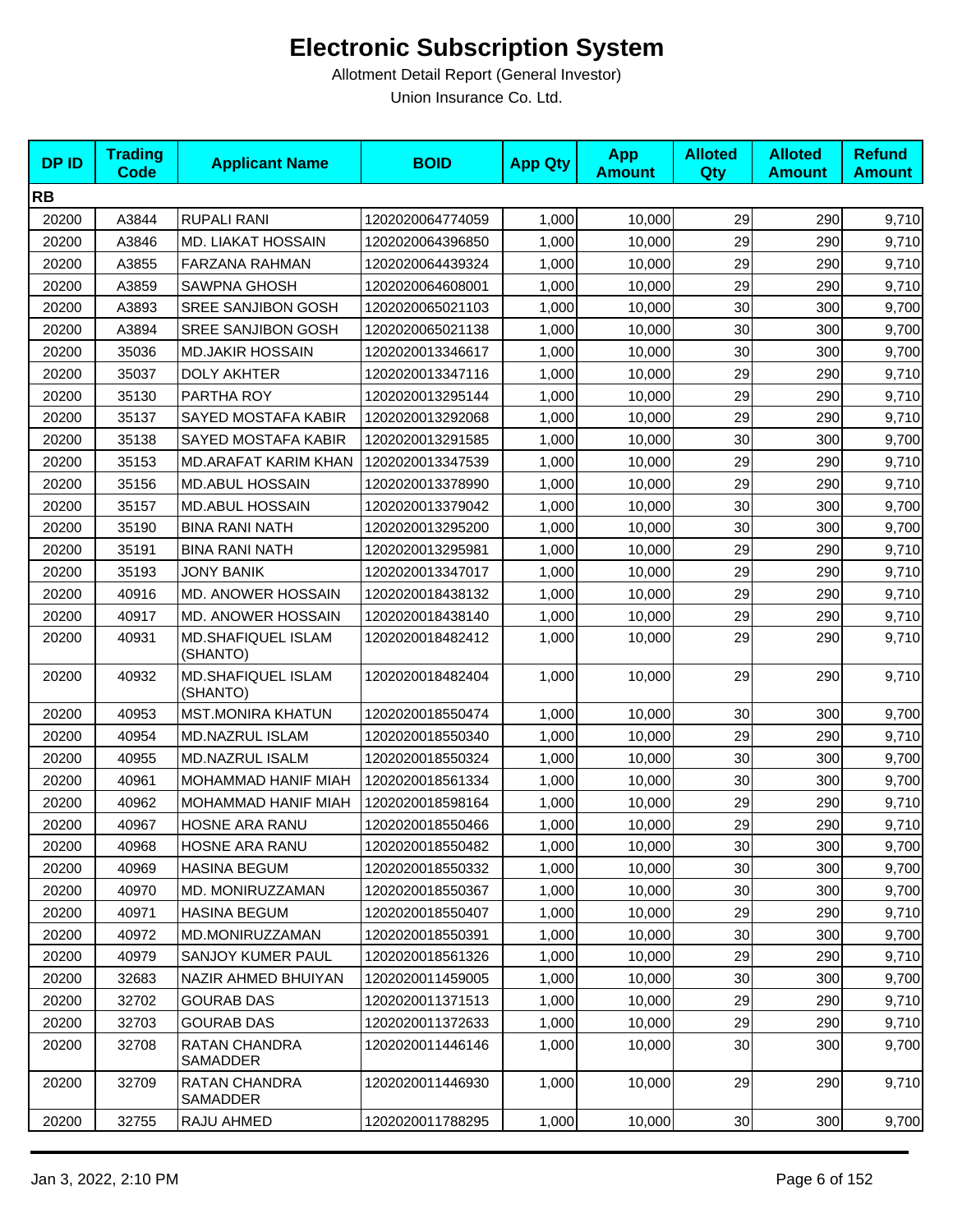# Electronic Subscription System

Allotment Detail Report (General Investor)

Union Insurance Co. Ltd.

| DP ID | Trading Code | Applicant Name | BOID | App Qty | App Amount | Alloted Qty | Alloted Amount | Refund Amount |
|---|---|---|---|---|---|---|---|---|
| **RB** | | | | | | | | |
| 20200 | A3844 | RUPALI RANI | 1202020064774059 | 1,000 | 10,000 | 29 | 290 | 9,710 |
| 20200 | A3846 | MD. LIAKAT HOSSAIN | 1202020064396850 | 1,000 | 10,000 | 29 | 290 | 9,710 |
| 20200 | A3855 | FARZANA RAHMAN | 1202020064439324 | 1,000 | 10,000 | 29 | 290 | 9,710 |
| 20200 | A3859 | SAWPNA GHOSH | 1202020064608001 | 1,000 | 10,000 | 29 | 290 | 9,710 |
| 20200 | A3893 | SREE SANJIBON GOSH | 1202020065021103 | 1,000 | 10,000 | 30 | 300 | 9,700 |
| 20200 | A3894 | SREE SANJIBON GOSH | 1202020065021138 | 1,000 | 10,000 | 30 | 300 | 9,700 |
| 20200 | 35036 | MD.JAKIR HOSSAIN | 1202020013346617 | 1,000 | 10,000 | 30 | 300 | 9,700 |
| 20200 | 35037 | DOLY AKHTER | 1202020013347116 | 1,000 | 10,000 | 29 | 290 | 9,710 |
| 20200 | 35130 | PARTHA ROY | 1202020013295144 | 1,000 | 10,000 | 29 | 290 | 9,710 |
| 20200 | 35137 | SAYED MOSTAFA KABIR | 1202020013292068 | 1,000 | 10,000 | 29 | 290 | 9,710 |
| 20200 | 35138 | SAYED MOSTAFA KABIR | 1202020013291585 | 1,000 | 10,000 | 30 | 300 | 9,700 |
| 20200 | 35153 | MD.ARAFAT KARIM KHAN | 1202020013347539 | 1,000 | 10,000 | 29 | 290 | 9,710 |
| 20200 | 35156 | MD.ABUL HOSSAIN | 1202020013378990 | 1,000 | 10,000 | 29 | 290 | 9,710 |
| 20200 | 35157 | MD.ABUL HOSSAIN | 1202020013379042 | 1,000 | 10,000 | 30 | 300 | 9,700 |
| 20200 | 35190 | BINA RANI NATH | 1202020013295200 | 1,000 | 10,000 | 30 | 300 | 9,700 |
| 20200 | 35191 | BINA RANI NATH | 1202020013295981 | 1,000 | 10,000 | 29 | 290 | 9,710 |
| 20200 | 35193 | JONY BANIK | 1202020013347017 | 1,000 | 10,000 | 29 | 290 | 9,710 |
| 20200 | 40916 | MD. ANOWER HOSSAIN | 1202020018438132 | 1,000 | 10,000 | 29 | 290 | 9,710 |
| 20200 | 40917 | MD. ANOWER HOSSAIN | 1202020018438140 | 1,000 | 10,000 | 29 | 290 | 9,710 |
| 20200 | 40931 | MD.SHAFIQUEL ISLAM (SHANTO) | 1202020018482412 | 1,000 | 10,000 | 29 | 290 | 9,710 |
| 20200 | 40932 | MD.SHAFIQUEL ISLAM (SHANTO) | 1202020018482404 | 1,000 | 10,000 | 29 | 290 | 9,710 |
| 20200 | 40953 | MST.MONIRA KHATUN | 1202020018550474 | 1,000 | 10,000 | 30 | 300 | 9,700 |
| 20200 | 40954 | MD.NAZRUL ISLAM | 1202020018550340 | 1,000 | 10,000 | 29 | 290 | 9,710 |
| 20200 | 40955 | MD.NAZRUL ISALM | 1202020018550324 | 1,000 | 10,000 | 30 | 300 | 9,700 |
| 20200 | 40961 | MOHAMMAD HANIF MIAH | 1202020018561334 | 1,000 | 10,000 | 30 | 300 | 9,700 |
| 20200 | 40962 | MOHAMMAD HANIF MIAH | 1202020018598164 | 1,000 | 10,000 | 29 | 290 | 9,710 |
| 20200 | 40967 | HOSNE ARA RANU | 1202020018550466 | 1,000 | 10,000 | 29 | 290 | 9,710 |
| 20200 | 40968 | HOSNE ARA RANU | 1202020018550482 | 1,000 | 10,000 | 30 | 300 | 9,700 |
| 20200 | 40969 | HASINA BEGUM | 1202020018550332 | 1,000 | 10,000 | 30 | 300 | 9,700 |
| 20200 | 40970 | MD. MONIRUZZAMAN | 1202020018550367 | 1,000 | 10,000 | 30 | 300 | 9,700 |
| 20200 | 40971 | HASINA BEGUM | 1202020018550407 | 1,000 | 10,000 | 29 | 290 | 9,710 |
| 20200 | 40972 | MD.MONIRUZZAMAN | 1202020018550391 | 1,000 | 10,000 | 30 | 300 | 9,700 |
| 20200 | 40979 | SANJOY KUMER PAUL | 1202020018561326 | 1,000 | 10,000 | 29 | 290 | 9,710 |
| 20200 | 32683 | NAZIR AHMED BHUIYAN | 1202020011459005 | 1,000 | 10,000 | 30 | 300 | 9,700 |
| 20200 | 32702 | GOURAB DAS | 1202020011371513 | 1,000 | 10,000 | 29 | 290 | 9,710 |
| 20200 | 32703 | GOURAB DAS | 1202020011372633 | 1,000 | 10,000 | 29 | 290 | 9,710 |
| 20200 | 32708 | RATAN CHANDRA SAMADDER | 1202020011446146 | 1,000 | 10,000 | 30 | 300 | 9,700 |
| 20200 | 32709 | RATAN CHANDRA SAMADDER | 1202020011446930 | 1,000 | 10,000 | 29 | 290 | 9,710 |
| 20200 | 32755 | RAJU AHMED | 1202020011788295 | 1,000 | 10,000 | 30 | 300 | 9,700 |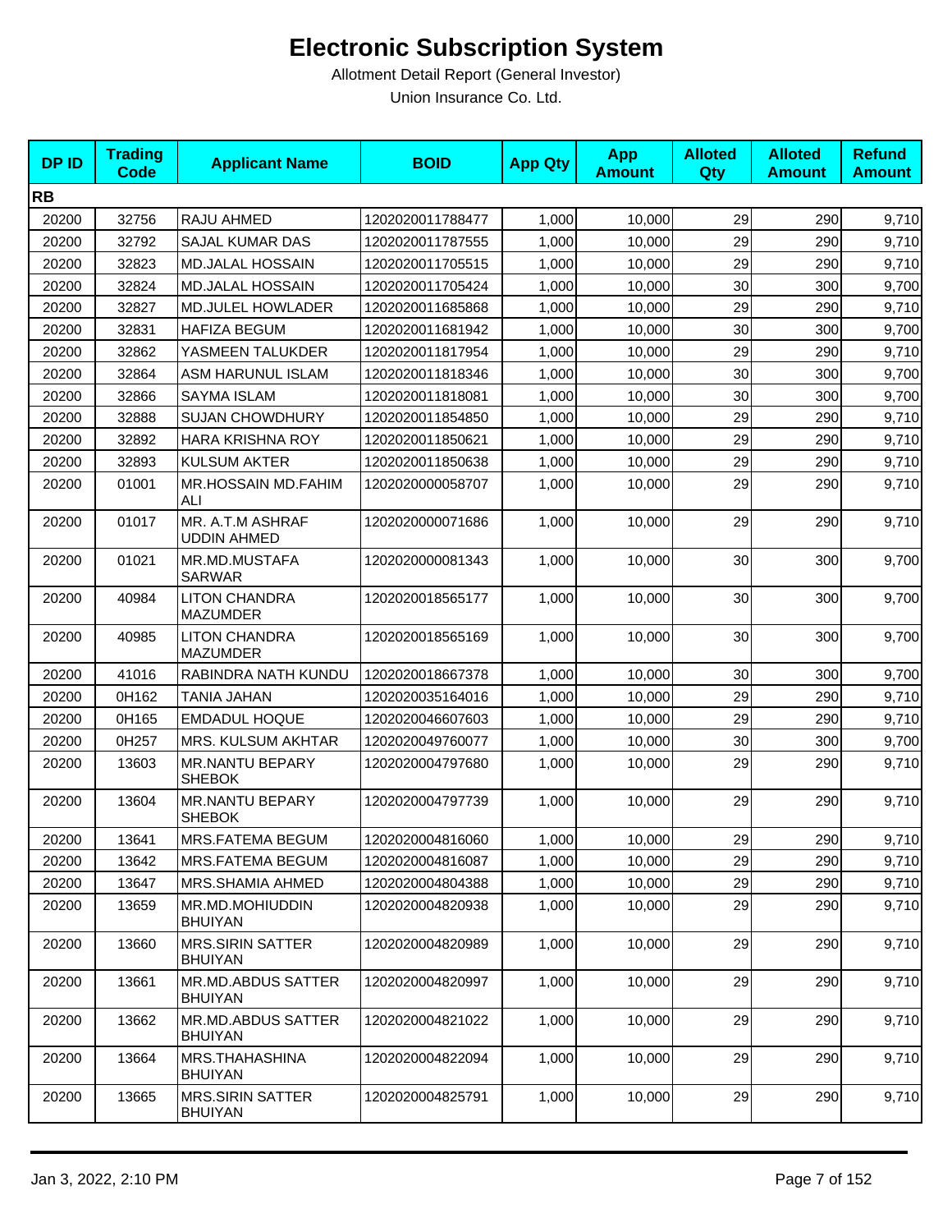# Electronic Subscription System

Allotment Detail Report (General Investor)

Union Insurance Co. Ltd.

| DP ID | Trading Code | Applicant Name | BOID | App Qty | App Amount | Alloted Qty | Alloted Amount | Refund Amount |
|---|---|---|---|---|---|---|---|---|
| **RB** | | | | | | | | |
| 20200 | 32756 | RAJU AHMED | 1202020011788477 | 1,000 | 10,000 | 29 | 290 | 9,710 |
| 20200 | 32792 | SAJAL KUMAR DAS | 1202020011787555 | 1,000 | 10,000 | 29 | 290 | 9,710 |
| 20200 | 32823 | MD.JALAL HOSSAIN | 1202020011705515 | 1,000 | 10,000 | 29 | 290 | 9,710 |
| 20200 | 32824 | MD.JALAL HOSSAIN | 1202020011705424 | 1,000 | 10,000 | 30 | 300 | 9,700 |
| 20200 | 32827 | MD.JULEL HOWLADER | 1202020011685868 | 1,000 | 10,000 | 29 | 290 | 9,710 |
| 20200 | 32831 | HAFIZA BEGUM | 1202020011681942 | 1,000 | 10,000 | 30 | 300 | 9,700 |
| 20200 | 32862 | YASMEEN TALUKDER | 1202020011817954 | 1,000 | 10,000 | 29 | 290 | 9,710 |
| 20200 | 32864 | ASM HARUNUL ISLAM | 1202020011818346 | 1,000 | 10,000 | 30 | 300 | 9,700 |
| 20200 | 32866 | SAYMA ISLAM | 1202020011818081 | 1,000 | 10,000 | 30 | 300 | 9,700 |
| 20200 | 32888 | SUJAN CHOWDHURY | 1202020011854850 | 1,000 | 10,000 | 29 | 290 | 9,710 |
| 20200 | 32892 | HARA KRISHNA ROY | 1202020011850621 | 1,000 | 10,000 | 29 | 290 | 9,710 |
| 20200 | 32893 | KULSUM AKTER | 1202020011850638 | 1,000 | 10,000 | 29 | 290 | 9,710 |
| 20200 | 01001 | MR.HOSSAIN MD.FAHIM ALI | 1202020000058707 | 1,000 | 10,000 | 29 | 290 | 9,710 |
| 20200 | 01017 | MR. A.T.M ASHRAF UDDIN AHMED | 1202020000071686 | 1,000 | 10,000 | 29 | 290 | 9,710 |
| 20200 | 01021 | MR.MD.MUSTAFA SARWAR | 1202020000081343 | 1,000 | 10,000 | 30 | 300 | 9,700 |
| 20200 | 40984 | LITON CHANDRA MAZUMDER | 1202020018565177 | 1,000 | 10,000 | 30 | 300 | 9,700 |
| 20200 | 40985 | LITON CHANDRA MAZUMDER | 1202020018565169 | 1,000 | 10,000 | 30 | 300 | 9,700 |
| 20200 | 41016 | RABINDRA NATH KUNDU | 1202020018667378 | 1,000 | 10,000 | 30 | 300 | 9,700 |
| 20200 | 0H162 | TANIA JAHAN | 1202020035164016 | 1,000 | 10,000 | 29 | 290 | 9,710 |
| 20200 | 0H165 | EMDADUL HOQUE | 1202020046607603 | 1,000 | 10,000 | 29 | 290 | 9,710 |
| 20200 | 0H257 | MRS. KULSUM AKHTAR | 1202020049760077 | 1,000 | 10,000 | 30 | 300 | 9,700 |
| 20200 | 13603 | MR.NANTU BEPARY SHEBOK | 1202020004797680 | 1,000 | 10,000 | 29 | 290 | 9,710 |
| 20200 | 13604 | MR.NANTU BEPARY SHEBOK | 1202020004797739 | 1,000 | 10,000 | 29 | 290 | 9,710 |
| 20200 | 13641 | MRS.FATEMA BEGUM | 1202020004816060 | 1,000 | 10,000 | 29 | 290 | 9,710 |
| 20200 | 13642 | MRS.FATEMA BEGUM | 1202020004816087 | 1,000 | 10,000 | 29 | 290 | 9,710 |
| 20200 | 13647 | MRS.SHAMIA AHMED | 1202020004804388 | 1,000 | 10,000 | 29 | 290 | 9,710 |
| 20200 | 13659 | MR.MD.MOHIUDDIN BHUIYAN | 1202020004820938 | 1,000 | 10,000 | 29 | 290 | 9,710 |
| 20200 | 13660 | MRS.SIRIN SATTER BHUIYAN | 1202020004820989 | 1,000 | 10,000 | 29 | 290 | 9,710 |
| 20200 | 13661 | MR.MD.ABDUS SATTER BHUIYAN | 1202020004820997 | 1,000 | 10,000 | 29 | 290 | 9,710 |
| 20200 | 13662 | MR.MD.ABDUS SATTER BHUIYAN | 1202020004821022 | 1,000 | 10,000 | 29 | 290 | 9,710 |
| 20200 | 13664 | MRS.THAHASHINA BHUIYAN | 1202020004822094 | 1,000 | 10,000 | 29 | 290 | 9,710 |
| 20200 | 13665 | MRS.SIRIN SATTER BHUIYAN | 1202020004825791 | 1,000 | 10,000 | 29 | 290 | 9,710 |

Jan 3, 2022, 2:10 PM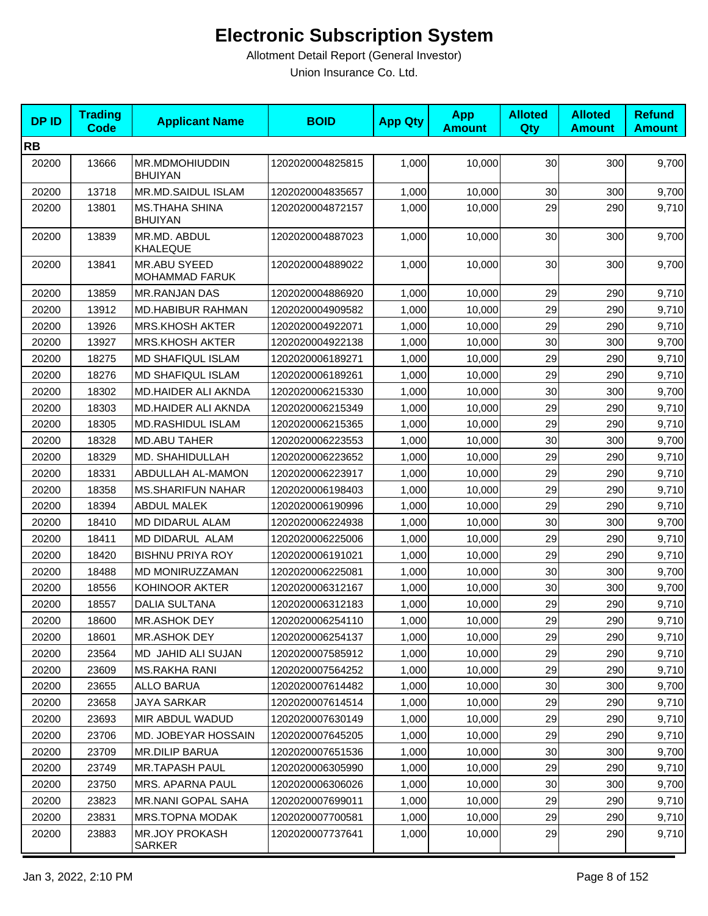# Electronic Subscription System

Allotment Detail Report (General Investor)

Union Insurance Co. Ltd.

| DP ID | Trading Code | Applicant Name | BOID | App Qty | App Amount | Alloted Qty | Alloted Amount | Refund Amount |
|---|---|---|---|---|---|---|---|---|
| **RB** | | | | | | | | |
| 20200 | 13666 | MR.MDMOHIUDDIN BHUIYAN | 1202020004825815 | 1,000 | 10,000 | 30 | 300 | 9,700 |
| 20200 | 13718 | MR.MD.SAIDUL ISLAM | 1202020004835657 | 1,000 | 10,000 | 30 | 300 | 9,700 |
| 20200 | 13801 | MS.THAHA SHINA BHUIYAN | 1202020004872157 | 1,000 | 10,000 | 29 | 290 | 9,710 |
| 20200 | 13839 | MR.MD. ABDUL KHALEQUE | 1202020004887023 | 1,000 | 10,000 | 30 | 300 | 9,700 |
| 20200 | 13841 | MR.ABU SYEED MOHAMMAD FARUK | 1202020004889022 | 1,000 | 10,000 | 30 | 300 | 9,700 |
| 20200 | 13859 | MR.RANJAN DAS | 1202020004886920 | 1,000 | 10,000 | 29 | 290 | 9,710 |
| 20200 | 13912 | MD.HABIBUR RAHMAN | 1202020004909582 | 1,000 | 10,000 | 29 | 290 | 9,710 |
| 20200 | 13926 | MRS.KHOSH AKTER | 1202020004922071 | 1,000 | 10,000 | 29 | 290 | 9,710 |
| 20200 | 13927 | MRS.KHOSH AKTER | 1202020004922138 | 1,000 | 10,000 | 30 | 300 | 9,700 |
| 20200 | 18275 | MD SHAFIQUL ISLAM | 1202020006189271 | 1,000 | 10,000 | 29 | 290 | 9,710 |
| 20200 | 18276 | MD SHAFIQUL ISLAM | 1202020006189261 | 1,000 | 10,000 | 29 | 290 | 9,710 |
| 20200 | 18302 | MD.HAIDER ALI AKNDA | 1202020006215330 | 1,000 | 10,000 | 30 | 300 | 9,700 |
| 20200 | 18303 | MD.HAIDER ALI AKNDA | 1202020006215349 | 1,000 | 10,000 | 29 | 290 | 9,710 |
| 20200 | 18305 | MD.RASHIDUL ISLAM | 1202020006215365 | 1,000 | 10,000 | 29 | 290 | 9,710 |
| 20200 | 18328 | MD.ABU TAHER | 1202020006223553 | 1,000 | 10,000 | 30 | 300 | 9,700 |
| 20200 | 18329 | MD. SHAHIDULLAH | 1202020006223652 | 1,000 | 10,000 | 29 | 290 | 9,710 |
| 20200 | 18331 | ABDULLAH AL-MAMON | 1202020006223917 | 1,000 | 10,000 | 29 | 290 | 9,710 |
| 20200 | 18358 | MS.SHARIFUN NAHAR | 1202020006198403 | 1,000 | 10,000 | 29 | 290 | 9,710 |
| 20200 | 18394 | ABDUL MALEK | 1202020006190996 | 1,000 | 10,000 | 29 | 290 | 9,710 |
| 20200 | 18410 | MD DIDARUL ALAM | 1202020006224938 | 1,000 | 10,000 | 30 | 300 | 9,700 |
| 20200 | 18411 | MD DIDARUL ALAM | 1202020006225006 | 1,000 | 10,000 | 29 | 290 | 9,710 |
| 20200 | 18420 | BISHNU PRIYA ROY | 1202020006191021 | 1,000 | 10,000 | 29 | 290 | 9,710 |
| 20200 | 18488 | MD MONIRUZZAMAN | 1202020006225081 | 1,000 | 10,000 | 30 | 300 | 9,700 |
| 20200 | 18556 | KOHINOOR AKTER | 1202020006312167 | 1,000 | 10,000 | 30 | 300 | 9,700 |
| 20200 | 18557 | DALIA SULTANA | 1202020006312183 | 1,000 | 10,000 | 29 | 290 | 9,710 |
| 20200 | 18600 | MR.ASHOK DEY | 1202020006254110 | 1,000 | 10,000 | 29 | 290 | 9,710 |
| 20200 | 18601 | MR.ASHOK DEY | 1202020006254137 | 1,000 | 10,000 | 29 | 290 | 9,710 |
| 20200 | 23564 | MD JAHID ALI SUJAN | 1202020007585912 | 1,000 | 10,000 | 29 | 290 | 9,710 |
| 20200 | 23609 | MS.RAKHA RANI | 1202020007564252 | 1,000 | 10,000 | 29 | 290 | 9,710 |
| 20200 | 23655 | ALLO BARUA | 1202020007614482 | 1,000 | 10,000 | 30 | 300 | 9,700 |
| 20200 | 23658 | JAYA SARKAR | 1202020007614514 | 1,000 | 10,000 | 29 | 290 | 9,710 |
| 20200 | 23693 | MIR ABDUL WADUD | 1202020007630149 | 1,000 | 10,000 | 29 | 290 | 9,710 |
| 20200 | 23706 | MD. JOBEYAR HOSSAIN | 1202020007645205 | 1,000 | 10,000 | 29 | 290 | 9,710 |
| 20200 | 23709 | MR.DILIP BARUA | 1202020007651536 | 1,000 | 10,000 | 30 | 300 | 9,700 |
| 20200 | 23749 | MR.TAPASH PAUL | 1202020006305990 | 1,000 | 10,000 | 29 | 290 | 9,710 |
| 20200 | 23750 | MRS. APARNA PAUL | 1202020006306026 | 1,000 | 10,000 | 30 | 300 | 9,700 |
| 20200 | 23823 | MR.NANI GOPAL SAHA | 1202020007699011 | 1,000 | 10,000 | 29 | 290 | 9,710 |
| 20200 | 23831 | MRS.TOPNA MODAK | 1202020007700581 | 1,000 | 10,000 | 29 | 290 | 9,710 |
| 20200 | 23883 | MR.JOY PROKASH SARKER | 1202020007737641 | 1,000 | 10,000 | 29 | 290 | 9,710 |

Jan 3, 2022, 2:10 PM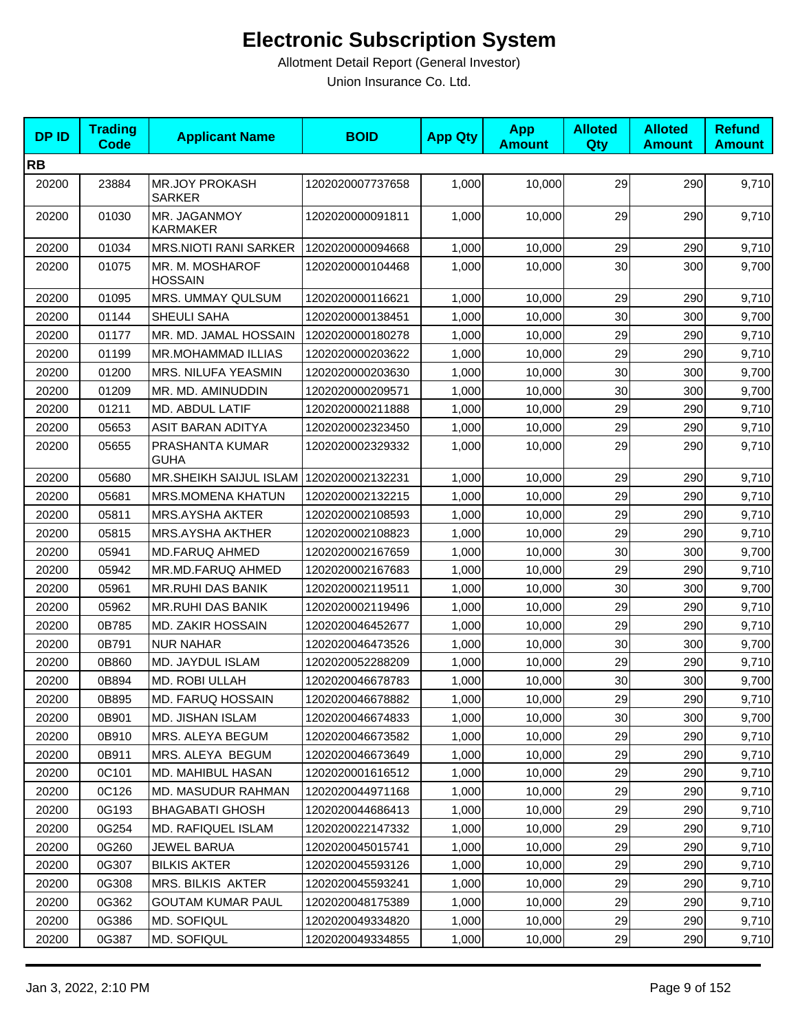# Electronic Subscription System

Allotment Detail Report (General Investor)

Union Insurance Co. Ltd.

| DP ID | Trading Code | Applicant Name | BOID | App Qty | App Amount | Alloted Qty | Alloted Amount | Refund Amount |
|---|---|---|---|---|---|---|---|---|
| **RB** | | | | | | | | |
| 20200 | 23884 | MR.JOY PROKASH SARKER | 1202020007737658 | 1,000 | 10,000 | 29 | 290 | 9,710 |
| 20200 | 01030 | MR. JAGANMOY KARMAKER | 1202020000091811 | 1,000 | 10,000 | 29 | 290 | 9,710 |
| 20200 | 01034 | MRS.NIOTI RANI SARKER | 1202020000094668 | 1,000 | 10,000 | 29 | 290 | 9,710 |
| 20200 | 01075 | MR. M. MOSHAROF HOSSAIN | 1202020000104468 | 1,000 | 10,000 | 30 | 300 | 9,700 |
| 20200 | 01095 | MRS. UMMAY QULSUM | 1202020000116621 | 1,000 | 10,000 | 29 | 290 | 9,710 |
| 20200 | 01144 | SHEULI SAHA | 1202020000138451 | 1,000 | 10,000 | 30 | 300 | 9,700 |
| 20200 | 01177 | MR. MD. JAMAL HOSSAIN | 1202020000180278 | 1,000 | 10,000 | 29 | 290 | 9,710 |
| 20200 | 01199 | MR.MOHAMMAD ILLIAS | 1202020000203622 | 1,000 | 10,000 | 29 | 290 | 9,710 |
| 20200 | 01200 | MRS. NILUFA YEASMIN | 1202020000203630 | 1,000 | 10,000 | 30 | 300 | 9,700 |
| 20200 | 01209 | MR. MD. AMINUDDIN | 1202020000209571 | 1,000 | 10,000 | 30 | 300 | 9,700 |
| 20200 | 01211 | MD. ABDUL LATIF | 1202020000211888 | 1,000 | 10,000 | 29 | 290 | 9,710 |
| 20200 | 05653 | ASIT BARAN ADITYA | 1202020002323450 | 1,000 | 10,000 | 29 | 290 | 9,710 |
| 20200 | 05655 | PRASHANTA KUMAR GUHA | 1202020002329332 | 1,000 | 10,000 | 29 | 290 | 9,710 |
| 20200 | 05680 | MR.SHEIKH SAIJUL ISLAM | 1202020002132231 | 1,000 | 10,000 | 29 | 290 | 9,710 |
| 20200 | 05681 | MRS.MOMENA KHATUN | 1202020002132215 | 1,000 | 10,000 | 29 | 290 | 9,710 |
| 20200 | 05811 | MRS.AYSHA AKTER | 1202020002108593 | 1,000 | 10,000 | 29 | 290 | 9,710 |
| 20200 | 05815 | MRS.AYSHA AKTHER | 1202020002108823 | 1,000 | 10,000 | 29 | 290 | 9,710 |
| 20200 | 05941 | MD.FARUQ AHMED | 1202020002167659 | 1,000 | 10,000 | 30 | 300 | 9,700 |
| 20200 | 05942 | MR.MD.FARUQ AHMED | 1202020002167683 | 1,000 | 10,000 | 29 | 290 | 9,710 |
| 20200 | 05961 | MR.RUHI DAS BANIK | 1202020002119511 | 1,000 | 10,000 | 30 | 300 | 9,700 |
| 20200 | 05962 | MR.RUHI DAS BANIK | 1202020002119496 | 1,000 | 10,000 | 29 | 290 | 9,710 |
| 20200 | 0B785 | MD. ZAKIR HOSSAIN | 1202020046452677 | 1,000 | 10,000 | 29 | 290 | 9,710 |
| 20200 | 0B791 | NUR NAHAR | 1202020046473526 | 1,000 | 10,000 | 30 | 300 | 9,700 |
| 20200 | 0B860 | MD. JAYDUL ISLAM | 1202020052288209 | 1,000 | 10,000 | 29 | 290 | 9,710 |
| 20200 | 0B894 | MD. ROBI ULLAH | 1202020046678783 | 1,000 | 10,000 | 30 | 300 | 9,700 |
| 20200 | 0B895 | MD. FARUQ HOSSAIN | 1202020046678882 | 1,000 | 10,000 | 29 | 290 | 9,710 |
| 20200 | 0B901 | MD. JISHAN ISLAM | 1202020046674833 | 1,000 | 10,000 | 30 | 300 | 9,700 |
| 20200 | 0B910 | MRS. ALEYA BEGUM | 1202020046673582 | 1,000 | 10,000 | 29 | 290 | 9,710 |
| 20200 | 0B911 | MRS. ALEYA BEGUM | 1202020046673649 | 1,000 | 10,000 | 29 | 290 | 9,710 |
| 20200 | 0C101 | MD. MAHIBUL HASAN | 1202020001616512 | 1,000 | 10,000 | 29 | 290 | 9,710 |
| 20200 | 0C126 | MD. MASUDUR RAHMAN | 1202020044971168 | 1,000 | 10,000 | 29 | 290 | 9,710 |
| 20200 | 0G193 | BHAGABATI GHOSH | 1202020044686413 | 1,000 | 10,000 | 29 | 290 | 9,710 |
| 20200 | 0G254 | MD. RAFIQUEL ISLAM | 1202020022147332 | 1,000 | 10,000 | 29 | 290 | 9,710 |
| 20200 | 0G260 | JEWEL BARUA | 1202020045015741 | 1,000 | 10,000 | 29 | 290 | 9,710 |
| 20200 | 0G307 | BILKIS AKTER | 1202020045593126 | 1,000 | 10,000 | 29 | 290 | 9,710 |
| 20200 | 0G308 | MRS. BILKIS AKTER | 1202020045593241 | 1,000 | 10,000 | 29 | 290 | 9,710 |
| 20200 | 0G362 | GOUTAM KUMAR PAUL | 1202020048175389 | 1,000 | 10,000 | 29 | 290 | 9,710 |
| 20200 | 0G386 | MD. SOFIQUL | 1202020049334820 | 1,000 | 10,000 | 29 | 290 | 9,710 |
| 20200 | 0G387 | MD. SOFIQUL | 1202020049334855 | 1,000 | 10,000 | 29 | 290 | 9,710 |

Jan 3, 2022, 2:10 PM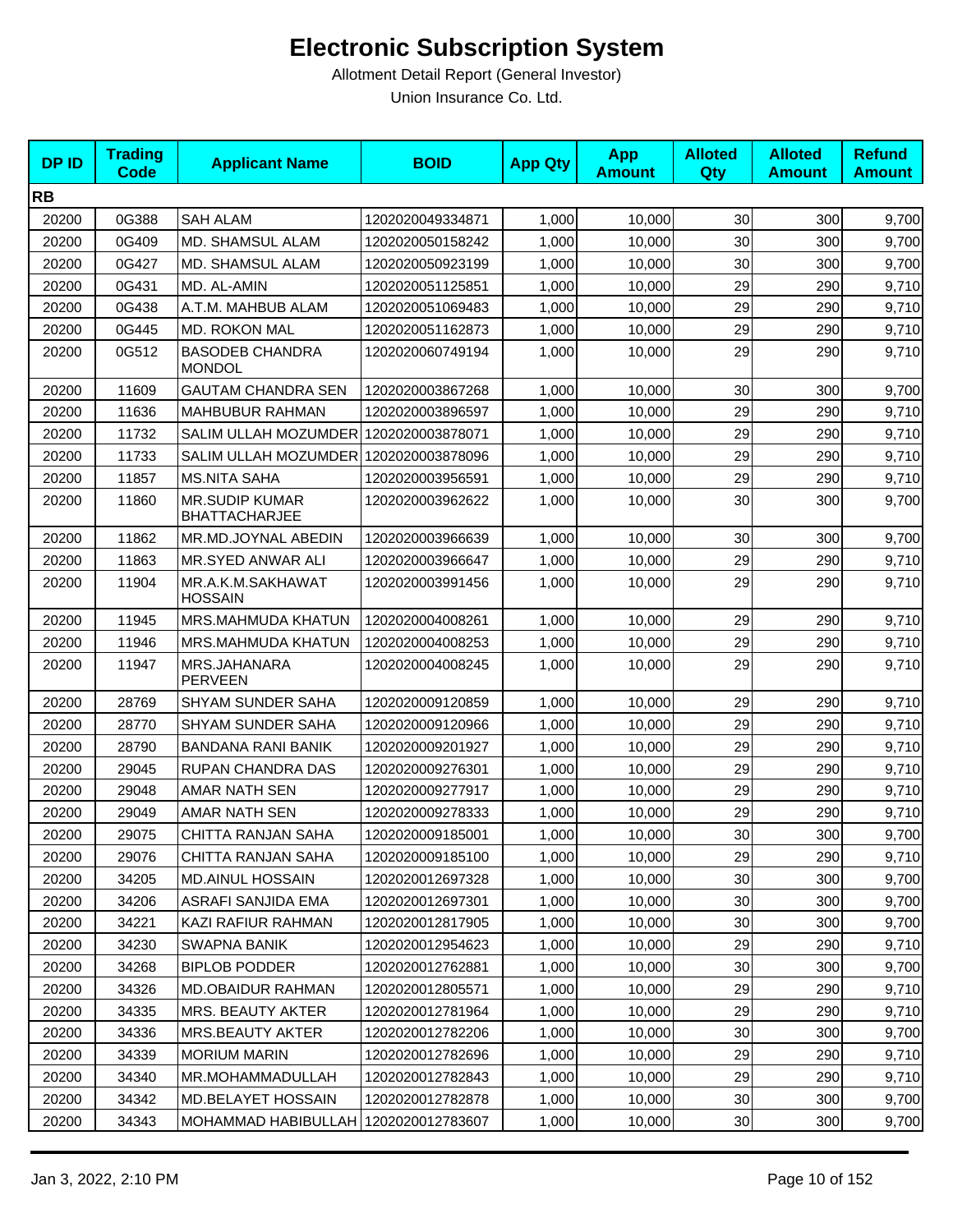# Electronic Subscription System

Allotment Detail Report (General Investor)

Union Insurance Co. Ltd.

| DP ID | Trading Code | Applicant Name | BOID | App Qty | App Amount | Alloted Qty | Alloted Amount | Refund Amount |
|---|---|---|---|---|---|---|---|---|
| **RB** | | | | | | | | |
| 20200 | 0G388 | SAH ALAM | 1202020049334871 | 1,000 | 10,000 | 30 | 300 | 9,700 |
| 20200 | 0G409 | MD. SHAMSUL ALAM | 1202020050158242 | 1,000 | 10,000 | 30 | 300 | 9,700 |
| 20200 | 0G427 | MD. SHAMSUL ALAM | 1202020050923199 | 1,000 | 10,000 | 30 | 300 | 9,700 |
| 20200 | 0G431 | MD. AL-AMIN | 1202020051125851 | 1,000 | 10,000 | 29 | 290 | 9,710 |
| 20200 | 0G438 | A.T.M. MAHBUB ALAM | 1202020051069483 | 1,000 | 10,000 | 29 | 290 | 9,710 |
| 20200 | 0G445 | MD. ROKON MAL | 1202020051162873 | 1,000 | 10,000 | 29 | 290 | 9,710 |
| 20200 | 0G512 | BASODEB CHANDRA MONDOL | 1202020060749194 | 1,000 | 10,000 | 29 | 290 | 9,710 |
| 20200 | 11609 | GAUTAM CHANDRA SEN | 1202020003867268 | 1,000 | 10,000 | 30 | 300 | 9,700 |
| 20200 | 11636 | MAHBUBUR RAHMAN | 1202020003896597 | 1,000 | 10,000 | 29 | 290 | 9,710 |
| 20200 | 11732 | SALIM ULLAH MOZUMDER | 1202020003878071 | 1,000 | 10,000 | 29 | 290 | 9,710 |
| 20200 | 11733 | SALIM ULLAH MOZUMDER | 1202020003878096 | 1,000 | 10,000 | 29 | 290 | 9,710 |
| 20200 | 11857 | MS.NITA SAHA | 1202020003956591 | 1,000 | 10,000 | 29 | 290 | 9,710 |
| 20200 | 11860 | MR.SUDIP KUMAR BHATTACHARJEE | 1202020003962622 | 1,000 | 10,000 | 30 | 300 | 9,700 |
| 20200 | 11862 | MR.MD.JOYNAL ABEDIN | 1202020003966639 | 1,000 | 10,000 | 30 | 300 | 9,700 |
| 20200 | 11863 | MR.SYED ANWAR ALI | 1202020003966647 | 1,000 | 10,000 | 29 | 290 | 9,710 |
| 20200 | 11904 | MR.A.K.M.SAKHAWAT HOSSAIN | 1202020003991456 | 1,000 | 10,000 | 29 | 290 | 9,710 |
| 20200 | 11945 | MRS.MAHMUDA KHATUN | 1202020004008261 | 1,000 | 10,000 | 29 | 290 | 9,710 |
| 20200 | 11946 | MRS.MAHMUDA KHATUN | 1202020004008253 | 1,000 | 10,000 | 29 | 290 | 9,710 |
| 20200 | 11947 | MRS.JAHANARA PERVEEN | 1202020004008245 | 1,000 | 10,000 | 29 | 290 | 9,710 |
| 20200 | 28769 | SHYAM SUNDER SAHA | 1202020009120859 | 1,000 | 10,000 | 29 | 290 | 9,710 |
| 20200 | 28770 | SHYAM SUNDER SAHA | 1202020009120966 | 1,000 | 10,000 | 29 | 290 | 9,710 |
| 20200 | 28790 | BANDANA RANI BANIK | 1202020009201927 | 1,000 | 10,000 | 29 | 290 | 9,710 |
| 20200 | 29045 | RUPAN CHANDRA DAS | 1202020009276301 | 1,000 | 10,000 | 29 | 290 | 9,710 |
| 20200 | 29048 | AMAR NATH SEN | 1202020009277917 | 1,000 | 10,000 | 29 | 290 | 9,710 |
| 20200 | 29049 | AMAR NATH SEN | 1202020009278333 | 1,000 | 10,000 | 29 | 290 | 9,710 |
| 20200 | 29075 | CHITTA RANJAN SAHA | 1202020009185001 | 1,000 | 10,000 | 30 | 300 | 9,700 |
| 20200 | 29076 | CHITTA RANJAN SAHA | 1202020009185100 | 1,000 | 10,000 | 29 | 290 | 9,710 |
| 20200 | 34205 | MD.AINUL HOSSAIN | 1202020012697328 | 1,000 | 10,000 | 30 | 300 | 9,700 |
| 20200 | 34206 | ASRAFI SANJIDA EMA | 1202020012697301 | 1,000 | 10,000 | 30 | 300 | 9,700 |
| 20200 | 34221 | KAZI RAFIUR RAHMAN | 1202020012817905 | 1,000 | 10,000 | 30 | 300 | 9,700 |
| 20200 | 34230 | SWAPNA BANIK | 1202020012954623 | 1,000 | 10,000 | 29 | 290 | 9,710 |
| 20200 | 34268 | BIPLOB PODDER | 1202020012762881 | 1,000 | 10,000 | 30 | 300 | 9,700 |
| 20200 | 34326 | MD.OBAIDUR RAHMAN | 1202020012805571 | 1,000 | 10,000 | 29 | 290 | 9,710 |
| 20200 | 34335 | MRS. BEAUTY AKTER | 1202020012781964 | 1,000 | 10,000 | 29 | 290 | 9,710 |
| 20200 | 34336 | MRS.BEAUTY AKTER | 1202020012782206 | 1,000 | 10,000 | 30 | 300 | 9,700 |
| 20200 | 34339 | MORIUM MARIN | 1202020012782696 | 1,000 | 10,000 | 29 | 290 | 9,710 |
| 20200 | 34340 | MR.MOHAMMADULLAH | 1202020012782843 | 1,000 | 10,000 | 29 | 290 | 9,710 |
| 20200 | 34342 | MD.BELAYET HOSSAIN | 1202020012782878 | 1,000 | 10,000 | 30 | 300 | 9,700 |
| 20200 | 34343 | MOHAMMAD HABIBULLAH | 1202020012783607 | 1,000 | 10,000 | 30 | 300 | 9,700 |

Jan 3, 2022, 2:10 PM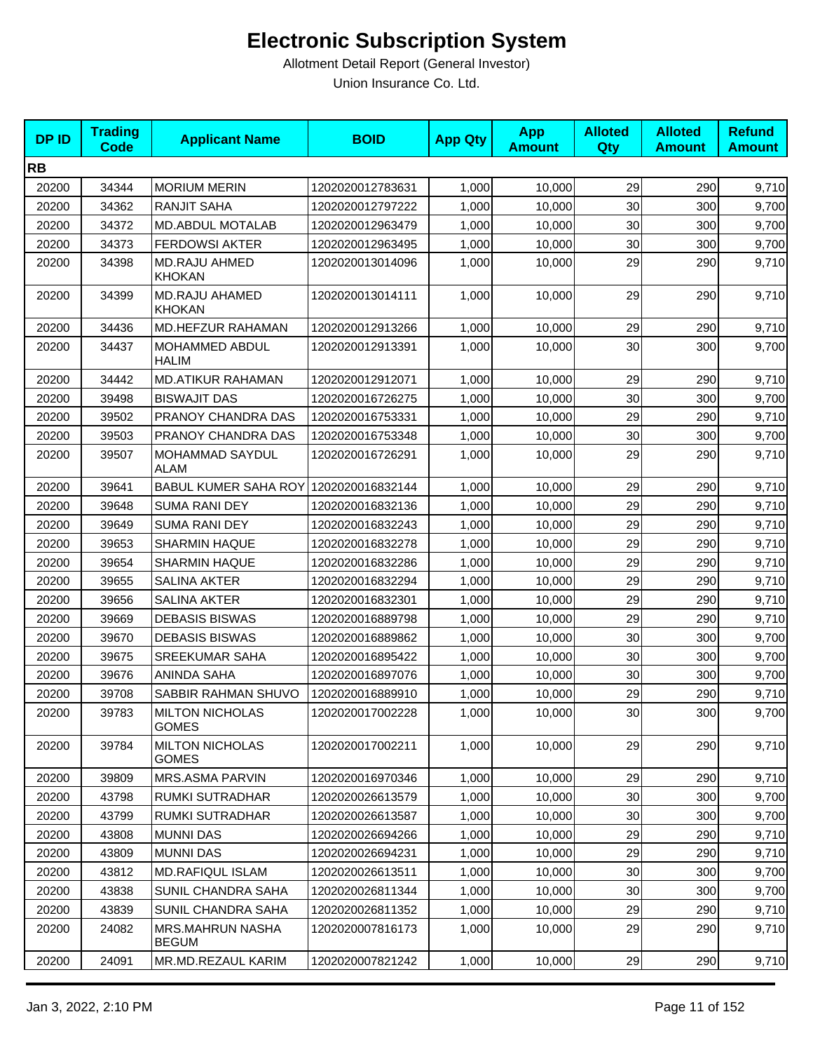# Electronic Subscription System

Allotment Detail Report (General Investor)

Union Insurance Co. Ltd.

| DP ID | Trading Code | Applicant Name | BOID | App Qty | App Amount | Alloted Qty | Alloted Amount | Refund Amount |
|---|---|---|---|---|---|---|---|---|
| **RB** | | | | | | | | |
| 20200 | 34344 | MORIUM MERIN | 1202020012783631 | 1,000 | 10,000 | 29 | 290 | 9,710 |
| 20200 | 34362 | RANJIT SAHA | 1202020012797222 | 1,000 | 10,000 | 30 | 300 | 9,700 |
| 20200 | 34372 | MD.ABDUL MOTALAB | 1202020012963479 | 1,000 | 10,000 | 30 | 300 | 9,700 |
| 20200 | 34373 | FERDOWSI AKTER | 1202020012963495 | 1,000 | 10,000 | 30 | 300 | 9,700 |
| 20200 | 34398 | MD.RAJU AHMED KHOKAN | 1202020013014096 | 1,000 | 10,000 | 29 | 290 | 9,710 |
| 20200 | 34399 | MD.RAJU AHAMED KHOKAN | 1202020013014111 | 1,000 | 10,000 | 29 | 290 | 9,710 |
| 20200 | 34436 | MD.HEFZUR RAHAMAN | 1202020012913266 | 1,000 | 10,000 | 29 | 290 | 9,710 |
| 20200 | 34437 | MOHAMMED ABDUL HALIM | 1202020012913391 | 1,000 | 10,000 | 30 | 300 | 9,700 |
| 20200 | 34442 | MD.ATIKUR RAHAMAN | 1202020012912071 | 1,000 | 10,000 | 29 | 290 | 9,710 |
| 20200 | 39498 | BISWAJIT DAS | 1202020016726275 | 1,000 | 10,000 | 30 | 300 | 9,700 |
| 20200 | 39502 | PRANOY CHANDRA DAS | 1202020016753331 | 1,000 | 10,000 | 29 | 290 | 9,710 |
| 20200 | 39503 | PRANOY CHANDRA DAS | 1202020016753348 | 1,000 | 10,000 | 30 | 300 | 9,700 |
| 20200 | 39507 | MOHAMMAD SAYDUL ALAM | 1202020016726291 | 1,000 | 10,000 | 29 | 290 | 9,710 |
| 20200 | 39641 | BABUL KUMER SAHA ROY | 1202020016832144 | 1,000 | 10,000 | 29 | 290 | 9,710 |
| 20200 | 39648 | SUMA RANI DEY | 1202020016832136 | 1,000 | 10,000 | 29 | 290 | 9,710 |
| 20200 | 39649 | SUMA RANI DEY | 1202020016832243 | 1,000 | 10,000 | 29 | 290 | 9,710 |
| 20200 | 39653 | SHARMIN HAQUE | 1202020016832278 | 1,000 | 10,000 | 29 | 290 | 9,710 |
| 20200 | 39654 | SHARMIN HAQUE | 1202020016832286 | 1,000 | 10,000 | 29 | 290 | 9,710 |
| 20200 | 39655 | SALINA AKTER | 1202020016832294 | 1,000 | 10,000 | 29 | 290 | 9,710 |
| 20200 | 39656 | SALINA AKTER | 1202020016832301 | 1,000 | 10,000 | 29 | 290 | 9,710 |
| 20200 | 39669 | DEBASIS BISWAS | 1202020016889798 | 1,000 | 10,000 | 29 | 290 | 9,710 |
| 20200 | 39670 | DEBASIS BISWAS | 1202020016889862 | 1,000 | 10,000 | 30 | 300 | 9,700 |
| 20200 | 39675 | SREEKUMAR SAHA | 1202020016895422 | 1,000 | 10,000 | 30 | 300 | 9,700 |
| 20200 | 39676 | ANINDA SAHA | 1202020016897076 | 1,000 | 10,000 | 30 | 300 | 9,700 |
| 20200 | 39708 | SABBIR RAHMAN SHUVO | 1202020016889910 | 1,000 | 10,000 | 29 | 290 | 9,710 |
| 20200 | 39783 | MILTON NICHOLAS GOMES | 1202020017002228 | 1,000 | 10,000 | 30 | 300 | 9,700 |
| 20200 | 39784 | MILTON NICHOLAS GOMES | 1202020017002211 | 1,000 | 10,000 | 29 | 290 | 9,710 |
| 20200 | 39809 | MRS.ASMA PARVIN | 1202020016970346 | 1,000 | 10,000 | 29 | 290 | 9,710 |
| 20200 | 43798 | RUMKI SUTRADHAR | 1202020026613579 | 1,000 | 10,000 | 30 | 300 | 9,700 |
| 20200 | 43799 | RUMKI SUTRADHAR | 1202020026613587 | 1,000 | 10,000 | 30 | 300 | 9,700 |
| 20200 | 43808 | MUNNI DAS | 1202020026694266 | 1,000 | 10,000 | 29 | 290 | 9,710 |
| 20200 | 43809 | MUNNI DAS | 1202020026694231 | 1,000 | 10,000 | 29 | 290 | 9,710 |
| 20200 | 43812 | MD.RAFIQUL ISLAM | 1202020026613511 | 1,000 | 10,000 | 30 | 300 | 9,700 |
| 20200 | 43838 | SUNIL CHANDRA SAHA | 1202020026811344 | 1,000 | 10,000 | 30 | 300 | 9,700 |
| 20200 | 43839 | SUNIL CHANDRA SAHA | 1202020026811352 | 1,000 | 10,000 | 29 | 290 | 9,710 |
| 20200 | 24082 | MRS.MAHRUN NASHA BEGUM | 1202020007816173 | 1,000 | 10,000 | 29 | 290 | 9,710 |
| 20200 | 24091 | MR.MD.REZAUL KARIM | 1202020007821242 | 1,000 | 10,000 | 29 | 290 | 9,710 |

Jan 3, 2022, 2:10 PM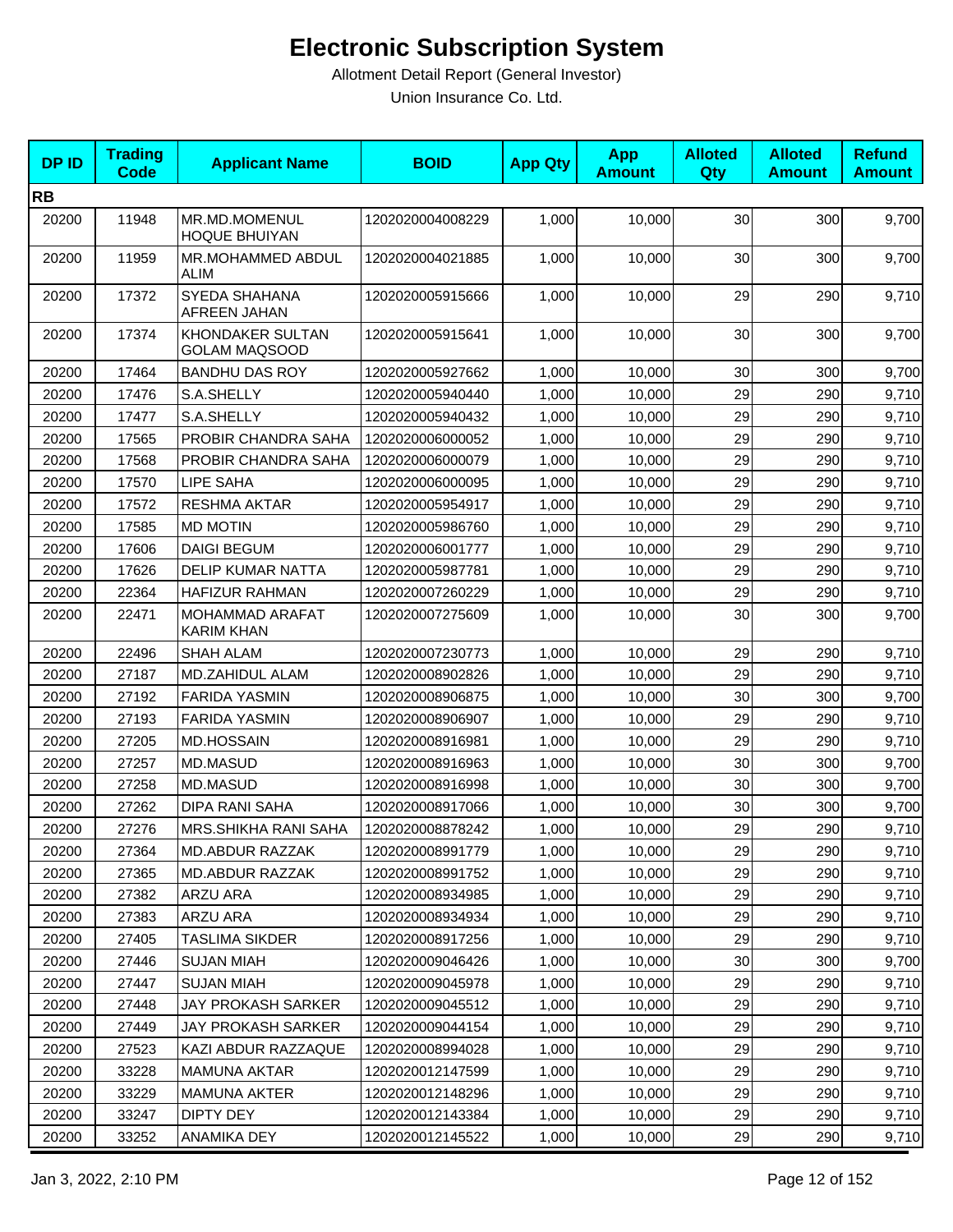# Electronic Subscription System

Allotment Detail Report (General Investor)

Union Insurance Co. Ltd.

| DP ID | Trading Code | Applicant Name | BOID | App Qty | App Amount | Alloted Qty | Alloted Amount | Refund Amount |
|---|---|---|---|---|---|---|---|---|
| **RB** | | | | | | | | |
| 20200 | 11948 | MR.MD.MOMENUL HOQUE BHUIYAN | 1202020004008229 | 1,000 | 10,000 | 30 | 300 | 9,700 |
| 20200 | 11959 | MR.MOHAMMED ABDUL ALIM | 1202020004021885 | 1,000 | 10,000 | 30 | 300 | 9,700 |
| 20200 | 17372 | SYEDA SHAHANA AFREEN JAHAN | 1202020005915666 | 1,000 | 10,000 | 29 | 290 | 9,710 |
| 20200 | 17374 | KHONDAKER SULTAN GOLAM MAQSOOD | 1202020005915641 | 1,000 | 10,000 | 30 | 300 | 9,700 |
| 20200 | 17464 | BANDHU DAS ROY | 1202020005927662 | 1,000 | 10,000 | 30 | 300 | 9,700 |
| 20200 | 17476 | S.A.SHELLY | 1202020005940440 | 1,000 | 10,000 | 29 | 290 | 9,710 |
| 20200 | 17477 | S.A.SHELLY | 1202020005940432 | 1,000 | 10,000 | 29 | 290 | 9,710 |
| 20200 | 17565 | PROBIR CHANDRA SAHA | 1202020006000052 | 1,000 | 10,000 | 29 | 290 | 9,710 |
| 20200 | 17568 | PROBIR CHANDRA SAHA | 1202020006000079 | 1,000 | 10,000 | 29 | 290 | 9,710 |
| 20200 | 17570 | LIPE SAHA | 1202020006000095 | 1,000 | 10,000 | 29 | 290 | 9,710 |
| 20200 | 17572 | RESHMA AKTAR | 1202020005954917 | 1,000 | 10,000 | 29 | 290 | 9,710 |
| 20200 | 17585 | MD MOTIN | 1202020005986760 | 1,000 | 10,000 | 29 | 290 | 9,710 |
| 20200 | 17606 | DAIGI BEGUM | 1202020006001777 | 1,000 | 10,000 | 29 | 290 | 9,710 |
| 20200 | 17626 | DELIP KUMAR NATTA | 1202020005987781 | 1,000 | 10,000 | 29 | 290 | 9,710 |
| 20200 | 22364 | HAFIZUR RAHMAN | 1202020007260229 | 1,000 | 10,000 | 29 | 290 | 9,710 |
| 20200 | 22471 | MOHAMMAD ARAFAT KARIM KHAN | 1202020007275609 | 1,000 | 10,000 | 30 | 300 | 9,700 |
| 20200 | 22496 | SHAH ALAM | 1202020007230773 | 1,000 | 10,000 | 29 | 290 | 9,710 |
| 20200 | 27187 | MD.ZAHIDUL ALAM | 1202020008902826 | 1,000 | 10,000 | 29 | 290 | 9,710 |
| 20200 | 27192 | FARIDA YASMIN | 1202020008906875 | 1,000 | 10,000 | 30 | 300 | 9,700 |
| 20200 | 27193 | FARIDA YASMIN | 1202020008906907 | 1,000 | 10,000 | 29 | 290 | 9,710 |
| 20200 | 27205 | MD.HOSSAIN | 1202020008916981 | 1,000 | 10,000 | 29 | 290 | 9,710 |
| 20200 | 27257 | MD.MASUD | 1202020008916963 | 1,000 | 10,000 | 30 | 300 | 9,700 |
| 20200 | 27258 | MD.MASUD | 1202020008916998 | 1,000 | 10,000 | 30 | 300 | 9,700 |
| 20200 | 27262 | DIPA RANI SAHA | 1202020008917066 | 1,000 | 10,000 | 30 | 300 | 9,700 |
| 20200 | 27276 | MRS.SHIKHA RANI SAHA | 1202020008878242 | 1,000 | 10,000 | 29 | 290 | 9,710 |
| 20200 | 27364 | MD.ABDUR RAZZAK | 1202020008991779 | 1,000 | 10,000 | 29 | 290 | 9,710 |
| 20200 | 27365 | MD.ABDUR RAZZAK | 1202020008991752 | 1,000 | 10,000 | 29 | 290 | 9,710 |
| 20200 | 27382 | ARZU ARA | 1202020008934985 | 1,000 | 10,000 | 29 | 290 | 9,710 |
| 20200 | 27383 | ARZU ARA | 1202020008934934 | 1,000 | 10,000 | 29 | 290 | 9,710 |
| 20200 | 27405 | TASLIMA SIKDER | 1202020008917256 | 1,000 | 10,000 | 29 | 290 | 9,710 |
| 20200 | 27446 | SUJAN MIAH | 1202020009046426 | 1,000 | 10,000 | 30 | 300 | 9,700 |
| 20200 | 27447 | SUJAN MIAH | 1202020009045978 | 1,000 | 10,000 | 29 | 290 | 9,710 |
| 20200 | 27448 | JAY PROKASH SARKER | 1202020009045512 | 1,000 | 10,000 | 29 | 290 | 9,710 |
| 20200 | 27449 | JAY PROKASH SARKER | 1202020009044154 | 1,000 | 10,000 | 29 | 290 | 9,710 |
| 20200 | 27523 | KAZI ABDUR RAZZAQUE | 1202020008994028 | 1,000 | 10,000 | 29 | 290 | 9,710 |
| 20200 | 33228 | MAMUNA AKTAR | 1202020012147599 | 1,000 | 10,000 | 29 | 290 | 9,710 |
| 20200 | 33229 | MAMUNA AKTER | 1202020012148296 | 1,000 | 10,000 | 29 | 290 | 9,710 |
| 20200 | 33247 | DIPTY DEY | 1202020012143384 | 1,000 | 10,000 | 29 | 290 | 9,710 |
| 20200 | 33252 | ANAMIKA DEY | 1202020012145522 | 1,000 | 10,000 | 29 | 290 | 9,710 |

Jan 3, 2022, 2:10 PM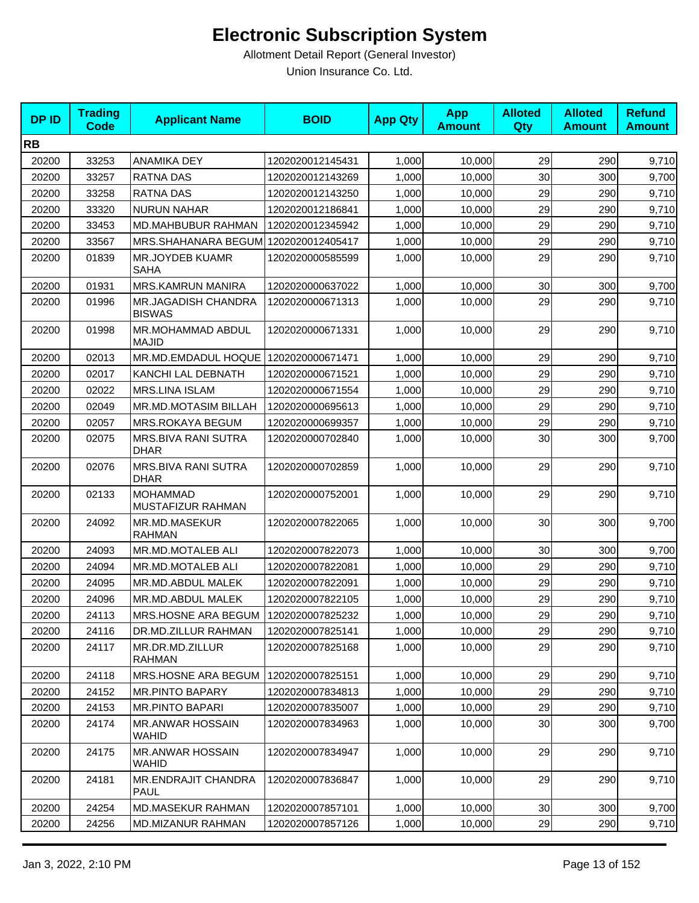# Electronic Subscription System

Allotment Detail Report (General Investor)

Union Insurance Co. Ltd.

| DP ID | Trading Code | Applicant Name | BOID | App Qty | App Amount | Alloted Qty | Alloted Amount | Refund Amount |
|---|---|---|---|---|---|---|---|---|
| **RB** | | | | | | | | |
| 20200 | 33253 | ANAMIKA DEY | 1202020012145431 | 1,000 | 10,000 | 29 | 290 | 9,710 |
| 20200 | 33257 | RATNA DAS | 1202020012143269 | 1,000 | 10,000 | 30 | 300 | 9,700 |
| 20200 | 33258 | RATNA DAS | 1202020012143250 | 1,000 | 10,000 | 29 | 290 | 9,710 |
| 20200 | 33320 | NURUN NAHAR | 1202020012186841 | 1,000 | 10,000 | 29 | 290 | 9,710 |
| 20200 | 33453 | MD.MAHBUBUR RAHMAN | 1202020012345942 | 1,000 | 10,000 | 29 | 290 | 9,710 |
| 20200 | 33567 | MRS.SHAHANARA BEGUM | 1202020012405417 | 1,000 | 10,000 | 29 | 290 | 9,710 |
| 20200 | 01839 | MR.JOYDEB KUAMR SAHA | 1202020000585599 | 1,000 | 10,000 | 29 | 290 | 9,710 |
| 20200 | 01931 | MRS.KAMRUN MANIRA | 1202020000637022 | 1,000 | 10,000 | 30 | 300 | 9,700 |
| 20200 | 01996 | MR.JAGADISH CHANDRA BISWAS | 1202020000671313 | 1,000 | 10,000 | 29 | 290 | 9,710 |
| 20200 | 01998 | MR.MOHAMMAD ABDUL MAJID | 1202020000671331 | 1,000 | 10,000 | 29 | 290 | 9,710 |
| 20200 | 02013 | MR.MD.EMDADUL HOQUE | 1202020000671471 | 1,000 | 10,000 | 29 | 290 | 9,710 |
| 20200 | 02017 | KANCHI LAL DEBNATH | 1202020000671521 | 1,000 | 10,000 | 29 | 290 | 9,710 |
| 20200 | 02022 | MRS.LINA ISLAM | 1202020000671554 | 1,000 | 10,000 | 29 | 290 | 9,710 |
| 20200 | 02049 | MR.MD.MOTASIM BILLAH | 1202020000695613 | 1,000 | 10,000 | 29 | 290 | 9,710 |
| 20200 | 02057 | MRS.ROKAYA BEGUM | 1202020000699357 | 1,000 | 10,000 | 29 | 290 | 9,710 |
| 20200 | 02075 | MRS.BIVA RANI SUTRA DHAR | 1202020000702840 | 1,000 | 10,000 | 30 | 300 | 9,700 |
| 20200 | 02076 | MRS.BIVA RANI SUTRA DHAR | 1202020000702859 | 1,000 | 10,000 | 29 | 290 | 9,710 |
| 20200 | 02133 | MOHAMMAD MUSTAFIZUR RAHMAN | 1202020000752001 | 1,000 | 10,000 | 29 | 290 | 9,710 |
| 20200 | 24092 | MR.MD.MASEKUR RAHMAN | 1202020007822065 | 1,000 | 10,000 | 30 | 300 | 9,700 |
| 20200 | 24093 | MR.MD.MOTALEB ALI | 1202020007822073 | 1,000 | 10,000 | 30 | 300 | 9,700 |
| 20200 | 24094 | MR.MD.MOTALEB ALI | 1202020007822081 | 1,000 | 10,000 | 29 | 290 | 9,710 |
| 20200 | 24095 | MR.MD.ABDUL MALEK | 1202020007822091 | 1,000 | 10,000 | 29 | 290 | 9,710 |
| 20200 | 24096 | MR.MD.ABDUL MALEK | 1202020007822105 | 1,000 | 10,000 | 29 | 290 | 9,710 |
| 20200 | 24113 | MRS.HOSNE ARA BEGUM | 1202020007825232 | 1,000 | 10,000 | 29 | 290 | 9,710 |
| 20200 | 24116 | DR.MD.ZILLUR RAHMAN | 1202020007825141 | 1,000 | 10,000 | 29 | 290 | 9,710 |
| 20200 | 24117 | MR.DR.MD.ZILLUR RAHMAN | 1202020007825168 | 1,000 | 10,000 | 29 | 290 | 9,710 |
| 20200 | 24118 | MRS.HOSNE ARA BEGUM | 1202020007825151 | 1,000 | 10,000 | 29 | 290 | 9,710 |
| 20200 | 24152 | MR.PINTO BAPARY | 1202020007834813 | 1,000 | 10,000 | 29 | 290 | 9,710 |
| 20200 | 24153 | MR.PINTO BAPARI | 1202020007835007 | 1,000 | 10,000 | 29 | 290 | 9,710 |
| 20200 | 24174 | MR.ANWAR HOSSAIN WAHID | 1202020007834963 | 1,000 | 10,000 | 30 | 300 | 9,700 |
| 20200 | 24175 | MR.ANWAR HOSSAIN WAHID | 1202020007834947 | 1,000 | 10,000 | 29 | 290 | 9,710 |
| 20200 | 24181 | MR.ENDRAJIT CHANDRA PAUL | 1202020007836847 | 1,000 | 10,000 | 29 | 290 | 9,710 |
| 20200 | 24254 | MD.MASEKUR RAHMAN | 1202020007857101 | 1,000 | 10,000 | 30 | 300 | 9,700 |
| 20200 | 24256 | MD.MIZANUR RAHMAN | 1202020007857126 | 1,000 | 10,000 | 29 | 290 | 9,710 |

Jan 3, 2022, 2:10 PM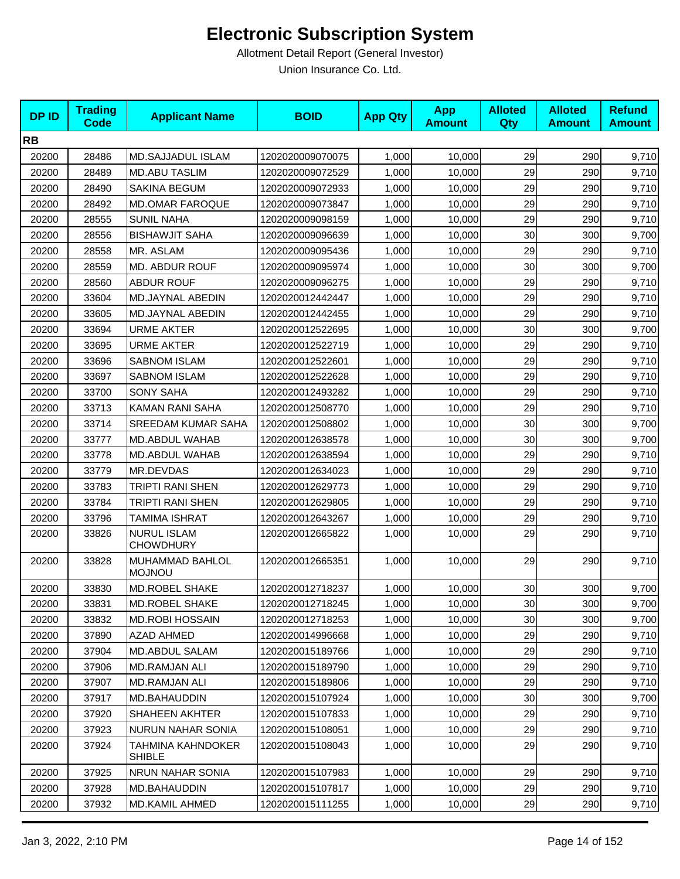# Electronic Subscription System

Allotment Detail Report (General Investor)

Union Insurance Co. Ltd.

| DP ID | Trading Code | Applicant Name | BOID | App Qty | App Amount | Alloted Qty | Alloted Amount | Refund Amount |
|---|---|---|---|---|---|---|---|---|
| **RB** | | | | | | | | |
| 20200 | 28486 | MD.SAJJADUL ISLAM | 1202020009070075 | 1,000 | 10,000 | 29 | 290 | 9,710 |
| 20200 | 28489 | MD.ABU TASLIM | 1202020009072529 | 1,000 | 10,000 | 29 | 290 | 9,710 |
| 20200 | 28490 | SAKINA BEGUM | 1202020009072933 | 1,000 | 10,000 | 29 | 290 | 9,710 |
| 20200 | 28492 | MD.OMAR FAROQUE | 1202020009073847 | 1,000 | 10,000 | 29 | 290 | 9,710 |
| 20200 | 28555 | SUNIL NAHA | 1202020009098159 | 1,000 | 10,000 | 29 | 290 | 9,710 |
| 20200 | 28556 | BISHAWJIT SAHA | 1202020009096639 | 1,000 | 10,000 | 30 | 300 | 9,700 |
| 20200 | 28558 | MR. ASLAM | 1202020009095436 | 1,000 | 10,000 | 29 | 290 | 9,710 |
| 20200 | 28559 | MD. ABDUR ROUF | 1202020009095974 | 1,000 | 10,000 | 30 | 300 | 9,700 |
| 20200 | 28560 | ABDUR ROUF | 1202020009096275 | 1,000 | 10,000 | 29 | 290 | 9,710 |
| 20200 | 33604 | MD.JAYNAL ABEDIN | 1202020012442447 | 1,000 | 10,000 | 29 | 290 | 9,710 |
| 20200 | 33605 | MD.JAYNAL ABEDIN | 1202020012442455 | 1,000 | 10,000 | 29 | 290 | 9,710 |
| 20200 | 33694 | URME AKTER | 1202020012522695 | 1,000 | 10,000 | 30 | 300 | 9,700 |
| 20200 | 33695 | URME AKTER | 1202020012522719 | 1,000 | 10,000 | 29 | 290 | 9,710 |
| 20200 | 33696 | SABNOM ISLAM | 1202020012522601 | 1,000 | 10,000 | 29 | 290 | 9,710 |
| 20200 | 33697 | SABNOM ISLAM | 1202020012522628 | 1,000 | 10,000 | 29 | 290 | 9,710 |
| 20200 | 33700 | SONY SAHA | 1202020012493282 | 1,000 | 10,000 | 29 | 290 | 9,710 |
| 20200 | 33713 | KAMAN RANI SAHA | 1202020012508770 | 1,000 | 10,000 | 29 | 290 | 9,710 |
| 20200 | 33714 | SREEDAM KUMAR SAHA | 1202020012508802 | 1,000 | 10,000 | 30 | 300 | 9,700 |
| 20200 | 33777 | MD.ABDUL WAHAB | 1202020012638578 | 1,000 | 10,000 | 30 | 300 | 9,700 |
| 20200 | 33778 | MD.ABDUL WAHAB | 1202020012638594 | 1,000 | 10,000 | 29 | 290 | 9,710 |
| 20200 | 33779 | MR.DEVDAS | 1202020012634023 | 1,000 | 10,000 | 29 | 290 | 9,710 |
| 20200 | 33783 | TRIPTI RANI SHEN | 1202020012629773 | 1,000 | 10,000 | 29 | 290 | 9,710 |
| 20200 | 33784 | TRIPTI RANI SHEN | 1202020012629805 | 1,000 | 10,000 | 29 | 290 | 9,710 |
| 20200 | 33796 | TAMIMA ISHRAT | 1202020012643267 | 1,000 | 10,000 | 29 | 290 | 9,710 |
| 20200 | 33826 | NURUL ISLAM CHOWDHURY | 1202020012665822 | 1,000 | 10,000 | 29 | 290 | 9,710 |
| 20200 | 33828 | MUHAMMAD BAHLOL MOJNOU | 1202020012665351 | 1,000 | 10,000 | 29 | 290 | 9,710 |
| 20200 | 33830 | MD.ROBEL SHAKE | 1202020012718237 | 1,000 | 10,000 | 30 | 300 | 9,700 |
| 20200 | 33831 | MD.ROBEL SHAKE | 1202020012718245 | 1,000 | 10,000 | 30 | 300 | 9,700 |
| 20200 | 33832 | MD.ROBI HOSSAIN | 1202020012718253 | 1,000 | 10,000 | 30 | 300 | 9,700 |
| 20200 | 37890 | AZAD AHMED | 1202020014996668 | 1,000 | 10,000 | 29 | 290 | 9,710 |
| 20200 | 37904 | MD.ABDUL SALAM | 1202020015189766 | 1,000 | 10,000 | 29 | 290 | 9,710 |
| 20200 | 37906 | MD.RAMJAN ALI | 1202020015189790 | 1,000 | 10,000 | 29 | 290 | 9,710 |
| 20200 | 37907 | MD.RAMJAN ALI | 1202020015189806 | 1,000 | 10,000 | 29 | 290 | 9,710 |
| 20200 | 37917 | MD.BAHAUDDIN | 1202020015107924 | 1,000 | 10,000 | 30 | 300 | 9,700 |
| 20200 | 37920 | SHAHEEN AKHTER | 1202020015107833 | 1,000 | 10,000 | 29 | 290 | 9,710 |
| 20200 | 37923 | NURUN NAHAR SONIA | 1202020015108051 | 1,000 | 10,000 | 29 | 290 | 9,710 |
| 20200 | 37924 | TAHMINA KAHNDOKER SHIBLE | 1202020015108043 | 1,000 | 10,000 | 29 | 290 | 9,710 |
| 20200 | 37925 | NRUN NAHAR SONIA | 1202020015107983 | 1,000 | 10,000 | 29 | 290 | 9,710 |
| 20200 | 37928 | MD.BAHAUDDIN | 1202020015107817 | 1,000 | 10,000 | 29 | 290 | 9,710 |
| 20200 | 37932 | MD.KAMIL AHMED | 1202020015111255 | 1,000 | 10,000 | 29 | 290 | 9,710 |

Jan 3, 2022, 2:10 PM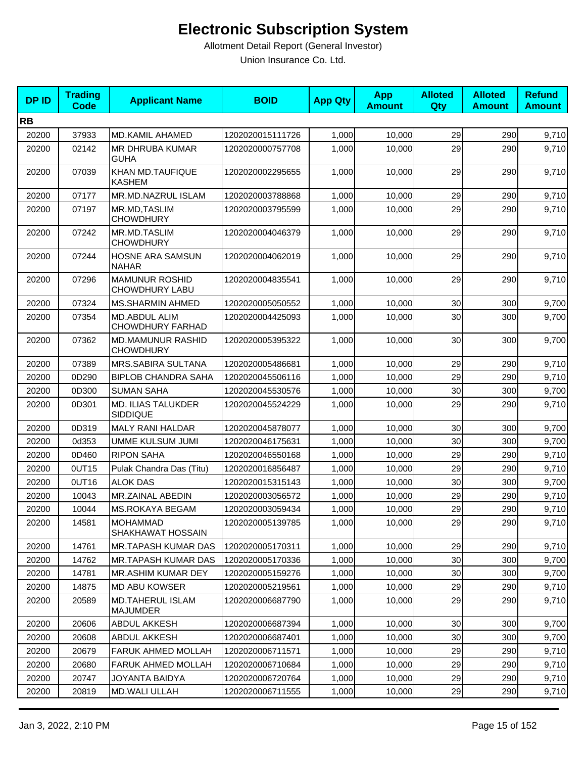# Electronic Subscription System

Allotment Detail Report (General Investor)

Union Insurance Co. Ltd.

| DP ID | Trading Code | Applicant Name | BOID | App Qty | App Amount | Alloted Qty | Alloted Amount | Refund Amount |
|---|---|---|---|---|---|---|---|---|
| **RB** | | | | | | | | |
| 20200 | 37933 | MD.KAMIL AHAMED | 1202020015111726 | 1,000 | 10,000 | 29 | 290 | 9,710 |
| 20200 | 02142 | MR DHRUBA KUMAR GUHA | 1202020000757708 | 1,000 | 10,000 | 29 | 290 | 9,710 |
| 20200 | 07039 | KHAN MD.TAUFIQUE KASHEM | 1202020002295655 | 1,000 | 10,000 | 29 | 290 | 9,710 |
| 20200 | 07177 | MR.MD.NAZRUL ISLAM | 1202020003788868 | 1,000 | 10,000 | 29 | 290 | 9,710 |
| 20200 | 07197 | MR.MD,TASLIM CHOWDHURY | 1202020003795599 | 1,000 | 10,000 | 29 | 290 | 9,710 |
| 20200 | 07242 | MR.MD.TASLIM CHOWDHURY | 1202020004046379 | 1,000 | 10,000 | 29 | 290 | 9,710 |
| 20200 | 07244 | HOSNE ARA SAMSUN NAHAR | 1202020004062019 | 1,000 | 10,000 | 29 | 290 | 9,710 |
| 20200 | 07296 | MAMUNUR ROSHID CHOWDHURY LABU | 1202020004835541 | 1,000 | 10,000 | 29 | 290 | 9,710 |
| 20200 | 07324 | MS.SHARMIN AHMED | 1202020005050552 | 1,000 | 10,000 | 30 | 300 | 9,700 |
| 20200 | 07354 | MD.ABDUL ALIM CHOWDHURY FARHAD | 1202020004425093 | 1,000 | 10,000 | 30 | 300 | 9,700 |
| 20200 | 07362 | MD.MAMUNUR RASHID CHOWDHURY | 1202020005395322 | 1,000 | 10,000 | 30 | 300 | 9,700 |
| 20200 | 07389 | MRS.SABIRA SULTANA | 1202020005486681 | 1,000 | 10,000 | 29 | 290 | 9,710 |
| 20200 | 0D290 | BIPLOB CHANDRA SAHA | 1202020045506116 | 1,000 | 10,000 | 29 | 290 | 9,710 |
| 20200 | 0D300 | SUMAN SAHA | 1202020045530576 | 1,000 | 10,000 | 30 | 300 | 9,700 |
| 20200 | 0D301 | MD. ILIAS TALUKDER SIDDIQUE | 1202020045524229 | 1,000 | 10,000 | 29 | 290 | 9,710 |
| 20200 | 0D319 | MALY RANI HALDAR | 1202020045878077 | 1,000 | 10,000 | 30 | 300 | 9,700 |
| 20200 | 0d353 | UMME KULSUM JUMI | 1202020046175631 | 1,000 | 10,000 | 30 | 300 | 9,700 |
| 20200 | 0D460 | RIPON SAHA | 1202020046550168 | 1,000 | 10,000 | 29 | 290 | 9,710 |
| 20200 | 0UT15 | Pulak Chandra Das (Titu) | 1202020016856487 | 1,000 | 10,000 | 29 | 290 | 9,710 |
| 20200 | 0UT16 | ALOK DAS | 1202020015315143 | 1,000 | 10,000 | 30 | 300 | 9,700 |
| 20200 | 10043 | MR.ZAINAL ABEDIN | 1202020003056572 | 1,000 | 10,000 | 29 | 290 | 9,710 |
| 20200 | 10044 | MS.ROKAYA BEGAM | 1202020003059434 | 1,000 | 10,000 | 29 | 290 | 9,710 |
| 20200 | 14581 | MOHAMMAD SHAKHAWAT HOSSAIN | 1202020005139785 | 1,000 | 10,000 | 29 | 290 | 9,710 |
| 20200 | 14761 | MR.TAPASH KUMAR DAS | 1202020005170311 | 1,000 | 10,000 | 29 | 290 | 9,710 |
| 20200 | 14762 | MR.TAPASH KUMAR DAS | 1202020005170336 | 1,000 | 10,000 | 30 | 300 | 9,700 |
| 20200 | 14781 | MR.ASHIM KUMAR DEY | 1202020005159276 | 1,000 | 10,000 | 30 | 300 | 9,700 |
| 20200 | 14875 | MD ABU KOWSER | 1202020005219561 | 1,000 | 10,000 | 29 | 290 | 9,710 |
| 20200 | 20589 | MD.TAHERUL ISLAM MAJUMDER | 1202020006687790 | 1,000 | 10,000 | 29 | 290 | 9,710 |
| 20200 | 20606 | ABDUL AKKESH | 1202020006687394 | 1,000 | 10,000 | 30 | 300 | 9,700 |
| 20200 | 20608 | ABDUL AKKESH | 1202020006687401 | 1,000 | 10,000 | 30 | 300 | 9,700 |
| 20200 | 20679 | FARUK AHMED MOLLAH | 1202020006711571 | 1,000 | 10,000 | 29 | 290 | 9,710 |
| 20200 | 20680 | FARUK AHMED MOLLAH | 1202020006710684 | 1,000 | 10,000 | 29 | 290 | 9,710 |
| 20200 | 20747 | JOYANTA BAIDYA | 1202020006720764 | 1,000 | 10,000 | 29 | 290 | 9,710 |
| 20200 | 20819 | MD.WALI ULLAH | 1202020006711555 | 1,000 | 10,000 | 29 | 290 | 9,710 |

Jan 3, 2022, 2:10 PM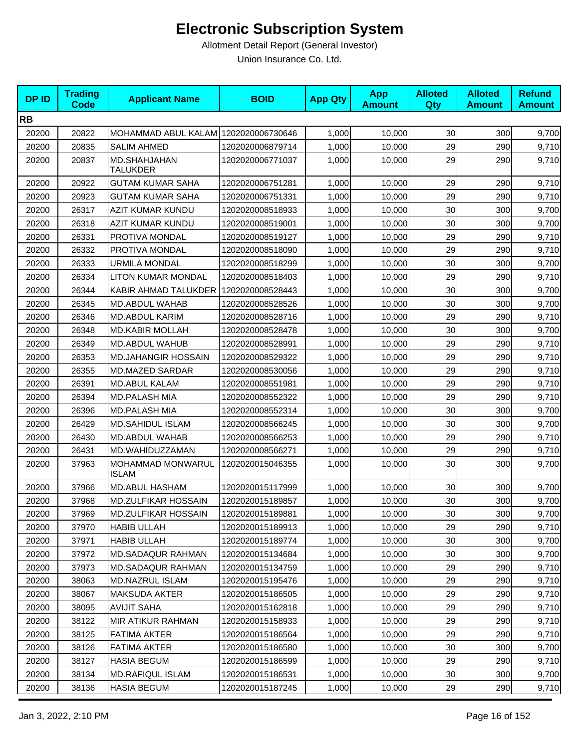# Electronic Subscription System

Allotment Detail Report (General Investor)

Union Insurance Co. Ltd.

| DP ID | Trading Code | Applicant Name | BOID | App Qty | App Amount | Alloted Qty | Alloted Amount | Refund Amount |
|---|---|---|---|---|---|---|---|---|
| **RB** | | | | | | | | |
| 20200 | 20822 | MOHAMMAD ABUL KALAM | 1202020006730646 | 1,000 | 10,000 | 30 | 300 | 9,700 |
| 20200 | 20835 | SALIM AHMED | 1202020006879714 | 1,000 | 10,000 | 29 | 290 | 9,710 |
| 20200 | 20837 | MD.SHAHJAHAN TALUKDER | 1202020006771037 | 1,000 | 10,000 | 29 | 290 | 9,710 |
| 20200 | 20922 | GUTAM KUMAR SAHA | 1202020006751281 | 1,000 | 10,000 | 29 | 290 | 9,710 |
| 20200 | 20923 | GUTAM KUMAR SAHA | 1202020006751331 | 1,000 | 10,000 | 29 | 290 | 9,710 |
| 20200 | 26317 | AZIT KUMAR KUNDU | 1202020008518933 | 1,000 | 10,000 | 30 | 300 | 9,700 |
| 20200 | 26318 | AZIT KUMAR KUNDU | 1202020008519001 | 1,000 | 10,000 | 30 | 300 | 9,700 |
| 20200 | 26331 | PROTIVA MONDAL | 1202020008519127 | 1,000 | 10,000 | 29 | 290 | 9,710 |
| 20200 | 26332 | PROTIVA MONDAL | 1202020008518090 | 1,000 | 10,000 | 29 | 290 | 9,710 |
| 20200 | 26333 | URMILA MONDAL | 1202020008518299 | 1,000 | 10,000 | 30 | 300 | 9,700 |
| 20200 | 26334 | LITON KUMAR MONDAL | 1202020008518403 | 1,000 | 10,000 | 29 | 290 | 9,710 |
| 20200 | 26344 | KABIR AHMAD TALUKDER | 1202020008528443 | 1,000 | 10,000 | 30 | 300 | 9,700 |
| 20200 | 26345 | MD.ABDUL WAHAB | 1202020008528526 | 1,000 | 10,000 | 30 | 300 | 9,700 |
| 20200 | 26346 | MD.ABDUL KARIM | 1202020008528716 | 1,000 | 10,000 | 29 | 290 | 9,710 |
| 20200 | 26348 | MD.KABIR MOLLAH | 1202020008528478 | 1,000 | 10,000 | 30 | 300 | 9,700 |
| 20200 | 26349 | MD.ABDUL WAHUB | 1202020008528991 | 1,000 | 10,000 | 29 | 290 | 9,710 |
| 20200 | 26353 | MD.JAHANGIR HOSSAIN | 1202020008529322 | 1,000 | 10,000 | 29 | 290 | 9,710 |
| 20200 | 26355 | MD.MAZED SARDAR | 1202020008530056 | 1,000 | 10,000 | 29 | 290 | 9,710 |
| 20200 | 26391 | MD.ABUL KALAM | 1202020008551981 | 1,000 | 10,000 | 29 | 290 | 9,710 |
| 20200 | 26394 | MD.PALASH MIA | 1202020008552322 | 1,000 | 10,000 | 29 | 290 | 9,710 |
| 20200 | 26396 | MD.PALASH MIA | 1202020008552314 | 1,000 | 10,000 | 30 | 300 | 9,700 |
| 20200 | 26429 | MD.SAHIDUL ISLAM | 1202020008566245 | 1,000 | 10,000 | 30 | 300 | 9,700 |
| 20200 | 26430 | MD.ABDUL WAHAB | 1202020008566253 | 1,000 | 10,000 | 29 | 290 | 9,710 |
| 20200 | 26431 | MD.WAHIDUZZAMAN | 1202020008566271 | 1,000 | 10,000 | 29 | 290 | 9,710 |
| 20200 | 37963 | MOHAMMAD MONWARUL ISLAM | 1202020015046355 | 1,000 | 10,000 | 30 | 300 | 9,700 |
| 20200 | 37966 | MD.ABUL HASHAM | 1202020015117999 | 1,000 | 10,000 | 30 | 300 | 9,700 |
| 20200 | 37968 | MD.ZULFIKAR HOSSAIN | 1202020015189857 | 1,000 | 10,000 | 30 | 300 | 9,700 |
| 20200 | 37969 | MD.ZULFIKAR HOSSAIN | 1202020015189881 | 1,000 | 10,000 | 30 | 300 | 9,700 |
| 20200 | 37970 | HABIB ULLAH | 1202020015189913 | 1,000 | 10,000 | 29 | 290 | 9,710 |
| 20200 | 37971 | HABIB ULLAH | 1202020015189774 | 1,000 | 10,000 | 30 | 300 | 9,700 |
| 20200 | 37972 | MD.SADAQUR RAHMAN | 1202020015134684 | 1,000 | 10,000 | 30 | 300 | 9,700 |
| 20200 | 37973 | MD.SADAQUR RAHMAN | 1202020015134759 | 1,000 | 10,000 | 29 | 290 | 9,710 |
| 20200 | 38063 | MD.NAZRUL ISLAM | 1202020015195476 | 1,000 | 10,000 | 29 | 290 | 9,710 |
| 20200 | 38067 | MAKSUDA AKTER | 1202020015186505 | 1,000 | 10,000 | 29 | 290 | 9,710 |
| 20200 | 38095 | AVIJIT SAHA | 1202020015162818 | 1,000 | 10,000 | 29 | 290 | 9,710 |
| 20200 | 38122 | MIR ATIKUR RAHMAN | 1202020015158933 | 1,000 | 10,000 | 29 | 290 | 9,710 |
| 20200 | 38125 | FATIMA AKTER | 1202020015186564 | 1,000 | 10,000 | 29 | 290 | 9,710 |
| 20200 | 38126 | FATIMA AKTER | 1202020015186580 | 1,000 | 10,000 | 30 | 300 | 9,700 |
| 20200 | 38127 | HASIA BEGUM | 1202020015186599 | 1,000 | 10,000 | 29 | 290 | 9,710 |
| 20200 | 38134 | MD.RAFIQUL ISLAM | 1202020015186531 | 1,000 | 10,000 | 30 | 300 | 9,700 |
| 20200 | 38136 | HASIA BEGUM | 1202020015187245 | 1,000 | 10,000 | 29 | 290 | 9,710 |

Jan 3, 2022, 2:10 PM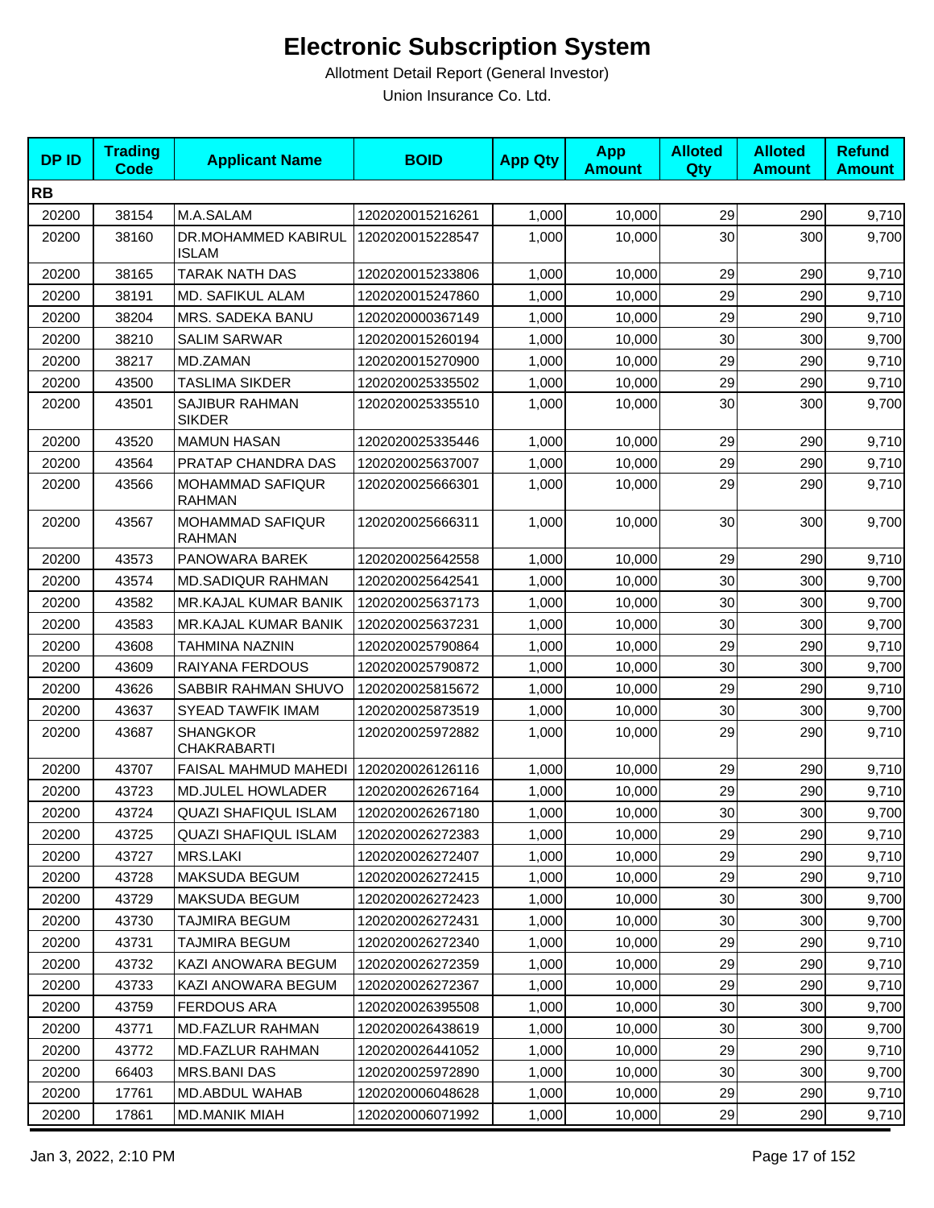# Electronic Subscription System

Allotment Detail Report (General Investor)

Union Insurance Co. Ltd.

| DP ID | Trading Code | Applicant Name | BOID | App Qty | App Amount | Alloted Qty | Alloted Amount | Refund Amount |
|---|---|---|---|---|---|---|---|---|
| **RB** | | | | | | | | |
| 20200 | 38154 | M.A.SALAM | 1202020015216261 | 1,000 | 10,000 | 29 | 290 | 9,710 |
| 20200 | 38160 | DR.MOHAMMED KABIRUL ISLAM | 1202020015228547 | 1,000 | 10,000 | 30 | 300 | 9,700 |
| 20200 | 38165 | TARAK NATH DAS | 1202020015233806 | 1,000 | 10,000 | 29 | 290 | 9,710 |
| 20200 | 38191 | MD. SAFIKUL ALAM | 1202020015247860 | 1,000 | 10,000 | 29 | 290 | 9,710 |
| 20200 | 38204 | MRS. SADEKA BANU | 1202020000367149 | 1,000 | 10,000 | 29 | 290 | 9,710 |
| 20200 | 38210 | SALIM SARWAR | 1202020015260194 | 1,000 | 10,000 | 30 | 300 | 9,700 |
| 20200 | 38217 | MD.ZAMAN | 1202020015270900 | 1,000 | 10,000 | 29 | 290 | 9,710 |
| 20200 | 43500 | TASLIMA SIKDER | 1202020025335502 | 1,000 | 10,000 | 29 | 290 | 9,710 |
| 20200 | 43501 | SAJIBUR RAHMAN SIKDER | 1202020025335510 | 1,000 | 10,000 | 30 | 300 | 9,700 |
| 20200 | 43520 | MAMUN HASAN | 1202020025335446 | 1,000 | 10,000 | 29 | 290 | 9,710 |
| 20200 | 43564 | PRATAP CHANDRA DAS | 1202020025637007 | 1,000 | 10,000 | 29 | 290 | 9,710 |
| 20200 | 43566 | MOHAMMAD SAFIQUR RAHMAN | 1202020025666301 | 1,000 | 10,000 | 29 | 290 | 9,710 |
| 20200 | 43567 | MOHAMMAD SAFIQUR RAHMAN | 1202020025666311 | 1,000 | 10,000 | 30 | 300 | 9,700 |
| 20200 | 43573 | PANOWARA BAREK | 1202020025642558 | 1,000 | 10,000 | 29 | 290 | 9,710 |
| 20200 | 43574 | MD.SADIQUR RAHMAN | 1202020025642541 | 1,000 | 10,000 | 30 | 300 | 9,700 |
| 20200 | 43582 | MR.KAJAL KUMAR BANIK | 1202020025637173 | 1,000 | 10,000 | 30 | 300 | 9,700 |
| 20200 | 43583 | MR.KAJAL KUMAR BANIK | 1202020025637231 | 1,000 | 10,000 | 30 | 300 | 9,700 |
| 20200 | 43608 | TAHMINA NAZNIN | 1202020025790864 | 1,000 | 10,000 | 29 | 290 | 9,710 |
| 20200 | 43609 | RAIYANA FERDOUS | 1202020025790872 | 1,000 | 10,000 | 30 | 300 | 9,700 |
| 20200 | 43626 | SABBIR RAHMAN SHUVO | 1202020025815672 | 1,000 | 10,000 | 29 | 290 | 9,710 |
| 20200 | 43637 | SYEAD TAWFIK IMAM | 1202020025873519 | 1,000 | 10,000 | 30 | 300 | 9,700 |
| 20200 | 43687 | SHANGKOR CHAKRABARTI | 1202020025972882 | 1,000 | 10,000 | 29 | 290 | 9,710 |
| 20200 | 43707 | FAISAL MAHMUD MAHEDI | 1202020026126116 | 1,000 | 10,000 | 29 | 290 | 9,710 |
| 20200 | 43723 | MD.JULEL HOWLADER | 1202020026267164 | 1,000 | 10,000 | 29 | 290 | 9,710 |
| 20200 | 43724 | QUAZI SHAFIQUL ISLAM | 1202020026267180 | 1,000 | 10,000 | 30 | 300 | 9,700 |
| 20200 | 43725 | QUAZI SHAFIQUL ISLAM | 1202020026272383 | 1,000 | 10,000 | 29 | 290 | 9,710 |
| 20200 | 43727 | MRS.LAKI | 1202020026272407 | 1,000 | 10,000 | 29 | 290 | 9,710 |
| 20200 | 43728 | MAKSUDA BEGUM | 1202020026272415 | 1,000 | 10,000 | 29 | 290 | 9,710 |
| 20200 | 43729 | MAKSUDA BEGUM | 1202020026272423 | 1,000 | 10,000 | 30 | 300 | 9,700 |
| 20200 | 43730 | TAJMIRA BEGUM | 1202020026272431 | 1,000 | 10,000 | 30 | 300 | 9,700 |
| 20200 | 43731 | TAJMIRA BEGUM | 1202020026272340 | 1,000 | 10,000 | 29 | 290 | 9,710 |
| 20200 | 43732 | KAZI ANOWARA BEGUM | 1202020026272359 | 1,000 | 10,000 | 29 | 290 | 9,710 |
| 20200 | 43733 | KAZI ANOWARA BEGUM | 1202020026272367 | 1,000 | 10,000 | 29 | 290 | 9,710 |
| 20200 | 43759 | FERDOUS ARA | 1202020026395508 | 1,000 | 10,000 | 30 | 300 | 9,700 |
| 20200 | 43771 | MD.FAZLUR RAHMAN | 1202020026438619 | 1,000 | 10,000 | 30 | 300 | 9,700 |
| 20200 | 43772 | MD.FAZLUR RAHMAN | 1202020026441052 | 1,000 | 10,000 | 29 | 290 | 9,710 |
| 20200 | 66403 | MRS.BANI DAS | 1202020025972890 | 1,000 | 10,000 | 30 | 300 | 9,700 |
| 20200 | 17761 | MD.ABDUL WAHAB | 1202020006048628 | 1,000 | 10,000 | 29 | 290 | 9,710 |
| 20200 | 17861 | MD.MANIK MIAH | 1202020006071992 | 1,000 | 10,000 | 29 | 290 | 9,710 |

Jan 3, 2022, 2:10 PM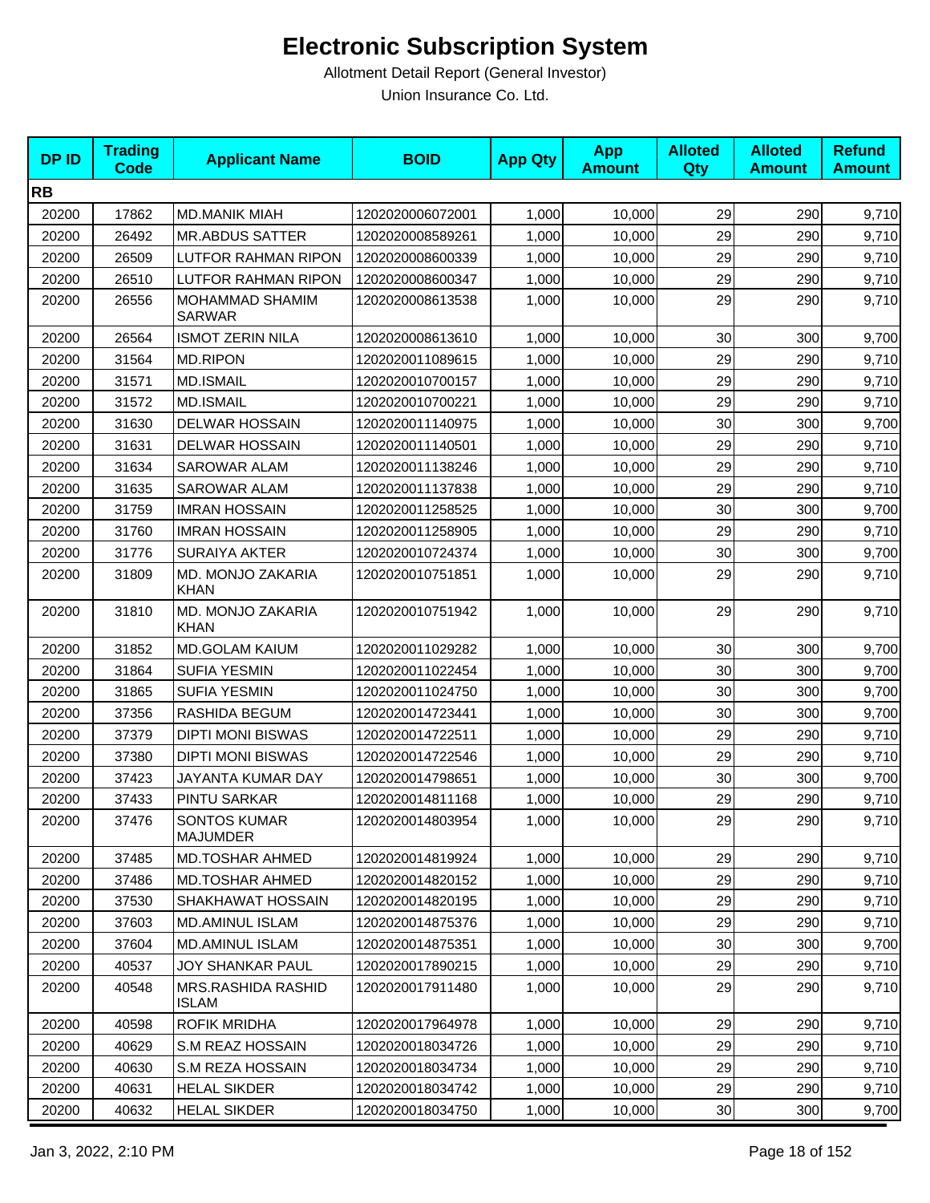# Electronic Subscription System

Allotment Detail Report (General Investor)

Union Insurance Co. Ltd.

| DP ID | Trading Code | Applicant Name | BOID | App Qty | App Amount | Alloted Qty | Alloted Amount | Refund Amount |
|---|---|---|---|---|---|---|---|---|
| **RB** | | | | | | | | |
| 20200 | 17862 | MD.MANIK MIAH | 1202020006072001 | 1,000 | 10,000 | 29 | 290 | 9,710 |
| 20200 | 26492 | MR.ABDUS SATTER | 1202020008589261 | 1,000 | 10,000 | 29 | 290 | 9,710 |
| 20200 | 26509 | LUTFOR RAHMAN RIPON | 1202020008600339 | 1,000 | 10,000 | 29 | 290 | 9,710 |
| 20200 | 26510 | LUTFOR RAHMAN RIPON | 1202020008600347 | 1,000 | 10,000 | 29 | 290 | 9,710 |
| 20200 | 26556 | MOHAMMAD SHAMIM SARWAR | 1202020008613538 | 1,000 | 10,000 | 29 | 290 | 9,710 |
| 20200 | 26564 | ISMOT ZERIN NILA | 1202020008613610 | 1,000 | 10,000 | 30 | 300 | 9,700 |
| 20200 | 31564 | MD.RIPON | 1202020011089615 | 1,000 | 10,000 | 29 | 290 | 9,710 |
| 20200 | 31571 | MD.ISMAIL | 1202020010700157 | 1,000 | 10,000 | 29 | 290 | 9,710 |
| 20200 | 31572 | MD.ISMAIL | 1202020010700221 | 1,000 | 10,000 | 29 | 290 | 9,710 |
| 20200 | 31630 | DELWAR HOSSAIN | 1202020011140975 | 1,000 | 10,000 | 30 | 300 | 9,700 |
| 20200 | 31631 | DELWAR HOSSAIN | 1202020011140501 | 1,000 | 10,000 | 29 | 290 | 9,710 |
| 20200 | 31634 | SAROWAR ALAM | 1202020011138246 | 1,000 | 10,000 | 29 | 290 | 9,710 |
| 20200 | 31635 | SAROWAR ALAM | 1202020011137838 | 1,000 | 10,000 | 29 | 290 | 9,710 |
| 20200 | 31759 | IMRAN HOSSAIN | 1202020011258525 | 1,000 | 10,000 | 30 | 300 | 9,700 |
| 20200 | 31760 | IMRAN HOSSAIN | 1202020011258905 | 1,000 | 10,000 | 29 | 290 | 9,710 |
| 20200 | 31776 | SURAIYA AKTER | 1202020010724374 | 1,000 | 10,000 | 30 | 300 | 9,700 |
| 20200 | 31809 | MD. MONJO ZAKARIA KHAN | 1202020010751851 | 1,000 | 10,000 | 29 | 290 | 9,710 |
| 20200 | 31810 | MD. MONJO ZAKARIA KHAN | 1202020010751942 | 1,000 | 10,000 | 29 | 290 | 9,710 |
| 20200 | 31852 | MD.GOLAM KAIUM | 1202020011029282 | 1,000 | 10,000 | 30 | 300 | 9,700 |
| 20200 | 31864 | SUFIA YESMIN | 1202020011022454 | 1,000 | 10,000 | 30 | 300 | 9,700 |
| 20200 | 31865 | SUFIA YESMIN | 1202020011024750 | 1,000 | 10,000 | 30 | 300 | 9,700 |
| 20200 | 37356 | RASHIDA BEGUM | 1202020014723441 | 1,000 | 10,000 | 30 | 300 | 9,700 |
| 20200 | 37379 | DIPTI MONI BISWAS | 1202020014722511 | 1,000 | 10,000 | 29 | 290 | 9,710 |
| 20200 | 37380 | DIPTI MONI BISWAS | 1202020014722546 | 1,000 | 10,000 | 29 | 290 | 9,710 |
| 20200 | 37423 | JAYANTA KUMAR DAY | 1202020014798651 | 1,000 | 10,000 | 30 | 300 | 9,700 |
| 20200 | 37433 | PINTU SARKAR | 1202020014811168 | 1,000 | 10,000 | 29 | 290 | 9,710 |
| 20200 | 37476 | SONTOS KUMAR MAJUMDER | 1202020014803954 | 1,000 | 10,000 | 29 | 290 | 9,710 |
| 20200 | 37485 | MD.TOSHAR AHMED | 1202020014819924 | 1,000 | 10,000 | 29 | 290 | 9,710 |
| 20200 | 37486 | MD.TOSHAR AHMED | 1202020014820152 | 1,000 | 10,000 | 29 | 290 | 9,710 |
| 20200 | 37530 | SHAKHAWAT HOSSAIN | 1202020014820195 | 1,000 | 10,000 | 29 | 290 | 9,710 |
| 20200 | 37603 | MD.AMINUL ISLAM | 1202020014875376 | 1,000 | 10,000 | 29 | 290 | 9,710 |
| 20200 | 37604 | MD.AMINUL ISLAM | 1202020014875351 | 1,000 | 10,000 | 30 | 300 | 9,700 |
| 20200 | 40537 | JOY SHANKAR PAUL | 1202020017890215 | 1,000 | 10,000 | 29 | 290 | 9,710 |
| 20200 | 40548 | MRS.RASHIDA RASHID ISLAM | 1202020017911480 | 1,000 | 10,000 | 29 | 290 | 9,710 |
| 20200 | 40598 | ROFIK MRIDHA | 1202020017964978 | 1,000 | 10,000 | 29 | 290 | 9,710 |
| 20200 | 40629 | S.M REAZ HOSSAIN | 1202020018034726 | 1,000 | 10,000 | 29 | 290 | 9,710 |
| 20200 | 40630 | S.M REZA HOSSAIN | 1202020018034734 | 1,000 | 10,000 | 29 | 290 | 9,710 |
| 20200 | 40631 | HELAL SIKDER | 1202020018034742 | 1,000 | 10,000 | 29 | 290 | 9,710 |
| 20200 | 40632 | HELAL SIKDER | 1202020018034750 | 1,000 | 10,000 | 30 | 300 | 9,700 |

Jan 3, 2022, 2:10 PM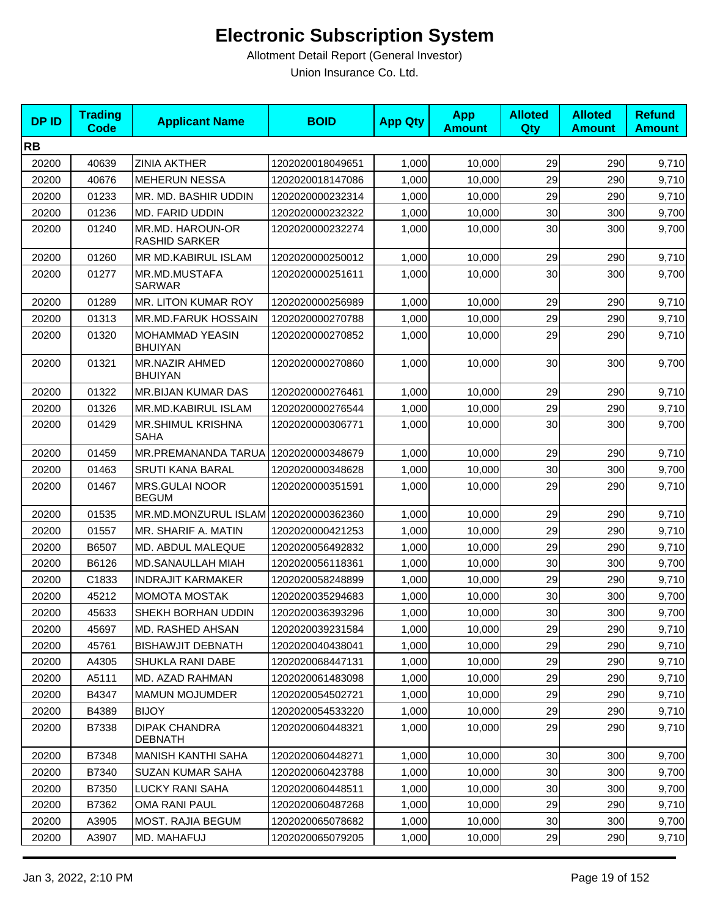# Electronic Subscription System

Allotment Detail Report (General Investor)

Union Insurance Co. Ltd.

| DP ID | Trading Code | Applicant Name | BOID | App Qty | App Amount | Alloted Qty | Alloted Amount | Refund Amount |
|---|---|---|---|---|---|---|---|---|
| **RB** | | | | | | | | |
| 20200 | 40639 | ZINIA AKTHER | 1202020018049651 | 1,000 | 10,000 | 29 | 290 | 9,710 |
| 20200 | 40676 | MEHERUN NESSA | 1202020018147086 | 1,000 | 10,000 | 29 | 290 | 9,710 |
| 20200 | 01233 | MR. MD. BASHIR UDDIN | 1202020000232314 | 1,000 | 10,000 | 29 | 290 | 9,710 |
| 20200 | 01236 | MD. FARID UDDIN | 1202020000232322 | 1,000 | 10,000 | 30 | 300 | 9,700 |
| 20200 | 01240 | MR.MD. HAROUN-OR RASHID SARKER | 1202020000232274 | 1,000 | 10,000 | 30 | 300 | 9,700 |
| 20200 | 01260 | MR MD.KABIRUL ISLAM | 1202020000250012 | 1,000 | 10,000 | 29 | 290 | 9,710 |
| 20200 | 01277 | MR.MD.MUSTAFA SARWAR | 1202020000251611 | 1,000 | 10,000 | 30 | 300 | 9,700 |
| 20200 | 01289 | MR. LITON KUMAR ROY | 1202020000256989 | 1,000 | 10,000 | 29 | 290 | 9,710 |
| 20200 | 01313 | MR.MD.FARUK HOSSAIN | 1202020000270788 | 1,000 | 10,000 | 29 | 290 | 9,710 |
| 20200 | 01320 | MOHAMMAD YEASIN BHUIYAN | 1202020000270852 | 1,000 | 10,000 | 29 | 290 | 9,710 |
| 20200 | 01321 | MR.NAZIR AHMED BHUIYAN | 1202020000270860 | 1,000 | 10,000 | 30 | 300 | 9,700 |
| 20200 | 01322 | MR.BIJAN KUMAR DAS | 1202020000276461 | 1,000 | 10,000 | 29 | 290 | 9,710 |
| 20200 | 01326 | MR.MD.KABIRUL ISLAM | 1202020000276544 | 1,000 | 10,000 | 29 | 290 | 9,710 |
| 20200 | 01429 | MR.SHIMUL KRISHNA SAHA | 1202020000306771 | 1,000 | 10,000 | 30 | 300 | 9,700 |
| 20200 | 01459 | MR.PREMANANDA TARUA | 1202020000348679 | 1,000 | 10,000 | 29 | 290 | 9,710 |
| 20200 | 01463 | SRUTI KANA BARAL | 1202020000348628 | 1,000 | 10,000 | 30 | 300 | 9,700 |
| 20200 | 01467 | MRS.GULAI NOOR BEGUM | 1202020000351591 | 1,000 | 10,000 | 29 | 290 | 9,710 |
| 20200 | 01535 | MR.MD.MONZURUL ISLAM | 1202020000362360 | 1,000 | 10,000 | 29 | 290 | 9,710 |
| 20200 | 01557 | MR. SHARIF A. MATIN | 1202020000421253 | 1,000 | 10,000 | 29 | 290 | 9,710 |
| 20200 | B6507 | MD. ABDUL MALEQUE | 1202020056492832 | 1,000 | 10,000 | 29 | 290 | 9,710 |
| 20200 | B6126 | MD.SANAULLAH MIAH | 1202020056118361 | 1,000 | 10,000 | 30 | 300 | 9,700 |
| 20200 | C1833 | INDRAJIT KARMAKER | 1202020058248899 | 1,000 | 10,000 | 29 | 290 | 9,710 |
| 20200 | 45212 | MOMOTA MOSTAK | 1202020035294683 | 1,000 | 10,000 | 30 | 300 | 9,700 |
| 20200 | 45633 | SHEKH BORHAN UDDIN | 1202020036393296 | 1,000 | 10,000 | 30 | 300 | 9,700 |
| 20200 | 45697 | MD. RASHED AHSAN | 1202020039231584 | 1,000 | 10,000 | 29 | 290 | 9,710 |
| 20200 | 45761 | BISHAWJIT DEBNATH | 1202020040438041 | 1,000 | 10,000 | 29 | 290 | 9,710 |
| 20200 | A4305 | SHUKLA RANI DABE | 1202020068447131 | 1,000 | 10,000 | 29 | 290 | 9,710 |
| 20200 | A5111 | MD. AZAD RAHMAN | 1202020061483098 | 1,000 | 10,000 | 29 | 290 | 9,710 |
| 20200 | B4347 | MAMUN MOJUMDER | 1202020054502721 | 1,000 | 10,000 | 29 | 290 | 9,710 |
| 20200 | B4389 | BIJOY | 1202020054533220 | 1,000 | 10,000 | 29 | 290 | 9,710 |
| 20200 | B7338 | DIPAK CHANDRA DEBNATH | 1202020060448321 | 1,000 | 10,000 | 29 | 290 | 9,710 |
| 20200 | B7348 | MANISH KANTHI SAHA | 1202020060448271 | 1,000 | 10,000 | 30 | 300 | 9,700 |
| 20200 | B7340 | SUZAN KUMAR SAHA | 1202020060423788 | 1,000 | 10,000 | 30 | 300 | 9,700 |
| 20200 | B7350 | LUCKY RANI SAHA | 1202020060448511 | 1,000 | 10,000 | 30 | 300 | 9,700 |
| 20200 | B7362 | OMA RANI PAUL | 1202020060487268 | 1,000 | 10,000 | 29 | 290 | 9,710 |
| 20200 | A3905 | MOST. RAJIA BEGUM | 1202020065078682 | 1,000 | 10,000 | 30 | 300 | 9,700 |
| 20200 | A3907 | MD. MAHAFUJ | 1202020065079205 | 1,000 | 10,000 | 29 | 290 | 9,710 |

Jan 3, 2022, 2:10 PM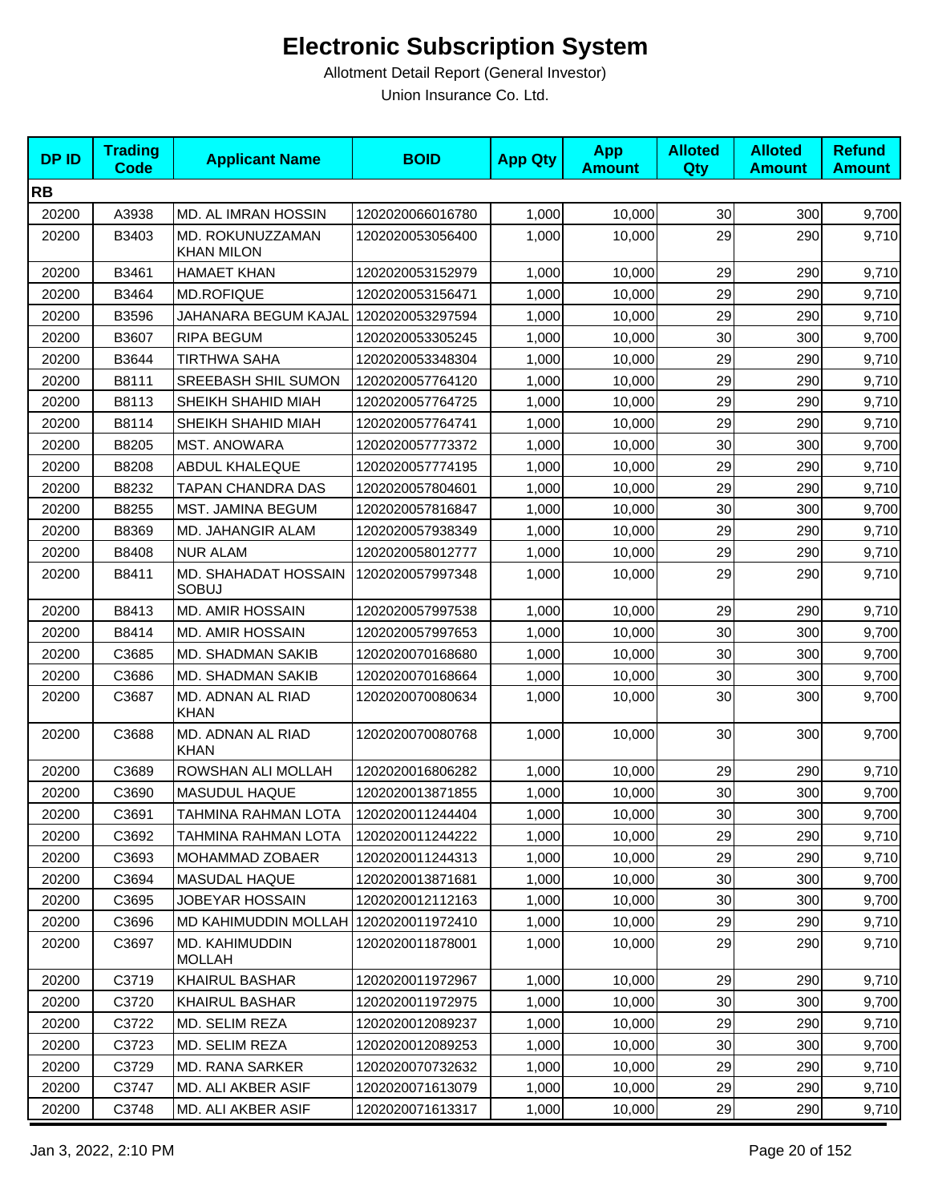# Electronic Subscription System

Allotment Detail Report (General Investor)

Union Insurance Co. Ltd.

| DP ID | Trading Code | Applicant Name | BOID | App Qty | App Amount | Alloted Qty | Alloted Amount | Refund Amount |
|---|---|---|---|---|---|---|---|---|
| **RB** | | | | | | | | |
| 20200 | A3938 | MD. AL IMRAN HOSSIN | 1202020066016780 | 1,000 | 10,000 | 30 | 300 | 9,700 |
| 20200 | B3403 | MD. ROKUNUZZAMAN KHAN MILON | 1202020053056400 | 1,000 | 10,000 | 29 | 290 | 9,710 |
| 20200 | B3461 | HAMAET KHAN | 1202020053152979 | 1,000 | 10,000 | 29 | 290 | 9,710 |
| 20200 | B3464 | MD.ROFIQUE | 1202020053156471 | 1,000 | 10,000 | 29 | 290 | 9,710 |
| 20200 | B3596 | JAHANARA BEGUM KAJAL | 1202020053297594 | 1,000 | 10,000 | 29 | 290 | 9,710 |
| 20200 | B3607 | RIPA BEGUM | 1202020053305245 | 1,000 | 10,000 | 30 | 300 | 9,700 |
| 20200 | B3644 | TIRTHWA SAHA | 1202020053348304 | 1,000 | 10,000 | 29 | 290 | 9,710 |
| 20200 | B8111 | SREEBASH SHIL SUMON | 1202020057764120 | 1,000 | 10,000 | 29 | 290 | 9,710 |
| 20200 | B8113 | SHEIKH SHAHID MIAH | 1202020057764725 | 1,000 | 10,000 | 29 | 290 | 9,710 |
| 20200 | B8114 | SHEIKH SHAHID MIAH | 1202020057764741 | 1,000 | 10,000 | 29 | 290 | 9,710 |
| 20200 | B8205 | MST. ANOWARA | 1202020057773372 | 1,000 | 10,000 | 30 | 300 | 9,700 |
| 20200 | B8208 | ABDUL KHALEQUE | 1202020057774195 | 1,000 | 10,000 | 29 | 290 | 9,710 |
| 20200 | B8232 | TAPAN CHANDRA DAS | 1202020057804601 | 1,000 | 10,000 | 29 | 290 | 9,710 |
| 20200 | B8255 | MST. JAMINA BEGUM | 1202020057816847 | 1,000 | 10,000 | 30 | 300 | 9,700 |
| 20200 | B8369 | MD. JAHANGIR ALAM | 1202020057938349 | 1,000 | 10,000 | 29 | 290 | 9,710 |
| 20200 | B8408 | NUR ALAM | 1202020058012777 | 1,000 | 10,000 | 29 | 290 | 9,710 |
| 20200 | B8411 | MD. SHAHADAT HOSSAIN SOBUJ | 1202020057997348 | 1,000 | 10,000 | 29 | 290 | 9,710 |
| 20200 | B8413 | MD. AMIR HOSSAIN | 1202020057997538 | 1,000 | 10,000 | 29 | 290 | 9,710 |
| 20200 | B8414 | MD. AMIR HOSSAIN | 1202020057997653 | 1,000 | 10,000 | 30 | 300 | 9,700 |
| 20200 | C3685 | MD. SHADMAN SAKIB | 1202020070168680 | 1,000 | 10,000 | 30 | 300 | 9,700 |
| 20200 | C3686 | MD. SHADMAN SAKIB | 1202020070168664 | 1,000 | 10,000 | 30 | 300 | 9,700 |
| 20200 | C3687 | MD. ADNAN AL RIAD KHAN | 1202020070080634 | 1,000 | 10,000 | 30 | 300 | 9,700 |
| 20200 | C3688 | MD. ADNAN AL RIAD KHAN | 1202020070080768 | 1,000 | 10,000 | 30 | 300 | 9,700 |
| 20200 | C3689 | ROWSHAN ALI MOLLAH | 1202020016806282 | 1,000 | 10,000 | 29 | 290 | 9,710 |
| 20200 | C3690 | MASUDUL HAQUE | 1202020013871855 | 1,000 | 10,000 | 30 | 300 | 9,700 |
| 20200 | C3691 | TAHMINA RAHMAN LOTA | 1202020011244404 | 1,000 | 10,000 | 30 | 300 | 9,700 |
| 20200 | C3692 | TAHMINA RAHMAN LOTA | 1202020011244222 | 1,000 | 10,000 | 29 | 290 | 9,710 |
| 20200 | C3693 | MOHAMMAD ZOBAER | 1202020011244313 | 1,000 | 10,000 | 29 | 290 | 9,710 |
| 20200 | C3694 | MASUDAL HAQUE | 1202020013871681 | 1,000 | 10,000 | 30 | 300 | 9,700 |
| 20200 | C3695 | JOBEYAR HOSSAIN | 1202020012112163 | 1,000 | 10,000 | 30 | 300 | 9,700 |
| 20200 | C3696 | MD KAHIMUDDIN MOLLAH | 1202020011972410 | 1,000 | 10,000 | 29 | 290 | 9,710 |
| 20200 | C3697 | MD. KAHIMUDDIN MOLLAH | 1202020011878001 | 1,000 | 10,000 | 29 | 290 | 9,710 |
| 20200 | C3719 | KHAIRUL BASHAR | 1202020011972967 | 1,000 | 10,000 | 29 | 290 | 9,710 |
| 20200 | C3720 | KHAIRUL BASHAR | 1202020011972975 | 1,000 | 10,000 | 30 | 300 | 9,700 |
| 20200 | C3722 | MD. SELIM REZA | 1202020012089237 | 1,000 | 10,000 | 29 | 290 | 9,710 |
| 20200 | C3723 | MD. SELIM REZA | 1202020012089253 | 1,000 | 10,000 | 30 | 300 | 9,700 |
| 20200 | C3729 | MD. RANA SARKER | 1202020070732632 | 1,000 | 10,000 | 29 | 290 | 9,710 |
| 20200 | C3747 | MD. ALI AKBER ASIF | 1202020071613079 | 1,000 | 10,000 | 29 | 290 | 9,710 |
| 20200 | C3748 | MD. ALI AKBER ASIF | 1202020071613317 | 1,000 | 10,000 | 29 | 290 | 9,710 |

Jan 3, 2022, 2:10 PM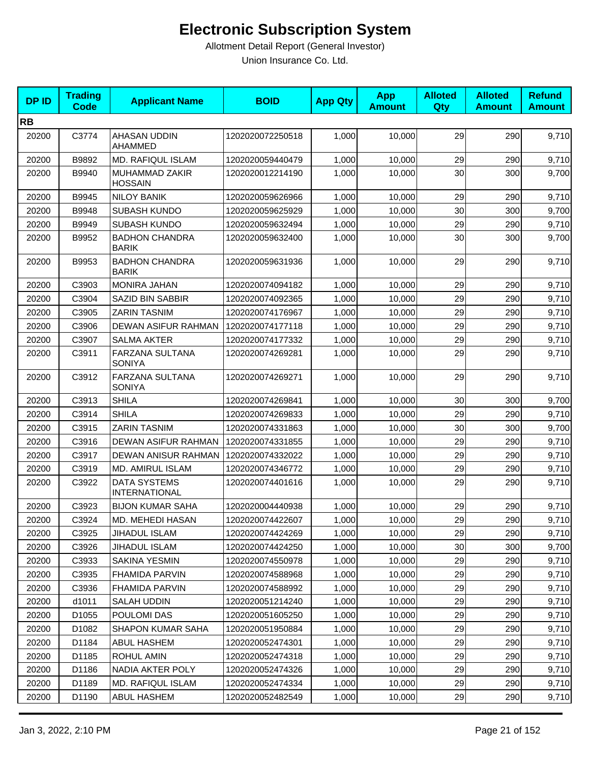# Electronic Subscription System

Allotment Detail Report (General Investor)

Union Insurance Co. Ltd.

| DP ID | Trading Code | Applicant Name | BOID | App Qty | App Amount | Alloted Qty | Alloted Amount | Refund Amount |
|---|---|---|---|---|---|---|---|---|
| **RB** | | | | | | | | |
| 20200 | C3774 | AHASAN UDDIN AHAMMED | 1202020072250518 | 1,000 | 10,000 | 29 | 290 | 9,710 |
| 20200 | B9892 | MD. RAFIQUL ISLAM | 1202020059440479 | 1,000 | 10,000 | 29 | 290 | 9,710 |
| 20200 | B9940 | MUHAMMAD ZAKIR HOSSAIN | 1202020012214190 | 1,000 | 10,000 | 30 | 300 | 9,700 |
| 20200 | B9945 | NILOY BANIK | 1202020059626966 | 1,000 | 10,000 | 29 | 290 | 9,710 |
| 20200 | B9948 | SUBASH KUNDO | 1202020059625929 | 1,000 | 10,000 | 30 | 300 | 9,700 |
| 20200 | B9949 | SUBASH KUNDO | 1202020059632494 | 1,000 | 10,000 | 29 | 290 | 9,710 |
| 20200 | B9952 | BADHON CHANDRA BARIK | 1202020059632400 | 1,000 | 10,000 | 30 | 300 | 9,700 |
| 20200 | B9953 | BADHON CHANDRA BARIK | 1202020059631936 | 1,000 | 10,000 | 29 | 290 | 9,710 |
| 20200 | C3903 | MONIRA JAHAN | 1202020074094182 | 1,000 | 10,000 | 29 | 290 | 9,710 |
| 20200 | C3904 | SAZID BIN SABBIR | 1202020074092365 | 1,000 | 10,000 | 29 | 290 | 9,710 |
| 20200 | C3905 | ZARIN TASNIM | 1202020074176967 | 1,000 | 10,000 | 29 | 290 | 9,710 |
| 20200 | C3906 | DEWAN ASIFUR RAHMAN | 1202020074177118 | 1,000 | 10,000 | 29 | 290 | 9,710 |
| 20200 | C3907 | SALMA AKTER | 1202020074177332 | 1,000 | 10,000 | 29 | 290 | 9,710 |
| 20200 | C3911 | FARZANA SULTANA SONIYA | 1202020074269281 | 1,000 | 10,000 | 29 | 290 | 9,710 |
| 20200 | C3912 | FARZANA SULTANA SONIYA | 1202020074269271 | 1,000 | 10,000 | 29 | 290 | 9,710 |
| 20200 | C3913 | SHILA | 1202020074269841 | 1,000 | 10,000 | 30 | 300 | 9,700 |
| 20200 | C3914 | SHILA | 1202020074269833 | 1,000 | 10,000 | 29 | 290 | 9,710 |
| 20200 | C3915 | ZARIN TASNIM | 1202020074331863 | 1,000 | 10,000 | 30 | 300 | 9,700 |
| 20200 | C3916 | DEWAN ASIFUR RAHMAN | 1202020074331855 | 1,000 | 10,000 | 29 | 290 | 9,710 |
| 20200 | C3917 | DEWAN ANISUR RAHMAN | 1202020074332022 | 1,000 | 10,000 | 29 | 290 | 9,710 |
| 20200 | C3919 | MD. AMIRUL ISLAM | 1202020074346772 | 1,000 | 10,000 | 29 | 290 | 9,710 |
| 20200 | C3922 | DATA SYSTEMS INTERNATIONAL | 1202020074401616 | 1,000 | 10,000 | 29 | 290 | 9,710 |
| 20200 | C3923 | BIJON KUMAR SAHA | 1202020004440938 | 1,000 | 10,000 | 29 | 290 | 9,710 |
| 20200 | C3924 | MD. MEHEDI HASAN | 1202020074422607 | 1,000 | 10,000 | 29 | 290 | 9,710 |
| 20200 | C3925 | JIHADUL ISLAM | 1202020074424269 | 1,000 | 10,000 | 29 | 290 | 9,710 |
| 20200 | C3926 | JIHADUL ISLAM | 1202020074424250 | 1,000 | 10,000 | 30 | 300 | 9,700 |
| 20200 | C3933 | SAKINA YESMIN | 1202020074550978 | 1,000 | 10,000 | 29 | 290 | 9,710 |
| 20200 | C3935 | FHAMIDA PARVIN | 1202020074588968 | 1,000 | 10,000 | 29 | 290 | 9,710 |
| 20200 | C3936 | FHAMIDA PARVIN | 1202020074588992 | 1,000 | 10,000 | 29 | 290 | 9,710 |
| 20200 | d1011 | SALAH UDDIN | 1202020051214240 | 1,000 | 10,000 | 29 | 290 | 9,710 |
| 20200 | D1055 | POULOMI DAS | 1202020051605250 | 1,000 | 10,000 | 29 | 290 | 9,710 |
| 20200 | D1082 | SHAPON KUMAR SAHA | 1202020051950884 | 1,000 | 10,000 | 29 | 290 | 9,710 |
| 20200 | D1184 | ABUL HASHEM | 1202020052474301 | 1,000 | 10,000 | 29 | 290 | 9,710 |
| 20200 | D1185 | ROHUL AMIN | 1202020052474318 | 1,000 | 10,000 | 29 | 290 | 9,710 |
| 20200 | D1186 | NADIA AKTER POLY | 1202020052474326 | 1,000 | 10,000 | 29 | 290 | 9,710 |
| 20200 | D1189 | MD. RAFIQUL ISLAM | 1202020052474334 | 1,000 | 10,000 | 29 | 290 | 9,710 |
| 20200 | D1190 | ABUL HASHEM | 1202020052482549 | 1,000 | 10,000 | 29 | 290 | 9,710 |

Jan 3, 2022, 2:10 PM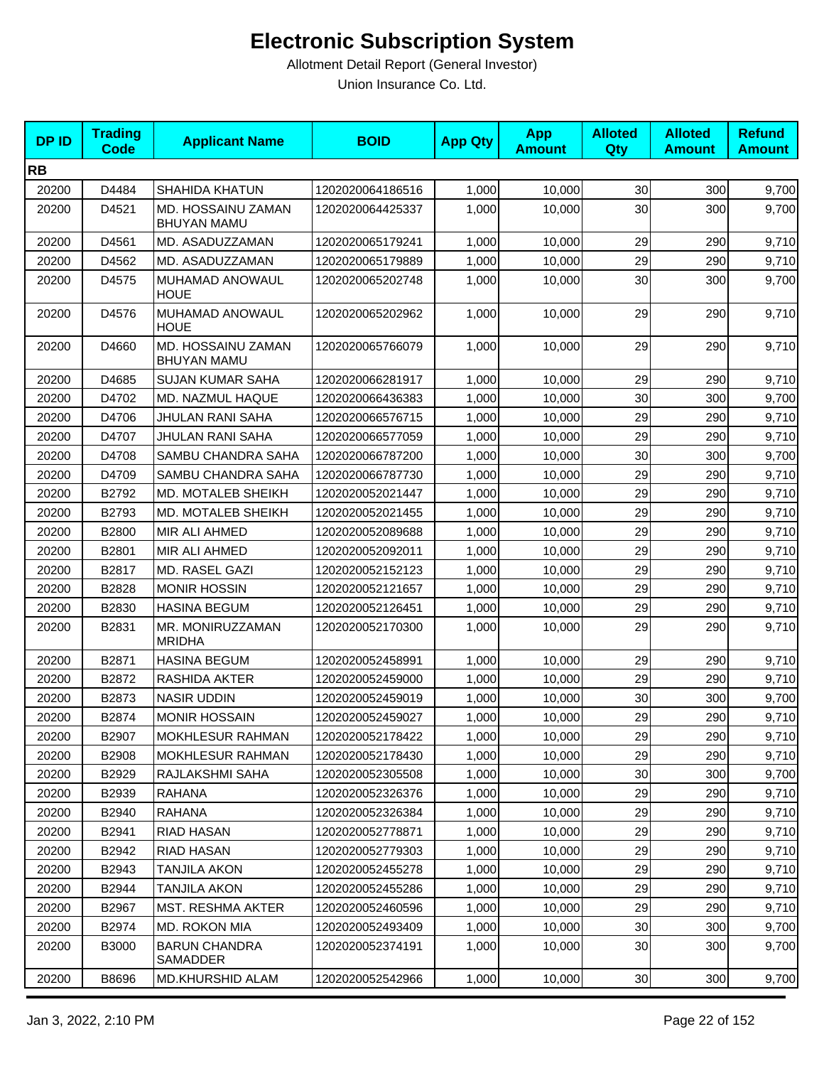# Electronic Subscription System

Allotment Detail Report (General Investor)

Union Insurance Co. Ltd.

| DP ID | Trading Code | Applicant Name | BOID | App Qty | App Amount | Alloted Qty | Alloted Amount | Refund Amount |
|---|---|---|---|---|---|---|---|---|
| **RB** | | | | | | | | |
| 20200 | D4484 | SHAHIDA KHATUN | 1202020064186516 | 1,000 | 10,000 | 30 | 300 | 9,700 |
| 20200 | D4521 | MD. HOSSAINU ZAMAN BHUYAN MAMU | 1202020064425337 | 1,000 | 10,000 | 30 | 300 | 9,700 |
| 20200 | D4561 | MD. ASADUZZAMAN | 1202020065179241 | 1,000 | 10,000 | 29 | 290 | 9,710 |
| 20200 | D4562 | MD. ASADUZZAMAN | 1202020065179889 | 1,000 | 10,000 | 29 | 290 | 9,710 |
| 20200 | D4575 | MUHAMAD ANOWAUL HOUE | 1202020065202748 | 1,000 | 10,000 | 30 | 300 | 9,700 |
| 20200 | D4576 | MUHAMAD ANOWAUL HOUE | 1202020065202962 | 1,000 | 10,000 | 29 | 290 | 9,710 |
| 20200 | D4660 | MD. HOSSAINU ZAMAN BHUYAN MAMU | 1202020065766079 | 1,000 | 10,000 | 29 | 290 | 9,710 |
| 20200 | D4685 | SUJAN KUMAR SAHA | 1202020066281917 | 1,000 | 10,000 | 29 | 290 | 9,710 |
| 20200 | D4702 | MD. NAZMUL HAQUE | 1202020066436383 | 1,000 | 10,000 | 30 | 300 | 9,700 |
| 20200 | D4706 | JHULAN RANI SAHA | 1202020066576715 | 1,000 | 10,000 | 29 | 290 | 9,710 |
| 20200 | D4707 | JHULAN RANI SAHA | 1202020066577059 | 1,000 | 10,000 | 29 | 290 | 9,710 |
| 20200 | D4708 | SAMBU CHANDRA SAHA | 1202020066787200 | 1,000 | 10,000 | 30 | 300 | 9,700 |
| 20200 | D4709 | SAMBU CHANDRA SAHA | 1202020066787730 | 1,000 | 10,000 | 29 | 290 | 9,710 |
| 20200 | B2792 | MD. MOTALEB SHEIKH | 1202020052021447 | 1,000 | 10,000 | 29 | 290 | 9,710 |
| 20200 | B2793 | MD. MOTALEB SHEIKH | 1202020052021455 | 1,000 | 10,000 | 29 | 290 | 9,710 |
| 20200 | B2800 | MIR ALI AHMED | 1202020052089688 | 1,000 | 10,000 | 29 | 290 | 9,710 |
| 20200 | B2801 | MIR ALI AHMED | 1202020052092011 | 1,000 | 10,000 | 29 | 290 | 9,710 |
| 20200 | B2817 | MD. RASEL GAZI | 1202020052152123 | 1,000 | 10,000 | 29 | 290 | 9,710 |
| 20200 | B2828 | MONIR HOSSIN | 1202020052121657 | 1,000 | 10,000 | 29 | 290 | 9,710 |
| 20200 | B2830 | HASINA BEGUM | 1202020052126451 | 1,000 | 10,000 | 29 | 290 | 9,710 |
| 20200 | B2831 | MR. MONIRUZZAMAN MRIDHA | 1202020052170300 | 1,000 | 10,000 | 29 | 290 | 9,710 |
| 20200 | B2871 | HASINA BEGUM | 1202020052458991 | 1,000 | 10,000 | 29 | 290 | 9,710 |
| 20200 | B2872 | RASHIDA AKTER | 1202020052459000 | 1,000 | 10,000 | 29 | 290 | 9,710 |
| 20200 | B2873 | NASIR UDDIN | 1202020052459019 | 1,000 | 10,000 | 30 | 300 | 9,700 |
| 20200 | B2874 | MONIR HOSSAIN | 1202020052459027 | 1,000 | 10,000 | 29 | 290 | 9,710 |
| 20200 | B2907 | MOKHLESUR RAHMAN | 1202020052178422 | 1,000 | 10,000 | 29 | 290 | 9,710 |
| 20200 | B2908 | MOKHLESUR RAHMAN | 1202020052178430 | 1,000 | 10,000 | 29 | 290 | 9,710 |
| 20200 | B2929 | RAJLAKSHMI SAHA | 1202020052305508 | 1,000 | 10,000 | 30 | 300 | 9,700 |
| 20200 | B2939 | RAHANA | 1202020052326376 | 1,000 | 10,000 | 29 | 290 | 9,710 |
| 20200 | B2940 | RAHANA | 1202020052326384 | 1,000 | 10,000 | 29 | 290 | 9,710 |
| 20200 | B2941 | RIAD HASAN | 1202020052778871 | 1,000 | 10,000 | 29 | 290 | 9,710 |
| 20200 | B2942 | RIAD HASAN | 1202020052779303 | 1,000 | 10,000 | 29 | 290 | 9,710 |
| 20200 | B2943 | TANJILA AKON | 1202020052455278 | 1,000 | 10,000 | 29 | 290 | 9,710 |
| 20200 | B2944 | TANJILA AKON | 1202020052455286 | 1,000 | 10,000 | 29 | 290 | 9,710 |
| 20200 | B2967 | MST. RESHMA AKTER | 1202020052460596 | 1,000 | 10,000 | 29 | 290 | 9,710 |
| 20200 | B2974 | MD. ROKON MIA | 1202020052493409 | 1,000 | 10,000 | 30 | 300 | 9,700 |
| 20200 | B3000 | BARUN CHANDRA SAMADDER | 1202020052374191 | 1,000 | 10,000 | 30 | 300 | 9,700 |
| 20200 | B8696 | MD.KHURSHID ALAM | 1202020052542966 | 1,000 | 10,000 | 30 | 300 | 9,700 |

Jan 3, 2022, 2:10 PM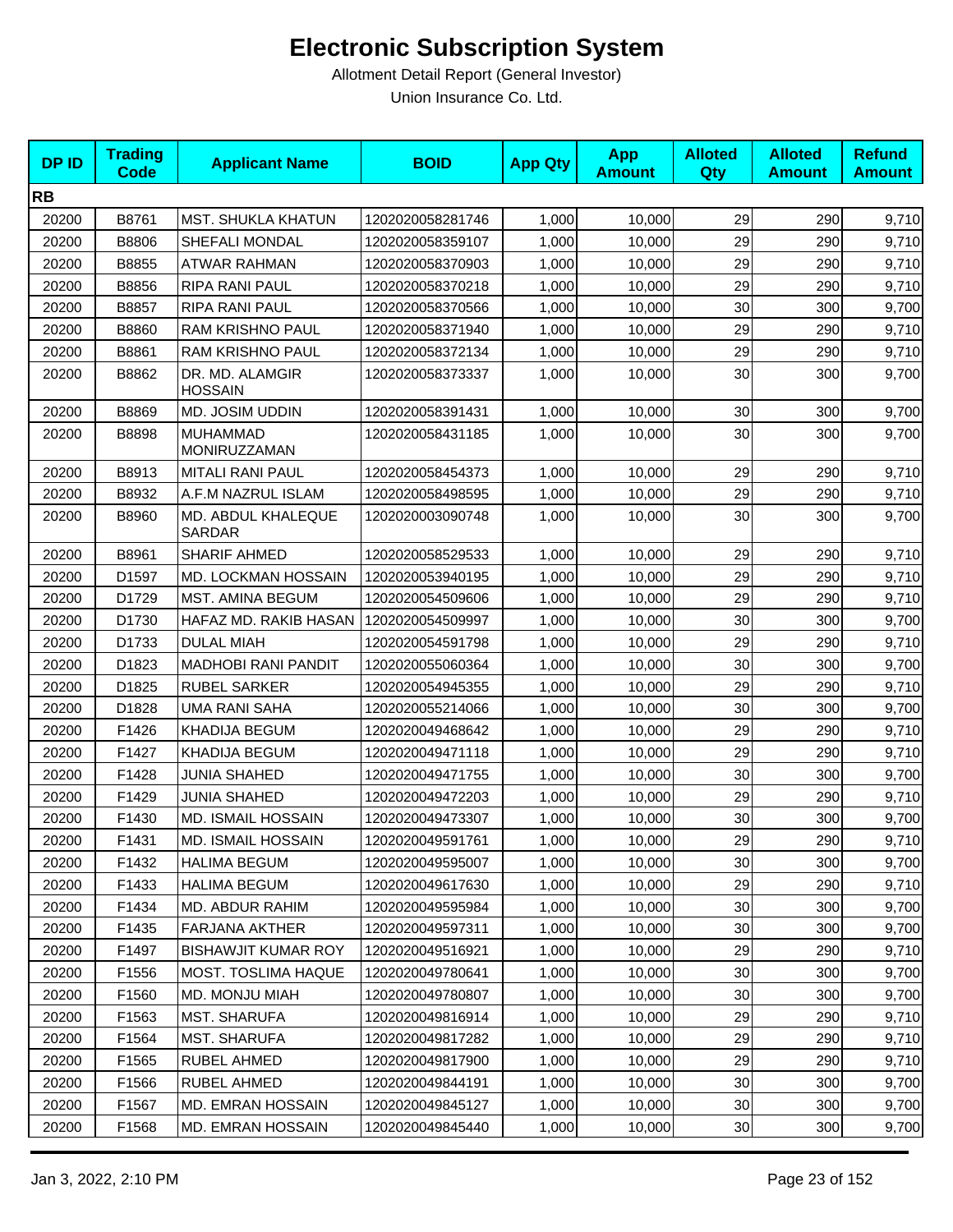# Electronic Subscription System

Allotment Detail Report (General Investor)

Union Insurance Co. Ltd.

| DP ID | Trading Code | Applicant Name | BOID | App Qty | App Amount | Alloted Qty | Alloted Amount | Refund Amount |
|---|---|---|---|---|---|---|---|---|
| **RB** | | | | | | | | |
| 20200 | B8761 | MST. SHUKLA KHATUN | 1202020058281746 | 1,000 | 10,000 | 29 | 290 | 9,710 |
| 20200 | B8806 | SHEFALI MONDAL | 1202020058359107 | 1,000 | 10,000 | 29 | 290 | 9,710 |
| 20200 | B8855 | ATWAR RAHMAN | 1202020058370903 | 1,000 | 10,000 | 29 | 290 | 9,710 |
| 20200 | B8856 | RIPA RANI PAUL | 1202020058370218 | 1,000 | 10,000 | 29 | 290 | 9,710 |
| 20200 | B8857 | RIPA RANI PAUL | 1202020058370566 | 1,000 | 10,000 | 30 | 300 | 9,700 |
| 20200 | B8860 | RAM KRISHNO PAUL | 1202020058371940 | 1,000 | 10,000 | 29 | 290 | 9,710 |
| 20200 | B8861 | RAM KRISHNO PAUL | 1202020058372134 | 1,000 | 10,000 | 29 | 290 | 9,710 |
| 20200 | B8862 | DR. MD. ALAMGIR HOSSAIN | 1202020058373337 | 1,000 | 10,000 | 30 | 300 | 9,700 |
| 20200 | B8869 | MD. JOSIM UDDIN | 1202020058391431 | 1,000 | 10,000 | 30 | 300 | 9,700 |
| 20200 | B8898 | MUHAMMAD MONIRUZZAMAN | 1202020058431185 | 1,000 | 10,000 | 30 | 300 | 9,700 |
| 20200 | B8913 | MITALI RANI PAUL | 1202020058454373 | 1,000 | 10,000 | 29 | 290 | 9,710 |
| 20200 | B8932 | A.F.M NAZRUL ISLAM | 1202020058498595 | 1,000 | 10,000 | 29 | 290 | 9,710 |
| 20200 | B8960 | MD. ABDUL KHALEQUE SARDAR | 1202020003090748 | 1,000 | 10,000 | 30 | 300 | 9,700 |
| 20200 | B8961 | SHARIF AHMED | 1202020058529533 | 1,000 | 10,000 | 29 | 290 | 9,710 |
| 20200 | D1597 | MD. LOCKMAN HOSSAIN | 1202020053940195 | 1,000 | 10,000 | 29 | 290 | 9,710 |
| 20200 | D1729 | MST. AMINA BEGUM | 1202020054509606 | 1,000 | 10,000 | 29 | 290 | 9,710 |
| 20200 | D1730 | HAFAZ MD. RAKIB HASAN | 1202020054509997 | 1,000 | 10,000 | 30 | 300 | 9,700 |
| 20200 | D1733 | DULAL MIAH | 1202020054591798 | 1,000 | 10,000 | 29 | 290 | 9,710 |
| 20200 | D1823 | MADHOBI RANI PANDIT | 1202020055060364 | 1,000 | 10,000 | 30 | 300 | 9,700 |
| 20200 | D1825 | RUBEL SARKER | 1202020054945355 | 1,000 | 10,000 | 29 | 290 | 9,710 |
| 20200 | D1828 | UMA RANI SAHA | 1202020055214066 | 1,000 | 10,000 | 30 | 300 | 9,700 |
| 20200 | F1426 | KHADIJA BEGUM | 1202020049468642 | 1,000 | 10,000 | 29 | 290 | 9,710 |
| 20200 | F1427 | KHADIJA BEGUM | 1202020049471118 | 1,000 | 10,000 | 29 | 290 | 9,710 |
| 20200 | F1428 | JUNIA SHAHED | 1202020049471755 | 1,000 | 10,000 | 30 | 300 | 9,700 |
| 20200 | F1429 | JUNIA SHAHED | 1202020049472203 | 1,000 | 10,000 | 29 | 290 | 9,710 |
| 20200 | F1430 | MD. ISMAIL HOSSAIN | 1202020049473307 | 1,000 | 10,000 | 30 | 300 | 9,700 |
| 20200 | F1431 | MD. ISMAIL HOSSAIN | 1202020049591761 | 1,000 | 10,000 | 29 | 290 | 9,710 |
| 20200 | F1432 | HALIMA BEGUM | 1202020049595007 | 1,000 | 10,000 | 30 | 300 | 9,700 |
| 20200 | F1433 | HALIMA BEGUM | 1202020049617630 | 1,000 | 10,000 | 29 | 290 | 9,710 |
| 20200 | F1434 | MD. ABDUR RAHIM | 1202020049595984 | 1,000 | 10,000 | 30 | 300 | 9,700 |
| 20200 | F1435 | FARJANA AKTHER | 1202020049597311 | 1,000 | 10,000 | 30 | 300 | 9,700 |
| 20200 | F1497 | BISHAWJIT KUMAR ROY | 1202020049516921 | 1,000 | 10,000 | 29 | 290 | 9,710 |
| 20200 | F1556 | MOST. TOSLIMA HAQUE | 1202020049780641 | 1,000 | 10,000 | 30 | 300 | 9,700 |
| 20200 | F1560 | MD. MONJU MIAH | 1202020049780807 | 1,000 | 10,000 | 30 | 300 | 9,700 |
| 20200 | F1563 | MST. SHARUFA | 1202020049816914 | 1,000 | 10,000 | 29 | 290 | 9,710 |
| 20200 | F1564 | MST. SHARUFA | 1202020049817282 | 1,000 | 10,000 | 29 | 290 | 9,710 |
| 20200 | F1565 | RUBEL AHMED | 1202020049817900 | 1,000 | 10,000 | 29 | 290 | 9,710 |
| 20200 | F1566 | RUBEL AHMED | 1202020049844191 | 1,000 | 10,000 | 30 | 300 | 9,700 |
| 20200 | F1567 | MD. EMRAN HOSSAIN | 1202020049845127 | 1,000 | 10,000 | 30 | 300 | 9,700 |
| 20200 | F1568 | MD. EMRAN HOSSAIN | 1202020049845440 | 1,000 | 10,000 | 30 | 300 | 9,700 |

Jan 3, 2022, 2:10 PM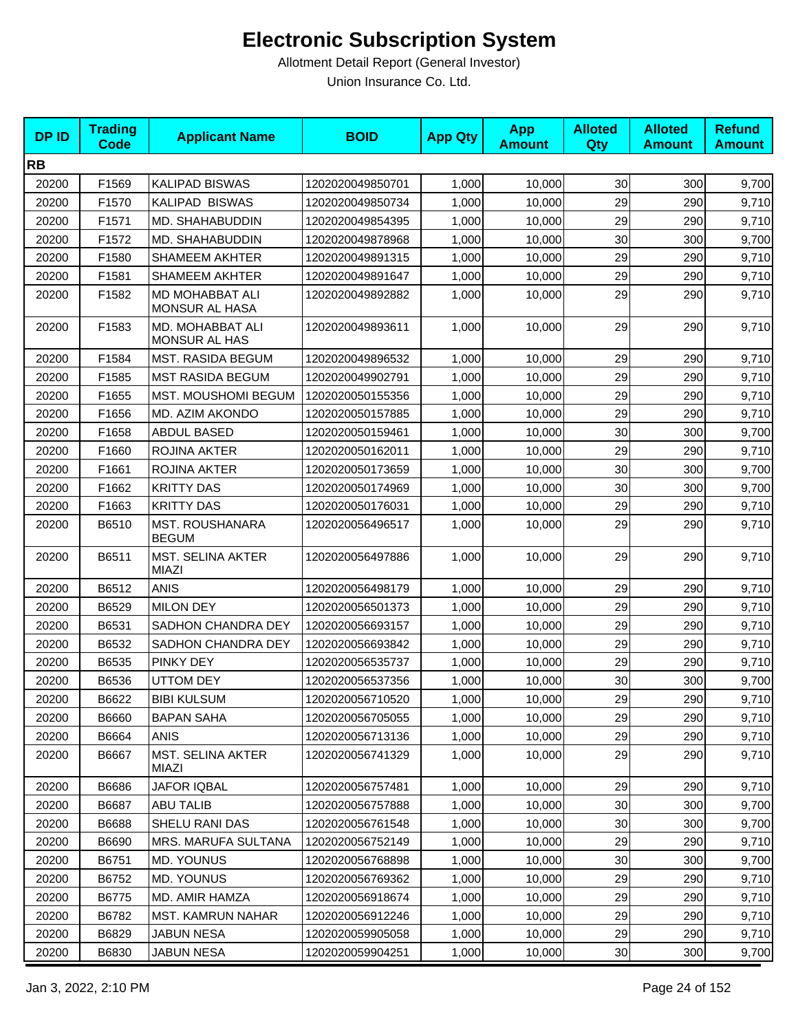# Electronic Subscription System

Allotment Detail Report (General Investor)

Union Insurance Co. Ltd.

| DP ID | Trading Code | Applicant Name | BOID | App Qty | App Amount | Alloted Qty | Alloted Amount | Refund Amount |
|---|---|---|---|---|---|---|---|---|
| **RB** | | | | | | | | |
| 20200 | F1569 | KALIPAD BISWAS | 1202020049850701 | 1,000 | 10,000 | 30 | 300 | 9,700 |
| 20200 | F1570 | KALIPAD BISWAS | 1202020049850734 | 1,000 | 10,000 | 29 | 290 | 9,710 |
| 20200 | F1571 | MD. SHAHABUDDIN | 1202020049854395 | 1,000 | 10,000 | 29 | 290 | 9,710 |
| 20200 | F1572 | MD. SHAHABUDDIN | 1202020049878968 | 1,000 | 10,000 | 30 | 300 | 9,700 |
| 20200 | F1580 | SHAMEEM AKHTER | 1202020049891315 | 1,000 | 10,000 | 29 | 290 | 9,710 |
| 20200 | F1581 | SHAMEEM AKHTER | 1202020049891647 | 1,000 | 10,000 | 29 | 290 | 9,710 |
| 20200 | F1582 | MD MOHABBAT ALI MONSUR AL HASA | 1202020049892882 | 1,000 | 10,000 | 29 | 290 | 9,710 |
| 20200 | F1583 | MD. MOHABBAT ALI MONSUR AL HAS | 1202020049893611 | 1,000 | 10,000 | 29 | 290 | 9,710 |
| 20200 | F1584 | MST. RASIDA BEGUM | 1202020049896532 | 1,000 | 10,000 | 29 | 290 | 9,710 |
| 20200 | F1585 | MST RASIDA BEGUM | 1202020049902791 | 1,000 | 10,000 | 29 | 290 | 9,710 |
| 20200 | F1655 | MST. MOUSHOMI BEGUM | 1202020050155356 | 1,000 | 10,000 | 29 | 290 | 9,710 |
| 20200 | F1656 | MD. AZIM AKONDO | 1202020050157885 | 1,000 | 10,000 | 29 | 290 | 9,710 |
| 20200 | F1658 | ABDUL BASED | 1202020050159461 | 1,000 | 10,000 | 30 | 300 | 9,700 |
| 20200 | F1660 | ROJINA AKTER | 1202020050162011 | 1,000 | 10,000 | 29 | 290 | 9,710 |
| 20200 | F1661 | ROJINA AKTER | 1202020050173659 | 1,000 | 10,000 | 30 | 300 | 9,700 |
| 20200 | F1662 | KRITTY DAS | 1202020050174969 | 1,000 | 10,000 | 30 | 300 | 9,700 |
| 20200 | F1663 | KRITTY DAS | 1202020050176031 | 1,000 | 10,000 | 29 | 290 | 9,710 |
| 20200 | B6510 | MST. ROUSHANARA BEGUM | 1202020056496517 | 1,000 | 10,000 | 29 | 290 | 9,710 |
| 20200 | B6511 | MST. SELINA AKTER MIAZI | 1202020056497886 | 1,000 | 10,000 | 29 | 290 | 9,710 |
| 20200 | B6512 | ANIS | 1202020056498179 | 1,000 | 10,000 | 29 | 290 | 9,710 |
| 20200 | B6529 | MILON DEY | 1202020056501373 | 1,000 | 10,000 | 29 | 290 | 9,710 |
| 20200 | B6531 | SADHON CHANDRA DEY | 1202020056693157 | 1,000 | 10,000 | 29 | 290 | 9,710 |
| 20200 | B6532 | SADHON CHANDRA DEY | 1202020056693842 | 1,000 | 10,000 | 29 | 290 | 9,710 |
| 20200 | B6535 | PINKY DEY | 1202020056535737 | 1,000 | 10,000 | 29 | 290 | 9,710 |
| 20200 | B6536 | UTTOM DEY | 1202020056537356 | 1,000 | 10,000 | 30 | 300 | 9,700 |
| 20200 | B6622 | BIBI KULSUM | 1202020056710520 | 1,000 | 10,000 | 29 | 290 | 9,710 |
| 20200 | B6660 | BAPAN SAHA | 1202020056705055 | 1,000 | 10,000 | 29 | 290 | 9,710 |
| 20200 | B6664 | ANIS | 1202020056713136 | 1,000 | 10,000 | 29 | 290 | 9,710 |
| 20200 | B6667 | MST. SELINA AKTER MIAZI | 1202020056741329 | 1,000 | 10,000 | 29 | 290 | 9,710 |
| 20200 | B6686 | JAFOR IQBAL | 1202020056757481 | 1,000 | 10,000 | 29 | 290 | 9,710 |
| 20200 | B6687 | ABU TALIB | 1202020056757888 | 1,000 | 10,000 | 30 | 300 | 9,700 |
| 20200 | B6688 | SHELU RANI DAS | 1202020056761548 | 1,000 | 10,000 | 30 | 300 | 9,700 |
| 20200 | B6690 | MRS. MARUFA SULTANA | 1202020056752149 | 1,000 | 10,000 | 29 | 290 | 9,710 |
| 20200 | B6751 | MD. YOUNUS | 1202020056768898 | 1,000 | 10,000 | 30 | 300 | 9,700 |
| 20200 | B6752 | MD. YOUNUS | 1202020056769362 | 1,000 | 10,000 | 29 | 290 | 9,710 |
| 20200 | B6775 | MD. AMIR HAMZA | 1202020056918674 | 1,000 | 10,000 | 29 | 290 | 9,710 |
| 20200 | B6782 | MST. KAMRUN NAHAR | 1202020056912246 | 1,000 | 10,000 | 29 | 290 | 9,710 |
| 20200 | B6829 | JABUN NESA | 1202020059905058 | 1,000 | 10,000 | 29 | 290 | 9,710 |
| 20200 | B6830 | JABUN NESA | 1202020059904251 | 1,000 | 10,000 | 30 | 300 | 9,700 |

Jan 3, 2022, 2:10 PM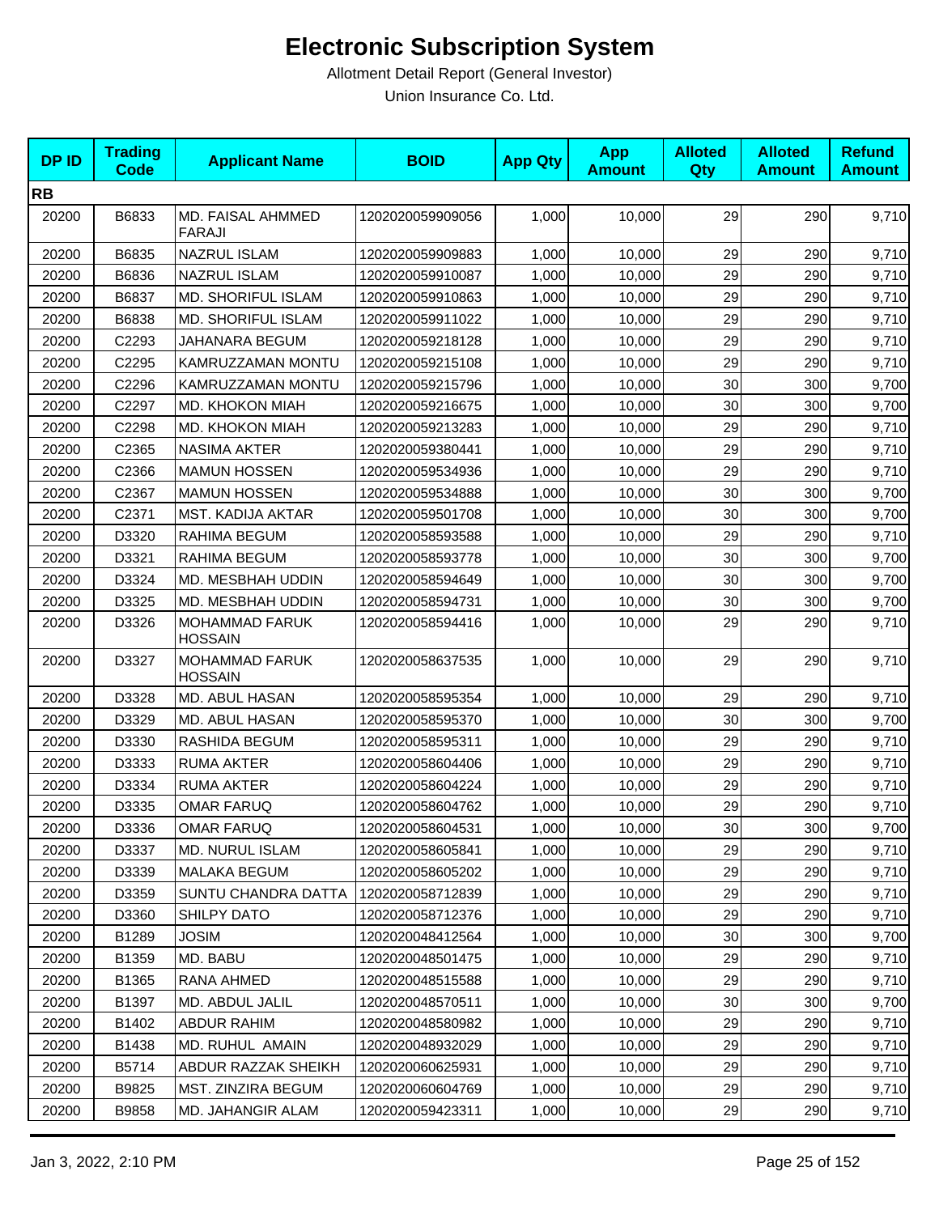# Electronic Subscription System

Allotment Detail Report (General Investor)

Union Insurance Co. Ltd.

| DP ID | Trading Code | Applicant Name | BOID | App Qty | App Amount | Alloted Qty | Alloted Amount | Refund Amount |
|---|---|---|---|---|---|---|---|---|
| **RB** | | | | | | | | |
| 20200 | B6833 | MD. FAISAL AHMMED FARAJI | 1202020059909056 | 1,000 | 10,000 | 29 | 290 | 9,710 |
| 20200 | B6835 | NAZRUL ISLAM | 1202020059909883 | 1,000 | 10,000 | 29 | 290 | 9,710 |
| 20200 | B6836 | NAZRUL ISLAM | 1202020059910087 | 1,000 | 10,000 | 29 | 290 | 9,710 |
| 20200 | B6837 | MD. SHORIFUL ISLAM | 1202020059910863 | 1,000 | 10,000 | 29 | 290 | 9,710 |
| 20200 | B6838 | MD. SHORIFUL ISLAM | 1202020059911022 | 1,000 | 10,000 | 29 | 290 | 9,710 |
| 20200 | C2293 | JAHANARA BEGUM | 1202020059218128 | 1,000 | 10,000 | 29 | 290 | 9,710 |
| 20200 | C2295 | KAMRUZZAMAN MONTU | 1202020059215108 | 1,000 | 10,000 | 29 | 290 | 9,710 |
| 20200 | C2296 | KAMRUZZAMAN MONTU | 1202020059215796 | 1,000 | 10,000 | 30 | 300 | 9,700 |
| 20200 | C2297 | MD. KHOKON MIAH | 1202020059216675 | 1,000 | 10,000 | 30 | 300 | 9,700 |
| 20200 | C2298 | MD. KHOKON MIAH | 1202020059213283 | 1,000 | 10,000 | 29 | 290 | 9,710 |
| 20200 | C2365 | NASIMA AKTER | 1202020059380441 | 1,000 | 10,000 | 29 | 290 | 9,710 |
| 20200 | C2366 | MAMUN HOSSEN | 1202020059534936 | 1,000 | 10,000 | 29 | 290 | 9,710 |
| 20200 | C2367 | MAMUN HOSSEN | 1202020059534888 | 1,000 | 10,000 | 30 | 300 | 9,700 |
| 20200 | C2371 | MST. KADIJA AKTAR | 1202020059501708 | 1,000 | 10,000 | 30 | 300 | 9,700 |
| 20200 | D3320 | RAHIMA BEGUM | 1202020058593588 | 1,000 | 10,000 | 29 | 290 | 9,710 |
| 20200 | D3321 | RAHIMA BEGUM | 1202020058593778 | 1,000 | 10,000 | 30 | 300 | 9,700 |
| 20200 | D3324 | MD. MESBHAH UDDIN | 1202020058594649 | 1,000 | 10,000 | 30 | 300 | 9,700 |
| 20200 | D3325 | MD. MESBHAH UDDIN | 1202020058594731 | 1,000 | 10,000 | 30 | 300 | 9,700 |
| 20200 | D3326 | MOHAMMAD FARUK HOSSAIN | 1202020058594416 | 1,000 | 10,000 | 29 | 290 | 9,710 |
| 20200 | D3327 | MOHAMMAD FARUK HOSSAIN | 1202020058637535 | 1,000 | 10,000 | 29 | 290 | 9,710 |
| 20200 | D3328 | MD. ABUL HASAN | 1202020058595354 | 1,000 | 10,000 | 29 | 290 | 9,710 |
| 20200 | D3329 | MD. ABUL HASAN | 1202020058595370 | 1,000 | 10,000 | 30 | 300 | 9,700 |
| 20200 | D3330 | RASHIDA BEGUM | 1202020058595311 | 1,000 | 10,000 | 29 | 290 | 9,710 |
| 20200 | D3333 | RUMA AKTER | 1202020058604406 | 1,000 | 10,000 | 29 | 290 | 9,710 |
| 20200 | D3334 | RUMA AKTER | 1202020058604224 | 1,000 | 10,000 | 29 | 290 | 9,710 |
| 20200 | D3335 | OMAR FARUQ | 1202020058604762 | 1,000 | 10,000 | 29 | 290 | 9,710 |
| 20200 | D3336 | OMAR FARUQ | 1202020058604531 | 1,000 | 10,000 | 30 | 300 | 9,700 |
| 20200 | D3337 | MD. NURUL ISLAM | 1202020058605841 | 1,000 | 10,000 | 29 | 290 | 9,710 |
| 20200 | D3339 | MALAKA BEGUM | 1202020058605202 | 1,000 | 10,000 | 29 | 290 | 9,710 |
| 20200 | D3359 | SUNTU CHANDRA DATTA | 1202020058712839 | 1,000 | 10,000 | 29 | 290 | 9,710 |
| 20200 | D3360 | SHILPY DATO | 1202020058712376 | 1,000 | 10,000 | 29 | 290 | 9,710 |
| 20200 | B1289 | JOSIM | 1202020048412564 | 1,000 | 10,000 | 30 | 300 | 9,700 |
| 20200 | B1359 | MD. BABU | 1202020048501475 | 1,000 | 10,000 | 29 | 290 | 9,710 |
| 20200 | B1365 | RANA AHMED | 1202020048515588 | 1,000 | 10,000 | 29 | 290 | 9,710 |
| 20200 | B1397 | MD. ABDUL JALIL | 1202020048570511 | 1,000 | 10,000 | 30 | 300 | 9,700 |
| 20200 | B1402 | ABDUR RAHIM | 1202020048580982 | 1,000 | 10,000 | 29 | 290 | 9,710 |
| 20200 | B1438 | MD. RUHUL AMAIN | 1202020048932029 | 1,000 | 10,000 | 29 | 290 | 9,710 |
| 20200 | B5714 | ABDUR RAZZAK SHEIKH | 1202020060625931 | 1,000 | 10,000 | 29 | 290 | 9,710 |
| 20200 | B9825 | MST. ZINZIRA BEGUM | 1202020060604769 | 1,000 | 10,000 | 29 | 290 | 9,710 |
| 20200 | B9858 | MD. JAHANGIR ALAM | 1202020059423311 | 1,000 | 10,000 | 29 | 290 | 9,710 |

Jan 3, 2022, 2:10 PM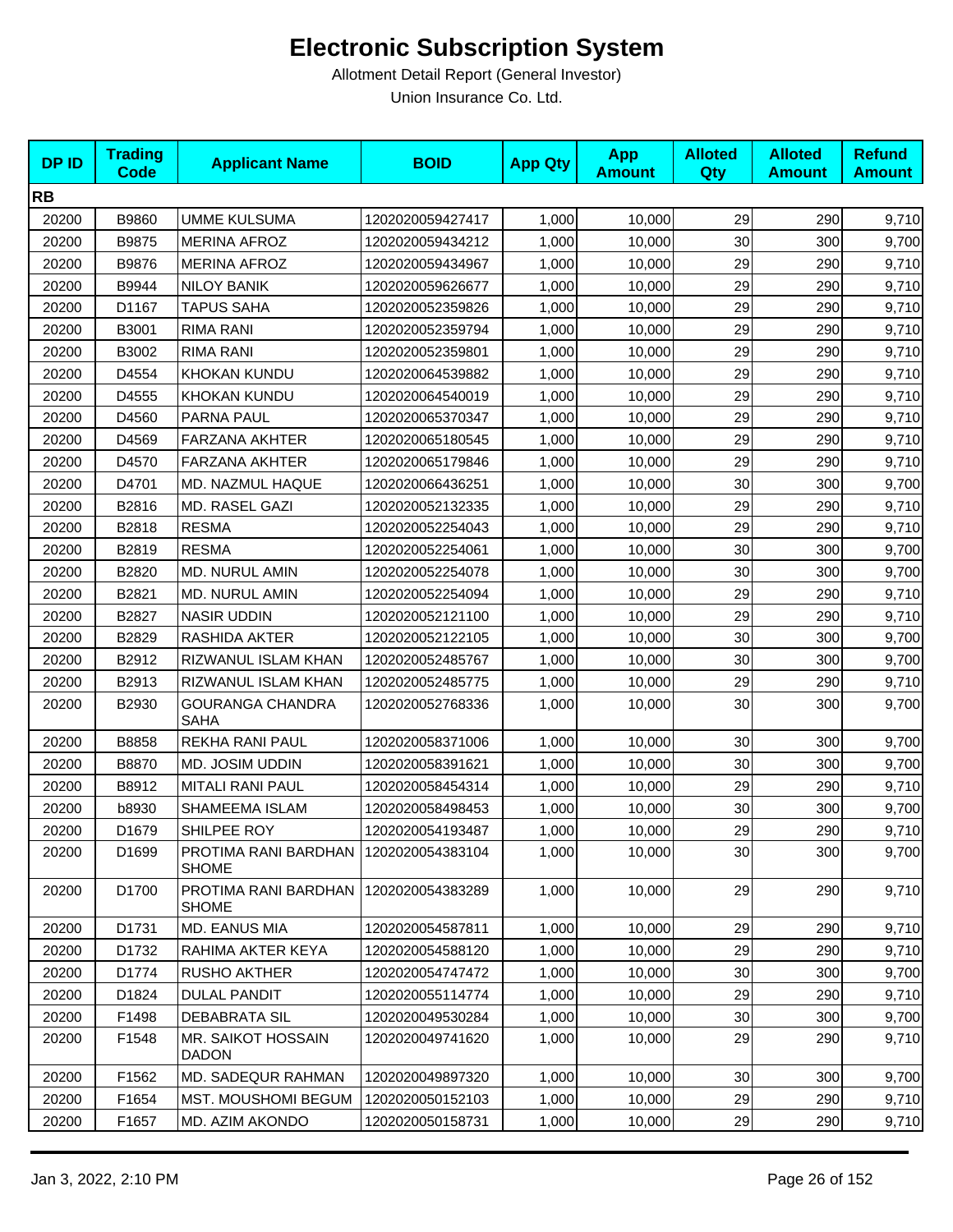# Electronic Subscription System

Allotment Detail Report (General Investor)

Union Insurance Co. Ltd.

| DP ID | Trading Code | Applicant Name | BOID | App Qty | App Amount | Alloted Qty | Alloted Amount | Refund Amount |
|---|---|---|---|---|---|---|---|---|
| **RB** | | | | | | | | |
| 20200 | B9860 | UMME KULSUMA | 1202020059427417 | 1,000 | 10,000 | 29 | 290 | 9,710 |
| 20200 | B9875 | MERINA AFROZ | 1202020059434212 | 1,000 | 10,000 | 30 | 300 | 9,700 |
| 20200 | B9876 | MERINA AFROZ | 1202020059434967 | 1,000 | 10,000 | 29 | 290 | 9,710 |
| 20200 | B9944 | NILOY BANIK | 1202020059626677 | 1,000 | 10,000 | 29 | 290 | 9,710 |
| 20200 | D1167 | TAPUS SAHA | 1202020052359826 | 1,000 | 10,000 | 29 | 290 | 9,710 |
| 20200 | B3001 | RIMA RANI | 1202020052359794 | 1,000 | 10,000 | 29 | 290 | 9,710 |
| 20200 | B3002 | RIMA RANI | 1202020052359801 | 1,000 | 10,000 | 29 | 290 | 9,710 |
| 20200 | D4554 | KHOKAN KUNDU | 1202020064539882 | 1,000 | 10,000 | 29 | 290 | 9,710 |
| 20200 | D4555 | KHOKAN KUNDU | 1202020064540019 | 1,000 | 10,000 | 29 | 290 | 9,710 |
| 20200 | D4560 | PARNA PAUL | 1202020065370347 | 1,000 | 10,000 | 29 | 290 | 9,710 |
| 20200 | D4569 | FARZANA AKHTER | 1202020065180545 | 1,000 | 10,000 | 29 | 290 | 9,710 |
| 20200 | D4570 | FARZANA AKHTER | 1202020065179846 | 1,000 | 10,000 | 29 | 290 | 9,710 |
| 20200 | D4701 | MD. NAZMUL HAQUE | 1202020066436251 | 1,000 | 10,000 | 30 | 300 | 9,700 |
| 20200 | B2816 | MD. RASEL GAZI | 1202020052132335 | 1,000 | 10,000 | 29 | 290 | 9,710 |
| 20200 | B2818 | RESMA | 1202020052254043 | 1,000 | 10,000 | 29 | 290 | 9,710 |
| 20200 | B2819 | RESMA | 1202020052254061 | 1,000 | 10,000 | 30 | 300 | 9,700 |
| 20200 | B2820 | MD. NURUL AMIN | 1202020052254078 | 1,000 | 10,000 | 30 | 300 | 9,700 |
| 20200 | B2821 | MD. NURUL AMIN | 1202020052254094 | 1,000 | 10,000 | 29 | 290 | 9,710 |
| 20200 | B2827 | NASIR UDDIN | 1202020052121100 | 1,000 | 10,000 | 29 | 290 | 9,710 |
| 20200 | B2829 | RASHIDA AKTER | 1202020052122105 | 1,000 | 10,000 | 30 | 300 | 9,700 |
| 20200 | B2912 | RIZWANUL ISLAM KHAN | 1202020052485767 | 1,000 | 10,000 | 30 | 300 | 9,700 |
| 20200 | B2913 | RIZWANUL ISLAM KHAN | 1202020052485775 | 1,000 | 10,000 | 29 | 290 | 9,710 |
| 20200 | B2930 | GOURANGA CHANDRA SAHA | 1202020052768336 | 1,000 | 10,000 | 30 | 300 | 9,700 |
| 20200 | B8858 | REKHA RANI PAUL | 1202020058371006 | 1,000 | 10,000 | 30 | 300 | 9,700 |
| 20200 | B8870 | MD. JOSIM UDDIN | 1202020058391621 | 1,000 | 10,000 | 30 | 300 | 9,700 |
| 20200 | B8912 | MITALI RANI PAUL | 1202020058454314 | 1,000 | 10,000 | 29 | 290 | 9,710 |
| 20200 | b8930 | SHAMEEMA ISLAM | 1202020058498453 | 1,000 | 10,000 | 30 | 300 | 9,700 |
| 20200 | D1679 | SHILPEE ROY | 1202020054193487 | 1,000 | 10,000 | 29 | 290 | 9,710 |
| 20200 | D1699 | PROTIMA RANI BARDHAN SHOME | 1202020054383104 | 1,000 | 10,000 | 30 | 300 | 9,700 |
| 20200 | D1700 | PROTIMA RANI BARDHAN SHOME | 1202020054383289 | 1,000 | 10,000 | 29 | 290 | 9,710 |
| 20200 | D1731 | MD. EANUS MIA | 1202020054587811 | 1,000 | 10,000 | 29 | 290 | 9,710 |
| 20200 | D1732 | RAHIMA AKTER KEYA | 1202020054588120 | 1,000 | 10,000 | 29 | 290 | 9,710 |
| 20200 | D1774 | RUSHO AKTHER | 1202020054747472 | 1,000 | 10,000 | 30 | 300 | 9,700 |
| 20200 | D1824 | DULAL PANDIT | 1202020055114774 | 1,000 | 10,000 | 29 | 290 | 9,710 |
| 20200 | F1498 | DEBABRATA SIL | 1202020049530284 | 1,000 | 10,000 | 30 | 300 | 9,700 |
| 20200 | F1548 | MR. SAIKOT HOSSAIN DADON | 1202020049741620 | 1,000 | 10,000 | 29 | 290 | 9,710 |
| 20200 | F1562 | MD. SADEQUR RAHMAN | 1202020049897320 | 1,000 | 10,000 | 30 | 300 | 9,700 |
| 20200 | F1654 | MST. MOUSHOMI BEGUM | 1202020050152103 | 1,000 | 10,000 | 29 | 290 | 9,710 |
| 20200 | F1657 | MD. AZIM AKONDO | 1202020050158731 | 1,000 | 10,000 | 29 | 290 | 9,710 |

Jan 3, 2022, 2:10 PM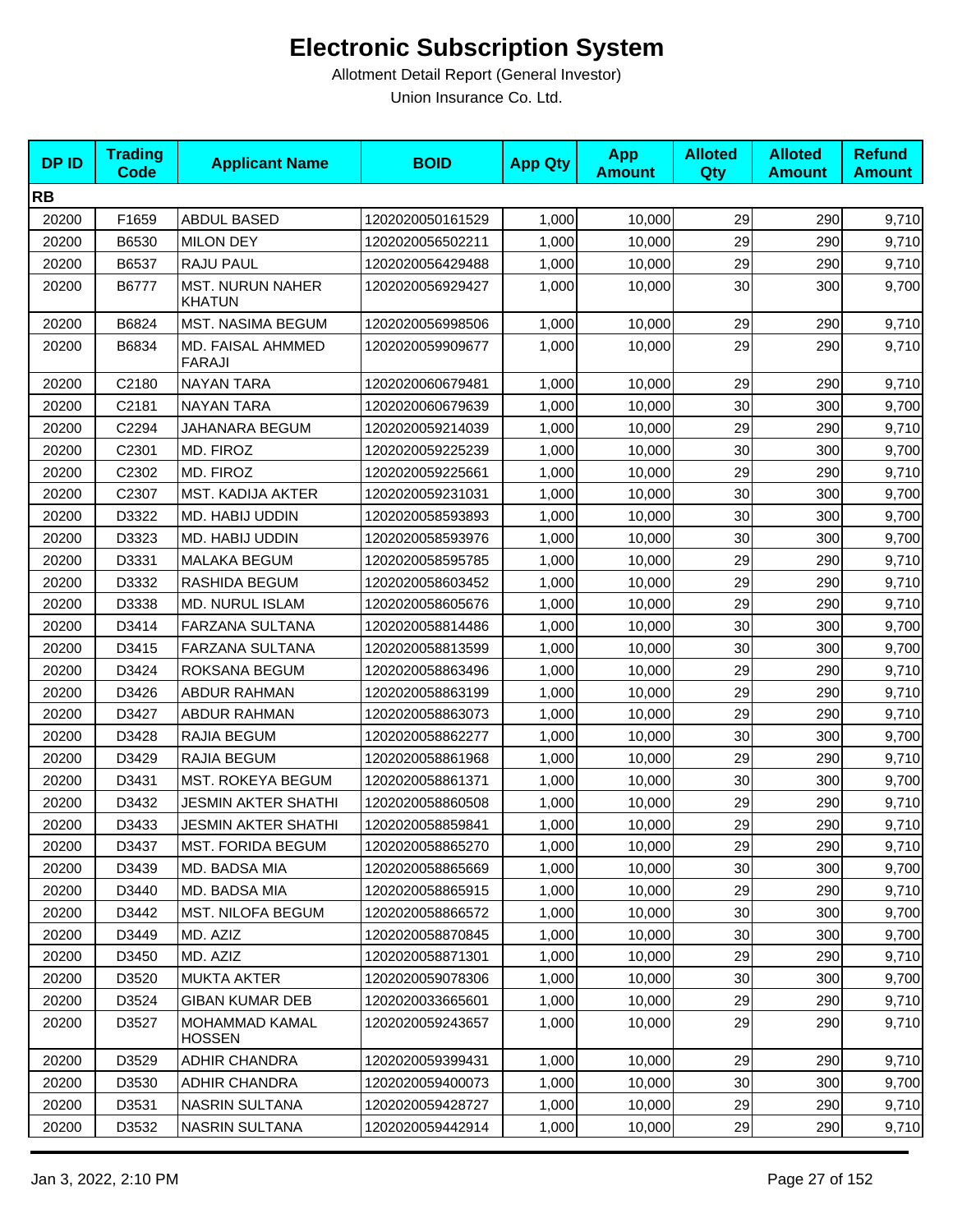# Electronic Subscription System

Allotment Detail Report (General Investor)

Union Insurance Co. Ltd.

| DP ID | Trading Code | Applicant Name | BOID | App Qty | App Amount | Alloted Qty | Alloted Amount | Refund Amount |
|---|---|---|---|---|---|---|---|---|
| **RB** | | | | | | | | |
| 20200 | F1659 | ABDUL BASED | 1202020050161529 | 1,000 | 10,000 | 29 | 290 | 9,710 |
| 20200 | B6530 | MILON DEY | 1202020056502211 | 1,000 | 10,000 | 29 | 290 | 9,710 |
| 20200 | B6537 | RAJU PAUL | 1202020056429488 | 1,000 | 10,000 | 29 | 290 | 9,710 |
| 20200 | B6777 | MST. NURUN NAHER KHATUN | 1202020056929427 | 1,000 | 10,000 | 30 | 300 | 9,700 |
| 20200 | B6824 | MST. NASIMA BEGUM | 1202020056998506 | 1,000 | 10,000 | 29 | 290 | 9,710 |
| 20200 | B6834 | MD. FAISAL AHMMED FARAJI | 1202020059909677 | 1,000 | 10,000 | 29 | 290 | 9,710 |
| 20200 | C2180 | NAYAN TARA | 1202020060679481 | 1,000 | 10,000 | 29 | 290 | 9,710 |
| 20200 | C2181 | NAYAN TARA | 1202020060679639 | 1,000 | 10,000 | 30 | 300 | 9,700 |
| 20200 | C2294 | JAHANARA BEGUM | 1202020059214039 | 1,000 | 10,000 | 29 | 290 | 9,710 |
| 20200 | C2301 | MD. FIROZ | 1202020059225239 | 1,000 | 10,000 | 30 | 300 | 9,700 |
| 20200 | C2302 | MD. FIROZ | 1202020059225661 | 1,000 | 10,000 | 29 | 290 | 9,710 |
| 20200 | C2307 | MST. KADIJA AKTER | 1202020059231031 | 1,000 | 10,000 | 30 | 300 | 9,700 |
| 20200 | D3322 | MD. HABIJ UDDIN | 1202020058593893 | 1,000 | 10,000 | 30 | 300 | 9,700 |
| 20200 | D3323 | MD. HABIJ UDDIN | 1202020058593976 | 1,000 | 10,000 | 30 | 300 | 9,700 |
| 20200 | D3331 | MALAKA BEGUM | 1202020058595785 | 1,000 | 10,000 | 29 | 290 | 9,710 |
| 20200 | D3332 | RASHIDA BEGUM | 1202020058603452 | 1,000 | 10,000 | 29 | 290 | 9,710 |
| 20200 | D3338 | MD. NURUL ISLAM | 1202020058605676 | 1,000 | 10,000 | 29 | 290 | 9,710 |
| 20200 | D3414 | FARZANA SULTANA | 1202020058814486 | 1,000 | 10,000 | 30 | 300 | 9,700 |
| 20200 | D3415 | FARZANA SULTANA | 1202020058813599 | 1,000 | 10,000 | 30 | 300 | 9,700 |
| 20200 | D3424 | ROKSANA BEGUM | 1202020058863496 | 1,000 | 10,000 | 29 | 290 | 9,710 |
| 20200 | D3426 | ABDUR RAHMAN | 1202020058863199 | 1,000 | 10,000 | 29 | 290 | 9,710 |
| 20200 | D3427 | ABDUR RAHMAN | 1202020058863073 | 1,000 | 10,000 | 29 | 290 | 9,710 |
| 20200 | D3428 | RAJIA BEGUM | 1202020058862277 | 1,000 | 10,000 | 30 | 300 | 9,700 |
| 20200 | D3429 | RAJIA BEGUM | 1202020058861968 | 1,000 | 10,000 | 29 | 290 | 9,710 |
| 20200 | D3431 | MST. ROKEYA BEGUM | 1202020058861371 | 1,000 | 10,000 | 30 | 300 | 9,700 |
| 20200 | D3432 | JESMIN AKTER SHATHI | 1202020058860508 | 1,000 | 10,000 | 29 | 290 | 9,710 |
| 20200 | D3433 | JESMIN AKTER SHATHI | 1202020058859841 | 1,000 | 10,000 | 29 | 290 | 9,710 |
| 20200 | D3437 | MST. FORIDA BEGUM | 1202020058865270 | 1,000 | 10,000 | 29 | 290 | 9,710 |
| 20200 | D3439 | MD. BADSA MIA | 1202020058865669 | 1,000 | 10,000 | 30 | 300 | 9,700 |
| 20200 | D3440 | MD. BADSA MIA | 1202020058865915 | 1,000 | 10,000 | 29 | 290 | 9,710 |
| 20200 | D3442 | MST. NILOFA BEGUM | 1202020058866572 | 1,000 | 10,000 | 30 | 300 | 9,700 |
| 20200 | D3449 | MD. AZIZ | 1202020058870845 | 1,000 | 10,000 | 30 | 300 | 9,700 |
| 20200 | D3450 | MD. AZIZ | 1202020058871301 | 1,000 | 10,000 | 29 | 290 | 9,710 |
| 20200 | D3520 | MUKTA AKTER | 1202020059078306 | 1,000 | 10,000 | 30 | 300 | 9,700 |
| 20200 | D3524 | GIBAN KUMAR DEB | 1202020033665601 | 1,000 | 10,000 | 29 | 290 | 9,710 |
| 20200 | D3527 | MOHAMMAD KAMAL HOSSEN | 1202020059243657 | 1,000 | 10,000 | 29 | 290 | 9,710 |
| 20200 | D3529 | ADHIR CHANDRA | 1202020059399431 | 1,000 | 10,000 | 29 | 290 | 9,710 |
| 20200 | D3530 | ADHIR CHANDRA | 1202020059400073 | 1,000 | 10,000 | 30 | 300 | 9,700 |
| 20200 | D3531 | NASRIN SULTANA | 1202020059428727 | 1,000 | 10,000 | 29 | 290 | 9,710 |
| 20200 | D3532 | NASRIN SULTANA | 1202020059442914 | 1,000 | 10,000 | 29 | 290 | 9,710 |

Jan 3, 2022, 2:10 PM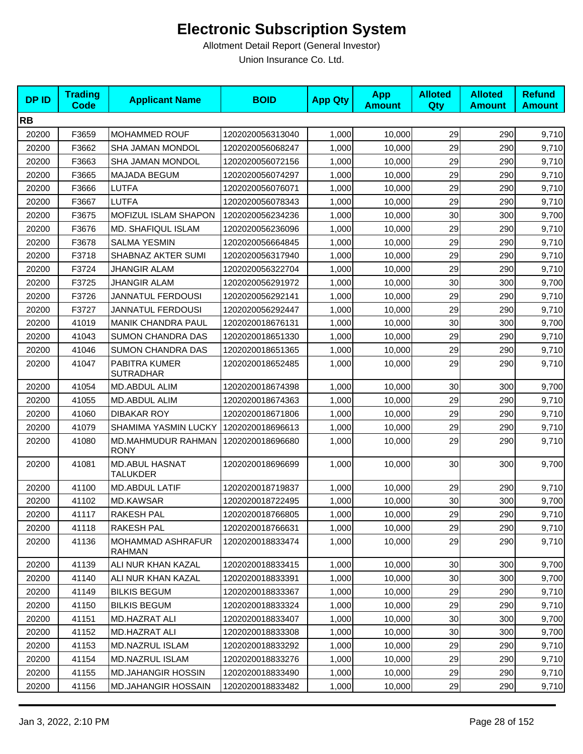# Electronic Subscription System

Allotment Detail Report (General Investor)

Union Insurance Co. Ltd.

| DP ID | Trading Code | Applicant Name | BOID | App Qty | App Amount | Alloted Qty | Alloted Amount | Refund Amount |
|---|---|---|---|---|---|---|---|---|
| **RB** | | | | | | | | |
| 20200 | F3659 | MOHAMMED ROUF | 1202020056313040 | 1,000 | 10,000 | 29 | 290 | 9,710 |
| 20200 | F3662 | SHA JAMAN MONDOL | 1202020056068247 | 1,000 | 10,000 | 29 | 290 | 9,710 |
| 20200 | F3663 | SHA JAMAN MONDOL | 1202020056072156 | 1,000 | 10,000 | 29 | 290 | 9,710 |
| 20200 | F3665 | MAJADA BEGUM | 1202020056074297 | 1,000 | 10,000 | 29 | 290 | 9,710 |
| 20200 | F3666 | LUTFA | 1202020056076071 | 1,000 | 10,000 | 29 | 290 | 9,710 |
| 20200 | F3667 | LUTFA | 1202020056078343 | 1,000 | 10,000 | 29 | 290 | 9,710 |
| 20200 | F3675 | MOFIZUL ISLAM SHAPON | 1202020056234236 | 1,000 | 10,000 | 30 | 300 | 9,700 |
| 20200 | F3676 | MD. SHAFIQUL ISLAM | 1202020056236096 | 1,000 | 10,000 | 29 | 290 | 9,710 |
| 20200 | F3678 | SALMA YESMIN | 1202020056664845 | 1,000 | 10,000 | 29 | 290 | 9,710 |
| 20200 | F3718 | SHABNAZ AKTER SUMI | 1202020056317940 | 1,000 | 10,000 | 29 | 290 | 9,710 |
| 20200 | F3724 | JHANGIR ALAM | 1202020056322704 | 1,000 | 10,000 | 29 | 290 | 9,710 |
| 20200 | F3725 | JHANGIR ALAM | 1202020056291972 | 1,000 | 10,000 | 30 | 300 | 9,700 |
| 20200 | F3726 | JANNATUL FERDOUSI | 1202020056292141 | 1,000 | 10,000 | 29 | 290 | 9,710 |
| 20200 | F3727 | JANNATUL FERDOUSI | 1202020056292447 | 1,000 | 10,000 | 29 | 290 | 9,710 |
| 20200 | 41019 | MANIK CHANDRA PAUL | 1202020018676131 | 1,000 | 10,000 | 30 | 300 | 9,700 |
| 20200 | 41043 | SUMON CHANDRA DAS | 1202020018651330 | 1,000 | 10,000 | 29 | 290 | 9,710 |
| 20200 | 41046 | SUMON CHANDRA DAS | 1202020018651365 | 1,000 | 10,000 | 29 | 290 | 9,710 |
| 20200 | 41047 | PABITRA KUMER SUTRADHAR | 1202020018652485 | 1,000 | 10,000 | 29 | 290 | 9,710 |
| 20200 | 41054 | MD.ABDUL ALIM | 1202020018674398 | 1,000 | 10,000 | 30 | 300 | 9,700 |
| 20200 | 41055 | MD.ABDUL ALIM | 1202020018674363 | 1,000 | 10,000 | 29 | 290 | 9,710 |
| 20200 | 41060 | DIBAKAR ROY | 1202020018671806 | 1,000 | 10,000 | 29 | 290 | 9,710 |
| 20200 | 41079 | SHAMIMA YASMIN LUCKY | 1202020018696613 | 1,000 | 10,000 | 29 | 290 | 9,710 |
| 20200 | 41080 | MD.MAHMUDUR RAHMAN RONY | 1202020018696680 | 1,000 | 10,000 | 29 | 290 | 9,710 |
| 20200 | 41081 | MD.ABUL HASNAT TALUKDER | 1202020018696699 | 1,000 | 10,000 | 30 | 300 | 9,700 |
| 20200 | 41100 | MD.ABDUL LATIF | 1202020018719837 | 1,000 | 10,000 | 29 | 290 | 9,710 |
| 20200 | 41102 | MD.KAWSAR | 1202020018722495 | 1,000 | 10,000 | 30 | 300 | 9,700 |
| 20200 | 41117 | RAKESH PAL | 1202020018766805 | 1,000 | 10,000 | 29 | 290 | 9,710 |
| 20200 | 41118 | RAKESH PAL | 1202020018766631 | 1,000 | 10,000 | 29 | 290 | 9,710 |
| 20200 | 41136 | MOHAMMAD ASHRAFUR RAHMAN | 1202020018833474 | 1,000 | 10,000 | 29 | 290 | 9,710 |
| 20200 | 41139 | ALI NUR KHAN KAZAL | 1202020018833415 | 1,000 | 10,000 | 30 | 300 | 9,700 |
| 20200 | 41140 | ALI NUR KHAN KAZAL | 1202020018833391 | 1,000 | 10,000 | 30 | 300 | 9,700 |
| 20200 | 41149 | BILKIS BEGUM | 1202020018833367 | 1,000 | 10,000 | 29 | 290 | 9,710 |
| 20200 | 41150 | BILKIS BEGUM | 1202020018833324 | 1,000 | 10,000 | 29 | 290 | 9,710 |
| 20200 | 41151 | MD.HAZRAT ALI | 1202020018833407 | 1,000 | 10,000 | 30 | 300 | 9,700 |
| 20200 | 41152 | MD.HAZRAT ALI | 1202020018833308 | 1,000 | 10,000 | 30 | 300 | 9,700 |
| 20200 | 41153 | MD.NAZRUL ISLAM | 1202020018833292 | 1,000 | 10,000 | 29 | 290 | 9,710 |
| 20200 | 41154 | MD.NAZRUL ISLAM | 1202020018833276 | 1,000 | 10,000 | 29 | 290 | 9,710 |
| 20200 | 41155 | MD.JAHANGIR HOSSIN | 1202020018833490 | 1,000 | 10,000 | 29 | 290 | 9,710 |
| 20200 | 41156 | MD.JAHANGIR HOSSAIN | 1202020018833482 | 1,000 | 10,000 | 29 | 290 | 9,710 |

Jan 3, 2022, 2:10 PM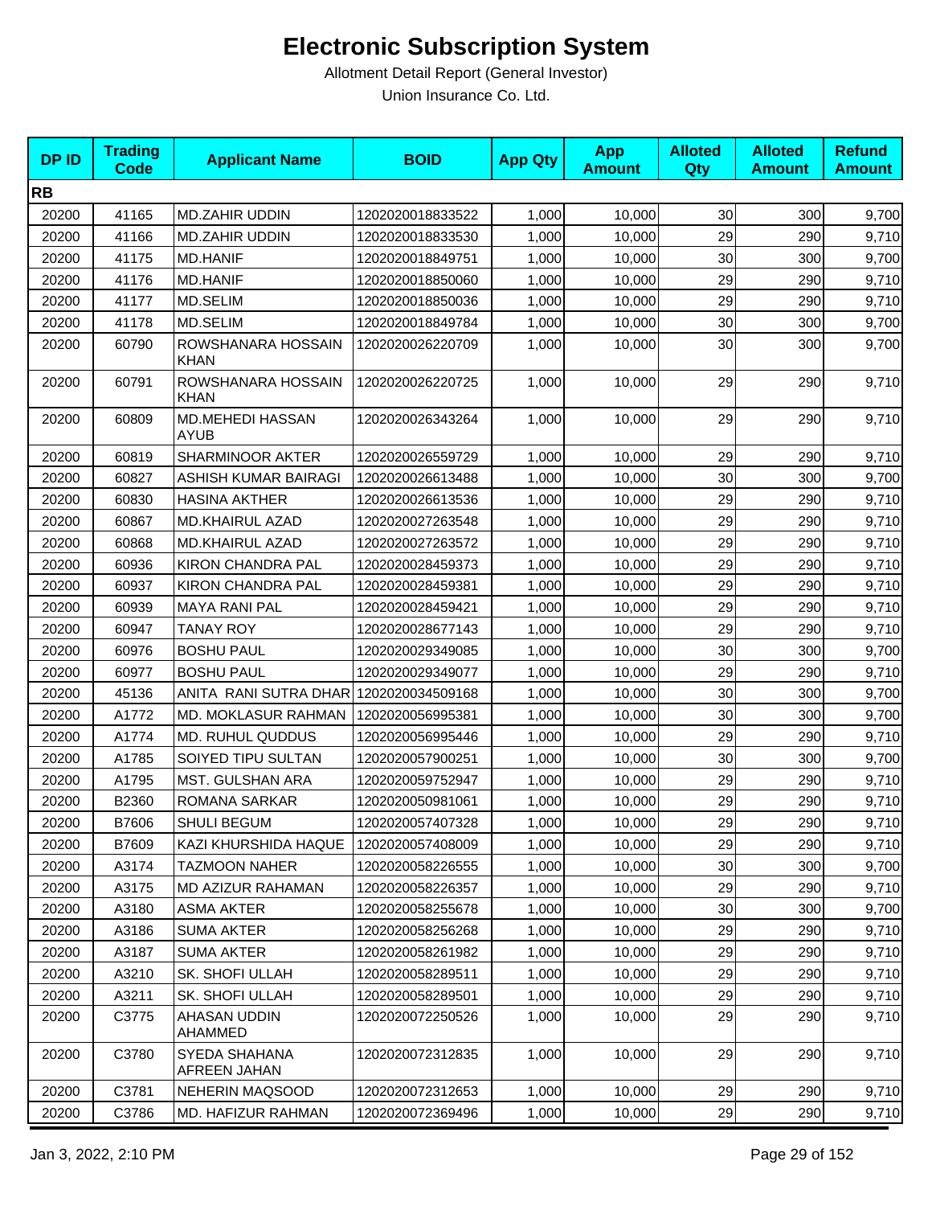# Electronic Subscription System

Allotment Detail Report (General Investor)

Union Insurance Co. Ltd.

| DP ID | Trading Code | Applicant Name | BOID | App Qty | App Amount | Alloted Qty | Alloted Amount | Refund Amount |
|---|---|---|---|---|---|---|---|---|
| **RB** | | | | | | | | |
| 20200 | 41165 | MD.ZAHIR UDDIN | 1202020018833522 | 1,000 | 10,000 | 30 | 300 | 9,700 |
| 20200 | 41166 | MD.ZAHIR UDDIN | 1202020018833530 | 1,000 | 10,000 | 29 | 290 | 9,710 |
| 20200 | 41175 | MD.HANIF | 1202020018849751 | 1,000 | 10,000 | 30 | 300 | 9,700 |
| 20200 | 41176 | MD.HANIF | 1202020018850060 | 1,000 | 10,000 | 29 | 290 | 9,710 |
| 20200 | 41177 | MD.SELIM | 1202020018850036 | 1,000 | 10,000 | 29 | 290 | 9,710 |
| 20200 | 41178 | MD.SELIM | 1202020018849784 | 1,000 | 10,000 | 30 | 300 | 9,700 |
| 20200 | 60790 | ROWSHANARA HOSSAIN KHAN | 1202020026220709 | 1,000 | 10,000 | 30 | 300 | 9,700 |
| 20200 | 60791 | ROWSHANARA HOSSAIN KHAN | 1202020026220725 | 1,000 | 10,000 | 29 | 290 | 9,710 |
| 20200 | 60809 | MD.MEHEDI HASSAN AYUB | 1202020026343264 | 1,000 | 10,000 | 29 | 290 | 9,710 |
| 20200 | 60819 | SHARMINOOR AKTER | 1202020026559729 | 1,000 | 10,000 | 29 | 290 | 9,710 |
| 20200 | 60827 | ASHISH KUMAR BAIRAGI | 1202020026613488 | 1,000 | 10,000 | 30 | 300 | 9,700 |
| 20200 | 60830 | HASINA AKTHER | 1202020026613536 | 1,000 | 10,000 | 29 | 290 | 9,710 |
| 20200 | 60867 | MD.KHAIRUL AZAD | 1202020027263548 | 1,000 | 10,000 | 29 | 290 | 9,710 |
| 20200 | 60868 | MD.KHAIRUL AZAD | 1202020027263572 | 1,000 | 10,000 | 29 | 290 | 9,710 |
| 20200 | 60936 | KIRON CHANDRA PAL | 1202020028459373 | 1,000 | 10,000 | 29 | 290 | 9,710 |
| 20200 | 60937 | KIRON CHANDRA PAL | 1202020028459381 | 1,000 | 10,000 | 29 | 290 | 9,710 |
| 20200 | 60939 | MAYA RANI PAL | 1202020028459421 | 1,000 | 10,000 | 29 | 290 | 9,710 |
| 20200 | 60947 | TANAY ROY | 1202020028677143 | 1,000 | 10,000 | 29 | 290 | 9,710 |
| 20200 | 60976 | BOSHU PAUL | 1202020029349085 | 1,000 | 10,000 | 30 | 300 | 9,700 |
| 20200 | 60977 | BOSHU PAUL | 1202020029349077 | 1,000 | 10,000 | 29 | 290 | 9,710 |
| 20200 | 45136 | ANITA RANI SUTRA DHAR | 1202020034509168 | 1,000 | 10,000 | 30 | 300 | 9,700 |
| 20200 | A1772 | MD. MOKLASUR RAHMAN | 1202020056995381 | 1,000 | 10,000 | 30 | 300 | 9,700 |
| 20200 | A1774 | MD. RUHUL QUDDUS | 1202020056995446 | 1,000 | 10,000 | 29 | 290 | 9,710 |
| 20200 | A1785 | SOIYED TIPU SULTAN | 1202020057900251 | 1,000 | 10,000 | 30 | 300 | 9,700 |
| 20200 | A1795 | MST. GULSHAN ARA | 1202020059752947 | 1,000 | 10,000 | 29 | 290 | 9,710 |
| 20200 | B2360 | ROMANA SARKAR | 1202020050981061 | 1,000 | 10,000 | 29 | 290 | 9,710 |
| 20200 | B7606 | SHULI BEGUM | 1202020057407328 | 1,000 | 10,000 | 29 | 290 | 9,710 |
| 20200 | B7609 | KAZI KHURSHIDA HAQUE | 1202020057408009 | 1,000 | 10,000 | 29 | 290 | 9,710 |
| 20200 | A3174 | TAZMOON NAHER | 1202020058226555 | 1,000 | 10,000 | 30 | 300 | 9,700 |
| 20200 | A3175 | MD AZIZUR RAHAMAN | 1202020058226357 | 1,000 | 10,000 | 29 | 290 | 9,710 |
| 20200 | A3180 | ASMA AKTER | 1202020058255678 | 1,000 | 10,000 | 30 | 300 | 9,700 |
| 20200 | A3186 | SUMA AKTER | 1202020058256268 | 1,000 | 10,000 | 29 | 290 | 9,710 |
| 20200 | A3187 | SUMA AKTER | 1202020058261982 | 1,000 | 10,000 | 29 | 290 | 9,710 |
| 20200 | A3210 | SK. SHOFI ULLAH | 1202020058289511 | 1,000 | 10,000 | 29 | 290 | 9,710 |
| 20200 | A3211 | SK. SHOFI ULLAH | 1202020058289501 | 1,000 | 10,000 | 29 | 290 | 9,710 |
| 20200 | C3775 | AHASAN UDDIN AHAMMED | 1202020072250526 | 1,000 | 10,000 | 29 | 290 | 9,710 |
| 20200 | C3780 | SYEDA SHAHANA AFREEN JAHAN | 1202020072312835 | 1,000 | 10,000 | 29 | 290 | 9,710 |
| 20200 | C3781 | NEHERIN MAQSOOD | 1202020072312653 | 1,000 | 10,000 | 29 | 290 | 9,710 |
| 20200 | C3786 | MD. HAFIZUR RAHMAN | 1202020072369496 | 1,000 | 10,000 | 29 | 290 | 9,710 |

Jan 3, 2022, 2:10 PM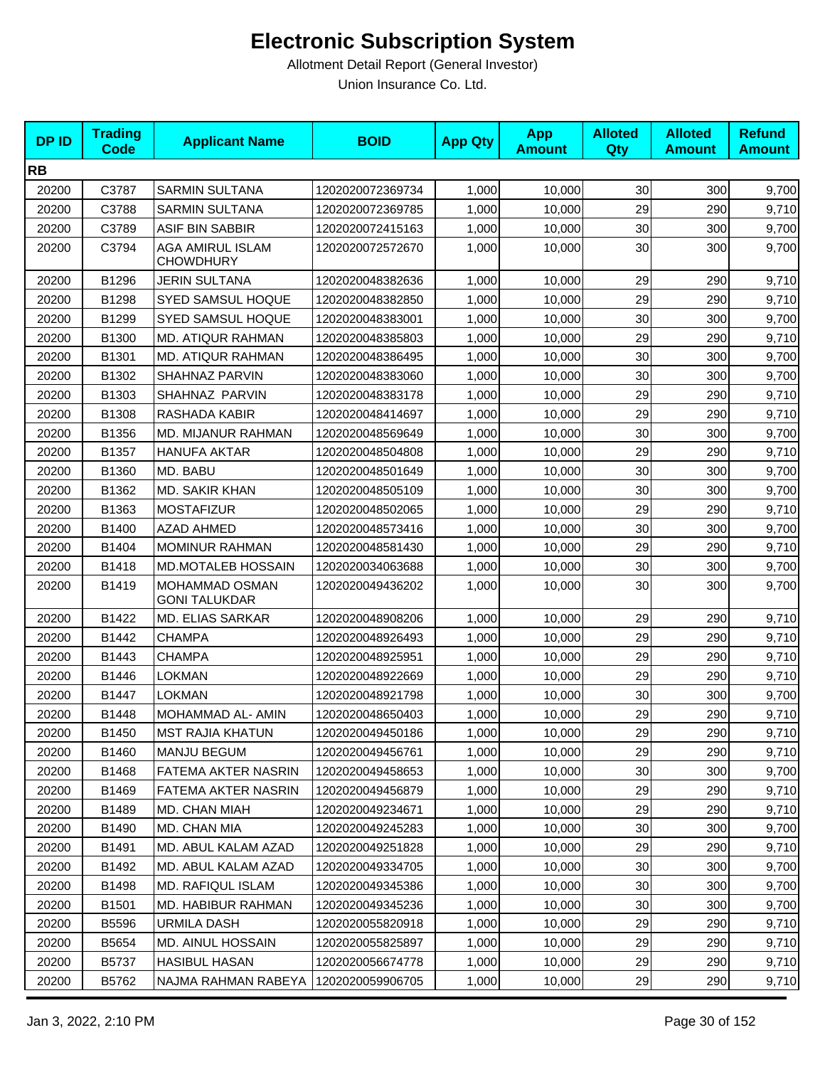# Electronic Subscription System

Allotment Detail Report (General Investor)

Union Insurance Co. Ltd.

| DP ID | Trading Code | Applicant Name | BOID | App Qty | App Amount | Alloted Qty | Alloted Amount | Refund Amount |
|---|---|---|---|---|---|---|---|---|
| **RB** | | | | | | | | |
| 20200 | C3787 | SARMIN SULTANA | 1202020072369734 | 1,000 | 10,000 | 30 | 300 | 9,700 |
| 20200 | C3788 | SARMIN SULTANA | 1202020072369785 | 1,000 | 10,000 | 29 | 290 | 9,710 |
| 20200 | C3789 | ASIF BIN SABBIR | 1202020072415163 | 1,000 | 10,000 | 30 | 300 | 9,700 |
| 20200 | C3794 | AGA AMIRUL ISLAM CHOWDHURY | 1202020072572670 | 1,000 | 10,000 | 30 | 300 | 9,700 |
| 20200 | B1296 | JERIN SULTANA | 1202020048382636 | 1,000 | 10,000 | 29 | 290 | 9,710 |
| 20200 | B1298 | SYED SAMSUL HOQUE | 1202020048382850 | 1,000 | 10,000 | 29 | 290 | 9,710 |
| 20200 | B1299 | SYED SAMSUL HOQUE | 1202020048383001 | 1,000 | 10,000 | 30 | 300 | 9,700 |
| 20200 | B1300 | MD. ATIQUR RAHMAN | 1202020048385803 | 1,000 | 10,000 | 29 | 290 | 9,710 |
| 20200 | B1301 | MD. ATIQUR RAHMAN | 1202020048386495 | 1,000 | 10,000 | 30 | 300 | 9,700 |
| 20200 | B1302 | SHAHNAZ PARVIN | 1202020048383060 | 1,000 | 10,000 | 30 | 300 | 9,700 |
| 20200 | B1303 | SHAHNAZ PARVIN | 1202020048383178 | 1,000 | 10,000 | 29 | 290 | 9,710 |
| 20200 | B1308 | RASHADA KABIR | 1202020048414697 | 1,000 | 10,000 | 29 | 290 | 9,710 |
| 20200 | B1356 | MD. MIJANUR RAHMAN | 1202020048569649 | 1,000 | 10,000 | 30 | 300 | 9,700 |
| 20200 | B1357 | HANUFA AKTAR | 1202020048504808 | 1,000 | 10,000 | 29 | 290 | 9,710 |
| 20200 | B1360 | MD. BABU | 1202020048501649 | 1,000 | 10,000 | 30 | 300 | 9,700 |
| 20200 | B1362 | MD. SAKIR KHAN | 1202020048505109 | 1,000 | 10,000 | 30 | 300 | 9,700 |
| 20200 | B1363 | MOSTAFIZUR | 1202020048502065 | 1,000 | 10,000 | 29 | 290 | 9,710 |
| 20200 | B1400 | AZAD AHMED | 1202020048573416 | 1,000 | 10,000 | 30 | 300 | 9,700 |
| 20200 | B1404 | MOMINUR RAHMAN | 1202020048581430 | 1,000 | 10,000 | 29 | 290 | 9,710 |
| 20200 | B1418 | MD.MOTALEB HOSSAIN | 1202020034063688 | 1,000 | 10,000 | 30 | 300 | 9,700 |
| 20200 | B1419 | MOHAMMAD OSMAN GONI TALUKDAR | 1202020049436202 | 1,000 | 10,000 | 30 | 300 | 9,700 |
| 20200 | B1422 | MD. ELIAS SARKAR | 1202020048908206 | 1,000 | 10,000 | 29 | 290 | 9,710 |
| 20200 | B1442 | CHAMPA | 1202020048926493 | 1,000 | 10,000 | 29 | 290 | 9,710 |
| 20200 | B1443 | CHAMPA | 1202020048925951 | 1,000 | 10,000 | 29 | 290 | 9,710 |
| 20200 | B1446 | LOKMAN | 1202020048922669 | 1,000 | 10,000 | 29 | 290 | 9,710 |
| 20200 | B1447 | LOKMAN | 1202020048921798 | 1,000 | 10,000 | 30 | 300 | 9,700 |
| 20200 | B1448 | MOHAMMAD AL- AMIN | 1202020048650403 | 1,000 | 10,000 | 29 | 290 | 9,710 |
| 20200 | B1450 | MST RAJIA KHATUN | 1202020049450186 | 1,000 | 10,000 | 29 | 290 | 9,710 |
| 20200 | B1460 | MANJU BEGUM | 1202020049456761 | 1,000 | 10,000 | 29 | 290 | 9,710 |
| 20200 | B1468 | FATEMA AKTER NASRIN | 1202020049458653 | 1,000 | 10,000 | 30 | 300 | 9,700 |
| 20200 | B1469 | FATEMA AKTER NASRIN | 1202020049456879 | 1,000 | 10,000 | 29 | 290 | 9,710 |
| 20200 | B1489 | MD. CHAN MIAH | 1202020049234671 | 1,000 | 10,000 | 29 | 290 | 9,710 |
| 20200 | B1490 | MD. CHAN MIA | 1202020049245283 | 1,000 | 10,000 | 30 | 300 | 9,700 |
| 20200 | B1491 | MD. ABUL KALAM AZAD | 1202020049251828 | 1,000 | 10,000 | 29 | 290 | 9,710 |
| 20200 | B1492 | MD. ABUL KALAM AZAD | 1202020049334705 | 1,000 | 10,000 | 30 | 300 | 9,700 |
| 20200 | B1498 | MD. RAFIQUL ISLAM | 1202020049345386 | 1,000 | 10,000 | 30 | 300 | 9,700 |
| 20200 | B1501 | MD. HABIBUR RAHMAN | 1202020049345236 | 1,000 | 10,000 | 30 | 300 | 9,700 |
| 20200 | B5596 | URMILA DASH | 1202020055820918 | 1,000 | 10,000 | 29 | 290 | 9,710 |
| 20200 | B5654 | MD. AINUL HOSSAIN | 1202020055825897 | 1,000 | 10,000 | 29 | 290 | 9,710 |
| 20200 | B5737 | HASIBUL HASAN | 1202020056674778 | 1,000 | 10,000 | 29 | 290 | 9,710 |
| 20200 | B5762 | NAJMA RAHMAN RABEYA | 1202020059906705 | 1,000 | 10,000 | 29 | 290 | 9,710 |

Jan 3, 2022, 2:10 PM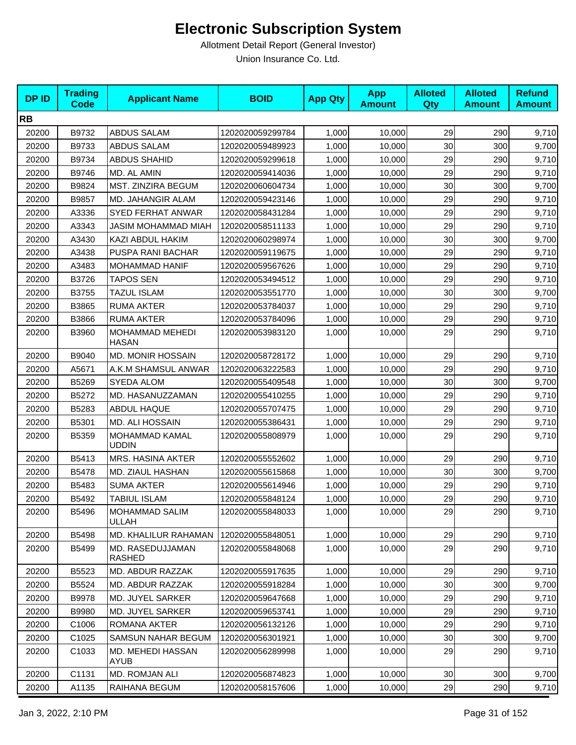# Electronic Subscription System

Allotment Detail Report (General Investor)

Union Insurance Co. Ltd.

| DP ID | Trading Code | Applicant Name | BOID | App Qty | App Amount | Alloted Qty | Alloted Amount | Refund Amount |
|---|---|---|---|---|---|---|---|---|
| **RB** | | | | | | | | |
| 20200 | B9732 | ABDUS SALAM | 1202020059299784 | 1,000 | 10,000 | 29 | 290 | 9,710 |
| 20200 | B9733 | ABDUS SALAM | 1202020059489923 | 1,000 | 10,000 | 30 | 300 | 9,700 |
| 20200 | B9734 | ABDUS SHAHID | 1202020059299618 | 1,000 | 10,000 | 29 | 290 | 9,710 |
| 20200 | B9746 | MD. AL AMIN | 1202020059414036 | 1,000 | 10,000 | 29 | 290 | 9,710 |
| 20200 | B9824 | MST. ZINZIRA BEGUM | 1202020060604734 | 1,000 | 10,000 | 30 | 300 | 9,700 |
| 20200 | B9857 | MD. JAHANGIR ALAM | 1202020059423146 | 1,000 | 10,000 | 29 | 290 | 9,710 |
| 20200 | A3336 | SYED FERHAT ANWAR | 1202020058431284 | 1,000 | 10,000 | 29 | 290 | 9,710 |
| 20200 | A3343 | JASIM MOHAMMAD MIAH | 1202020058511133 | 1,000 | 10,000 | 29 | 290 | 9,710 |
| 20200 | A3430 | KAZI ABDUL HAKIM | 1202020060298974 | 1,000 | 10,000 | 30 | 300 | 9,700 |
| 20200 | A3438 | PUSPA RANI BACHAR | 1202020059119675 | 1,000 | 10,000 | 29 | 290 | 9,710 |
| 20200 | A3483 | MOHAMMAD HANIF | 1202020059567626 | 1,000 | 10,000 | 29 | 290 | 9,710 |
| 20200 | B3726 | TAPOS SEN | 1202020053494512 | 1,000 | 10,000 | 29 | 290 | 9,710 |
| 20200 | B3755 | TAZUL ISLAM | 1202020053551770 | 1,000 | 10,000 | 30 | 300 | 9,700 |
| 20200 | B3865 | RUMA AKTER | 1202020053784037 | 1,000 | 10,000 | 29 | 290 | 9,710 |
| 20200 | B3866 | RUMA AKTER | 1202020053784096 | 1,000 | 10,000 | 29 | 290 | 9,710 |
| 20200 | B3960 | MOHAMMAD MEHEDI HASAN | 1202020053983120 | 1,000 | 10,000 | 29 | 290 | 9,710 |
| 20200 | B9040 | MD. MONIR HOSSAIN | 1202020058728172 | 1,000 | 10,000 | 29 | 290 | 9,710 |
| 20200 | A5671 | A.K.M SHAMSUL ANWAR | 1202020063222583 | 1,000 | 10,000 | 29 | 290 | 9,710 |
| 20200 | B5269 | SYEDA ALOM | 1202020055409548 | 1,000 | 10,000 | 30 | 300 | 9,700 |
| 20200 | B5272 | MD. HASANUZZAMAN | 1202020055410255 | 1,000 | 10,000 | 29 | 290 | 9,710 |
| 20200 | B5283 | ABDUL HAQUE | 1202020055707475 | 1,000 | 10,000 | 29 | 290 | 9,710 |
| 20200 | B5301 | MD. ALI HOSSAIN | 1202020055386431 | 1,000 | 10,000 | 29 | 290 | 9,710 |
| 20200 | B5359 | MOHAMMAD KAMAL UDDIN | 1202020055808979 | 1,000 | 10,000 | 29 | 290 | 9,710 |
| 20200 | B5413 | MRS. HASINA AKTER | 1202020055552602 | 1,000 | 10,000 | 29 | 290 | 9,710 |
| 20200 | B5478 | MD. ZIAUL HASHAN | 1202020055615868 | 1,000 | 10,000 | 30 | 300 | 9,700 |
| 20200 | B5483 | SUMA AKTER | 1202020055614946 | 1,000 | 10,000 | 29 | 290 | 9,710 |
| 20200 | B5492 | TABIUL ISLAM | 1202020055848124 | 1,000 | 10,000 | 29 | 290 | 9,710 |
| 20200 | B5496 | MOHAMMAD SALIM ULLAH | 1202020055848033 | 1,000 | 10,000 | 29 | 290 | 9,710 |
| 20200 | B5498 | MD. KHALILUR RAHAMAN | 1202020055848051 | 1,000 | 10,000 | 29 | 290 | 9,710 |
| 20200 | B5499 | MD. RASEDUJJAMAN RASHED | 1202020055848068 | 1,000 | 10,000 | 29 | 290 | 9,710 |
| 20200 | B5523 | MD. ABDUR RAZZAK | 1202020055917635 | 1,000 | 10,000 | 29 | 290 | 9,710 |
| 20200 | B5524 | MD. ABDUR RAZZAK | 1202020055918284 | 1,000 | 10,000 | 30 | 300 | 9,700 |
| 20200 | B9978 | MD. JUYEL SARKER | 1202020059647668 | 1,000 | 10,000 | 29 | 290 | 9,710 |
| 20200 | B9980 | MD. JUYEL SARKER | 1202020059653741 | 1,000 | 10,000 | 29 | 290 | 9,710 |
| 20200 | C1006 | ROMANA AKTER | 1202020056132126 | 1,000 | 10,000 | 29 | 290 | 9,710 |
| 20200 | C1025 | SAMSUN NAHAR BEGUM | 1202020056301921 | 1,000 | 10,000 | 30 | 300 | 9,700 |
| 20200 | C1033 | MD. MEHEDI HASSAN AYUB | 1202020056289998 | 1,000 | 10,000 | 29 | 290 | 9,710 |
| 20200 | C1131 | MD. ROMJAN ALI | 1202020056874823 | 1,000 | 10,000 | 30 | 300 | 9,700 |
| 20200 | A1135 | RAIHANA BEGUM | 1202020058157606 | 1,000 | 10,000 | 29 | 290 | 9,710 |

Jan 3, 2022, 2:10 PM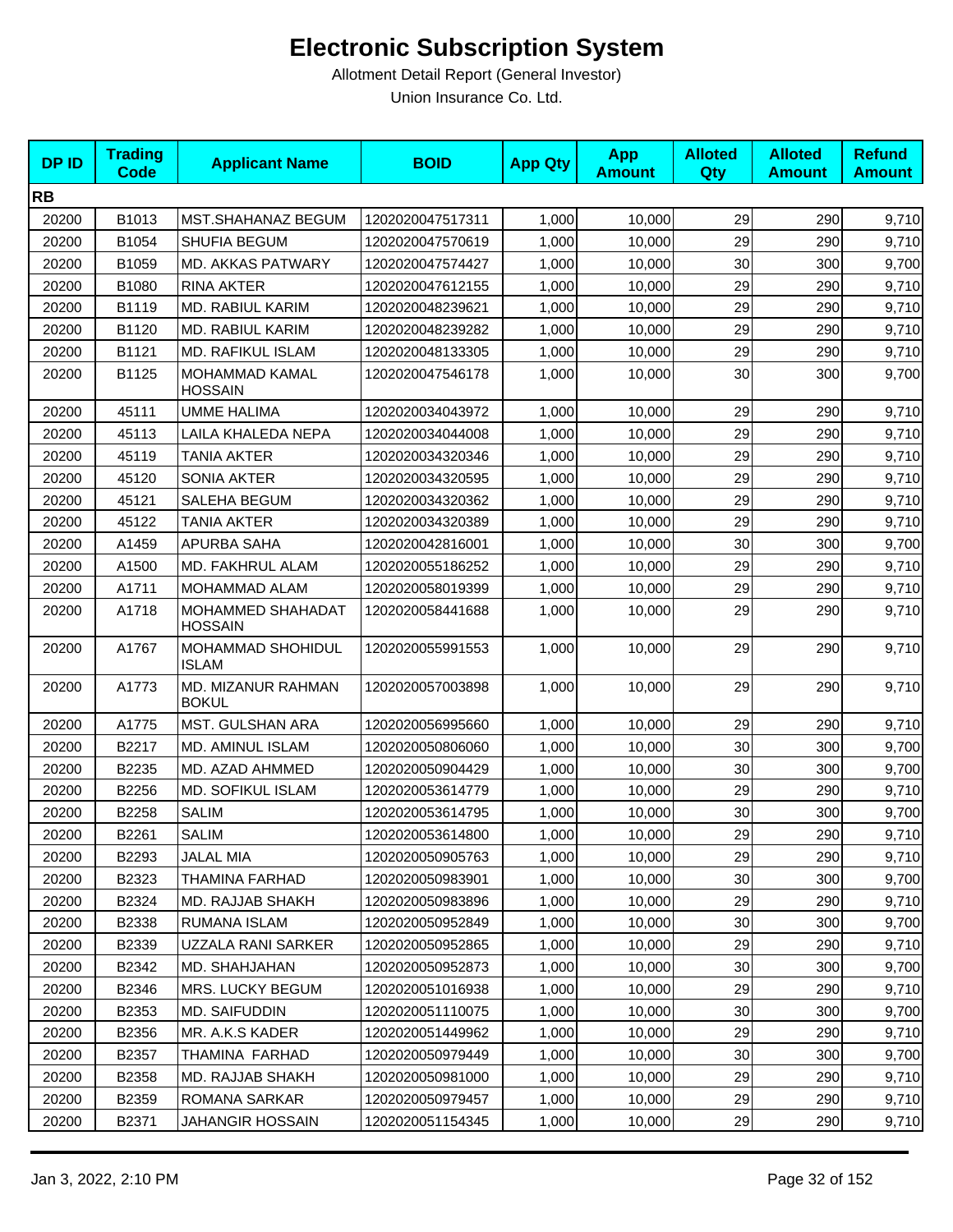# Electronic Subscription System

Allotment Detail Report (General Investor)

Union Insurance Co. Ltd.

| DP ID | Trading Code | Applicant Name | BOID | App Qty | App Amount | Alloted Qty | Alloted Amount | Refund Amount |
|---|---|---|---|---|---|---|---|---|
| **RB** | | | | | | | | |
| 20200 | B1013 | MST.SHAHANAZ BEGUM | 1202020047517311 | 1,000 | 10,000 | 29 | 290 | 9,710 |
| 20200 | B1054 | SHUFIA BEGUM | 1202020047570619 | 1,000 | 10,000 | 29 | 290 | 9,710 |
| 20200 | B1059 | MD. AKKAS PATWARY | 1202020047574427 | 1,000 | 10,000 | 30 | 300 | 9,700 |
| 20200 | B1080 | RINA AKTER | 1202020047612155 | 1,000 | 10,000 | 29 | 290 | 9,710 |
| 20200 | B1119 | MD. RABIUL KARIM | 1202020048239621 | 1,000 | 10,000 | 29 | 290 | 9,710 |
| 20200 | B1120 | MD. RABIUL KARIM | 1202020048239282 | 1,000 | 10,000 | 29 | 290 | 9,710 |
| 20200 | B1121 | MD. RAFIKUL ISLAM | 1202020048133305 | 1,000 | 10,000 | 29 | 290 | 9,710 |
| 20200 | B1125 | MOHAMMAD KAMAL HOSSAIN | 1202020047546178 | 1,000 | 10,000 | 30 | 300 | 9,700 |
| 20200 | 45111 | UMME HALIMA | 1202020034043972 | 1,000 | 10,000 | 29 | 290 | 9,710 |
| 20200 | 45113 | LAILA KHALEDA NEPA | 1202020034044008 | 1,000 | 10,000 | 29 | 290 | 9,710 |
| 20200 | 45119 | TANIA AKTER | 1202020034320346 | 1,000 | 10,000 | 29 | 290 | 9,710 |
| 20200 | 45120 | SONIA AKTER | 1202020034320595 | 1,000 | 10,000 | 29 | 290 | 9,710 |
| 20200 | 45121 | SALEHA BEGUM | 1202020034320362 | 1,000 | 10,000 | 29 | 290 | 9,710 |
| 20200 | 45122 | TANIA AKTER | 1202020034320389 | 1,000 | 10,000 | 29 | 290 | 9,710 |
| 20200 | A1459 | APURBA SAHA | 1202020042816001 | 1,000 | 10,000 | 30 | 300 | 9,700 |
| 20200 | A1500 | MD. FAKHRUL ALAM | 1202020055186252 | 1,000 | 10,000 | 29 | 290 | 9,710 |
| 20200 | A1711 | MOHAMMAD ALAM | 1202020058019399 | 1,000 | 10,000 | 29 | 290 | 9,710 |
| 20200 | A1718 | MOHAMMED SHAHADAT HOSSAIN | 1202020058441688 | 1,000 | 10,000 | 29 | 290 | 9,710 |
| 20200 | A1767 | MOHAMMAD SHOHIDUL ISLAM | 1202020055991553 | 1,000 | 10,000 | 29 | 290 | 9,710 |
| 20200 | A1773 | MD. MIZANUR RAHMAN BOKUL | 1202020057003898 | 1,000 | 10,000 | 29 | 290 | 9,710 |
| 20200 | A1775 | MST. GULSHAN ARA | 1202020056995660 | 1,000 | 10,000 | 29 | 290 | 9,710 |
| 20200 | B2217 | MD. AMINUL ISLAM | 1202020050806060 | 1,000 | 10,000 | 30 | 300 | 9,700 |
| 20200 | B2235 | MD. AZAD AHMMED | 1202020050904429 | 1,000 | 10,000 | 30 | 300 | 9,700 |
| 20200 | B2256 | MD. SOFIKUL ISLAM | 1202020053614779 | 1,000 | 10,000 | 29 | 290 | 9,710 |
| 20200 | B2258 | SALIM | 1202020053614795 | 1,000 | 10,000 | 30 | 300 | 9,700 |
| 20200 | B2261 | SALIM | 1202020053614800 | 1,000 | 10,000 | 29 | 290 | 9,710 |
| 20200 | B2293 | JALAL MIA | 1202020050905763 | 1,000 | 10,000 | 29 | 290 | 9,710 |
| 20200 | B2323 | THAMINA FARHAD | 1202020050983901 | 1,000 | 10,000 | 30 | 300 | 9,700 |
| 20200 | B2324 | MD. RAJJAB SHAKH | 1202020050983896 | 1,000 | 10,000 | 29 | 290 | 9,710 |
| 20200 | B2338 | RUMANA ISLAM | 1202020050952849 | 1,000 | 10,000 | 30 | 300 | 9,700 |
| 20200 | B2339 | UZZALA RANI SARKER | 1202020050952865 | 1,000 | 10,000 | 29 | 290 | 9,710 |
| 20200 | B2342 | MD. SHAHJAHAN | 1202020050952873 | 1,000 | 10,000 | 30 | 300 | 9,700 |
| 20200 | B2346 | MRS. LUCKY BEGUM | 1202020051016938 | 1,000 | 10,000 | 29 | 290 | 9,710 |
| 20200 | B2353 | MD. SAIFUDDIN | 1202020051110075 | 1,000 | 10,000 | 30 | 300 | 9,700 |
| 20200 | B2356 | MR. A.K.S KADER | 1202020051449962 | 1,000 | 10,000 | 29 | 290 | 9,710 |
| 20200 | B2357 | THAMINA FARHAD | 1202020050979449 | 1,000 | 10,000 | 30 | 300 | 9,700 |
| 20200 | B2358 | MD. RAJJAB SHAKH | 1202020050981000 | 1,000 | 10,000 | 29 | 290 | 9,710 |
| 20200 | B2359 | ROMANA SARKAR | 1202020050979457 | 1,000 | 10,000 | 29 | 290 | 9,710 |
| 20200 | B2371 | JAHANGIR HOSSAIN | 1202020051154345 | 1,000 | 10,000 | 29 | 290 | 9,710 |

Jan 3, 2022, 2:10 PM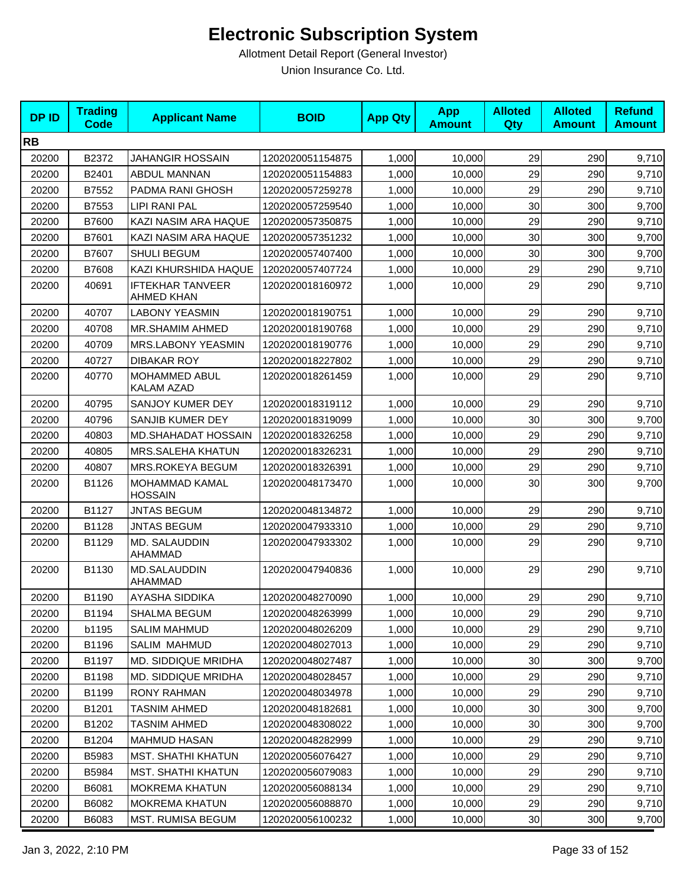# Electronic Subscription System

Allotment Detail Report (General Investor)

Union Insurance Co. Ltd.

| DP ID | Trading Code | Applicant Name | BOID | App Qty | App Amount | Alloted Qty | Alloted Amount | Refund Amount |
|---|---|---|---|---|---|---|---|---|
| **RB** | | | | | | | | |
| 20200 | B2372 | JAHANGIR HOSSAIN | 1202020051154875 | 1,000 | 10,000 | 29 | 290 | 9,710 |
| 20200 | B2401 | ABDUL MANNAN | 1202020051154883 | 1,000 | 10,000 | 29 | 290 | 9,710 |
| 20200 | B7552 | PADMA RANI GHOSH | 1202020057259278 | 1,000 | 10,000 | 29 | 290 | 9,710 |
| 20200 | B7553 | LIPI RANI PAL | 1202020057259540 | 1,000 | 10,000 | 30 | 300 | 9,700 |
| 20200 | B7600 | KAZI NASIM ARA HAQUE | 1202020057350875 | 1,000 | 10,000 | 29 | 290 | 9,710 |
| 20200 | B7601 | KAZI NASIM ARA HAQUE | 1202020057351232 | 1,000 | 10,000 | 30 | 300 | 9,700 |
| 20200 | B7607 | SHULI BEGUM | 1202020057407400 | 1,000 | 10,000 | 30 | 300 | 9,700 |
| 20200 | B7608 | KAZI KHURSHIDA HAQUE | 1202020057407724 | 1,000 | 10,000 | 29 | 290 | 9,710 |
| 20200 | 40691 | IFTEKHAR TANVEER AHMED KHAN | 1202020018160972 | 1,000 | 10,000 | 29 | 290 | 9,710 |
| 20200 | 40707 | LABONY YEASMIN | 1202020018190751 | 1,000 | 10,000 | 29 | 290 | 9,710 |
| 20200 | 40708 | MR.SHAMIM AHMED | 1202020018190768 | 1,000 | 10,000 | 29 | 290 | 9,710 |
| 20200 | 40709 | MRS.LABONY YEASMIN | 1202020018190776 | 1,000 | 10,000 | 29 | 290 | 9,710 |
| 20200 | 40727 | DIBAKAR ROY | 1202020018227802 | 1,000 | 10,000 | 29 | 290 | 9,710 |
| 20200 | 40770 | MOHAMMED ABUL KALAM AZAD | 1202020018261459 | 1,000 | 10,000 | 29 | 290 | 9,710 |
| 20200 | 40795 | SANJOY KUMER DEY | 1202020018319112 | 1,000 | 10,000 | 29 | 290 | 9,710 |
| 20200 | 40796 | SANJIB KUMER DEY | 1202020018319099 | 1,000 | 10,000 | 30 | 300 | 9,700 |
| 20200 | 40803 | MD.SHAHADAT HOSSAIN | 1202020018326258 | 1,000 | 10,000 | 29 | 290 | 9,710 |
| 20200 | 40805 | MRS.SALEHA KHATUN | 1202020018326231 | 1,000 | 10,000 | 29 | 290 | 9,710 |
| 20200 | 40807 | MRS.ROKEYA BEGUM | 1202020018326391 | 1,000 | 10,000 | 29 | 290 | 9,710 |
| 20200 | B1126 | MOHAMMAD KAMAL HOSSAIN | 1202020048173470 | 1,000 | 10,000 | 30 | 300 | 9,700 |
| 20200 | B1127 | JNTAS BEGUM | 1202020048134872 | 1,000 | 10,000 | 29 | 290 | 9,710 |
| 20200 | B1128 | JNTAS BEGUM | 1202020047933310 | 1,000 | 10,000 | 29 | 290 | 9,710 |
| 20200 | B1129 | MD. SALAUDDIN AHAMMAD | 1202020047933302 | 1,000 | 10,000 | 29 | 290 | 9,710 |
| 20200 | B1130 | MD.SALAUDDIN AHAMMAD | 1202020047940836 | 1,000 | 10,000 | 29 | 290 | 9,710 |
| 20200 | B1190 | AYASHA SIDDIKA | 1202020048270090 | 1,000 | 10,000 | 29 | 290 | 9,710 |
| 20200 | B1194 | SHALMA BEGUM | 1202020048263999 | 1,000 | 10,000 | 29 | 290 | 9,710 |
| 20200 | b1195 | SALIM MAHMUD | 1202020048026209 | 1,000 | 10,000 | 29 | 290 | 9,710 |
| 20200 | B1196 | SALIM MAHMUD | 1202020048027013 | 1,000 | 10,000 | 29 | 290 | 9,710 |
| 20200 | B1197 | MD. SIDDIQUE MRIDHA | 1202020048027487 | 1,000 | 10,000 | 30 | 300 | 9,700 |
| 20200 | B1198 | MD. SIDDIQUE MRIDHA | 1202020048028457 | 1,000 | 10,000 | 29 | 290 | 9,710 |
| 20200 | B1199 | RONY RAHMAN | 1202020048034978 | 1,000 | 10,000 | 29 | 290 | 9,710 |
| 20200 | B1201 | TASNIM AHMED | 1202020048182681 | 1,000 | 10,000 | 30 | 300 | 9,700 |
| 20200 | B1202 | TASNIM AHMED | 1202020048308022 | 1,000 | 10,000 | 30 | 300 | 9,700 |
| 20200 | B1204 | MAHMUD HASAN | 1202020048282999 | 1,000 | 10,000 | 29 | 290 | 9,710 |
| 20200 | B5983 | MST. SHATHI KHATUN | 1202020056076427 | 1,000 | 10,000 | 29 | 290 | 9,710 |
| 20200 | B5984 | MST. SHATHI KHATUN | 1202020056079083 | 1,000 | 10,000 | 29 | 290 | 9,710 |
| 20200 | B6081 | MOKREMA KHATUN | 1202020056088134 | 1,000 | 10,000 | 29 | 290 | 9,710 |
| 20200 | B6082 | MOKREMA KHATUN | 1202020056088870 | 1,000 | 10,000 | 29 | 290 | 9,710 |
| 20200 | B6083 | MST. RUMISA BEGUM | 1202020056100232 | 1,000 | 10,000 | 30 | 300 | 9,700 |

Jan 3, 2022, 2:10 PM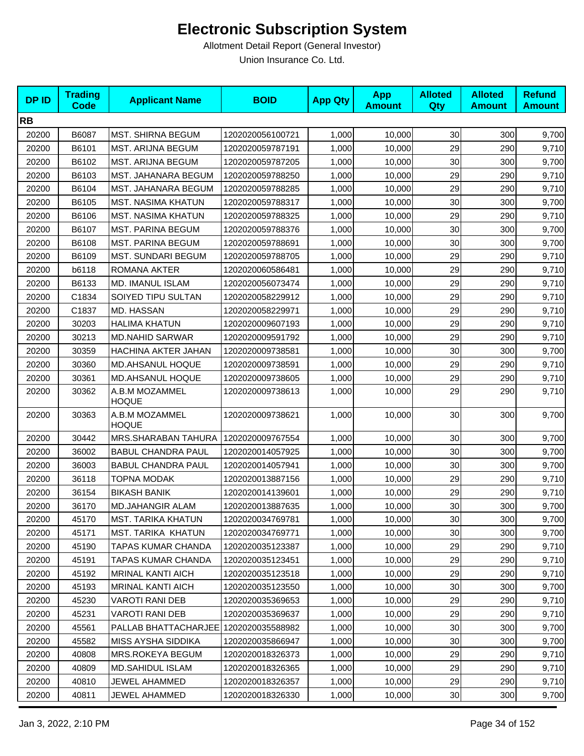# Electronic Subscription System

Allotment Detail Report (General Investor)

Union Insurance Co. Ltd.

| DP ID | Trading Code | Applicant Name | BOID | App Qty | App Amount | Alloted Qty | Alloted Amount | Refund Amount |
|---|---|---|---|---|---|---|---|---|
| **RB** | | | | | | | | |
| 20200 | B6087 | MST. SHIRNA BEGUM | 1202020056100721 | 1,000 | 10,000 | 30 | 300 | 9,700 |
| 20200 | B6101 | MST. ARIJNA BEGUM | 1202020059787191 | 1,000 | 10,000 | 29 | 290 | 9,710 |
| 20200 | B6102 | MST. ARIJNA BEGUM | 1202020059787205 | 1,000 | 10,000 | 30 | 300 | 9,700 |
| 20200 | B6103 | MST. JAHANARA BEGUM | 1202020059788250 | 1,000 | 10,000 | 29 | 290 | 9,710 |
| 20200 | B6104 | MST. JAHANARA BEGUM | 1202020059788285 | 1,000 | 10,000 | 29 | 290 | 9,710 |
| 20200 | B6105 | MST. NASIMA KHATUN | 1202020059788317 | 1,000 | 10,000 | 30 | 300 | 9,700 |
| 20200 | B6106 | MST. NASIMA KHATUN | 1202020059788325 | 1,000 | 10,000 | 29 | 290 | 9,710 |
| 20200 | B6107 | MST. PARINA BEGUM | 1202020059788376 | 1,000 | 10,000 | 30 | 300 | 9,700 |
| 20200 | B6108 | MST. PARINA BEGUM | 1202020059788691 | 1,000 | 10,000 | 30 | 300 | 9,700 |
| 20200 | B6109 | MST. SUNDARI BEGUM | 1202020059788705 | 1,000 | 10,000 | 29 | 290 | 9,710 |
| 20200 | b6118 | ROMANA AKTER | 1202020060586481 | 1,000 | 10,000 | 29 | 290 | 9,710 |
| 20200 | B6133 | MD. IMANUL ISLAM | 1202020056073474 | 1,000 | 10,000 | 29 | 290 | 9,710 |
| 20200 | C1834 | SOIYED TIPU SULTAN | 1202020058229912 | 1,000 | 10,000 | 29 | 290 | 9,710 |
| 20200 | C1837 | MD. HASSAN | 1202020058229971 | 1,000 | 10,000 | 29 | 290 | 9,710 |
| 20200 | 30203 | HALIMA KHATUN | 1202020009607193 | 1,000 | 10,000 | 29 | 290 | 9,710 |
| 20200 | 30213 | MD.NAHID SARWAR | 1202020009591792 | 1,000 | 10,000 | 29 | 290 | 9,710 |
| 20200 | 30359 | HACHINA AKTER JAHAN | 1202020009738581 | 1,000 | 10,000 | 30 | 300 | 9,700 |
| 20200 | 30360 | MD.AHSANUL HOQUE | 1202020009738591 | 1,000 | 10,000 | 29 | 290 | 9,710 |
| 20200 | 30361 | MD.AHSANUL HOQUE | 1202020009738605 | 1,000 | 10,000 | 29 | 290 | 9,710 |
| 20200 | 30362 | A.B.M MOZAMMEL HOQUE | 1202020009738613 | 1,000 | 10,000 | 29 | 290 | 9,710 |
| 20200 | 30363 | A.B.M MOZAMMEL HOQUE | 1202020009738621 | 1,000 | 10,000 | 30 | 300 | 9,700 |
| 20200 | 30442 | MRS.SHARABAN TAHURA | 1202020009767554 | 1,000 | 10,000 | 30 | 300 | 9,700 |
| 20200 | 36002 | BABUL CHANDRA PAUL | 1202020014057925 | 1,000 | 10,000 | 30 | 300 | 9,700 |
| 20200 | 36003 | BABUL CHANDRA PAUL | 1202020014057941 | 1,000 | 10,000 | 30 | 300 | 9,700 |
| 20200 | 36118 | TOPNA MODAK | 1202020013887156 | 1,000 | 10,000 | 29 | 290 | 9,710 |
| 20200 | 36154 | BIKASH BANIK | 1202020014139601 | 1,000 | 10,000 | 29 | 290 | 9,710 |
| 20200 | 36170 | MD.JAHANGIR ALAM | 1202020013887635 | 1,000 | 10,000 | 30 | 300 | 9,700 |
| 20200 | 45170 | MST. TARIKA KHATUN | 1202020034769781 | 1,000 | 10,000 | 30 | 300 | 9,700 |
| 20200 | 45171 | MST. TARIKA KHATUN | 1202020034769771 | 1,000 | 10,000 | 30 | 300 | 9,700 |
| 20200 | 45190 | TAPAS KUMAR CHANDA | 1202020035123387 | 1,000 | 10,000 | 29 | 290 | 9,710 |
| 20200 | 45191 | TAPAS KUMAR CHANDA | 1202020035123451 | 1,000 | 10,000 | 29 | 290 | 9,710 |
| 20200 | 45192 | MRINAL KANTI AICH | 1202020035123518 | 1,000 | 10,000 | 29 | 290 | 9,710 |
| 20200 | 45193 | MRINAL KANTI AICH | 1202020035123550 | 1,000 | 10,000 | 30 | 300 | 9,700 |
| 20200 | 45230 | VAROTI RANI DEB | 1202020035369653 | 1,000 | 10,000 | 29 | 290 | 9,710 |
| 20200 | 45231 | VAROTI RANI DEB | 1202020035369637 | 1,000 | 10,000 | 29 | 290 | 9,710 |
| 20200 | 45561 | PALLAB BHATTACHARJEE | 1202020035588982 | 1,000 | 10,000 | 30 | 300 | 9,700 |
| 20200 | 45582 | MISS AYSHA SIDDIKA | 1202020035866947 | 1,000 | 10,000 | 30 | 300 | 9,700 |
| 20200 | 40808 | MRS.ROKEYA BEGUM | 1202020018326373 | 1,000 | 10,000 | 29 | 290 | 9,710 |
| 20200 | 40809 | MD.SAHIDUL ISLAM | 1202020018326365 | 1,000 | 10,000 | 29 | 290 | 9,710 |
| 20200 | 40810 | JEWEL AHAMMED | 1202020018326357 | 1,000 | 10,000 | 29 | 290 | 9,710 |
| 20200 | 40811 | JEWEL AHAMMED | 1202020018326330 | 1,000 | 10,000 | 30 | 300 | 9,700 |

Jan 3, 2022, 2:10 PM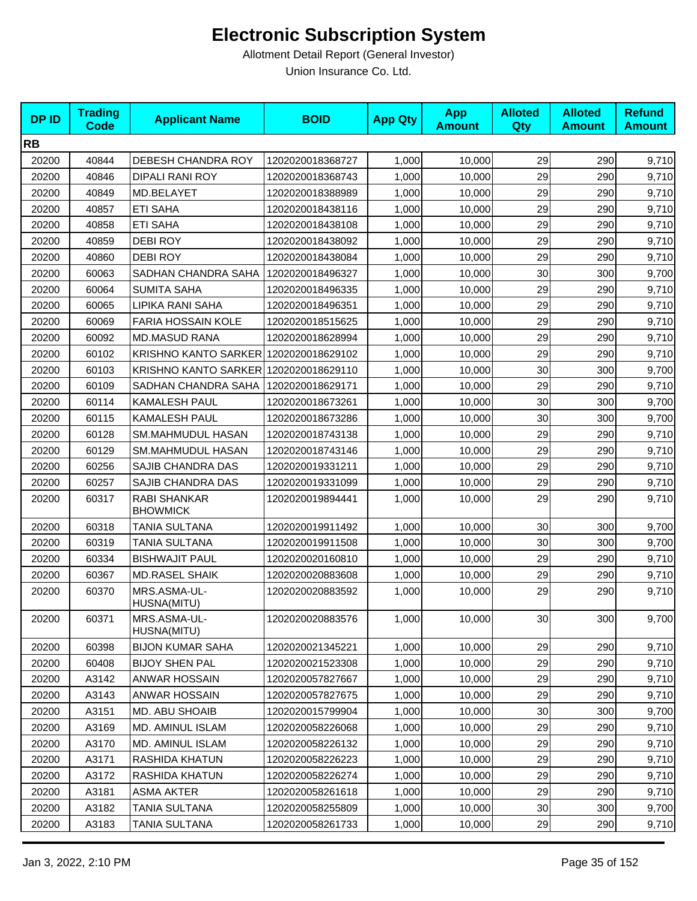# Electronic Subscription System

Allotment Detail Report (General Investor)

Union Insurance Co. Ltd.

| DP ID | Trading Code | Applicant Name | BOID | App Qty | App Amount | Alloted Qty | Alloted Amount | Refund Amount |
|---|---|---|---|---|---|---|---|---|
| **RB** | | | | | | | | |
| 20200 | 40844 | DEBESH CHANDRA ROY | 1202020018368727 | 1,000 | 10,000 | 29 | 290 | 9,710 |
| 20200 | 40846 | DIPALI RANI ROY | 1202020018368743 | 1,000 | 10,000 | 29 | 290 | 9,710 |
| 20200 | 40849 | MD.BELAYET | 1202020018388989 | 1,000 | 10,000 | 29 | 290 | 9,710 |
| 20200 | 40857 | ETI SAHA | 1202020018438116 | 1,000 | 10,000 | 29 | 290 | 9,710 |
| 20200 | 40858 | ETI SAHA | 1202020018438108 | 1,000 | 10,000 | 29 | 290 | 9,710 |
| 20200 | 40859 | DEBI ROY | 1202020018438092 | 1,000 | 10,000 | 29 | 290 | 9,710 |
| 20200 | 40860 | DEBI ROY | 1202020018438084 | 1,000 | 10,000 | 29 | 290 | 9,710 |
| 20200 | 60063 | SADHAN CHANDRA SAHA | 1202020018496327 | 1,000 | 10,000 | 30 | 300 | 9,700 |
| 20200 | 60064 | SUMITA SAHA | 1202020018496335 | 1,000 | 10,000 | 29 | 290 | 9,710 |
| 20200 | 60065 | LIPIKA RANI SAHA | 1202020018496351 | 1,000 | 10,000 | 29 | 290 | 9,710 |
| 20200 | 60069 | FARIA HOSSAIN KOLE | 1202020018515625 | 1,000 | 10,000 | 29 | 290 | 9,710 |
| 20200 | 60092 | MD.MASUD RANA | 1202020018628994 | 1,000 | 10,000 | 29 | 290 | 9,710 |
| 20200 | 60102 | KRISHNO KANTO SARKER | 1202020018629102 | 1,000 | 10,000 | 29 | 290 | 9,710 |
| 20200 | 60103 | KRISHNO KANTO SARKER | 1202020018629110 | 1,000 | 10,000 | 30 | 300 | 9,700 |
| 20200 | 60109 | SADHAN CHANDRA SAHA | 1202020018629171 | 1,000 | 10,000 | 29 | 290 | 9,710 |
| 20200 | 60114 | KAMALESH PAUL | 1202020018673261 | 1,000 | 10,000 | 30 | 300 | 9,700 |
| 20200 | 60115 | KAMALESH PAUL | 1202020018673286 | 1,000 | 10,000 | 30 | 300 | 9,700 |
| 20200 | 60128 | SM.MAHMUDUL HASAN | 1202020018743138 | 1,000 | 10,000 | 29 | 290 | 9,710 |
| 20200 | 60129 | SM.MAHMUDUL HASAN | 1202020018743146 | 1,000 | 10,000 | 29 | 290 | 9,710 |
| 20200 | 60256 | SAJIB CHANDRA DAS | 1202020019331211 | 1,000 | 10,000 | 29 | 290 | 9,710 |
| 20200 | 60257 | SAJIB CHANDRA DAS | 1202020019331099 | 1,000 | 10,000 | 29 | 290 | 9,710 |
| 20200 | 60317 | RABI SHANKAR BHOWMICK | 1202020019894441 | 1,000 | 10,000 | 29 | 290 | 9,710 |
| 20200 | 60318 | TANIA SULTANA | 1202020019911492 | 1,000 | 10,000 | 30 | 300 | 9,700 |
| 20200 | 60319 | TANIA SULTANA | 1202020019911508 | 1,000 | 10,000 | 30 | 300 | 9,700 |
| 20200 | 60334 | BISHWAJIT PAUL | 1202020020160810 | 1,000 | 10,000 | 29 | 290 | 9,710 |
| 20200 | 60367 | MD.RASEL SHAIK | 1202020020883608 | 1,000 | 10,000 | 29 | 290 | 9,710 |
| 20200 | 60370 | MRS.ASMA-UL-HUSNA(MITU) | 1202020020883592 | 1,000 | 10,000 | 29 | 290 | 9,710 |
| 20200 | 60371 | MRS.ASMA-UL-HUSNA(MITU) | 1202020020883576 | 1,000 | 10,000 | 30 | 300 | 9,700 |
| 20200 | 60398 | BIJON KUMAR SAHA | 1202020021345221 | 1,000 | 10,000 | 29 | 290 | 9,710 |
| 20200 | 60408 | BIJOY SHEN PAL | 1202020021523308 | 1,000 | 10,000 | 29 | 290 | 9,710 |
| 20200 | A3142 | ANWAR HOSSAIN | 1202020057827667 | 1,000 | 10,000 | 29 | 290 | 9,710 |
| 20200 | A3143 | ANWAR HOSSAIN | 1202020057827675 | 1,000 | 10,000 | 29 | 290 | 9,710 |
| 20200 | A3151 | MD. ABU SHOAIB | 1202020015799904 | 1,000 | 10,000 | 30 | 300 | 9,700 |
| 20200 | A3169 | MD. AMINUL ISLAM | 1202020058226068 | 1,000 | 10,000 | 29 | 290 | 9,710 |
| 20200 | A3170 | MD. AMINUL ISLAM | 1202020058226132 | 1,000 | 10,000 | 29 | 290 | 9,710 |
| 20200 | A3171 | RASHIDA KHATUN | 1202020058226223 | 1,000 | 10,000 | 29 | 290 | 9,710 |
| 20200 | A3172 | RASHIDA KHATUN | 1202020058226274 | 1,000 | 10,000 | 29 | 290 | 9,710 |
| 20200 | A3181 | ASMA AKTER | 1202020058261618 | 1,000 | 10,000 | 29 | 290 | 9,710 |
| 20200 | A3182 | TANIA SULTANA | 1202020058255809 | 1,000 | 10,000 | 30 | 300 | 9,700 |
| 20200 | A3183 | TANIA SULTANA | 1202020058261733 | 1,000 | 10,000 | 29 | 290 | 9,710 |

Jan 3, 2022, 2:10 PM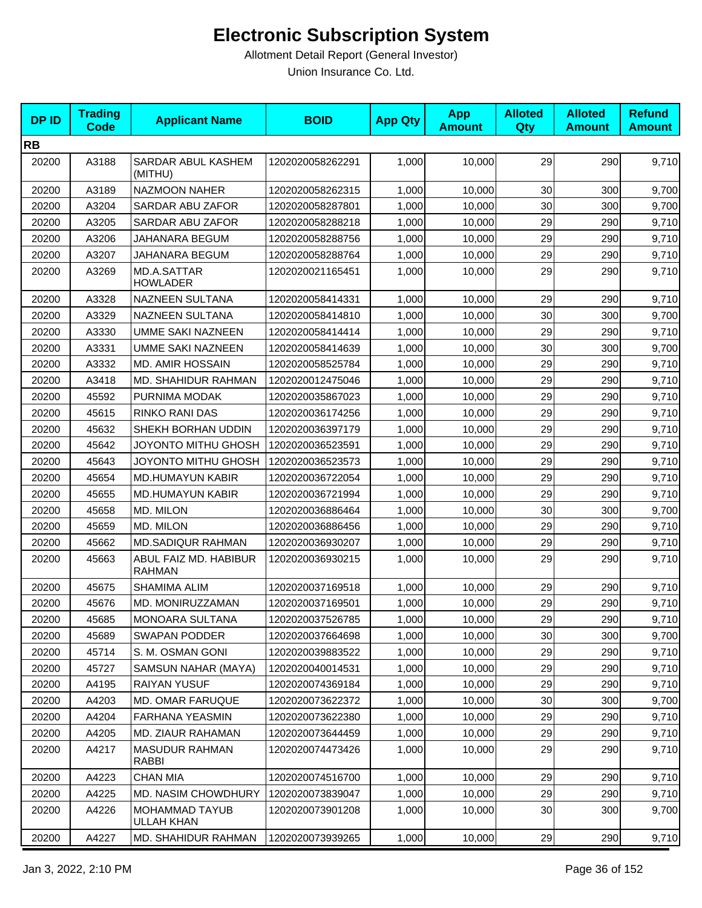# Electronic Subscription System

Allotment Detail Report (General Investor)

Union Insurance Co. Ltd.

| DP ID | Trading Code | Applicant Name | BOID | App Qty | App Amount | Alloted Qty | Alloted Amount | Refund Amount |
|---|---|---|---|---|---|---|---|---|
| **RB** | | | | | | | | |
| 20200 | A3188 | SARDAR ABUL KASHEM (MITHU) | 1202020058262291 | 1,000 | 10,000 | 29 | 290 | 9,710 |
| 20200 | A3189 | NAZMOON NAHER | 1202020058262315 | 1,000 | 10,000 | 30 | 300 | 9,700 |
| 20200 | A3204 | SARDAR ABU ZAFOR | 1202020058287801 | 1,000 | 10,000 | 30 | 300 | 9,700 |
| 20200 | A3205 | SARDAR ABU ZAFOR | 1202020058288218 | 1,000 | 10,000 | 29 | 290 | 9,710 |
| 20200 | A3206 | JAHANARA BEGUM | 1202020058288756 | 1,000 | 10,000 | 29 | 290 | 9,710 |
| 20200 | A3207 | JAHANARA BEGUM | 1202020058288764 | 1,000 | 10,000 | 29 | 290 | 9,710 |
| 20200 | A3269 | MD.A.SATTAR HOWLADER | 1202020021165451 | 1,000 | 10,000 | 29 | 290 | 9,710 |
| 20200 | A3328 | NAZNEEN SULTANA | 1202020058414331 | 1,000 | 10,000 | 29 | 290 | 9,710 |
| 20200 | A3329 | NAZNEEN SULTANA | 1202020058414810 | 1,000 | 10,000 | 30 | 300 | 9,700 |
| 20200 | A3330 | UMME SAKI NAZNEEN | 1202020058414414 | 1,000 | 10,000 | 29 | 290 | 9,710 |
| 20200 | A3331 | UMME SAKI NAZNEEN | 1202020058414639 | 1,000 | 10,000 | 30 | 300 | 9,700 |
| 20200 | A3332 | MD. AMIR HOSSAIN | 1202020058525784 | 1,000 | 10,000 | 29 | 290 | 9,710 |
| 20200 | A3418 | MD. SHAHIDUR RAHMAN | 1202020012475046 | 1,000 | 10,000 | 29 | 290 | 9,710 |
| 20200 | 45592 | PURNIMA MODAK | 1202020035867023 | 1,000 | 10,000 | 29 | 290 | 9,710 |
| 20200 | 45615 | RINKO RANI DAS | 1202020036174256 | 1,000 | 10,000 | 29 | 290 | 9,710 |
| 20200 | 45632 | SHEKH BORHAN UDDIN | 1202020036397179 | 1,000 | 10,000 | 29 | 290 | 9,710 |
| 20200 | 45642 | JOYONTO MITHU GHOSH | 1202020036523591 | 1,000 | 10,000 | 29 | 290 | 9,710 |
| 20200 | 45643 | JOYONTO MITHU GHOSH | 1202020036523573 | 1,000 | 10,000 | 29 | 290 | 9,710 |
| 20200 | 45654 | MD.HUMAYUN KABIR | 1202020036722054 | 1,000 | 10,000 | 29 | 290 | 9,710 |
| 20200 | 45655 | MD.HUMAYUN KABIR | 1202020036721994 | 1,000 | 10,000 | 29 | 290 | 9,710 |
| 20200 | 45658 | MD. MILON | 1202020036886464 | 1,000 | 10,000 | 30 | 300 | 9,700 |
| 20200 | 45659 | MD. MILON | 1202020036886456 | 1,000 | 10,000 | 29 | 290 | 9,710 |
| 20200 | 45662 | MD.SADIQUR RAHMAN | 1202020036930207 | 1,000 | 10,000 | 29 | 290 | 9,710 |
| 20200 | 45663 | ABUL FAIZ MD. HABIBUR RAHMAN | 1202020036930215 | 1,000 | 10,000 | 29 | 290 | 9,710 |
| 20200 | 45675 | SHAMIMA ALIM | 1202020037169518 | 1,000 | 10,000 | 29 | 290 | 9,710 |
| 20200 | 45676 | MD. MONIRUZZAMAN | 1202020037169501 | 1,000 | 10,000 | 29 | 290 | 9,710 |
| 20200 | 45685 | MONOARA SULTANA | 1202020037526785 | 1,000 | 10,000 | 29 | 290 | 9,710 |
| 20200 | 45689 | SWAPAN PODDER | 1202020037664698 | 1,000 | 10,000 | 30 | 300 | 9,700 |
| 20200 | 45714 | S. M. OSMAN GONI | 1202020039883522 | 1,000 | 10,000 | 29 | 290 | 9,710 |
| 20200 | 45727 | SAMSUN NAHAR (MAYA) | 1202020040014531 | 1,000 | 10,000 | 29 | 290 | 9,710 |
| 20200 | A4195 | RAIYAN YUSUF | 1202020074369184 | 1,000 | 10,000 | 29 | 290 | 9,710 |
| 20200 | A4203 | MD. OMAR FARUQUE | 1202020073622372 | 1,000 | 10,000 | 30 | 300 | 9,700 |
| 20200 | A4204 | FARHANA YEASMIN | 1202020073622380 | 1,000 | 10,000 | 29 | 290 | 9,710 |
| 20200 | A4205 | MD. ZIAUR RAHAMAN | 1202020073644459 | 1,000 | 10,000 | 29 | 290 | 9,710 |
| 20200 | A4217 | MASUDUR RAHMAN RABBI | 1202020074473426 | 1,000 | 10,000 | 29 | 290 | 9,710 |
| 20200 | A4223 | CHAN MIA | 1202020074516700 | 1,000 | 10,000 | 29 | 290 | 9,710 |
| 20200 | A4225 | MD. NASIM CHOWDHURY | 1202020073839047 | 1,000 | 10,000 | 29 | 290 | 9,710 |
| 20200 | A4226 | MOHAMMAD TAYUB ULLAH KHAN | 1202020073901208 | 1,000 | 10,000 | 30 | 300 | 9,700 |
| 20200 | A4227 | MD. SHAHIDUR RAHMAN | 1202020073939265 | 1,000 | 10,000 | 29 | 290 | 9,710 |

Jan 3, 2022, 2:10 PM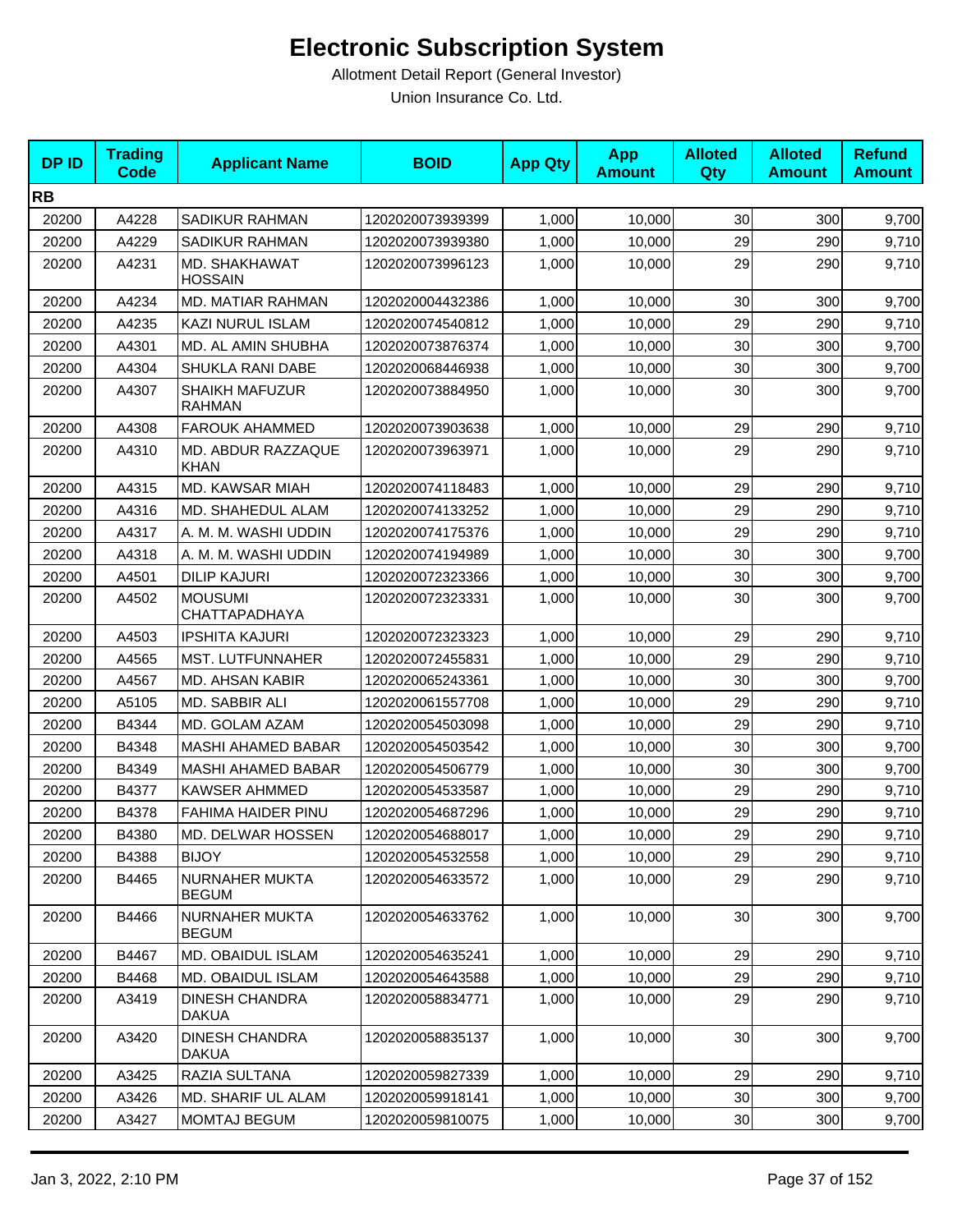# Electronic Subscription System

Allotment Detail Report (General Investor)

Union Insurance Co. Ltd.

| DP ID | Trading Code | Applicant Name | BOID | App Qty | App Amount | Alloted Qty | Alloted Amount | Refund Amount |
|---|---|---|---|---|---|---|---|---|
| **RB** | | | | | | | | |
| 20200 | A4228 | SADIKUR RAHMAN | 1202020073939399 | 1,000 | 10,000 | 30 | 300 | 9,700 |
| 20200 | A4229 | SADIKUR RAHMAN | 1202020073939380 | 1,000 | 10,000 | 29 | 290 | 9,710 |
| 20200 | A4231 | MD. SHAKHAWAT HOSSAIN | 1202020073996123 | 1,000 | 10,000 | 29 | 290 | 9,710 |
| 20200 | A4234 | MD. MATIAR RAHMAN | 1202020004432386 | 1,000 | 10,000 | 30 | 300 | 9,700 |
| 20200 | A4235 | KAZI NURUL ISLAM | 1202020074540812 | 1,000 | 10,000 | 29 | 290 | 9,710 |
| 20200 | A4301 | MD. AL AMIN SHUBHA | 1202020073876374 | 1,000 | 10,000 | 30 | 300 | 9,700 |
| 20200 | A4304 | SHUKLA RANI DABE | 1202020068446938 | 1,000 | 10,000 | 30 | 300 | 9,700 |
| 20200 | A4307 | SHAIKH MAFUZUR RAHMAN | 1202020073884950 | 1,000 | 10,000 | 30 | 300 | 9,700 |
| 20200 | A4308 | FAROUK AHAMMED | 1202020073903638 | 1,000 | 10,000 | 29 | 290 | 9,710 |
| 20200 | A4310 | MD. ABDUR RAZZAQUE KHAN | 1202020073963971 | 1,000 | 10,000 | 29 | 290 | 9,710 |
| 20200 | A4315 | MD. KAWSAR MIAH | 1202020074118483 | 1,000 | 10,000 | 29 | 290 | 9,710 |
| 20200 | A4316 | MD. SHAHEDUL ALAM | 1202020074133252 | 1,000 | 10,000 | 29 | 290 | 9,710 |
| 20200 | A4317 | A. M. M. WASHI UDDIN | 1202020074175376 | 1,000 | 10,000 | 29 | 290 | 9,710 |
| 20200 | A4318 | A. M. M. WASHI UDDIN | 1202020074194989 | 1,000 | 10,000 | 30 | 300 | 9,700 |
| 20200 | A4501 | DILIP KAJURI | 1202020072323366 | 1,000 | 10,000 | 30 | 300 | 9,700 |
| 20200 | A4502 | MOUSUMI CHATTAPADHAYA | 1202020072323331 | 1,000 | 10,000 | 30 | 300 | 9,700 |
| 20200 | A4503 | IPSHITA KAJURI | 1202020072323323 | 1,000 | 10,000 | 29 | 290 | 9,710 |
| 20200 | A4565 | MST. LUTFUNNAHER | 1202020072455831 | 1,000 | 10,000 | 29 | 290 | 9,710 |
| 20200 | A4567 | MD. AHSAN KABIR | 1202020065243361 | 1,000 | 10,000 | 30 | 300 | 9,700 |
| 20200 | A5105 | MD. SABBIR ALI | 1202020061557708 | 1,000 | 10,000 | 29 | 290 | 9,710 |
| 20200 | B4344 | MD. GOLAM AZAM | 1202020054503098 | 1,000 | 10,000 | 29 | 290 | 9,710 |
| 20200 | B4348 | MASHI AHAMED BABAR | 1202020054503542 | 1,000 | 10,000 | 30 | 300 | 9,700 |
| 20200 | B4349 | MASHI AHAMED BABAR | 1202020054506779 | 1,000 | 10,000 | 30 | 300 | 9,700 |
| 20200 | B4377 | KAWSER AHMMED | 1202020054533587 | 1,000 | 10,000 | 29 | 290 | 9,710 |
| 20200 | B4378 | FAHIMA HAIDER PINU | 1202020054687296 | 1,000 | 10,000 | 29 | 290 | 9,710 |
| 20200 | B4380 | MD. DELWAR HOSSEN | 1202020054688017 | 1,000 | 10,000 | 29 | 290 | 9,710 |
| 20200 | B4388 | BIJOY | 1202020054532558 | 1,000 | 10,000 | 29 | 290 | 9,710 |
| 20200 | B4465 | NURNAHER MUKTA BEGUM | 1202020054633572 | 1,000 | 10,000 | 29 | 290 | 9,710 |
| 20200 | B4466 | NURNAHER MUKTA BEGUM | 1202020054633762 | 1,000 | 10,000 | 30 | 300 | 9,700 |
| 20200 | B4467 | MD. OBAIDUL ISLAM | 1202020054635241 | 1,000 | 10,000 | 29 | 290 | 9,710 |
| 20200 | B4468 | MD. OBAIDUL ISLAM | 1202020054643588 | 1,000 | 10,000 | 29 | 290 | 9,710 |
| 20200 | A3419 | DINESH CHANDRA DAKUA | 1202020058834771 | 1,000 | 10,000 | 29 | 290 | 9,710 |
| 20200 | A3420 | DINESH CHANDRA DAKUA | 1202020058835137 | 1,000 | 10,000 | 30 | 300 | 9,700 |
| 20200 | A3425 | RAZIA SULTANA | 1202020059827339 | 1,000 | 10,000 | 29 | 290 | 9,710 |
| 20200 | A3426 | MD. SHARIF UL ALAM | 1202020059918141 | 1,000 | 10,000 | 30 | 300 | 9,700 |
| 20200 | A3427 | MOMTAJ BEGUM | 1202020059810075 | 1,000 | 10,000 | 30 | 300 | 9,700 |

Jan 3, 2022, 2:10 PM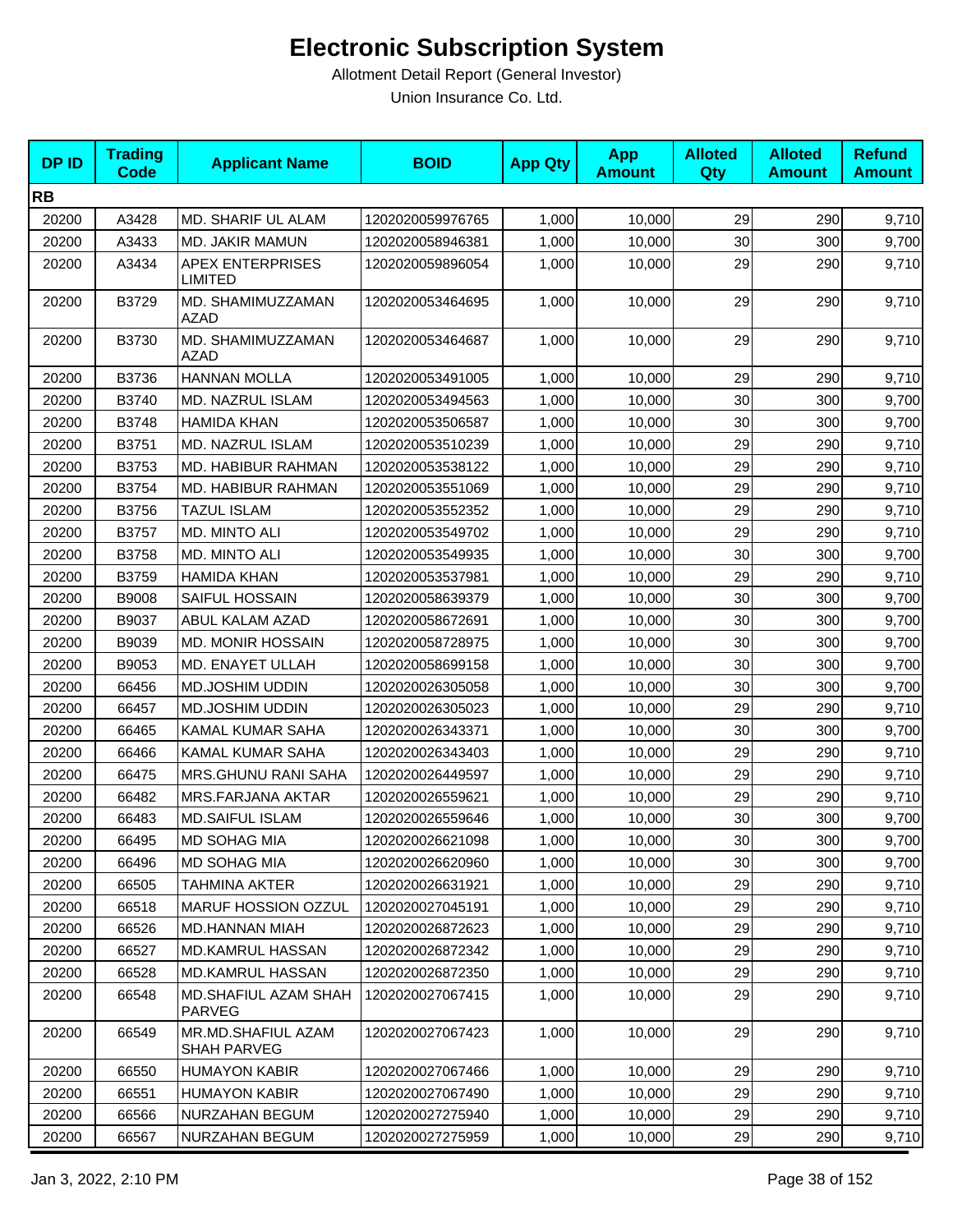# Electronic Subscription System

Allotment Detail Report (General Investor)

Union Insurance Co. Ltd.

| DP ID | Trading Code | Applicant Name | BOID | App Qty | App Amount | Alloted Qty | Alloted Amount | Refund Amount |
|---|---|---|---|---|---|---|---|---|
| **RB** | | | | | | | | |
| 20200 | A3428 | MD. SHARIF UL ALAM | 1202020059976765 | 1,000 | 10,000 | 29 | 290 | 9,710 |
| 20200 | A3433 | MD. JAKIR MAMUN | 1202020058946381 | 1,000 | 10,000 | 30 | 300 | 9,700 |
| 20200 | A3434 | APEX ENTERPRISES LIMITED | 1202020059896054 | 1,000 | 10,000 | 29 | 290 | 9,710 |
| 20200 | B3729 | MD. SHAMIMUZZAMAN AZAD | 1202020053464695 | 1,000 | 10,000 | 29 | 290 | 9,710 |
| 20200 | B3730 | MD. SHAMIMUZZAMAN AZAD | 1202020053464687 | 1,000 | 10,000 | 29 | 290 | 9,710 |
| 20200 | B3736 | HANNAN MOLLA | 1202020053491005 | 1,000 | 10,000 | 29 | 290 | 9,710 |
| 20200 | B3740 | MD. NAZRUL ISLAM | 1202020053494563 | 1,000 | 10,000 | 30 | 300 | 9,700 |
| 20200 | B3748 | HAMIDA KHAN | 1202020053506587 | 1,000 | 10,000 | 30 | 300 | 9,700 |
| 20200 | B3751 | MD. NAZRUL ISLAM | 1202020053510239 | 1,000 | 10,000 | 29 | 290 | 9,710 |
| 20200 | B3753 | MD. HABIBUR RAHMAN | 1202020053538122 | 1,000 | 10,000 | 29 | 290 | 9,710 |
| 20200 | B3754 | MD. HABIBUR RAHMAN | 1202020053551069 | 1,000 | 10,000 | 29 | 290 | 9,710 |
| 20200 | B3756 | TAZUL ISLAM | 1202020053552352 | 1,000 | 10,000 | 29 | 290 | 9,710 |
| 20200 | B3757 | MD. MINTO ALI | 1202020053549702 | 1,000 | 10,000 | 29 | 290 | 9,710 |
| 20200 | B3758 | MD. MINTO ALI | 1202020053549935 | 1,000 | 10,000 | 30 | 300 | 9,700 |
| 20200 | B3759 | HAMIDA KHAN | 1202020053537981 | 1,000 | 10,000 | 29 | 290 | 9,710 |
| 20200 | B9008 | SAIFUL HOSSAIN | 1202020058639379 | 1,000 | 10,000 | 30 | 300 | 9,700 |
| 20200 | B9037 | ABUL KALAM AZAD | 1202020058672691 | 1,000 | 10,000 | 30 | 300 | 9,700 |
| 20200 | B9039 | MD. MONIR HOSSAIN | 1202020058728975 | 1,000 | 10,000 | 30 | 300 | 9,700 |
| 20200 | B9053 | MD. ENAYET ULLAH | 1202020058699158 | 1,000 | 10,000 | 30 | 300 | 9,700 |
| 20200 | 66456 | MD.JOSHIM UDDIN | 1202020026305058 | 1,000 | 10,000 | 30 | 300 | 9,700 |
| 20200 | 66457 | MD.JOSHIM UDDIN | 1202020026305023 | 1,000 | 10,000 | 29 | 290 | 9,710 |
| 20200 | 66465 | KAMAL KUMAR SAHA | 1202020026343371 | 1,000 | 10,000 | 30 | 300 | 9,700 |
| 20200 | 66466 | KAMAL KUMAR SAHA | 1202020026343403 | 1,000 | 10,000 | 29 | 290 | 9,710 |
| 20200 | 66475 | MRS.GHUNU RANI SAHA | 1202020026449597 | 1,000 | 10,000 | 29 | 290 | 9,710 |
| 20200 | 66482 | MRS.FARJANA AKTAR | 1202020026559621 | 1,000 | 10,000 | 29 | 290 | 9,710 |
| 20200 | 66483 | MD.SAIFUL ISLAM | 1202020026559646 | 1,000 | 10,000 | 30 | 300 | 9,700 |
| 20200 | 66495 | MD SOHAG MIA | 1202020026621098 | 1,000 | 10,000 | 30 | 300 | 9,700 |
| 20200 | 66496 | MD SOHAG MIA | 1202020026620960 | 1,000 | 10,000 | 30 | 300 | 9,700 |
| 20200 | 66505 | TAHMINA AKTER | 1202020026631921 | 1,000 | 10,000 | 29 | 290 | 9,710 |
| 20200 | 66518 | MARUF HOSSION OZZUL | 1202020027045191 | 1,000 | 10,000 | 29 | 290 | 9,710 |
| 20200 | 66526 | MD.HANNAN MIAH | 1202020026872623 | 1,000 | 10,000 | 29 | 290 | 9,710 |
| 20200 | 66527 | MD.KAMRUL HASSAN | 1202020026872342 | 1,000 | 10,000 | 29 | 290 | 9,710 |
| 20200 | 66528 | MD.KAMRUL HASSAN | 1202020026872350 | 1,000 | 10,000 | 29 | 290 | 9,710 |
| 20200 | 66548 | MD.SHAFIUL AZAM SHAH PARVEG | 1202020027067415 | 1,000 | 10,000 | 29 | 290 | 9,710 |
| 20200 | 66549 | MR.MD.SHAFIUL AZAM SHAH PARVEG | 1202020027067423 | 1,000 | 10,000 | 29 | 290 | 9,710 |
| 20200 | 66550 | HUMAYON KABIR | 1202020027067466 | 1,000 | 10,000 | 29 | 290 | 9,710 |
| 20200 | 66551 | HUMAYON KABIR | 1202020027067490 | 1,000 | 10,000 | 29 | 290 | 9,710 |
| 20200 | 66566 | NURZAHAN BEGUM | 1202020027275940 | 1,000 | 10,000 | 29 | 290 | 9,710 |
| 20200 | 66567 | NURZAHAN BEGUM | 1202020027275959 | 1,000 | 10,000 | 29 | 290 | 9,710 |

Jan 3, 2022, 2:10 PM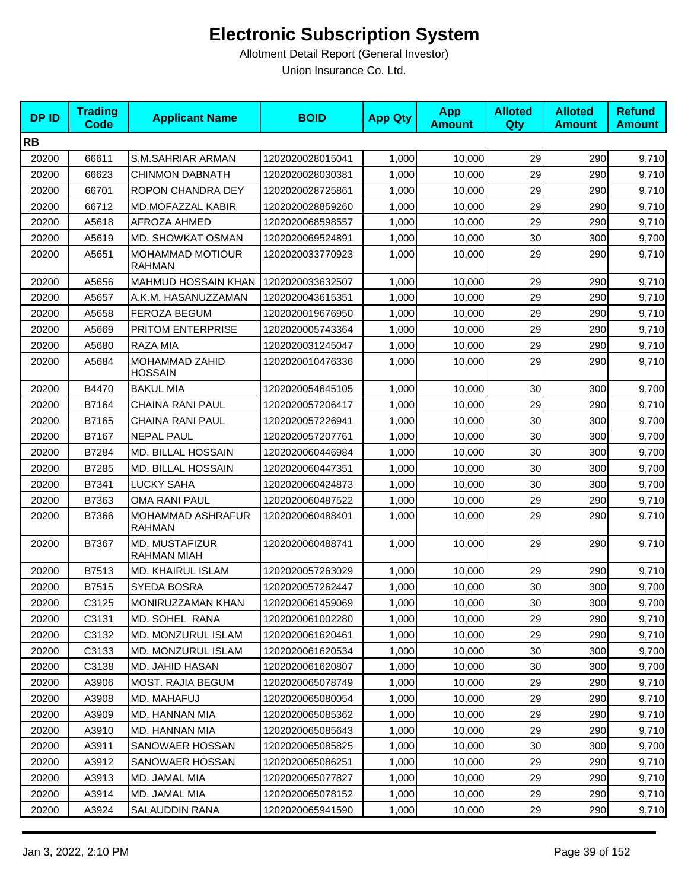# Electronic Subscription System

Allotment Detail Report (General Investor)

Union Insurance Co. Ltd.

| DP ID | Trading Code | Applicant Name | BOID | App Qty | App Amount | Alloted Qty | Alloted Amount | Refund Amount |
|---|---|---|---|---|---|---|---|---|
| **RB** | | | | | | | | |
| 20200 | 66611 | S.M.SAHRIAR ARMAN | 1202020028015041 | 1,000 | 10,000 | 29 | 290 | 9,710 |
| 20200 | 66623 | CHINMON DABNATH | 1202020028030381 | 1,000 | 10,000 | 29 | 290 | 9,710 |
| 20200 | 66701 | ROPON CHANDRA DEY | 1202020028725861 | 1,000 | 10,000 | 29 | 290 | 9,710 |
| 20200 | 66712 | MD.MOFAZZAL KABIR | 1202020028859260 | 1,000 | 10,000 | 29 | 290 | 9,710 |
| 20200 | A5618 | AFROZA AHMED | 1202020068598557 | 1,000 | 10,000 | 29 | 290 | 9,710 |
| 20200 | A5619 | MD. SHOWKAT OSMAN | 1202020069524891 | 1,000 | 10,000 | 30 | 300 | 9,700 |
| 20200 | A5651 | MOHAMMAD MOTIOUR RAHMAN | 1202020033770923 | 1,000 | 10,000 | 29 | 290 | 9,710 |
| 20200 | A5656 | MAHMUD HOSSAIN KHAN | 1202020033632507 | 1,000 | 10,000 | 29 | 290 | 9,710 |
| 20200 | A5657 | A.K.M. HASANUZZAMAN | 1202020043615351 | 1,000 | 10,000 | 29 | 290 | 9,710 |
| 20200 | A5658 | FEROZA BEGUM | 1202020019676950 | 1,000 | 10,000 | 29 | 290 | 9,710 |
| 20200 | A5669 | PRITOM ENTERPRISE | 1202020005743364 | 1,000 | 10,000 | 29 | 290 | 9,710 |
| 20200 | A5680 | RAZA MIA | 1202020031245047 | 1,000 | 10,000 | 29 | 290 | 9,710 |
| 20200 | A5684 | MOHAMMAD ZAHID HOSSAIN | 1202020010476336 | 1,000 | 10,000 | 29 | 290 | 9,710 |
| 20200 | B4470 | BAKUL MIA | 1202020054645105 | 1,000 | 10,000 | 30 | 300 | 9,700 |
| 20200 | B7164 | CHAINA RANI PAUL | 1202020057206417 | 1,000 | 10,000 | 29 | 290 | 9,710 |
| 20200 | B7165 | CHAINA RANI PAUL | 1202020057226941 | 1,000 | 10,000 | 30 | 300 | 9,700 |
| 20200 | B7167 | NEPAL PAUL | 1202020057207761 | 1,000 | 10,000 | 30 | 300 | 9,700 |
| 20200 | B7284 | MD. BILLAL HOSSAIN | 1202020060446984 | 1,000 | 10,000 | 30 | 300 | 9,700 |
| 20200 | B7285 | MD. BILLAL HOSSAIN | 1202020060447351 | 1,000 | 10,000 | 30 | 300 | 9,700 |
| 20200 | B7341 | LUCKY SAHA | 1202020060424873 | 1,000 | 10,000 | 30 | 300 | 9,700 |
| 20200 | B7363 | OMA RANI PAUL | 1202020060487522 | 1,000 | 10,000 | 29 | 290 | 9,710 |
| 20200 | B7366 | MOHAMMAD ASHRAFUR RAHMAN | 1202020060488401 | 1,000 | 10,000 | 29 | 290 | 9,710 |
| 20200 | B7367 | MD. MUSTAFIZUR RAHMAN MIAH | 1202020060488741 | 1,000 | 10,000 | 29 | 290 | 9,710 |
| 20200 | B7513 | MD. KHAIRUL ISLAM | 1202020057263029 | 1,000 | 10,000 | 29 | 290 | 9,710 |
| 20200 | B7515 | SYEDA BOSRA | 1202020057262447 | 1,000 | 10,000 | 30 | 300 | 9,700 |
| 20200 | C3125 | MONIRUZZAMAN KHAN | 1202020061459069 | 1,000 | 10,000 | 30 | 300 | 9,700 |
| 20200 | C3131 | MD. SOHEL RANA | 1202020061002280 | 1,000 | 10,000 | 29 | 290 | 9,710 |
| 20200 | C3132 | MD. MONZURUL ISLAM | 1202020061620461 | 1,000 | 10,000 | 29 | 290 | 9,710 |
| 20200 | C3133 | MD. MONZURUL ISLAM | 1202020061620534 | 1,000 | 10,000 | 30 | 300 | 9,700 |
| 20200 | C3138 | MD. JAHID HASAN | 1202020061620807 | 1,000 | 10,000 | 30 | 300 | 9,700 |
| 20200 | A3906 | MOST. RAJIA BEGUM | 1202020065078749 | 1,000 | 10,000 | 29 | 290 | 9,710 |
| 20200 | A3908 | MD. MAHAFUJ | 1202020065080054 | 1,000 | 10,000 | 29 | 290 | 9,710 |
| 20200 | A3909 | MD. HANNAN MIA | 1202020065085362 | 1,000 | 10,000 | 29 | 290 | 9,710 |
| 20200 | A3910 | MD. HANNAN MIA | 1202020065085643 | 1,000 | 10,000 | 29 | 290 | 9,710 |
| 20200 | A3911 | SANOWAER HOSSAN | 1202020065085825 | 1,000 | 10,000 | 30 | 300 | 9,700 |
| 20200 | A3912 | SANOWAER HOSSAN | 1202020065086251 | 1,000 | 10,000 | 29 | 290 | 9,710 |
| 20200 | A3913 | MD. JAMAL MIA | 1202020065077827 | 1,000 | 10,000 | 29 | 290 | 9,710 |
| 20200 | A3914 | MD. JAMAL MIA | 1202020065078152 | 1,000 | 10,000 | 29 | 290 | 9,710 |
| 20200 | A3924 | SALAUDDIN RANA | 1202020065941590 | 1,000 | 10,000 | 29 | 290 | 9,710 |

Jan 3, 2022, 2:10 PM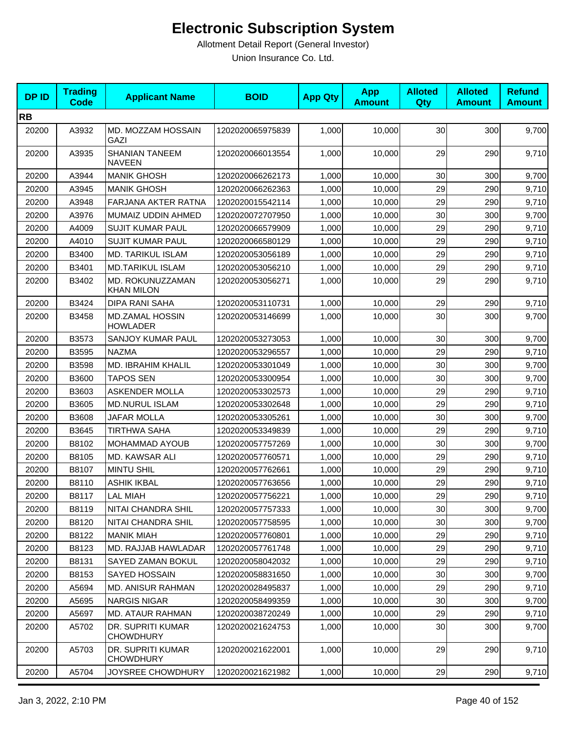# Electronic Subscription System

Allotment Detail Report (General Investor)

Union Insurance Co. Ltd.

| DP ID | Trading Code | Applicant Name | BOID | App Qty | App Amount | Alloted Qty | Alloted Amount | Refund Amount |
|---|---|---|---|---|---|---|---|---|
| **RB** | | | | | | | | |
| 20200 | A3932 | MD. MOZZAM HOSSAIN GAZI | 1202020065975839 | 1,000 | 10,000 | 30 | 300 | 9,700 |
| 20200 | A3935 | SHANIAN TANEEM NAVEEN | 1202020066013554 | 1,000 | 10,000 | 29 | 290 | 9,710 |
| 20200 | A3944 | MANIK GHOSH | 1202020066262173 | 1,000 | 10,000 | 30 | 300 | 9,700 |
| 20200 | A3945 | MANIK GHOSH | 1202020066262363 | 1,000 | 10,000 | 29 | 290 | 9,710 |
| 20200 | A3948 | FARJANA AKTER RATNA | 1202020015542114 | 1,000 | 10,000 | 29 | 290 | 9,710 |
| 20200 | A3976 | MUMAIZ UDDIN AHMED | 1202020072707950 | 1,000 | 10,000 | 30 | 300 | 9,700 |
| 20200 | A4009 | SUJIT KUMAR PAUL | 1202020066579909 | 1,000 | 10,000 | 29 | 290 | 9,710 |
| 20200 | A4010 | SUJIT KUMAR PAUL | 1202020066580129 | 1,000 | 10,000 | 29 | 290 | 9,710 |
| 20200 | B3400 | MD. TARIKUL ISLAM | 1202020053056189 | 1,000 | 10,000 | 29 | 290 | 9,710 |
| 20200 | B3401 | MD.TARIKUL ISLAM | 1202020053056210 | 1,000 | 10,000 | 29 | 290 | 9,710 |
| 20200 | B3402 | MD. ROKUNUZZAMAN KHAN MILON | 1202020053056271 | 1,000 | 10,000 | 29 | 290 | 9,710 |
| 20200 | B3424 | DIPA RANI SAHA | 1202020053110731 | 1,000 | 10,000 | 29 | 290 | 9,710 |
| 20200 | B3458 | MD.ZAMAL HOSSIN HOWLADER | 1202020053146699 | 1,000 | 10,000 | 30 | 300 | 9,700 |
| 20200 | B3573 | SANJOY KUMAR PAUL | 1202020053273053 | 1,000 | 10,000 | 30 | 300 | 9,700 |
| 20200 | B3595 | NAZMA | 1202020053296557 | 1,000 | 10,000 | 29 | 290 | 9,710 |
| 20200 | B3598 | MD. IBRAHIM KHALIL | 1202020053301049 | 1,000 | 10,000 | 30 | 300 | 9,700 |
| 20200 | B3600 | TAPOS SEN | 1202020053300954 | 1,000 | 10,000 | 30 | 300 | 9,700 |
| 20200 | B3603 | ASKENDER MOLLA | 1202020053302573 | 1,000 | 10,000 | 29 | 290 | 9,710 |
| 20200 | B3605 | MD.NURUL ISLAM | 1202020053302648 | 1,000 | 10,000 | 29 | 290 | 9,710 |
| 20200 | B3608 | JAFAR MOLLA | 1202020053305261 | 1,000 | 10,000 | 30 | 300 | 9,700 |
| 20200 | B3645 | TIRTHWA SAHA | 1202020053349839 | 1,000 | 10,000 | 29 | 290 | 9,710 |
| 20200 | B8102 | MOHAMMAD AYOUB | 1202020057757269 | 1,000 | 10,000 | 30 | 300 | 9,700 |
| 20200 | B8105 | MD. KAWSAR ALI | 1202020057760571 | 1,000 | 10,000 | 29 | 290 | 9,710 |
| 20200 | B8107 | MINTU SHIL | 1202020057762661 | 1,000 | 10,000 | 29 | 290 | 9,710 |
| 20200 | B8110 | ASHIK IKBAL | 1202020057763656 | 1,000 | 10,000 | 29 | 290 | 9,710 |
| 20200 | B8117 | LAL MIAH | 1202020057756221 | 1,000 | 10,000 | 29 | 290 | 9,710 |
| 20200 | B8119 | NITAI CHANDRA SHIL | 1202020057757333 | 1,000 | 10,000 | 30 | 300 | 9,700 |
| 20200 | B8120 | NITAI CHANDRA SHIL | 1202020057758595 | 1,000 | 10,000 | 30 | 300 | 9,700 |
| 20200 | B8122 | MANIK MIAH | 1202020057760801 | 1,000 | 10,000 | 29 | 290 | 9,710 |
| 20200 | B8123 | MD. RAJJAB HAWLADAR | 1202020057761748 | 1,000 | 10,000 | 29 | 290 | 9,710 |
| 20200 | B8131 | SAYED ZAMAN BOKUL | 1202020058042032 | 1,000 | 10,000 | 29 | 290 | 9,710 |
| 20200 | B8153 | SAYED HOSSAIN | 1202020058831650 | 1,000 | 10,000 | 30 | 300 | 9,700 |
| 20200 | A5694 | MD. ANISUR RAHMAN | 1202020028495837 | 1,000 | 10,000 | 29 | 290 | 9,710 |
| 20200 | A5695 | NARGIS NIGAR | 1202020058499359 | 1,000 | 10,000 | 30 | 300 | 9,700 |
| 20200 | A5697 | MD. ATAUR RAHMAN | 1202020038720249 | 1,000 | 10,000 | 29 | 290 | 9,710 |
| 20200 | A5702 | DR. SUPRITI KUMAR CHOWDHURY | 1202020021624753 | 1,000 | 10,000 | 30 | 300 | 9,700 |
| 20200 | A5703 | DR. SUPRITI KUMAR CHOWDHURY | 1202020021622001 | 1,000 | 10,000 | 29 | 290 | 9,710 |
| 20200 | A5704 | JOYSREE CHOWDHURY | 1202020021621982 | 1,000 | 10,000 | 29 | 290 | 9,710 |

Jan 3, 2022, 2:10 PM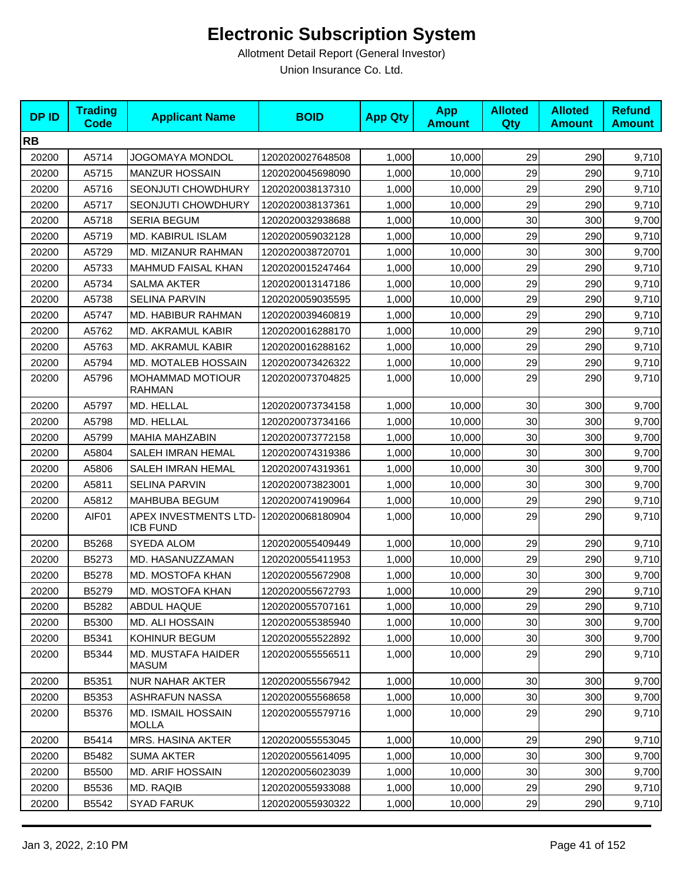# Electronic Subscription System

Allotment Detail Report (General Investor)

Union Insurance Co. Ltd.

| DP ID | Trading Code | Applicant Name | BOID | App Qty | App Amount | Alloted Qty | Alloted Amount | Refund Amount |
|---|---|---|---|---|---|---|---|---|
| **RB** | | | | | | | | |
| 20200 | A5714 | JOGOMAYA MONDOL | 1202020027648508 | 1,000 | 10,000 | 29 | 290 | 9,710 |
| 20200 | A5715 | MANZUR HOSSAIN | 1202020045698090 | 1,000 | 10,000 | 29 | 290 | 9,710 |
| 20200 | A5716 | SEONJUTI CHOWDHURY | 1202020038137310 | 1,000 | 10,000 | 29 | 290 | 9,710 |
| 20200 | A5717 | SEONJUTI CHOWDHURY | 1202020038137361 | 1,000 | 10,000 | 29 | 290 | 9,710 |
| 20200 | A5718 | SERIA BEGUM | 1202020032938688 | 1,000 | 10,000 | 30 | 300 | 9,700 |
| 20200 | A5719 | MD. KABIRUL ISLAM | 1202020059032128 | 1,000 | 10,000 | 29 | 290 | 9,710 |
| 20200 | A5729 | MD. MIZANUR RAHMAN | 1202020038720701 | 1,000 | 10,000 | 30 | 300 | 9,700 |
| 20200 | A5733 | MAHMUD FAISAL KHAN | 1202020015247464 | 1,000 | 10,000 | 29 | 290 | 9,710 |
| 20200 | A5734 | SALMA AKTER | 1202020013147186 | 1,000 | 10,000 | 29 | 290 | 9,710 |
| 20200 | A5738 | SELINA PARVIN | 1202020059035595 | 1,000 | 10,000 | 29 | 290 | 9,710 |
| 20200 | A5747 | MD. HABIBUR RAHMAN | 1202020039460819 | 1,000 | 10,000 | 29 | 290 | 9,710 |
| 20200 | A5762 | MD. AKRAMUL KABIR | 1202020016288170 | 1,000 | 10,000 | 29 | 290 | 9,710 |
| 20200 | A5763 | MD. AKRAMUL KABIR | 1202020016288162 | 1,000 | 10,000 | 29 | 290 | 9,710 |
| 20200 | A5794 | MD. MOTALEB HOSSAIN | 1202020073426322 | 1,000 | 10,000 | 29 | 290 | 9,710 |
| 20200 | A5796 | MOHAMMAD MOTIOUR RAHMAN | 1202020073704825 | 1,000 | 10,000 | 29 | 290 | 9,710 |
| 20200 | A5797 | MD. HELLAL | 1202020073734158 | 1,000 | 10,000 | 30 | 300 | 9,700 |
| 20200 | A5798 | MD. HELLAL | 1202020073734166 | 1,000 | 10,000 | 30 | 300 | 9,700 |
| 20200 | A5799 | MAHIA MAHZABIN | 1202020073772158 | 1,000 | 10,000 | 30 | 300 | 9,700 |
| 20200 | A5804 | SALEH IMRAN HEMAL | 1202020074319386 | 1,000 | 10,000 | 30 | 300 | 9,700 |
| 20200 | A5806 | SALEH IMRAN HEMAL | 1202020074319361 | 1,000 | 10,000 | 30 | 300 | 9,700 |
| 20200 | A5811 | SELINA PARVIN | 1202020073823001 | 1,000 | 10,000 | 30 | 300 | 9,700 |
| 20200 | A5812 | MAHBUBA BEGUM | 1202020074190964 | 1,000 | 10,000 | 29 | 290 | 9,710 |
| 20200 | AIF01 | APEX INVESTMENTS LTD-ICB FUND | 1202020068180904 | 1,000 | 10,000 | 29 | 290 | 9,710 |
| 20200 | B5268 | SYEDA ALOM | 1202020055409449 | 1,000 | 10,000 | 29 | 290 | 9,710 |
| 20200 | B5273 | MD. HASANUZZAMAN | 1202020055411953 | 1,000 | 10,000 | 29 | 290 | 9,710 |
| 20200 | B5278 | MD. MOSTOFA KHAN | 1202020055672908 | 1,000 | 10,000 | 30 | 300 | 9,700 |
| 20200 | B5279 | MD. MOSTOFA KHAN | 1202020055672793 | 1,000 | 10,000 | 29 | 290 | 9,710 |
| 20200 | B5282 | ABDUL HAQUE | 1202020055707161 | 1,000 | 10,000 | 29 | 290 | 9,710 |
| 20200 | B5300 | MD. ALI HOSSAIN | 1202020055385940 | 1,000 | 10,000 | 30 | 300 | 9,700 |
| 20200 | B5341 | KOHINUR BEGUM | 1202020055522892 | 1,000 | 10,000 | 30 | 300 | 9,700 |
| 20200 | B5344 | MD. MUSTAFA HAIDER MASUM | 1202020055556511 | 1,000 | 10,000 | 29 | 290 | 9,710 |
| 20200 | B5351 | NUR NAHAR AKTER | 1202020055567942 | 1,000 | 10,000 | 30 | 300 | 9,700 |
| 20200 | B5353 | ASHRAFUN NASSA | 1202020055568658 | 1,000 | 10,000 | 30 | 300 | 9,700 |
| 20200 | B5376 | MD. ISMAIL HOSSAIN MOLLA | 1202020055579716 | 1,000 | 10,000 | 29 | 290 | 9,710 |
| 20200 | B5414 | MRS. HASINA AKTER | 1202020055553045 | 1,000 | 10,000 | 29 | 290 | 9,710 |
| 20200 | B5482 | SUMA AKTER | 1202020055614095 | 1,000 | 10,000 | 30 | 300 | 9,700 |
| 20200 | B5500 | MD. ARIF HOSSAIN | 1202020056023039 | 1,000 | 10,000 | 30 | 300 | 9,700 |
| 20200 | B5536 | MD. RAQIB | 1202020055933088 | 1,000 | 10,000 | 29 | 290 | 9,710 |
| 20200 | B5542 | SYAD FARUK | 1202020055930322 | 1,000 | 10,000 | 29 | 290 | 9,710 |

Jan 3, 2022, 2:10 PM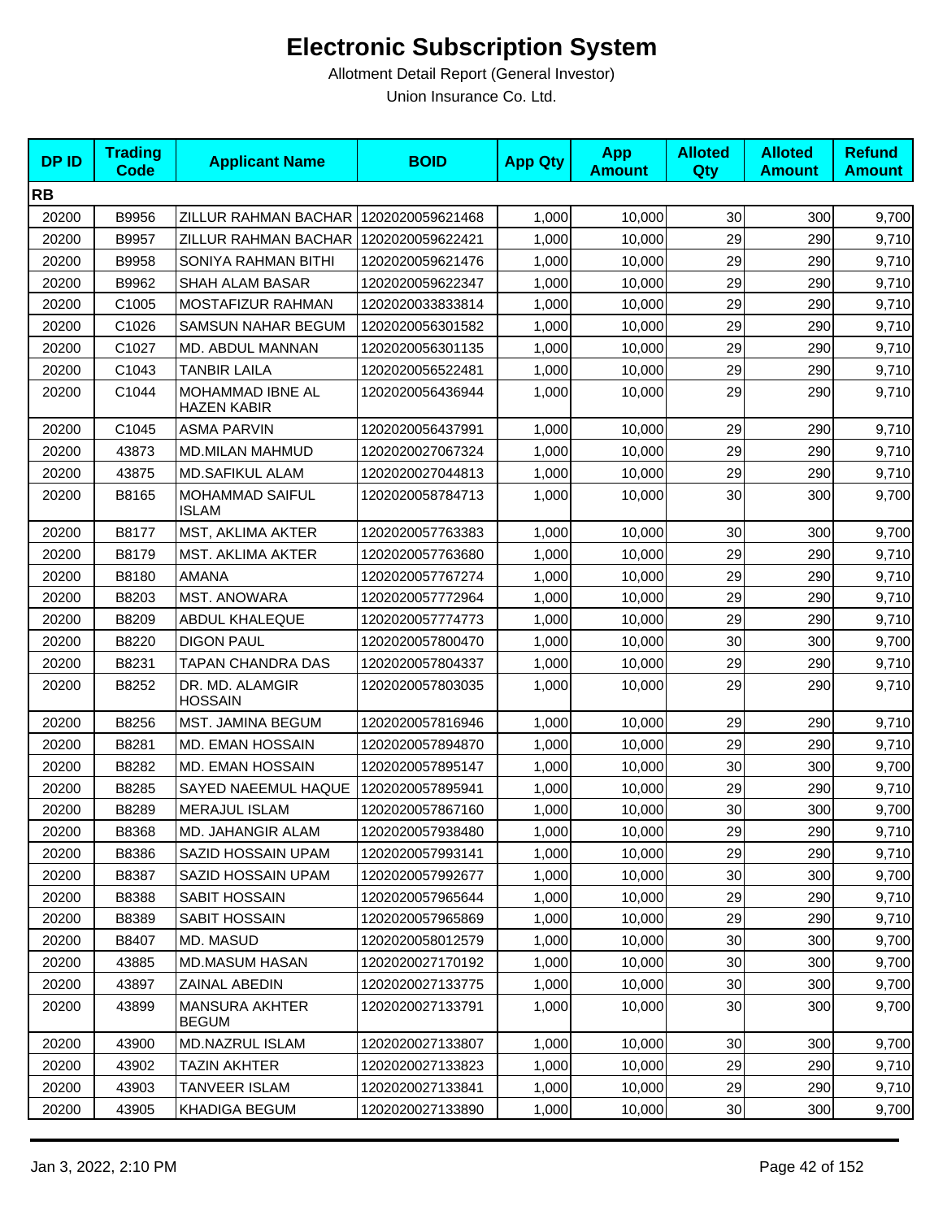# Electronic Subscription System

Allotment Detail Report (General Investor)

Union Insurance Co. Ltd.

| DP ID | Trading Code | Applicant Name | BOID | App Qty | App Amount | Alloted Qty | Alloted Amount | Refund Amount |
|---|---|---|---|---|---|---|---|---|
| **RB** | | | | | | | | |
| 20200 | B9956 | ZILLUR RAHMAN BACHAR | 1202020059621468 | 1,000 | 10,000 | 30 | 300 | 9,700 |
| 20200 | B9957 | ZILLUR RAHMAN BACHAR | 1202020059622421 | 1,000 | 10,000 | 29 | 290 | 9,710 |
| 20200 | B9958 | SONIYA RAHMAN BITHI | 1202020059621476 | 1,000 | 10,000 | 29 | 290 | 9,710 |
| 20200 | B9962 | SHAH ALAM BASAR | 1202020059622347 | 1,000 | 10,000 | 29 | 290 | 9,710 |
| 20200 | C1005 | MOSTAFIZUR RAHMAN | 1202020033833814 | 1,000 | 10,000 | 29 | 290 | 9,710 |
| 20200 | C1026 | SAMSUN NAHAR BEGUM | 1202020056301582 | 1,000 | 10,000 | 29 | 290 | 9,710 |
| 20200 | C1027 | MD. ABDUL MANNAN | 1202020056301135 | 1,000 | 10,000 | 29 | 290 | 9,710 |
| 20200 | C1043 | TANBIR LAILA | 1202020056522481 | 1,000 | 10,000 | 29 | 290 | 9,710 |
| 20200 | C1044 | MOHAMMAD IBNE AL HAZEN KABIR | 1202020056436944 | 1,000 | 10,000 | 29 | 290 | 9,710 |
| 20200 | C1045 | ASMA PARVIN | 1202020056437991 | 1,000 | 10,000 | 29 | 290 | 9,710 |
| 20200 | 43873 | MD.MILAN MAHMUD | 1202020027067324 | 1,000 | 10,000 | 29 | 290 | 9,710 |
| 20200 | 43875 | MD.SAFIKUL ALAM | 1202020027044813 | 1,000 | 10,000 | 29 | 290 | 9,710 |
| 20200 | B8165 | MOHAMMAD SAIFUL ISLAM | 1202020058784713 | 1,000 | 10,000 | 30 | 300 | 9,700 |
| 20200 | B8177 | MST, AKLIMA AKTER | 1202020057763383 | 1,000 | 10,000 | 30 | 300 | 9,700 |
| 20200 | B8179 | MST. AKLIMA AKTER | 1202020057763680 | 1,000 | 10,000 | 29 | 290 | 9,710 |
| 20200 | B8180 | AMANA | 1202020057767274 | 1,000 | 10,000 | 29 | 290 | 9,710 |
| 20200 | B8203 | MST. ANOWARA | 1202020057772964 | 1,000 | 10,000 | 29 | 290 | 9,710 |
| 20200 | B8209 | ABDUL KHALEQUE | 1202020057774773 | 1,000 | 10,000 | 29 | 290 | 9,710 |
| 20200 | B8220 | DIGON PAUL | 1202020057800470 | 1,000 | 10,000 | 30 | 300 | 9,700 |
| 20200 | B8231 | TAPAN CHANDRA DAS | 1202020057804337 | 1,000 | 10,000 | 29 | 290 | 9,710 |
| 20200 | B8252 | DR. MD. ALAMGIR HOSSAIN | 1202020057803035 | 1,000 | 10,000 | 29 | 290 | 9,710 |
| 20200 | B8256 | MST. JAMINA BEGUM | 1202020057816946 | 1,000 | 10,000 | 29 | 290 | 9,710 |
| 20200 | B8281 | MD. EMAN HOSSAIN | 1202020057894870 | 1,000 | 10,000 | 29 | 290 | 9,710 |
| 20200 | B8282 | MD. EMAN HOSSAIN | 1202020057895147 | 1,000 | 10,000 | 30 | 300 | 9,700 |
| 20200 | B8285 | SAYED NAEEMUL HAQUE | 1202020057895941 | 1,000 | 10,000 | 29 | 290 | 9,710 |
| 20200 | B8289 | MERAJUL ISLAM | 1202020057867160 | 1,000 | 10,000 | 30 | 300 | 9,700 |
| 20200 | B8368 | MD. JAHANGIR ALAM | 1202020057938480 | 1,000 | 10,000 | 29 | 290 | 9,710 |
| 20200 | B8386 | SAZID HOSSAIN UPAM | 1202020057993141 | 1,000 | 10,000 | 29 | 290 | 9,710 |
| 20200 | B8387 | SAZID HOSSAIN UPAM | 1202020057992677 | 1,000 | 10,000 | 30 | 300 | 9,700 |
| 20200 | B8388 | SABIT HOSSAIN | 1202020057965644 | 1,000 | 10,000 | 29 | 290 | 9,710 |
| 20200 | B8389 | SABIT HOSSAIN | 1202020057965869 | 1,000 | 10,000 | 29 | 290 | 9,710 |
| 20200 | B8407 | MD. MASUD | 1202020058012579 | 1,000 | 10,000 | 30 | 300 | 9,700 |
| 20200 | 43885 | MD.MASUM HASAN | 1202020027170192 | 1,000 | 10,000 | 30 | 300 | 9,700 |
| 20200 | 43897 | ZAINAL ABEDIN | 1202020027133775 | 1,000 | 10,000 | 30 | 300 | 9,700 |
| 20200 | 43899 | MANSURA AKHTER BEGUM | 1202020027133791 | 1,000 | 10,000 | 30 | 300 | 9,700 |
| 20200 | 43900 | MD.NAZRUL ISLAM | 1202020027133807 | 1,000 | 10,000 | 30 | 300 | 9,700 |
| 20200 | 43902 | TAZIN AKHTER | 1202020027133823 | 1,000 | 10,000 | 29 | 290 | 9,710 |
| 20200 | 43903 | TANVEER ISLAM | 1202020027133841 | 1,000 | 10,000 | 29 | 290 | 9,710 |
| 20200 | 43905 | KHADIGA BEGUM | 1202020027133890 | 1,000 | 10,000 | 30 | 300 | 9,700 |

Jan 3, 2022, 2:10 PM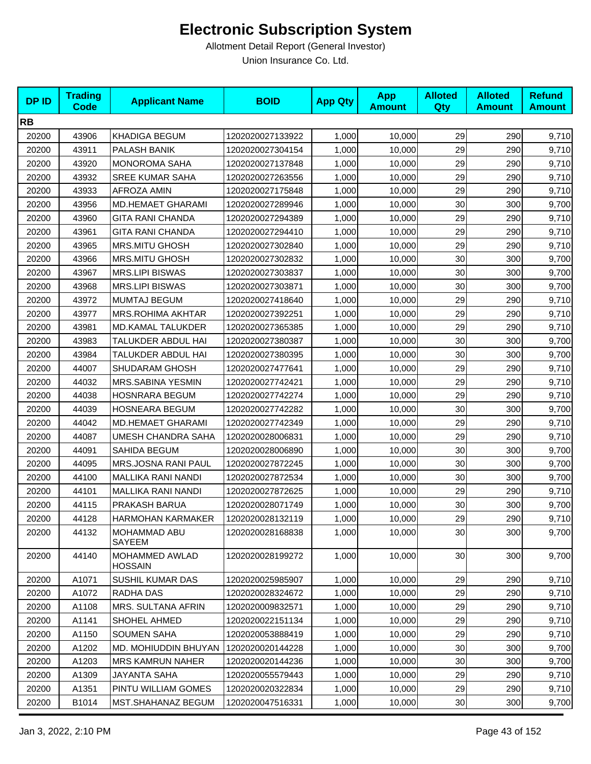# Electronic Subscription System

Allotment Detail Report (General Investor)

Union Insurance Co. Ltd.

| DP ID | Trading Code | Applicant Name | BOID | App Qty | App Amount | Alloted Qty | Alloted Amount | Refund Amount |
|---|---|---|---|---|---|---|---|---|
| **RB** | | | | | | | | |
| 20200 | 43906 | KHADIGA BEGUM | 1202020027133922 | 1,000 | 10,000 | 29 | 290 | 9,710 |
| 20200 | 43911 | PALASH BANIK | 1202020027304154 | 1,000 | 10,000 | 29 | 290 | 9,710 |
| 20200 | 43920 | MONOROMA SAHA | 1202020027137848 | 1,000 | 10,000 | 29 | 290 | 9,710 |
| 20200 | 43932 | SREE KUMAR SAHA | 1202020027263556 | 1,000 | 10,000 | 29 | 290 | 9,710 |
| 20200 | 43933 | AFROZA AMIN | 1202020027175848 | 1,000 | 10,000 | 29 | 290 | 9,710 |
| 20200 | 43956 | MD.HEMAET GHARAMI | 1202020027289946 | 1,000 | 10,000 | 30 | 300 | 9,700 |
| 20200 | 43960 | GITA RANI CHANDA | 1202020027294389 | 1,000 | 10,000 | 29 | 290 | 9,710 |
| 20200 | 43961 | GITA RANI CHANDA | 1202020027294410 | 1,000 | 10,000 | 29 | 290 | 9,710 |
| 20200 | 43965 | MRS.MITU GHOSH | 1202020027302840 | 1,000 | 10,000 | 29 | 290 | 9,710 |
| 20200 | 43966 | MRS.MITU GHOSH | 1202020027302832 | 1,000 | 10,000 | 30 | 300 | 9,700 |
| 20200 | 43967 | MRS.LIPI BISWAS | 1202020027303837 | 1,000 | 10,000 | 30 | 300 | 9,700 |
| 20200 | 43968 | MRS.LIPI BISWAS | 1202020027303871 | 1,000 | 10,000 | 30 | 300 | 9,700 |
| 20200 | 43972 | MUMTAJ BEGUM | 1202020027418640 | 1,000 | 10,000 | 29 | 290 | 9,710 |
| 20200 | 43977 | MRS.ROHIMA AKHTAR | 1202020027392251 | 1,000 | 10,000 | 29 | 290 | 9,710 |
| 20200 | 43981 | MD.KAMAL TALUKDER | 1202020027365385 | 1,000 | 10,000 | 29 | 290 | 9,710 |
| 20200 | 43983 | TALUKDER ABDUL HAI | 1202020027380387 | 1,000 | 10,000 | 30 | 300 | 9,700 |
| 20200 | 43984 | TALUKDER ABDUL HAI | 1202020027380395 | 1,000 | 10,000 | 30 | 300 | 9,700 |
| 20200 | 44007 | SHUDARAM GHOSH | 1202020027477641 | 1,000 | 10,000 | 29 | 290 | 9,710 |
| 20200 | 44032 | MRS.SABINA YESMIN | 1202020027742421 | 1,000 | 10,000 | 29 | 290 | 9,710 |
| 20200 | 44038 | HOSNRARA BEGUM | 1202020027742274 | 1,000 | 10,000 | 29 | 290 | 9,710 |
| 20200 | 44039 | HOSNEARA BEGUM | 1202020027742282 | 1,000 | 10,000 | 30 | 300 | 9,700 |
| 20200 | 44042 | MD.HEMAET GHARAMI | 1202020027742349 | 1,000 | 10,000 | 29 | 290 | 9,710 |
| 20200 | 44087 | UMESH CHANDRA SAHA | 1202020028006831 | 1,000 | 10,000 | 29 | 290 | 9,710 |
| 20200 | 44091 | SAHIDA BEGUM | 1202020028006890 | 1,000 | 10,000 | 30 | 300 | 9,700 |
| 20200 | 44095 | MRS.JOSNA RANI PAUL | 1202020027872245 | 1,000 | 10,000 | 30 | 300 | 9,700 |
| 20200 | 44100 | MALLIKA RANI NANDI | 1202020027872534 | 1,000 | 10,000 | 30 | 300 | 9,700 |
| 20200 | 44101 | MALLIKA RANI NANDI | 1202020027872625 | 1,000 | 10,000 | 29 | 290 | 9,710 |
| 20200 | 44115 | PRAKASH BARUA | 1202020028071749 | 1,000 | 10,000 | 30 | 300 | 9,700 |
| 20200 | 44128 | HARMOHAN KARMAKER | 1202020028132119 | 1,000 | 10,000 | 29 | 290 | 9,710 |
| 20200 | 44132 | MOHAMMAD ABU SAYEEM | 1202020028168838 | 1,000 | 10,000 | 30 | 300 | 9,700 |
| 20200 | 44140 | MOHAMMED AWLAD HOSSAIN | 1202020028199272 | 1,000 | 10,000 | 30 | 300 | 9,700 |
| 20200 | A1071 | SUSHIL KUMAR DAS | 1202020025985907 | 1,000 | 10,000 | 29 | 290 | 9,710 |
| 20200 | A1072 | RADHA DAS | 1202020028324672 | 1,000 | 10,000 | 29 | 290 | 9,710 |
| 20200 | A1108 | MRS. SULTANA AFRIN | 1202020009832571 | 1,000 | 10,000 | 29 | 290 | 9,710 |
| 20200 | A1141 | SHOHEL AHMED | 1202020022151134 | 1,000 | 10,000 | 29 | 290 | 9,710 |
| 20200 | A1150 | SOUMEN SAHA | 1202020053888419 | 1,000 | 10,000 | 29 | 290 | 9,710 |
| 20200 | A1202 | MD. MOHIUDDIN BHUYAN | 1202020020144228 | 1,000 | 10,000 | 30 | 300 | 9,700 |
| 20200 | A1203 | MRS KAMRUN NAHER | 1202020020144236 | 1,000 | 10,000 | 30 | 300 | 9,700 |
| 20200 | A1309 | JAYANTA SAHA | 1202020055579443 | 1,000 | 10,000 | 29 | 290 | 9,710 |
| 20200 | A1351 | PINTU WILLIAM GOMES | 1202020020322834 | 1,000 | 10,000 | 29 | 290 | 9,710 |
| 20200 | B1014 | MST.SHAHANAZ BEGUM | 1202020047516331 | 1,000 | 10,000 | 30 | 300 | 9,700 |

Jan 3, 2022, 2:10 PM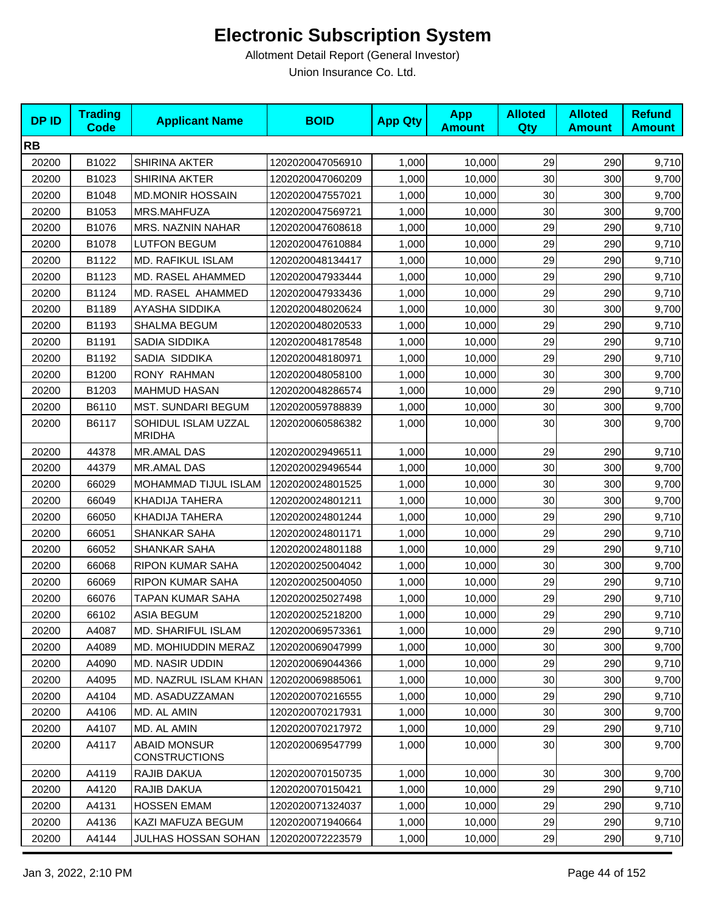# Electronic Subscription System

Allotment Detail Report (General Investor)

Union Insurance Co. Ltd.

| DP ID | Trading Code | Applicant Name | BOID | App Qty | App Amount | Alloted Qty | Alloted Amount | Refund Amount |
|---|---|---|---|---|---|---|---|---|
| **RB** | | | | | | | | |
| 20200 | B1022 | SHIRINA AKTER | 1202020047056910 | 1,000 | 10,000 | 29 | 290 | 9,710 |
| 20200 | B1023 | SHIRINA AKTER | 1202020047060209 | 1,000 | 10,000 | 30 | 300 | 9,700 |
| 20200 | B1048 | MD.MONIR HOSSAIN | 1202020047557021 | 1,000 | 10,000 | 30 | 300 | 9,700 |
| 20200 | B1053 | MRS.MAHFUZA | 1202020047569721 | 1,000 | 10,000 | 30 | 300 | 9,700 |
| 20200 | B1076 | MRS. NAZNIN NAHAR | 1202020047608618 | 1,000 | 10,000 | 29 | 290 | 9,710 |
| 20200 | B1078 | LUTFON BEGUM | 1202020047610884 | 1,000 | 10,000 | 29 | 290 | 9,710 |
| 20200 | B1122 | MD. RAFIKUL ISLAM | 1202020048134417 | 1,000 | 10,000 | 29 | 290 | 9,710 |
| 20200 | B1123 | MD. RASEL AHAMMED | 1202020047933444 | 1,000 | 10,000 | 29 | 290 | 9,710 |
| 20200 | B1124 | MD. RASEL AHAMMED | 1202020047933436 | 1,000 | 10,000 | 29 | 290 | 9,710 |
| 20200 | B1189 | AYASHA SIDDIKA | 1202020048020624 | 1,000 | 10,000 | 30 | 300 | 9,700 |
| 20200 | B1193 | SHALMA BEGUM | 1202020048020533 | 1,000 | 10,000 | 29 | 290 | 9,710 |
| 20200 | B1191 | SADIA SIDDIKA | 1202020048178548 | 1,000 | 10,000 | 29 | 290 | 9,710 |
| 20200 | B1192 | SADIA SIDDIKA | 1202020048180971 | 1,000 | 10,000 | 29 | 290 | 9,710 |
| 20200 | B1200 | RONY RAHMAN | 1202020048058100 | 1,000 | 10,000 | 30 | 300 | 9,700 |
| 20200 | B1203 | MAHMUD HASAN | 1202020048286574 | 1,000 | 10,000 | 29 | 290 | 9,710 |
| 20200 | B6110 | MST. SUNDARI BEGUM | 1202020059788839 | 1,000 | 10,000 | 30 | 300 | 9,700 |
| 20200 | B6117 | SOHIDUL ISLAM UZZAL MRIDHA | 1202020060586382 | 1,000 | 10,000 | 30 | 300 | 9,700 |
| 20200 | 44378 | MR.AMAL DAS | 1202020029496511 | 1,000 | 10,000 | 29 | 290 | 9,710 |
| 20200 | 44379 | MR.AMAL DAS | 1202020029496544 | 1,000 | 10,000 | 30 | 300 | 9,700 |
| 20200 | 66029 | MOHAMMAD TIJUL ISLAM | 1202020024801525 | 1,000 | 10,000 | 30 | 300 | 9,700 |
| 20200 | 66049 | KHADIJA TAHERA | 1202020024801211 | 1,000 | 10,000 | 30 | 300 | 9,700 |
| 20200 | 66050 | KHADIJA TAHERA | 1202020024801244 | 1,000 | 10,000 | 29 | 290 | 9,710 |
| 20200 | 66051 | SHANKAR SAHA | 1202020024801171 | 1,000 | 10,000 | 29 | 290 | 9,710 |
| 20200 | 66052 | SHANKAR SAHA | 1202020024801188 | 1,000 | 10,000 | 29 | 290 | 9,710 |
| 20200 | 66068 | RIPON KUMAR SAHA | 1202020025004042 | 1,000 | 10,000 | 30 | 300 | 9,700 |
| 20200 | 66069 | RIPON KUMAR SAHA | 1202020025004050 | 1,000 | 10,000 | 29 | 290 | 9,710 |
| 20200 | 66076 | TAPAN KUMAR SAHA | 1202020025027498 | 1,000 | 10,000 | 29 | 290 | 9,710 |
| 20200 | 66102 | ASIA BEGUM | 1202020025218200 | 1,000 | 10,000 | 29 | 290 | 9,710 |
| 20200 | A4087 | MD. SHARIFUL ISLAM | 1202020069573361 | 1,000 | 10,000 | 29 | 290 | 9,710 |
| 20200 | A4089 | MD. MOHIUDDIN MERAZ | 1202020069047999 | 1,000 | 10,000 | 30 | 300 | 9,700 |
| 20200 | A4090 | MD. NASIR UDDIN | 1202020069044366 | 1,000 | 10,000 | 29 | 290 | 9,710 |
| 20200 | A4095 | MD. NAZRUL ISLAM KHAN | 1202020069885061 | 1,000 | 10,000 | 30 | 300 | 9,700 |
| 20200 | A4104 | MD. ASADUZZAMAN | 1202020070216555 | 1,000 | 10,000 | 29 | 290 | 9,710 |
| 20200 | A4106 | MD. AL AMIN | 1202020070217931 | 1,000 | 10,000 | 30 | 300 | 9,700 |
| 20200 | A4107 | MD. AL AMIN | 1202020070217972 | 1,000 | 10,000 | 29 | 290 | 9,710 |
| 20200 | A4117 | ABAID MONSUR CONSTRUCTIONS | 1202020069547799 | 1,000 | 10,000 | 30 | 300 | 9,700 |
| 20200 | A4119 | RAJIB DAKUA | 1202020070150735 | 1,000 | 10,000 | 30 | 300 | 9,700 |
| 20200 | A4120 | RAJIB DAKUA | 1202020070150421 | 1,000 | 10,000 | 29 | 290 | 9,710 |
| 20200 | A4131 | HOSSEN EMAM | 1202020071324037 | 1,000 | 10,000 | 29 | 290 | 9,710 |
| 20200 | A4136 | KAZI MAFUZA BEGUM | 1202020071940664 | 1,000 | 10,000 | 29 | 290 | 9,710 |
| 20200 | A4144 | JULHAS HOSSAN SOHAN | 1202020072223579 | 1,000 | 10,000 | 29 | 290 | 9,710 |

Jan 3, 2022, 2:10 PM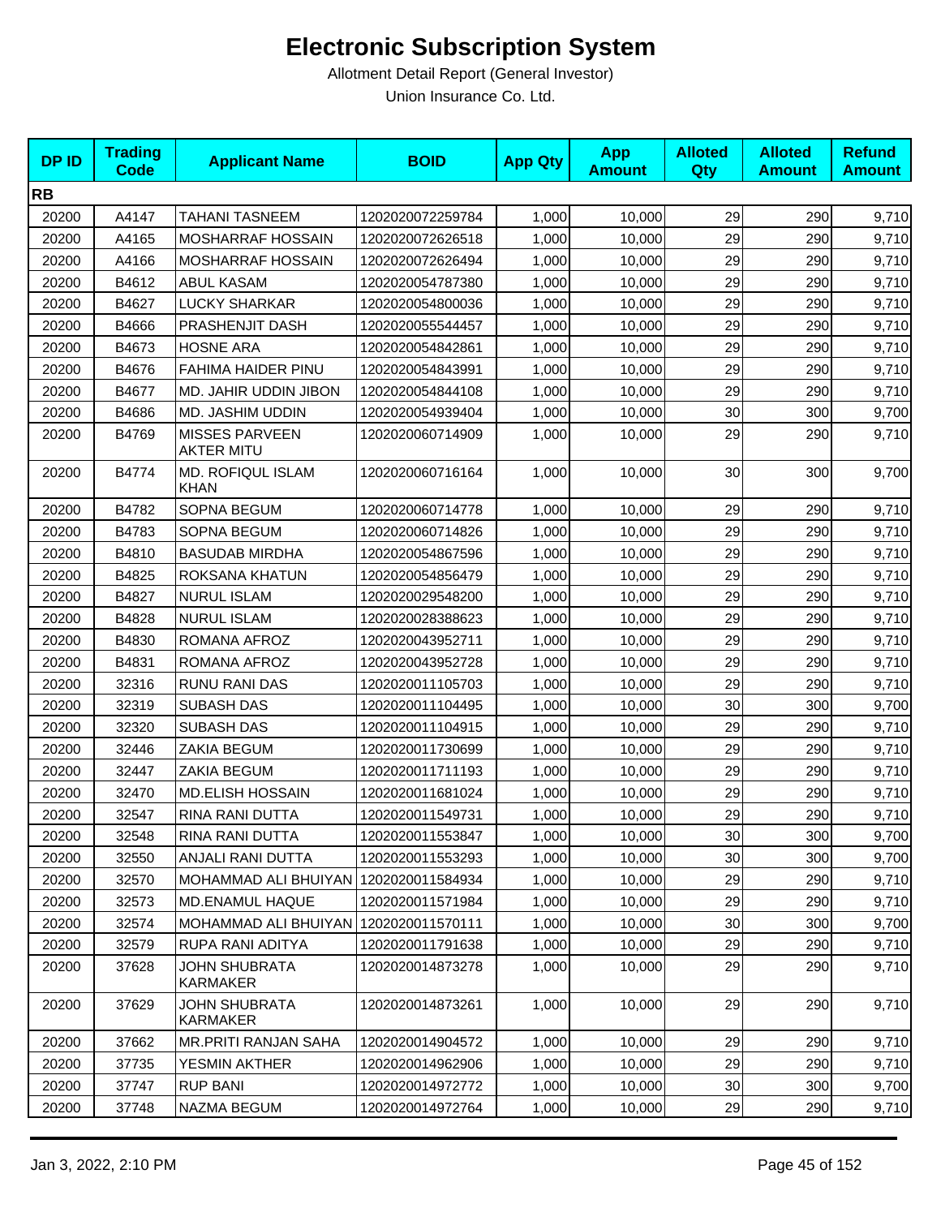# Electronic Subscription System

Allotment Detail Report (General Investor)

Union Insurance Co. Ltd.

| DP ID | Trading Code | Applicant Name | BOID | App Qty | App Amount | Alloted Qty | Alloted Amount | Refund Amount |
|---|---|---|---|---|---|---|---|---|
| **RB** | | | | | | | | |
| 20200 | A4147 | TAHANI TASNEEM | 1202020072259784 | 1,000 | 10,000 | 29 | 290 | 9,710 |
| 20200 | A4165 | MOSHARRAF HOSSAIN | 1202020072626518 | 1,000 | 10,000 | 29 | 290 | 9,710 |
| 20200 | A4166 | MOSHARRAF HOSSAIN | 1202020072626494 | 1,000 | 10,000 | 29 | 290 | 9,710 |
| 20200 | B4612 | ABUL KASAM | 1202020054787380 | 1,000 | 10,000 | 29 | 290 | 9,710 |
| 20200 | B4627 | LUCKY SHARKAR | 1202020054800036 | 1,000 | 10,000 | 29 | 290 | 9,710 |
| 20200 | B4666 | PRASHENJIT DASH | 1202020055544457 | 1,000 | 10,000 | 29 | 290 | 9,710 |
| 20200 | B4673 | HOSNE ARA | 1202020054842861 | 1,000 | 10,000 | 29 | 290 | 9,710 |
| 20200 | B4676 | FAHIMA HAIDER PINU | 1202020054843991 | 1,000 | 10,000 | 29 | 290 | 9,710 |
| 20200 | B4677 | MD. JAHIR UDDIN JIBON | 1202020054844108 | 1,000 | 10,000 | 29 | 290 | 9,710 |
| 20200 | B4686 | MD. JASHIM UDDIN | 1202020054939404 | 1,000 | 10,000 | 30 | 300 | 9,700 |
| 20200 | B4769 | MISSES PARVEEN AKTER MITU | 1202020060714909 | 1,000 | 10,000 | 29 | 290 | 9,710 |
| 20200 | B4774 | MD. ROFIQUL ISLAM KHAN | 1202020060716164 | 1,000 | 10,000 | 30 | 300 | 9,700 |
| 20200 | B4782 | SOPNA BEGUM | 1202020060714778 | 1,000 | 10,000 | 29 | 290 | 9,710 |
| 20200 | B4783 | SOPNA BEGUM | 1202020060714826 | 1,000 | 10,000 | 29 | 290 | 9,710 |
| 20200 | B4810 | BASUDAB MIRDHA | 1202020054867596 | 1,000 | 10,000 | 29 | 290 | 9,710 |
| 20200 | B4825 | ROKSANA KHATUN | 1202020054856479 | 1,000 | 10,000 | 29 | 290 | 9,710 |
| 20200 | B4827 | NURUL ISLAM | 1202020029548200 | 1,000 | 10,000 | 29 | 290 | 9,710 |
| 20200 | B4828 | NURUL ISLAM | 1202020028388623 | 1,000 | 10,000 | 29 | 290 | 9,710 |
| 20200 | B4830 | ROMANA AFROZ | 1202020043952711 | 1,000 | 10,000 | 29 | 290 | 9,710 |
| 20200 | B4831 | ROMANA AFROZ | 1202020043952728 | 1,000 | 10,000 | 29 | 290 | 9,710 |
| 20200 | 32316 | RUNU RANI DAS | 1202020011105703 | 1,000 | 10,000 | 29 | 290 | 9,710 |
| 20200 | 32319 | SUBASH DAS | 1202020011104495 | 1,000 | 10,000 | 30 | 300 | 9,700 |
| 20200 | 32320 | SUBASH DAS | 1202020011104915 | 1,000 | 10,000 | 29 | 290 | 9,710 |
| 20200 | 32446 | ZAKIA BEGUM | 1202020011730699 | 1,000 | 10,000 | 29 | 290 | 9,710 |
| 20200 | 32447 | ZAKIA BEGUM | 1202020011711193 | 1,000 | 10,000 | 29 | 290 | 9,710 |
| 20200 | 32470 | MD.ELISH HOSSAIN | 1202020011681024 | 1,000 | 10,000 | 29 | 290 | 9,710 |
| 20200 | 32547 | RINA RANI DUTTA | 1202020011549731 | 1,000 | 10,000 | 29 | 290 | 9,710 |
| 20200 | 32548 | RINA RANI DUTTA | 1202020011553847 | 1,000 | 10,000 | 30 | 300 | 9,700 |
| 20200 | 32550 | ANJALI RANI DUTTA | 1202020011553293 | 1,000 | 10,000 | 30 | 300 | 9,700 |
| 20200 | 32570 | MOHAMMAD ALI BHUIYAN | 1202020011584934 | 1,000 | 10,000 | 29 | 290 | 9,710 |
| 20200 | 32573 | MD.ENAMUL HAQUE | 1202020011571984 | 1,000 | 10,000 | 29 | 290 | 9,710 |
| 20200 | 32574 | MOHAMMAD ALI BHUIYAN | 1202020011570111 | 1,000 | 10,000 | 30 | 300 | 9,700 |
| 20200 | 32579 | RUPA RANI ADITYA | 1202020011791638 | 1,000 | 10,000 | 29 | 290 | 9,710 |
| 20200 | 37628 | JOHN SHUBRATA KARMAKER | 1202020014873278 | 1,000 | 10,000 | 29 | 290 | 9,710 |
| 20200 | 37629 | JOHN SHUBRATA KARMAKER | 1202020014873261 | 1,000 | 10,000 | 29 | 290 | 9,710 |
| 20200 | 37662 | MR.PRITI RANJAN SAHA | 1202020014904572 | 1,000 | 10,000 | 29 | 290 | 9,710 |
| 20200 | 37735 | YESMIN AKTHER | 1202020014962906 | 1,000 | 10,000 | 29 | 290 | 9,710 |
| 20200 | 37747 | RUP BANI | 1202020014972772 | 1,000 | 10,000 | 30 | 300 | 9,700 |
| 20200 | 37748 | NAZMA BEGUM | 1202020014972764 | 1,000 | 10,000 | 29 | 290 | 9,710 |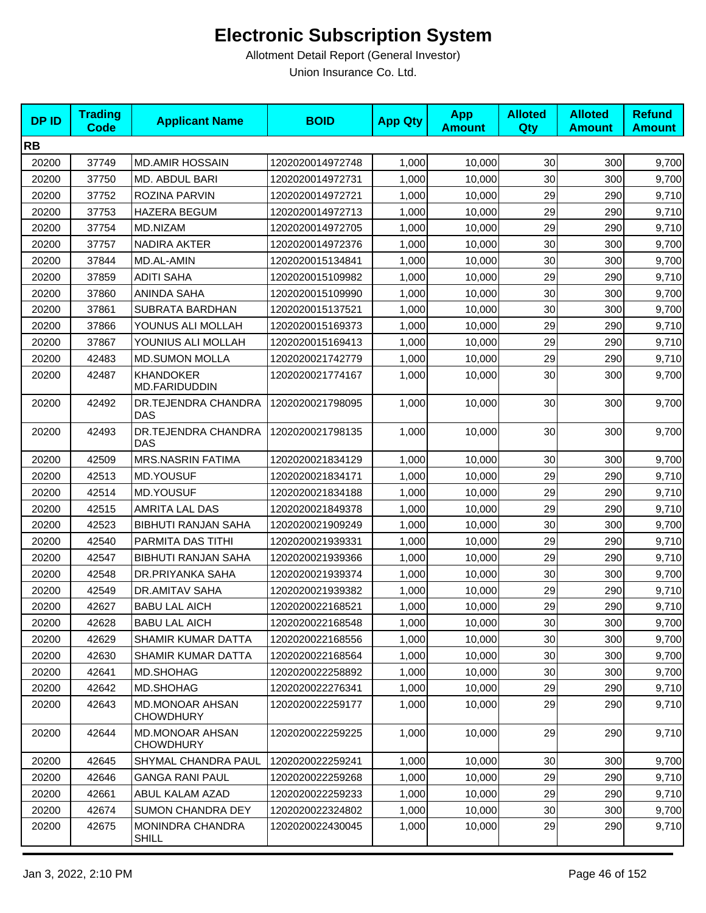# Electronic Subscription System

Allotment Detail Report (General Investor)

Union Insurance Co. Ltd.

| DP ID | Trading Code | Applicant Name | BOID | App Qty | App Amount | Alloted Qty | Alloted Amount | Refund Amount |
|---|---|---|---|---|---|---|---|---|
| **RB** | | | | | | | | |
| 20200 | 37749 | MD.AMIR HOSSAIN | 1202020014972748 | 1,000 | 10,000 | 30 | 300 | 9,700 |
| 20200 | 37750 | MD. ABDUL BARI | 1202020014972731 | 1,000 | 10,000 | 30 | 300 | 9,700 |
| 20200 | 37752 | ROZINA PARVIN | 1202020014972721 | 1,000 | 10,000 | 29 | 290 | 9,710 |
| 20200 | 37753 | HAZERA BEGUM | 1202020014972713 | 1,000 | 10,000 | 29 | 290 | 9,710 |
| 20200 | 37754 | MD.NIZAM | 1202020014972705 | 1,000 | 10,000 | 29 | 290 | 9,710 |
| 20200 | 37757 | NADIRA AKTER | 1202020014972376 | 1,000 | 10,000 | 30 | 300 | 9,700 |
| 20200 | 37844 | MD.AL-AMIN | 1202020015134841 | 1,000 | 10,000 | 30 | 300 | 9,700 |
| 20200 | 37859 | ADITI SAHA | 1202020015109982 | 1,000 | 10,000 | 29 | 290 | 9,710 |
| 20200 | 37860 | ANINDA SAHA | 1202020015109990 | 1,000 | 10,000 | 30 | 300 | 9,700 |
| 20200 | 37861 | SUBRATA BARDHAN | 1202020015137521 | 1,000 | 10,000 | 30 | 300 | 9,700 |
| 20200 | 37866 | YOUNUS ALI MOLLAH | 1202020015169373 | 1,000 | 10,000 | 29 | 290 | 9,710 |
| 20200 | 37867 | YOUNIUS ALI MOLLAH | 1202020015169413 | 1,000 | 10,000 | 29 | 290 | 9,710 |
| 20200 | 42483 | MD.SUMON MOLLA | 1202020021742779 | 1,000 | 10,000 | 29 | 290 | 9,710 |
| 20200 | 42487 | KHANDOKER MD.FARIDUDDIN | 1202020021774167 | 1,000 | 10,000 | 30 | 300 | 9,700 |
| 20200 | 42492 | DR.TEJENDRA CHANDRA DAS | 1202020021798095 | 1,000 | 10,000 | 30 | 300 | 9,700 |
| 20200 | 42493 | DR.TEJENDRA CHANDRA DAS | 1202020021798135 | 1,000 | 10,000 | 30 | 300 | 9,700 |
| 20200 | 42509 | MRS.NASRIN FATIMA | 1202020021834129 | 1,000 | 10,000 | 30 | 300 | 9,700 |
| 20200 | 42513 | MD.YOUSUF | 1202020021834171 | 1,000 | 10,000 | 29 | 290 | 9,710 |
| 20200 | 42514 | MD.YOUSUF | 1202020021834188 | 1,000 | 10,000 | 29 | 290 | 9,710 |
| 20200 | 42515 | AMRITA LAL DAS | 1202020021849378 | 1,000 | 10,000 | 29 | 290 | 9,710 |
| 20200 | 42523 | BIBHUTI RANJAN SAHA | 1202020021909249 | 1,000 | 10,000 | 30 | 300 | 9,700 |
| 20200 | 42540 | PARMITA DAS TITHI | 1202020021939331 | 1,000 | 10,000 | 29 | 290 | 9,710 |
| 20200 | 42547 | BIBHUTI RANJAN SAHA | 1202020021939366 | 1,000 | 10,000 | 29 | 290 | 9,710 |
| 20200 | 42548 | DR.PRIYANKA SAHA | 1202020021939374 | 1,000 | 10,000 | 30 | 300 | 9,700 |
| 20200 | 42549 | DR.AMITAV SAHA | 1202020021939382 | 1,000 | 10,000 | 29 | 290 | 9,710 |
| 20200 | 42627 | BABU LAL AICH | 1202020022168521 | 1,000 | 10,000 | 29 | 290 | 9,710 |
| 20200 | 42628 | BABU LAL AICH | 1202020022168548 | 1,000 | 10,000 | 30 | 300 | 9,700 |
| 20200 | 42629 | SHAMIR KUMAR DATTA | 1202020022168556 | 1,000 | 10,000 | 30 | 300 | 9,700 |
| 20200 | 42630 | SHAMIR KUMAR DATTA | 1202020022168564 | 1,000 | 10,000 | 30 | 300 | 9,700 |
| 20200 | 42641 | MD.SHOHAG | 1202020022258892 | 1,000 | 10,000 | 30 | 300 | 9,700 |
| 20200 | 42642 | MD.SHOHAG | 1202020022276341 | 1,000 | 10,000 | 29 | 290 | 9,710 |
| 20200 | 42643 | MD.MONOAR AHSAN CHOWDHURY | 1202020022259177 | 1,000 | 10,000 | 29 | 290 | 9,710 |
| 20200 | 42644 | MD.MONOAR AHSAN CHOWDHURY | 1202020022259225 | 1,000 | 10,000 | 29 | 290 | 9,710 |
| 20200 | 42645 | SHYMAL CHANDRA PAUL | 1202020022259241 | 1,000 | 10,000 | 30 | 300 | 9,700 |
| 20200 | 42646 | GANGA RANI PAUL | 1202020022259268 | 1,000 | 10,000 | 29 | 290 | 9,710 |
| 20200 | 42661 | ABUL KALAM AZAD | 1202020022259233 | 1,000 | 10,000 | 29 | 290 | 9,710 |
| 20200 | 42674 | SUMON CHANDRA DEY | 1202020022324802 | 1,000 | 10,000 | 30 | 300 | 9,700 |
| 20200 | 42675 | MONINDRA CHANDRA SHILL | 1202020022430045 | 1,000 | 10,000 | 29 | 290 | 9,710 |

Jan 3, 2022, 2:10 PM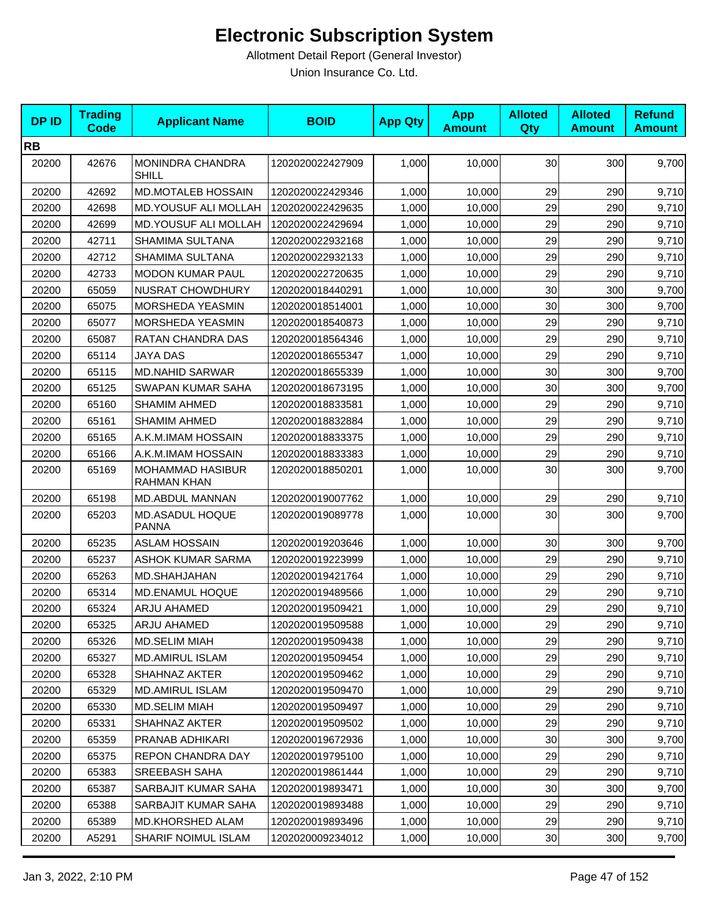# Electronic Subscription System

Allotment Detail Report (General Investor)

Union Insurance Co. Ltd.

| DP ID | Trading Code | Applicant Name | BOID | App Qty | App Amount | Alloted Qty | Alloted Amount | Refund Amount |
|---|---|---|---|---|---|---|---|---|
| **RB** | | | | | | | | |
| 20200 | 42676 | MONINDRA CHANDRA SHILL | 1202020022427909 | 1,000 | 10,000 | 30 | 300 | 9,700 |
| 20200 | 42692 | MD.MOTALEB HOSSAIN | 1202020022429346 | 1,000 | 10,000 | 29 | 290 | 9,710 |
| 20200 | 42698 | MD.YOUSUF ALI MOLLAH | 1202020022429635 | 1,000 | 10,000 | 29 | 290 | 9,710 |
| 20200 | 42699 | MD.YOUSUF ALI MOLLAH | 1202020022429694 | 1,000 | 10,000 | 29 | 290 | 9,710 |
| 20200 | 42711 | SHAMIMA SULTANA | 1202020022932168 | 1,000 | 10,000 | 29 | 290 | 9,710 |
| 20200 | 42712 | SHAMIMA SULTANA | 1202020022932133 | 1,000 | 10,000 | 29 | 290 | 9,710 |
| 20200 | 42733 | MODON KUMAR PAUL | 1202020022720635 | 1,000 | 10,000 | 29 | 290 | 9,710 |
| 20200 | 65059 | NUSRAT CHOWDHURY | 1202020018440291 | 1,000 | 10,000 | 30 | 300 | 9,700 |
| 20200 | 65075 | MORSHEDA YEASMIN | 1202020018514001 | 1,000 | 10,000 | 30 | 300 | 9,700 |
| 20200 | 65077 | MORSHEDA YEASMIN | 1202020018540873 | 1,000 | 10,000 | 29 | 290 | 9,710 |
| 20200 | 65087 | RATAN CHANDRA DAS | 1202020018564346 | 1,000 | 10,000 | 29 | 290 | 9,710 |
| 20200 | 65114 | JAYA DAS | 1202020018655347 | 1,000 | 10,000 | 29 | 290 | 9,710 |
| 20200 | 65115 | MD.NAHID SARWAR | 1202020018655339 | 1,000 | 10,000 | 30 | 300 | 9,700 |
| 20200 | 65125 | SWAPAN KUMAR SAHA | 1202020018673195 | 1,000 | 10,000 | 30 | 300 | 9,700 |
| 20200 | 65160 | SHAMIM AHMED | 1202020018833581 | 1,000 | 10,000 | 29 | 290 | 9,710 |
| 20200 | 65161 | SHAMIM AHMED | 1202020018832884 | 1,000 | 10,000 | 29 | 290 | 9,710 |
| 20200 | 65165 | A.K.M.IMAM HOSSAIN | 1202020018833375 | 1,000 | 10,000 | 29 | 290 | 9,710 |
| 20200 | 65166 | A.K.M.IMAM HOSSAIN | 1202020018833383 | 1,000 | 10,000 | 29 | 290 | 9,710 |
| 20200 | 65169 | MOHAMMAD HASIBUR RAHMAN KHAN | 1202020018850201 | 1,000 | 10,000 | 30 | 300 | 9,700 |
| 20200 | 65198 | MD.ABDUL MANNAN | 1202020019007762 | 1,000 | 10,000 | 29 | 290 | 9,710 |
| 20200 | 65203 | MD.ASADUL HOQUE PANNA | 1202020019089778 | 1,000 | 10,000 | 30 | 300 | 9,700 |
| 20200 | 65235 | ASLAM HOSSAIN | 1202020019203646 | 1,000 | 10,000 | 30 | 300 | 9,700 |
| 20200 | 65237 | ASHOK KUMAR SARMA | 1202020019223999 | 1,000 | 10,000 | 29 | 290 | 9,710 |
| 20200 | 65263 | MD.SHAHJAHAN | 1202020019421764 | 1,000 | 10,000 | 29 | 290 | 9,710 |
| 20200 | 65314 | MD.ENAMUL HOQUE | 1202020019489566 | 1,000 | 10,000 | 29 | 290 | 9,710 |
| 20200 | 65324 | ARJU AHAMED | 1202020019509421 | 1,000 | 10,000 | 29 | 290 | 9,710 |
| 20200 | 65325 | ARJU AHAMED | 1202020019509588 | 1,000 | 10,000 | 29 | 290 | 9,710 |
| 20200 | 65326 | MD.SELIM MIAH | 1202020019509438 | 1,000 | 10,000 | 29 | 290 | 9,710 |
| 20200 | 65327 | MD.AMIRUL ISLAM | 1202020019509454 | 1,000 | 10,000 | 29 | 290 | 9,710 |
| 20200 | 65328 | SHAHNAZ AKTER | 1202020019509462 | 1,000 | 10,000 | 29 | 290 | 9,710 |
| 20200 | 65329 | MD.AMIRUL ISLAM | 1202020019509470 | 1,000 | 10,000 | 29 | 290 | 9,710 |
| 20200 | 65330 | MD.SELIM MIAH | 1202020019509497 | 1,000 | 10,000 | 29 | 290 | 9,710 |
| 20200 | 65331 | SHAHNAZ AKTER | 1202020019509502 | 1,000 | 10,000 | 29 | 290 | 9,710 |
| 20200 | 65359 | PRANAB ADHIKARI | 1202020019672936 | 1,000 | 10,000 | 30 | 300 | 9,700 |
| 20200 | 65375 | REPON CHANDRA DAY | 1202020019795100 | 1,000 | 10,000 | 29 | 290 | 9,710 |
| 20200 | 65383 | SREEBASH SAHA | 1202020019861444 | 1,000 | 10,000 | 29 | 290 | 9,710 |
| 20200 | 65387 | SARBAJIT KUMAR SAHA | 1202020019893471 | 1,000 | 10,000 | 30 | 300 | 9,700 |
| 20200 | 65388 | SARBAJIT KUMAR SAHA | 1202020019893488 | 1,000 | 10,000 | 29 | 290 | 9,710 |
| 20200 | 65389 | MD.KHORSHED ALAM | 1202020019893496 | 1,000 | 10,000 | 29 | 290 | 9,710 |
| 20200 | A5291 | SHARIF NOIMUL ISLAM | 1202020009234012 | 1,000 | 10,000 | 30 | 300 | 9,700 |

Jan 3, 2022, 2:10 PM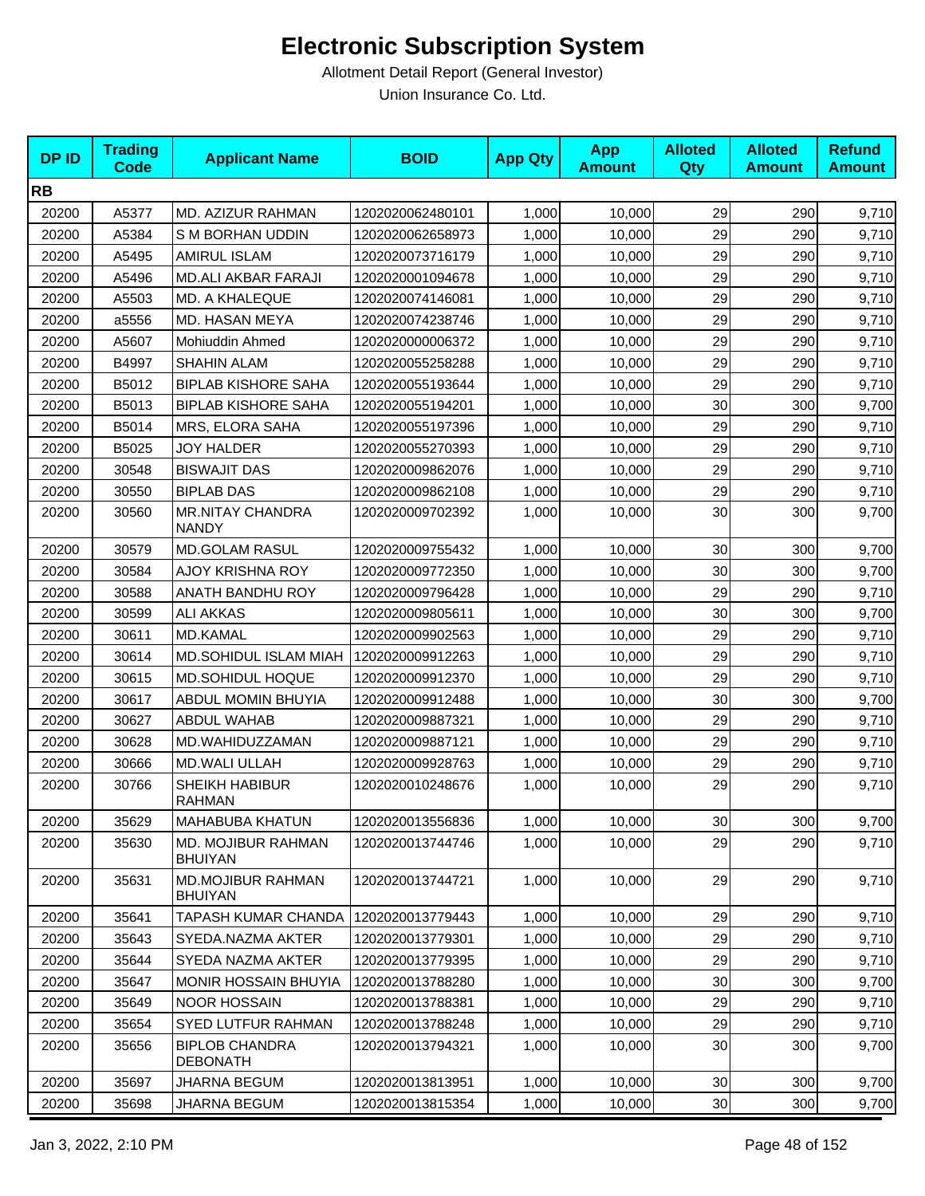# Electronic Subscription System

Allotment Detail Report (General Investor)

Union Insurance Co. Ltd.

| DP ID | Trading Code | Applicant Name | BOID | App Qty | App Amount | Alloted Qty | Alloted Amount | Refund Amount |
|---|---|---|---|---|---|---|---|---|
| **RB** | | | | | | | | |
| 20200 | A5377 | MD. AZIZUR RAHMAN | 1202020062480101 | 1,000 | 10,000 | 29 | 290 | 9,710 |
| 20200 | A5384 | S M BORHAN UDDIN | 1202020062658973 | 1,000 | 10,000 | 29 | 290 | 9,710 |
| 20200 | A5495 | AMIRUL ISLAM | 1202020073716179 | 1,000 | 10,000 | 29 | 290 | 9,710 |
| 20200 | A5496 | MD.ALI AKBAR FARAJI | 1202020001094678 | 1,000 | 10,000 | 29 | 290 | 9,710 |
| 20200 | A5503 | MD. A KHALEQUE | 1202020074146081 | 1,000 | 10,000 | 29 | 290 | 9,710 |
| 20200 | a5556 | MD. HASAN MEYA | 1202020074238746 | 1,000 | 10,000 | 29 | 290 | 9,710 |
| 20200 | A5607 | Mohiuddin Ahmed | 1202020000006372 | 1,000 | 10,000 | 29 | 290 | 9,710 |
| 20200 | B4997 | SHAHIN ALAM | 1202020055258288 | 1,000 | 10,000 | 29 | 290 | 9,710 |
| 20200 | B5012 | BIPLAB KISHORE SAHA | 1202020055193644 | 1,000 | 10,000 | 29 | 290 | 9,710 |
| 20200 | B5013 | BIPLAB KISHORE SAHA | 1202020055194201 | 1,000 | 10,000 | 30 | 300 | 9,700 |
| 20200 | B5014 | MRS, ELORA SAHA | 1202020055197396 | 1,000 | 10,000 | 29 | 290 | 9,710 |
| 20200 | B5025 | JOY HALDER | 1202020055270393 | 1,000 | 10,000 | 29 | 290 | 9,710 |
| 20200 | 30548 | BISWAJIT DAS | 1202020009862076 | 1,000 | 10,000 | 29 | 290 | 9,710 |
| 20200 | 30550 | BIPLAB DAS | 1202020009862108 | 1,000 | 10,000 | 29 | 290 | 9,710 |
| 20200 | 30560 | MR.NITAY CHANDRA NANDY | 1202020009702392 | 1,000 | 10,000 | 30 | 300 | 9,700 |
| 20200 | 30579 | MD.GOLAM RASUL | 1202020009755432 | 1,000 | 10,000 | 30 | 300 | 9,700 |
| 20200 | 30584 | AJOY KRISHNA ROY | 1202020009772350 | 1,000 | 10,000 | 30 | 300 | 9,700 |
| 20200 | 30588 | ANATH BANDHU ROY | 1202020009796428 | 1,000 | 10,000 | 29 | 290 | 9,710 |
| 20200 | 30599 | ALI AKKAS | 1202020009805611 | 1,000 | 10,000 | 30 | 300 | 9,700 |
| 20200 | 30611 | MD.KAMAL | 1202020009902563 | 1,000 | 10,000 | 29 | 290 | 9,710 |
| 20200 | 30614 | MD.SOHIDUL ISLAM MIAH | 1202020009912263 | 1,000 | 10,000 | 29 | 290 | 9,710 |
| 20200 | 30615 | MD.SOHIDUL HOQUE | 1202020009912370 | 1,000 | 10,000 | 29 | 290 | 9,710 |
| 20200 | 30617 | ABDUL MOMIN BHUYIA | 1202020009912488 | 1,000 | 10,000 | 30 | 300 | 9,700 |
| 20200 | 30627 | ABDUL WAHAB | 1202020009887321 | 1,000 | 10,000 | 29 | 290 | 9,710 |
| 20200 | 30628 | MD.WAHIDUZZAMAN | 1202020009887121 | 1,000 | 10,000 | 29 | 290 | 9,710 |
| 20200 | 30666 | MD.WALI ULLAH | 1202020009928763 | 1,000 | 10,000 | 29 | 290 | 9,710 |
| 20200 | 30766 | SHEIKH HABIBUR RAHMAN | 1202020010248676 | 1,000 | 10,000 | 29 | 290 | 9,710 |
| 20200 | 35629 | MAHABUBA KHATUN | 1202020013556836 | 1,000 | 10,000 | 30 | 300 | 9,700 |
| 20200 | 35630 | MD. MOJIBUR RAHMAN BHUIYAN | 1202020013744746 | 1,000 | 10,000 | 29 | 290 | 9,710 |
| 20200 | 35631 | MD.MOJIBUR RAHMAN BHUIYAN | 1202020013744721 | 1,000 | 10,000 | 29 | 290 | 9,710 |
| 20200 | 35641 | TAPASH KUMAR CHANDA | 1202020013779443 | 1,000 | 10,000 | 29 | 290 | 9,710 |
| 20200 | 35643 | SYEDA.NAZMA AKTER | 1202020013779301 | 1,000 | 10,000 | 29 | 290 | 9,710 |
| 20200 | 35644 | SYEDA NAZMA AKTER | 1202020013779395 | 1,000 | 10,000 | 29 | 290 | 9,710 |
| 20200 | 35647 | MONIR HOSSAIN BHUYIA | 1202020013788280 | 1,000 | 10,000 | 30 | 300 | 9,700 |
| 20200 | 35649 | NOOR HOSSAIN | 1202020013788381 | 1,000 | 10,000 | 29 | 290 | 9,710 |
| 20200 | 35654 | SYED LUTFUR RAHMAN | 1202020013788248 | 1,000 | 10,000 | 29 | 290 | 9,710 |
| 20200 | 35656 | BIPLOB CHANDRA DEBONATH | 1202020013794321 | 1,000 | 10,000 | 30 | 300 | 9,700 |
| 20200 | 35697 | JHARNA BEGUM | 1202020013813951 | 1,000 | 10,000 | 30 | 300 | 9,700 |
| 20200 | 35698 | JHARNA BEGUM | 1202020013815354 | 1,000 | 10,000 | 30 | 300 | 9,700 |

Jan 3, 2022, 2:10 PM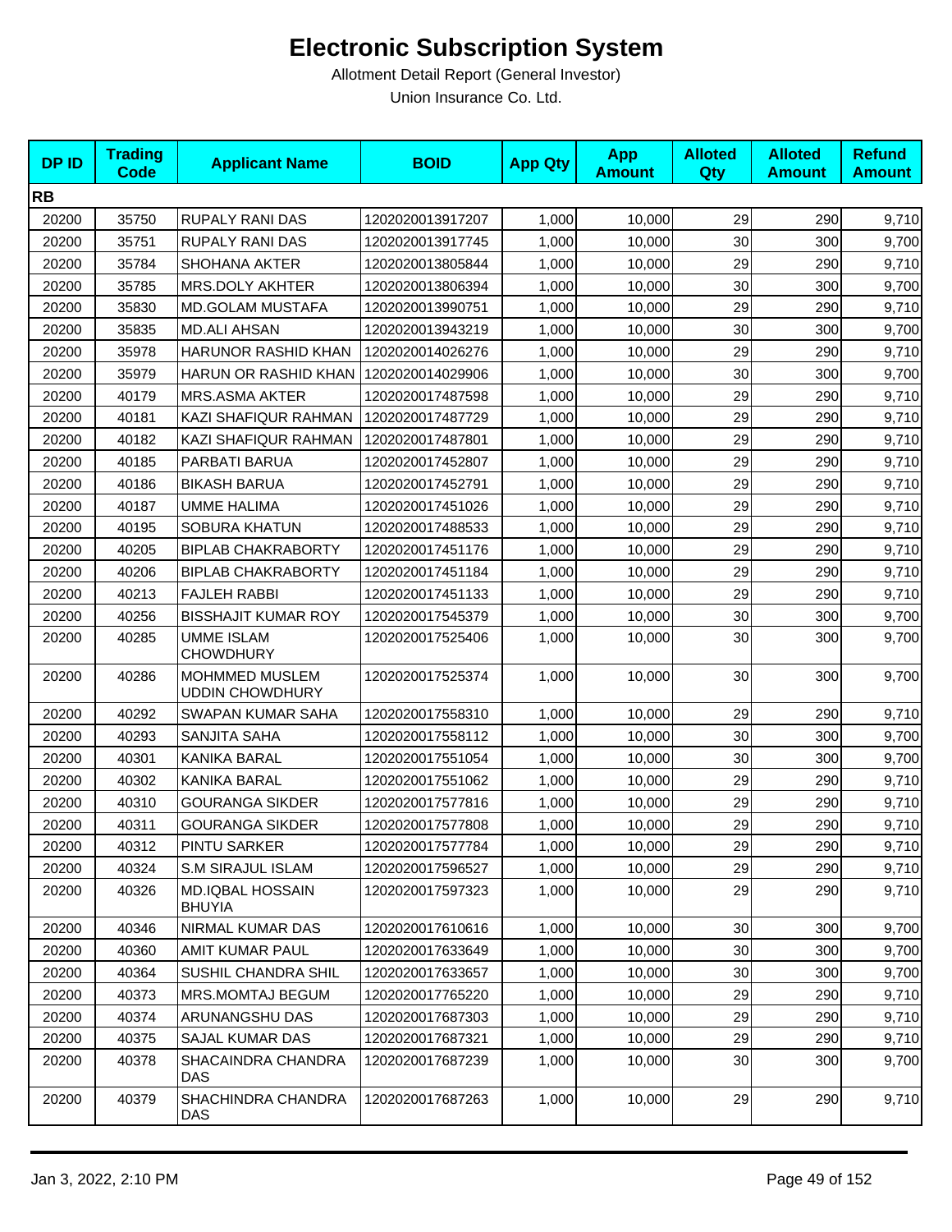# Electronic Subscription System

Allotment Detail Report (General Investor)

Union Insurance Co. Ltd.

| DP ID | Trading Code | Applicant Name | BOID | App Qty | App Amount | Alloted Qty | Alloted Amount | Refund Amount |
|---|---|---|---|---|---|---|---|---|
| **RB** | | | | | | | | |
| 20200 | 35750 | RUPALY RANI DAS | 1202020013917207 | 1,000 | 10,000 | 29 | 290 | 9,710 |
| 20200 | 35751 | RUPALY RANI DAS | 1202020013917745 | 1,000 | 10,000 | 30 | 300 | 9,700 |
| 20200 | 35784 | SHOHANA AKTER | 1202020013805844 | 1,000 | 10,000 | 29 | 290 | 9,710 |
| 20200 | 35785 | MRS.DOLY AKHTER | 1202020013806394 | 1,000 | 10,000 | 30 | 300 | 9,700 |
| 20200 | 35830 | MD.GOLAM MUSTAFA | 1202020013990751 | 1,000 | 10,000 | 29 | 290 | 9,710 |
| 20200 | 35835 | MD.ALI AHSAN | 1202020013943219 | 1,000 | 10,000 | 30 | 300 | 9,700 |
| 20200 | 35978 | HARUNOR RASHID KHAN | 1202020014026276 | 1,000 | 10,000 | 29 | 290 | 9,710 |
| 20200 | 35979 | HARUN OR RASHID KHAN | 1202020014029906 | 1,000 | 10,000 | 30 | 300 | 9,700 |
| 20200 | 40179 | MRS.ASMA AKTER | 1202020017487598 | 1,000 | 10,000 | 29 | 290 | 9,710 |
| 20200 | 40181 | KAZI SHAFIQUR RAHMAN | 1202020017487729 | 1,000 | 10,000 | 29 | 290 | 9,710 |
| 20200 | 40182 | KAZI SHAFIQUR RAHMAN | 1202020017487801 | 1,000 | 10,000 | 29 | 290 | 9,710 |
| 20200 | 40185 | PARBATI BARUA | 1202020017452807 | 1,000 | 10,000 | 29 | 290 | 9,710 |
| 20200 | 40186 | BIKASH BARUA | 1202020017452791 | 1,000 | 10,000 | 29 | 290 | 9,710 |
| 20200 | 40187 | UMME HALIMA | 1202020017451026 | 1,000 | 10,000 | 29 | 290 | 9,710 |
| 20200 | 40195 | SOBURA KHATUN | 1202020017488533 | 1,000 | 10,000 | 29 | 290 | 9,710 |
| 20200 | 40205 | BIPLAB CHAKRABORTY | 1202020017451176 | 1,000 | 10,000 | 29 | 290 | 9,710 |
| 20200 | 40206 | BIPLAB CHAKRABORTY | 1202020017451184 | 1,000 | 10,000 | 29 | 290 | 9,710 |
| 20200 | 40213 | FAJLEH RABBI | 1202020017451133 | 1,000 | 10,000 | 29 | 290 | 9,710 |
| 20200 | 40256 | BISSHAJIT KUMAR ROY | 1202020017545379 | 1,000 | 10,000 | 30 | 300 | 9,700 |
| 20200 | 40285 | UMME ISLAM CHOWDHURY | 1202020017525406 | 1,000 | 10,000 | 30 | 300 | 9,700 |
| 20200 | 40286 | MOHMMED MUSLEM UDDIN CHOWDHURY | 1202020017525374 | 1,000 | 10,000 | 30 | 300 | 9,700 |
| 20200 | 40292 | SWAPAN KUMAR SAHA | 1202020017558310 | 1,000 | 10,000 | 29 | 290 | 9,710 |
| 20200 | 40293 | SANJITA SAHA | 1202020017558112 | 1,000 | 10,000 | 30 | 300 | 9,700 |
| 20200 | 40301 | KANIKA BARAL | 1202020017551054 | 1,000 | 10,000 | 30 | 300 | 9,700 |
| 20200 | 40302 | KANIKA BARAL | 1202020017551062 | 1,000 | 10,000 | 29 | 290 | 9,710 |
| 20200 | 40310 | GOURANGA SIKDER | 1202020017577816 | 1,000 | 10,000 | 29 | 290 | 9,710 |
| 20200 | 40311 | GOURANGA SIKDER | 1202020017577808 | 1,000 | 10,000 | 29 | 290 | 9,710 |
| 20200 | 40312 | PINTU SARKER | 1202020017577784 | 1,000 | 10,000 | 29 | 290 | 9,710 |
| 20200 | 40324 | S.M SIRAJUL ISLAM | 1202020017596527 | 1,000 | 10,000 | 29 | 290 | 9,710 |
| 20200 | 40326 | MD.IQBAL HOSSAIN BHUYIA | 1202020017597323 | 1,000 | 10,000 | 29 | 290 | 9,710 |
| 20200 | 40346 | NIRMAL KUMAR DAS | 1202020017610616 | 1,000 | 10,000 | 30 | 300 | 9,700 |
| 20200 | 40360 | AMIT KUMAR PAUL | 1202020017633649 | 1,000 | 10,000 | 30 | 300 | 9,700 |
| 20200 | 40364 | SUSHIL CHANDRA SHIL | 1202020017633657 | 1,000 | 10,000 | 30 | 300 | 9,700 |
| 20200 | 40373 | MRS.MOMTAJ BEGUM | 1202020017765220 | 1,000 | 10,000 | 29 | 290 | 9,710 |
| 20200 | 40374 | ARUNANGSHU DAS | 1202020017687303 | 1,000 | 10,000 | 29 | 290 | 9,710 |
| 20200 | 40375 | SAJAL KUMAR DAS | 1202020017687321 | 1,000 | 10,000 | 29 | 290 | 9,710 |
| 20200 | 40378 | SHACAINDRA CHANDRA DAS | 1202020017687239 | 1,000 | 10,000 | 30 | 300 | 9,700 |
| 20200 | 40379 | SHACHINDRA CHANDRA DAS | 1202020017687263 | 1,000 | 10,000 | 29 | 290 | 9,710 |

Jan 3, 2022, 2:10 PM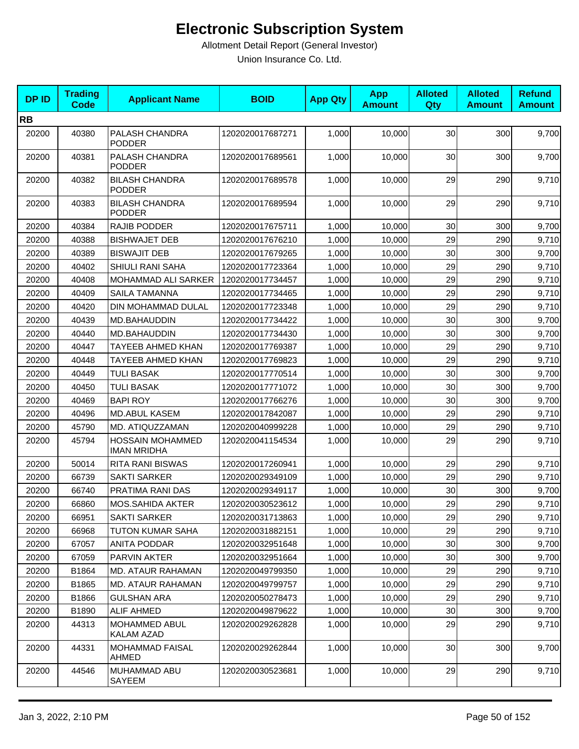# Electronic Subscription System

Allotment Detail Report (General Investor)

Union Insurance Co. Ltd.

| DP ID | Trading Code | Applicant Name | BOID | App Qty | App Amount | Alloted Qty | Alloted Amount | Refund Amount |
|---|---|---|---|---|---|---|---|---|
| **RB** | | | | | | | | |
| 20200 | 40380 | PALASH CHANDRA PODDER | 1202020017687271 | 1,000 | 10,000 | 30 | 300 | 9,700 |
| 20200 | 40381 | PALASH CHANDRA PODDER | 1202020017689561 | 1,000 | 10,000 | 30 | 300 | 9,700 |
| 20200 | 40382 | BILASH CHANDRA PODDER | 1202020017689578 | 1,000 | 10,000 | 29 | 290 | 9,710 |
| 20200 | 40383 | BILASH CHANDRA PODDER | 1202020017689594 | 1,000 | 10,000 | 29 | 290 | 9,710 |
| 20200 | 40384 | RAJIB PODDER | 1202020017675711 | 1,000 | 10,000 | 30 | 300 | 9,700 |
| 20200 | 40388 | BISHWAJET DEB | 1202020017676210 | 1,000 | 10,000 | 29 | 290 | 9,710 |
| 20200 | 40389 | BISWAJIT DEB | 1202020017679265 | 1,000 | 10,000 | 30 | 300 | 9,700 |
| 20200 | 40402 | SHIULI RANI SAHA | 1202020017723364 | 1,000 | 10,000 | 29 | 290 | 9,710 |
| 20200 | 40408 | MOHAMMAD ALI SARKER | 1202020017734457 | 1,000 | 10,000 | 29 | 290 | 9,710 |
| 20200 | 40409 | SAILA TAMANNA | 1202020017734465 | 1,000 | 10,000 | 29 | 290 | 9,710 |
| 20200 | 40420 | DIN MOHAMMAD DULAL | 1202020017723348 | 1,000 | 10,000 | 29 | 290 | 9,710 |
| 20200 | 40439 | MD.BAHAUDDIN | 1202020017734422 | 1,000 | 10,000 | 30 | 300 | 9,700 |
| 20200 | 40440 | MD.BAHAUDDIN | 1202020017734430 | 1,000 | 10,000 | 30 | 300 | 9,700 |
| 20200 | 40447 | TAYEEB AHMED KHAN | 1202020017769387 | 1,000 | 10,000 | 29 | 290 | 9,710 |
| 20200 | 40448 | TAYEEB AHMED KHAN | 1202020017769823 | 1,000 | 10,000 | 29 | 290 | 9,710 |
| 20200 | 40449 | TULI BASAK | 1202020017770514 | 1,000 | 10,000 | 30 | 300 | 9,700 |
| 20200 | 40450 | TULI BASAK | 1202020017771072 | 1,000 | 10,000 | 30 | 300 | 9,700 |
| 20200 | 40469 | BAPI ROY | 1202020017766276 | 1,000 | 10,000 | 30 | 300 | 9,700 |
| 20200 | 40496 | MD.ABUL KASEM | 1202020017842087 | 1,000 | 10,000 | 29 | 290 | 9,710 |
| 20200 | 45790 | MD. ATIQUZZAMAN | 1202020040999228 | 1,000 | 10,000 | 29 | 290 | 9,710 |
| 20200 | 45794 | HOSSAIN MOHAMMED IMAN MRIDHA | 1202020041154534 | 1,000 | 10,000 | 29 | 290 | 9,710 |
| 20200 | 50014 | RITA RANI BISWAS | 1202020017260941 | 1,000 | 10,000 | 29 | 290 | 9,710 |
| 20200 | 66739 | SAKTI SARKER | 1202020029349109 | 1,000 | 10,000 | 29 | 290 | 9,710 |
| 20200 | 66740 | PRATIMA RANI DAS | 1202020029349117 | 1,000 | 10,000 | 30 | 300 | 9,700 |
| 20200 | 66860 | MOS.SAHIDA AKTER | 1202020030523612 | 1,000 | 10,000 | 29 | 290 | 9,710 |
| 20200 | 66951 | SAKTI SARKER | 1202020031713863 | 1,000 | 10,000 | 29 | 290 | 9,710 |
| 20200 | 66968 | TUTON KUMAR SAHA | 1202020031882151 | 1,000 | 10,000 | 29 | 290 | 9,710 |
| 20200 | 67057 | ANITA PODDAR | 1202020032951648 | 1,000 | 10,000 | 30 | 300 | 9,700 |
| 20200 | 67059 | PARVIN AKTER | 1202020032951664 | 1,000 | 10,000 | 30 | 300 | 9,700 |
| 20200 | B1864 | MD. ATAUR RAHAMAN | 1202020049799350 | 1,000 | 10,000 | 29 | 290 | 9,710 |
| 20200 | B1865 | MD. ATAUR RAHAMAN | 1202020049799757 | 1,000 | 10,000 | 29 | 290 | 9,710 |
| 20200 | B1866 | GULSHAN ARA | 1202020050278473 | 1,000 | 10,000 | 29 | 290 | 9,710 |
| 20200 | B1890 | ALIF AHMED | 1202020049879622 | 1,000 | 10,000 | 30 | 300 | 9,700 |
| 20200 | 44313 | MOHAMMED ABUL KALAM AZAD | 1202020029262828 | 1,000 | 10,000 | 29 | 290 | 9,710 |
| 20200 | 44331 | MOHAMMAD FAISAL AHMED | 1202020029262844 | 1,000 | 10,000 | 30 | 300 | 9,700 |
| 20200 | 44546 | MUHAMMAD ABU SAYEEM | 1202020030523681 | 1,000 | 10,000 | 29 | 290 | 9,710 |

Jan 3, 2022, 2:10 PM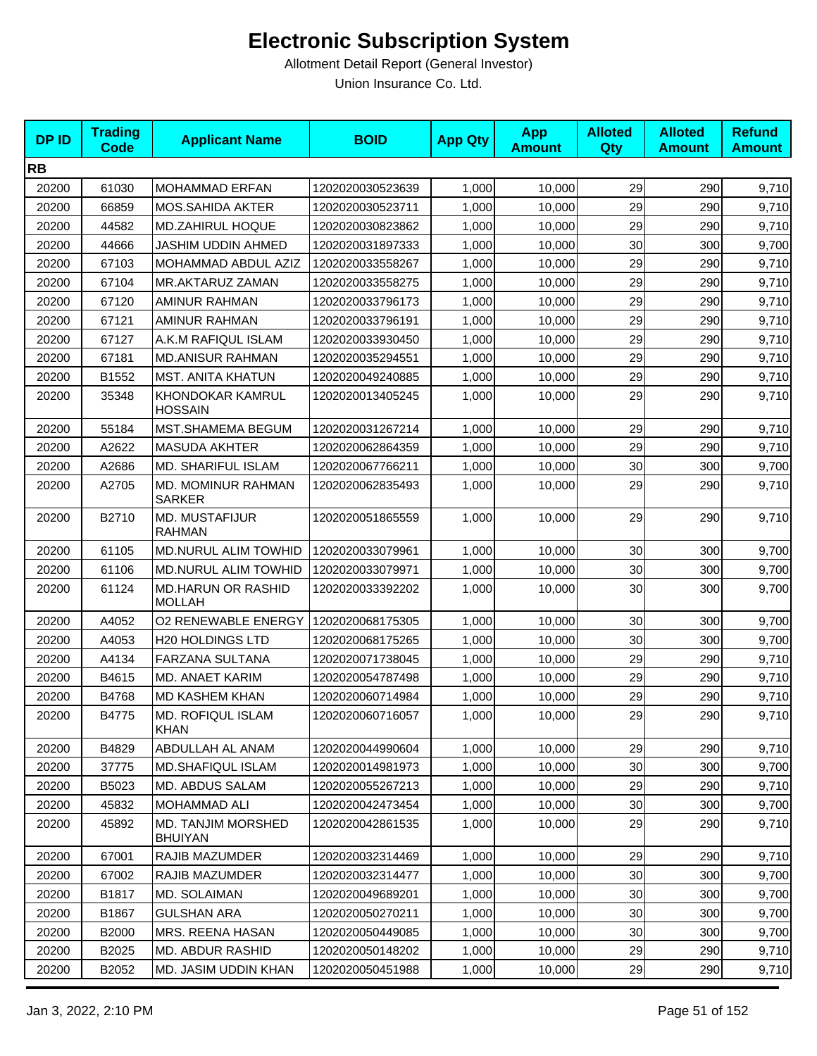# Electronic Subscription System

Allotment Detail Report (General Investor)

Union Insurance Co. Ltd.

| DP ID | Trading Code | Applicant Name | BOID | App Qty | App Amount | Alloted Qty | Alloted Amount | Refund Amount |
|---|---|---|---|---|---|---|---|---|
| **RB** | | | | | | | | |
| 20200 | 61030 | MOHAMMAD ERFAN | 1202020030523639 | 1,000 | 10,000 | 29 | 290 | 9,710 |
| 20200 | 66859 | MOS.SAHIDA AKTER | 1202020030523711 | 1,000 | 10,000 | 29 | 290 | 9,710 |
| 20200 | 44582 | MD.ZAHIRUL HOQUE | 1202020030823862 | 1,000 | 10,000 | 29 | 290 | 9,710 |
| 20200 | 44666 | JASHIM UDDIN AHMED | 1202020031897333 | 1,000 | 10,000 | 30 | 300 | 9,700 |
| 20200 | 67103 | MOHAMMAD ABDUL AZIZ | 1202020033558267 | 1,000 | 10,000 | 29 | 290 | 9,710 |
| 20200 | 67104 | MR.AKTARUZ ZAMAN | 1202020033558275 | 1,000 | 10,000 | 29 | 290 | 9,710 |
| 20200 | 67120 | AMINUR RAHMAN | 1202020033796173 | 1,000 | 10,000 | 29 | 290 | 9,710 |
| 20200 | 67121 | AMINUR RAHMAN | 1202020033796191 | 1,000 | 10,000 | 29 | 290 | 9,710 |
| 20200 | 67127 | A.K.M RAFIQUL ISLAM | 1202020033930450 | 1,000 | 10,000 | 29 | 290 | 9,710 |
| 20200 | 67181 | MD.ANISUR RAHMAN | 1202020035294551 | 1,000 | 10,000 | 29 | 290 | 9,710 |
| 20200 | B1552 | MST. ANITA KHATUN | 1202020049240885 | 1,000 | 10,000 | 29 | 290 | 9,710 |
| 20200 | 35348 | KHONDOKAR KAMRUL HOSSAIN | 1202020013405245 | 1,000 | 10,000 | 29 | 290 | 9,710 |
| 20200 | 55184 | MST.SHAMEMA BEGUM | 1202020031267214 | 1,000 | 10,000 | 29 | 290 | 9,710 |
| 20200 | A2622 | MASUDA AKHTER | 1202020062864359 | 1,000 | 10,000 | 29 | 290 | 9,710 |
| 20200 | A2686 | MD. SHARIFUL ISLAM | 1202020067766211 | 1,000 | 10,000 | 30 | 300 | 9,700 |
| 20200 | A2705 | MD. MOMINUR RAHMAN SARKER | 1202020062835493 | 1,000 | 10,000 | 29 | 290 | 9,710 |
| 20200 | B2710 | MD. MUSTAFIJUR RAHMAN | 1202020051865559 | 1,000 | 10,000 | 29 | 290 | 9,710 |
| 20200 | 61105 | MD.NURUL ALIM TOWHID | 1202020033079961 | 1,000 | 10,000 | 30 | 300 | 9,700 |
| 20200 | 61106 | MD.NURUL ALIM TOWHID | 1202020033079971 | 1,000 | 10,000 | 30 | 300 | 9,700 |
| 20200 | 61124 | MD.HARUN OR RASHID MOLLAH | 1202020033392202 | 1,000 | 10,000 | 30 | 300 | 9,700 |
| 20200 | A4052 | O2 RENEWABLE ENERGY | 1202020068175305 | 1,000 | 10,000 | 30 | 300 | 9,700 |
| 20200 | A4053 | H20 HOLDINGS LTD | 1202020068175265 | 1,000 | 10,000 | 30 | 300 | 9,700 |
| 20200 | A4134 | FARZANA SULTANA | 1202020071738045 | 1,000 | 10,000 | 29 | 290 | 9,710 |
| 20200 | B4615 | MD. ANAET KARIM | 1202020054787498 | 1,000 | 10,000 | 29 | 290 | 9,710 |
| 20200 | B4768 | MD KASHEM KHAN | 1202020060714984 | 1,000 | 10,000 | 29 | 290 | 9,710 |
| 20200 | B4775 | MD. ROFIQUL ISLAM KHAN | 1202020060716057 | 1,000 | 10,000 | 29 | 290 | 9,710 |
| 20200 | B4829 | ABDULLAH AL ANAM | 1202020044990604 | 1,000 | 10,000 | 29 | 290 | 9,710 |
| 20200 | 37775 | MD.SHAFIQUL ISLAM | 1202020014981973 | 1,000 | 10,000 | 30 | 300 | 9,700 |
| 20200 | B5023 | MD. ABDUS SALAM | 1202020055267213 | 1,000 | 10,000 | 29 | 290 | 9,710 |
| 20200 | 45832 | MOHAMMAD ALI | 1202020042473454 | 1,000 | 10,000 | 30 | 300 | 9,700 |
| 20200 | 45892 | MD. TANJIM MORSHED BHUIYAN | 1202020042861535 | 1,000 | 10,000 | 29 | 290 | 9,710 |
| 20200 | 67001 | RAJIB MAZUMDER | 1202020032314469 | 1,000 | 10,000 | 29 | 290 | 9,710 |
| 20200 | 67002 | RAJIB MAZUMDER | 1202020032314477 | 1,000 | 10,000 | 30 | 300 | 9,700 |
| 20200 | B1817 | MD. SOLAIMAN | 1202020049689201 | 1,000 | 10,000 | 30 | 300 | 9,700 |
| 20200 | B1867 | GULSHAN ARA | 1202020050270211 | 1,000 | 10,000 | 30 | 300 | 9,700 |
| 20200 | B2000 | MRS. REENA HASAN | 1202020050449085 | 1,000 | 10,000 | 30 | 300 | 9,700 |
| 20200 | B2025 | MD. ABDUR RASHID | 1202020050148202 | 1,000 | 10,000 | 29 | 290 | 9,710 |
| 20200 | B2052 | MD. JASIM UDDIN KHAN | 1202020050451988 | 1,000 | 10,000 | 29 | 290 | 9,710 |

Jan 3, 2022, 2:10 PM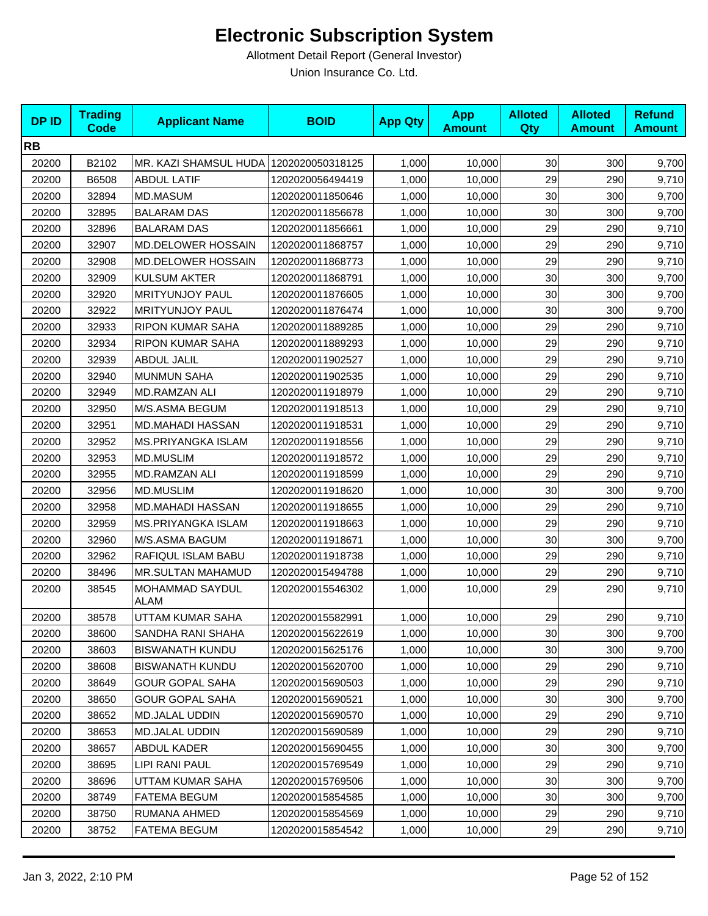# Electronic Subscription System

Allotment Detail Report (General Investor)

Union Insurance Co. Ltd.

| DP ID | Trading Code | Applicant Name | BOID | App Qty | App Amount | Alloted Qty | Alloted Amount | Refund Amount |
|---|---|---|---|---|---|---|---|---|
| **RB** | | | | | | | | |
| 20200 | B2102 | MR. KAZI SHAMSUL HUDA | 1202020050318125 | 1,000 | 10,000 | 30 | 300 | 9,700 |
| 20200 | B6508 | ABDUL LATIF | 1202020056494419 | 1,000 | 10,000 | 29 | 290 | 9,710 |
| 20200 | 32894 | MD.MASUM | 1202020011850646 | 1,000 | 10,000 | 30 | 300 | 9,700 |
| 20200 | 32895 | BALARAM DAS | 1202020011856678 | 1,000 | 10,000 | 30 | 300 | 9,700 |
| 20200 | 32896 | BALARAM DAS | 1202020011856661 | 1,000 | 10,000 | 29 | 290 | 9,710 |
| 20200 | 32907 | MD.DELOWER HOSSAIN | 1202020011868757 | 1,000 | 10,000 | 29 | 290 | 9,710 |
| 20200 | 32908 | MD.DELOWER HOSSAIN | 1202020011868773 | 1,000 | 10,000 | 29 | 290 | 9,710 |
| 20200 | 32909 | KULSUM AKTER | 1202020011868791 | 1,000 | 10,000 | 30 | 300 | 9,700 |
| 20200 | 32920 | MRITYUNJOY PAUL | 1202020011876605 | 1,000 | 10,000 | 30 | 300 | 9,700 |
| 20200 | 32922 | MRITYUNJOY PAUL | 1202020011876474 | 1,000 | 10,000 | 30 | 300 | 9,700 |
| 20200 | 32933 | RIPON KUMAR SAHA | 1202020011889285 | 1,000 | 10,000 | 29 | 290 | 9,710 |
| 20200 | 32934 | RIPON KUMAR SAHA | 1202020011889293 | 1,000 | 10,000 | 29 | 290 | 9,710 |
| 20200 | 32939 | ABDUL JALIL | 1202020011902527 | 1,000 | 10,000 | 29 | 290 | 9,710 |
| 20200 | 32940 | MUNMUN SAHA | 1202020011902535 | 1,000 | 10,000 | 29 | 290 | 9,710 |
| 20200 | 32949 | MD.RAMZAN ALI | 1202020011918979 | 1,000 | 10,000 | 29 | 290 | 9,710 |
| 20200 | 32950 | M/S.ASMA BEGUM | 1202020011918513 | 1,000 | 10,000 | 29 | 290 | 9,710 |
| 20200 | 32951 | MD.MAHADI HASSAN | 1202020011918531 | 1,000 | 10,000 | 29 | 290 | 9,710 |
| 20200 | 32952 | MS.PRIYANGKA ISLAM | 1202020011918556 | 1,000 | 10,000 | 29 | 290 | 9,710 |
| 20200 | 32953 | MD.MUSLIM | 1202020011918572 | 1,000 | 10,000 | 29 | 290 | 9,710 |
| 20200 | 32955 | MD.RAMZAN ALI | 1202020011918599 | 1,000 | 10,000 | 29 | 290 | 9,710 |
| 20200 | 32956 | MD.MUSLIM | 1202020011918620 | 1,000 | 10,000 | 30 | 300 | 9,700 |
| 20200 | 32958 | MD.MAHADI HASSAN | 1202020011918655 | 1,000 | 10,000 | 29 | 290 | 9,710 |
| 20200 | 32959 | MS.PRIYANGKA ISLAM | 1202020011918663 | 1,000 | 10,000 | 29 | 290 | 9,710 |
| 20200 | 32960 | M/S.ASMA BAGUM | 1202020011918671 | 1,000 | 10,000 | 30 | 300 | 9,700 |
| 20200 | 32962 | RAFIQUL ISLAM BABU | 1202020011918738 | 1,000 | 10,000 | 29 | 290 | 9,710 |
| 20200 | 38496 | MR.SULTAN MAHAMUD | 1202020015494788 | 1,000 | 10,000 | 29 | 290 | 9,710 |
| 20200 | 38545 | MOHAMMAD SAYDUL ALAM | 1202020015546302 | 1,000 | 10,000 | 29 | 290 | 9,710 |
| 20200 | 38578 | UTTAM KUMAR SAHA | 1202020015582991 | 1,000 | 10,000 | 29 | 290 | 9,710 |
| 20200 | 38600 | SANDHA RANI SHAHA | 1202020015622619 | 1,000 | 10,000 | 30 | 300 | 9,700 |
| 20200 | 38603 | BISWANATH KUNDU | 1202020015625176 | 1,000 | 10,000 | 30 | 300 | 9,700 |
| 20200 | 38608 | BISWANATH KUNDU | 1202020015620700 | 1,000 | 10,000 | 29 | 290 | 9,710 |
| 20200 | 38649 | GOUR GOPAL SAHA | 1202020015690503 | 1,000 | 10,000 | 29 | 290 | 9,710 |
| 20200 | 38650 | GOUR GOPAL SAHA | 1202020015690521 | 1,000 | 10,000 | 30 | 300 | 9,700 |
| 20200 | 38652 | MD.JALAL UDDIN | 1202020015690570 | 1,000 | 10,000 | 29 | 290 | 9,710 |
| 20200 | 38653 | MD.JALAL UDDIN | 1202020015690589 | 1,000 | 10,000 | 29 | 290 | 9,710 |
| 20200 | 38657 | ABDUL KADER | 1202020015690455 | 1,000 | 10,000 | 30 | 300 | 9,700 |
| 20200 | 38695 | LIPI RANI PAUL | 1202020015769549 | 1,000 | 10,000 | 29 | 290 | 9,710 |
| 20200 | 38696 | UTTAM KUMAR SAHA | 1202020015769506 | 1,000 | 10,000 | 30 | 300 | 9,700 |
| 20200 | 38749 | FATEMA BEGUM | 1202020015854585 | 1,000 | 10,000 | 30 | 300 | 9,700 |
| 20200 | 38750 | RUMANA AHMED | 1202020015854569 | 1,000 | 10,000 | 29 | 290 | 9,710 |
| 20200 | 38752 | FATEMA BEGUM | 1202020015854542 | 1,000 | 10,000 | 29 | 290 | 9,710 |

Jan 3, 2022, 2:10 PM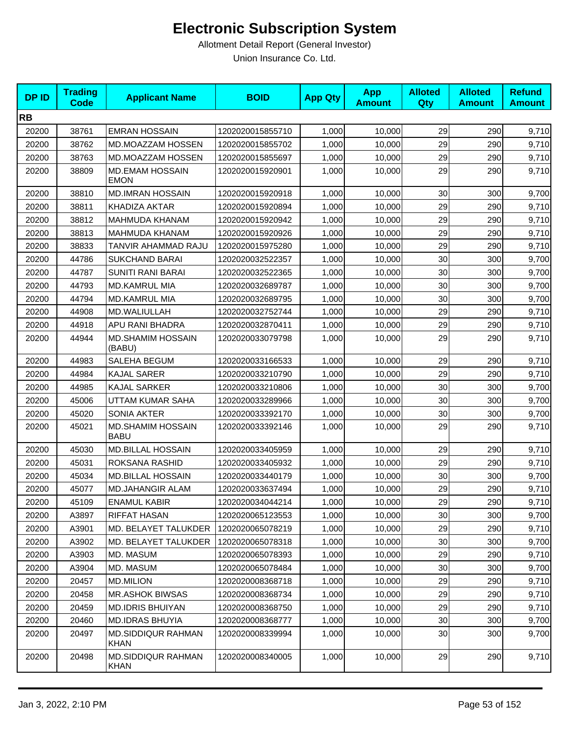# Electronic Subscription System

Allotment Detail Report (General Investor)

Union Insurance Co. Ltd.

| DP ID | Trading Code | Applicant Name | BOID | App Qty | App Amount | Alloted Qty | Alloted Amount | Refund Amount |
|---|---|---|---|---|---|---|---|---|
| **RB** | | | | | | | | |
| 20200 | 38761 | EMRAN HOSSAIN | 1202020015855710 | 1,000 | 10,000 | 29 | 290 | 9,710 |
| 20200 | 38762 | MD.MOAZZAM HOSSEN | 1202020015855702 | 1,000 | 10,000 | 29 | 290 | 9,710 |
| 20200 | 38763 | MD.MOAZZAM HOSSEN | 1202020015855697 | 1,000 | 10,000 | 29 | 290 | 9,710 |
| 20200 | 38809 | MD.EMAM HOSSAIN EMON | 1202020015920901 | 1,000 | 10,000 | 29 | 290 | 9,710 |
| 20200 | 38810 | MD.IMRAN HOSSAIN | 1202020015920918 | 1,000 | 10,000 | 30 | 300 | 9,700 |
| 20200 | 38811 | KHADIZA AKTAR | 1202020015920894 | 1,000 | 10,000 | 29 | 290 | 9,710 |
| 20200 | 38812 | MAHMUDA KHANAM | 1202020015920942 | 1,000 | 10,000 | 29 | 290 | 9,710 |
| 20200 | 38813 | MAHMUDA KHANAM | 1202020015920926 | 1,000 | 10,000 | 29 | 290 | 9,710 |
| 20200 | 38833 | TANVIR AHAMMAD RAJU | 1202020015975280 | 1,000 | 10,000 | 29 | 290 | 9,710 |
| 20200 | 44786 | SUKCHAND BARAI | 1202020032522357 | 1,000 | 10,000 | 30 | 300 | 9,700 |
| 20200 | 44787 | SUNITI RANI BARAI | 1202020032522365 | 1,000 | 10,000 | 30 | 300 | 9,700 |
| 20200 | 44793 | MD.KAMRUL MIA | 1202020032689787 | 1,000 | 10,000 | 30 | 300 | 9,700 |
| 20200 | 44794 | MD.KAMRUL MIA | 1202020032689795 | 1,000 | 10,000 | 30 | 300 | 9,700 |
| 20200 | 44908 | MD.WALIULLAH | 1202020032752744 | 1,000 | 10,000 | 29 | 290 | 9,710 |
| 20200 | 44918 | APU RANI BHADRA | 1202020032870411 | 1,000 | 10,000 | 29 | 290 | 9,710 |
| 20200 | 44944 | MD.SHAMIM HOSSAIN (BABU) | 1202020033079798 | 1,000 | 10,000 | 29 | 290 | 9,710 |
| 20200 | 44983 | SALEHA BEGUM | 1202020033166533 | 1,000 | 10,000 | 29 | 290 | 9,710 |
| 20200 | 44984 | KAJAL SARER | 1202020033210790 | 1,000 | 10,000 | 29 | 290 | 9,710 |
| 20200 | 44985 | KAJAL SARKER | 1202020033210806 | 1,000 | 10,000 | 30 | 300 | 9,700 |
| 20200 | 45006 | UTTAM KUMAR SAHA | 1202020033289966 | 1,000 | 10,000 | 30 | 300 | 9,700 |
| 20200 | 45020 | SONIA AKTER | 1202020033392170 | 1,000 | 10,000 | 30 | 300 | 9,700 |
| 20200 | 45021 | MD.SHAMIM HOSSAIN BABU | 1202020033392146 | 1,000 | 10,000 | 29 | 290 | 9,710 |
| 20200 | 45030 | MD.BILLAL HOSSAIN | 1202020033405959 | 1,000 | 10,000 | 29 | 290 | 9,710 |
| 20200 | 45031 | ROKSANA RASHID | 1202020033405932 | 1,000 | 10,000 | 29 | 290 | 9,710 |
| 20200 | 45034 | MD.BILLAL HOSSAIN | 1202020033440179 | 1,000 | 10,000 | 30 | 300 | 9,700 |
| 20200 | 45077 | MD.JAHANGIR ALAM | 1202020033637494 | 1,000 | 10,000 | 29 | 290 | 9,710 |
| 20200 | 45109 | ENAMUL KABIR | 1202020034044214 | 1,000 | 10,000 | 29 | 290 | 9,710 |
| 20200 | A3897 | RIFFAT HASAN | 1202020065123553 | 1,000 | 10,000 | 30 | 300 | 9,700 |
| 20200 | A3901 | MD. BELAYET TALUKDER | 1202020065078219 | 1,000 | 10,000 | 29 | 290 | 9,710 |
| 20200 | A3902 | MD. BELAYET TALUKDER | 1202020065078318 | 1,000 | 10,000 | 30 | 300 | 9,700 |
| 20200 | A3903 | MD. MASUM | 1202020065078393 | 1,000 | 10,000 | 29 | 290 | 9,710 |
| 20200 | A3904 | MD. MASUM | 1202020065078484 | 1,000 | 10,000 | 30 | 300 | 9,700 |
| 20200 | 20457 | MD.MILION | 1202020008368718 | 1,000 | 10,000 | 29 | 290 | 9,710 |
| 20200 | 20458 | MR.ASHOK BIWSAS | 1202020008368734 | 1,000 | 10,000 | 29 | 290 | 9,710 |
| 20200 | 20459 | MD.IDRIS BHUIYAN | 1202020008368750 | 1,000 | 10,000 | 29 | 290 | 9,710 |
| 20200 | 20460 | MD.IDRAS BHUYIA | 1202020008368777 | 1,000 | 10,000 | 30 | 300 | 9,700 |
| 20200 | 20497 | MD.SIDDIQUR RAHMAN KHAN | 1202020008339994 | 1,000 | 10,000 | 30 | 300 | 9,700 |
| 20200 | 20498 | MD.SIDDIQUR RAHMAN KHAN | 1202020008340005 | 1,000 | 10,000 | 29 | 290 | 9,710 |

Jan 3, 2022, 2:10 PM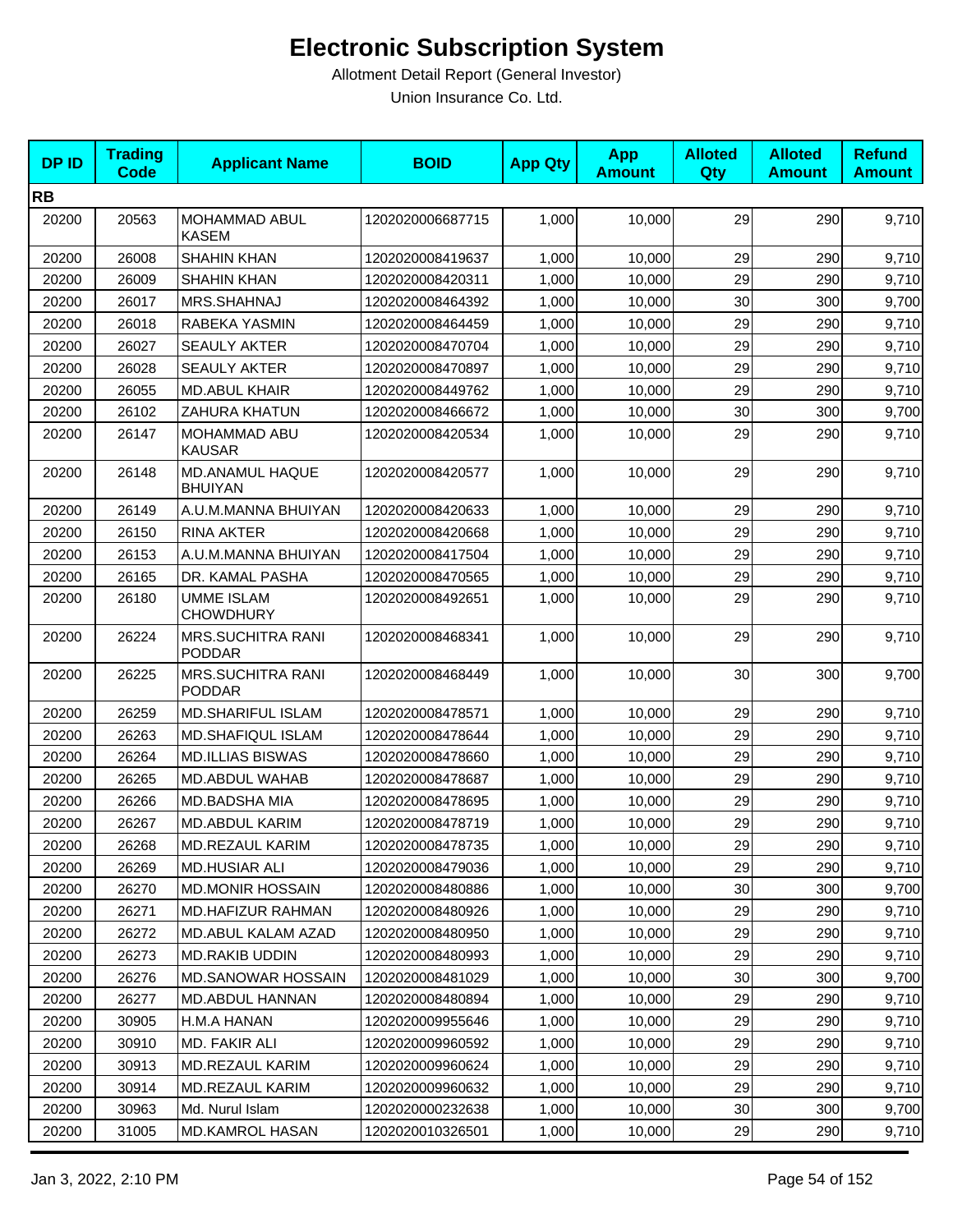# Electronic Subscription System

Allotment Detail Report (General Investor)

Union Insurance Co. Ltd.

| DP ID | Trading Code | Applicant Name | BOID | App Qty | App Amount | Alloted Qty | Alloted Amount | Refund Amount |
|---|---|---|---|---|---|---|---|---|
| **RB** | | | | | | | | |
| 20200 | 20563 | MOHAMMAD ABUL KASEM | 1202020006687715 | 1,000 | 10,000 | 29 | 290 | 9,710 |
| 20200 | 26008 | SHAHIN KHAN | 1202020008419637 | 1,000 | 10,000 | 29 | 290 | 9,710 |
| 20200 | 26009 | SHAHIN KHAN | 1202020008420311 | 1,000 | 10,000 | 29 | 290 | 9,710 |
| 20200 | 26017 | MRS.SHAHNAJ | 1202020008464392 | 1,000 | 10,000 | 30 | 300 | 9,700 |
| 20200 | 26018 | RABEKA YASMIN | 1202020008464459 | 1,000 | 10,000 | 29 | 290 | 9,710 |
| 20200 | 26027 | SEAULY AKTER | 1202020008470704 | 1,000 | 10,000 | 29 | 290 | 9,710 |
| 20200 | 26028 | SEAULY AKTER | 1202020008470897 | 1,000 | 10,000 | 29 | 290 | 9,710 |
| 20200 | 26055 | MD.ABUL KHAIR | 1202020008449762 | 1,000 | 10,000 | 29 | 290 | 9,710 |
| 20200 | 26102 | ZAHURA KHATUN | 1202020008466672 | 1,000 | 10,000 | 30 | 300 | 9,700 |
| 20200 | 26147 | MOHAMMAD ABU KAUSAR | 1202020008420534 | 1,000 | 10,000 | 29 | 290 | 9,710 |
| 20200 | 26148 | MD.ANAMUL HAQUE BHUIYAN | 1202020008420577 | 1,000 | 10,000 | 29 | 290 | 9,710 |
| 20200 | 26149 | A.U.M.MANNA BHUIYAN | 1202020008420633 | 1,000 | 10,000 | 29 | 290 | 9,710 |
| 20200 | 26150 | RINA AKTER | 1202020008420668 | 1,000 | 10,000 | 29 | 290 | 9,710 |
| 20200 | 26153 | A.U.M.MANNA BHUIYAN | 1202020008417504 | 1,000 | 10,000 | 29 | 290 | 9,710 |
| 20200 | 26165 | DR. KAMAL PASHA | 1202020008470565 | 1,000 | 10,000 | 29 | 290 | 9,710 |
| 20200 | 26180 | UMME ISLAM CHOWDHURY | 1202020008492651 | 1,000 | 10,000 | 29 | 290 | 9,710 |
| 20200 | 26224 | MRS.SUCHITRA RANI PODDAR | 1202020008468341 | 1,000 | 10,000 | 29 | 290 | 9,710 |
| 20200 | 26225 | MRS.SUCHITRA RANI PODDAR | 1202020008468449 | 1,000 | 10,000 | 30 | 300 | 9,700 |
| 20200 | 26259 | MD.SHARIFUL ISLAM | 1202020008478571 | 1,000 | 10,000 | 29 | 290 | 9,710 |
| 20200 | 26263 | MD.SHAFIQUL ISLAM | 1202020008478644 | 1,000 | 10,000 | 29 | 290 | 9,710 |
| 20200 | 26264 | MD.ILLIAS BISWAS | 1202020008478660 | 1,000 | 10,000 | 29 | 290 | 9,710 |
| 20200 | 26265 | MD.ABDUL WAHAB | 1202020008478687 | 1,000 | 10,000 | 29 | 290 | 9,710 |
| 20200 | 26266 | MD.BADSHA MIA | 1202020008478695 | 1,000 | 10,000 | 29 | 290 | 9,710 |
| 20200 | 26267 | MD.ABDUL KARIM | 1202020008478719 | 1,000 | 10,000 | 29 | 290 | 9,710 |
| 20200 | 26268 | MD.REZAUL KARIM | 1202020008478735 | 1,000 | 10,000 | 29 | 290 | 9,710 |
| 20200 | 26269 | MD.HUSIAR ALI | 1202020008479036 | 1,000 | 10,000 | 29 | 290 | 9,710 |
| 20200 | 26270 | MD.MONIR HOSSAIN | 1202020008480886 | 1,000 | 10,000 | 30 | 300 | 9,700 |
| 20200 | 26271 | MD.HAFIZUR RAHMAN | 1202020008480926 | 1,000 | 10,000 | 29 | 290 | 9,710 |
| 20200 | 26272 | MD.ABUL KALAM AZAD | 1202020008480950 | 1,000 | 10,000 | 29 | 290 | 9,710 |
| 20200 | 26273 | MD.RAKIB UDDIN | 1202020008480993 | 1,000 | 10,000 | 29 | 290 | 9,710 |
| 20200 | 26276 | MD.SANOWAR HOSSAIN | 1202020008481029 | 1,000 | 10,000 | 30 | 300 | 9,700 |
| 20200 | 26277 | MD.ABDUL HANNAN | 1202020008480894 | 1,000 | 10,000 | 29 | 290 | 9,710 |
| 20200 | 30905 | H.M.A HANAN | 1202020009955646 | 1,000 | 10,000 | 29 | 290 | 9,710 |
| 20200 | 30910 | MD. FAKIR ALI | 1202020009960592 | 1,000 | 10,000 | 29 | 290 | 9,710 |
| 20200 | 30913 | MD.REZAUL KARIM | 1202020009960624 | 1,000 | 10,000 | 29 | 290 | 9,710 |
| 20200 | 30914 | MD.REZAUL KARIM | 1202020009960632 | 1,000 | 10,000 | 29 | 290 | 9,710 |
| 20200 | 30963 | Md. Nurul Islam | 1202020000232638 | 1,000 | 10,000 | 30 | 300 | 9,700 |
| 20200 | 31005 | MD.KAMROL HASAN | 1202020010326501 | 1,000 | 10,000 | 29 | 290 | 9,710 |

Jan 3, 2022, 2:10 PM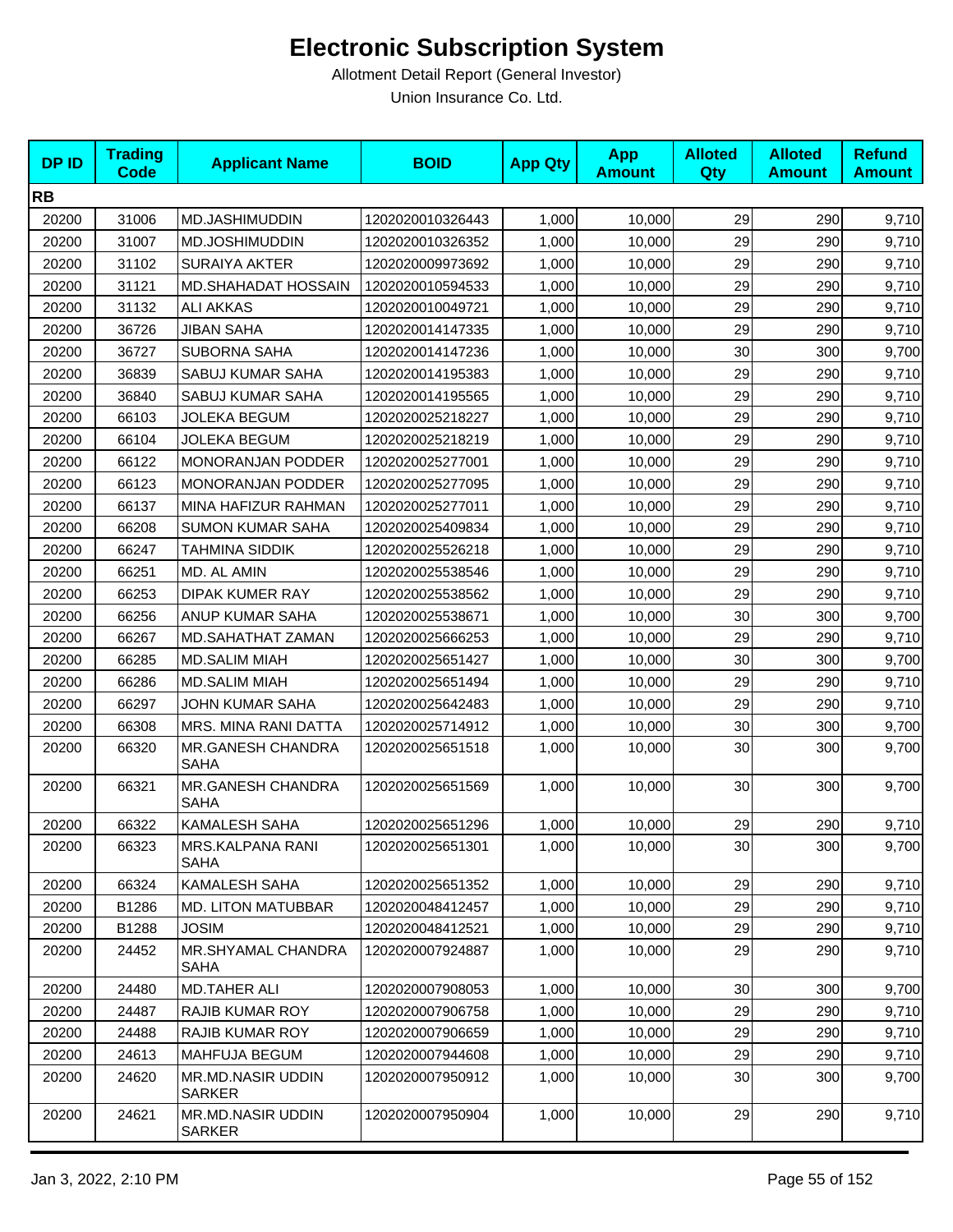# Electronic Subscription System

Allotment Detail Report (General Investor)

Union Insurance Co. Ltd.

| DP ID | Trading Code | Applicant Name | BOID | App Qty | App Amount | Alloted Qty | Alloted Amount | Refund Amount |
|---|---|---|---|---|---|---|---|---|
| **RB** | | | | | | | | |
| 20200 | 31006 | MD.JASHIMUDDIN | 1202020010326443 | 1,000 | 10,000 | 29 | 290 | 9,710 |
| 20200 | 31007 | MD.JOSHIMUDDIN | 1202020010326352 | 1,000 | 10,000 | 29 | 290 | 9,710 |
| 20200 | 31102 | SURAIYA AKTER | 1202020009973692 | 1,000 | 10,000 | 29 | 290 | 9,710 |
| 20200 | 31121 | MD.SHAHADAT HOSSAIN | 1202020010594533 | 1,000 | 10,000 | 29 | 290 | 9,710 |
| 20200 | 31132 | ALI AKKAS | 1202020010049721 | 1,000 | 10,000 | 29 | 290 | 9,710 |
| 20200 | 36726 | JIBAN SAHA | 1202020014147335 | 1,000 | 10,000 | 29 | 290 | 9,710 |
| 20200 | 36727 | SUBORNA SAHA | 1202020014147236 | 1,000 | 10,000 | 30 | 300 | 9,700 |
| 20200 | 36839 | SABUJ KUMAR SAHA | 1202020014195383 | 1,000 | 10,000 | 29 | 290 | 9,710 |
| 20200 | 36840 | SABUJ KUMAR SAHA | 1202020014195565 | 1,000 | 10,000 | 29 | 290 | 9,710 |
| 20200 | 66103 | JOLEKA BEGUM | 1202020025218227 | 1,000 | 10,000 | 29 | 290 | 9,710 |
| 20200 | 66104 | JOLEKA BEGUM | 1202020025218219 | 1,000 | 10,000 | 29 | 290 | 9,710 |
| 20200 | 66122 | MONORANJAN PODDER | 1202020025277001 | 1,000 | 10,000 | 29 | 290 | 9,710 |
| 20200 | 66123 | MONORANJAN PODDER | 1202020025277095 | 1,000 | 10,000 | 29 | 290 | 9,710 |
| 20200 | 66137 | MINA HAFIZUR RAHMAN | 1202020025277011 | 1,000 | 10,000 | 29 | 290 | 9,710 |
| 20200 | 66208 | SUMON KUMAR SAHA | 1202020025409834 | 1,000 | 10,000 | 29 | 290 | 9,710 |
| 20200 | 66247 | TAHMINA SIDDIK | 1202020025526218 | 1,000 | 10,000 | 29 | 290 | 9,710 |
| 20200 | 66251 | MD. AL AMIN | 1202020025538546 | 1,000 | 10,000 | 29 | 290 | 9,710 |
| 20200 | 66253 | DIPAK KUMER RAY | 1202020025538562 | 1,000 | 10,000 | 29 | 290 | 9,710 |
| 20200 | 66256 | ANUP KUMAR SAHA | 1202020025538671 | 1,000 | 10,000 | 30 | 300 | 9,700 |
| 20200 | 66267 | MD.SAHATHAT ZAMAN | 1202020025666253 | 1,000 | 10,000 | 29 | 290 | 9,710 |
| 20200 | 66285 | MD.SALIM MIAH | 1202020025651427 | 1,000 | 10,000 | 30 | 300 | 9,700 |
| 20200 | 66286 | MD.SALIM MIAH | 1202020025651494 | 1,000 | 10,000 | 29 | 290 | 9,710 |
| 20200 | 66297 | JOHN KUMAR SAHA | 1202020025642483 | 1,000 | 10,000 | 29 | 290 | 9,710 |
| 20200 | 66308 | MRS. MINA RANI DATTA | 1202020025714912 | 1,000 | 10,000 | 30 | 300 | 9,700 |
| 20200 | 66320 | MR.GANESH CHANDRA SAHA | 1202020025651518 | 1,000 | 10,000 | 30 | 300 | 9,700 |
| 20200 | 66321 | MR.GANESH CHANDRA SAHA | 1202020025651569 | 1,000 | 10,000 | 30 | 300 | 9,700 |
| 20200 | 66322 | KAMALESH SAHA | 1202020025651296 | 1,000 | 10,000 | 29 | 290 | 9,710 |
| 20200 | 66323 | MRS.KALPANA RANI SAHA | 1202020025651301 | 1,000 | 10,000 | 30 | 300 | 9,700 |
| 20200 | 66324 | KAMALESH SAHA | 1202020025651352 | 1,000 | 10,000 | 29 | 290 | 9,710 |
| 20200 | B1286 | MD. LITON MATUBBAR | 1202020048412457 | 1,000 | 10,000 | 29 | 290 | 9,710 |
| 20200 | B1288 | JOSIM | 1202020048412521 | 1,000 | 10,000 | 29 | 290 | 9,710 |
| 20200 | 24452 | MR.SHYAMAL CHANDRA SAHA | 1202020007924887 | 1,000 | 10,000 | 29 | 290 | 9,710 |
| 20200 | 24480 | MD.TAHER ALI | 1202020007908053 | 1,000 | 10,000 | 30 | 300 | 9,700 |
| 20200 | 24487 | RAJIB KUMAR ROY | 1202020007906758 | 1,000 | 10,000 | 29 | 290 | 9,710 |
| 20200 | 24488 | RAJIB KUMAR ROY | 1202020007906659 | 1,000 | 10,000 | 29 | 290 | 9,710 |
| 20200 | 24613 | MAHFUJA BEGUM | 1202020007944608 | 1,000 | 10,000 | 29 | 290 | 9,710 |
| 20200 | 24620 | MR.MD.NASIR UDDIN SARKER | 1202020007950912 | 1,000 | 10,000 | 30 | 300 | 9,700 |
| 20200 | 24621 | MR.MD.NASIR UDDIN SARKER | 1202020007950904 | 1,000 | 10,000 | 29 | 290 | 9,710 |

Jan 3, 2022, 2:10 PM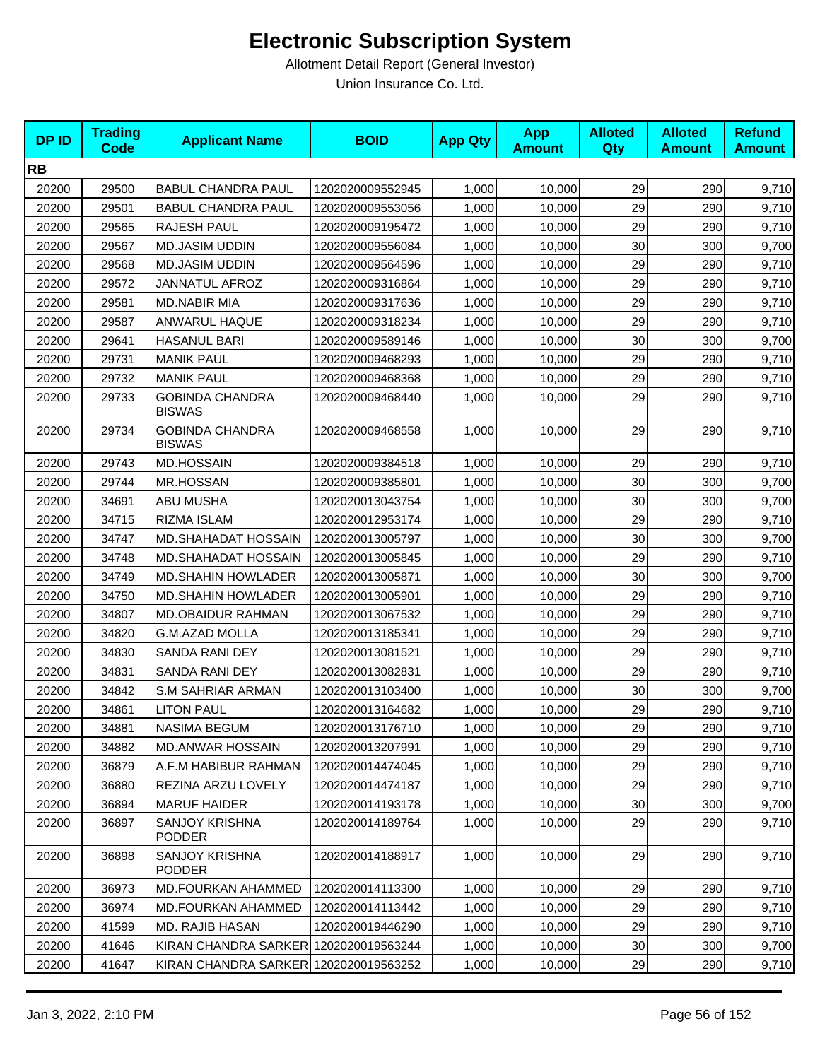# Electronic Subscription System

Allotment Detail Report (General Investor)

Union Insurance Co. Ltd.

| DP ID | Trading Code | Applicant Name | BOID | App Qty | App Amount | Alloted Qty | Alloted Amount | Refund Amount |
|---|---|---|---|---|---|---|---|---|
| **RB** | | | | | | | | |
| 20200 | 29500 | BABUL CHANDRA PAUL | 1202020009552945 | 1,000 | 10,000 | 29 | 290 | 9,710 |
| 20200 | 29501 | BABUL CHANDRA PAUL | 1202020009553056 | 1,000 | 10,000 | 29 | 290 | 9,710 |
| 20200 | 29565 | RAJESH PAUL | 1202020009195472 | 1,000 | 10,000 | 29 | 290 | 9,710 |
| 20200 | 29567 | MD.JASIM UDDIN | 1202020009556084 | 1,000 | 10,000 | 30 | 300 | 9,700 |
| 20200 | 29568 | MD.JASIM UDDIN | 1202020009564596 | 1,000 | 10,000 | 29 | 290 | 9,710 |
| 20200 | 29572 | JANNATUL AFROZ | 1202020009316864 | 1,000 | 10,000 | 29 | 290 | 9,710 |
| 20200 | 29581 | MD.NABIR MIA | 1202020009317636 | 1,000 | 10,000 | 29 | 290 | 9,710 |
| 20200 | 29587 | ANWARUL HAQUE | 1202020009318234 | 1,000 | 10,000 | 29 | 290 | 9,710 |
| 20200 | 29641 | HASANUL BARI | 1202020009589146 | 1,000 | 10,000 | 30 | 300 | 9,700 |
| 20200 | 29731 | MANIK PAUL | 1202020009468293 | 1,000 | 10,000 | 29 | 290 | 9,710 |
| 20200 | 29732 | MANIK PAUL | 1202020009468368 | 1,000 | 10,000 | 29 | 290 | 9,710 |
| 20200 | 29733 | GOBINDA CHANDRA BISWAS | 1202020009468440 | 1,000 | 10,000 | 29 | 290 | 9,710 |
| 20200 | 29734 | GOBINDA CHANDRA BISWAS | 1202020009468558 | 1,000 | 10,000 | 29 | 290 | 9,710 |
| 20200 | 29743 | MD.HOSSAIN | 1202020009384518 | 1,000 | 10,000 | 29 | 290 | 9,710 |
| 20200 | 29744 | MR.HOSSAN | 1202020009385801 | 1,000 | 10,000 | 30 | 300 | 9,700 |
| 20200 | 34691 | ABU MUSHA | 1202020013043754 | 1,000 | 10,000 | 30 | 300 | 9,700 |
| 20200 | 34715 | RIZMA ISLAM | 1202020012953174 | 1,000 | 10,000 | 29 | 290 | 9,710 |
| 20200 | 34747 | MD.SHAHADAT HOSSAIN | 1202020013005797 | 1,000 | 10,000 | 30 | 300 | 9,700 |
| 20200 | 34748 | MD.SHAHADAT HOSSAIN | 1202020013005845 | 1,000 | 10,000 | 29 | 290 | 9,710 |
| 20200 | 34749 | MD.SHAHIN HOWLADER | 1202020013005871 | 1,000 | 10,000 | 30 | 300 | 9,700 |
| 20200 | 34750 | MD.SHAHIN HOWLADER | 1202020013005901 | 1,000 | 10,000 | 29 | 290 | 9,710 |
| 20200 | 34807 | MD.OBAIDUR RAHMAN | 1202020013067532 | 1,000 | 10,000 | 29 | 290 | 9,710 |
| 20200 | 34820 | G.M.AZAD MOLLA | 1202020013185341 | 1,000 | 10,000 | 29 | 290 | 9,710 |
| 20200 | 34830 | SANDA RANI DEY | 1202020013081521 | 1,000 | 10,000 | 29 | 290 | 9,710 |
| 20200 | 34831 | SANDA RANI DEY | 1202020013082831 | 1,000 | 10,000 | 29 | 290 | 9,710 |
| 20200 | 34842 | S.M SAHRIAR ARMAN | 1202020013103400 | 1,000 | 10,000 | 30 | 300 | 9,700 |
| 20200 | 34861 | LITON PAUL | 1202020013164682 | 1,000 | 10,000 | 29 | 290 | 9,710 |
| 20200 | 34881 | NASIMA BEGUM | 1202020013176710 | 1,000 | 10,000 | 29 | 290 | 9,710 |
| 20200 | 34882 | MD.ANWAR HOSSAIN | 1202020013207991 | 1,000 | 10,000 | 29 | 290 | 9,710 |
| 20200 | 36879 | A.F.M HABIBUR RAHMAN | 1202020014474045 | 1,000 | 10,000 | 29 | 290 | 9,710 |
| 20200 | 36880 | REZINA ARZU LOVELY | 1202020014474187 | 1,000 | 10,000 | 29 | 290 | 9,710 |
| 20200 | 36894 | MARUF HAIDER | 1202020014193178 | 1,000 | 10,000 | 30 | 300 | 9,700 |
| 20200 | 36897 | SANJOY KRISHNA PODDER | 1202020014189764 | 1,000 | 10,000 | 29 | 290 | 9,710 |
| 20200 | 36898 | SANJOY KRISHNA PODDER | 1202020014188917 | 1,000 | 10,000 | 29 | 290 | 9,710 |
| 20200 | 36973 | MD.FOURKAN AHAMMED | 1202020014113300 | 1,000 | 10,000 | 29 | 290 | 9,710 |
| 20200 | 36974 | MD.FOURKAN AHAMMED | 1202020014113442 | 1,000 | 10,000 | 29 | 290 | 9,710 |
| 20200 | 41599 | MD. RAJIB HASAN | 1202020019446290 | 1,000 | 10,000 | 29 | 290 | 9,710 |
| 20200 | 41646 | KIRAN CHANDRA SARKER | 1202020019563244 | 1,000 | 10,000 | 30 | 300 | 9,700 |
| 20200 | 41647 | KIRAN CHANDRA SARKER | 1202020019563252 | 1,000 | 10,000 | 29 | 290 | 9,710 |

Jan 3, 2022, 2:10 PM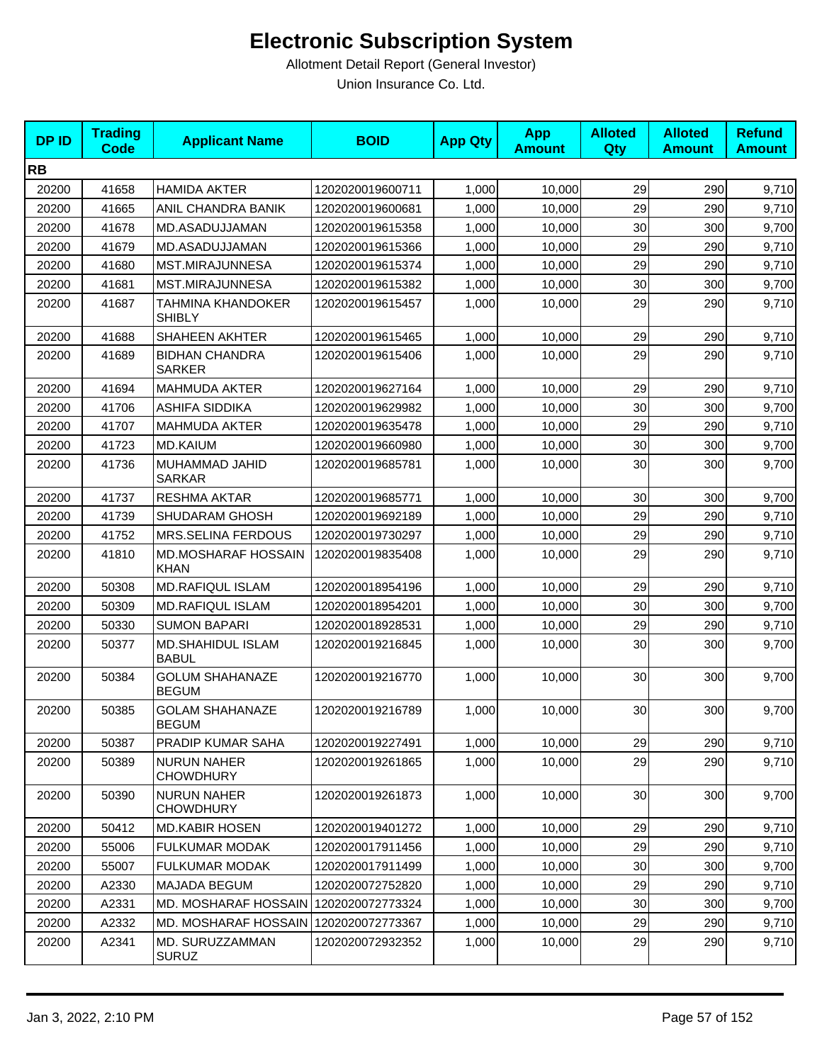# Electronic Subscription System

Allotment Detail Report (General Investor)

Union Insurance Co. Ltd.

| DP ID | Trading Code | Applicant Name | BOID | App Qty | App Amount | Alloted Qty | Alloted Amount | Refund Amount |
|---|---|---|---|---|---|---|---|---|
| **RB** | | | | | | | | |
| 20200 | 41658 | HAMIDA AKTER | 1202020019600711 | 1,000 | 10,000 | 29 | 290 | 9,710 |
| 20200 | 41665 | ANIL CHANDRA BANIK | 1202020019600681 | 1,000 | 10,000 | 29 | 290 | 9,710 |
| 20200 | 41678 | MD.ASADUJJAMAN | 1202020019615358 | 1,000 | 10,000 | 30 | 300 | 9,700 |
| 20200 | 41679 | MD.ASADUJJAMAN | 1202020019615366 | 1,000 | 10,000 | 29 | 290 | 9,710 |
| 20200 | 41680 | MST.MIRAJUNNESA | 1202020019615374 | 1,000 | 10,000 | 29 | 290 | 9,710 |
| 20200 | 41681 | MST.MIRAJUNNESA | 1202020019615382 | 1,000 | 10,000 | 30 | 300 | 9,700 |
| 20200 | 41687 | TAHMINA KHANDOKER SHIBLY | 1202020019615457 | 1,000 | 10,000 | 29 | 290 | 9,710 |
| 20200 | 41688 | SHAHEEN AKHTER | 1202020019615465 | 1,000 | 10,000 | 29 | 290 | 9,710 |
| 20200 | 41689 | BIDHAN CHANDRA SARKER | 1202020019615406 | 1,000 | 10,000 | 29 | 290 | 9,710 |
| 20200 | 41694 | MAHMUDA AKTER | 1202020019627164 | 1,000 | 10,000 | 29 | 290 | 9,710 |
| 20200 | 41706 | ASHIFA SIDDIKA | 1202020019629982 | 1,000 | 10,000 | 30 | 300 | 9,700 |
| 20200 | 41707 | MAHMUDA AKTER | 1202020019635478 | 1,000 | 10,000 | 29 | 290 | 9,710 |
| 20200 | 41723 | MD.KAIUM | 1202020019660980 | 1,000 | 10,000 | 30 | 300 | 9,700 |
| 20200 | 41736 | MUHAMMAD JAHID SARKAR | 1202020019685781 | 1,000 | 10,000 | 30 | 300 | 9,700 |
| 20200 | 41737 | RESHMA AKTAR | 1202020019685771 | 1,000 | 10,000 | 30 | 300 | 9,700 |
| 20200 | 41739 | SHUDARAM GHOSH | 1202020019692189 | 1,000 | 10,000 | 29 | 290 | 9,710 |
| 20200 | 41752 | MRS.SELINA FERDOUS | 1202020019730297 | 1,000 | 10,000 | 29 | 290 | 9,710 |
| 20200 | 41810 | MD.MOSHARAF HOSSAIN KHAN | 1202020019835408 | 1,000 | 10,000 | 29 | 290 | 9,710 |
| 20200 | 50308 | MD.RAFIQUL ISLAM | 1202020018954196 | 1,000 | 10,000 | 29 | 290 | 9,710 |
| 20200 | 50309 | MD.RAFIQUL ISLAM | 1202020018954201 | 1,000 | 10,000 | 30 | 300 | 9,700 |
| 20200 | 50330 | SUMON BAPARI | 1202020018928531 | 1,000 | 10,000 | 29 | 290 | 9,710 |
| 20200 | 50377 | MD.SHAHIDUL ISLAM BABUL | 1202020019216845 | 1,000 | 10,000 | 30 | 300 | 9,700 |
| 20200 | 50384 | GOLUM SHAHANAZE BEGUM | 1202020019216770 | 1,000 | 10,000 | 30 | 300 | 9,700 |
| 20200 | 50385 | GOLAM SHAHANAZE BEGUM | 1202020019216789 | 1,000 | 10,000 | 30 | 300 | 9,700 |
| 20200 | 50387 | PRADIP KUMAR SAHA | 1202020019227491 | 1,000 | 10,000 | 29 | 290 | 9,710 |
| 20200 | 50389 | NURUN NAHER CHOWDHURY | 1202020019261865 | 1,000 | 10,000 | 29 | 290 | 9,710 |
| 20200 | 50390 | NURUN NAHER CHOWDHURY | 1202020019261873 | 1,000 | 10,000 | 30 | 300 | 9,700 |
| 20200 | 50412 | MD.KABIR HOSEN | 1202020019401272 | 1,000 | 10,000 | 29 | 290 | 9,710 |
| 20200 | 55006 | FULKUMAR MODAK | 1202020017911456 | 1,000 | 10,000 | 29 | 290 | 9,710 |
| 20200 | 55007 | FULKUMAR MODAK | 1202020017911499 | 1,000 | 10,000 | 30 | 300 | 9,700 |
| 20200 | A2330 | MAJADA BEGUM | 1202020072752820 | 1,000 | 10,000 | 29 | 290 | 9,710 |
| 20200 | A2331 | MD. MOSHARAF HOSSAIN | 1202020072773324 | 1,000 | 10,000 | 30 | 300 | 9,700 |
| 20200 | A2332 | MD. MOSHARAF HOSSAIN | 1202020072773367 | 1,000 | 10,000 | 29 | 290 | 9,710 |
| 20200 | A2341 | MD. SURUZZAMMAN SURUZ | 1202020072932352 | 1,000 | 10,000 | 29 | 290 | 9,710 |

Jan 3, 2022, 2:10 PM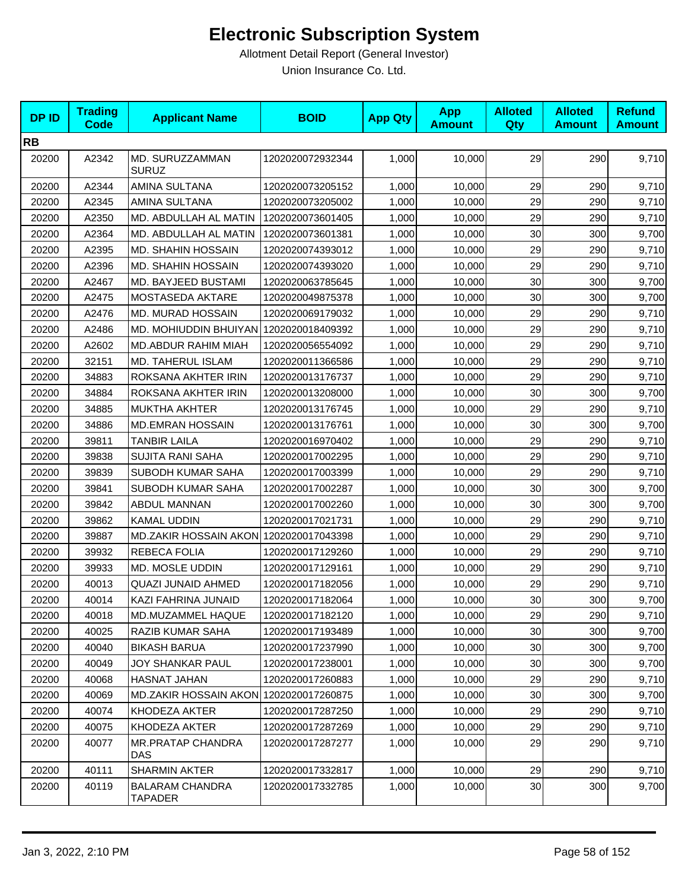# Electronic Subscription System

Allotment Detail Report (General Investor)

Union Insurance Co. Ltd.

| DP ID | Trading Code | Applicant Name | BOID | App Qty | App Amount | Alloted Qty | Alloted Amount | Refund Amount |
|---|---|---|---|---|---|---|---|---|
| **RB** | | | | | | | | |
| 20200 | A2342 | MD. SURUZZAMMAN SURUZ | 1202020072932344 | 1,000 | 10,000 | 29 | 290 | 9,710 |
| 20200 | A2344 | AMINA SULTANA | 1202020073205152 | 1,000 | 10,000 | 29 | 290 | 9,710 |
| 20200 | A2345 | AMINA SULTANA | 1202020073205002 | 1,000 | 10,000 | 29 | 290 | 9,710 |
| 20200 | A2350 | MD. ABDULLAH AL MATIN | 1202020073601405 | 1,000 | 10,000 | 29 | 290 | 9,710 |
| 20200 | A2364 | MD. ABDULLAH AL MATIN | 1202020073601381 | 1,000 | 10,000 | 30 | 300 | 9,700 |
| 20200 | A2395 | MD. SHAHIN HOSSAIN | 1202020074393012 | 1,000 | 10,000 | 29 | 290 | 9,710 |
| 20200 | A2396 | MD. SHAHIN HOSSAIN | 1202020074393020 | 1,000 | 10,000 | 29 | 290 | 9,710 |
| 20200 | A2467 | MD. BAYJEED BUSTAMI | 1202020063785645 | 1,000 | 10,000 | 30 | 300 | 9,700 |
| 20200 | A2475 | MOSTASEDA AKTARE | 1202020049875378 | 1,000 | 10,000 | 30 | 300 | 9,700 |
| 20200 | A2476 | MD. MURAD HOSSAIN | 1202020069179032 | 1,000 | 10,000 | 29 | 290 | 9,710 |
| 20200 | A2486 | MD. MOHIUDDIN BHUIYAN | 1202020018409392 | 1,000 | 10,000 | 29 | 290 | 9,710 |
| 20200 | A2602 | MD.ABDUR RAHIM MIAH | 1202020056554092 | 1,000 | 10,000 | 29 | 290 | 9,710 |
| 20200 | 32151 | MD. TAHERUL ISLAM | 1202020011366586 | 1,000 | 10,000 | 29 | 290 | 9,710 |
| 20200 | 34883 | ROKSANA AKHTER IRIN | 1202020013176737 | 1,000 | 10,000 | 29 | 290 | 9,710 |
| 20200 | 34884 | ROKSANA AKHTER IRIN | 1202020013208000 | 1,000 | 10,000 | 30 | 300 | 9,700 |
| 20200 | 34885 | MUKTHA AKHTER | 1202020013176745 | 1,000 | 10,000 | 29 | 290 | 9,710 |
| 20200 | 34886 | MD.EMRAN HOSSAIN | 1202020013176761 | 1,000 | 10,000 | 30 | 300 | 9,700 |
| 20200 | 39811 | TANBIR LAILA | 1202020016970402 | 1,000 | 10,000 | 29 | 290 | 9,710 |
| 20200 | 39838 | SUJITA RANI SAHA | 1202020017002295 | 1,000 | 10,000 | 29 | 290 | 9,710 |
| 20200 | 39839 | SUBODH KUMAR SAHA | 1202020017003399 | 1,000 | 10,000 | 29 | 290 | 9,710 |
| 20200 | 39841 | SUBODH KUMAR SAHA | 1202020017002287 | 1,000 | 10,000 | 30 | 300 | 9,700 |
| 20200 | 39842 | ABDUL MANNAN | 1202020017002260 | 1,000 | 10,000 | 30 | 300 | 9,700 |
| 20200 | 39862 | KAMAL UDDIN | 1202020017021731 | 1,000 | 10,000 | 29 | 290 | 9,710 |
| 20200 | 39887 | MD.ZAKIR HOSSAIN AKON | 1202020017043398 | 1,000 | 10,000 | 29 | 290 | 9,710 |
| 20200 | 39932 | REBECA FOLIA | 1202020017129260 | 1,000 | 10,000 | 29 | 290 | 9,710 |
| 20200 | 39933 | MD. MOSLE UDDIN | 1202020017129161 | 1,000 | 10,000 | 29 | 290 | 9,710 |
| 20200 | 40013 | QUAZI JUNAID AHMED | 1202020017182056 | 1,000 | 10,000 | 29 | 290 | 9,710 |
| 20200 | 40014 | KAZI FAHRINA JUNAID | 1202020017182064 | 1,000 | 10,000 | 30 | 300 | 9,700 |
| 20200 | 40018 | MD.MUZAMMEL HAQUE | 1202020017182120 | 1,000 | 10,000 | 29 | 290 | 9,710 |
| 20200 | 40025 | RAZIB KUMAR SAHA | 1202020017193489 | 1,000 | 10,000 | 30 | 300 | 9,700 |
| 20200 | 40040 | BIKASH BARUA | 1202020017237990 | 1,000 | 10,000 | 30 | 300 | 9,700 |
| 20200 | 40049 | JOY SHANKAR PAUL | 1202020017238001 | 1,000 | 10,000 | 30 | 300 | 9,700 |
| 20200 | 40068 | HASNAT JAHAN | 1202020017260883 | 1,000 | 10,000 | 29 | 290 | 9,710 |
| 20200 | 40069 | MD.ZAKIR HOSSAIN AKON | 1202020017260875 | 1,000 | 10,000 | 30 | 300 | 9,700 |
| 20200 | 40074 | KHODEZA AKTER | 1202020017287250 | 1,000 | 10,000 | 29 | 290 | 9,710 |
| 20200 | 40075 | KHODEZA AKTER | 1202020017287269 | 1,000 | 10,000 | 29 | 290 | 9,710 |
| 20200 | 40077 | MR.PRATAP CHANDRA DAS | 1202020017287277 | 1,000 | 10,000 | 29 | 290 | 9,710 |
| 20200 | 40111 | SHARMIN AKTER | 1202020017332817 | 1,000 | 10,000 | 29 | 290 | 9,710 |
| 20200 | 40119 | BALARAM CHANDRA TAPADER | 1202020017332785 | 1,000 | 10,000 | 30 | 300 | 9,700 |

Jan 3, 2022, 2:10 PM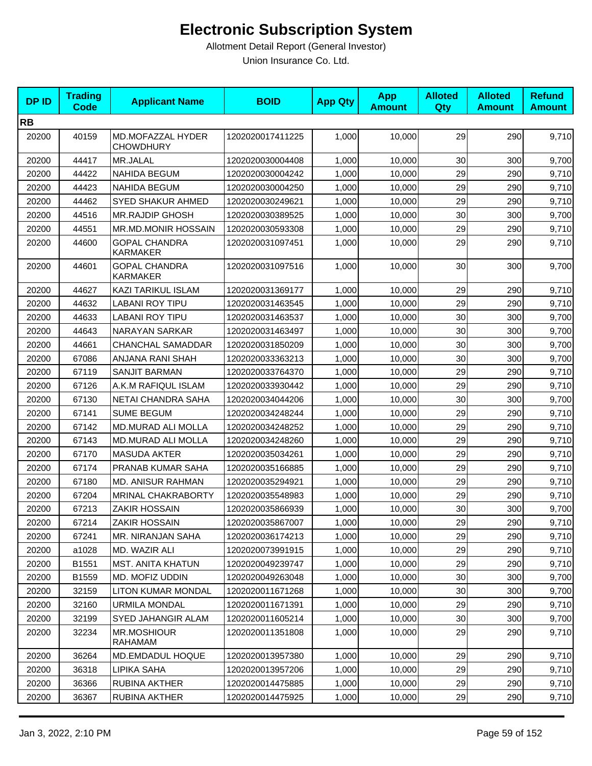# Electronic Subscription System

Allotment Detail Report (General Investor)

Union Insurance Co. Ltd.

| DP ID | Trading Code | Applicant Name | BOID | App Qty | App Amount | Alloted Qty | Alloted Amount | Refund Amount |
|---|---|---|---|---|---|---|---|---|
| **RB** | | | | | | | | |
| 20200 | 40159 | MD.MOFAZZAL HYDER CHOWDHURY | 1202020017411225 | 1,000 | 10,000 | 29 | 290 | 9,710 |
| 20200 | 44417 | MR.JALAL | 1202020030004408 | 1,000 | 10,000 | 30 | 300 | 9,700 |
| 20200 | 44422 | NAHIDA BEGUM | 1202020030004242 | 1,000 | 10,000 | 29 | 290 | 9,710 |
| 20200 | 44423 | NAHIDA BEGUM | 1202020030004250 | 1,000 | 10,000 | 29 | 290 | 9,710 |
| 20200 | 44462 | SYED SHAKUR AHMED | 1202020030249621 | 1,000 | 10,000 | 29 | 290 | 9,710 |
| 20200 | 44516 | MR.RAJDIP GHOSH | 1202020030389525 | 1,000 | 10,000 | 30 | 300 | 9,700 |
| 20200 | 44551 | MR.MD.MONIR HOSSAIN | 1202020030593308 | 1,000 | 10,000 | 29 | 290 | 9,710 |
| 20200 | 44600 | GOPAL CHANDRA KARMAKER | 1202020031097451 | 1,000 | 10,000 | 29 | 290 | 9,710 |
| 20200 | 44601 | GOPAL CHANDRA KARMAKER | 1202020031097516 | 1,000 | 10,000 | 30 | 300 | 9,700 |
| 20200 | 44627 | KAZI TARIKUL ISLAM | 1202020031369177 | 1,000 | 10,000 | 29 | 290 | 9,710 |
| 20200 | 44632 | LABANI ROY TIPU | 1202020031463545 | 1,000 | 10,000 | 29 | 290 | 9,710 |
| 20200 | 44633 | LABANI ROY TIPU | 1202020031463537 | 1,000 | 10,000 | 30 | 300 | 9,700 |
| 20200 | 44643 | NARAYAN SARKAR | 1202020031463497 | 1,000 | 10,000 | 30 | 300 | 9,700 |
| 20200 | 44661 | CHANCHAL SAMADDAR | 1202020031850209 | 1,000 | 10,000 | 30 | 300 | 9,700 |
| 20200 | 67086 | ANJANA RANI SHAH | 1202020033363213 | 1,000 | 10,000 | 30 | 300 | 9,700 |
| 20200 | 67119 | SANJIT BARMAN | 1202020033764370 | 1,000 | 10,000 | 29 | 290 | 9,710 |
| 20200 | 67126 | A.K.M RAFIQUL ISLAM | 1202020033930442 | 1,000 | 10,000 | 29 | 290 | 9,710 |
| 20200 | 67130 | NETAI CHANDRA SAHA | 1202020034044206 | 1,000 | 10,000 | 30 | 300 | 9,700 |
| 20200 | 67141 | SUME BEGUM | 1202020034248244 | 1,000 | 10,000 | 29 | 290 | 9,710 |
| 20200 | 67142 | MD.MURAD ALI MOLLA | 1202020034248252 | 1,000 | 10,000 | 29 | 290 | 9,710 |
| 20200 | 67143 | MD.MURAD ALI MOLLA | 1202020034248260 | 1,000 | 10,000 | 29 | 290 | 9,710 |
| 20200 | 67170 | MASUDA AKTER | 1202020035034261 | 1,000 | 10,000 | 29 | 290 | 9,710 |
| 20200 | 67174 | PRANAB KUMAR SAHA | 1202020035166885 | 1,000 | 10,000 | 29 | 290 | 9,710 |
| 20200 | 67180 | MD. ANISUR RAHMAN | 1202020035294921 | 1,000 | 10,000 | 29 | 290 | 9,710 |
| 20200 | 67204 | MRINAL CHAKRABORTY | 1202020035548983 | 1,000 | 10,000 | 29 | 290 | 9,710 |
| 20200 | 67213 | ZAKIR HOSSAIN | 1202020035866939 | 1,000 | 10,000 | 30 | 300 | 9,700 |
| 20200 | 67214 | ZAKIR HOSSAIN | 1202020035867007 | 1,000 | 10,000 | 29 | 290 | 9,710 |
| 20200 | 67241 | MR. NIRANJAN SAHA | 1202020036174213 | 1,000 | 10,000 | 29 | 290 | 9,710 |
| 20200 | a1028 | MD. WAZIR ALI | 1202020073991915 | 1,000 | 10,000 | 29 | 290 | 9,710 |
| 20200 | B1551 | MST. ANITA KHATUN | 1202020049239747 | 1,000 | 10,000 | 29 | 290 | 9,710 |
| 20200 | B1559 | MD. MOFIZ UDDIN | 1202020049263048 | 1,000 | 10,000 | 30 | 300 | 9,700 |
| 20200 | 32159 | LITON KUMAR MONDAL | 1202020011671268 | 1,000 | 10,000 | 30 | 300 | 9,700 |
| 20200 | 32160 | URMILA MONDAL | 1202020011671391 | 1,000 | 10,000 | 29 | 290 | 9,710 |
| 20200 | 32199 | SYED JAHANGIR ALAM | 1202020011605214 | 1,000 | 10,000 | 30 | 300 | 9,700 |
| 20200 | 32234 | MR.MOSHIOUR RAHAMAM | 1202020011351808 | 1,000 | 10,000 | 29 | 290 | 9,710 |
| 20200 | 36264 | MD.EMDADUL HOQUE | 1202020013957380 | 1,000 | 10,000 | 29 | 290 | 9,710 |
| 20200 | 36318 | LIPIKA SAHA | 1202020013957206 | 1,000 | 10,000 | 29 | 290 | 9,710 |
| 20200 | 36366 | RUBINA AKTHER | 1202020014475885 | 1,000 | 10,000 | 29 | 290 | 9,710 |
| 20200 | 36367 | RUBINA AKTHER | 1202020014475925 | 1,000 | 10,000 | 29 | 290 | 9,710 |

Jan 3, 2022, 2:10 PM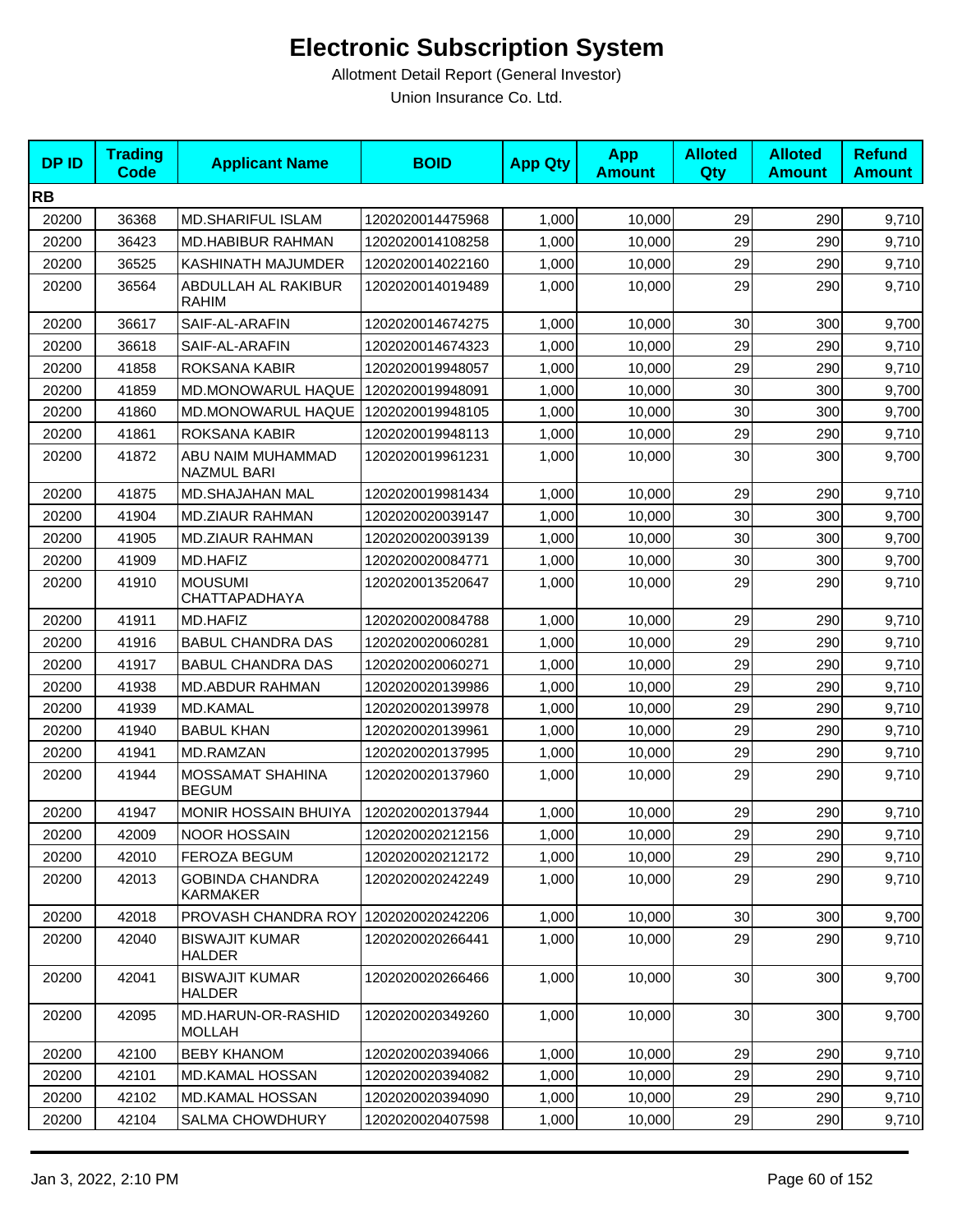# Electronic Subscription System

Allotment Detail Report (General Investor)

Union Insurance Co. Ltd.

| DP ID | Trading Code | Applicant Name | BOID | App Qty | App Amount | Alloted Qty | Alloted Amount | Refund Amount |
|---|---|---|---|---|---|---|---|---|
| **RB** | | | | | | | | |
| 20200 | 36368 | MD.SHARIFUL ISLAM | 1202020014475968 | 1,000 | 10,000 | 29 | 290 | 9,710 |
| 20200 | 36423 | MD.HABIBUR RAHMAN | 1202020014108258 | 1,000 | 10,000 | 29 | 290 | 9,710 |
| 20200 | 36525 | KASHINATH MAJUMDER | 1202020014022160 | 1,000 | 10,000 | 29 | 290 | 9,710 |
| 20200 | 36564 | ABDULLAH AL RAKIBUR RAHIM | 1202020014019489 | 1,000 | 10,000 | 29 | 290 | 9,710 |
| 20200 | 36617 | SAIF-AL-ARAFIN | 1202020014674275 | 1,000 | 10,000 | 30 | 300 | 9,700 |
| 20200 | 36618 | SAIF-AL-ARAFIN | 1202020014674323 | 1,000 | 10,000 | 29 | 290 | 9,710 |
| 20200 | 41858 | ROKSANA KABIR | 1202020019948057 | 1,000 | 10,000 | 29 | 290 | 9,710 |
| 20200 | 41859 | MD.MONOWARUL HAQUE | 1202020019948091 | 1,000 | 10,000 | 30 | 300 | 9,700 |
| 20200 | 41860 | MD.MONOWARUL HAQUE | 1202020019948105 | 1,000 | 10,000 | 30 | 300 | 9,700 |
| 20200 | 41861 | ROKSANA KABIR | 1202020019948113 | 1,000 | 10,000 | 29 | 290 | 9,710 |
| 20200 | 41872 | ABU NAIM MUHAMMAD NAZMUL BARI | 1202020019961231 | 1,000 | 10,000 | 30 | 300 | 9,700 |
| 20200 | 41875 | MD.SHAJAHAN MAL | 1202020019981434 | 1,000 | 10,000 | 29 | 290 | 9,710 |
| 20200 | 41904 | MD.ZIAUR RAHMAN | 1202020020039147 | 1,000 | 10,000 | 30 | 300 | 9,700 |
| 20200 | 41905 | MD.ZIAUR RAHMAN | 1202020020039139 | 1,000 | 10,000 | 30 | 300 | 9,700 |
| 20200 | 41909 | MD.HAFIZ | 1202020020084771 | 1,000 | 10,000 | 30 | 300 | 9,700 |
| 20200 | 41910 | MOUSUMI CHATTAPADHAYA | 1202020013520647 | 1,000 | 10,000 | 29 | 290 | 9,710 |
| 20200 | 41911 | MD.HAFIZ | 1202020020084788 | 1,000 | 10,000 | 29 | 290 | 9,710 |
| 20200 | 41916 | BABUL CHANDRA DAS | 1202020020060281 | 1,000 | 10,000 | 29 | 290 | 9,710 |
| 20200 | 41917 | BABUL CHANDRA DAS | 1202020020060271 | 1,000 | 10,000 | 29 | 290 | 9,710 |
| 20200 | 41938 | MD.ABDUR RAHMAN | 1202020020139986 | 1,000 | 10,000 | 29 | 290 | 9,710 |
| 20200 | 41939 | MD.KAMAL | 1202020020139978 | 1,000 | 10,000 | 29 | 290 | 9,710 |
| 20200 | 41940 | BABUL KHAN | 1202020020139961 | 1,000 | 10,000 | 29 | 290 | 9,710 |
| 20200 | 41941 | MD.RAMZAN | 1202020020137995 | 1,000 | 10,000 | 29 | 290 | 9,710 |
| 20200 | 41944 | MOSSAMAT SHAHINA BEGUM | 1202020020137960 | 1,000 | 10,000 | 29 | 290 | 9,710 |
| 20200 | 41947 | MONIR HOSSAIN BHUIYA | 1202020020137944 | 1,000 | 10,000 | 29 | 290 | 9,710 |
| 20200 | 42009 | NOOR HOSSAIN | 1202020020212156 | 1,000 | 10,000 | 29 | 290 | 9,710 |
| 20200 | 42010 | FEROZA BEGUM | 1202020020212172 | 1,000 | 10,000 | 29 | 290 | 9,710 |
| 20200 | 42013 | GOBINDA CHANDRA KARMAKER | 1202020020242249 | 1,000 | 10,000 | 29 | 290 | 9,710 |
| 20200 | 42018 | PROVASH CHANDRA ROY | 1202020020242206 | 1,000 | 10,000 | 30 | 300 | 9,700 |
| 20200 | 42040 | BISWAJIT KUMAR HALDER | 1202020020266441 | 1,000 | 10,000 | 29 | 290 | 9,710 |
| 20200 | 42041 | BISWAJIT KUMAR HALDER | 1202020020266466 | 1,000 | 10,000 | 30 | 300 | 9,700 |
| 20200 | 42095 | MD.HARUN-OR-RASHID MOLLAH | 1202020020349260 | 1,000 | 10,000 | 30 | 300 | 9,700 |
| 20200 | 42100 | BEBY KHANOM | 1202020020394066 | 1,000 | 10,000 | 29 | 290 | 9,710 |
| 20200 | 42101 | MD.KAMAL HOSSAN | 1202020020394082 | 1,000 | 10,000 | 29 | 290 | 9,710 |
| 20200 | 42102 | MD.KAMAL HOSSAN | 1202020020394090 | 1,000 | 10,000 | 29 | 290 | 9,710 |
| 20200 | 42104 | SALMA CHOWDHURY | 1202020020407598 | 1,000 | 10,000 | 29 | 290 | 9,710 |

Jan 3, 2022, 2:10 PM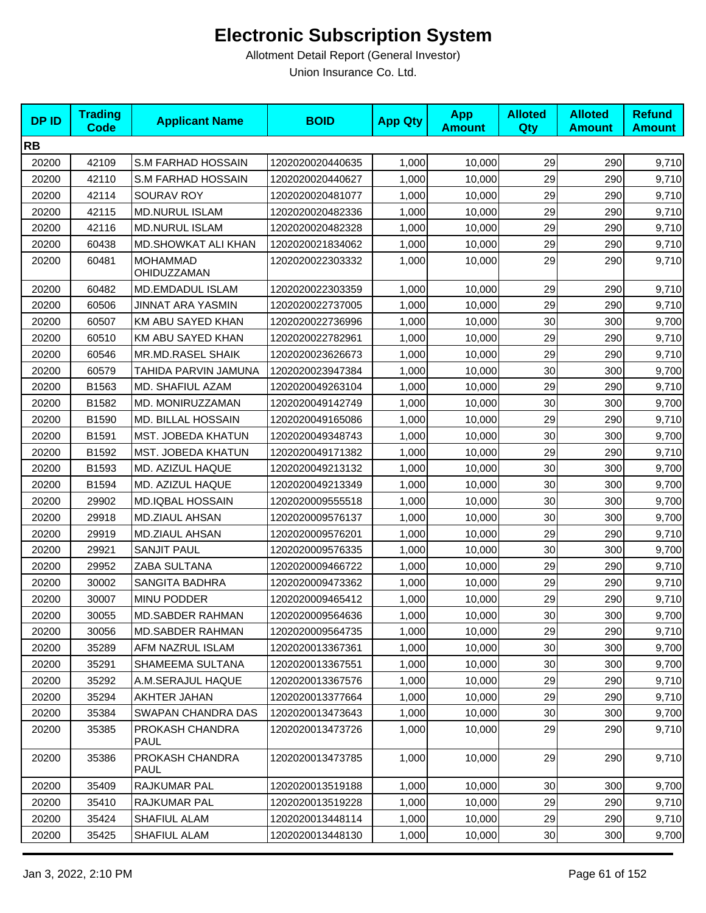# Electronic Subscription System

Allotment Detail Report (General Investor)

Union Insurance Co. Ltd.

| DP ID | Trading Code | Applicant Name | BOID | App Qty | App Amount | Alloted Qty | Alloted Amount | Refund Amount |
|---|---|---|---|---|---|---|---|---|
| **RB** | | | | | | | | |
| 20200 | 42109 | S.M FARHAD HOSSAIN | 1202020020440635 | 1,000 | 10,000 | 29 | 290 | 9,710 |
| 20200 | 42110 | S.M FARHAD HOSSAIN | 1202020020440627 | 1,000 | 10,000 | 29 | 290 | 9,710 |
| 20200 | 42114 | SOURAV ROY | 1202020020481077 | 1,000 | 10,000 | 29 | 290 | 9,710 |
| 20200 | 42115 | MD.NURUL ISLAM | 1202020020482336 | 1,000 | 10,000 | 29 | 290 | 9,710 |
| 20200 | 42116 | MD.NURUL ISLAM | 1202020020482328 | 1,000 | 10,000 | 29 | 290 | 9,710 |
| 20200 | 60438 | MD.SHOWKAT ALI KHAN | 1202020021834062 | 1,000 | 10,000 | 29 | 290 | 9,710 |
| 20200 | 60481 | MOHAMMAD OHIDUZZAMAN | 1202020022303332 | 1,000 | 10,000 | 29 | 290 | 9,710 |
| 20200 | 60482 | MD.EMDADUL ISLAM | 1202020022303359 | 1,000 | 10,000 | 29 | 290 | 9,710 |
| 20200 | 60506 | JINNAT ARA YASMIN | 1202020022737005 | 1,000 | 10,000 | 29 | 290 | 9,710 |
| 20200 | 60507 | KM ABU SAYED KHAN | 1202020022736996 | 1,000 | 10,000 | 30 | 300 | 9,700 |
| 20200 | 60510 | KM ABU SAYED KHAN | 1202020022782961 | 1,000 | 10,000 | 29 | 290 | 9,710 |
| 20200 | 60546 | MR.MD.RASEL SHAIK | 1202020023626673 | 1,000 | 10,000 | 29 | 290 | 9,710 |
| 20200 | 60579 | TAHIDA PARVIN JAMUNA | 1202020023947384 | 1,000 | 10,000 | 30 | 300 | 9,700 |
| 20200 | B1563 | MD. SHAFIUL AZAM | 1202020049263104 | 1,000 | 10,000 | 29 | 290 | 9,710 |
| 20200 | B1582 | MD. MONIRUZZAMAN | 1202020049142749 | 1,000 | 10,000 | 30 | 300 | 9,700 |
| 20200 | B1590 | MD. BILLAL HOSSAIN | 1202020049165086 | 1,000 | 10,000 | 29 | 290 | 9,710 |
| 20200 | B1591 | MST. JOBEDA KHATUN | 1202020049348743 | 1,000 | 10,000 | 30 | 300 | 9,700 |
| 20200 | B1592 | MST. JOBEDA KHATUN | 1202020049171382 | 1,000 | 10,000 | 29 | 290 | 9,710 |
| 20200 | B1593 | MD. AZIZUL HAQUE | 1202020049213132 | 1,000 | 10,000 | 30 | 300 | 9,700 |
| 20200 | B1594 | MD. AZIZUL HAQUE | 1202020049213349 | 1,000 | 10,000 | 30 | 300 | 9,700 |
| 20200 | 29902 | MD.IQBAL HOSSAIN | 1202020009555518 | 1,000 | 10,000 | 30 | 300 | 9,700 |
| 20200 | 29918 | MD.ZIAUL AHSAN | 1202020009576137 | 1,000 | 10,000 | 30 | 300 | 9,700 |
| 20200 | 29919 | MD.ZIAUL AHSAN | 1202020009576201 | 1,000 | 10,000 | 29 | 290 | 9,710 |
| 20200 | 29921 | SANJIT PAUL | 1202020009576335 | 1,000 | 10,000 | 30 | 300 | 9,700 |
| 20200 | 29952 | ZABA SULTANA | 1202020009466722 | 1,000 | 10,000 | 29 | 290 | 9,710 |
| 20200 | 30002 | SANGITA BADHRA | 1202020009473362 | 1,000 | 10,000 | 29 | 290 | 9,710 |
| 20200 | 30007 | MINU PODDER | 1202020009465412 | 1,000 | 10,000 | 29 | 290 | 9,710 |
| 20200 | 30055 | MD.SABDER RAHMAN | 1202020009564636 | 1,000 | 10,000 | 30 | 300 | 9,700 |
| 20200 | 30056 | MD.SABDER RAHMAN | 1202020009564735 | 1,000 | 10,000 | 29 | 290 | 9,710 |
| 20200 | 35289 | AFM NAZRUL ISLAM | 1202020013367361 | 1,000 | 10,000 | 30 | 300 | 9,700 |
| 20200 | 35291 | SHAMEEMA SULTANA | 1202020013367551 | 1,000 | 10,000 | 30 | 300 | 9,700 |
| 20200 | 35292 | A.M.SERAJUL HAQUE | 1202020013367576 | 1,000 | 10,000 | 29 | 290 | 9,710 |
| 20200 | 35294 | AKHTER JAHAN | 1202020013377664 | 1,000 | 10,000 | 29 | 290 | 9,710 |
| 20200 | 35384 | SWAPAN CHANDRA DAS | 1202020013473643 | 1,000 | 10,000 | 30 | 300 | 9,700 |
| 20200 | 35385 | PROKASH CHANDRA PAUL | 1202020013473726 | 1,000 | 10,000 | 29 | 290 | 9,710 |
| 20200 | 35386 | PROKASH CHANDRA PAUL | 1202020013473785 | 1,000 | 10,000 | 29 | 290 | 9,710 |
| 20200 | 35409 | RAJKUMAR PAL | 1202020013519188 | 1,000 | 10,000 | 30 | 300 | 9,700 |
| 20200 | 35410 | RAJKUMAR PAL | 1202020013519228 | 1,000 | 10,000 | 29 | 290 | 9,710 |
| 20200 | 35424 | SHAFIUL ALAM | 1202020013448114 | 1,000 | 10,000 | 29 | 290 | 9,710 |
| 20200 | 35425 | SHAFIUL ALAM | 1202020013448130 | 1,000 | 10,000 | 30 | 300 | 9,700 |

Jan 3, 2022, 2:10 PM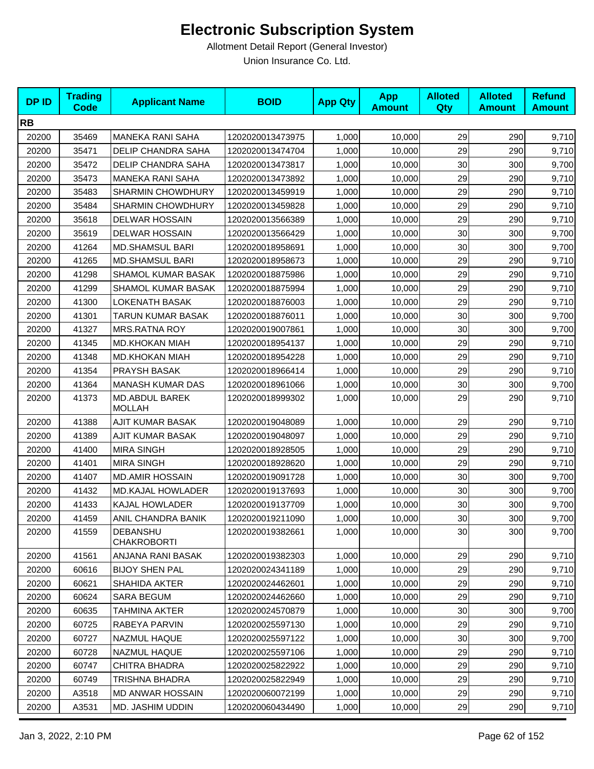# Electronic Subscription System

Allotment Detail Report (General Investor)

Union Insurance Co. Ltd.

| DP ID | Trading Code | Applicant Name | BOID | App Qty | App Amount | Alloted Qty | Alloted Amount | Refund Amount |
|---|---|---|---|---|---|---|---|---|
| **RB** | | | | | | | | |
| 20200 | 35469 | MANEKA RANI SAHA | 1202020013473975 | 1,000 | 10,000 | 29 | 290 | 9,710 |
| 20200 | 35471 | DELIP CHANDRA SAHA | 1202020013474704 | 1,000 | 10,000 | 29 | 290 | 9,710 |
| 20200 | 35472 | DELIP CHANDRA SAHA | 1202020013473817 | 1,000 | 10,000 | 30 | 300 | 9,700 |
| 20200 | 35473 | MANEKA RANI SAHA | 1202020013473892 | 1,000 | 10,000 | 29 | 290 | 9,710 |
| 20200 | 35483 | SHARMIN CHOWDHURY | 1202020013459919 | 1,000 | 10,000 | 29 | 290 | 9,710 |
| 20200 | 35484 | SHARMIN CHOWDHURY | 1202020013459828 | 1,000 | 10,000 | 29 | 290 | 9,710 |
| 20200 | 35618 | DELWAR HOSSAIN | 1202020013566389 | 1,000 | 10,000 | 29 | 290 | 9,710 |
| 20200 | 35619 | DELWAR HOSSAIN | 1202020013566429 | 1,000 | 10,000 | 30 | 300 | 9,700 |
| 20200 | 41264 | MD.SHAMSUL BARI | 1202020018958691 | 1,000 | 10,000 | 30 | 300 | 9,700 |
| 20200 | 41265 | MD.SHAMSUL BARI | 1202020018958673 | 1,000 | 10,000 | 29 | 290 | 9,710 |
| 20200 | 41298 | SHAMOL KUMAR BASAK | 1202020018875986 | 1,000 | 10,000 | 29 | 290 | 9,710 |
| 20200 | 41299 | SHAMOL KUMAR BASAK | 1202020018875994 | 1,000 | 10,000 | 29 | 290 | 9,710 |
| 20200 | 41300 | LOKENATH BASAK | 1202020018876003 | 1,000 | 10,000 | 29 | 290 | 9,710 |
| 20200 | 41301 | TARUN KUMAR BASAK | 1202020018876011 | 1,000 | 10,000 | 30 | 300 | 9,700 |
| 20200 | 41327 | MRS.RATNA ROY | 1202020019007861 | 1,000 | 10,000 | 30 | 300 | 9,700 |
| 20200 | 41345 | MD.KHOKAN MIAH | 1202020018954137 | 1,000 | 10,000 | 29 | 290 | 9,710 |
| 20200 | 41348 | MD.KHOKAN MIAH | 1202020018954228 | 1,000 | 10,000 | 29 | 290 | 9,710 |
| 20200 | 41354 | PRAYSH BASAK | 1202020018966414 | 1,000 | 10,000 | 29 | 290 | 9,710 |
| 20200 | 41364 | MANASH KUMAR DAS | 1202020018961066 | 1,000 | 10,000 | 30 | 300 | 9,700 |
| 20200 | 41373 | MD.ABDUL BAREK MOLLAH | 1202020018999302 | 1,000 | 10,000 | 29 | 290 | 9,710 |
| 20200 | 41388 | AJIT KUMAR BASAK | 1202020019048089 | 1,000 | 10,000 | 29 | 290 | 9,710 |
| 20200 | 41389 | AJIT KUMAR BASAK | 1202020019048097 | 1,000 | 10,000 | 29 | 290 | 9,710 |
| 20200 | 41400 | MIRA SINGH | 1202020018928505 | 1,000 | 10,000 | 29 | 290 | 9,710 |
| 20200 | 41401 | MIRA SINGH | 1202020018928620 | 1,000 | 10,000 | 29 | 290 | 9,710 |
| 20200 | 41407 | MD.AMIR HOSSAIN | 1202020019091728 | 1,000 | 10,000 | 30 | 300 | 9,700 |
| 20200 | 41432 | MD.KAJAL HOWLADER | 1202020019137693 | 1,000 | 10,000 | 30 | 300 | 9,700 |
| 20200 | 41433 | KAJAL HOWLADER | 1202020019137709 | 1,000 | 10,000 | 30 | 300 | 9,700 |
| 20200 | 41459 | ANIL CHANDRA BANIK | 1202020019211090 | 1,000 | 10,000 | 30 | 300 | 9,700 |
| 20200 | 41559 | DEBANSHU CHAKROBORTI | 1202020019382661 | 1,000 | 10,000 | 30 | 300 | 9,700 |
| 20200 | 41561 | ANJANA RANI BASAK | 1202020019382303 | 1,000 | 10,000 | 29 | 290 | 9,710 |
| 20200 | 60616 | BIJOY SHEN PAL | 1202020024341189 | 1,000 | 10,000 | 29 | 290 | 9,710 |
| 20200 | 60621 | SHAHIDA AKTER | 1202020024462601 | 1,000 | 10,000 | 29 | 290 | 9,710 |
| 20200 | 60624 | SARA BEGUM | 1202020024462660 | 1,000 | 10,000 | 29 | 290 | 9,710 |
| 20200 | 60635 | TAHMINA AKTER | 1202020024570879 | 1,000 | 10,000 | 30 | 300 | 9,700 |
| 20200 | 60725 | RABEYA PARVIN | 1202020025597130 | 1,000 | 10,000 | 29 | 290 | 9,710 |
| 20200 | 60727 | NAZMUL HAQUE | 1202020025597122 | 1,000 | 10,000 | 30 | 300 | 9,700 |
| 20200 | 60728 | NAZMUL HAQUE | 1202020025597106 | 1,000 | 10,000 | 29 | 290 | 9,710 |
| 20200 | 60747 | CHITRA BHADRA | 1202020025822922 | 1,000 | 10,000 | 29 | 290 | 9,710 |
| 20200 | 60749 | TRISHNA BHADRA | 1202020025822949 | 1,000 | 10,000 | 29 | 290 | 9,710 |
| 20200 | A3518 | MD ANWAR HOSSAIN | 1202020060072199 | 1,000 | 10,000 | 29 | 290 | 9,710 |
| 20200 | A3531 | MD. JASHIM UDDIN | 1202020060434490 | 1,000 | 10,000 | 29 | 290 | 9,710 |

Jan 3, 2022, 2:10 PM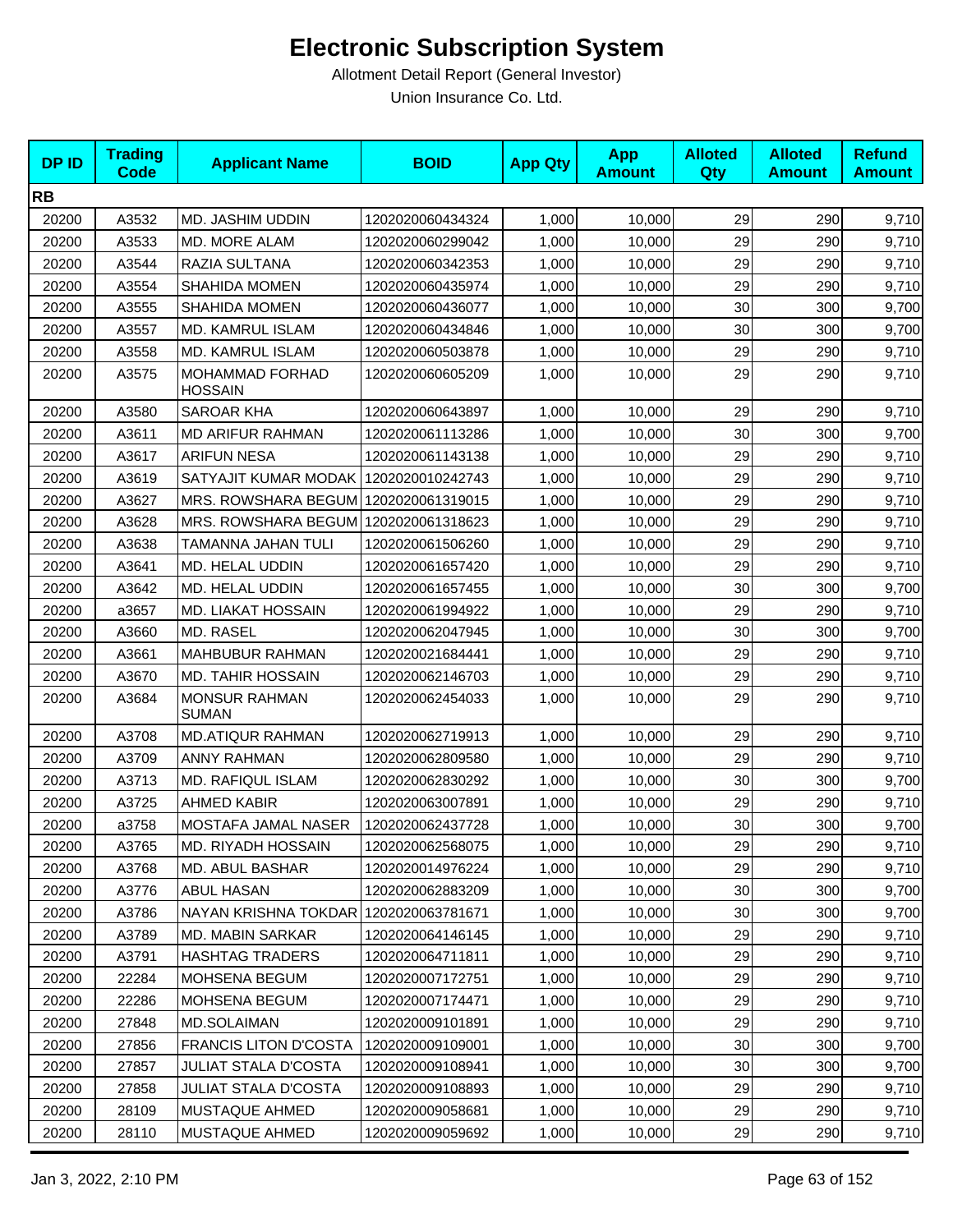# Electronic Subscription System

Allotment Detail Report (General Investor)

Union Insurance Co. Ltd.

| DP ID | Trading Code | Applicant Name | BOID | App Qty | App Amount | Alloted Qty | Alloted Amount | Refund Amount |
|---|---|---|---|---|---|---|---|---|
| **RB** | | | | | | | | |
| 20200 | A3532 | MD. JASHIM UDDIN | 1202020060434324 | 1,000 | 10,000 | 29 | 290 | 9,710 |
| 20200 | A3533 | MD. MORE ALAM | 1202020060299042 | 1,000 | 10,000 | 29 | 290 | 9,710 |
| 20200 | A3544 | RAZIA SULTANA | 1202020060342353 | 1,000 | 10,000 | 29 | 290 | 9,710 |
| 20200 | A3554 | SHAHIDA MOMEN | 1202020060435974 | 1,000 | 10,000 | 29 | 290 | 9,710 |
| 20200 | A3555 | SHAHIDA MOMEN | 1202020060436077 | 1,000 | 10,000 | 30 | 300 | 9,700 |
| 20200 | A3557 | MD. KAMRUL ISLAM | 1202020060434846 | 1,000 | 10,000 | 30 | 300 | 9,700 |
| 20200 | A3558 | MD. KAMRUL ISLAM | 1202020060503878 | 1,000 | 10,000 | 29 | 290 | 9,710 |
| 20200 | A3575 | MOHAMMAD FORHAD HOSSAIN | 1202020060605209 | 1,000 | 10,000 | 29 | 290 | 9,710 |
| 20200 | A3580 | SAROAR KHA | 1202020060643897 | 1,000 | 10,000 | 29 | 290 | 9,710 |
| 20200 | A3611 | MD ARIFUR RAHMAN | 1202020061113286 | 1,000 | 10,000 | 30 | 300 | 9,700 |
| 20200 | A3617 | ARIFUN NESA | 1202020061143138 | 1,000 | 10,000 | 29 | 290 | 9,710 |
| 20200 | A3619 | SATYAJIT KUMAR MODAK | 1202020010242743 | 1,000 | 10,000 | 29 | 290 | 9,710 |
| 20200 | A3627 | MRS. ROWSHARA BEGUM | 1202020061319015 | 1,000 | 10,000 | 29 | 290 | 9,710 |
| 20200 | A3628 | MRS. ROWSHARA BEGUM | 1202020061318623 | 1,000 | 10,000 | 29 | 290 | 9,710 |
| 20200 | A3638 | TAMANNA JAHAN TULI | 1202020061506260 | 1,000 | 10,000 | 29 | 290 | 9,710 |
| 20200 | A3641 | MD. HELAL UDDIN | 1202020061657420 | 1,000 | 10,000 | 29 | 290 | 9,710 |
| 20200 | A3642 | MD. HELAL UDDIN | 1202020061657455 | 1,000 | 10,000 | 30 | 300 | 9,700 |
| 20200 | a3657 | MD. LIAKAT HOSSAIN | 1202020061994922 | 1,000 | 10,000 | 29 | 290 | 9,710 |
| 20200 | A3660 | MD. RASEL | 1202020062047945 | 1,000 | 10,000 | 30 | 300 | 9,700 |
| 20200 | A3661 | MAHBUBUR RAHMAN | 1202020021684441 | 1,000 | 10,000 | 29 | 290 | 9,710 |
| 20200 | A3670 | MD. TAHIR HOSSAIN | 1202020062146703 | 1,000 | 10,000 | 29 | 290 | 9,710 |
| 20200 | A3684 | MONSUR RAHMAN SUMAN | 1202020062454033 | 1,000 | 10,000 | 29 | 290 | 9,710 |
| 20200 | A3708 | MD.ATIQUR RAHMAN | 1202020062719913 | 1,000 | 10,000 | 29 | 290 | 9,710 |
| 20200 | A3709 | ANNY RAHMAN | 1202020062809580 | 1,000 | 10,000 | 29 | 290 | 9,710 |
| 20200 | A3713 | MD. RAFIQUL ISLAM | 1202020062830292 | 1,000 | 10,000 | 30 | 300 | 9,700 |
| 20200 | A3725 | AHMED KABIR | 1202020063007891 | 1,000 | 10,000 | 29 | 290 | 9,710 |
| 20200 | a3758 | MOSTAFA JAMAL NASER | 1202020062437728 | 1,000 | 10,000 | 30 | 300 | 9,700 |
| 20200 | A3765 | MD. RIYADH HOSSAIN | 1202020062568075 | 1,000 | 10,000 | 29 | 290 | 9,710 |
| 20200 | A3768 | MD. ABUL BASHAR | 1202020014976224 | 1,000 | 10,000 | 29 | 290 | 9,710 |
| 20200 | A3776 | ABUL HASAN | 1202020062883209 | 1,000 | 10,000 | 30 | 300 | 9,700 |
| 20200 | A3786 | NAYAN KRISHNA TOKDAR | 1202020063781671 | 1,000 | 10,000 | 30 | 300 | 9,700 |
| 20200 | A3789 | MD. MABIN SARKAR | 1202020064146145 | 1,000 | 10,000 | 29 | 290 | 9,710 |
| 20200 | A3791 | HASHTAG TRADERS | 1202020064711811 | 1,000 | 10,000 | 29 | 290 | 9,710 |
| 20200 | 22284 | MOHSENA BEGUM | 1202020007172751 | 1,000 | 10,000 | 29 | 290 | 9,710 |
| 20200 | 22286 | MOHSENA BEGUM | 1202020007174471 | 1,000 | 10,000 | 29 | 290 | 9,710 |
| 20200 | 27848 | MD.SOLAIMAN | 1202020009101891 | 1,000 | 10,000 | 29 | 290 | 9,710 |
| 20200 | 27856 | FRANCIS LITON D'COSTA | 1202020009109001 | 1,000 | 10,000 | 30 | 300 | 9,700 |
| 20200 | 27857 | JULIAT STALA D'COSTA | 1202020009108941 | 1,000 | 10,000 | 30 | 300 | 9,700 |
| 20200 | 27858 | JULIAT STALA D'COSTA | 1202020009108893 | 1,000 | 10,000 | 29 | 290 | 9,710 |
| 20200 | 28109 | MUSTAQUE AHMED | 1202020009058681 | 1,000 | 10,000 | 29 | 290 | 9,710 |
| 20200 | 28110 | MUSTAQUE AHMED | 1202020009059692 | 1,000 | 10,000 | 29 | 290 | 9,710 |

Jan 3, 2022, 2:10 PM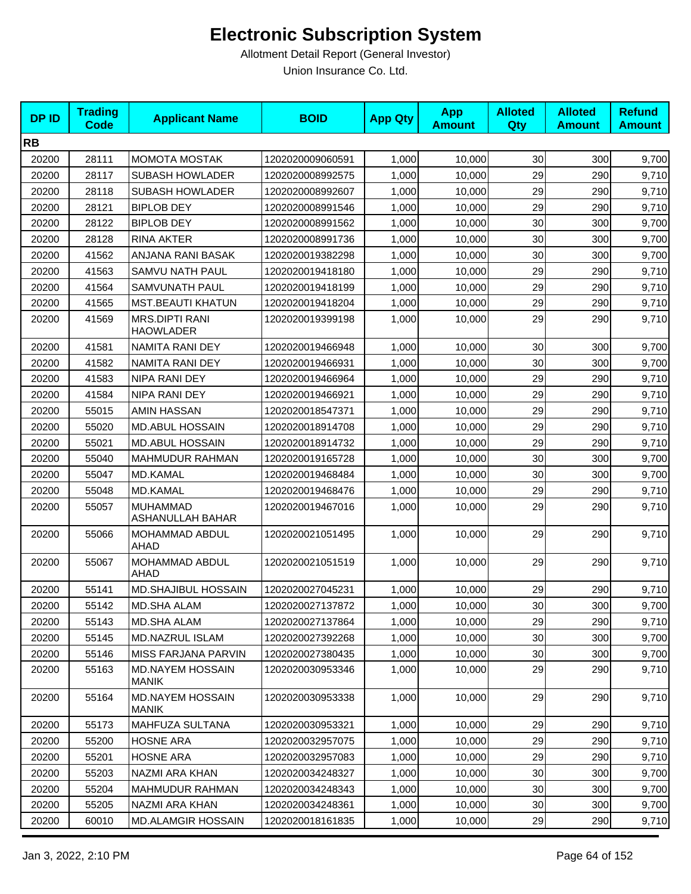# Electronic Subscription System

Allotment Detail Report (General Investor)

Union Insurance Co. Ltd.

| DP ID | Trading Code | Applicant Name | BOID | App Qty | App Amount | Alloted Qty | Alloted Amount | Refund Amount |
|---|---|---|---|---|---|---|---|---|
| **RB** | | | | | | | | |
| 20200 | 28111 | MOMOTA MOSTAK | 1202020009060591 | 1,000 | 10,000 | 30 | 300 | 9,700 |
| 20200 | 28117 | SUBASH HOWLADER | 1202020008992575 | 1,000 | 10,000 | 29 | 290 | 9,710 |
| 20200 | 28118 | SUBASH HOWLADER | 1202020008992607 | 1,000 | 10,000 | 29 | 290 | 9,710 |
| 20200 | 28121 | BIPLOB DEY | 1202020008991546 | 1,000 | 10,000 | 29 | 290 | 9,710 |
| 20200 | 28122 | BIPLOB DEY | 1202020008991562 | 1,000 | 10,000 | 30 | 300 | 9,700 |
| 20200 | 28128 | RINA AKTER | 1202020008991736 | 1,000 | 10,000 | 30 | 300 | 9,700 |
| 20200 | 41562 | ANJANA RANI BASAK | 1202020019382298 | 1,000 | 10,000 | 30 | 300 | 9,700 |
| 20200 | 41563 | SAMVU NATH PAUL | 1202020019418180 | 1,000 | 10,000 | 29 | 290 | 9,710 |
| 20200 | 41564 | SAMVUNATH PAUL | 1202020019418199 | 1,000 | 10,000 | 29 | 290 | 9,710 |
| 20200 | 41565 | MST.BEAUTI KHATUN | 1202020019418204 | 1,000 | 10,000 | 29 | 290 | 9,710 |
| 20200 | 41569 | MRS.DIPTI RANI HAOWLADER | 1202020019399198 | 1,000 | 10,000 | 29 | 290 | 9,710 |
| 20200 | 41581 | NAMITA RANI DEY | 1202020019466948 | 1,000 | 10,000 | 30 | 300 | 9,700 |
| 20200 | 41582 | NAMITA RANI DEY | 1202020019466931 | 1,000 | 10,000 | 30 | 300 | 9,700 |
| 20200 | 41583 | NIPA RANI DEY | 1202020019466964 | 1,000 | 10,000 | 29 | 290 | 9,710 |
| 20200 | 41584 | NIPA RANI DEY | 1202020019466921 | 1,000 | 10,000 | 29 | 290 | 9,710 |
| 20200 | 55015 | AMIN HASSAN | 1202020018547371 | 1,000 | 10,000 | 29 | 290 | 9,710 |
| 20200 | 55020 | MD.ABUL HOSSAIN | 1202020018914708 | 1,000 | 10,000 | 29 | 290 | 9,710 |
| 20200 | 55021 | MD.ABUL HOSSAIN | 1202020018914732 | 1,000 | 10,000 | 29 | 290 | 9,710 |
| 20200 | 55040 | MAHMUDUR RAHMAN | 1202020019165728 | 1,000 | 10,000 | 30 | 300 | 9,700 |
| 20200 | 55047 | MD.KAMAL | 1202020019468484 | 1,000 | 10,000 | 30 | 300 | 9,700 |
| 20200 | 55048 | MD.KAMAL | 1202020019468476 | 1,000 | 10,000 | 29 | 290 | 9,710 |
| 20200 | 55057 | MUHAMMAD ASHANULLAH BAHAR | 1202020019467016 | 1,000 | 10,000 | 29 | 290 | 9,710 |
| 20200 | 55066 | MOHAMMAD ABDUL AHAD | 1202020021051495 | 1,000 | 10,000 | 29 | 290 | 9,710 |
| 20200 | 55067 | MOHAMMAD ABDUL AHAD | 1202020021051519 | 1,000 | 10,000 | 29 | 290 | 9,710 |
| 20200 | 55141 | MD.SHAJIBUL HOSSAIN | 1202020027045231 | 1,000 | 10,000 | 29 | 290 | 9,710 |
| 20200 | 55142 | MD.SHA ALAM | 1202020027137872 | 1,000 | 10,000 | 30 | 300 | 9,700 |
| 20200 | 55143 | MD.SHA ALAM | 1202020027137864 | 1,000 | 10,000 | 29 | 290 | 9,710 |
| 20200 | 55145 | MD.NAZRUL ISLAM | 1202020027392268 | 1,000 | 10,000 | 30 | 300 | 9,700 |
| 20200 | 55146 | MISS FARJANA PARVIN | 1202020027380435 | 1,000 | 10,000 | 30 | 300 | 9,700 |
| 20200 | 55163 | MD.NAYEM HOSSAIN MANIK | 1202020030953346 | 1,000 | 10,000 | 29 | 290 | 9,710 |
| 20200 | 55164 | MD.NAYEM HOSSAIN MANIK | 1202020030953338 | 1,000 | 10,000 | 29 | 290 | 9,710 |
| 20200 | 55173 | MAHFUZA SULTANA | 1202020030953321 | 1,000 | 10,000 | 29 | 290 | 9,710 |
| 20200 | 55200 | HOSNE ARA | 1202020032957075 | 1,000 | 10,000 | 29 | 290 | 9,710 |
| 20200 | 55201 | HOSNE ARA | 1202020032957083 | 1,000 | 10,000 | 29 | 290 | 9,710 |
| 20200 | 55203 | NAZMI ARA KHAN | 1202020034248327 | 1,000 | 10,000 | 30 | 300 | 9,700 |
| 20200 | 55204 | MAHMUDUR RAHMAN | 1202020034248343 | 1,000 | 10,000 | 30 | 300 | 9,700 |
| 20200 | 55205 | NAZMI ARA KHAN | 1202020034248361 | 1,000 | 10,000 | 30 | 300 | 9,700 |
| 20200 | 60010 | MD.ALAMGIR HOSSAIN | 1202020018161835 | 1,000 | 10,000 | 29 | 290 | 9,710 |

Jan 3, 2022, 2:10 PM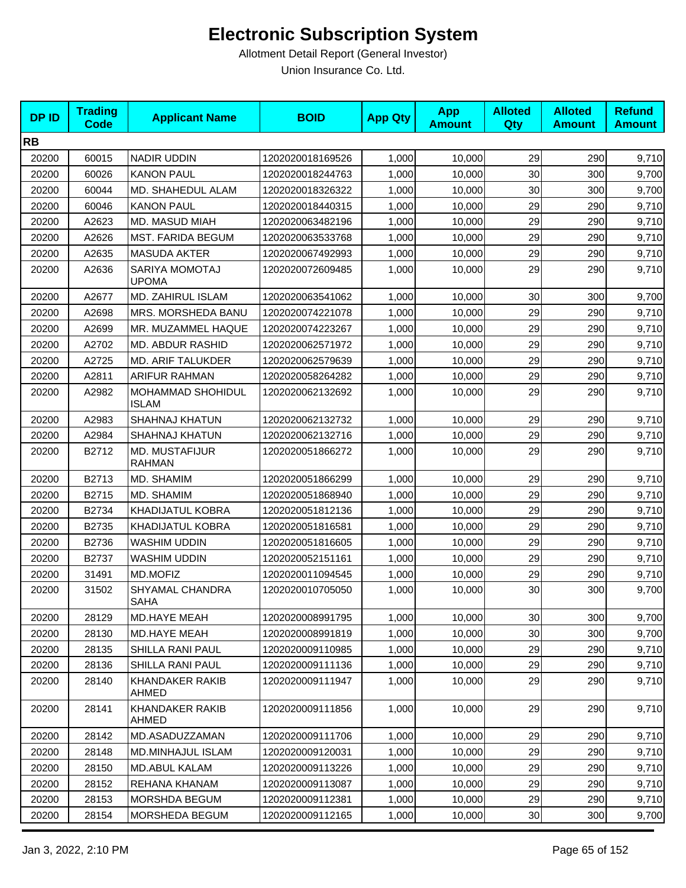# Electronic Subscription System

Allotment Detail Report (General Investor)

Union Insurance Co. Ltd.

| DP ID | Trading Code | Applicant Name | BOID | App Qty | App Amount | Alloted Qty | Alloted Amount | Refund Amount |
|---|---|---|---|---|---|---|---|---|
| **RB** | | | | | | | | |
| 20200 | 60015 | NADIR UDDIN | 1202020018169526 | 1,000 | 10,000 | 29 | 290 | 9,710 |
| 20200 | 60026 | KANON PAUL | 1202020018244763 | 1,000 | 10,000 | 30 | 300 | 9,700 |
| 20200 | 60044 | MD. SHAHEDUL ALAM | 1202020018326322 | 1,000 | 10,000 | 30 | 300 | 9,700 |
| 20200 | 60046 | KANON PAUL | 1202020018440315 | 1,000 | 10,000 | 29 | 290 | 9,710 |
| 20200 | A2623 | MD. MASUD MIAH | 1202020063482196 | 1,000 | 10,000 | 29 | 290 | 9,710 |
| 20200 | A2626 | MST. FARIDA BEGUM | 1202020063533768 | 1,000 | 10,000 | 29 | 290 | 9,710 |
| 20200 | A2635 | MASUDA AKTER | 1202020067492993 | 1,000 | 10,000 | 29 | 290 | 9,710 |
| 20200 | A2636 | SARIYA MOMOTAJ UPOMA | 1202020072609485 | 1,000 | 10,000 | 29 | 290 | 9,710 |
| 20200 | A2677 | MD. ZAHIRUL ISLAM | 1202020063541062 | 1,000 | 10,000 | 30 | 300 | 9,700 |
| 20200 | A2698 | MRS. MORSHEDA BANU | 1202020074221078 | 1,000 | 10,000 | 29 | 290 | 9,710 |
| 20200 | A2699 | MR. MUZAMMEL HAQUE | 1202020074223267 | 1,000 | 10,000 | 29 | 290 | 9,710 |
| 20200 | A2702 | MD. ABDUR RASHID | 1202020062571972 | 1,000 | 10,000 | 29 | 290 | 9,710 |
| 20200 | A2725 | MD. ARIF TALUKDER | 1202020062579639 | 1,000 | 10,000 | 29 | 290 | 9,710 |
| 20200 | A2811 | ARIFUR RAHMAN | 1202020058264282 | 1,000 | 10,000 | 29 | 290 | 9,710 |
| 20200 | A2982 | MOHAMMAD SHOHIDUL ISLAM | 1202020062132692 | 1,000 | 10,000 | 29 | 290 | 9,710 |
| 20200 | A2983 | SHAHNAJ KHATUN | 1202020062132732 | 1,000 | 10,000 | 29 | 290 | 9,710 |
| 20200 | A2984 | SHAHNAJ KHATUN | 1202020062132716 | 1,000 | 10,000 | 29 | 290 | 9,710 |
| 20200 | B2712 | MD. MUSTAFIJUR RAHMAN | 1202020051866272 | 1,000 | 10,000 | 29 | 290 | 9,710 |
| 20200 | B2713 | MD. SHAMIM | 1202020051866299 | 1,000 | 10,000 | 29 | 290 | 9,710 |
| 20200 | B2715 | MD. SHAMIM | 1202020051868940 | 1,000 | 10,000 | 29 | 290 | 9,710 |
| 20200 | B2734 | KHADIJATUL KOBRA | 1202020051812136 | 1,000 | 10,000 | 29 | 290 | 9,710 |
| 20200 | B2735 | KHADIJATUL KOBRA | 1202020051816581 | 1,000 | 10,000 | 29 | 290 | 9,710 |
| 20200 | B2736 | WASHIM UDDIN | 1202020051816605 | 1,000 | 10,000 | 29 | 290 | 9,710 |
| 20200 | B2737 | WASHIM UDDIN | 1202020052151161 | 1,000 | 10,000 | 29 | 290 | 9,710 |
| 20200 | 31491 | MD.MOFIZ | 1202020011094545 | 1,000 | 10,000 | 29 | 290 | 9,710 |
| 20200 | 31502 | SHYAMAL CHANDRA SAHA | 1202020010705050 | 1,000 | 10,000 | 30 | 300 | 9,700 |
| 20200 | 28129 | MD.HAYE MEAH | 1202020008991795 | 1,000 | 10,000 | 30 | 300 | 9,700 |
| 20200 | 28130 | MD.HAYE MEAH | 1202020008991819 | 1,000 | 10,000 | 30 | 300 | 9,700 |
| 20200 | 28135 | SHILLA RANI PAUL | 1202020009110985 | 1,000 | 10,000 | 29 | 290 | 9,710 |
| 20200 | 28136 | SHILLA RANI PAUL | 1202020009111136 | 1,000 | 10,000 | 29 | 290 | 9,710 |
| 20200 | 28140 | KHANDAKER RAKIB AHMED | 1202020009111947 | 1,000 | 10,000 | 29 | 290 | 9,710 |
| 20200 | 28141 | KHANDAKER RAKIB AHMED | 1202020009111856 | 1,000 | 10,000 | 29 | 290 | 9,710 |
| 20200 | 28142 | MD.ASADUZZAMAN | 1202020009111706 | 1,000 | 10,000 | 29 | 290 | 9,710 |
| 20200 | 28148 | MD.MINHAJUL ISLAM | 1202020009120031 | 1,000 | 10,000 | 29 | 290 | 9,710 |
| 20200 | 28150 | MD.ABUL KALAM | 1202020009113226 | 1,000 | 10,000 | 29 | 290 | 9,710 |
| 20200 | 28152 | REHANA KHANAM | 1202020009113087 | 1,000 | 10,000 | 29 | 290 | 9,710 |
| 20200 | 28153 | MORSHDA BEGUM | 1202020009112381 | 1,000 | 10,000 | 29 | 290 | 9,710 |
| 20200 | 28154 | MORSHEDA BEGUM | 1202020009112165 | 1,000 | 10,000 | 30 | 300 | 9,700 |

Jan 3, 2022, 2:10 PM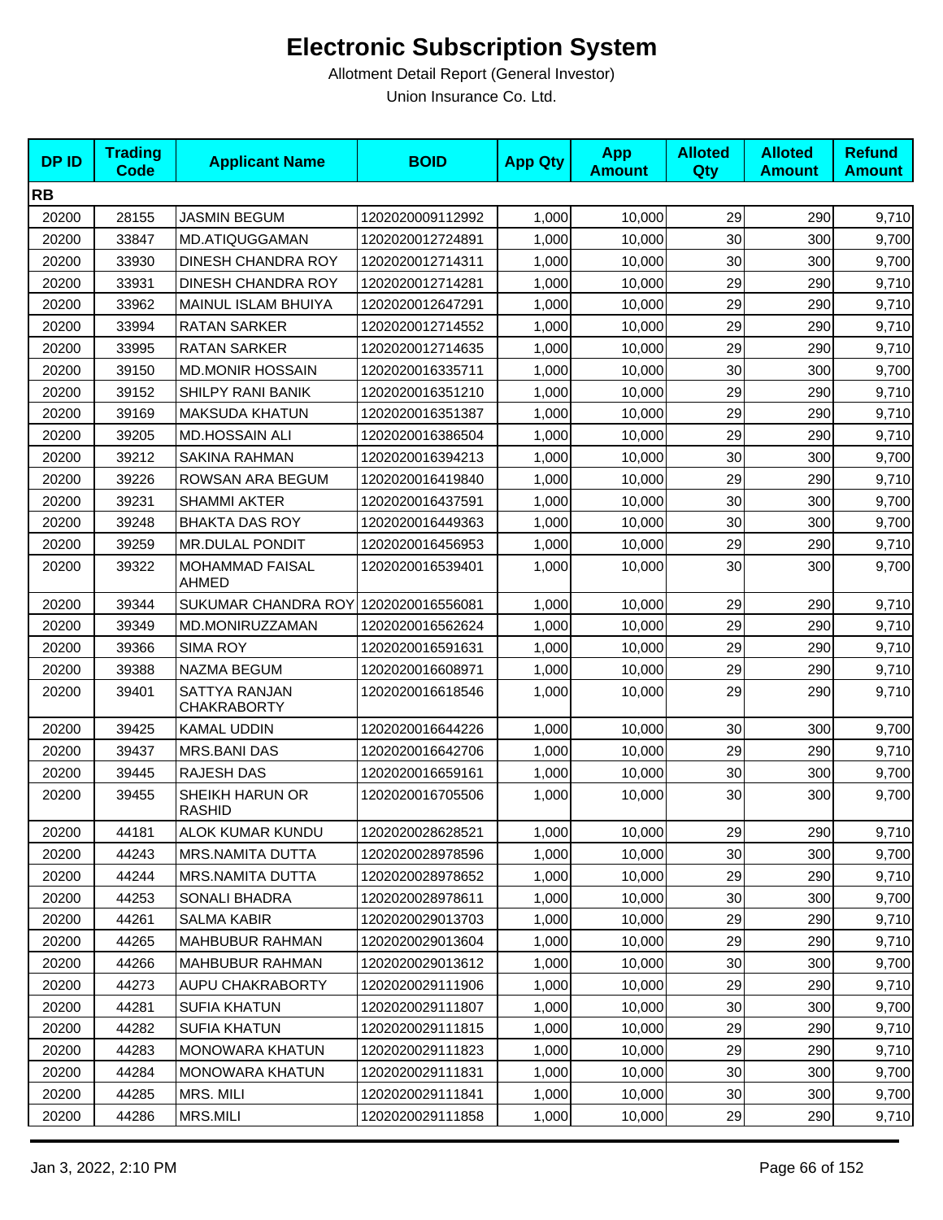# Electronic Subscription System

Allotment Detail Report (General Investor)

Union Insurance Co. Ltd.

| DP ID | Trading Code | Applicant Name | BOID | App Qty | App Amount | Alloted Qty | Alloted Amount | Refund Amount |
|---|---|---|---|---|---|---|---|---|
| **RB** | | | | | | | | |
| 20200 | 28155 | JASMIN BEGUM | 1202020009112992 | 1,000 | 10,000 | 29 | 290 | 9,710 |
| 20200 | 33847 | MD.ATIQUGGAMAN | 1202020012724891 | 1,000 | 10,000 | 30 | 300 | 9,700 |
| 20200 | 33930 | DINESH CHANDRA ROY | 1202020012714311 | 1,000 | 10,000 | 30 | 300 | 9,700 |
| 20200 | 33931 | DINESH CHANDRA ROY | 1202020012714281 | 1,000 | 10,000 | 29 | 290 | 9,710 |
| 20200 | 33962 | MAINUL ISLAM BHUIYA | 1202020012647291 | 1,000 | 10,000 | 29 | 290 | 9,710 |
| 20200 | 33994 | RATAN SARKER | 1202020012714552 | 1,000 | 10,000 | 29 | 290 | 9,710 |
| 20200 | 33995 | RATAN SARKER | 1202020012714635 | 1,000 | 10,000 | 29 | 290 | 9,710 |
| 20200 | 39150 | MD.MONIR HOSSAIN | 1202020016335711 | 1,000 | 10,000 | 30 | 300 | 9,700 |
| 20200 | 39152 | SHILPY RANI BANIK | 1202020016351210 | 1,000 | 10,000 | 29 | 290 | 9,710 |
| 20200 | 39169 | MAKSUDA KHATUN | 1202020016351387 | 1,000 | 10,000 | 29 | 290 | 9,710 |
| 20200 | 39205 | MD.HOSSAIN ALI | 1202020016386504 | 1,000 | 10,000 | 29 | 290 | 9,710 |
| 20200 | 39212 | SAKINA RAHMAN | 1202020016394213 | 1,000 | 10,000 | 30 | 300 | 9,700 |
| 20200 | 39226 | ROWSAN ARA BEGUM | 1202020016419840 | 1,000 | 10,000 | 29 | 290 | 9,710 |
| 20200 | 39231 | SHAMMI AKTER | 1202020016437591 | 1,000 | 10,000 | 30 | 300 | 9,700 |
| 20200 | 39248 | BHAKTA DAS ROY | 1202020016449363 | 1,000 | 10,000 | 30 | 300 | 9,700 |
| 20200 | 39259 | MR.DULAL PONDIT | 1202020016456953 | 1,000 | 10,000 | 29 | 290 | 9,710 |
| 20200 | 39322 | MOHAMMAD FAISAL AHMED | 1202020016539401 | 1,000 | 10,000 | 30 | 300 | 9,700 |
| 20200 | 39344 | SUKUMAR CHANDRA ROY | 1202020016556081 | 1,000 | 10,000 | 29 | 290 | 9,710 |
| 20200 | 39349 | MD.MONIRUZZAMAN | 1202020016562624 | 1,000 | 10,000 | 29 | 290 | 9,710 |
| 20200 | 39366 | SIMA ROY | 1202020016591631 | 1,000 | 10,000 | 29 | 290 | 9,710 |
| 20200 | 39388 | NAZMA BEGUM | 1202020016608971 | 1,000 | 10,000 | 29 | 290 | 9,710 |
| 20200 | 39401 | SATTYA RANJAN CHAKRABORTY | 1202020016618546 | 1,000 | 10,000 | 29 | 290 | 9,710 |
| 20200 | 39425 | KAMAL UDDIN | 1202020016644226 | 1,000 | 10,000 | 30 | 300 | 9,700 |
| 20200 | 39437 | MRS.BANI DAS | 1202020016642706 | 1,000 | 10,000 | 29 | 290 | 9,710 |
| 20200 | 39445 | RAJESH DAS | 1202020016659161 | 1,000 | 10,000 | 30 | 300 | 9,700 |
| 20200 | 39455 | SHEIKH HARUN OR RASHID | 1202020016705506 | 1,000 | 10,000 | 30 | 300 | 9,700 |
| 20200 | 44181 | ALOK KUMAR KUNDU | 1202020028628521 | 1,000 | 10,000 | 29 | 290 | 9,710 |
| 20200 | 44243 | MRS.NAMITA DUTTA | 1202020028978596 | 1,000 | 10,000 | 30 | 300 | 9,700 |
| 20200 | 44244 | MRS.NAMITA DUTTA | 1202020028978652 | 1,000 | 10,000 | 29 | 290 | 9,710 |
| 20200 | 44253 | SONALI BHADRA | 1202020028978611 | 1,000 | 10,000 | 30 | 300 | 9,700 |
| 20200 | 44261 | SALMA KABIR | 1202020029013703 | 1,000 | 10,000 | 29 | 290 | 9,710 |
| 20200 | 44265 | MAHBUBUR RAHMAN | 1202020029013604 | 1,000 | 10,000 | 29 | 290 | 9,710 |
| 20200 | 44266 | MAHBUBUR RAHMAN | 1202020029013612 | 1,000 | 10,000 | 30 | 300 | 9,700 |
| 20200 | 44273 | AUPU CHAKRABORTY | 1202020029111906 | 1,000 | 10,000 | 29 | 290 | 9,710 |
| 20200 | 44281 | SUFIA KHATUN | 1202020029111807 | 1,000 | 10,000 | 30 | 300 | 9,700 |
| 20200 | 44282 | SUFIA KHATUN | 1202020029111815 | 1,000 | 10,000 | 29 | 290 | 9,710 |
| 20200 | 44283 | MONOWARA KHATUN | 1202020029111823 | 1,000 | 10,000 | 29 | 290 | 9,710 |
| 20200 | 44284 | MONOWARA KHATUN | 1202020029111831 | 1,000 | 10,000 | 30 | 300 | 9,700 |
| 20200 | 44285 | MRS. MILI | 1202020029111841 | 1,000 | 10,000 | 30 | 300 | 9,700 |
| 20200 | 44286 | MRS.MILI | 1202020029111858 | 1,000 | 10,000 | 29 | 290 | 9,710 |

Jan 3, 2022, 2:10 PM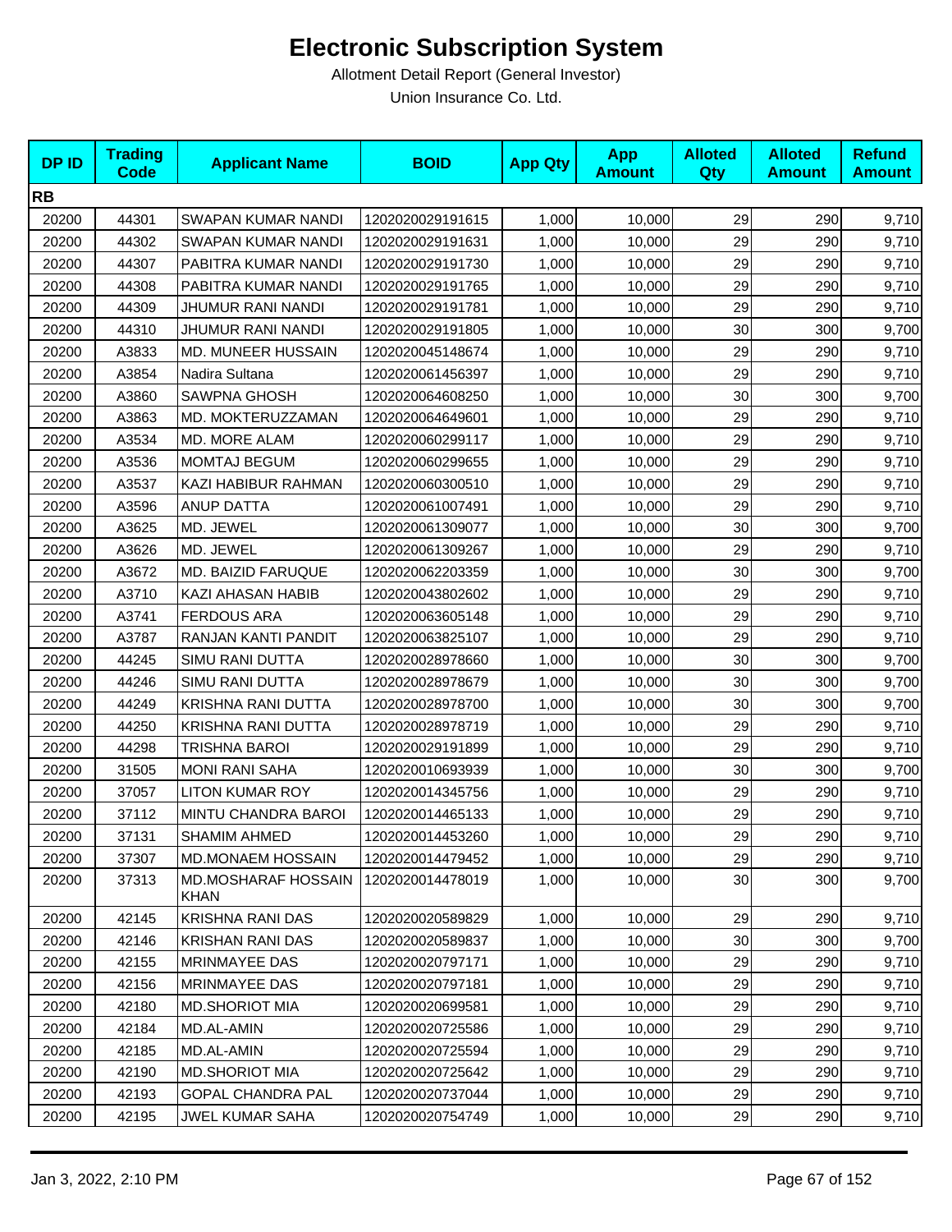# Electronic Subscription System

Allotment Detail Report (General Investor)

Union Insurance Co. Ltd.

| DP ID | Trading Code | Applicant Name | BOID | App Qty | App Amount | Alloted Qty | Alloted Amount | Refund Amount |
|---|---|---|---|---|---|---|---|---|
| **RB** | | | | | | | | |
| 20200 | 44301 | SWAPAN KUMAR NANDI | 1202020029191615 | 1,000 | 10,000 | 29 | 290 | 9,710 |
| 20200 | 44302 | SWAPAN KUMAR NANDI | 1202020029191631 | 1,000 | 10,000 | 29 | 290 | 9,710 |
| 20200 | 44307 | PABITRA KUMAR NANDI | 1202020029191730 | 1,000 | 10,000 | 29 | 290 | 9,710 |
| 20200 | 44308 | PABITRA KUMAR NANDI | 1202020029191765 | 1,000 | 10,000 | 29 | 290 | 9,710 |
| 20200 | 44309 | JHUMUR RANI NANDI | 1202020029191781 | 1,000 | 10,000 | 29 | 290 | 9,710 |
| 20200 | 44310 | JHUMUR RANI NANDI | 1202020029191805 | 1,000 | 10,000 | 30 | 300 | 9,700 |
| 20200 | A3833 | MD. MUNEER HUSSAIN | 1202020045148674 | 1,000 | 10,000 | 29 | 290 | 9,710 |
| 20200 | A3854 | Nadira Sultana | 1202020061456397 | 1,000 | 10,000 | 29 | 290 | 9,710 |
| 20200 | A3860 | SAWPNA GHOSH | 1202020064608250 | 1,000 | 10,000 | 30 | 300 | 9,700 |
| 20200 | A3863 | MD. MOKTERUZZAMAN | 1202020064649601 | 1,000 | 10,000 | 29 | 290 | 9,710 |
| 20200 | A3534 | MD. MORE ALAM | 1202020060299117 | 1,000 | 10,000 | 29 | 290 | 9,710 |
| 20200 | A3536 | MOMTAJ BEGUM | 1202020060299655 | 1,000 | 10,000 | 29 | 290 | 9,710 |
| 20200 | A3537 | KAZI HABIBUR RAHMAN | 1202020060300510 | 1,000 | 10,000 | 29 | 290 | 9,710 |
| 20200 | A3596 | ANUP DATTA | 1202020061007491 | 1,000 | 10,000 | 29 | 290 | 9,710 |
| 20200 | A3625 | MD. JEWEL | 1202020061309077 | 1,000 | 10,000 | 30 | 300 | 9,700 |
| 20200 | A3626 | MD. JEWEL | 1202020061309267 | 1,000 | 10,000 | 29 | 290 | 9,710 |
| 20200 | A3672 | MD. BAIZID FARUQUE | 1202020062203359 | 1,000 | 10,000 | 30 | 300 | 9,700 |
| 20200 | A3710 | KAZI AHASAN HABIB | 1202020043802602 | 1,000 | 10,000 | 29 | 290 | 9,710 |
| 20200 | A3741 | FERDOUS ARA | 1202020063605148 | 1,000 | 10,000 | 29 | 290 | 9,710 |
| 20200 | A3787 | RANJAN KANTI PANDIT | 1202020063825107 | 1,000 | 10,000 | 29 | 290 | 9,710 |
| 20200 | 44245 | SIMU RANI DUTTA | 1202020028978660 | 1,000 | 10,000 | 30 | 300 | 9,700 |
| 20200 | 44246 | SIMU RANI DUTTA | 1202020028978679 | 1,000 | 10,000 | 30 | 300 | 9,700 |
| 20200 | 44249 | KRISHNA RANI DUTTA | 1202020028978700 | 1,000 | 10,000 | 30 | 300 | 9,700 |
| 20200 | 44250 | KRISHNA RANI DUTTA | 1202020028978719 | 1,000 | 10,000 | 29 | 290 | 9,710 |
| 20200 | 44298 | TRISHNA BAROI | 1202020029191899 | 1,000 | 10,000 | 29 | 290 | 9,710 |
| 20200 | 31505 | MONI RANI SAHA | 1202020010693939 | 1,000 | 10,000 | 30 | 300 | 9,700 |
| 20200 | 37057 | LITON KUMAR ROY | 1202020014345756 | 1,000 | 10,000 | 29 | 290 | 9,710 |
| 20200 | 37112 | MINTU CHANDRA BAROI | 1202020014465133 | 1,000 | 10,000 | 29 | 290 | 9,710 |
| 20200 | 37131 | SHAMIM AHMED | 1202020014453260 | 1,000 | 10,000 | 29 | 290 | 9,710 |
| 20200 | 37307 | MD.MONAEM HOSSAIN | 1202020014479452 | 1,000 | 10,000 | 29 | 290 | 9,710 |
| 20200 | 37313 | MD.MOSHARAF HOSSAIN KHAN | 1202020014478019 | 1,000 | 10,000 | 30 | 300 | 9,700 |
| 20200 | 42145 | KRISHNA RANI DAS | 1202020020589829 | 1,000 | 10,000 | 29 | 290 | 9,710 |
| 20200 | 42146 | KRISHAN RANI DAS | 1202020020589837 | 1,000 | 10,000 | 30 | 300 | 9,700 |
| 20200 | 42155 | MRINMAYEE DAS | 1202020020797171 | 1,000 | 10,000 | 29 | 290 | 9,710 |
| 20200 | 42156 | MRINMAYEE DAS | 1202020020797181 | 1,000 | 10,000 | 29 | 290 | 9,710 |
| 20200 | 42180 | MD.SHORIOT MIA | 1202020020699581 | 1,000 | 10,000 | 29 | 290 | 9,710 |
| 20200 | 42184 | MD.AL-AMIN | 1202020020725586 | 1,000 | 10,000 | 29 | 290 | 9,710 |
| 20200 | 42185 | MD.AL-AMIN | 1202020020725594 | 1,000 | 10,000 | 29 | 290 | 9,710 |
| 20200 | 42190 | MD.SHORIOT MIA | 1202020020725642 | 1,000 | 10,000 | 29 | 290 | 9,710 |
| 20200 | 42193 | GOPAL CHANDRA PAL | 1202020020737044 | 1,000 | 10,000 | 29 | 290 | 9,710 |
| 20200 | 42195 | JWEL KUMAR SAHA | 1202020020754749 | 1,000 | 10,000 | 29 | 290 | 9,710 |

Jan 3, 2022, 2:10 PM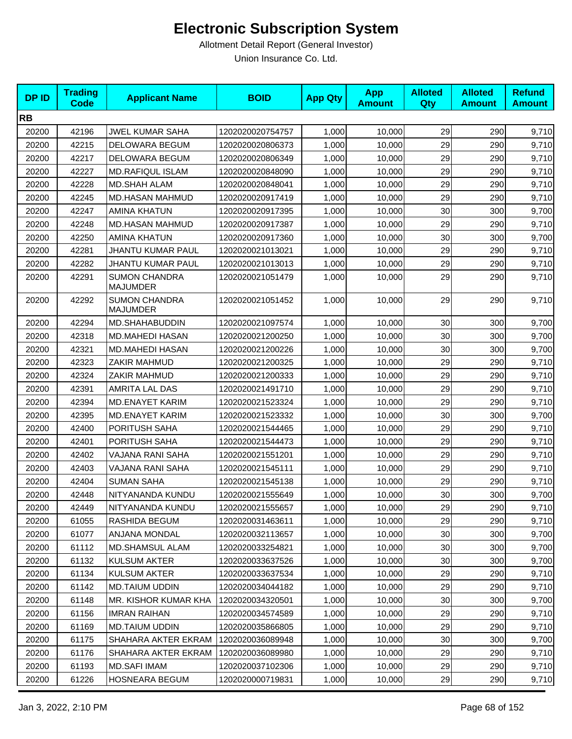# Electronic Subscription System

Allotment Detail Report (General Investor)

Union Insurance Co. Ltd.

| DP ID | Trading Code | Applicant Name | BOID | App Qty | App Amount | Alloted Qty | Alloted Amount | Refund Amount |
|---|---|---|---|---|---|---|---|---|
| **RB** | | | | | | | | |
| 20200 | 42196 | JWEL KUMAR SAHA | 1202020020754757 | 1,000 | 10,000 | 29 | 290 | 9,710 |
| 20200 | 42215 | DELOWARA BEGUM | 1202020020806373 | 1,000 | 10,000 | 29 | 290 | 9,710 |
| 20200 | 42217 | DELOWARA BEGUM | 1202020020806349 | 1,000 | 10,000 | 29 | 290 | 9,710 |
| 20200 | 42227 | MD.RAFIQUL ISLAM | 1202020020848090 | 1,000 | 10,000 | 29 | 290 | 9,710 |
| 20200 | 42228 | MD.SHAH ALAM | 1202020020848041 | 1,000 | 10,000 | 29 | 290 | 9,710 |
| 20200 | 42245 | MD.HASAN MAHMUD | 1202020020917419 | 1,000 | 10,000 | 29 | 290 | 9,710 |
| 20200 | 42247 | AMINA KHATUN | 1202020020917395 | 1,000 | 10,000 | 30 | 300 | 9,700 |
| 20200 | 42248 | MD.HASAN MAHMUD | 1202020020917387 | 1,000 | 10,000 | 29 | 290 | 9,710 |
| 20200 | 42250 | AMINA KHATUN | 1202020020917360 | 1,000 | 10,000 | 30 | 300 | 9,700 |
| 20200 | 42281 | JHANTU KUMAR PAUL | 1202020021013021 | 1,000 | 10,000 | 29 | 290 | 9,710 |
| 20200 | 42282 | JHANTU KUMAR PAUL | 1202020021013013 | 1,000 | 10,000 | 29 | 290 | 9,710 |
| 20200 | 42291 | SUMON CHANDRA MAJUMDER | 1202020021051479 | 1,000 | 10,000 | 29 | 290 | 9,710 |
| 20200 | 42292 | SUMON CHANDRA MAJUMDER | 1202020021051452 | 1,000 | 10,000 | 29 | 290 | 9,710 |
| 20200 | 42294 | MD.SHAHABUDDIN | 1202020021097574 | 1,000 | 10,000 | 30 | 300 | 9,700 |
| 20200 | 42318 | MD.MAHEDI HASAN | 1202020021200250 | 1,000 | 10,000 | 30 | 300 | 9,700 |
| 20200 | 42321 | MD.MAHEDI HASAN | 1202020021200226 | 1,000 | 10,000 | 30 | 300 | 9,700 |
| 20200 | 42323 | ZAKIR MAHMUD | 1202020021200325 | 1,000 | 10,000 | 29 | 290 | 9,710 |
| 20200 | 42324 | ZAKIR MAHMUD | 1202020021200333 | 1,000 | 10,000 | 29 | 290 | 9,710 |
| 20200 | 42391 | AMRITA LAL DAS | 1202020021491710 | 1,000 | 10,000 | 29 | 290 | 9,710 |
| 20200 | 42394 | MD.ENAYET KARIM | 1202020021523324 | 1,000 | 10,000 | 29 | 290 | 9,710 |
| 20200 | 42395 | MD.ENAYET KARIM | 1202020021523332 | 1,000 | 10,000 | 30 | 300 | 9,700 |
| 20200 | 42400 | PORITUSH SAHA | 1202020021544465 | 1,000 | 10,000 | 29 | 290 | 9,710 |
| 20200 | 42401 | PORITUSH SAHA | 1202020021544473 | 1,000 | 10,000 | 29 | 290 | 9,710 |
| 20200 | 42402 | VAJANA RANI SAHA | 1202020021551201 | 1,000 | 10,000 | 29 | 290 | 9,710 |
| 20200 | 42403 | VAJANA RANI SAHA | 1202020021545111 | 1,000 | 10,000 | 29 | 290 | 9,710 |
| 20200 | 42404 | SUMAN SAHA | 1202020021545138 | 1,000 | 10,000 | 29 | 290 | 9,710 |
| 20200 | 42448 | NITYANANDA KUNDU | 1202020021555649 | 1,000 | 10,000 | 30 | 300 | 9,700 |
| 20200 | 42449 | NITYANANDA KUNDU | 1202020021555657 | 1,000 | 10,000 | 29 | 290 | 9,710 |
| 20200 | 61055 | RASHIDA BEGUM | 1202020031463611 | 1,000 | 10,000 | 29 | 290 | 9,710 |
| 20200 | 61077 | ANJANA MONDAL | 1202020032113657 | 1,000 | 10,000 | 30 | 300 | 9,700 |
| 20200 | 61112 | MD.SHAMSUL ALAM | 1202020033254821 | 1,000 | 10,000 | 30 | 300 | 9,700 |
| 20200 | 61132 | KULSUM AKTER | 1202020033637526 | 1,000 | 10,000 | 30 | 300 | 9,700 |
| 20200 | 61134 | KULSUM AKTER | 1202020033637534 | 1,000 | 10,000 | 29 | 290 | 9,710 |
| 20200 | 61142 | MD.TAIUM UDDIN | 1202020034044182 | 1,000 | 10,000 | 29 | 290 | 9,710 |
| 20200 | 61148 | MR. KISHOR KUMAR KHA | 1202020034320501 | 1,000 | 10,000 | 30 | 300 | 9,700 |
| 20200 | 61156 | IMRAN RAIHAN | 1202020034574589 | 1,000 | 10,000 | 29 | 290 | 9,710 |
| 20200 | 61169 | MD.TAIUM UDDIN | 1202020035866805 | 1,000 | 10,000 | 29 | 290 | 9,710 |
| 20200 | 61175 | SHAHARA AKTER EKRAM | 1202020036089948 | 1,000 | 10,000 | 30 | 300 | 9,700 |
| 20200 | 61176 | SHAHARA AKTER EKRAM | 1202020036089980 | 1,000 | 10,000 | 29 | 290 | 9,710 |
| 20200 | 61193 | MD.SAFI IMAM | 1202020037102306 | 1,000 | 10,000 | 29 | 290 | 9,710 |
| 20200 | 61226 | HOSNEARA BEGUM | 1202020000719831 | 1,000 | 10,000 | 29 | 290 | 9,710 |

Jan 3, 2022, 2:10 PM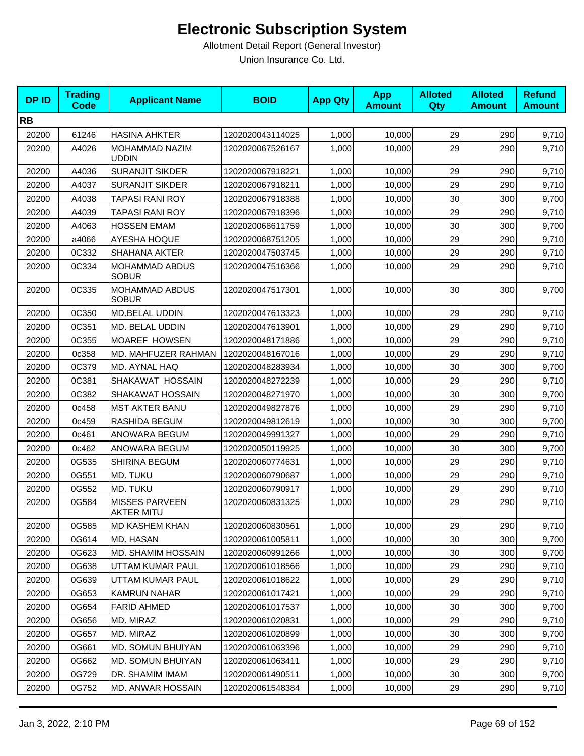# Electronic Subscription System

Allotment Detail Report (General Investor)

Union Insurance Co. Ltd.

| DP ID | Trading Code | Applicant Name | BOID | App Qty | App Amount | Alloted Qty | Alloted Amount | Refund Amount |
|---|---|---|---|---|---|---|---|---|
| **RB** | | | | | | | | |
| 20200 | 61246 | HASINA AHKTER | 1202020043114025 | 1,000 | 10,000 | 29 | 290 | 9,710 |
| 20200 | A4026 | MOHAMMAD NAZIM UDDIN | 1202020067526167 | 1,000 | 10,000 | 29 | 290 | 9,710 |
| 20200 | A4036 | SURANJIT SIKDER | 1202020067918221 | 1,000 | 10,000 | 29 | 290 | 9,710 |
| 20200 | A4037 | SURANJIT SIKDER | 1202020067918211 | 1,000 | 10,000 | 29 | 290 | 9,710 |
| 20200 | A4038 | TAPASI RANI ROY | 1202020067918388 | 1,000 | 10,000 | 30 | 300 | 9,700 |
| 20200 | A4039 | TAPASI RANI ROY | 1202020067918396 | 1,000 | 10,000 | 29 | 290 | 9,710 |
| 20200 | A4063 | HOSSEN EMAM | 1202020068611759 | 1,000 | 10,000 | 30 | 300 | 9,700 |
| 20200 | a4066 | AYESHA HOQUE | 1202020068751205 | 1,000 | 10,000 | 29 | 290 | 9,710 |
| 20200 | 0C332 | SHAHANA AKTER | 1202020047503745 | 1,000 | 10,000 | 29 | 290 | 9,710 |
| 20200 | 0C334 | MOHAMMAD ABDUS SOBUR | 1202020047516366 | 1,000 | 10,000 | 29 | 290 | 9,710 |
| 20200 | 0C335 | MOHAMMAD ABDUS SOBUR | 1202020047517301 | 1,000 | 10,000 | 30 | 300 | 9,700 |
| 20200 | 0C350 | MD.BELAL UDDIN | 1202020047613323 | 1,000 | 10,000 | 29 | 290 | 9,710 |
| 20200 | 0C351 | MD. BELAL UDDIN | 1202020047613901 | 1,000 | 10,000 | 29 | 290 | 9,710 |
| 20200 | 0C355 | MOAREF HOWSEN | 1202020048171886 | 1,000 | 10,000 | 29 | 290 | 9,710 |
| 20200 | 0c358 | MD. MAHFUZER RAHMAN | 1202020048167016 | 1,000 | 10,000 | 29 | 290 | 9,710 |
| 20200 | 0C379 | MD. AYNAL HAQ | 1202020048283934 | 1,000 | 10,000 | 30 | 300 | 9,700 |
| 20200 | 0C381 | SHAKAWAT HOSSAIN | 1202020048272239 | 1,000 | 10,000 | 29 | 290 | 9,710 |
| 20200 | 0C382 | SHAKAWAT HOSSAIN | 1202020048271970 | 1,000 | 10,000 | 30 | 300 | 9,700 |
| 20200 | 0c458 | MST AKTER BANU | 1202020049827876 | 1,000 | 10,000 | 29 | 290 | 9,710 |
| 20200 | 0c459 | RASHIDA BEGUM | 1202020049812619 | 1,000 | 10,000 | 30 | 300 | 9,700 |
| 20200 | 0c461 | ANOWARA BEGUM | 1202020049991327 | 1,000 | 10,000 | 29 | 290 | 9,710 |
| 20200 | 0c462 | ANOWARA BEGUM | 1202020050119925 | 1,000 | 10,000 | 30 | 300 | 9,700 |
| 20200 | 0G535 | SHIRINA BEGUM | 1202020060774631 | 1,000 | 10,000 | 29 | 290 | 9,710 |
| 20200 | 0G551 | MD. TUKU | 1202020060790687 | 1,000 | 10,000 | 29 | 290 | 9,710 |
| 20200 | 0G552 | MD. TUKU | 1202020060790917 | 1,000 | 10,000 | 29 | 290 | 9,710 |
| 20200 | 0G584 | MISSES PARVEEN AKTER MITU | 1202020060831325 | 1,000 | 10,000 | 29 | 290 | 9,710 |
| 20200 | 0G585 | MD KASHEM KHAN | 1202020060830561 | 1,000 | 10,000 | 29 | 290 | 9,710 |
| 20200 | 0G614 | MD. HASAN | 1202020061005811 | 1,000 | 10,000 | 30 | 300 | 9,700 |
| 20200 | 0G623 | MD. SHAMIM HOSSAIN | 1202020060991266 | 1,000 | 10,000 | 30 | 300 | 9,700 |
| 20200 | 0G638 | UTTAM KUMAR PAUL | 1202020061018566 | 1,000 | 10,000 | 29 | 290 | 9,710 |
| 20200 | 0G639 | UTTAM KUMAR PAUL | 1202020061018622 | 1,000 | 10,000 | 29 | 290 | 9,710 |
| 20200 | 0G653 | KAMRUN NAHAR | 1202020061017421 | 1,000 | 10,000 | 29 | 290 | 9,710 |
| 20200 | 0G654 | FARID AHMED | 1202020061017537 | 1,000 | 10,000 | 30 | 300 | 9,700 |
| 20200 | 0G656 | MD. MIRAZ | 1202020061020831 | 1,000 | 10,000 | 29 | 290 | 9,710 |
| 20200 | 0G657 | MD. MIRAZ | 1202020061020899 | 1,000 | 10,000 | 30 | 300 | 9,700 |
| 20200 | 0G661 | MD. SOMUN BHUIYAN | 1202020061063396 | 1,000 | 10,000 | 29 | 290 | 9,710 |
| 20200 | 0G662 | MD. SOMUN BHUIYAN | 1202020061063411 | 1,000 | 10,000 | 29 | 290 | 9,710 |
| 20200 | 0G729 | DR. SHAMIM IMAM | 1202020061490511 | 1,000 | 10,000 | 30 | 300 | 9,700 |
| 20200 | 0G752 | MD. ANWAR HOSSAIN | 1202020061548384 | 1,000 | 10,000 | 29 | 290 | 9,710 |

Jan 3, 2022, 2:10 PM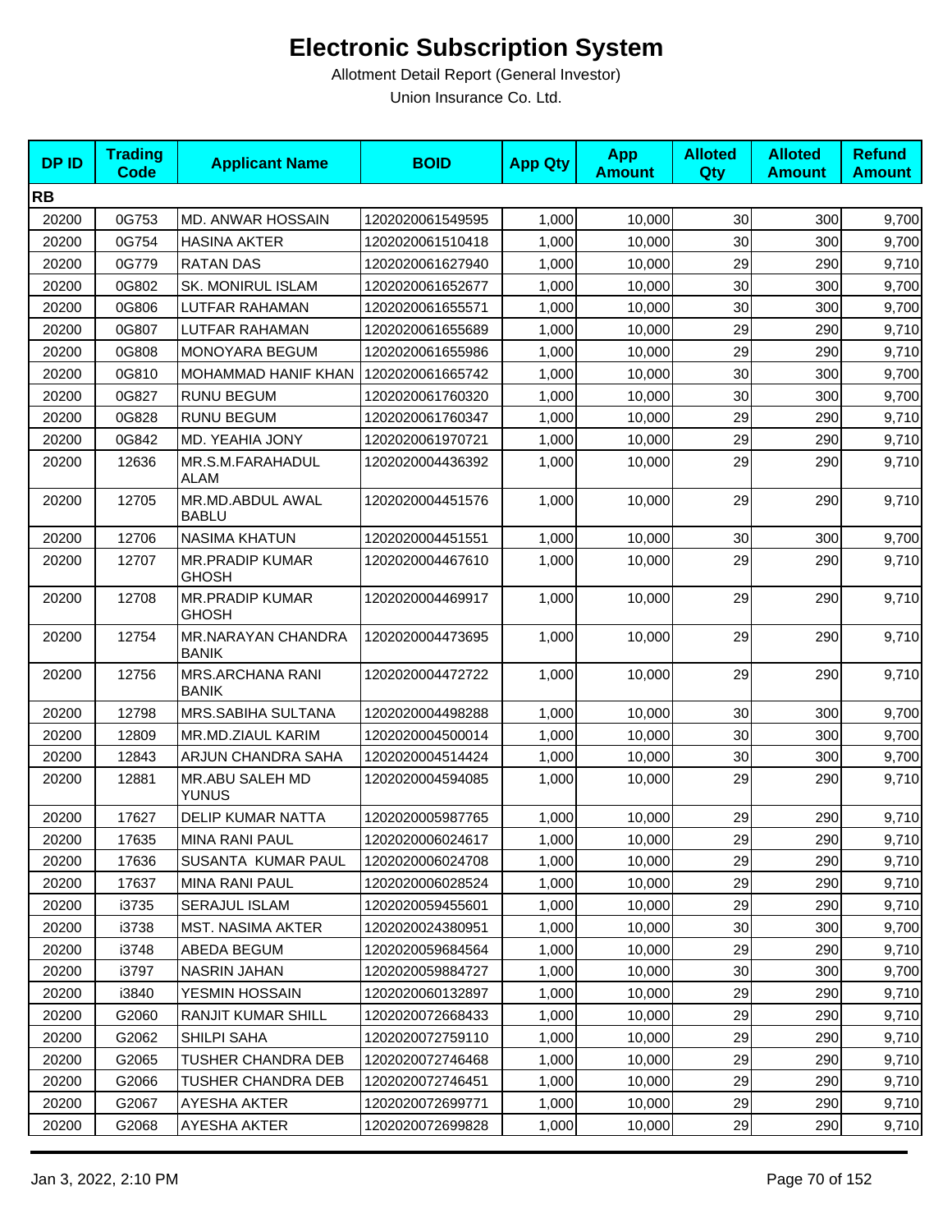# Electronic Subscription System

Allotment Detail Report (General Investor)

Union Insurance Co. Ltd.

| DP ID | Trading Code | Applicant Name | BOID | App Qty | App Amount | Alloted Qty | Alloted Amount | Refund Amount |
|---|---|---|---|---|---|---|---|---|
| **RB** | | | | | | | | |
| 20200 | 0G753 | MD. ANWAR HOSSAIN | 1202020061549595 | 1,000 | 10,000 | 30 | 300 | 9,700 |
| 20200 | 0G754 | HASINA AKTER | 1202020061510418 | 1,000 | 10,000 | 30 | 300 | 9,700 |
| 20200 | 0G779 | RATAN DAS | 1202020061627940 | 1,000 | 10,000 | 29 | 290 | 9,710 |
| 20200 | 0G802 | SK. MONIRUL ISLAM | 1202020061652677 | 1,000 | 10,000 | 30 | 300 | 9,700 |
| 20200 | 0G806 | LUTFAR RAHAMAN | 1202020061655571 | 1,000 | 10,000 | 30 | 300 | 9,700 |
| 20200 | 0G807 | LUTFAR RAHAMAN | 1202020061655689 | 1,000 | 10,000 | 29 | 290 | 9,710 |
| 20200 | 0G808 | MONOYARA BEGUM | 1202020061655986 | 1,000 | 10,000 | 29 | 290 | 9,710 |
| 20200 | 0G810 | MOHAMMAD HANIF KHAN | 1202020061665742 | 1,000 | 10,000 | 30 | 300 | 9,700 |
| 20200 | 0G827 | RUNU BEGUM | 1202020061760320 | 1,000 | 10,000 | 30 | 300 | 9,700 |
| 20200 | 0G828 | RUNU BEGUM | 1202020061760347 | 1,000 | 10,000 | 29 | 290 | 9,710 |
| 20200 | 0G842 | MD. YEAHIA JONY | 1202020061970721 | 1,000 | 10,000 | 29 | 290 | 9,710 |
| 20200 | 12636 | MR.S.M.FARAHADUL ALAM | 1202020004436392 | 1,000 | 10,000 | 29 | 290 | 9,710 |
| 20200 | 12705 | MR.MD.ABDUL AWAL BABLU | 1202020004451576 | 1,000 | 10,000 | 29 | 290 | 9,710 |
| 20200 | 12706 | NASIMA KHATUN | 1202020004451551 | 1,000 | 10,000 | 30 | 300 | 9,700 |
| 20200 | 12707 | MR.PRADIP KUMAR GHOSH | 1202020004467610 | 1,000 | 10,000 | 29 | 290 | 9,710 |
| 20200 | 12708 | MR.PRADIP KUMAR GHOSH | 1202020004469917 | 1,000 | 10,000 | 29 | 290 | 9,710 |
| 20200 | 12754 | MR.NARAYAN CHANDRA BANIK | 1202020004473695 | 1,000 | 10,000 | 29 | 290 | 9,710 |
| 20200 | 12756 | MRS.ARCHANA RANI BANIK | 1202020004472722 | 1,000 | 10,000 | 29 | 290 | 9,710 |
| 20200 | 12798 | MRS.SABIHA SULTANA | 1202020004498288 | 1,000 | 10,000 | 30 | 300 | 9,700 |
| 20200 | 12809 | MR.MD.ZIAUL KARIM | 1202020004500014 | 1,000 | 10,000 | 30 | 300 | 9,700 |
| 20200 | 12843 | ARJUN CHANDRA SAHA | 1202020004514424 | 1,000 | 10,000 | 30 | 300 | 9,700 |
| 20200 | 12881 | MR.ABU SALEH MD YUNUS | 1202020004594085 | 1,000 | 10,000 | 29 | 290 | 9,710 |
| 20200 | 17627 | DELIP KUMAR NATTA | 1202020005987765 | 1,000 | 10,000 | 29 | 290 | 9,710 |
| 20200 | 17635 | MINA RANI PAUL | 1202020006024617 | 1,000 | 10,000 | 29 | 290 | 9,710 |
| 20200 | 17636 | SUSANTA KUMAR PAUL | 1202020006024708 | 1,000 | 10,000 | 29 | 290 | 9,710 |
| 20200 | 17637 | MINA RANI PAUL | 1202020006028524 | 1,000 | 10,000 | 29 | 290 | 9,710 |
| 20200 | i3735 | SERAJUL ISLAM | 1202020059455601 | 1,000 | 10,000 | 29 | 290 | 9,710 |
| 20200 | i3738 | MST. NASIMA AKTER | 1202020024380951 | 1,000 | 10,000 | 30 | 300 | 9,700 |
| 20200 | i3748 | ABEDA BEGUM | 1202020059684564 | 1,000 | 10,000 | 29 | 290 | 9,710 |
| 20200 | i3797 | NASRIN JAHAN | 1202020059884727 | 1,000 | 10,000 | 30 | 300 | 9,700 |
| 20200 | i3840 | YESMIN HOSSAIN | 1202020060132897 | 1,000 | 10,000 | 29 | 290 | 9,710 |
| 20200 | G2060 | RANJIT KUMAR SHILL | 1202020072668433 | 1,000 | 10,000 | 29 | 290 | 9,710 |
| 20200 | G2062 | SHILPI SAHA | 1202020072759110 | 1,000 | 10,000 | 29 | 290 | 9,710 |
| 20200 | G2065 | TUSHER CHANDRA DEB | 1202020072746468 | 1,000 | 10,000 | 29 | 290 | 9,710 |
| 20200 | G2066 | TUSHER CHANDRA DEB | 1202020072746451 | 1,000 | 10,000 | 29 | 290 | 9,710 |
| 20200 | G2067 | AYESHA AKTER | 1202020072699771 | 1,000 | 10,000 | 29 | 290 | 9,710 |
| 20200 | G2068 | AYESHA AKTER | 1202020072699828 | 1,000 | 10,000 | 29 | 290 | 9,710 |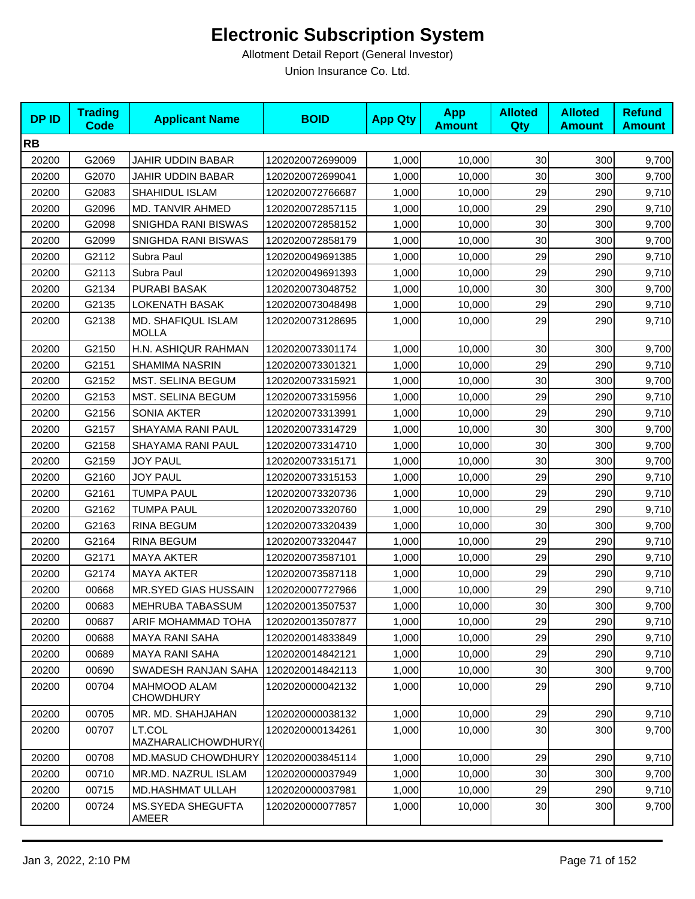# Electronic Subscription System

Allotment Detail Report (General Investor)

Union Insurance Co. Ltd.

| DP ID | Trading Code | Applicant Name | BOID | App Qty | App Amount | Alloted Qty | Alloted Amount | Refund Amount |
|---|---|---|---|---|---|---|---|---|
| **RB** | | | | | | | | |
| 20200 | G2069 | JAHIR UDDIN BABAR | 1202020072699009 | 1,000 | 10,000 | 30 | 300 | 9,700 |
| 20200 | G2070 | JAHIR UDDIN BABAR | 1202020072699041 | 1,000 | 10,000 | 30 | 300 | 9,700 |
| 20200 | G2083 | SHAHIDUL ISLAM | 1202020072766687 | 1,000 | 10,000 | 29 | 290 | 9,710 |
| 20200 | G2096 | MD. TANVIR AHMED | 1202020072857115 | 1,000 | 10,000 | 29 | 290 | 9,710 |
| 20200 | G2098 | SNIGHDA RANI BISWAS | 1202020072858152 | 1,000 | 10,000 | 30 | 300 | 9,700 |
| 20200 | G2099 | SNIGHDA RANI BISWAS | 1202020072858179 | 1,000 | 10,000 | 30 | 300 | 9,700 |
| 20200 | G2112 | Subra Paul | 1202020049691385 | 1,000 | 10,000 | 29 | 290 | 9,710 |
| 20200 | G2113 | Subra Paul | 1202020049691393 | 1,000 | 10,000 | 29 | 290 | 9,710 |
| 20200 | G2134 | PURABI BASAK | 1202020073048752 | 1,000 | 10,000 | 30 | 300 | 9,700 |
| 20200 | G2135 | LOKENATH BASAK | 1202020073048498 | 1,000 | 10,000 | 29 | 290 | 9,710 |
| 20200 | G2138 | MD. SHAFIQUL ISLAM MOLLA | 1202020073128695 | 1,000 | 10,000 | 29 | 290 | 9,710 |
| 20200 | G2150 | H.N. ASHIQUR RAHMAN | 1202020073301174 | 1,000 | 10,000 | 30 | 300 | 9,700 |
| 20200 | G2151 | SHAMIMA NASRIN | 1202020073301321 | 1,000 | 10,000 | 29 | 290 | 9,710 |
| 20200 | G2152 | MST. SELINA BEGUM | 1202020073315921 | 1,000 | 10,000 | 30 | 300 | 9,700 |
| 20200 | G2153 | MST. SELINA BEGUM | 1202020073315956 | 1,000 | 10,000 | 29 | 290 | 9,710 |
| 20200 | G2156 | SONIA AKTER | 1202020073313991 | 1,000 | 10,000 | 29 | 290 | 9,710 |
| 20200 | G2157 | SHAYAMA RANI PAUL | 1202020073314729 | 1,000 | 10,000 | 30 | 300 | 9,700 |
| 20200 | G2158 | SHAYAMA RANI PAUL | 1202020073314710 | 1,000 | 10,000 | 30 | 300 | 9,700 |
| 20200 | G2159 | JOY PAUL | 1202020073315171 | 1,000 | 10,000 | 30 | 300 | 9,700 |
| 20200 | G2160 | JOY PAUL | 1202020073315153 | 1,000 | 10,000 | 29 | 290 | 9,710 |
| 20200 | G2161 | TUMPA PAUL | 1202020073320736 | 1,000 | 10,000 | 29 | 290 | 9,710 |
| 20200 | G2162 | TUMPA PAUL | 1202020073320760 | 1,000 | 10,000 | 29 | 290 | 9,710 |
| 20200 | G2163 | RINA BEGUM | 1202020073320439 | 1,000 | 10,000 | 30 | 300 | 9,700 |
| 20200 | G2164 | RINA BEGUM | 1202020073320447 | 1,000 | 10,000 | 29 | 290 | 9,710 |
| 20200 | G2171 | MAYA AKTER | 1202020073587101 | 1,000 | 10,000 | 29 | 290 | 9,710 |
| 20200 | G2174 | MAYA AKTER | 1202020073587118 | 1,000 | 10,000 | 29 | 290 | 9,710 |
| 20200 | 00668 | MR.SYED GIAS HUSSAIN | 1202020007727966 | 1,000 | 10,000 | 29 | 290 | 9,710 |
| 20200 | 00683 | MEHRUBA TABASSUM | 1202020013507537 | 1,000 | 10,000 | 30 | 300 | 9,700 |
| 20200 | 00687 | ARIF MOHAMMAD TOHA | 1202020013507877 | 1,000 | 10,000 | 29 | 290 | 9,710 |
| 20200 | 00688 | MAYA RANI SAHA | 1202020014833849 | 1,000 | 10,000 | 29 | 290 | 9,710 |
| 20200 | 00689 | MAYA RANI SAHA | 1202020014842121 | 1,000 | 10,000 | 29 | 290 | 9,710 |
| 20200 | 00690 | SWADESH RANJAN SAHA | 1202020014842113 | 1,000 | 10,000 | 30 | 300 | 9,700 |
| 20200 | 00704 | MAHMOOD ALAM CHOWDHURY | 1202020000042132 | 1,000 | 10,000 | 29 | 290 | 9,710 |
| 20200 | 00705 | MR. MD. SHAHJAHAN | 1202020000038132 | 1,000 | 10,000 | 29 | 290 | 9,710 |
| 20200 | 00707 | LT.COL MAZHARALICHOWDHURY( | 1202020000134261 | 1,000 | 10,000 | 30 | 300 | 9,700 |
| 20200 | 00708 | MD.MASUD CHOWDHURY | 1202020003845114 | 1,000 | 10,000 | 29 | 290 | 9,710 |
| 20200 | 00710 | MR.MD. NAZRUL ISLAM | 1202020000037949 | 1,000 | 10,000 | 30 | 300 | 9,700 |
| 20200 | 00715 | MD.HASHMAT ULLAH | 1202020000037981 | 1,000 | 10,000 | 29 | 290 | 9,710 |
| 20200 | 00724 | MS.SYEDA SHEGUFTA AMEER | 1202020000077857 | 1,000 | 10,000 | 30 | 300 | 9,700 |

Jan 3, 2022, 2:10 PM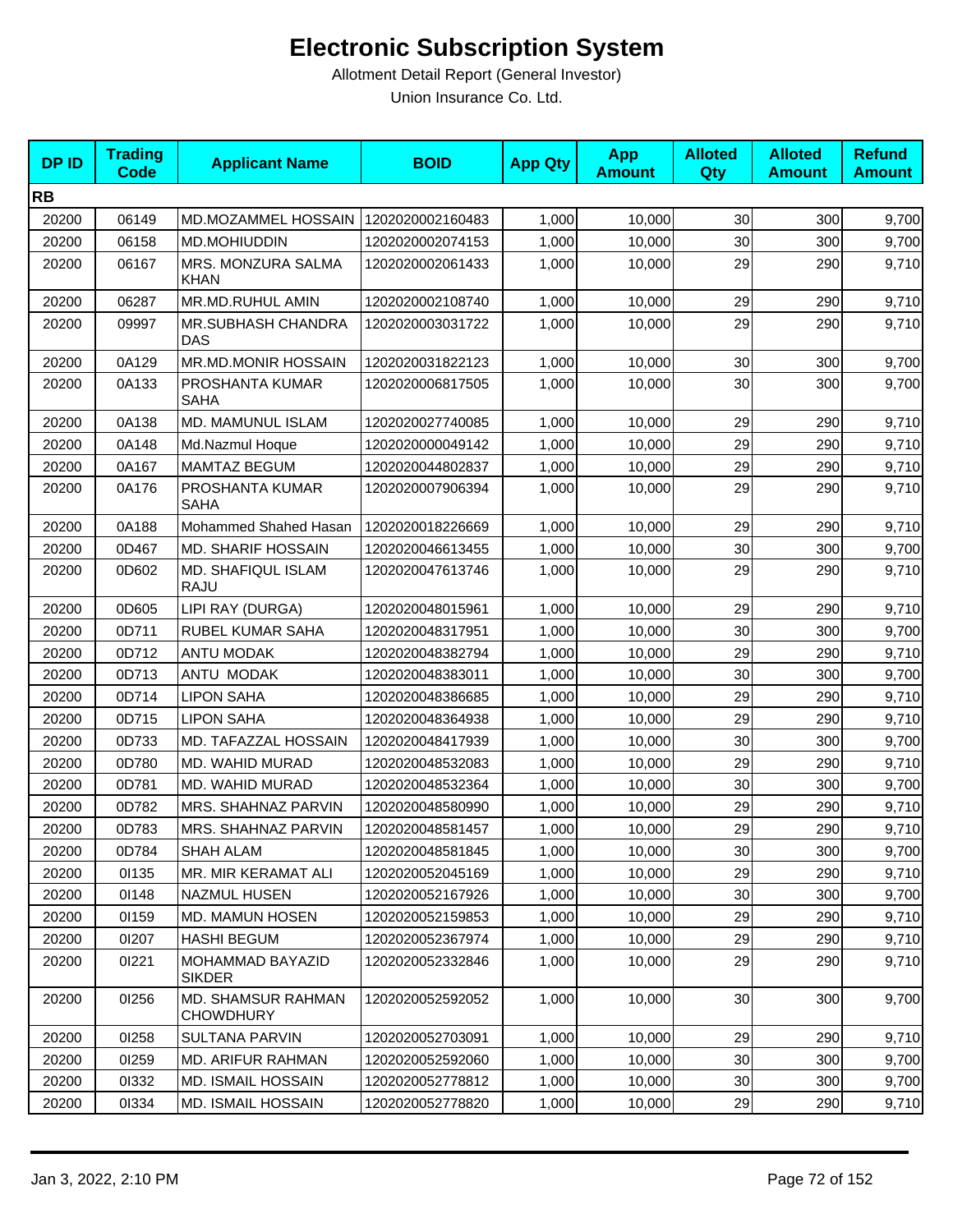# Electronic Subscription System

Allotment Detail Report (General Investor)

Union Insurance Co. Ltd.

| DP ID | Trading Code | Applicant Name | BOID | App Qty | App Amount | Alloted Qty | Alloted Amount | Refund Amount |
|---|---|---|---|---|---|---|---|---|
| **RB** | | | | | | | | |
| 20200 | 06149 | MD.MOZAMMEL HOSSAIN | 1202020002160483 | 1,000 | 10,000 | 30 | 300 | 9,700 |
| 20200 | 06158 | MD.MOHIUDDIN | 1202020002074153 | 1,000 | 10,000 | 30 | 300 | 9,700 |
| 20200 | 06167 | MRS. MONZURA SALMA KHAN | 1202020002061433 | 1,000 | 10,000 | 29 | 290 | 9,710 |
| 20200 | 06287 | MR.MD.RUHUL AMIN | 1202020002108740 | 1,000 | 10,000 | 29 | 290 | 9,710 |
| 20200 | 09997 | MR.SUBHASH CHANDRA DAS | 1202020003031722 | 1,000 | 10,000 | 29 | 290 | 9,710 |
| 20200 | 0A129 | MR.MD.MONIR HOSSAIN | 1202020031822123 | 1,000 | 10,000 | 30 | 300 | 9,700 |
| 20200 | 0A133 | PROSHANTA KUMAR SAHA | 1202020006817505 | 1,000 | 10,000 | 30 | 300 | 9,700 |
| 20200 | 0A138 | MD. MAMUNUL ISLAM | 1202020027740085 | 1,000 | 10,000 | 29 | 290 | 9,710 |
| 20200 | 0A148 | Md.Nazmul Hoque | 1202020000049142 | 1,000 | 10,000 | 29 | 290 | 9,710 |
| 20200 | 0A167 | MAMTAZ BEGUM | 1202020044802837 | 1,000 | 10,000 | 29 | 290 | 9,710 |
| 20200 | 0A176 | PROSHANTA KUMAR SAHA | 1202020007906394 | 1,000 | 10,000 | 29 | 290 | 9,710 |
| 20200 | 0A188 | Mohammed Shahed Hasan | 1202020018226669 | 1,000 | 10,000 | 29 | 290 | 9,710 |
| 20200 | 0D467 | MD. SHARIF HOSSAIN | 1202020046613455 | 1,000 | 10,000 | 30 | 300 | 9,700 |
| 20200 | 0D602 | MD. SHAFIQUL ISLAM RAJU | 1202020047613746 | 1,000 | 10,000 | 29 | 290 | 9,710 |
| 20200 | 0D605 | LIPI RAY (DURGA) | 1202020048015961 | 1,000 | 10,000 | 29 | 290 | 9,710 |
| 20200 | 0D711 | RUBEL KUMAR SAHA | 1202020048317951 | 1,000 | 10,000 | 30 | 300 | 9,700 |
| 20200 | 0D712 | ANTU MODAK | 1202020048382794 | 1,000 | 10,000 | 29 | 290 | 9,710 |
| 20200 | 0D713 | ANTU MODAK | 1202020048383011 | 1,000 | 10,000 | 30 | 300 | 9,700 |
| 20200 | 0D714 | LIPON SAHA | 1202020048386685 | 1,000 | 10,000 | 29 | 290 | 9,710 |
| 20200 | 0D715 | LIPON SAHA | 1202020048364938 | 1,000 | 10,000 | 29 | 290 | 9,710 |
| 20200 | 0D733 | MD. TAFAZZAL HOSSAIN | 1202020048417939 | 1,000 | 10,000 | 30 | 300 | 9,700 |
| 20200 | 0D780 | MD. WAHID MURAD | 1202020048532083 | 1,000 | 10,000 | 29 | 290 | 9,710 |
| 20200 | 0D781 | MD. WAHID MURAD | 1202020048532364 | 1,000 | 10,000 | 30 | 300 | 9,700 |
| 20200 | 0D782 | MRS. SHAHNAZ PARVIN | 1202020048580990 | 1,000 | 10,000 | 29 | 290 | 9,710 |
| 20200 | 0D783 | MRS. SHAHNAZ PARVIN | 1202020048581457 | 1,000 | 10,000 | 29 | 290 | 9,710 |
| 20200 | 0D784 | SHAH ALAM | 1202020048581845 | 1,000 | 10,000 | 30 | 300 | 9,700 |
| 20200 | 0I135 | MR. MIR KERAMAT ALI | 1202020052045169 | 1,000 | 10,000 | 29 | 290 | 9,710 |
| 20200 | 0I148 | NAZMUL HUSEN | 1202020052167926 | 1,000 | 10,000 | 30 | 300 | 9,700 |
| 20200 | 0I159 | MD. MAMUN HOSEN | 1202020052159853 | 1,000 | 10,000 | 29 | 290 | 9,710 |
| 20200 | 0I207 | HASHI BEGUM | 1202020052367974 | 1,000 | 10,000 | 29 | 290 | 9,710 |
| 20200 | 0I221 | MOHAMMAD BAYAZID SIKDER | 1202020052332846 | 1,000 | 10,000 | 29 | 290 | 9,710 |
| 20200 | 0I256 | MD. SHAMSUR RAHMAN CHOWDHURY | 1202020052592052 | 1,000 | 10,000 | 30 | 300 | 9,700 |
| 20200 | 0I258 | SULTANA PARVIN | 1202020052703091 | 1,000 | 10,000 | 29 | 290 | 9,710 |
| 20200 | 0I259 | MD. ARIFUR RAHMAN | 1202020052592060 | 1,000 | 10,000 | 30 | 300 | 9,700 |
| 20200 | 0I332 | MD. ISMAIL HOSSAIN | 1202020052778812 | 1,000 | 10,000 | 30 | 300 | 9,700 |
| 20200 | 0I334 | MD. ISMAIL HOSSAIN | 1202020052778820 | 1,000 | 10,000 | 29 | 290 | 9,710 |

Jan 3, 2022, 2:10 PM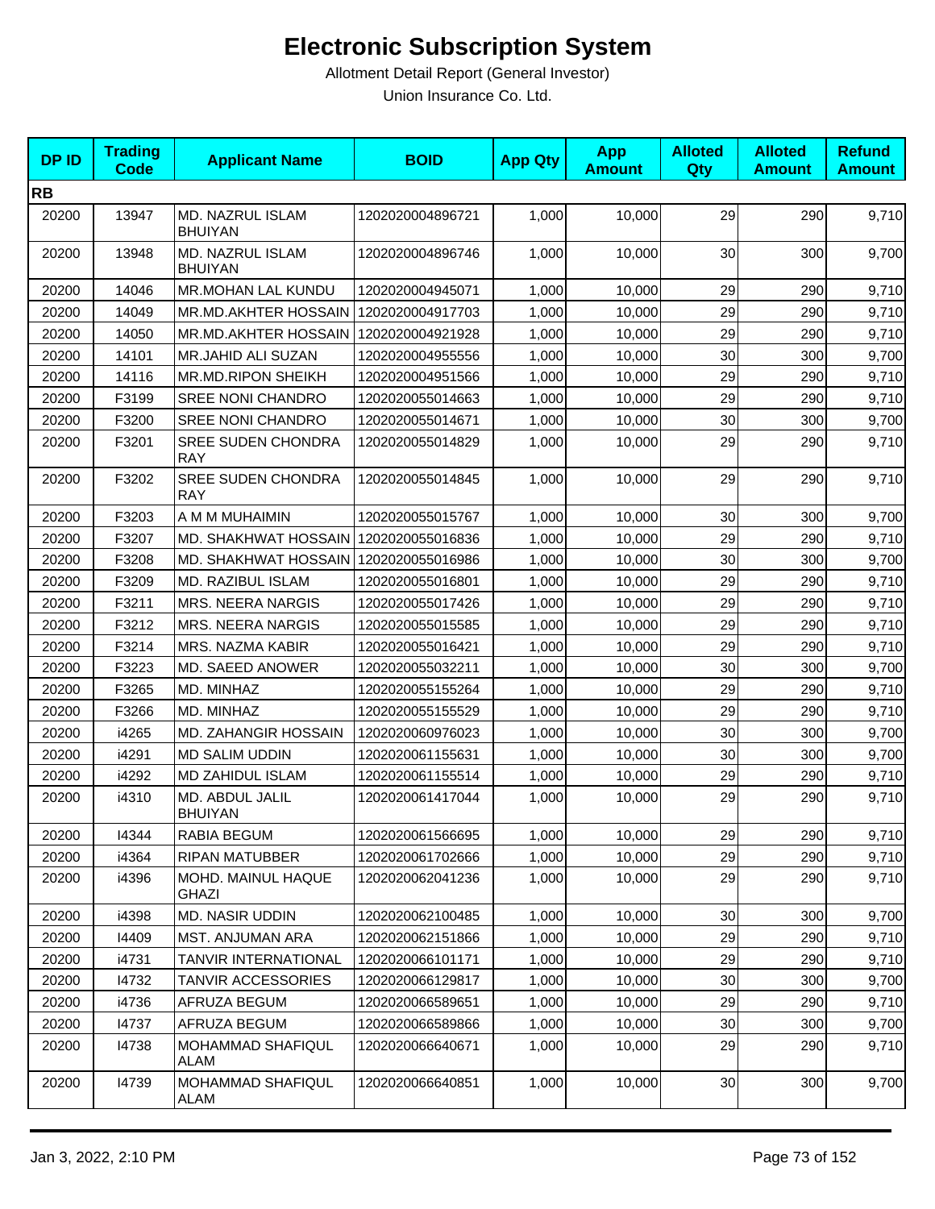# Electronic Subscription System

Allotment Detail Report (General Investor)

Union Insurance Co. Ltd.

| DP ID | Trading Code | Applicant Name | BOID | App Qty | App Amount | Alloted Qty | Alloted Amount | Refund Amount |
|---|---|---|---|---|---|---|---|---|
| **RB** | | | | | | | | |
| 20200 | 13947 | MD. NAZRUL ISLAM BHUIYAN | 1202020004896721 | 1,000 | 10,000 | 29 | 290 | 9,710 |
| 20200 | 13948 | MD. NAZRUL ISLAM BHUIYAN | 1202020004896746 | 1,000 | 10,000 | 30 | 300 | 9,700 |
| 20200 | 14046 | MR.MOHAN LAL KUNDU | 1202020004945071 | 1,000 | 10,000 | 29 | 290 | 9,710 |
| 20200 | 14049 | MR.MD.AKHTER HOSSAIN | 1202020004917703 | 1,000 | 10,000 | 29 | 290 | 9,710 |
| 20200 | 14050 | MR.MD.AKHTER HOSSAIN | 1202020004921928 | 1,000 | 10,000 | 29 | 290 | 9,710 |
| 20200 | 14101 | MR.JAHID ALI SUZAN | 1202020004955556 | 1,000 | 10,000 | 30 | 300 | 9,700 |
| 20200 | 14116 | MR.MD.RIPON SHEIKH | 1202020004951566 | 1,000 | 10,000 | 29 | 290 | 9,710 |
| 20200 | F3199 | SREE NONI CHANDRO | 1202020055014663 | 1,000 | 10,000 | 29 | 290 | 9,710 |
| 20200 | F3200 | SREE NONI CHANDRO | 1202020055014671 | 1,000 | 10,000 | 30 | 300 | 9,700 |
| 20200 | F3201 | SREE SUDEN CHONDRA RAY | 1202020055014829 | 1,000 | 10,000 | 29 | 290 | 9,710 |
| 20200 | F3202 | SREE SUDEN CHONDRA RAY | 1202020055014845 | 1,000 | 10,000 | 29 | 290 | 9,710 |
| 20200 | F3203 | A M M MUHAIMIN | 1202020055015767 | 1,000 | 10,000 | 30 | 300 | 9,700 |
| 20200 | F3207 | MD. SHAKHWAT HOSSAIN | 1202020055016836 | 1,000 | 10,000 | 29 | 290 | 9,710 |
| 20200 | F3208 | MD. SHAKHWAT HOSSAIN | 1202020055016986 | 1,000 | 10,000 | 30 | 300 | 9,700 |
| 20200 | F3209 | MD. RAZIBUL ISLAM | 1202020055016801 | 1,000 | 10,000 | 29 | 290 | 9,710 |
| 20200 | F3211 | MRS. NEERA NARGIS | 1202020055017426 | 1,000 | 10,000 | 29 | 290 | 9,710 |
| 20200 | F3212 | MRS. NEERA NARGIS | 1202020055015585 | 1,000 | 10,000 | 29 | 290 | 9,710 |
| 20200 | F3214 | MRS. NAZMA KABIR | 1202020055016421 | 1,000 | 10,000 | 29 | 290 | 9,710 |
| 20200 | F3223 | MD. SAEED ANOWER | 1202020055032211 | 1,000 | 10,000 | 30 | 300 | 9,700 |
| 20200 | F3265 | MD. MINHAZ | 1202020055155264 | 1,000 | 10,000 | 29 | 290 | 9,710 |
| 20200 | F3266 | MD. MINHAZ | 1202020055155529 | 1,000 | 10,000 | 29 | 290 | 9,710 |
| 20200 | i4265 | MD. ZAHANGIR HOSSAIN | 1202020060976023 | 1,000 | 10,000 | 30 | 300 | 9,700 |
| 20200 | i4291 | MD SALIM UDDIN | 1202020061155631 | 1,000 | 10,000 | 30 | 300 | 9,700 |
| 20200 | i4292 | MD ZAHIDUL ISLAM | 1202020061155514 | 1,000 | 10,000 | 29 | 290 | 9,710 |
| 20200 | i4310 | MD. ABDUL JALIL BHUIYAN | 1202020061417044 | 1,000 | 10,000 | 29 | 290 | 9,710 |
| 20200 | I4344 | RABIA BEGUM | 1202020061566695 | 1,000 | 10,000 | 29 | 290 | 9,710 |
| 20200 | i4364 | RIPAN MATUBBER | 1202020061702666 | 1,000 | 10,000 | 29 | 290 | 9,710 |
| 20200 | i4396 | MOHD. MAINUL HAQUE GHAZI | 1202020062041236 | 1,000 | 10,000 | 29 | 290 | 9,710 |
| 20200 | i4398 | MD. NASIR UDDIN | 1202020062100485 | 1,000 | 10,000 | 30 | 300 | 9,700 |
| 20200 | I4409 | MST. ANJUMAN ARA | 1202020062151866 | 1,000 | 10,000 | 29 | 290 | 9,710 |
| 20200 | i4731 | TANVIR INTERNATIONAL | 1202020066101171 | 1,000 | 10,000 | 29 | 290 | 9,710 |
| 20200 | I4732 | TANVIR ACCESSORIES | 1202020066129817 | 1,000 | 10,000 | 30 | 300 | 9,700 |
| 20200 | i4736 | AFRUZA BEGUM | 1202020066589651 | 1,000 | 10,000 | 29 | 290 | 9,710 |
| 20200 | I4737 | AFRUZA BEGUM | 1202020066589866 | 1,000 | 10,000 | 30 | 300 | 9,700 |
| 20200 | I4738 | MOHAMMAD SHAFIQUL ALAM | 1202020066640671 | 1,000 | 10,000 | 29 | 290 | 9,710 |
| 20200 | I4739 | MOHAMMAD SHAFIQUL ALAM | 1202020066640851 | 1,000 | 10,000 | 30 | 300 | 9,700 |

Jan 3, 2022, 2:10 PM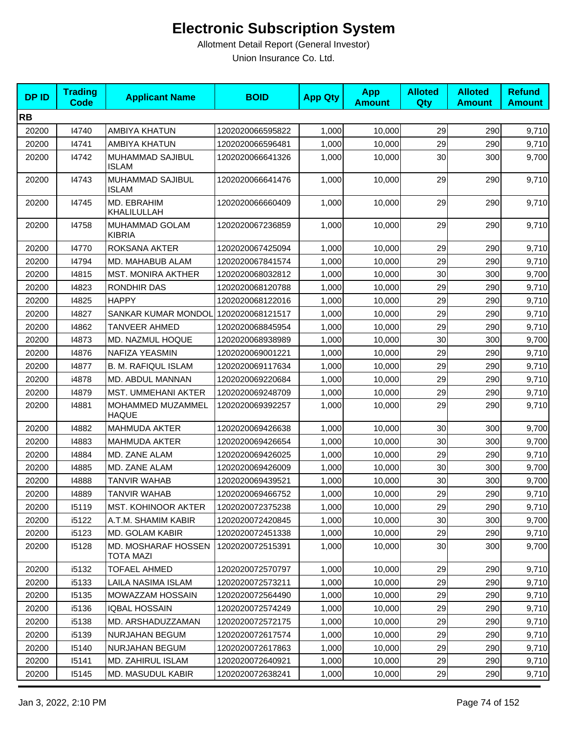# Electronic Subscription System

Allotment Detail Report (General Investor)

Union Insurance Co. Ltd.

| DP ID | Trading Code | Applicant Name | BOID | App Qty | App Amount | Alloted Qty | Alloted Amount | Refund Amount |
|---|---|---|---|---|---|---|---|---|
| **RB** | | | | | | | | |
| 20200 | I4740 | AMBIYA KHATUN | 1202020066595822 | 1,000 | 10,000 | 29 | 290 | 9,710 |
| 20200 | I4741 | AMBIYA KHATUN | 1202020066596481 | 1,000 | 10,000 | 29 | 290 | 9,710 |
| 20200 | I4742 | MUHAMMAD SAJIBUL ISLAM | 1202020066641326 | 1,000 | 10,000 | 30 | 300 | 9,700 |
| 20200 | I4743 | MUHAMMAD SAJIBUL ISLAM | 1202020066641476 | 1,000 | 10,000 | 29 | 290 | 9,710 |
| 20200 | I4745 | MD. EBRAHIM KHALILULLAH | 1202020066660409 | 1,000 | 10,000 | 29 | 290 | 9,710 |
| 20200 | I4758 | MUHAMMAD GOLAM KIBRIA | 1202020067236859 | 1,000 | 10,000 | 29 | 290 | 9,710 |
| 20200 | I4770 | ROKSANA AKTER | 1202020067425094 | 1,000 | 10,000 | 29 | 290 | 9,710 |
| 20200 | I4794 | MD. MAHABUB ALAM | 1202020067841574 | 1,000 | 10,000 | 29 | 290 | 9,710 |
| 20200 | I4815 | MST. MONIRA AKTHER | 1202020068032812 | 1,000 | 10,000 | 30 | 300 | 9,700 |
| 20200 | I4823 | RONDHIR DAS | 1202020068120788 | 1,000 | 10,000 | 29 | 290 | 9,710 |
| 20200 | I4825 | HAPPY | 1202020068122016 | 1,000 | 10,000 | 29 | 290 | 9,710 |
| 20200 | I4827 | SANKAR KUMAR MONDOL | 1202020068121517 | 1,000 | 10,000 | 29 | 290 | 9,710 |
| 20200 | I4862 | TANVEER AHMED | 1202020068845954 | 1,000 | 10,000 | 29 | 290 | 9,710 |
| 20200 | I4873 | MD. NAZMUL HOQUE | 1202020068938989 | 1,000 | 10,000 | 30 | 300 | 9,700 |
| 20200 | I4876 | NAFIZA YEASMIN | 1202020069001221 | 1,000 | 10,000 | 29 | 290 | 9,710 |
| 20200 | I4877 | B. M. RAFIQUL ISLAM | 1202020069117634 | 1,000 | 10,000 | 29 | 290 | 9,710 |
| 20200 | i4878 | MD. ABDUL MANNAN | 1202020069220684 | 1,000 | 10,000 | 29 | 290 | 9,710 |
| 20200 | I4879 | MST. UMMEHANI AKTER | 1202020069248709 | 1,000 | 10,000 | 29 | 290 | 9,710 |
| 20200 | I4881 | MOHAMMED MUZAMMEL HAQUE | 1202020069392257 | 1,000 | 10,000 | 29 | 290 | 9,710 |
| 20200 | I4882 | MAHMUDA AKTER | 1202020069426638 | 1,000 | 10,000 | 30 | 300 | 9,700 |
| 20200 | I4883 | MAHMUDA AKTER | 1202020069426654 | 1,000 | 10,000 | 30 | 300 | 9,700 |
| 20200 | I4884 | MD. ZANE ALAM | 1202020069426025 | 1,000 | 10,000 | 29 | 290 | 9,710 |
| 20200 | I4885 | MD. ZANE ALAM | 1202020069426009 | 1,000 | 10,000 | 30 | 300 | 9,700 |
| 20200 | I4888 | TANVIR WAHAB | 1202020069439521 | 1,000 | 10,000 | 30 | 300 | 9,700 |
| 20200 | I4889 | TANVIR WAHAB | 1202020069466752 | 1,000 | 10,000 | 29 | 290 | 9,710 |
| 20200 | I5119 | MST. KOHINOOR AKTER | 1202020072375238 | 1,000 | 10,000 | 29 | 290 | 9,710 |
| 20200 | i5122 | A.T.M. SHAMIM KABIR | 1202020072420845 | 1,000 | 10,000 | 30 | 300 | 9,700 |
| 20200 | i5123 | MD. GOLAM KABIR | 1202020072451338 | 1,000 | 10,000 | 29 | 290 | 9,710 |
| 20200 | I5128 | MD. MOSHARAF HOSSEN TOTA MAZI | 1202020072515391 | 1,000 | 10,000 | 30 | 300 | 9,700 |
| 20200 | i5132 | TOFAEL AHMED | 1202020072570797 | 1,000 | 10,000 | 29 | 290 | 9,710 |
| 20200 | i5133 | LAILA NASIMA ISLAM | 1202020072573211 | 1,000 | 10,000 | 29 | 290 | 9,710 |
| 20200 | I5135 | MOWAZZAM HOSSAIN | 1202020072564490 | 1,000 | 10,000 | 29 | 290 | 9,710 |
| 20200 | i5136 | IQBAL HOSSAIN | 1202020072574249 | 1,000 | 10,000 | 29 | 290 | 9,710 |
| 20200 | i5138 | MD. ARSHADUZZAMAN | 1202020072572175 | 1,000 | 10,000 | 29 | 290 | 9,710 |
| 20200 | i5139 | NURJAHAN BEGUM | 1202020072617574 | 1,000 | 10,000 | 29 | 290 | 9,710 |
| 20200 | I5140 | NURJAHAN BEGUM | 1202020072617863 | 1,000 | 10,000 | 29 | 290 | 9,710 |
| 20200 | I5141 | MD. ZAHIRUL ISLAM | 1202020072640921 | 1,000 | 10,000 | 29 | 290 | 9,710 |
| 20200 | I5145 | MD. MASUDUL KABIR | 1202020072638241 | 1,000 | 10,000 | 29 | 290 | 9,710 |

Jan 3, 2022, 2:10 PM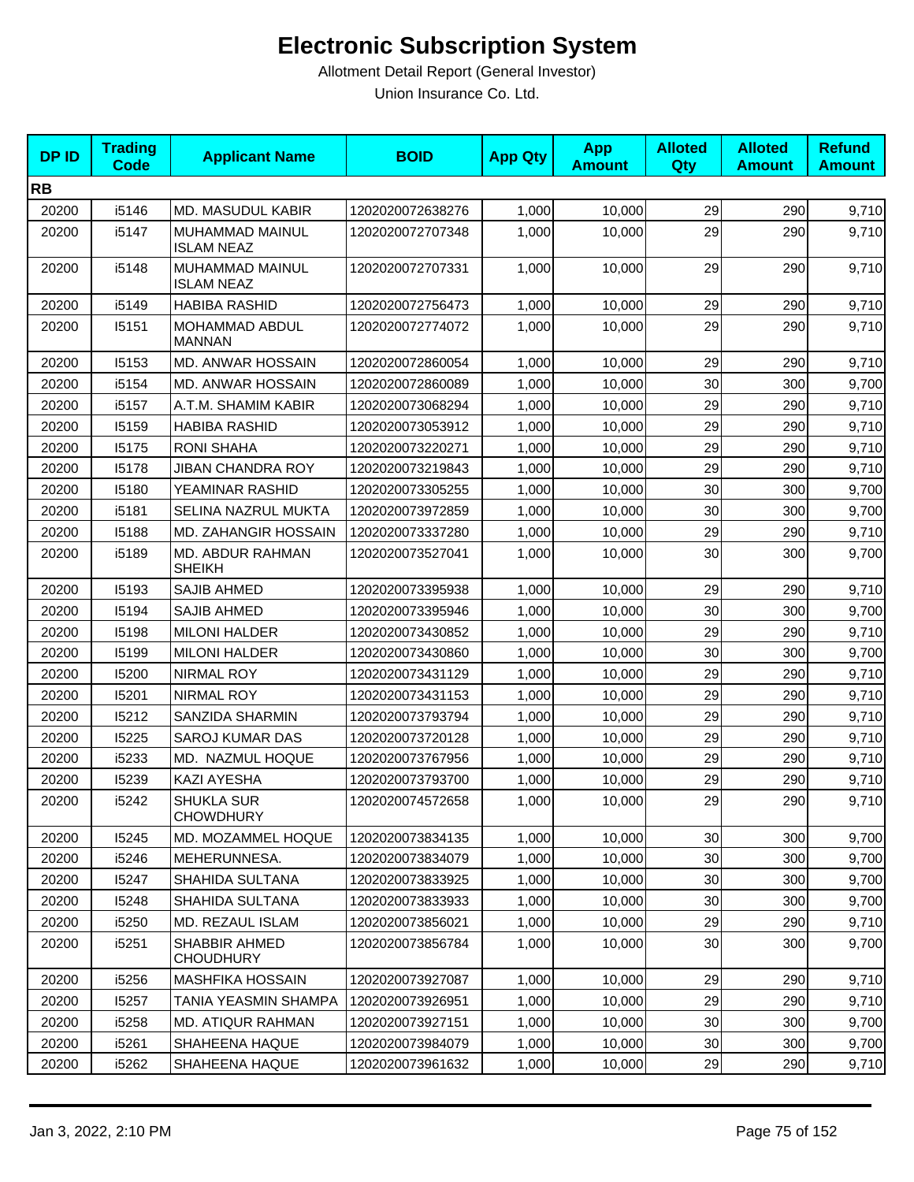# Electronic Subscription System

Allotment Detail Report (General Investor)

Union Insurance Co. Ltd.

| DP ID | Trading Code | Applicant Name | BOID | App Qty | App Amount | Alloted Qty | Alloted Amount | Refund Amount |
|---|---|---|---|---|---|---|---|---|
| **RB** | | | | | | | | |
| 20200 | i5146 | MD. MASUDUL KABIR | 1202020072638276 | 1,000 | 10,000 | 29 | 290 | 9,710 |
| 20200 | i5147 | MUHAMMAD MAINUL ISLAM NEAZ | 1202020072707348 | 1,000 | 10,000 | 29 | 290 | 9,710 |
| 20200 | i5148 | MUHAMMAD MAINUL ISLAM NEAZ | 1202020072707331 | 1,000 | 10,000 | 29 | 290 | 9,710 |
| 20200 | i5149 | HABIBA RASHID | 1202020072756473 | 1,000 | 10,000 | 29 | 290 | 9,710 |
| 20200 | I5151 | MOHAMMAD ABDUL MANNAN | 1202020072774072 | 1,000 | 10,000 | 29 | 290 | 9,710 |
| 20200 | I5153 | MD. ANWAR HOSSAIN | 1202020072860054 | 1,000 | 10,000 | 29 | 290 | 9,710 |
| 20200 | i5154 | MD. ANWAR HOSSAIN | 1202020072860089 | 1,000 | 10,000 | 30 | 300 | 9,700 |
| 20200 | i5157 | A.T.M. SHAMIM KABIR | 1202020073068294 | 1,000 | 10,000 | 29 | 290 | 9,710 |
| 20200 | I5159 | HABIBA RASHID | 1202020073053912 | 1,000 | 10,000 | 29 | 290 | 9,710 |
| 20200 | I5175 | RONI SHAHA | 1202020073220271 | 1,000 | 10,000 | 29 | 290 | 9,710 |
| 20200 | I5178 | JIBAN CHANDRA ROY | 1202020073219843 | 1,000 | 10,000 | 29 | 290 | 9,710 |
| 20200 | I5180 | YEAMINAR RASHID | 1202020073305255 | 1,000 | 10,000 | 30 | 300 | 9,700 |
| 20200 | i5181 | SELINA NAZRUL MUKTA | 1202020073972859 | 1,000 | 10,000 | 30 | 300 | 9,700 |
| 20200 | I5188 | MD. ZAHANGIR HOSSAIN | 1202020073337280 | 1,000 | 10,000 | 29 | 290 | 9,710 |
| 20200 | i5189 | MD. ABDUR RAHMAN SHEIKH | 1202020073527041 | 1,000 | 10,000 | 30 | 300 | 9,700 |
| 20200 | I5193 | SAJIB AHMED | 1202020073395938 | 1,000 | 10,000 | 29 | 290 | 9,710 |
| 20200 | I5194 | SAJIB AHMED | 1202020073395946 | 1,000 | 10,000 | 30 | 300 | 9,700 |
| 20200 | I5198 | MILONI HALDER | 1202020073430852 | 1,000 | 10,000 | 29 | 290 | 9,710 |
| 20200 | I5199 | MILONI HALDER | 1202020073430860 | 1,000 | 10,000 | 30 | 300 | 9,700 |
| 20200 | I5200 | NIRMAL ROY | 1202020073431129 | 1,000 | 10,000 | 29 | 290 | 9,710 |
| 20200 | I5201 | NIRMAL ROY | 1202020073431153 | 1,000 | 10,000 | 29 | 290 | 9,710 |
| 20200 | I5212 | SANZIDA SHARMIN | 1202020073793794 | 1,000 | 10,000 | 29 | 290 | 9,710 |
| 20200 | I5225 | SAROJ KUMAR DAS | 1202020073720128 | 1,000 | 10,000 | 29 | 290 | 9,710 |
| 20200 | i5233 | MD. NAZMUL HOQUE | 1202020073767956 | 1,000 | 10,000 | 29 | 290 | 9,710 |
| 20200 | I5239 | KAZI AYESHA | 1202020073793700 | 1,000 | 10,000 | 29 | 290 | 9,710 |
| 20200 | i5242 | SHUKLA SUR CHOWDHURY | 1202020074572658 | 1,000 | 10,000 | 29 | 290 | 9,710 |
| 20200 | I5245 | MD. MOZAMMEL HOQUE | 1202020073834135 | 1,000 | 10,000 | 30 | 300 | 9,700 |
| 20200 | i5246 | MEHERUNNESA. | 1202020073834079 | 1,000 | 10,000 | 30 | 300 | 9,700 |
| 20200 | I5247 | SHAHIDA SULTANA | 1202020073833925 | 1,000 | 10,000 | 30 | 300 | 9,700 |
| 20200 | I5248 | SHAHIDA SULTANA | 1202020073833933 | 1,000 | 10,000 | 30 | 300 | 9,700 |
| 20200 | i5250 | MD. REZAUL ISLAM | 1202020073856021 | 1,000 | 10,000 | 29 | 290 | 9,710 |
| 20200 | i5251 | SHABBIR AHMED CHOUDHURY | 1202020073856784 | 1,000 | 10,000 | 30 | 300 | 9,700 |
| 20200 | i5256 | MASHFIKA HOSSAIN | 1202020073927087 | 1,000 | 10,000 | 29 | 290 | 9,710 |
| 20200 | I5257 | TANIA YEASMIN SHAMPA | 1202020073926951 | 1,000 | 10,000 | 29 | 290 | 9,710 |
| 20200 | i5258 | MD. ATIQUR RAHMAN | 1202020073927151 | 1,000 | 10,000 | 30 | 300 | 9,700 |
| 20200 | i5261 | SHAHEENA HAQUE | 1202020073984079 | 1,000 | 10,000 | 30 | 300 | 9,700 |
| 20200 | i5262 | SHAHEENA HAQUE | 1202020073961632 | 1,000 | 10,000 | 29 | 290 | 9,710 |

Jan 3, 2022, 2:10 PM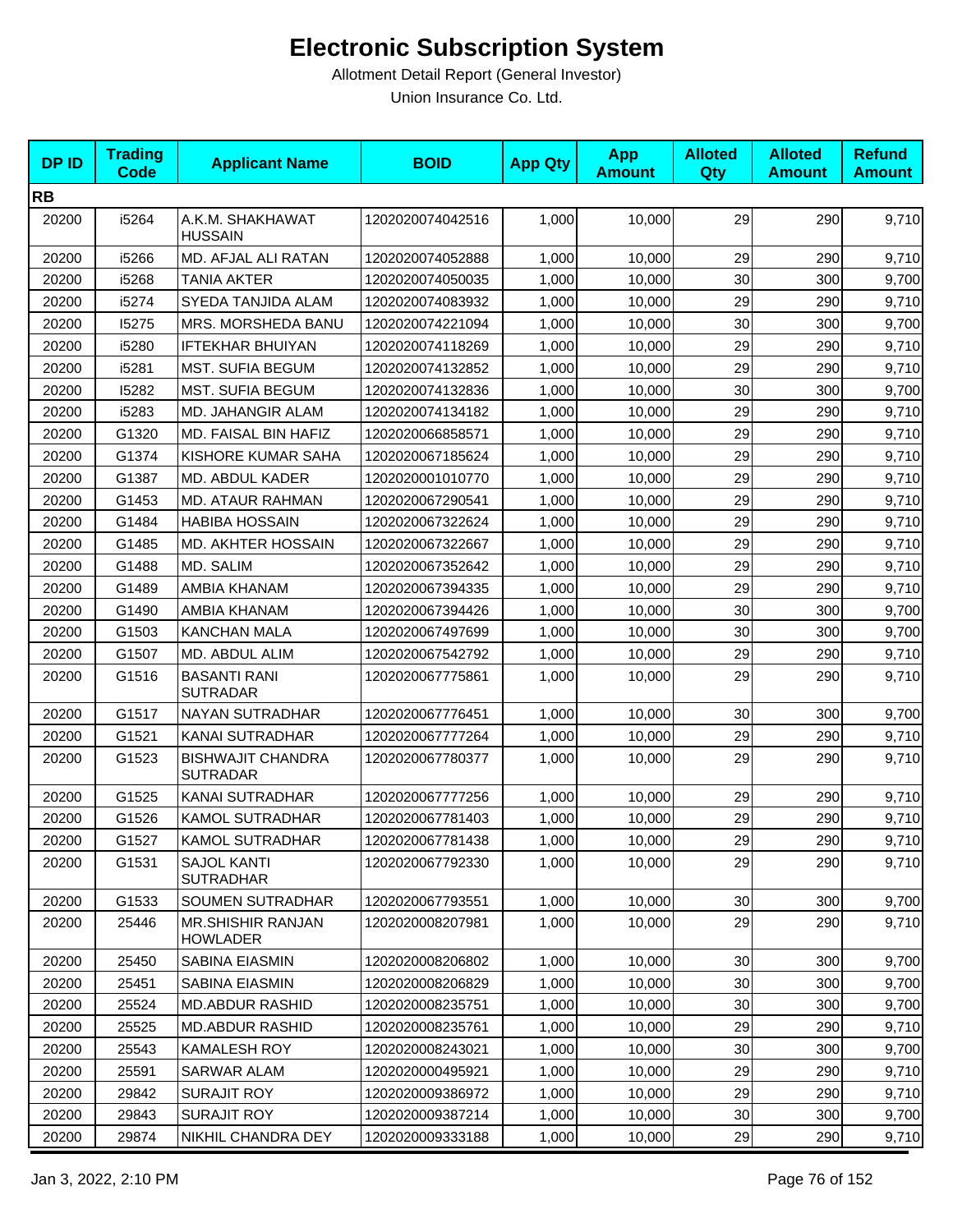# Electronic Subscription System

Allotment Detail Report (General Investor)

Union Insurance Co. Ltd.

| DP ID | Trading Code | Applicant Name | BOID | App Qty | App Amount | Alloted Qty | Alloted Amount | Refund Amount |
|---|---|---|---|---|---|---|---|---|
| **RB** | | | | | | | | |
| 20200 | i5264 | A.K.M. SHAKHAWAT HUSSAIN | 1202020074042516 | 1,000 | 10,000 | 29 | 290 | 9,710 |
| 20200 | i5266 | MD. AFJAL ALI RATAN | 1202020074052888 | 1,000 | 10,000 | 29 | 290 | 9,710 |
| 20200 | i5268 | TANIA AKTER | 1202020074050035 | 1,000 | 10,000 | 30 | 300 | 9,700 |
| 20200 | i5274 | SYEDA TANJIDA ALAM | 1202020074083932 | 1,000 | 10,000 | 29 | 290 | 9,710 |
| 20200 | I5275 | MRS. MORSHEDA BANU | 1202020074221094 | 1,000 | 10,000 | 30 | 300 | 9,700 |
| 20200 | i5280 | IFTEKHAR BHUIYAN | 1202020074118269 | 1,000 | 10,000 | 29 | 290 | 9,710 |
| 20200 | i5281 | MST. SUFIA BEGUM | 1202020074132852 | 1,000 | 10,000 | 29 | 290 | 9,710 |
| 20200 | I5282 | MST. SUFIA BEGUM | 1202020074132836 | 1,000 | 10,000 | 30 | 300 | 9,700 |
| 20200 | i5283 | MD. JAHANGIR ALAM | 1202020074134182 | 1,000 | 10,000 | 29 | 290 | 9,710 |
| 20200 | G1320 | MD. FAISAL BIN HAFIZ | 1202020066858571 | 1,000 | 10,000 | 29 | 290 | 9,710 |
| 20200 | G1374 | KISHORE KUMAR SAHA | 1202020067185624 | 1,000 | 10,000 | 29 | 290 | 9,710 |
| 20200 | G1387 | MD. ABDUL KADER | 1202020001010770 | 1,000 | 10,000 | 29 | 290 | 9,710 |
| 20200 | G1453 | MD. ATAUR RAHMAN | 1202020067290541 | 1,000 | 10,000 | 29 | 290 | 9,710 |
| 20200 | G1484 | HABIBA HOSSAIN | 1202020067322624 | 1,000 | 10,000 | 29 | 290 | 9,710 |
| 20200 | G1485 | MD. AKHTER HOSSAIN | 1202020067322667 | 1,000 | 10,000 | 29 | 290 | 9,710 |
| 20200 | G1488 | MD. SALIM | 1202020067352642 | 1,000 | 10,000 | 29 | 290 | 9,710 |
| 20200 | G1489 | AMBIA KHANAM | 1202020067394335 | 1,000 | 10,000 | 29 | 290 | 9,710 |
| 20200 | G1490 | AMBIA KHANAM | 1202020067394426 | 1,000 | 10,000 | 30 | 300 | 9,700 |
| 20200 | G1503 | KANCHAN MALA | 1202020067497699 | 1,000 | 10,000 | 30 | 300 | 9,700 |
| 20200 | G1507 | MD. ABDUL ALIM | 1202020067542792 | 1,000 | 10,000 | 29 | 290 | 9,710 |
| 20200 | G1516 | BASANTI RANI SUTRADAR | 1202020067775861 | 1,000 | 10,000 | 29 | 290 | 9,710 |
| 20200 | G1517 | NAYAN SUTRADHAR | 1202020067776451 | 1,000 | 10,000 | 30 | 300 | 9,700 |
| 20200 | G1521 | KANAI SUTRADHAR | 1202020067777264 | 1,000 | 10,000 | 29 | 290 | 9,710 |
| 20200 | G1523 | BISHWAJIT CHANDRA SUTRADAR | 1202020067780377 | 1,000 | 10,000 | 29 | 290 | 9,710 |
| 20200 | G1525 | KANAI SUTRADHAR | 1202020067777256 | 1,000 | 10,000 | 29 | 290 | 9,710 |
| 20200 | G1526 | KAMOL SUTRADHAR | 1202020067781403 | 1,000 | 10,000 | 29 | 290 | 9,710 |
| 20200 | G1527 | KAMOL SUTRADHAR | 1202020067781438 | 1,000 | 10,000 | 29 | 290 | 9,710 |
| 20200 | G1531 | SAJOL KANTI SUTRADHAR | 1202020067792330 | 1,000 | 10,000 | 29 | 290 | 9,710 |
| 20200 | G1533 | SOUMEN SUTRADHAR | 1202020067793551 | 1,000 | 10,000 | 30 | 300 | 9,700 |
| 20200 | 25446 | MR.SHISHIR RANJAN HOWLADER | 1202020008207981 | 1,000 | 10,000 | 29 | 290 | 9,710 |
| 20200 | 25450 | SABINA EIASMIN | 1202020008206802 | 1,000 | 10,000 | 30 | 300 | 9,700 |
| 20200 | 25451 | SABINA EIASMIN | 1202020008206829 | 1,000 | 10,000 | 30 | 300 | 9,700 |
| 20200 | 25524 | MD.ABDUR RASHID | 1202020008235751 | 1,000 | 10,000 | 30 | 300 | 9,700 |
| 20200 | 25525 | MD.ABDUR RASHID | 1202020008235761 | 1,000 | 10,000 | 29 | 290 | 9,710 |
| 20200 | 25543 | KAMALESH ROY | 1202020008243021 | 1,000 | 10,000 | 30 | 300 | 9,700 |
| 20200 | 25591 | SARWAR ALAM | 1202020000495921 | 1,000 | 10,000 | 29 | 290 | 9,710 |
| 20200 | 29842 | SURAJIT ROY | 1202020009386972 | 1,000 | 10,000 | 29 | 290 | 9,710 |
| 20200 | 29843 | SURAJIT ROY | 1202020009387214 | 1,000 | 10,000 | 30 | 300 | 9,700 |
| 20200 | 29874 | NIKHIL CHANDRA DEY | 1202020009333188 | 1,000 | 10,000 | 29 | 290 | 9,710 |

Jan 3, 2022, 2:10 PM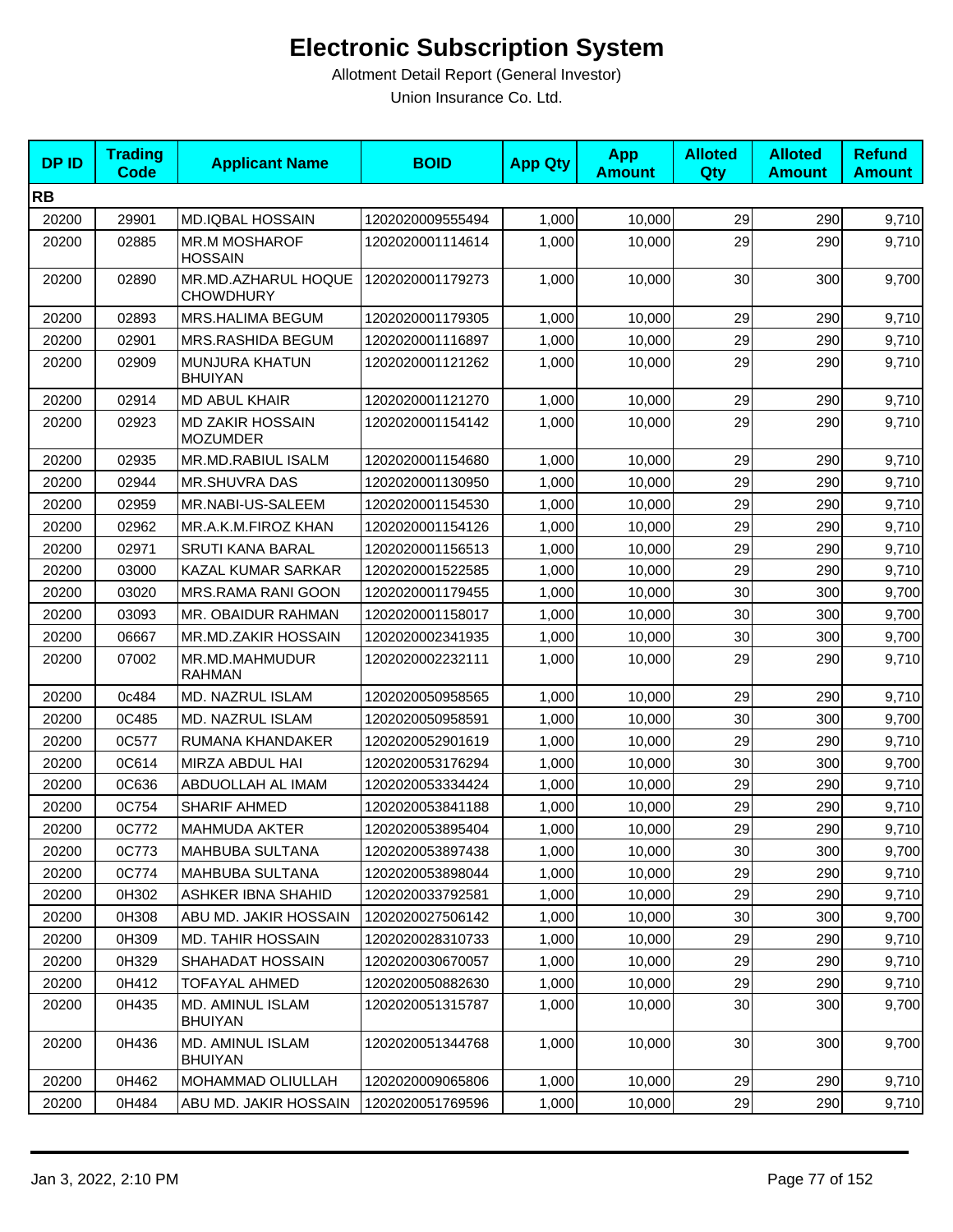# Electronic Subscription System

Allotment Detail Report (General Investor)

Union Insurance Co. Ltd.

| DP ID | Trading Code | Applicant Name | BOID | App Qty | App Amount | Alloted Qty | Alloted Amount | Refund Amount |
|---|---|---|---|---|---|---|---|---|
| **RB** | | | | | | | | |
| 20200 | 29901 | MD.IQBAL HOSSAIN | 1202020009555494 | 1,000 | 10,000 | 29 | 290 | 9,710 |
| 20200 | 02885 | MR.M MOSHAROF HOSSAIN | 1202020001114614 | 1,000 | 10,000 | 29 | 290 | 9,710 |
| 20200 | 02890 | MR.MD.AZHARUL HOQUE CHOWDHURY | 1202020001179273 | 1,000 | 10,000 | 30 | 300 | 9,700 |
| 20200 | 02893 | MRS.HALIMA BEGUM | 1202020001179305 | 1,000 | 10,000 | 29 | 290 | 9,710 |
| 20200 | 02901 | MRS.RASHIDA BEGUM | 1202020001116897 | 1,000 | 10,000 | 29 | 290 | 9,710 |
| 20200 | 02909 | MUNJURA KHATUN BHUIYAN | 1202020001121262 | 1,000 | 10,000 | 29 | 290 | 9,710 |
| 20200 | 02914 | MD ABUL KHAIR | 1202020001121270 | 1,000 | 10,000 | 29 | 290 | 9,710 |
| 20200 | 02923 | MD ZAKIR HOSSAIN MOZUMDER | 1202020001154142 | 1,000 | 10,000 | 29 | 290 | 9,710 |
| 20200 | 02935 | MR.MD.RABIUL ISALM | 1202020001154680 | 1,000 | 10,000 | 29 | 290 | 9,710 |
| 20200 | 02944 | MR.SHUVRA DAS | 1202020001130950 | 1,000 | 10,000 | 29 | 290 | 9,710 |
| 20200 | 02959 | MR.NABI-US-SALEEM | 1202020001154530 | 1,000 | 10,000 | 29 | 290 | 9,710 |
| 20200 | 02962 | MR.A.K.M.FIROZ KHAN | 1202020001154126 | 1,000 | 10,000 | 29 | 290 | 9,710 |
| 20200 | 02971 | SRUTI KANA BARAL | 1202020001156513 | 1,000 | 10,000 | 29 | 290 | 9,710 |
| 20200 | 03000 | KAZAL KUMAR SARKAR | 1202020001522585 | 1,000 | 10,000 | 29 | 290 | 9,710 |
| 20200 | 03020 | MRS.RAMA RANI GOON | 1202020001179455 | 1,000 | 10,000 | 30 | 300 | 9,700 |
| 20200 | 03093 | MR. OBAIDUR RAHMAN | 1202020001158017 | 1,000 | 10,000 | 30 | 300 | 9,700 |
| 20200 | 06667 | MR.MD.ZAKIR HOSSAIN | 1202020002341935 | 1,000 | 10,000 | 30 | 300 | 9,700 |
| 20200 | 07002 | MR.MD.MAHMUDUR RAHMAN | 1202020002232111 | 1,000 | 10,000 | 29 | 290 | 9,710 |
| 20200 | 0c484 | MD. NAZRUL ISLAM | 1202020050958565 | 1,000 | 10,000 | 29 | 290 | 9,710 |
| 20200 | 0C485 | MD. NAZRUL ISLAM | 1202020050958591 | 1,000 | 10,000 | 30 | 300 | 9,700 |
| 20200 | 0C577 | RUMANA KHANDAKER | 1202020052901619 | 1,000 | 10,000 | 29 | 290 | 9,710 |
| 20200 | 0C614 | MIRZA ABDUL HAI | 1202020053176294 | 1,000 | 10,000 | 30 | 300 | 9,700 |
| 20200 | 0C636 | ABDUOLLAH AL IMAM | 1202020053334424 | 1,000 | 10,000 | 29 | 290 | 9,710 |
| 20200 | 0C754 | SHARIF AHMED | 1202020053841188 | 1,000 | 10,000 | 29 | 290 | 9,710 |
| 20200 | 0C772 | MAHMUDA AKTER | 1202020053895404 | 1,000 | 10,000 | 29 | 290 | 9,710 |
| 20200 | 0C773 | MAHBUBA SULTANA | 1202020053897438 | 1,000 | 10,000 | 30 | 300 | 9,700 |
| 20200 | 0C774 | MAHBUBA SULTANA | 1202020053898044 | 1,000 | 10,000 | 29 | 290 | 9,710 |
| 20200 | 0H302 | ASHKER IBNA SHAHID | 1202020033792581 | 1,000 | 10,000 | 29 | 290 | 9,710 |
| 20200 | 0H308 | ABU MD. JAKIR HOSSAIN | 1202020027506142 | 1,000 | 10,000 | 30 | 300 | 9,700 |
| 20200 | 0H309 | MD. TAHIR HOSSAIN | 1202020028310733 | 1,000 | 10,000 | 29 | 290 | 9,710 |
| 20200 | 0H329 | SHAHADAT HOSSAIN | 1202020030670057 | 1,000 | 10,000 | 29 | 290 | 9,710 |
| 20200 | 0H412 | TOFAYAL AHMED | 1202020050882630 | 1,000 | 10,000 | 29 | 290 | 9,710 |
| 20200 | 0H435 | MD. AMINUL ISLAM BHUIYAN | 1202020051315787 | 1,000 | 10,000 | 30 | 300 | 9,700 |
| 20200 | 0H436 | MD. AMINUL ISLAM BHUIYAN | 1202020051344768 | 1,000 | 10,000 | 30 | 300 | 9,700 |
| 20200 | 0H462 | MOHAMMAD OLIULLAH | 1202020009065806 | 1,000 | 10,000 | 29 | 290 | 9,710 |
| 20200 | 0H484 | ABU MD. JAKIR HOSSAIN | 1202020051769596 | 1,000 | 10,000 | 29 | 290 | 9,710 |

Jan 3, 2022, 2:10 PM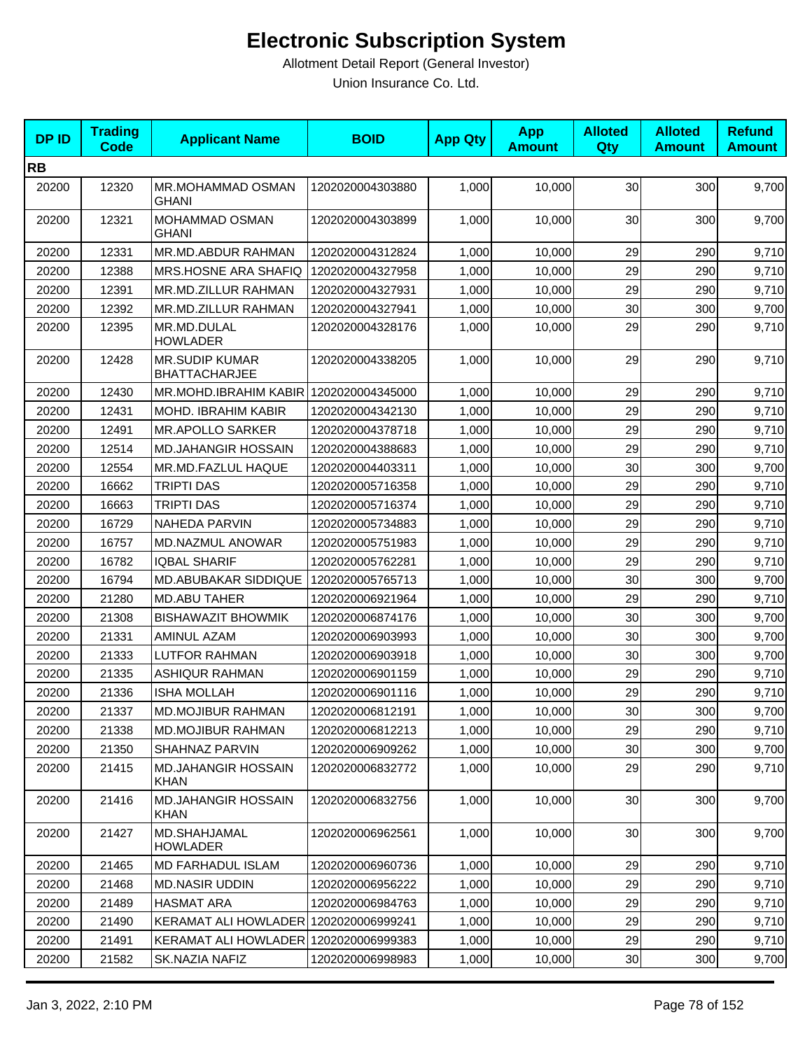# Electronic Subscription System

Allotment Detail Report (General Investor)

Union Insurance Co. Ltd.

| DP ID | Trading Code | Applicant Name | BOID | App Qty | App Amount | Alloted Qty | Alloted Amount | Refund Amount |
|---|---|---|---|---|---|---|---|---|
| **RB** | | | | | | | | |
| 20200 | 12320 | MR.MOHAMMAD OSMAN GHANI | 1202020004303880 | 1,000 | 10,000 | 30 | 300 | 9,700 |
| 20200 | 12321 | MOHAMMAD OSMAN GHANI | 1202020004303899 | 1,000 | 10,000 | 30 | 300 | 9,700 |
| 20200 | 12331 | MR.MD.ABDUR RAHMAN | 1202020004312824 | 1,000 | 10,000 | 29 | 290 | 9,710 |
| 20200 | 12388 | MRS.HOSNE ARA SHAFIQ | 1202020004327958 | 1,000 | 10,000 | 29 | 290 | 9,710 |
| 20200 | 12391 | MR.MD.ZILLUR RAHMAN | 1202020004327931 | 1,000 | 10,000 | 29 | 290 | 9,710 |
| 20200 | 12392 | MR.MD.ZILLUR RAHMAN | 1202020004327941 | 1,000 | 10,000 | 30 | 300 | 9,700 |
| 20200 | 12395 | MR.MD.DULAL HOWLADER | 1202020004328176 | 1,000 | 10,000 | 29 | 290 | 9,710 |
| 20200 | 12428 | MR.SUDIP KUMAR BHATTACHARJEE | 1202020004338205 | 1,000 | 10,000 | 29 | 290 | 9,710 |
| 20200 | 12430 | MR.MOHD.IBRAHIM KABIR | 1202020004345000 | 1,000 | 10,000 | 29 | 290 | 9,710 |
| 20200 | 12431 | MOHD. IBRAHIM KABIR | 1202020004342130 | 1,000 | 10,000 | 29 | 290 | 9,710 |
| 20200 | 12491 | MR.APOLLO SARKER | 1202020004378718 | 1,000 | 10,000 | 29 | 290 | 9,710 |
| 20200 | 12514 | MD.JAHANGIR HOSSAIN | 1202020004388683 | 1,000 | 10,000 | 29 | 290 | 9,710 |
| 20200 | 12554 | MR.MD.FAZLUL HAQUE | 1202020004403311 | 1,000 | 10,000 | 30 | 300 | 9,700 |
| 20200 | 16662 | TRIPTI DAS | 1202020005716358 | 1,000 | 10,000 | 29 | 290 | 9,710 |
| 20200 | 16663 | TRIPTI DAS | 1202020005716374 | 1,000 | 10,000 | 29 | 290 | 9,710 |
| 20200 | 16729 | NAHEDA PARVIN | 1202020005734883 | 1,000 | 10,000 | 29 | 290 | 9,710 |
| 20200 | 16757 | MD.NAZMUL ANOWAR | 1202020005751983 | 1,000 | 10,000 | 29 | 290 | 9,710 |
| 20200 | 16782 | IQBAL SHARIF | 1202020005762281 | 1,000 | 10,000 | 29 | 290 | 9,710 |
| 20200 | 16794 | MD.ABUBAKAR SIDDIQUE | 1202020005765713 | 1,000 | 10,000 | 30 | 300 | 9,700 |
| 20200 | 21280 | MD.ABU TAHER | 1202020006921964 | 1,000 | 10,000 | 29 | 290 | 9,710 |
| 20200 | 21308 | BISHAWAZIT BHOWMIK | 1202020006874176 | 1,000 | 10,000 | 30 | 300 | 9,700 |
| 20200 | 21331 | AMINUL AZAM | 1202020006903993 | 1,000 | 10,000 | 30 | 300 | 9,700 |
| 20200 | 21333 | LUTFOR RAHMAN | 1202020006903918 | 1,000 | 10,000 | 30 | 300 | 9,700 |
| 20200 | 21335 | ASHIQUR RAHMAN | 1202020006901159 | 1,000 | 10,000 | 29 | 290 | 9,710 |
| 20200 | 21336 | ISHA MOLLAH | 1202020006901116 | 1,000 | 10,000 | 29 | 290 | 9,710 |
| 20200 | 21337 | MD.MOJIBUR RAHMAN | 1202020006812191 | 1,000 | 10,000 | 30 | 300 | 9,700 |
| 20200 | 21338 | MD.MOJIBUR RAHMAN | 1202020006812213 | 1,000 | 10,000 | 29 | 290 | 9,710 |
| 20200 | 21350 | SHAHNAZ PARVIN | 1202020006909262 | 1,000 | 10,000 | 30 | 300 | 9,700 |
| 20200 | 21415 | MD.JAHANGIR HOSSAIN KHAN | 1202020006832772 | 1,000 | 10,000 | 29 | 290 | 9,710 |
| 20200 | 21416 | MD.JAHANGIR HOSSAIN KHAN | 1202020006832756 | 1,000 | 10,000 | 30 | 300 | 9,700 |
| 20200 | 21427 | MD.SHAHJAMAL HOWLADER | 1202020006962561 | 1,000 | 10,000 | 30 | 300 | 9,700 |
| 20200 | 21465 | MD FARHADUL ISLAM | 1202020006960736 | 1,000 | 10,000 | 29 | 290 | 9,710 |
| 20200 | 21468 | MD.NASIR UDDIN | 1202020006956222 | 1,000 | 10,000 | 29 | 290 | 9,710 |
| 20200 | 21489 | HASMAT ARA | 1202020006984763 | 1,000 | 10,000 | 29 | 290 | 9,710 |
| 20200 | 21490 | KERAMAT ALI HOWLADER | 1202020006999241 | 1,000 | 10,000 | 29 | 290 | 9,710 |
| 20200 | 21491 | KERAMAT ALI HOWLADER | 1202020006999383 | 1,000 | 10,000 | 29 | 290 | 9,710 |
| 20200 | 21582 | SK.NAZIA NAFIZ | 1202020006998983 | 1,000 | 10,000 | 30 | 300 | 9,700 |

Jan 3, 2022, 2:10 PM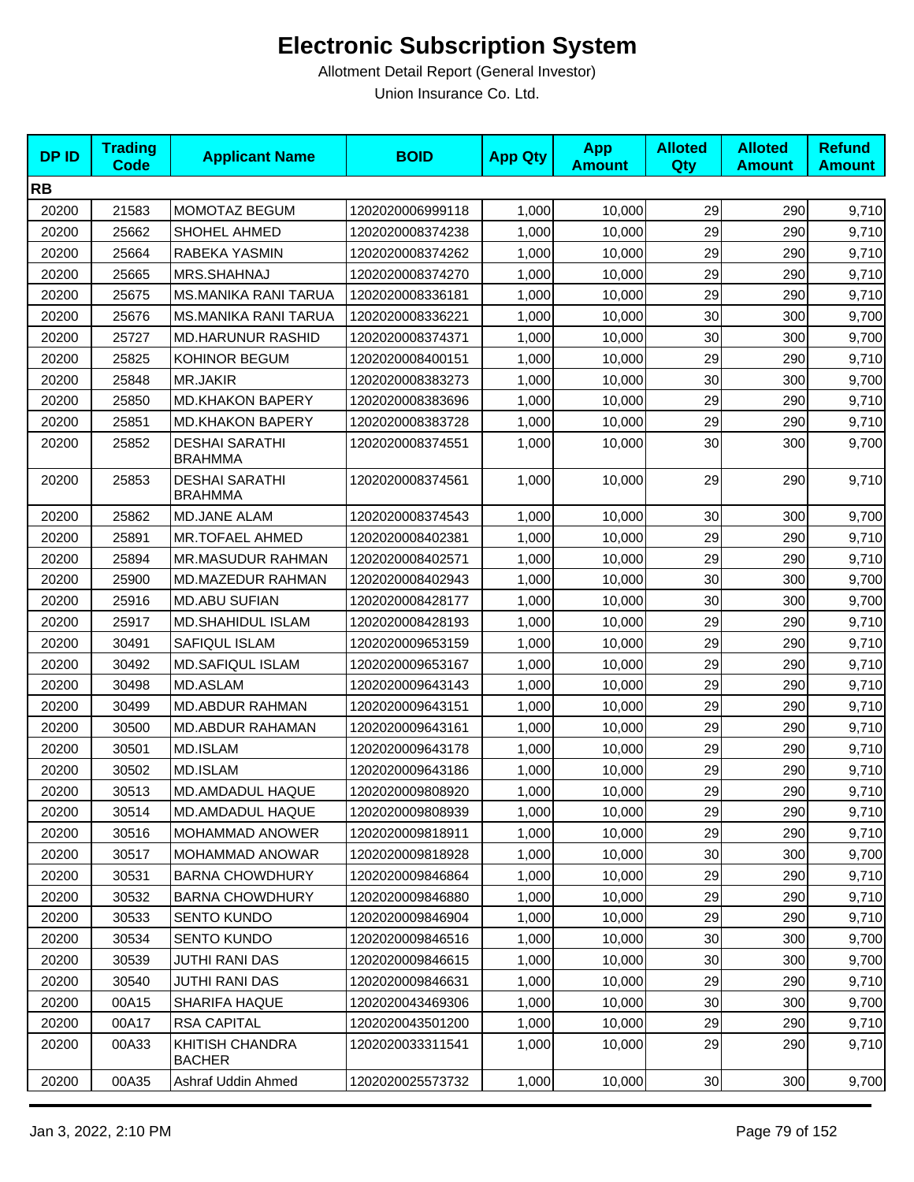# Electronic Subscription System

Allotment Detail Report (General Investor)

Union Insurance Co. Ltd.

| DP ID | Trading Code | Applicant Name | BOID | App Qty | App Amount | Alloted Qty | Alloted Amount | Refund Amount |
|---|---|---|---|---|---|---|---|---|
| **RB** | | | | | | | | |
| 20200 | 21583 | MOMOTAZ BEGUM | 1202020006999118 | 1,000 | 10,000 | 29 | 290 | 9,710 |
| 20200 | 25662 | SHOHEL AHMED | 1202020008374238 | 1,000 | 10,000 | 29 | 290 | 9,710 |
| 20200 | 25664 | RABEKA YASMIN | 1202020008374262 | 1,000 | 10,000 | 29 | 290 | 9,710 |
| 20200 | 25665 | MRS.SHAHNAJ | 1202020008374270 | 1,000 | 10,000 | 29 | 290 | 9,710 |
| 20200 | 25675 | MS.MANIKA RANI TARUA | 1202020008336181 | 1,000 | 10,000 | 29 | 290 | 9,710 |
| 20200 | 25676 | MS.MANIKA RANI TARUA | 1202020008336221 | 1,000 | 10,000 | 30 | 300 | 9,700 |
| 20200 | 25727 | MD.HARUNUR RASHID | 1202020008374371 | 1,000 | 10,000 | 30 | 300 | 9,700 |
| 20200 | 25825 | KOHINOR BEGUM | 1202020008400151 | 1,000 | 10,000 | 29 | 290 | 9,710 |
| 20200 | 25848 | MR.JAKIR | 1202020008383273 | 1,000 | 10,000 | 30 | 300 | 9,700 |
| 20200 | 25850 | MD.KHAKON BAPERY | 1202020008383696 | 1,000 | 10,000 | 29 | 290 | 9,710 |
| 20200 | 25851 | MD.KHAKON BAPERY | 1202020008383728 | 1,000 | 10,000 | 29 | 290 | 9,710 |
| 20200 | 25852 | DESHAI SARATHI BRAHMMA | 1202020008374551 | 1,000 | 10,000 | 30 | 300 | 9,700 |
| 20200 | 25853 | DESHAI SARATHI BRAHMMA | 1202020008374561 | 1,000 | 10,000 | 29 | 290 | 9,710 |
| 20200 | 25862 | MD.JANE ALAM | 1202020008374543 | 1,000 | 10,000 | 30 | 300 | 9,700 |
| 20200 | 25891 | MR.TOFAEL AHMED | 1202020008402381 | 1,000 | 10,000 | 29 | 290 | 9,710 |
| 20200 | 25894 | MR.MASUDUR RAHMAN | 1202020008402571 | 1,000 | 10,000 | 29 | 290 | 9,710 |
| 20200 | 25900 | MD.MAZEDUR RAHMAN | 1202020008402943 | 1,000 | 10,000 | 30 | 300 | 9,700 |
| 20200 | 25916 | MD.ABU SUFIAN | 1202020008428177 | 1,000 | 10,000 | 30 | 300 | 9,700 |
| 20200 | 25917 | MD.SHAHIDUL ISLAM | 1202020008428193 | 1,000 | 10,000 | 29 | 290 | 9,710 |
| 20200 | 30491 | SAFIQUL ISLAM | 1202020009653159 | 1,000 | 10,000 | 29 | 290 | 9,710 |
| 20200 | 30492 | MD.SAFIQUL ISLAM | 1202020009653167 | 1,000 | 10,000 | 29 | 290 | 9,710 |
| 20200 | 30498 | MD.ASLAM | 1202020009643143 | 1,000 | 10,000 | 29 | 290 | 9,710 |
| 20200 | 30499 | MD.ABDUR RAHMAN | 1202020009643151 | 1,000 | 10,000 | 29 | 290 | 9,710 |
| 20200 | 30500 | MD.ABDUR RAHAMAN | 1202020009643161 | 1,000 | 10,000 | 29 | 290 | 9,710 |
| 20200 | 30501 | MD.ISLAM | 1202020009643178 | 1,000 | 10,000 | 29 | 290 | 9,710 |
| 20200 | 30502 | MD.ISLAM | 1202020009643186 | 1,000 | 10,000 | 29 | 290 | 9,710 |
| 20200 | 30513 | MD.AMDADUL HAQUE | 1202020009808920 | 1,000 | 10,000 | 29 | 290 | 9,710 |
| 20200 | 30514 | MD.AMDADUL HAQUE | 1202020009808939 | 1,000 | 10,000 | 29 | 290 | 9,710 |
| 20200 | 30516 | MOHAMMAD ANOWER | 1202020009818911 | 1,000 | 10,000 | 29 | 290 | 9,710 |
| 20200 | 30517 | MOHAMMAD ANOWAR | 1202020009818928 | 1,000 | 10,000 | 30 | 300 | 9,700 |
| 20200 | 30531 | BARNA CHOWDHURY | 1202020009846864 | 1,000 | 10,000 | 29 | 290 | 9,710 |
| 20200 | 30532 | BARNA CHOWDHURY | 1202020009846880 | 1,000 | 10,000 | 29 | 290 | 9,710 |
| 20200 | 30533 | SENTO KUNDO | 1202020009846904 | 1,000 | 10,000 | 29 | 290 | 9,710 |
| 20200 | 30534 | SENTO KUNDO | 1202020009846516 | 1,000 | 10,000 | 30 | 300 | 9,700 |
| 20200 | 30539 | JUTHI RANI DAS | 1202020009846615 | 1,000 | 10,000 | 30 | 300 | 9,700 |
| 20200 | 30540 | JUTHI RANI DAS | 1202020009846631 | 1,000 | 10,000 | 29 | 290 | 9,710 |
| 20200 | 00A15 | SHARIFA HAQUE | 1202020043469306 | 1,000 | 10,000 | 30 | 300 | 9,700 |
| 20200 | 00A17 | RSA CAPITAL | 1202020043501200 | 1,000 | 10,000 | 29 | 290 | 9,710 |
| 20200 | 00A33 | KHITISH CHANDRA BACHER | 1202020033311541 | 1,000 | 10,000 | 29 | 290 | 9,710 |
| 20200 | 00A35 | Ashraf Uddin Ahmed | 1202020025573732 | 1,000 | 10,000 | 30 | 300 | 9,700 |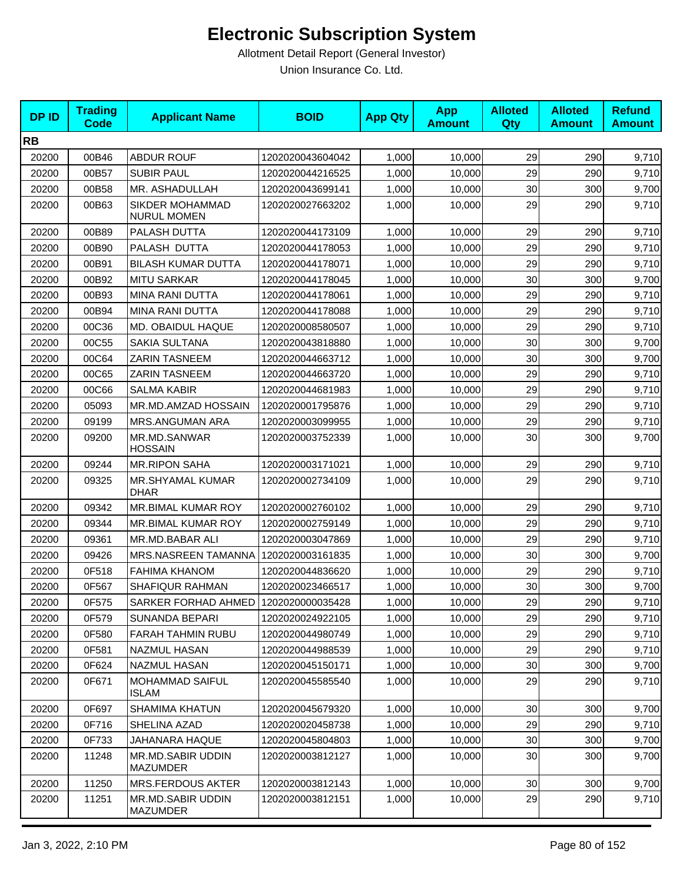# Electronic Subscription System

Allotment Detail Report (General Investor)

Union Insurance Co. Ltd.

| DP ID | Trading Code | Applicant Name | BOID | App Qty | App Amount | Alloted Qty | Alloted Amount | Refund Amount |
|---|---|---|---|---|---|---|---|---|
| **RB** | | | | | | | | |
| 20200 | 00B46 | ABDUR ROUF | 1202020043604042 | 1,000 | 10,000 | 29 | 290 | 9,710 |
| 20200 | 00B57 | SUBIR PAUL | 1202020044216525 | 1,000 | 10,000 | 29 | 290 | 9,710 |
| 20200 | 00B58 | MR. ASHADULLAH | 1202020043699141 | 1,000 | 10,000 | 30 | 300 | 9,700 |
| 20200 | 00B63 | SIKDER MOHAMMAD NURUL MOMEN | 1202020027663202 | 1,000 | 10,000 | 29 | 290 | 9,710 |
| 20200 | 00B89 | PALASH DUTTA | 1202020044173109 | 1,000 | 10,000 | 29 | 290 | 9,710 |
| 20200 | 00B90 | PALASH DUTTA | 1202020044178053 | 1,000 | 10,000 | 29 | 290 | 9,710 |
| 20200 | 00B91 | BILASH KUMAR DUTTA | 1202020044178071 | 1,000 | 10,000 | 29 | 290 | 9,710 |
| 20200 | 00B92 | MITU SARKAR | 1202020044178045 | 1,000 | 10,000 | 30 | 300 | 9,700 |
| 20200 | 00B93 | MINA RANI DUTTA | 1202020044178061 | 1,000 | 10,000 | 29 | 290 | 9,710 |
| 20200 | 00B94 | MINA RANI DUTTA | 1202020044178088 | 1,000 | 10,000 | 29 | 290 | 9,710 |
| 20200 | 00C36 | MD. OBAIDUL HAQUE | 1202020008580507 | 1,000 | 10,000 | 29 | 290 | 9,710 |
| 20200 | 00C55 | SAKIA SULTANA | 1202020043818880 | 1,000 | 10,000 | 30 | 300 | 9,700 |
| 20200 | 00C64 | ZARIN TASNEEM | 1202020044663712 | 1,000 | 10,000 | 30 | 300 | 9,700 |
| 20200 | 00C65 | ZARIN TASNEEM | 1202020044663720 | 1,000 | 10,000 | 29 | 290 | 9,710 |
| 20200 | 00C66 | SALMA KABIR | 1202020044681983 | 1,000 | 10,000 | 29 | 290 | 9,710 |
| 20200 | 05093 | MR.MD.AMZAD HOSSAIN | 1202020001795876 | 1,000 | 10,000 | 29 | 290 | 9,710 |
| 20200 | 09199 | MRS.ANGUMAN ARA | 1202020003099955 | 1,000 | 10,000 | 29 | 290 | 9,710 |
| 20200 | 09200 | MR.MD.SANWAR HOSSAIN | 1202020003752339 | 1,000 | 10,000 | 30 | 300 | 9,700 |
| 20200 | 09244 | MR.RIPON SAHA | 1202020003171021 | 1,000 | 10,000 | 29 | 290 | 9,710 |
| 20200 | 09325 | MR.SHYAMAL KUMAR DHAR | 1202020002734109 | 1,000 | 10,000 | 29 | 290 | 9,710 |
| 20200 | 09342 | MR.BIMAL KUMAR ROY | 1202020002760102 | 1,000 | 10,000 | 29 | 290 | 9,710 |
| 20200 | 09344 | MR.BIMAL KUMAR ROY | 1202020002759149 | 1,000 | 10,000 | 29 | 290 | 9,710 |
| 20200 | 09361 | MR.MD.BABAR ALI | 1202020003047869 | 1,000 | 10,000 | 29 | 290 | 9,710 |
| 20200 | 09426 | MRS.NASREEN TAMANNA | 1202020003161835 | 1,000 | 10,000 | 30 | 300 | 9,700 |
| 20200 | 0F518 | FAHIMA KHANOM | 1202020044836620 | 1,000 | 10,000 | 29 | 290 | 9,710 |
| 20200 | 0F567 | SHAFIQUR RAHMAN | 1202020023466517 | 1,000 | 10,000 | 30 | 300 | 9,700 |
| 20200 | 0F575 | SARKER FORHAD AHMED | 1202020000035428 | 1,000 | 10,000 | 29 | 290 | 9,710 |
| 20200 | 0F579 | SUNANDA BEPARI | 1202020024922105 | 1,000 | 10,000 | 29 | 290 | 9,710 |
| 20200 | 0F580 | FARAH TAHMIN RUBU | 1202020044980749 | 1,000 | 10,000 | 29 | 290 | 9,710 |
| 20200 | 0F581 | NAZMUL HASAN | 1202020044988539 | 1,000 | 10,000 | 29 | 290 | 9,710 |
| 20200 | 0F624 | NAZMUL HASAN | 1202020045150171 | 1,000 | 10,000 | 30 | 300 | 9,700 |
| 20200 | 0F671 | MOHAMMAD SAIFUL ISLAM | 1202020045585540 | 1,000 | 10,000 | 29 | 290 | 9,710 |
| 20200 | 0F697 | SHAMIMA KHATUN | 1202020045679320 | 1,000 | 10,000 | 30 | 300 | 9,700 |
| 20200 | 0F716 | SHELINA AZAD | 1202020020458738 | 1,000 | 10,000 | 29 | 290 | 9,710 |
| 20200 | 0F733 | JAHANARA HAQUE | 1202020045804803 | 1,000 | 10,000 | 30 | 300 | 9,700 |
| 20200 | 11248 | MR.MD.SABIR UDDIN MAZUMDER | 1202020003812127 | 1,000 | 10,000 | 30 | 300 | 9,700 |
| 20200 | 11250 | MRS.FERDOUS AKTER | 1202020003812143 | 1,000 | 10,000 | 30 | 300 | 9,700 |
| 20200 | 11251 | MR.MD.SABIR UDDIN MAZUMDER | 1202020003812151 | 1,000 | 10,000 | 29 | 290 | 9,710 |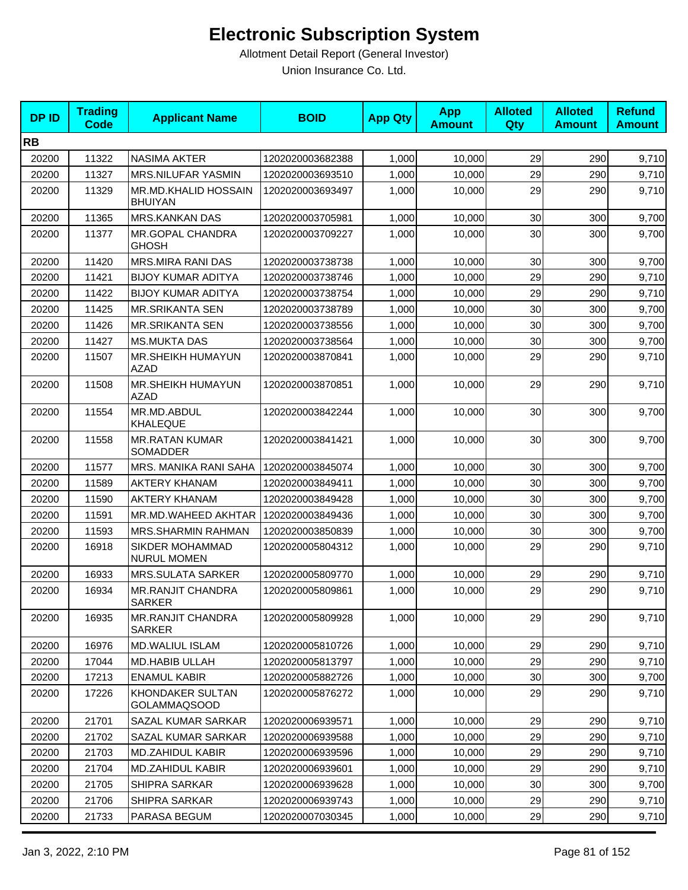# Electronic Subscription System

Allotment Detail Report (General Investor)

Union Insurance Co. Ltd.

| DP ID | Trading Code | Applicant Name | BOID | App Qty | App Amount | Alloted Qty | Alloted Amount | Refund Amount |
|---|---|---|---|---|---|---|---|---|
| **RB** | | | | | | | | |
| 20200 | 11322 | NASIMA AKTER | 1202020003682388 | 1,000 | 10,000 | 29 | 290 | 9,710 |
| 20200 | 11327 | MRS.NILUFAR YASMIN | 1202020003693510 | 1,000 | 10,000 | 29 | 290 | 9,710 |
| 20200 | 11329 | MR.MD.KHALID HOSSAIN BHUIYAN | 1202020003693497 | 1,000 | 10,000 | 29 | 290 | 9,710 |
| 20200 | 11365 | MRS.KANKAN DAS | 1202020003705981 | 1,000 | 10,000 | 30 | 300 | 9,700 |
| 20200 | 11377 | MR.GOPAL CHANDRA GHOSH | 1202020003709227 | 1,000 | 10,000 | 30 | 300 | 9,700 |
| 20200 | 11420 | MRS.MIRA RANI DAS | 1202020003738738 | 1,000 | 10,000 | 30 | 300 | 9,700 |
| 20200 | 11421 | BIJOY KUMAR ADITYA | 1202020003738746 | 1,000 | 10,000 | 29 | 290 | 9,710 |
| 20200 | 11422 | BIJOY KUMAR ADITYA | 1202020003738754 | 1,000 | 10,000 | 29 | 290 | 9,710 |
| 20200 | 11425 | MR.SRIKANTA SEN | 1202020003738789 | 1,000 | 10,000 | 30 | 300 | 9,700 |
| 20200 | 11426 | MR.SRIKANTA SEN | 1202020003738556 | 1,000 | 10,000 | 30 | 300 | 9,700 |
| 20200 | 11427 | MS.MUKTA DAS | 1202020003738564 | 1,000 | 10,000 | 30 | 300 | 9,700 |
| 20200 | 11507 | MR.SHEIKH HUMAYUN AZAD | 1202020003870841 | 1,000 | 10,000 | 29 | 290 | 9,710 |
| 20200 | 11508 | MR.SHEIKH HUMAYUN AZAD | 1202020003870851 | 1,000 | 10,000 | 29 | 290 | 9,710 |
| 20200 | 11554 | MR.MD.ABDUL KHALEQUE | 1202020003842244 | 1,000 | 10,000 | 30 | 300 | 9,700 |
| 20200 | 11558 | MR.RATAN KUMAR SOMADDER | 1202020003841421 | 1,000 | 10,000 | 30 | 300 | 9,700 |
| 20200 | 11577 | MRS. MANIKA RANI SAHA | 1202020003845074 | 1,000 | 10,000 | 30 | 300 | 9,700 |
| 20200 | 11589 | AKTERY KHANAM | 1202020003849411 | 1,000 | 10,000 | 30 | 300 | 9,700 |
| 20200 | 11590 | AKTERY KHANAM | 1202020003849428 | 1,000 | 10,000 | 30 | 300 | 9,700 |
| 20200 | 11591 | MR.MD.WAHEED AKHTAR | 1202020003849436 | 1,000 | 10,000 | 30 | 300 | 9,700 |
| 20200 | 11593 | MRS.SHARMIN RAHMAN | 1202020003850839 | 1,000 | 10,000 | 30 | 300 | 9,700 |
| 20200 | 16918 | SIKDER MOHAMMAD NURUL MOMEN | 1202020005804312 | 1,000 | 10,000 | 29 | 290 | 9,710 |
| 20200 | 16933 | MRS.SULATA SARKER | 1202020005809770 | 1,000 | 10,000 | 29 | 290 | 9,710 |
| 20200 | 16934 | MR.RANJIT CHANDRA SARKER | 1202020005809861 | 1,000 | 10,000 | 29 | 290 | 9,710 |
| 20200 | 16935 | MR.RANJIT CHANDRA SARKER | 1202020005809928 | 1,000 | 10,000 | 29 | 290 | 9,710 |
| 20200 | 16976 | MD.WALIUL ISLAM | 1202020005810726 | 1,000 | 10,000 | 29 | 290 | 9,710 |
| 20200 | 17044 | MD.HABIB ULLAH | 1202020005813797 | 1,000 | 10,000 | 29 | 290 | 9,710 |
| 20200 | 17213 | ENAMUL KABIR | 1202020005882726 | 1,000 | 10,000 | 30 | 300 | 9,700 |
| 20200 | 17226 | KHONDAKER SULTAN GOLAMMAQSOOD | 1202020005876272 | 1,000 | 10,000 | 29 | 290 | 9,710 |
| 20200 | 21701 | SAZAL KUMAR SARKAR | 1202020006939571 | 1,000 | 10,000 | 29 | 290 | 9,710 |
| 20200 | 21702 | SAZAL KUMAR SARKAR | 1202020006939588 | 1,000 | 10,000 | 29 | 290 | 9,710 |
| 20200 | 21703 | MD.ZAHIDUL KABIR | 1202020006939596 | 1,000 | 10,000 | 29 | 290 | 9,710 |
| 20200 | 21704 | MD.ZAHIDUL KABIR | 1202020006939601 | 1,000 | 10,000 | 29 | 290 | 9,710 |
| 20200 | 21705 | SHIPRA SARKAR | 1202020006939628 | 1,000 | 10,000 | 30 | 300 | 9,700 |
| 20200 | 21706 | SHIPRA SARKAR | 1202020006939743 | 1,000 | 10,000 | 29 | 290 | 9,710 |
| 20200 | 21733 | PARASA BEGUM | 1202020007030345 | 1,000 | 10,000 | 29 | 290 | 9,710 |

Jan 3, 2022, 2:10 PM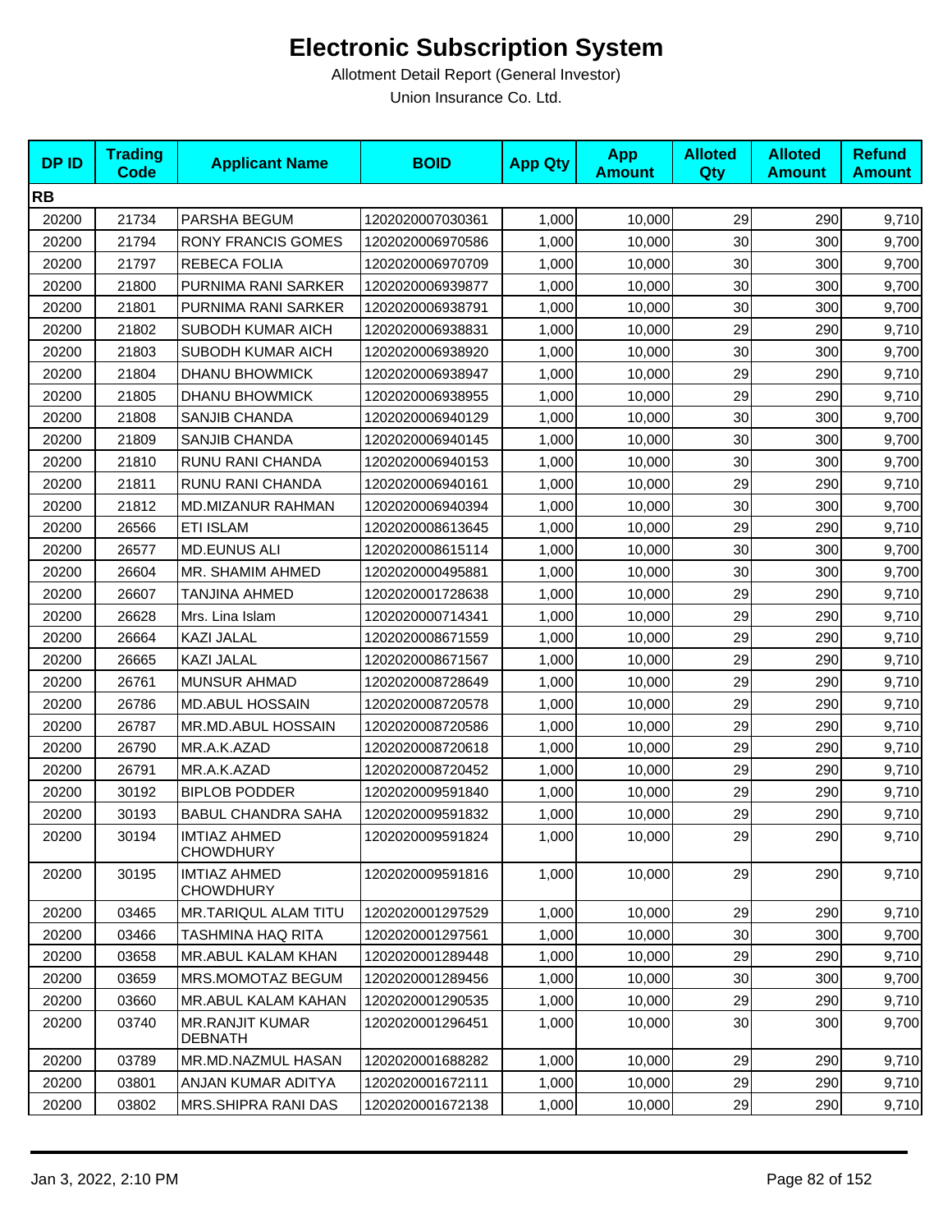# Electronic Subscription System

Allotment Detail Report (General Investor)

Union Insurance Co. Ltd.

| DP ID | Trading Code | Applicant Name | BOID | App Qty | App Amount | Alloted Qty | Alloted Amount | Refund Amount |
|---|---|---|---|---|---|---|---|---|
| **RB** | | | | | | | | |
| 20200 | 21734 | PARSHA BEGUM | 1202020007030361 | 1,000 | 10,000 | 29 | 290 | 9,710 |
| 20200 | 21794 | RONY FRANCIS GOMES | 1202020006970586 | 1,000 | 10,000 | 30 | 300 | 9,700 |
| 20200 | 21797 | REBECA FOLIA | 1202020006970709 | 1,000 | 10,000 | 30 | 300 | 9,700 |
| 20200 | 21800 | PURNIMA RANI SARKER | 1202020006939877 | 1,000 | 10,000 | 30 | 300 | 9,700 |
| 20200 | 21801 | PURNIMA RANI SARKER | 1202020006938791 | 1,000 | 10,000 | 30 | 300 | 9,700 |
| 20200 | 21802 | SUBODH KUMAR AICH | 1202020006938831 | 1,000 | 10,000 | 29 | 290 | 9,710 |
| 20200 | 21803 | SUBODH KUMAR AICH | 1202020006938920 | 1,000 | 10,000 | 30 | 300 | 9,700 |
| 20200 | 21804 | DHANU BHOWMICK | 1202020006938947 | 1,000 | 10,000 | 29 | 290 | 9,710 |
| 20200 | 21805 | DHANU BHOWMICK | 1202020006938955 | 1,000 | 10,000 | 29 | 290 | 9,710 |
| 20200 | 21808 | SANJIB CHANDA | 1202020006940129 | 1,000 | 10,000 | 30 | 300 | 9,700 |
| 20200 | 21809 | SANJIB CHANDA | 1202020006940145 | 1,000 | 10,000 | 30 | 300 | 9,700 |
| 20200 | 21810 | RUNU RANI CHANDA | 1202020006940153 | 1,000 | 10,000 | 30 | 300 | 9,700 |
| 20200 | 21811 | RUNU RANI CHANDA | 1202020006940161 | 1,000 | 10,000 | 29 | 290 | 9,710 |
| 20200 | 21812 | MD.MIZANUR RAHMAN | 1202020006940394 | 1,000 | 10,000 | 30 | 300 | 9,700 |
| 20200 | 26566 | ETI ISLAM | 1202020008613645 | 1,000 | 10,000 | 29 | 290 | 9,710 |
| 20200 | 26577 | MD.EUNUS ALI | 1202020008615114 | 1,000 | 10,000 | 30 | 300 | 9,700 |
| 20200 | 26604 | MR. SHAMIM AHMED | 1202020000495881 | 1,000 | 10,000 | 30 | 300 | 9,700 |
| 20200 | 26607 | TANJINA AHMED | 1202020001728638 | 1,000 | 10,000 | 29 | 290 | 9,710 |
| 20200 | 26628 | Mrs. Lina Islam | 1202020000714341 | 1,000 | 10,000 | 29 | 290 | 9,710 |
| 20200 | 26664 | KAZI JALAL | 1202020008671559 | 1,000 | 10,000 | 29 | 290 | 9,710 |
| 20200 | 26665 | KAZI JALAL | 1202020008671567 | 1,000 | 10,000 | 29 | 290 | 9,710 |
| 20200 | 26761 | MUNSUR AHMAD | 1202020008728649 | 1,000 | 10,000 | 29 | 290 | 9,710 |
| 20200 | 26786 | MD.ABUL HOSSAIN | 1202020008720578 | 1,000 | 10,000 | 29 | 290 | 9,710 |
| 20200 | 26787 | MR.MD.ABUL HOSSAIN | 1202020008720586 | 1,000 | 10,000 | 29 | 290 | 9,710 |
| 20200 | 26790 | MR.A.K.AZAD | 1202020008720618 | 1,000 | 10,000 | 29 | 290 | 9,710 |
| 20200 | 26791 | MR.A.K.AZAD | 1202020008720452 | 1,000 | 10,000 | 29 | 290 | 9,710 |
| 20200 | 30192 | BIPLOB PODDER | 1202020009591840 | 1,000 | 10,000 | 29 | 290 | 9,710 |
| 20200 | 30193 | BABUL CHANDRA SAHA | 1202020009591832 | 1,000 | 10,000 | 29 | 290 | 9,710 |
| 20200 | 30194 | IMTIAZ AHMED CHOWDHURY | 1202020009591824 | 1,000 | 10,000 | 29 | 290 | 9,710 |
| 20200 | 30195 | IMTIAZ AHMED CHOWDHURY | 1202020009591816 | 1,000 | 10,000 | 29 | 290 | 9,710 |
| 20200 | 03465 | MR.TARIQUL ALAM TITU | 1202020001297529 | 1,000 | 10,000 | 29 | 290 | 9,710 |
| 20200 | 03466 | TASHMINA HAQ RITA | 1202020001297561 | 1,000 | 10,000 | 30 | 300 | 9,700 |
| 20200 | 03658 | MR.ABUL KALAM KHAN | 1202020001289448 | 1,000 | 10,000 | 29 | 290 | 9,710 |
| 20200 | 03659 | MRS.MOMOTAZ BEGUM | 1202020001289456 | 1,000 | 10,000 | 30 | 300 | 9,700 |
| 20200 | 03660 | MR.ABUL KALAM KAHAN | 1202020001290535 | 1,000 | 10,000 | 29 | 290 | 9,710 |
| 20200 | 03740 | MR.RANJIT KUMAR DEBNATH | 1202020001296451 | 1,000 | 10,000 | 30 | 300 | 9,700 |
| 20200 | 03789 | MR.MD.NAZMUL HASAN | 1202020001688282 | 1,000 | 10,000 | 29 | 290 | 9,710 |
| 20200 | 03801 | ANJAN KUMAR ADITYA | 1202020001672111 | 1,000 | 10,000 | 29 | 290 | 9,710 |
| 20200 | 03802 | MRS.SHIPRA RANI DAS | 1202020001672138 | 1,000 | 10,000 | 29 | 290 | 9,710 |

Jan 3, 2022, 2:10 PM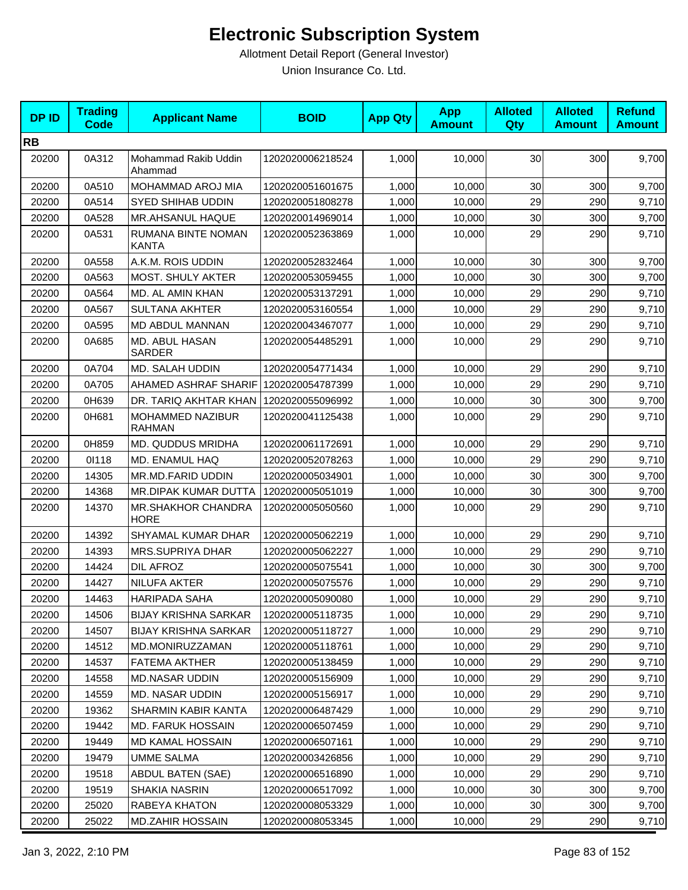# Electronic Subscription System

Allotment Detail Report (General Investor)

Union Insurance Co. Ltd.

| DP ID | Trading Code | Applicant Name | BOID | App Qty | App Amount | Alloted Qty | Alloted Amount | Refund Amount |
|---|---|---|---|---|---|---|---|---|
| **RB** | | | | | | | | |
| 20200 | 0A312 | Mohammad Rakib Uddin Ahammad | 1202020006218524 | 1,000 | 10,000 | 30 | 300 | 9,700 |
| 20200 | 0A510 | MOHAMMAD AROJ MIA | 1202020051601675 | 1,000 | 10,000 | 30 | 300 | 9,700 |
| 20200 | 0A514 | SYED SHIHAB UDDIN | 1202020051808278 | 1,000 | 10,000 | 29 | 290 | 9,710 |
| 20200 | 0A528 | MR.AHSANUL HAQUE | 1202020014969014 | 1,000 | 10,000 | 30 | 300 | 9,700 |
| 20200 | 0A531 | RUMANA BINTE NOMAN KANTA | 1202020052363869 | 1,000 | 10,000 | 29 | 290 | 9,710 |
| 20200 | 0A558 | A.K.M. ROIS UDDIN | 1202020052832464 | 1,000 | 10,000 | 30 | 300 | 9,700 |
| 20200 | 0A563 | MOST. SHULY AKTER | 1202020053059455 | 1,000 | 10,000 | 30 | 300 | 9,700 |
| 20200 | 0A564 | MD. AL AMIN KHAN | 1202020053137291 | 1,000 | 10,000 | 29 | 290 | 9,710 |
| 20200 | 0A567 | SULTANA AKHTER | 1202020053160554 | 1,000 | 10,000 | 29 | 290 | 9,710 |
| 20200 | 0A595 | MD ABDUL MANNAN | 1202020043467077 | 1,000 | 10,000 | 29 | 290 | 9,710 |
| 20200 | 0A685 | MD. ABUL HASAN SARDER | 1202020054485291 | 1,000 | 10,000 | 29 | 290 | 9,710 |
| 20200 | 0A704 | MD. SALAH UDDIN | 1202020054771434 | 1,000 | 10,000 | 29 | 290 | 9,710 |
| 20200 | 0A705 | AHAMED ASHRAF SHARIF | 1202020054787399 | 1,000 | 10,000 | 29 | 290 | 9,710 |
| 20200 | 0H639 | DR. TARIQ AKHTAR KHAN | 1202020055096992 | 1,000 | 10,000 | 30 | 300 | 9,700 |
| 20200 | 0H681 | MOHAMMED NAZIBUR RAHMAN | 1202020041125438 | 1,000 | 10,000 | 29 | 290 | 9,710 |
| 20200 | 0H859 | MD. QUDDUS MRIDHA | 1202020061172691 | 1,000 | 10,000 | 29 | 290 | 9,710 |
| 20200 | 0I118 | MD. ENAMUL HAQ | 1202020052078263 | 1,000 | 10,000 | 29 | 290 | 9,710 |
| 20200 | 14305 | MR.MD.FARID UDDIN | 1202020005034901 | 1,000 | 10,000 | 30 | 300 | 9,700 |
| 20200 | 14368 | MR.DIPAK KUMAR DUTTA | 1202020005051019 | 1,000 | 10,000 | 30 | 300 | 9,700 |
| 20200 | 14370 | MR.SHAKHOR CHANDRA HORE | 1202020005050560 | 1,000 | 10,000 | 29 | 290 | 9,710 |
| 20200 | 14392 | SHYAMAL KUMAR DHAR | 1202020005062219 | 1,000 | 10,000 | 29 | 290 | 9,710 |
| 20200 | 14393 | MRS.SUPRIYA DHAR | 1202020005062227 | 1,000 | 10,000 | 29 | 290 | 9,710 |
| 20200 | 14424 | DIL AFROZ | 1202020005075541 | 1,000 | 10,000 | 30 | 300 | 9,700 |
| 20200 | 14427 | NILUFA AKTER | 1202020005075576 | 1,000 | 10,000 | 29 | 290 | 9,710 |
| 20200 | 14463 | HARIPADA SAHA | 1202020005090080 | 1,000 | 10,000 | 29 | 290 | 9,710 |
| 20200 | 14506 | BIJAY KRISHNA SARKAR | 1202020005118735 | 1,000 | 10,000 | 29 | 290 | 9,710 |
| 20200 | 14507 | BIJAY KRISHNA SARKAR | 1202020005118727 | 1,000 | 10,000 | 29 | 290 | 9,710 |
| 20200 | 14512 | MD.MONIRUZZAMAN | 1202020005118761 | 1,000 | 10,000 | 29 | 290 | 9,710 |
| 20200 | 14537 | FATEMA AKTHER | 1202020005138459 | 1,000 | 10,000 | 29 | 290 | 9,710 |
| 20200 | 14558 | MD.NASAR UDDIN | 1202020005156909 | 1,000 | 10,000 | 29 | 290 | 9,710 |
| 20200 | 14559 | MD. NASAR UDDIN | 1202020005156917 | 1,000 | 10,000 | 29 | 290 | 9,710 |
| 20200 | 19362 | SHARMIN KABIR KANTA | 1202020006487429 | 1,000 | 10,000 | 29 | 290 | 9,710 |
| 20200 | 19442 | MD. FARUK HOSSAIN | 1202020006507459 | 1,000 | 10,000 | 29 | 290 | 9,710 |
| 20200 | 19449 | MD KAMAL HOSSAIN | 1202020006507161 | 1,000 | 10,000 | 29 | 290 | 9,710 |
| 20200 | 19479 | UMME SALMA | 1202020003426856 | 1,000 | 10,000 | 29 | 290 | 9,710 |
| 20200 | 19518 | ABDUL BATEN (SAE) | 1202020006516890 | 1,000 | 10,000 | 29 | 290 | 9,710 |
| 20200 | 19519 | SHAKIA NASRIN | 1202020006517092 | 1,000 | 10,000 | 30 | 300 | 9,700 |
| 20200 | 25020 | RABEYA KHATON | 1202020008053329 | 1,000 | 10,000 | 30 | 300 | 9,700 |
| 20200 | 25022 | MD.ZAHIR HOSSAIN | 1202020008053345 | 1,000 | 10,000 | 29 | 290 | 9,710 |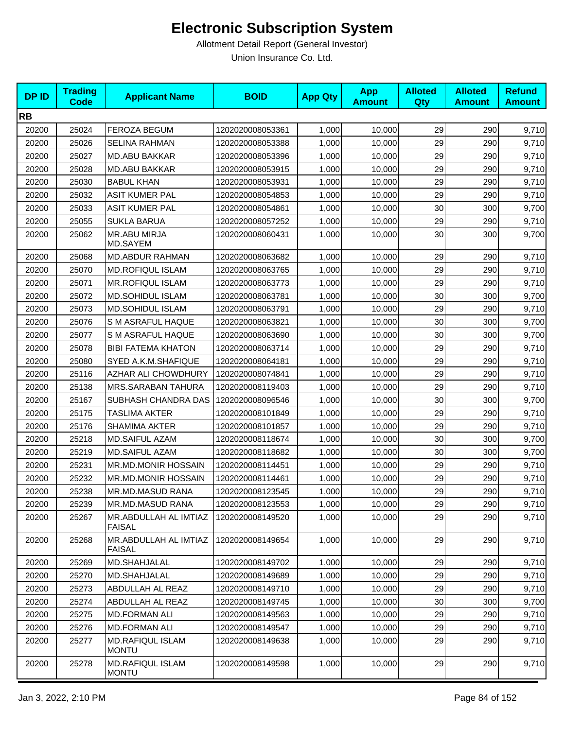# Electronic Subscription System

Allotment Detail Report (General Investor)

Union Insurance Co. Ltd.

| DP ID | Trading Code | Applicant Name | BOID | App Qty | App Amount | Alloted Qty | Alloted Amount | Refund Amount |
|---|---|---|---|---|---|---|---|---|
| **RB** | | | | | | | | |
| 20200 | 25024 | FEROZA BEGUM | 1202020008053361 | 1,000 | 10,000 | 29 | 290 | 9,710 |
| 20200 | 25026 | SELINA RAHMAN | 1202020008053388 | 1,000 | 10,000 | 29 | 290 | 9,710 |
| 20200 | 25027 | MD.ABU BAKKAR | 1202020008053396 | 1,000 | 10,000 | 29 | 290 | 9,710 |
| 20200 | 25028 | MD.ABU BAKKAR | 1202020008053915 | 1,000 | 10,000 | 29 | 290 | 9,710 |
| 20200 | 25030 | BABUL KHAN | 1202020008053931 | 1,000 | 10,000 | 29 | 290 | 9,710 |
| 20200 | 25032 | ASIT KUMER PAL | 1202020008054853 | 1,000 | 10,000 | 29 | 290 | 9,710 |
| 20200 | 25033 | ASIT KUMER PAL | 1202020008054861 | 1,000 | 10,000 | 30 | 300 | 9,700 |
| 20200 | 25055 | SUKLA BARUA | 1202020008057252 | 1,000 | 10,000 | 29 | 290 | 9,710 |
| 20200 | 25062 | MR.ABU MIRJA MD.SAYEM | 1202020008060431 | 1,000 | 10,000 | 30 | 300 | 9,700 |
| 20200 | 25068 | MD.ABDUR RAHMAN | 1202020008063682 | 1,000 | 10,000 | 29 | 290 | 9,710 |
| 20200 | 25070 | MD.ROFIQUL ISLAM | 1202020008063765 | 1,000 | 10,000 | 29 | 290 | 9,710 |
| 20200 | 25071 | MR.ROFIQUL ISLAM | 1202020008063773 | 1,000 | 10,000 | 29 | 290 | 9,710 |
| 20200 | 25072 | MD.SOHIDUL ISLAM | 1202020008063781 | 1,000 | 10,000 | 30 | 300 | 9,700 |
| 20200 | 25073 | MD.SOHIDUL ISLAM | 1202020008063791 | 1,000 | 10,000 | 29 | 290 | 9,710 |
| 20200 | 25076 | S M ASRAFUL HAQUE | 1202020008063821 | 1,000 | 10,000 | 30 | 300 | 9,700 |
| 20200 | 25077 | S M ASRAFUL HAQUE | 1202020008063690 | 1,000 | 10,000 | 30 | 300 | 9,700 |
| 20200 | 25078 | BIBI FATEMA KHATON | 1202020008063714 | 1,000 | 10,000 | 29 | 290 | 9,710 |
| 20200 | 25080 | SYED A.K.M.SHAFIQUE | 1202020008064181 | 1,000 | 10,000 | 29 | 290 | 9,710 |
| 20200 | 25116 | AZHAR ALI CHOWDHURY | 1202020008074841 | 1,000 | 10,000 | 29 | 290 | 9,710 |
| 20200 | 25138 | MRS.SARABAN TAHURA | 1202020008119403 | 1,000 | 10,000 | 29 | 290 | 9,710 |
| 20200 | 25167 | SUBHASH CHANDRA DAS | 1202020008096546 | 1,000 | 10,000 | 30 | 300 | 9,700 |
| 20200 | 25175 | TASLIMA AKTER | 1202020008101849 | 1,000 | 10,000 | 29 | 290 | 9,710 |
| 20200 | 25176 | SHAMIMA AKTER | 1202020008101857 | 1,000 | 10,000 | 29 | 290 | 9,710 |
| 20200 | 25218 | MD.SAIFUL AZAM | 1202020008118674 | 1,000 | 10,000 | 30 | 300 | 9,700 |
| 20200 | 25219 | MD.SAIFUL AZAM | 1202020008118682 | 1,000 | 10,000 | 30 | 300 | 9,700 |
| 20200 | 25231 | MR.MD.MONIR HOSSAIN | 1202020008114451 | 1,000 | 10,000 | 29 | 290 | 9,710 |
| 20200 | 25232 | MR.MD.MONIR HOSSAIN | 1202020008114461 | 1,000 | 10,000 | 29 | 290 | 9,710 |
| 20200 | 25238 | MR.MD.MASUD RANA | 1202020008123545 | 1,000 | 10,000 | 29 | 290 | 9,710 |
| 20200 | 25239 | MR.MD.MASUD RANA | 1202020008123553 | 1,000 | 10,000 | 29 | 290 | 9,710 |
| 20200 | 25267 | MR.ABDULLAH AL IMTIAZ FAISAL | 1202020008149520 | 1,000 | 10,000 | 29 | 290 | 9,710 |
| 20200 | 25268 | MR.ABDULLAH AL IMTIAZ FAISAL | 1202020008149654 | 1,000 | 10,000 | 29 | 290 | 9,710 |
| 20200 | 25269 | MD.SHAHJALAL | 1202020008149702 | 1,000 | 10,000 | 29 | 290 | 9,710 |
| 20200 | 25270 | MD.SHAHJALAL | 1202020008149689 | 1,000 | 10,000 | 29 | 290 | 9,710 |
| 20200 | 25273 | ABDULLAH AL REAZ | 1202020008149710 | 1,000 | 10,000 | 29 | 290 | 9,710 |
| 20200 | 25274 | ABDULLAH AL REAZ | 1202020008149745 | 1,000 | 10,000 | 30 | 300 | 9,700 |
| 20200 | 25275 | MD.FORMAN ALI | 1202020008149563 | 1,000 | 10,000 | 29 | 290 | 9,710 |
| 20200 | 25276 | MD.FORMAN ALI | 1202020008149547 | 1,000 | 10,000 | 29 | 290 | 9,710 |
| 20200 | 25277 | MD.RAFIQUL ISLAM MONTU | 1202020008149638 | 1,000 | 10,000 | 29 | 290 | 9,710 |
| 20200 | 25278 | MD.RAFIQUL ISLAM MONTU | 1202020008149598 | 1,000 | 10,000 | 29 | 290 | 9,710 |

Jan 3, 2022, 2:10 PM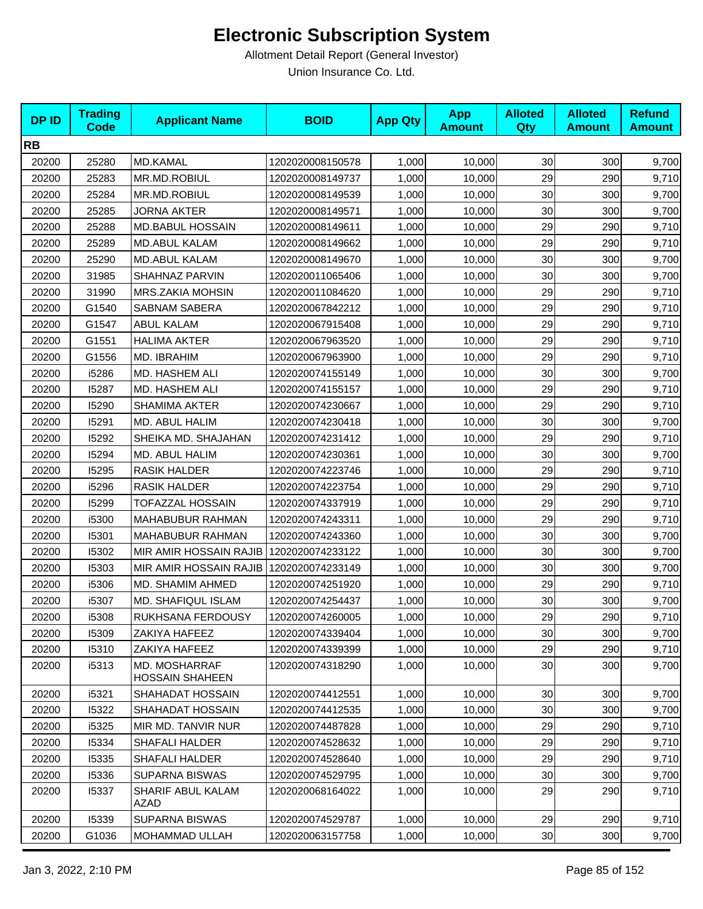# Electronic Subscription System

Allotment Detail Report (General Investor)

Union Insurance Co. Ltd.

| DP ID | Trading Code | Applicant Name | BOID | App Qty | App Amount | Alloted Qty | Alloted Amount | Refund Amount |
|---|---|---|---|---|---|---|---|---|
| **RB** | | | | | | | | |
| 20200 | 25280 | MD.KAMAL | 1202020008150578 | 1,000 | 10,000 | 30 | 300 | 9,700 |
| 20200 | 25283 | MR.MD.ROBIUL | 1202020008149737 | 1,000 | 10,000 | 29 | 290 | 9,710 |
| 20200 | 25284 | MR.MD.ROBIUL | 1202020008149539 | 1,000 | 10,000 | 30 | 300 | 9,700 |
| 20200 | 25285 | JORNA AKTER | 1202020008149571 | 1,000 | 10,000 | 30 | 300 | 9,700 |
| 20200 | 25288 | MD.BABUL HOSSAIN | 1202020008149611 | 1,000 | 10,000 | 29 | 290 | 9,710 |
| 20200 | 25289 | MD.ABUL KALAM | 1202020008149662 | 1,000 | 10,000 | 29 | 290 | 9,710 |
| 20200 | 25290 | MD.ABUL KALAM | 1202020008149670 | 1,000 | 10,000 | 30 | 300 | 9,700 |
| 20200 | 31985 | SHAHNAZ PARVIN | 1202020011065406 | 1,000 | 10,000 | 30 | 300 | 9,700 |
| 20200 | 31990 | MRS.ZAKIA MOHSIN | 1202020011084620 | 1,000 | 10,000 | 29 | 290 | 9,710 |
| 20200 | G1540 | SABNAM SABERA | 1202020067842212 | 1,000 | 10,000 | 29 | 290 | 9,710 |
| 20200 | G1547 | ABUL KALAM | 1202020067915408 | 1,000 | 10,000 | 29 | 290 | 9,710 |
| 20200 | G1551 | HALIMA AKTER | 1202020067963520 | 1,000 | 10,000 | 29 | 290 | 9,710 |
| 20200 | G1556 | MD. IBRAHIM | 1202020067963900 | 1,000 | 10,000 | 29 | 290 | 9,710 |
| 20200 | i5286 | MD. HASHEM ALI | 1202020074155149 | 1,000 | 10,000 | 30 | 300 | 9,700 |
| 20200 | I5287 | MD. HASHEM ALI | 1202020074155157 | 1,000 | 10,000 | 29 | 290 | 9,710 |
| 20200 | I5290 | SHAMIMA AKTER | 1202020074230667 | 1,000 | 10,000 | 29 | 290 | 9,710 |
| 20200 | I5291 | MD. ABUL HALIM | 1202020074230418 | 1,000 | 10,000 | 30 | 300 | 9,700 |
| 20200 | I5292 | SHEIKA MD. SHAJAHAN | 1202020074231412 | 1,000 | 10,000 | 29 | 290 | 9,710 |
| 20200 | I5294 | MD. ABUL HALIM | 1202020074230361 | 1,000 | 10,000 | 30 | 300 | 9,700 |
| 20200 | I5295 | RASIK HALDER | 1202020074223746 | 1,000 | 10,000 | 29 | 290 | 9,710 |
| 20200 | i5296 | RASIK HALDER | 1202020074223754 | 1,000 | 10,000 | 29 | 290 | 9,710 |
| 20200 | I5299 | TOFAZZAL HOSSAIN | 1202020074337919 | 1,000 | 10,000 | 29 | 290 | 9,710 |
| 20200 | i5300 | MAHABUBUR RAHMAN | 1202020074243311 | 1,000 | 10,000 | 29 | 290 | 9,710 |
| 20200 | I5301 | MAHABUBUR RAHMAN | 1202020074243360 | 1,000 | 10,000 | 30 | 300 | 9,700 |
| 20200 | I5302 | MIR AMIR HOSSAIN RAJIB | 1202020074233122 | 1,000 | 10,000 | 30 | 300 | 9,700 |
| 20200 | I5303 | MIR AMIR HOSSAIN RAJIB | 1202020074233149 | 1,000 | 10,000 | 30 | 300 | 9,700 |
| 20200 | i5306 | MD. SHAMIM AHMED | 1202020074251920 | 1,000 | 10,000 | 29 | 290 | 9,710 |
| 20200 | i5307 | MD. SHAFIQUL ISLAM | 1202020074254437 | 1,000 | 10,000 | 30 | 300 | 9,700 |
| 20200 | i5308 | RUKHSANA FERDOUSY | 1202020074260005 | 1,000 | 10,000 | 29 | 290 | 9,710 |
| 20200 | I5309 | ZAKIYA HAFEEZ | 1202020074339404 | 1,000 | 10,000 | 30 | 300 | 9,700 |
| 20200 | I5310 | ZAKIYA HAFEEZ | 1202020074339399 | 1,000 | 10,000 | 29 | 290 | 9,710 |
| 20200 | i5313 | MD. MOSHARRAF HOSSAIN SHAHEEN | 1202020074318290 | 1,000 | 10,000 | 30 | 300 | 9,700 |
| 20200 | i5321 | SHAHADAT HOSSAIN | 1202020074412551 | 1,000 | 10,000 | 30 | 300 | 9,700 |
| 20200 | I5322 | SHAHADAT HOSSAIN | 1202020074412535 | 1,000 | 10,000 | 30 | 300 | 9,700 |
| 20200 | i5325 | MIR MD. TANVIR NUR | 1202020074487828 | 1,000 | 10,000 | 29 | 290 | 9,710 |
| 20200 | I5334 | SHAFALI HALDER | 1202020074528632 | 1,000 | 10,000 | 29 | 290 | 9,710 |
| 20200 | I5335 | SHAFALI HALDER | 1202020074528640 | 1,000 | 10,000 | 29 | 290 | 9,710 |
| 20200 | I5336 | SUPARNA BISWAS | 1202020074529795 | 1,000 | 10,000 | 30 | 300 | 9,700 |
| 20200 | I5337 | SHARIF ABUL KALAM AZAD | 1202020068164022 | 1,000 | 10,000 | 29 | 290 | 9,710 |
| 20200 | I5339 | SUPARNA BISWAS | 1202020074529787 | 1,000 | 10,000 | 29 | 290 | 9,710 |
| 20200 | G1036 | MOHAMMAD ULLAH | 1202020063157758 | 1,000 | 10,000 | 30 | 300 | 9,700 |

Jan 3, 2022, 2:10 PM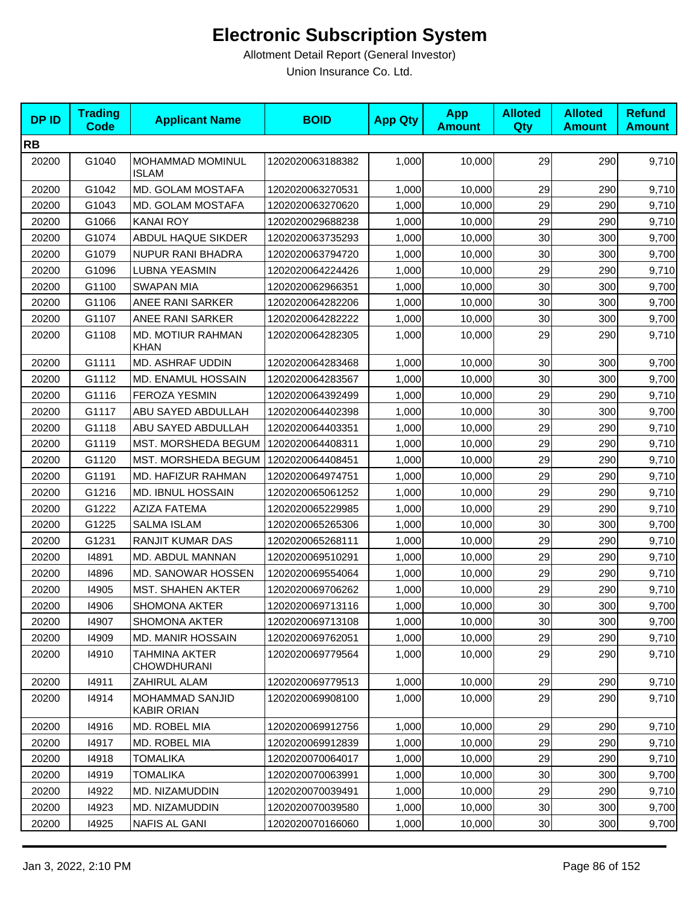# Electronic Subscription System

Allotment Detail Report (General Investor)

Union Insurance Co. Ltd.

| DP ID | Trading Code | Applicant Name | BOID | App Qty | App Amount | Alloted Qty | Alloted Amount | Refund Amount |
|---|---|---|---|---|---|---|---|---|
| **RB** | | | | | | | | |
| 20200 | G1040 | MOHAMMAD MOMINUL ISLAM | 1202020063188382 | 1,000 | 10,000 | 29 | 290 | 9,710 |
| 20200 | G1042 | MD. GOLAM MOSTAFA | 1202020063270531 | 1,000 | 10,000 | 29 | 290 | 9,710 |
| 20200 | G1043 | MD. GOLAM MOSTAFA | 1202020063270620 | 1,000 | 10,000 | 29 | 290 | 9,710 |
| 20200 | G1066 | KANAI ROY | 1202020029688238 | 1,000 | 10,000 | 29 | 290 | 9,710 |
| 20200 | G1074 | ABDUL HAQUE SIKDER | 1202020063735293 | 1,000 | 10,000 | 30 | 300 | 9,700 |
| 20200 | G1079 | NUPUR RANI BHADRA | 1202020063794720 | 1,000 | 10,000 | 30 | 300 | 9,700 |
| 20200 | G1096 | LUBNA YEASMIN | 1202020064224426 | 1,000 | 10,000 | 29 | 290 | 9,710 |
| 20200 | G1100 | SWAPAN MIA | 1202020062966351 | 1,000 | 10,000 | 30 | 300 | 9,700 |
| 20200 | G1106 | ANEE RANI SARKER | 1202020064282206 | 1,000 | 10,000 | 30 | 300 | 9,700 |
| 20200 | G1107 | ANEE RANI SARKER | 1202020064282222 | 1,000 | 10,000 | 30 | 300 | 9,700 |
| 20200 | G1108 | MD. MOTIUR RAHMAN KHAN | 1202020064282305 | 1,000 | 10,000 | 29 | 290 | 9,710 |
| 20200 | G1111 | MD. ASHRAF UDDIN | 1202020064283468 | 1,000 | 10,000 | 30 | 300 | 9,700 |
| 20200 | G1112 | MD. ENAMUL HOSSAIN | 1202020064283567 | 1,000 | 10,000 | 30 | 300 | 9,700 |
| 20200 | G1116 | FEROZA YESMIN | 1202020064392499 | 1,000 | 10,000 | 29 | 290 | 9,710 |
| 20200 | G1117 | ABU SAYED ABDULLAH | 1202020064402398 | 1,000 | 10,000 | 30 | 300 | 9,700 |
| 20200 | G1118 | ABU SAYED ABDULLAH | 1202020064403351 | 1,000 | 10,000 | 29 | 290 | 9,710 |
| 20200 | G1119 | MST. MORSHEDA BEGUM | 1202020064408311 | 1,000 | 10,000 | 29 | 290 | 9,710 |
| 20200 | G1120 | MST. MORSHEDA BEGUM | 1202020064408451 | 1,000 | 10,000 | 29 | 290 | 9,710 |
| 20200 | G1191 | MD. HAFIZUR RAHMAN | 1202020064974751 | 1,000 | 10,000 | 29 | 290 | 9,710 |
| 20200 | G1216 | MD. IBNUL HOSSAIN | 1202020065061252 | 1,000 | 10,000 | 29 | 290 | 9,710 |
| 20200 | G1222 | AZIZA FATEMA | 1202020065229985 | 1,000 | 10,000 | 29 | 290 | 9,710 |
| 20200 | G1225 | SALMA ISLAM | 1202020065265306 | 1,000 | 10,000 | 30 | 300 | 9,700 |
| 20200 | G1231 | RANJIT KUMAR DAS | 1202020065268111 | 1,000 | 10,000 | 29 | 290 | 9,710 |
| 20200 | I4891 | MD. ABDUL MANNAN | 1202020069510291 | 1,000 | 10,000 | 29 | 290 | 9,710 |
| 20200 | I4896 | MD. SANOWAR HOSSEN | 1202020069554064 | 1,000 | 10,000 | 29 | 290 | 9,710 |
| 20200 | I4905 | MST. SHAHEN AKTER | 1202020069706262 | 1,000 | 10,000 | 29 | 290 | 9,710 |
| 20200 | I4906 | SHOMONA AKTER | 1202020069713116 | 1,000 | 10,000 | 30 | 300 | 9,700 |
| 20200 | I4907 | SHOMONA AKTER | 1202020069713108 | 1,000 | 10,000 | 30 | 300 | 9,700 |
| 20200 | I4909 | MD. MANIR HOSSAIN | 1202020069762051 | 1,000 | 10,000 | 29 | 290 | 9,710 |
| 20200 | I4910 | TAHMINA AKTER CHOWDHURANI | 1202020069779564 | 1,000 | 10,000 | 29 | 290 | 9,710 |
| 20200 | I4911 | ZAHIRUL ALAM | 1202020069779513 | 1,000 | 10,000 | 29 | 290 | 9,710 |
| 20200 | I4914 | MOHAMMAD SANJID KABIR ORIAN | 1202020069908100 | 1,000 | 10,000 | 29 | 290 | 9,710 |
| 20200 | I4916 | MD. ROBEL MIA | 1202020069912756 | 1,000 | 10,000 | 29 | 290 | 9,710 |
| 20200 | I4917 | MD. ROBEL MIA | 1202020069912839 | 1,000 | 10,000 | 29 | 290 | 9,710 |
| 20200 | I4918 | TOMALIKA | 1202020070064017 | 1,000 | 10,000 | 29 | 290 | 9,710 |
| 20200 | I4919 | TOMALIKA | 1202020070063991 | 1,000 | 10,000 | 30 | 300 | 9,700 |
| 20200 | I4922 | MD. NIZAMUDDIN | 1202020070039491 | 1,000 | 10,000 | 29 | 290 | 9,710 |
| 20200 | I4923 | MD. NIZAMUDDIN | 1202020070039580 | 1,000 | 10,000 | 30 | 300 | 9,700 |
| 20200 | I4925 | NAFIS AL GANI | 1202020070166060 | 1,000 | 10,000 | 30 | 300 | 9,700 |

Jan 3, 2022, 2:10 PM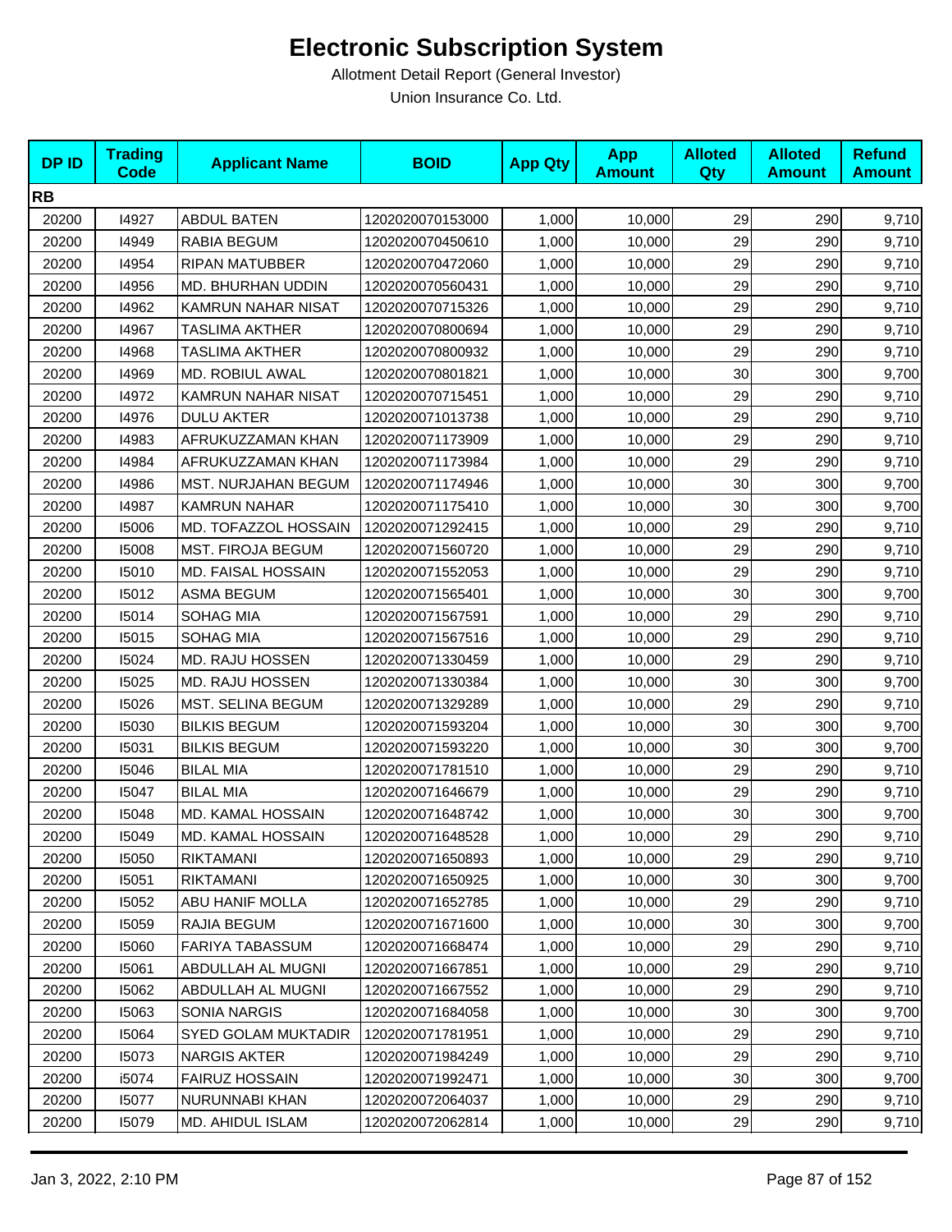# Electronic Subscription System

Allotment Detail Report (General Investor)

Union Insurance Co. Ltd.

| DP ID | Trading Code | Applicant Name | BOID | App Qty | App Amount | Alloted Qty | Alloted Amount | Refund Amount |
|---|---|---|---|---|---|---|---|---|
| **RB** | | | | | | | | |
| 20200 | I4927 | ABDUL BATEN | 1202020070153000 | 1,000 | 10,000 | 29 | 290 | 9,710 |
| 20200 | I4949 | RABIA BEGUM | 1202020070450610 | 1,000 | 10,000 | 29 | 290 | 9,710 |
| 20200 | I4954 | RIPAN MATUBBER | 1202020070472060 | 1,000 | 10,000 | 29 | 290 | 9,710 |
| 20200 | I4956 | MD. BHURHAN UDDIN | 1202020070560431 | 1,000 | 10,000 | 29 | 290 | 9,710 |
| 20200 | I4962 | KAMRUN NAHAR NISAT | 1202020070715326 | 1,000 | 10,000 | 29 | 290 | 9,710 |
| 20200 | I4967 | TASLIMA AKTHER | 1202020070800694 | 1,000 | 10,000 | 29 | 290 | 9,710 |
| 20200 | I4968 | TASLIMA AKTHER | 1202020070800932 | 1,000 | 10,000 | 29 | 290 | 9,710 |
| 20200 | I4969 | MD. ROBIUL AWAL | 1202020070801821 | 1,000 | 10,000 | 30 | 300 | 9,700 |
| 20200 | I4972 | KAMRUN NAHAR NISAT | 1202020070715451 | 1,000 | 10,000 | 29 | 290 | 9,710 |
| 20200 | I4976 | DULU AKTER | 1202020071013738 | 1,000 | 10,000 | 29 | 290 | 9,710 |
| 20200 | I4983 | AFRUKUZZAMAN KHAN | 1202020071173909 | 1,000 | 10,000 | 29 | 290 | 9,710 |
| 20200 | I4984 | AFRUKUZZAMAN KHAN | 1202020071173984 | 1,000 | 10,000 | 29 | 290 | 9,710 |
| 20200 | I4986 | MST. NURJAHAN BEGUM | 1202020071174946 | 1,000 | 10,000 | 30 | 300 | 9,700 |
| 20200 | I4987 | KAMRUN NAHAR | 1202020071175410 | 1,000 | 10,000 | 30 | 300 | 9,700 |
| 20200 | I5006 | MD. TOFAZZOL HOSSAIN | 1202020071292415 | 1,000 | 10,000 | 29 | 290 | 9,710 |
| 20200 | I5008 | MST. FIROJA BEGUM | 1202020071560720 | 1,000 | 10,000 | 29 | 290 | 9,710 |
| 20200 | I5010 | MD. FAISAL HOSSAIN | 1202020071552053 | 1,000 | 10,000 | 29 | 290 | 9,710 |
| 20200 | I5012 | ASMA BEGUM | 1202020071565401 | 1,000 | 10,000 | 30 | 300 | 9,700 |
| 20200 | I5014 | SOHAG MIA | 1202020071567591 | 1,000 | 10,000 | 29 | 290 | 9,710 |
| 20200 | I5015 | SOHAG MIA | 1202020071567516 | 1,000 | 10,000 | 29 | 290 | 9,710 |
| 20200 | I5024 | MD. RAJU HOSSEN | 1202020071330459 | 1,000 | 10,000 | 29 | 290 | 9,710 |
| 20200 | I5025 | MD. RAJU HOSSEN | 1202020071330384 | 1,000 | 10,000 | 30 | 300 | 9,700 |
| 20200 | I5026 | MST. SELINA BEGUM | 1202020071329289 | 1,000 | 10,000 | 29 | 290 | 9,710 |
| 20200 | I5030 | BILKIS BEGUM | 1202020071593204 | 1,000 | 10,000 | 30 | 300 | 9,700 |
| 20200 | I5031 | BILKIS BEGUM | 1202020071593220 | 1,000 | 10,000 | 30 | 300 | 9,700 |
| 20200 | I5046 | BILAL MIA | 1202020071781510 | 1,000 | 10,000 | 29 | 290 | 9,710 |
| 20200 | I5047 | BILAL MIA | 1202020071646679 | 1,000 | 10,000 | 29 | 290 | 9,710 |
| 20200 | I5048 | MD. KAMAL HOSSAIN | 1202020071648742 | 1,000 | 10,000 | 30 | 300 | 9,700 |
| 20200 | I5049 | MD. KAMAL HOSSAIN | 1202020071648528 | 1,000 | 10,000 | 29 | 290 | 9,710 |
| 20200 | I5050 | RIKTAMANI | 1202020071650893 | 1,000 | 10,000 | 29 | 290 | 9,710 |
| 20200 | I5051 | RIKTAMANI | 1202020071650925 | 1,000 | 10,000 | 30 | 300 | 9,700 |
| 20200 | I5052 | ABU HANIF MOLLA | 1202020071652785 | 1,000 | 10,000 | 29 | 290 | 9,710 |
| 20200 | I5059 | RAJIA BEGUM | 1202020071671600 | 1,000 | 10,000 | 30 | 300 | 9,700 |
| 20200 | I5060 | FARIYA TABASSUM | 1202020071668474 | 1,000 | 10,000 | 29 | 290 | 9,710 |
| 20200 | I5061 | ABDULLAH AL MUGNI | 1202020071667851 | 1,000 | 10,000 | 29 | 290 | 9,710 |
| 20200 | I5062 | ABDULLAH AL MUGNI | 1202020071667552 | 1,000 | 10,000 | 29 | 290 | 9,710 |
| 20200 | I5063 | SONIA NARGIS | 1202020071684058 | 1,000 | 10,000 | 30 | 300 | 9,700 |
| 20200 | I5064 | SYED GOLAM MUKTADIR | 1202020071781951 | 1,000 | 10,000 | 29 | 290 | 9,710 |
| 20200 | I5073 | NARGIS AKTER | 1202020071984249 | 1,000 | 10,000 | 29 | 290 | 9,710 |
| 20200 | i5074 | FAIRUZ HOSSAIN | 1202020071992471 | 1,000 | 10,000 | 30 | 300 | 9,700 |
| 20200 | I5077 | NURUNNABI KHAN | 1202020072064037 | 1,000 | 10,000 | 29 | 290 | 9,710 |
| 20200 | I5079 | MD. AHIDUL ISLAM | 1202020072062814 | 1,000 | 10,000 | 29 | 290 | 9,710 |

Jan 3, 2022, 2:10 PM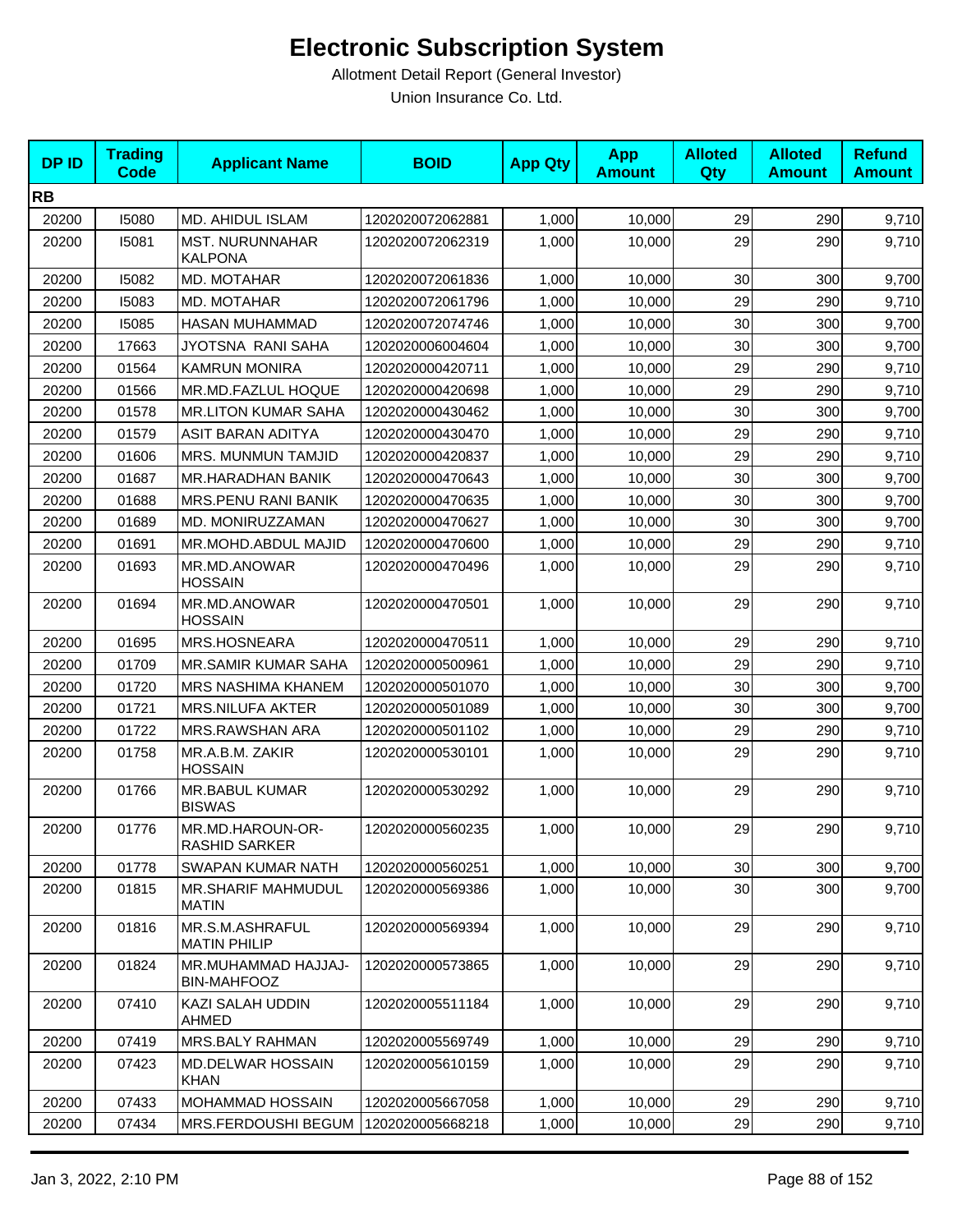# Electronic Subscription System

Allotment Detail Report (General Investor)

Union Insurance Co. Ltd.

| DP ID | Trading Code | Applicant Name | BOID | App Qty | App Amount | Alloted Qty | Alloted Amount | Refund Amount |
|---|---|---|---|---|---|---|---|---|
| **RB** | | | | | | | | |
| 20200 | I5080 | MD. AHIDUL ISLAM | 1202020072062881 | 1,000 | 10,000 | 29 | 290 | 9,710 |
| 20200 | I5081 | MST. NURUNNAHAR KALPONA | 1202020072062319 | 1,000 | 10,000 | 29 | 290 | 9,710 |
| 20200 | I5082 | MD. MOTAHAR | 1202020072061836 | 1,000 | 10,000 | 30 | 300 | 9,700 |
| 20200 | I5083 | MD. MOTAHAR | 1202020072061796 | 1,000 | 10,000 | 29 | 290 | 9,710 |
| 20200 | I5085 | HASAN MUHAMMAD | 1202020072074746 | 1,000 | 10,000 | 30 | 300 | 9,700 |
| 20200 | 17663 | JYOTSNA RANI SAHA | 1202020006004604 | 1,000 | 10,000 | 30 | 300 | 9,700 |
| 20200 | 01564 | KAMRUN MONIRA | 1202020000420711 | 1,000 | 10,000 | 29 | 290 | 9,710 |
| 20200 | 01566 | MR.MD.FAZLUL HOQUE | 1202020000420698 | 1,000 | 10,000 | 29 | 290 | 9,710 |
| 20200 | 01578 | MR.LITON KUMAR SAHA | 1202020000430462 | 1,000 | 10,000 | 30 | 300 | 9,700 |
| 20200 | 01579 | ASIT BARAN ADITYA | 1202020000430470 | 1,000 | 10,000 | 29 | 290 | 9,710 |
| 20200 | 01606 | MRS. MUNMUN TAMJID | 1202020000420837 | 1,000 | 10,000 | 29 | 290 | 9,710 |
| 20200 | 01687 | MR.HARADHAN BANIK | 1202020000470643 | 1,000 | 10,000 | 30 | 300 | 9,700 |
| 20200 | 01688 | MRS.PENU RANI BANIK | 1202020000470635 | 1,000 | 10,000 | 30 | 300 | 9,700 |
| 20200 | 01689 | MD. MONIRUZZAMAN | 1202020000470627 | 1,000 | 10,000 | 30 | 300 | 9,700 |
| 20200 | 01691 | MR.MOHD.ABDUL MAJID | 1202020000470600 | 1,000 | 10,000 | 29 | 290 | 9,710 |
| 20200 | 01693 | MR.MD.ANOWAR HOSSAIN | 1202020000470496 | 1,000 | 10,000 | 29 | 290 | 9,710 |
| 20200 | 01694 | MR.MD.ANOWAR HOSSAIN | 1202020000470501 | 1,000 | 10,000 | 29 | 290 | 9,710 |
| 20200 | 01695 | MRS.HOSNEARA | 1202020000470511 | 1,000 | 10,000 | 29 | 290 | 9,710 |
| 20200 | 01709 | MR.SAMIR KUMAR SAHA | 1202020000500961 | 1,000 | 10,000 | 29 | 290 | 9,710 |
| 20200 | 01720 | MRS NASHIMA KHANEM | 1202020000501070 | 1,000 | 10,000 | 30 | 300 | 9,700 |
| 20200 | 01721 | MRS.NILUFA AKTER | 1202020000501089 | 1,000 | 10,000 | 30 | 300 | 9,700 |
| 20200 | 01722 | MRS.RAWSHAN ARA | 1202020000501102 | 1,000 | 10,000 | 29 | 290 | 9,710 |
| 20200 | 01758 | MR.A.B.M. ZAKIR HOSSAIN | 1202020000530101 | 1,000 | 10,000 | 29 | 290 | 9,710 |
| 20200 | 01766 | MR.BABUL KUMAR BISWAS | 1202020000530292 | 1,000 | 10,000 | 29 | 290 | 9,710 |
| 20200 | 01776 | MR.MD.HAROUN-OR-RASHID SARKER | 1202020000560235 | 1,000 | 10,000 | 29 | 290 | 9,710 |
| 20200 | 01778 | SWAPAN KUMAR NATH | 1202020000560251 | 1,000 | 10,000 | 30 | 300 | 9,700 |
| 20200 | 01815 | MR.SHARIF MAHMUDUL MATIN | 1202020000569386 | 1,000 | 10,000 | 30 | 300 | 9,700 |
| 20200 | 01816 | MR.S.M.ASHRAFUL MATIN PHILIP | 1202020000569394 | 1,000 | 10,000 | 29 | 290 | 9,710 |
| 20200 | 01824 | MR.MUHAMMAD HAJJAJ-BIN-MAHFOOZ | 1202020000573865 | 1,000 | 10,000 | 29 | 290 | 9,710 |
| 20200 | 07410 | KAZI SALAH UDDIN AHMED | 1202020005511184 | 1,000 | 10,000 | 29 | 290 | 9,710 |
| 20200 | 07419 | MRS.BALY RAHMAN | 1202020005569749 | 1,000 | 10,000 | 29 | 290 | 9,710 |
| 20200 | 07423 | MD.DELWAR HOSSAIN KHAN | 1202020005610159 | 1,000 | 10,000 | 29 | 290 | 9,710 |
| 20200 | 07433 | MOHAMMAD HOSSAIN | 1202020005667058 | 1,000 | 10,000 | 29 | 290 | 9,710 |
| 20200 | 07434 | MRS.FERDOUSHI BEGUM | 1202020005668218 | 1,000 | 10,000 | 29 | 290 | 9,710 |

Jan 3, 2022, 2:10 PM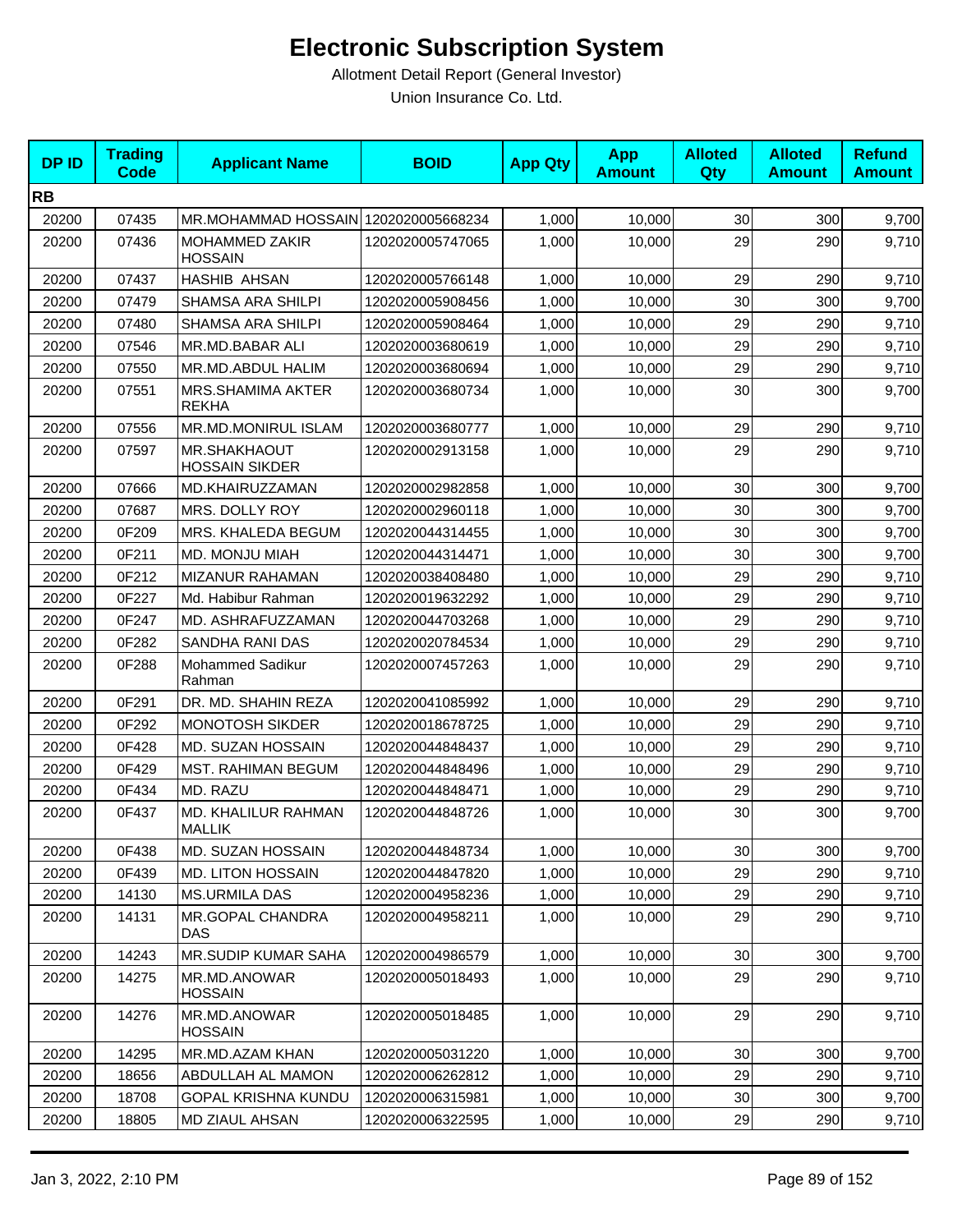# Electronic Subscription System

Allotment Detail Report (General Investor)

Union Insurance Co. Ltd.

| DP ID | Trading Code | Applicant Name | BOID | App Qty | App Amount | Alloted Qty | Alloted Amount | Refund Amount |
|---|---|---|---|---|---|---|---|---|
| **RB** | | | | | | | | |
| 20200 | 07435 | MR.MOHAMMAD HOSSAIN | 1202020005668234 | 1,000 | 10,000 | 30 | 300 | 9,700 |
| 20200 | 07436 | MOHAMMED ZAKIR HOSSAIN | 1202020005747065 | 1,000 | 10,000 | 29 | 290 | 9,710 |
| 20200 | 07437 | HASHIB AHSAN | 1202020005766148 | 1,000 | 10,000 | 29 | 290 | 9,710 |
| 20200 | 07479 | SHAMSA ARA SHILPI | 1202020005908456 | 1,000 | 10,000 | 30 | 300 | 9,700 |
| 20200 | 07480 | SHAMSA ARA SHILPI | 1202020005908464 | 1,000 | 10,000 | 29 | 290 | 9,710 |
| 20200 | 07546 | MR.MD.BABAR ALI | 1202020003680619 | 1,000 | 10,000 | 29 | 290 | 9,710 |
| 20200 | 07550 | MR.MD.ABDUL HALIM | 1202020003680694 | 1,000 | 10,000 | 29 | 290 | 9,710 |
| 20200 | 07551 | MRS.SHAMIMA AKTER REKHA | 1202020003680734 | 1,000 | 10,000 | 30 | 300 | 9,700 |
| 20200 | 07556 | MR.MD.MONIRUL ISLAM | 1202020003680777 | 1,000 | 10,000 | 29 | 290 | 9,710 |
| 20200 | 07597 | MR.SHAKHAOUT HOSSAIN SIKDER | 1202020002913158 | 1,000 | 10,000 | 29 | 290 | 9,710 |
| 20200 | 07666 | MD.KHAIRUZZAMAN | 1202020002982858 | 1,000 | 10,000 | 30 | 300 | 9,700 |
| 20200 | 07687 | MRS. DOLLY ROY | 1202020002960118 | 1,000 | 10,000 | 30 | 300 | 9,700 |
| 20200 | 0F209 | MRS. KHALEDA BEGUM | 1202020044314455 | 1,000 | 10,000 | 30 | 300 | 9,700 |
| 20200 | 0F211 | MD. MONJU MIAH | 1202020044314471 | 1,000 | 10,000 | 30 | 300 | 9,700 |
| 20200 | 0F212 | MIZANUR RAHAMAN | 1202020038408480 | 1,000 | 10,000 | 29 | 290 | 9,710 |
| 20200 | 0F227 | Md. Habibur Rahman | 1202020019632292 | 1,000 | 10,000 | 29 | 290 | 9,710 |
| 20200 | 0F247 | MD. ASHRAFUZZAMAN | 1202020044703268 | 1,000 | 10,000 | 29 | 290 | 9,710 |
| 20200 | 0F282 | SANDHA RANI DAS | 1202020020784534 | 1,000 | 10,000 | 29 | 290 | 9,710 |
| 20200 | 0F288 | Mohammed Sadikur Rahman | 1202020007457263 | 1,000 | 10,000 | 29 | 290 | 9,710 |
| 20200 | 0F291 | DR. MD. SHAHIN REZA | 1202020041085992 | 1,000 | 10,000 | 29 | 290 | 9,710 |
| 20200 | 0F292 | MONOTOSH SIKDER | 1202020018678725 | 1,000 | 10,000 | 29 | 290 | 9,710 |
| 20200 | 0F428 | MD. SUZAN HOSSAIN | 1202020044848437 | 1,000 | 10,000 | 29 | 290 | 9,710 |
| 20200 | 0F429 | MST. RAHIMAN BEGUM | 1202020044848496 | 1,000 | 10,000 | 29 | 290 | 9,710 |
| 20200 | 0F434 | MD. RAZU | 1202020044848471 | 1,000 | 10,000 | 29 | 290 | 9,710 |
| 20200 | 0F437 | MD. KHALILUR RAHMAN MALLIK | 1202020044848726 | 1,000 | 10,000 | 30 | 300 | 9,700 |
| 20200 | 0F438 | MD. SUZAN HOSSAIN | 1202020044848734 | 1,000 | 10,000 | 30 | 300 | 9,700 |
| 20200 | 0F439 | MD. LITON HOSSAIN | 1202020044847820 | 1,000 | 10,000 | 29 | 290 | 9,710 |
| 20200 | 14130 | MS.URMILA DAS | 1202020004958236 | 1,000 | 10,000 | 29 | 290 | 9,710 |
| 20200 | 14131 | MR.GOPAL CHANDRA DAS | 1202020004958211 | 1,000 | 10,000 | 29 | 290 | 9,710 |
| 20200 | 14243 | MR.SUDIP KUMAR SAHA | 1202020004986579 | 1,000 | 10,000 | 30 | 300 | 9,700 |
| 20200 | 14275 | MR.MD.ANOWAR HOSSAIN | 1202020005018493 | 1,000 | 10,000 | 29 | 290 | 9,710 |
| 20200 | 14276 | MR.MD.ANOWAR HOSSAIN | 1202020005018485 | 1,000 | 10,000 | 29 | 290 | 9,710 |
| 20200 | 14295 | MR.MD.AZAM KHAN | 1202020005031220 | 1,000 | 10,000 | 30 | 300 | 9,700 |
| 20200 | 18656 | ABDULLAH AL MAMON | 1202020006262812 | 1,000 | 10,000 | 29 | 290 | 9,710 |
| 20200 | 18708 | GOPAL KRISHNA KUNDU | 1202020006315981 | 1,000 | 10,000 | 30 | 300 | 9,700 |
| 20200 | 18805 | MD ZIAUL AHSAN | 1202020006322595 | 1,000 | 10,000 | 29 | 290 | 9,710 |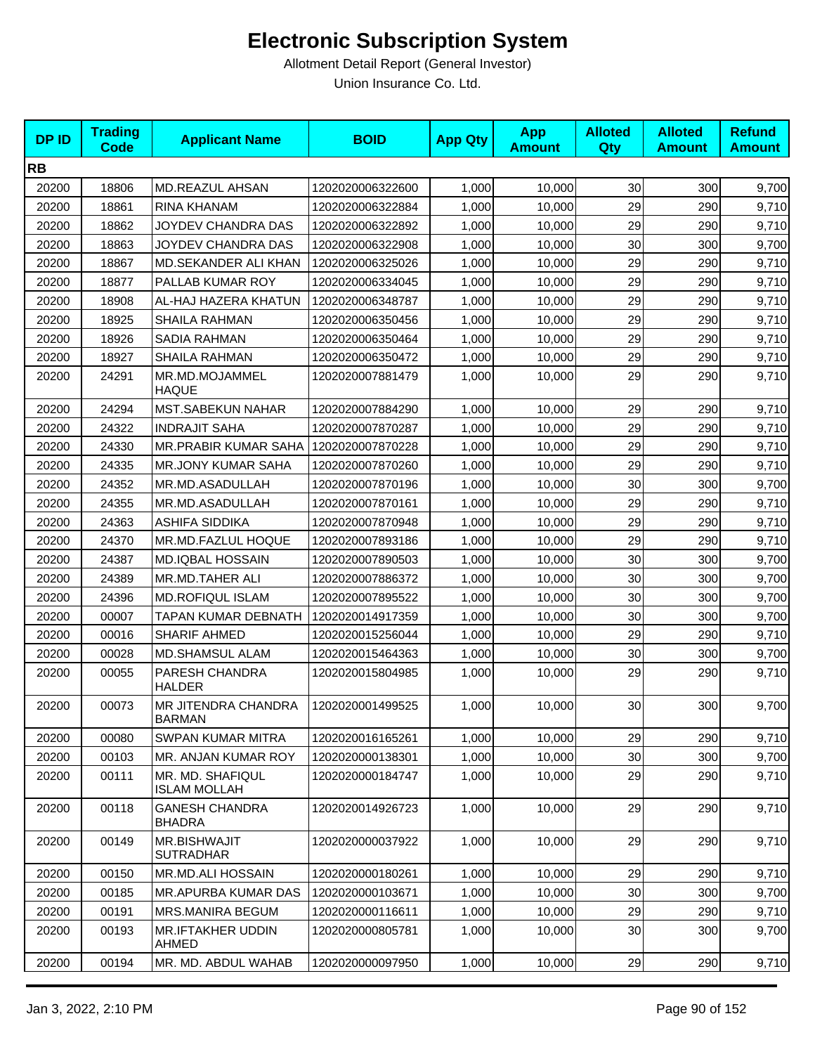# Electronic Subscription System

Allotment Detail Report (General Investor)

Union Insurance Co. Ltd.

| DP ID | Trading Code | Applicant Name | BOID | App Qty | App Amount | Alloted Qty | Alloted Amount | Refund Amount |
|---|---|---|---|---|---|---|---|---|
| **RB** | | | | | | | | |
| 20200 | 18806 | MD.REAZUL AHSAN | 1202020006322600 | 1,000 | 10,000 | 30 | 300 | 9,700 |
| 20200 | 18861 | RINA KHANAM | 1202020006322884 | 1,000 | 10,000 | 29 | 290 | 9,710 |
| 20200 | 18862 | JOYDEV CHANDRA DAS | 1202020006322892 | 1,000 | 10,000 | 29 | 290 | 9,710 |
| 20200 | 18863 | JOYDEV CHANDRA DAS | 1202020006322908 | 1,000 | 10,000 | 30 | 300 | 9,700 |
| 20200 | 18867 | MD.SEKANDER ALI KHAN | 1202020006325026 | 1,000 | 10,000 | 29 | 290 | 9,710 |
| 20200 | 18877 | PALLAB KUMAR ROY | 1202020006334045 | 1,000 | 10,000 | 29 | 290 | 9,710 |
| 20200 | 18908 | AL-HAJ HAZERA KHATUN | 1202020006348787 | 1,000 | 10,000 | 29 | 290 | 9,710 |
| 20200 | 18925 | SHAILA RAHMAN | 1202020006350456 | 1,000 | 10,000 | 29 | 290 | 9,710 |
| 20200 | 18926 | SADIA RAHMAN | 1202020006350464 | 1,000 | 10,000 | 29 | 290 | 9,710 |
| 20200 | 18927 | SHAILA RAHMAN | 1202020006350472 | 1,000 | 10,000 | 29 | 290 | 9,710 |
| 20200 | 24291 | MR.MD.MOJAMMEL HAQUE | 1202020007881479 | 1,000 | 10,000 | 29 | 290 | 9,710 |
| 20200 | 24294 | MST.SABEKUN NAHAR | 1202020007884290 | 1,000 | 10,000 | 29 | 290 | 9,710 |
| 20200 | 24322 | INDRAJIT SAHA | 1202020007870287 | 1,000 | 10,000 | 29 | 290 | 9,710 |
| 20200 | 24330 | MR.PRABIR KUMAR SAHA | 1202020007870228 | 1,000 | 10,000 | 29 | 290 | 9,710 |
| 20200 | 24335 | MR.JONY KUMAR SAHA | 1202020007870260 | 1,000 | 10,000 | 29 | 290 | 9,710 |
| 20200 | 24352 | MR.MD.ASADULLAH | 1202020007870196 | 1,000 | 10,000 | 30 | 300 | 9,700 |
| 20200 | 24355 | MR.MD.ASADULLAH | 1202020007870161 | 1,000 | 10,000 | 29 | 290 | 9,710 |
| 20200 | 24363 | ASHIFA SIDDIKA | 1202020007870948 | 1,000 | 10,000 | 29 | 290 | 9,710 |
| 20200 | 24370 | MR.MD.FAZLUL HOQUE | 1202020007893186 | 1,000 | 10,000 | 29 | 290 | 9,710 |
| 20200 | 24387 | MD.IQBAL HOSSAIN | 1202020007890503 | 1,000 | 10,000 | 30 | 300 | 9,700 |
| 20200 | 24389 | MR.MD.TAHER ALI | 1202020007886372 | 1,000 | 10,000 | 30 | 300 | 9,700 |
| 20200 | 24396 | MD.ROFIQUL ISLAM | 1202020007895522 | 1,000 | 10,000 | 30 | 300 | 9,700 |
| 20200 | 00007 | TAPAN KUMAR DEBNATH | 1202020014917359 | 1,000 | 10,000 | 30 | 300 | 9,700 |
| 20200 | 00016 | SHARIF AHMED | 1202020015256044 | 1,000 | 10,000 | 29 | 290 | 9,710 |
| 20200 | 00028 | MD.SHAMSUL ALAM | 1202020015464363 | 1,000 | 10,000 | 30 | 300 | 9,700 |
| 20200 | 00055 | PARESH CHANDRA HALDER | 1202020015804985 | 1,000 | 10,000 | 29 | 290 | 9,710 |
| 20200 | 00073 | MR JITENDRA CHANDRA BARMAN | 1202020001499525 | 1,000 | 10,000 | 30 | 300 | 9,700 |
| 20200 | 00080 | SWPAN KUMAR MITRA | 1202020016165261 | 1,000 | 10,000 | 29 | 290 | 9,710 |
| 20200 | 00103 | MR. ANJAN KUMAR ROY | 1202020000138301 | 1,000 | 10,000 | 30 | 300 | 9,700 |
| 20200 | 00111 | MR. MD. SHAFIQUL ISLAM MOLLAH | 1202020000184747 | 1,000 | 10,000 | 29 | 290 | 9,710 |
| 20200 | 00118 | GANESH CHANDRA BHADRA | 1202020014926723 | 1,000 | 10,000 | 29 | 290 | 9,710 |
| 20200 | 00149 | MR.BISHWAJIT SUTRADHAR | 1202020000037922 | 1,000 | 10,000 | 29 | 290 | 9,710 |
| 20200 | 00150 | MR.MD.ALI HOSSAIN | 1202020000180261 | 1,000 | 10,000 | 29 | 290 | 9,710 |
| 20200 | 00185 | MR.APURBA KUMAR DAS | 1202020000103671 | 1,000 | 10,000 | 30 | 300 | 9,700 |
| 20200 | 00191 | MRS.MANIRA BEGUM | 1202020000116611 | 1,000 | 10,000 | 29 | 290 | 9,710 |
| 20200 | 00193 | MR.IFTAKHER UDDIN AHMED | 1202020000805781 | 1,000 | 10,000 | 30 | 300 | 9,700 |
| 20200 | 00194 | MR. MD. ABDUL WAHAB | 1202020000097950 | 1,000 | 10,000 | 29 | 290 | 9,710 |

Jan 3, 2022, 2:10 PM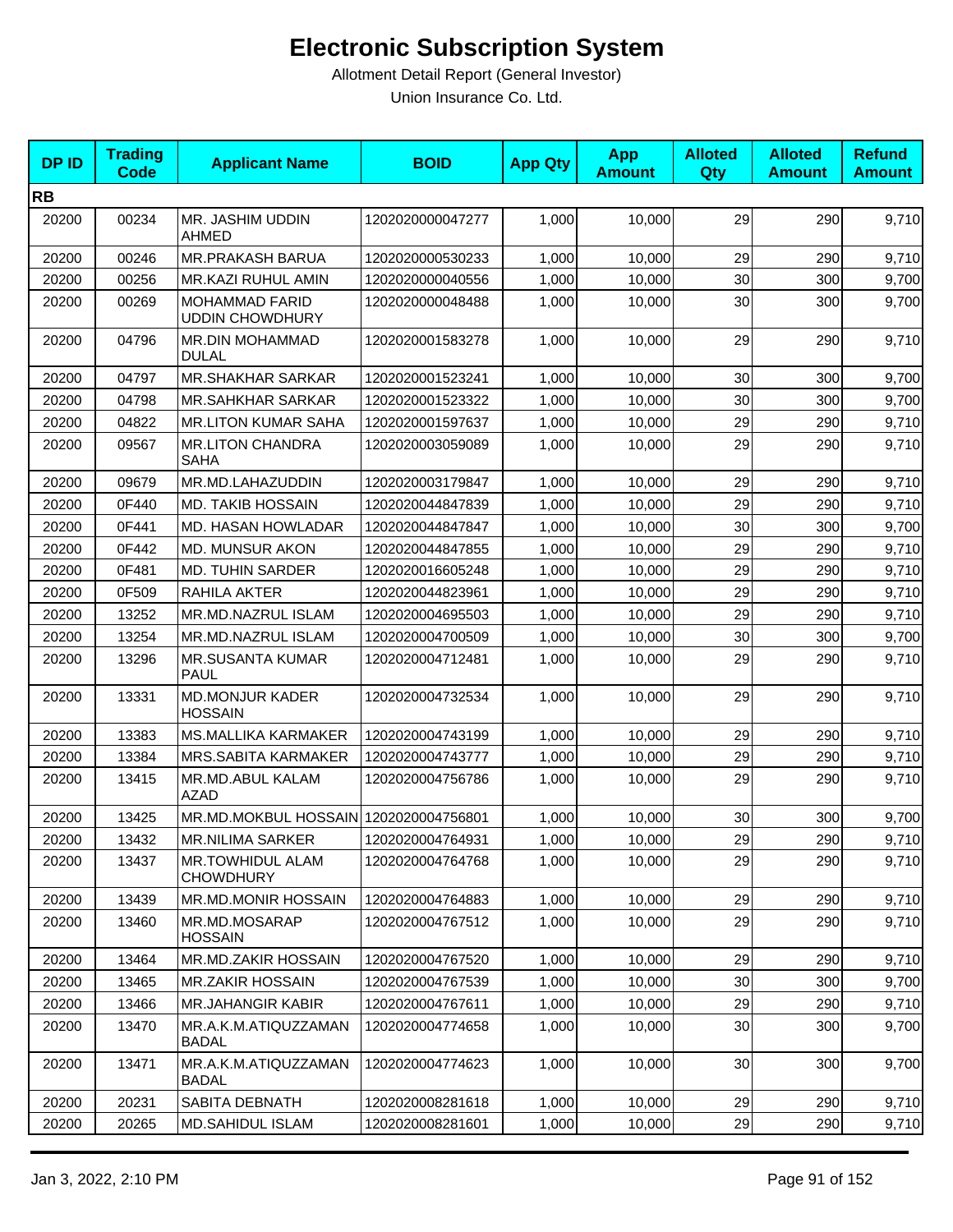# Electronic Subscription System

Allotment Detail Report (General Investor)

Union Insurance Co. Ltd.

| DP ID | Trading Code | Applicant Name | BOID | App Qty | App Amount | Alloted Qty | Alloted Amount | Refund Amount |
|---|---|---|---|---|---|---|---|---|
| **RB** | | | | | | | | |
| 20200 | 00234 | MR. JASHIM UDDIN AHMED | 1202020000047277 | 1,000 | 10,000 | 29 | 290 | 9,710 |
| 20200 | 00246 | MR.PRAKASH BARUA | 1202020000530233 | 1,000 | 10,000 | 29 | 290 | 9,710 |
| 20200 | 00256 | MR.KAZI RUHUL AMIN | 1202020000040556 | 1,000 | 10,000 | 30 | 300 | 9,700 |
| 20200 | 00269 | MOHAMMAD FARID UDDIN CHOWDHURY | 1202020000048488 | 1,000 | 10,000 | 30 | 300 | 9,700 |
| 20200 | 04796 | MR.DIN MOHAMMAD DULAL | 1202020001583278 | 1,000 | 10,000 | 29 | 290 | 9,710 |
| 20200 | 04797 | MR.SHAKHAR SARKAR | 1202020001523241 | 1,000 | 10,000 | 30 | 300 | 9,700 |
| 20200 | 04798 | MR.SAHKHAR SARKAR | 1202020001523322 | 1,000 | 10,000 | 30 | 300 | 9,700 |
| 20200 | 04822 | MR.LITON KUMAR SAHA | 1202020001597637 | 1,000 | 10,000 | 29 | 290 | 9,710 |
| 20200 | 09567 | MR.LITON CHANDRA SAHA | 1202020003059089 | 1,000 | 10,000 | 29 | 290 | 9,710 |
| 20200 | 09679 | MR.MD.LAHAZUDDIN | 1202020003179847 | 1,000 | 10,000 | 29 | 290 | 9,710 |
| 20200 | 0F440 | MD. TAKIB HOSSAIN | 1202020044847839 | 1,000 | 10,000 | 29 | 290 | 9,710 |
| 20200 | 0F441 | MD. HASAN HOWLADAR | 1202020044847847 | 1,000 | 10,000 | 30 | 300 | 9,700 |
| 20200 | 0F442 | MD. MUNSUR AKON | 1202020044847855 | 1,000 | 10,000 | 29 | 290 | 9,710 |
| 20200 | 0F481 | MD. TUHIN SARDER | 1202020016605248 | 1,000 | 10,000 | 29 | 290 | 9,710 |
| 20200 | 0F509 | RAHILA AKTER | 1202020044823961 | 1,000 | 10,000 | 29 | 290 | 9,710 |
| 20200 | 13252 | MR.MD.NAZRUL ISLAM | 1202020004695503 | 1,000 | 10,000 | 29 | 290 | 9,710 |
| 20200 | 13254 | MR.MD.NAZRUL ISLAM | 1202020004700509 | 1,000 | 10,000 | 30 | 300 | 9,700 |
| 20200 | 13296 | MR.SUSANTA KUMAR PAUL | 1202020004712481 | 1,000 | 10,000 | 29 | 290 | 9,710 |
| 20200 | 13331 | MD.MONJUR KADER HOSSAIN | 1202020004732534 | 1,000 | 10,000 | 29 | 290 | 9,710 |
| 20200 | 13383 | MS.MALLIKA KARMAKER | 1202020004743199 | 1,000 | 10,000 | 29 | 290 | 9,710 |
| 20200 | 13384 | MRS.SABITA KARMAKER | 1202020004743777 | 1,000 | 10,000 | 29 | 290 | 9,710 |
| 20200 | 13415 | MR.MD.ABUL KALAM AZAD | 1202020004756786 | 1,000 | 10,000 | 29 | 290 | 9,710 |
| 20200 | 13425 | MR.MD.MOKBUL HOSSAIN | 1202020004756801 | 1,000 | 10,000 | 30 | 300 | 9,700 |
| 20200 | 13432 | MR.NILIMA SARKER | 1202020004764931 | 1,000 | 10,000 | 29 | 290 | 9,710 |
| 20200 | 13437 | MR.TOWHIDUL ALAM CHOWDHURY | 1202020004764768 | 1,000 | 10,000 | 29 | 290 | 9,710 |
| 20200 | 13439 | MR.MD.MONIR HOSSAIN | 1202020004764883 | 1,000 | 10,000 | 29 | 290 | 9,710 |
| 20200 | 13460 | MR.MD.MOSARAP HOSSAIN | 1202020004767512 | 1,000 | 10,000 | 29 | 290 | 9,710 |
| 20200 | 13464 | MR.MD.ZAKIR HOSSAIN | 1202020004767520 | 1,000 | 10,000 | 29 | 290 | 9,710 |
| 20200 | 13465 | MR.ZAKIR HOSSAIN | 1202020004767539 | 1,000 | 10,000 | 30 | 300 | 9,700 |
| 20200 | 13466 | MR.JAHANGIR KABIR | 1202020004767611 | 1,000 | 10,000 | 29 | 290 | 9,710 |
| 20200 | 13470 | MR.A.K.M.ATIQUZZAMAN BADAL | 1202020004774658 | 1,000 | 10,000 | 30 | 300 | 9,700 |
| 20200 | 13471 | MR.A.K.M.ATIQUZZAMAN BADAL | 1202020004774623 | 1,000 | 10,000 | 30 | 300 | 9,700 |
| 20200 | 20231 | SABITA DEBNATH | 1202020008281618 | 1,000 | 10,000 | 29 | 290 | 9,710 |
| 20200 | 20265 | MD.SAHIDUL ISLAM | 1202020008281601 | 1,000 | 10,000 | 29 | 290 | 9,710 |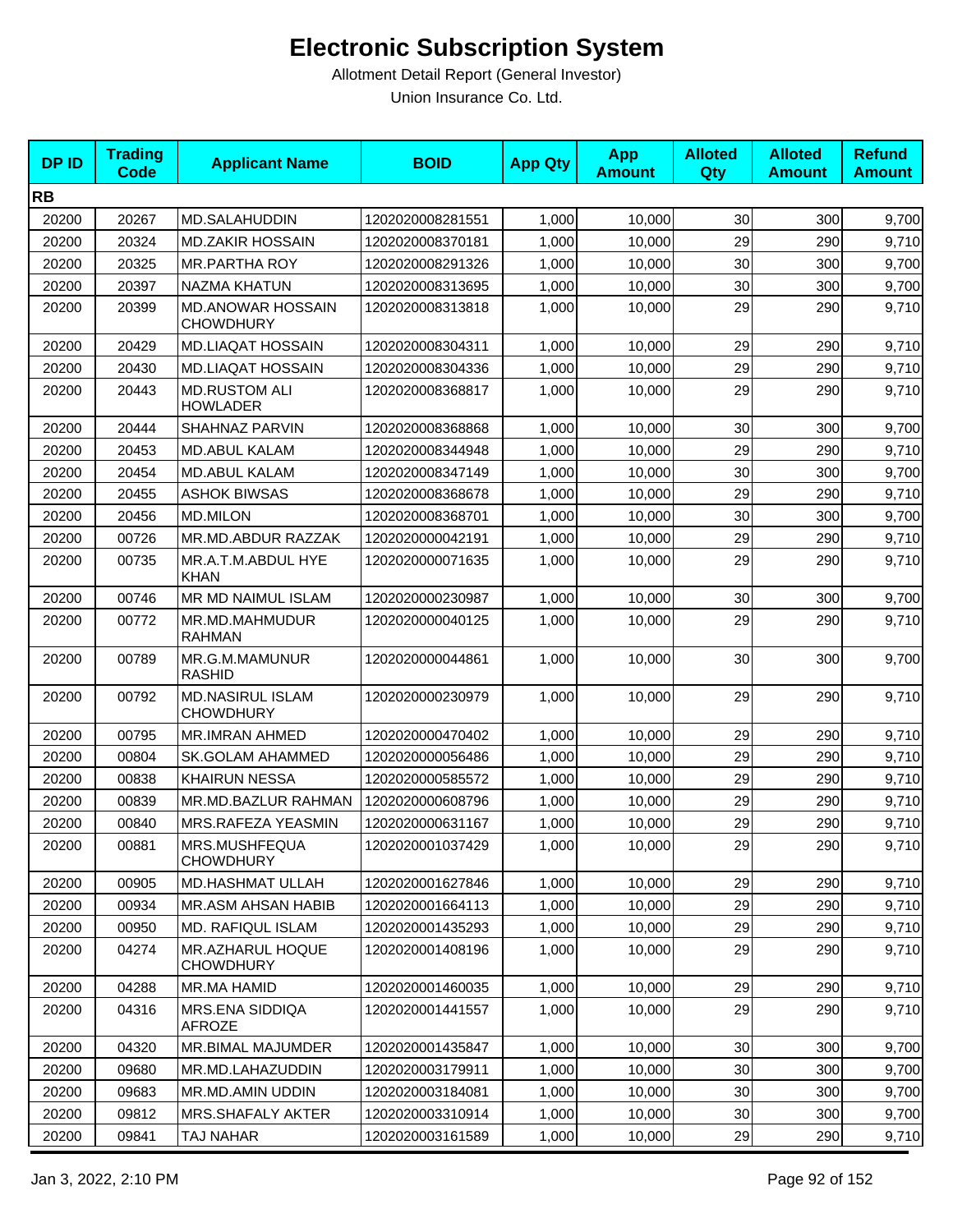# Electronic Subscription System

Allotment Detail Report (General Investor)

Union Insurance Co. Ltd.

| DP ID | Trading Code | Applicant Name | BOID | App Qty | App Amount | Alloted Qty | Alloted Amount | Refund Amount |
|---|---|---|---|---|---|---|---|---|
| **RB** | | | | | | | | |
| 20200 | 20267 | MD.SALAHUDDIN | 1202020008281551 | 1,000 | 10,000 | 30 | 300 | 9,700 |
| 20200 | 20324 | MD.ZAKIR HOSSAIN | 1202020008370181 | 1,000 | 10,000 | 29 | 290 | 9,710 |
| 20200 | 20325 | MR.PARTHA ROY | 1202020008291326 | 1,000 | 10,000 | 30 | 300 | 9,700 |
| 20200 | 20397 | NAZMA KHATUN | 1202020008313695 | 1,000 | 10,000 | 30 | 300 | 9,700 |
| 20200 | 20399 | MD.ANOWAR HOSSAIN CHOWDHURY | 1202020008313818 | 1,000 | 10,000 | 29 | 290 | 9,710 |
| 20200 | 20429 | MD.LIAQAT HOSSAIN | 1202020008304311 | 1,000 | 10,000 | 29 | 290 | 9,710 |
| 20200 | 20430 | MD.LIAQAT HOSSAIN | 1202020008304336 | 1,000 | 10,000 | 29 | 290 | 9,710 |
| 20200 | 20443 | MD.RUSTOM ALI HOWLADER | 1202020008368817 | 1,000 | 10,000 | 29 | 290 | 9,710 |
| 20200 | 20444 | SHAHNAZ PARVIN | 1202020008368868 | 1,000 | 10,000 | 30 | 300 | 9,700 |
| 20200 | 20453 | MD.ABUL KALAM | 1202020008344948 | 1,000 | 10,000 | 29 | 290 | 9,710 |
| 20200 | 20454 | MD.ABUL KALAM | 1202020008347149 | 1,000 | 10,000 | 30 | 300 | 9,700 |
| 20200 | 20455 | ASHOK BIWSAS | 1202020008368678 | 1,000 | 10,000 | 29 | 290 | 9,710 |
| 20200 | 20456 | MD.MILON | 1202020008368701 | 1,000 | 10,000 | 30 | 300 | 9,700 |
| 20200 | 00726 | MR.MD.ABDUR RAZZAK | 1202020000042191 | 1,000 | 10,000 | 29 | 290 | 9,710 |
| 20200 | 00735 | MR.A.T.M.ABDUL HYE KHAN | 1202020000071635 | 1,000 | 10,000 | 29 | 290 | 9,710 |
| 20200 | 00746 | MR MD NAIMUL ISLAM | 1202020000230987 | 1,000 | 10,000 | 30 | 300 | 9,700 |
| 20200 | 00772 | MR.MD.MAHMUDUR RAHMAN | 1202020000040125 | 1,000 | 10,000 | 29 | 290 | 9,710 |
| 20200 | 00789 | MR.G.M.MAMUNUR RASHID | 1202020000044861 | 1,000 | 10,000 | 30 | 300 | 9,700 |
| 20200 | 00792 | MD.NASIRUL ISLAM CHOWDHURY | 1202020000230979 | 1,000 | 10,000 | 29 | 290 | 9,710 |
| 20200 | 00795 | MR.IMRAN AHMED | 1202020000470402 | 1,000 | 10,000 | 29 | 290 | 9,710 |
| 20200 | 00804 | SK.GOLAM AHAMMED | 1202020000056486 | 1,000 | 10,000 | 29 | 290 | 9,710 |
| 20200 | 00838 | KHAIRUN NESSA | 1202020000585572 | 1,000 | 10,000 | 29 | 290 | 9,710 |
| 20200 | 00839 | MR.MD.BAZLUR RAHMAN | 1202020000608796 | 1,000 | 10,000 | 29 | 290 | 9,710 |
| 20200 | 00840 | MRS.RAFEZA YEASMIN | 1202020000631167 | 1,000 | 10,000 | 29 | 290 | 9,710 |
| 20200 | 00881 | MRS.MUSHFEQUA CHOWDHURY | 1202020001037429 | 1,000 | 10,000 | 29 | 290 | 9,710 |
| 20200 | 00905 | MD.HASHMAT ULLAH | 1202020001627846 | 1,000 | 10,000 | 29 | 290 | 9,710 |
| 20200 | 00934 | MR.ASM AHSAN HABIB | 1202020001664113 | 1,000 | 10,000 | 29 | 290 | 9,710 |
| 20200 | 00950 | MD. RAFIQUL ISLAM | 1202020001435293 | 1,000 | 10,000 | 29 | 290 | 9,710 |
| 20200 | 04274 | MR.AZHARUL HOQUE CHOWDHURY | 1202020001408196 | 1,000 | 10,000 | 29 | 290 | 9,710 |
| 20200 | 04288 | MR.MA HAMID | 1202020001460035 | 1,000 | 10,000 | 29 | 290 | 9,710 |
| 20200 | 04316 | MRS.ENA SIDDIQA AFROZE | 1202020001441557 | 1,000 | 10,000 | 29 | 290 | 9,710 |
| 20200 | 04320 | MR.BIMAL MAJUMDER | 1202020001435847 | 1,000 | 10,000 | 30 | 300 | 9,700 |
| 20200 | 09680 | MR.MD.LAHAZUDDIN | 1202020003179911 | 1,000 | 10,000 | 30 | 300 | 9,700 |
| 20200 | 09683 | MR.MD.AMIN UDDIN | 1202020003184081 | 1,000 | 10,000 | 30 | 300 | 9,700 |
| 20200 | 09812 | MRS.SHAFALY AKTER | 1202020003310914 | 1,000 | 10,000 | 30 | 300 | 9,700 |
| 20200 | 09841 | TAJ NAHAR | 1202020003161589 | 1,000 | 10,000 | 29 | 290 | 9,710 |

Jan 3, 2022, 2:10 PM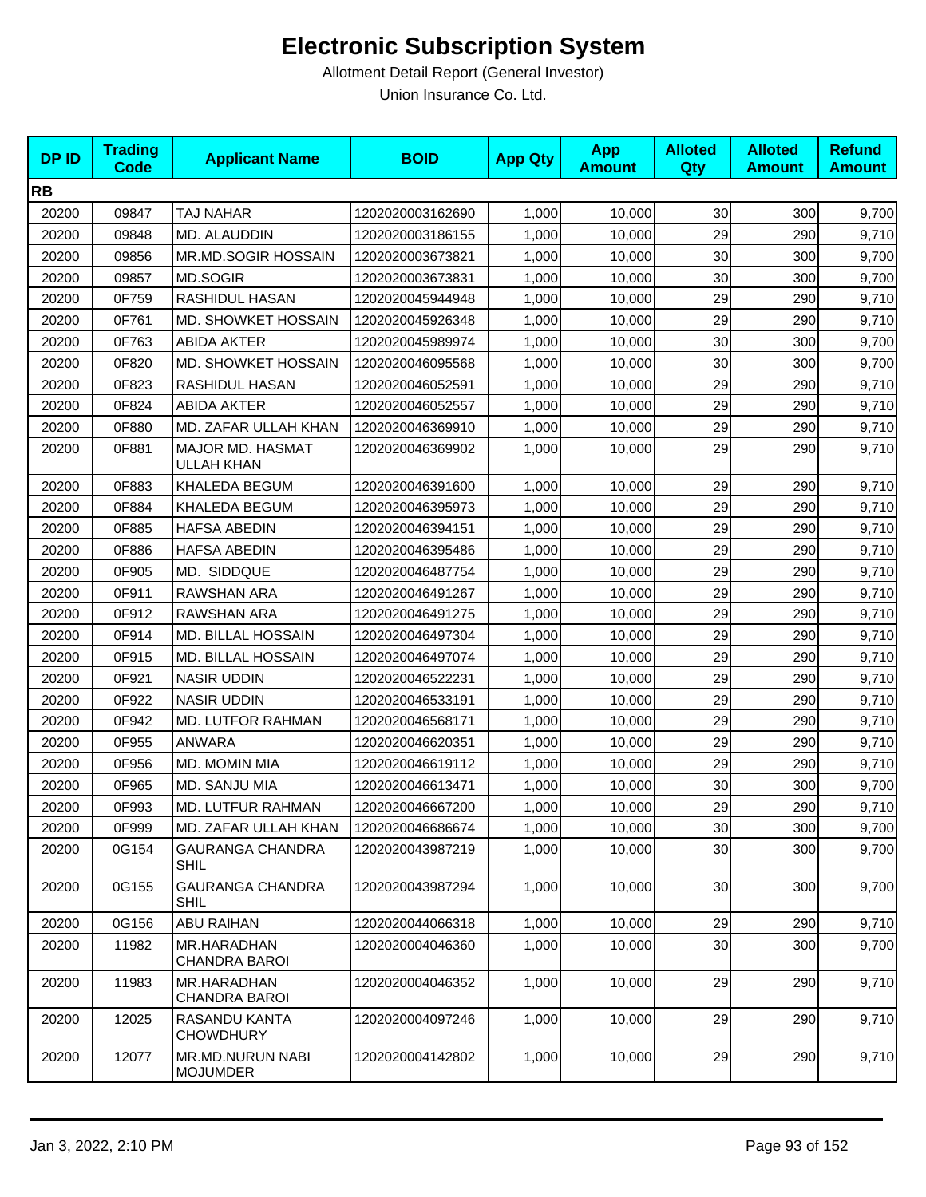# Electronic Subscription System

Allotment Detail Report (General Investor)

Union Insurance Co. Ltd.

| DP ID | Trading Code | Applicant Name | BOID | App Qty | App Amount | Alloted Qty | Alloted Amount | Refund Amount |
|---|---|---|---|---|---|---|---|---|
| **RB** | | | | | | | | |
| 20200 | 09847 | TAJ NAHAR | 1202020003162690 | 1,000 | 10,000 | 30 | 300 | 9,700 |
| 20200 | 09848 | MD. ALAUDDIN | 1202020003186155 | 1,000 | 10,000 | 29 | 290 | 9,710 |
| 20200 | 09856 | MR.MD.SOGIR HOSSAIN | 1202020003673821 | 1,000 | 10,000 | 30 | 300 | 9,700 |
| 20200 | 09857 | MD.SOGIR | 1202020003673831 | 1,000 | 10,000 | 30 | 300 | 9,700 |
| 20200 | 0F759 | RASHIDUL HASAN | 1202020045944948 | 1,000 | 10,000 | 29 | 290 | 9,710 |
| 20200 | 0F761 | MD. SHOWKET HOSSAIN | 1202020045926348 | 1,000 | 10,000 | 29 | 290 | 9,710 |
| 20200 | 0F763 | ABIDA AKTER | 1202020045989974 | 1,000 | 10,000 | 30 | 300 | 9,700 |
| 20200 | 0F820 | MD. SHOWKET HOSSAIN | 1202020046095568 | 1,000 | 10,000 | 30 | 300 | 9,700 |
| 20200 | 0F823 | RASHIDUL HASAN | 1202020046052591 | 1,000 | 10,000 | 29 | 290 | 9,710 |
| 20200 | 0F824 | ABIDA AKTER | 1202020046052557 | 1,000 | 10,000 | 29 | 290 | 9,710 |
| 20200 | 0F880 | MD. ZAFAR ULLAH KHAN | 1202020046369910 | 1,000 | 10,000 | 29 | 290 | 9,710 |
| 20200 | 0F881 | MAJOR MD. HASMAT ULLAH KHAN | 1202020046369902 | 1,000 | 10,000 | 29 | 290 | 9,710 |
| 20200 | 0F883 | KHALEDA BEGUM | 1202020046391600 | 1,000 | 10,000 | 29 | 290 | 9,710 |
| 20200 | 0F884 | KHALEDA BEGUM | 1202020046395973 | 1,000 | 10,000 | 29 | 290 | 9,710 |
| 20200 | 0F885 | HAFSA ABEDIN | 1202020046394151 | 1,000 | 10,000 | 29 | 290 | 9,710 |
| 20200 | 0F886 | HAFSA ABEDIN | 1202020046395486 | 1,000 | 10,000 | 29 | 290 | 9,710 |
| 20200 | 0F905 | MD. SIDDQUE | 1202020046487754 | 1,000 | 10,000 | 29 | 290 | 9,710 |
| 20200 | 0F911 | RAWSHAN ARA | 1202020046491267 | 1,000 | 10,000 | 29 | 290 | 9,710 |
| 20200 | 0F912 | RAWSHAN ARA | 1202020046491275 | 1,000 | 10,000 | 29 | 290 | 9,710 |
| 20200 | 0F914 | MD. BILLAL HOSSAIN | 1202020046497304 | 1,000 | 10,000 | 29 | 290 | 9,710 |
| 20200 | 0F915 | MD. BILLAL HOSSAIN | 1202020046497074 | 1,000 | 10,000 | 29 | 290 | 9,710 |
| 20200 | 0F921 | NASIR UDDIN | 1202020046522231 | 1,000 | 10,000 | 29 | 290 | 9,710 |
| 20200 | 0F922 | NASIR UDDIN | 1202020046533191 | 1,000 | 10,000 | 29 | 290 | 9,710 |
| 20200 | 0F942 | MD. LUTFOR RAHMAN | 1202020046568171 | 1,000 | 10,000 | 29 | 290 | 9,710 |
| 20200 | 0F955 | ANWARA | 1202020046620351 | 1,000 | 10,000 | 29 | 290 | 9,710 |
| 20200 | 0F956 | MD. MOMIN MIA | 1202020046619112 | 1,000 | 10,000 | 29 | 290 | 9,710 |
| 20200 | 0F965 | MD. SANJU MIA | 1202020046613471 | 1,000 | 10,000 | 30 | 300 | 9,700 |
| 20200 | 0F993 | MD. LUTFUR RAHMAN | 1202020046667200 | 1,000 | 10,000 | 29 | 290 | 9,710 |
| 20200 | 0F999 | MD. ZAFAR ULLAH KHAN | 1202020046686674 | 1,000 | 10,000 | 30 | 300 | 9,700 |
| 20200 | 0G154 | GAURANGA CHANDRA SHIL | 1202020043987219 | 1,000 | 10,000 | 30 | 300 | 9,700 |
| 20200 | 0G155 | GAURANGA CHANDRA SHIL | 1202020043987294 | 1,000 | 10,000 | 30 | 300 | 9,700 |
| 20200 | 0G156 | ABU RAIHAN | 1202020044066318 | 1,000 | 10,000 | 29 | 290 | 9,710 |
| 20200 | 11982 | MR.HARADHAN CHANDRA BAROI | 1202020004046360 | 1,000 | 10,000 | 30 | 300 | 9,700 |
| 20200 | 11983 | MR.HARADHAN CHANDRA BAROI | 1202020004046352 | 1,000 | 10,000 | 29 | 290 | 9,710 |
| 20200 | 12025 | RASANDU KANTA CHOWDHURY | 1202020004097246 | 1,000 | 10,000 | 29 | 290 | 9,710 |
| 20200 | 12077 | MR.MD.NURUN NABI MOJUMDER | 1202020004142802 | 1,000 | 10,000 | 29 | 290 | 9,710 |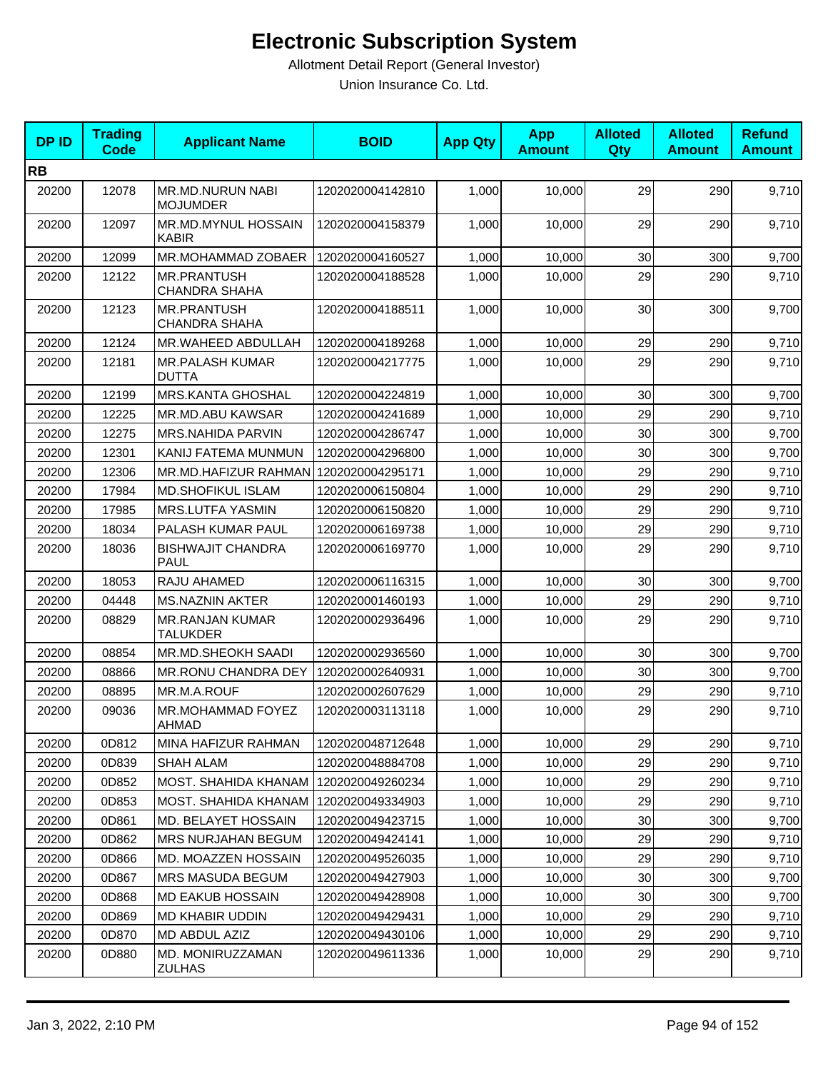# Electronic Subscription System

Allotment Detail Report (General Investor)

Union Insurance Co. Ltd.

| DP ID | Trading Code | Applicant Name | BOID | App Qty | App Amount | Alloted Qty | Alloted Amount | Refund Amount |
|---|---|---|---|---|---|---|---|---|
| **RB** | | | | | | | | |
| 20200 | 12078 | MR.MD.NURUN NABI MOJUMDER | 1202020004142810 | 1,000 | 10,000 | 29 | 290 | 9,710 |
| 20200 | 12097 | MR.MD.MYNUL HOSSAIN KABIR | 1202020004158379 | 1,000 | 10,000 | 29 | 290 | 9,710 |
| 20200 | 12099 | MR.MOHAMMAD ZOBAER | 1202020004160527 | 1,000 | 10,000 | 30 | 300 | 9,700 |
| 20200 | 12122 | MR.PRANTUSH CHANDRA SHAHA | 1202020004188528 | 1,000 | 10,000 | 29 | 290 | 9,710 |
| 20200 | 12123 | MR.PRANTUSH CHANDRA SHAHA | 1202020004188511 | 1,000 | 10,000 | 30 | 300 | 9,700 |
| 20200 | 12124 | MR.WAHEED ABDULLAH | 1202020004189268 | 1,000 | 10,000 | 29 | 290 | 9,710 |
| 20200 | 12181 | MR.PALASH KUMAR DUTTA | 1202020004217775 | 1,000 | 10,000 | 29 | 290 | 9,710 |
| 20200 | 12199 | MRS.KANTA GHOSHAL | 1202020004224819 | 1,000 | 10,000 | 30 | 300 | 9,700 |
| 20200 | 12225 | MR.MD.ABU KAWSAR | 1202020004241689 | 1,000 | 10,000 | 29 | 290 | 9,710 |
| 20200 | 12275 | MRS.NAHIDA PARVIN | 1202020004286747 | 1,000 | 10,000 | 30 | 300 | 9,700 |
| 20200 | 12301 | KANIJ FATEMA MUNMUN | 1202020004296800 | 1,000 | 10,000 | 30 | 300 | 9,700 |
| 20200 | 12306 | MR.MD.HAFIZUR RAHMAN | 1202020004295171 | 1,000 | 10,000 | 29 | 290 | 9,710 |
| 20200 | 17984 | MD.SHOFIKUL ISLAM | 1202020006150804 | 1,000 | 10,000 | 29 | 290 | 9,710 |
| 20200 | 17985 | MRS.LUTFA YASMIN | 1202020006150820 | 1,000 | 10,000 | 29 | 290 | 9,710 |
| 20200 | 18034 | PALASH KUMAR PAUL | 1202020006169738 | 1,000 | 10,000 | 29 | 290 | 9,710 |
| 20200 | 18036 | BISHWAJIT CHANDRA PAUL | 1202020006169770 | 1,000 | 10,000 | 29 | 290 | 9,710 |
| 20200 | 18053 | RAJU AHAMED | 1202020006116315 | 1,000 | 10,000 | 30 | 300 | 9,700 |
| 20200 | 04448 | MS.NAZNIN AKTER | 1202020001460193 | 1,000 | 10,000 | 29 | 290 | 9,710 |
| 20200 | 08829 | MR.RANJAN KUMAR TALUKDER | 1202020002936496 | 1,000 | 10,000 | 29 | 290 | 9,710 |
| 20200 | 08854 | MR.MD.SHEOKH SAADI | 1202020002936560 | 1,000 | 10,000 | 30 | 300 | 9,700 |
| 20200 | 08866 | MR.RONU CHANDRA DEY | 1202020002640931 | 1,000 | 10,000 | 30 | 300 | 9,700 |
| 20200 | 08895 | MR.M.A.ROUF | 1202020002607629 | 1,000 | 10,000 | 29 | 290 | 9,710 |
| 20200 | 09036 | MR.MOHAMMAD FOYEZ AHMAD | 1202020003113118 | 1,000 | 10,000 | 29 | 290 | 9,710 |
| 20200 | 0D812 | MINA HAFIZUR RAHMAN | 1202020048712648 | 1,000 | 10,000 | 29 | 290 | 9,710 |
| 20200 | 0D839 | SHAH ALAM | 1202020048884708 | 1,000 | 10,000 | 29 | 290 | 9,710 |
| 20200 | 0D852 | MOST. SHAHIDA KHANAM | 1202020049260234 | 1,000 | 10,000 | 29 | 290 | 9,710 |
| 20200 | 0D853 | MOST. SHAHIDA KHANAM | 1202020049334903 | 1,000 | 10,000 | 29 | 290 | 9,710 |
| 20200 | 0D861 | MD. BELAYET HOSSAIN | 1202020049423715 | 1,000 | 10,000 | 30 | 300 | 9,700 |
| 20200 | 0D862 | MRS NURJAHAN BEGUM | 1202020049424141 | 1,000 | 10,000 | 29 | 290 | 9,710 |
| 20200 | 0D866 | MD. MOAZZEN HOSSAIN | 1202020049526035 | 1,000 | 10,000 | 29 | 290 | 9,710 |
| 20200 | 0D867 | MRS MASUDA BEGUM | 1202020049427903 | 1,000 | 10,000 | 30 | 300 | 9,700 |
| 20200 | 0D868 | MD EAKUB HOSSAIN | 1202020049428908 | 1,000 | 10,000 | 30 | 300 | 9,700 |
| 20200 | 0D869 | MD KHABIR UDDIN | 1202020049429431 | 1,000 | 10,000 | 29 | 290 | 9,710 |
| 20200 | 0D870 | MD ABDUL AZIZ | 1202020049430106 | 1,000 | 10,000 | 29 | 290 | 9,710 |
| 20200 | 0D880 | MD. MONIRUZZAMAN ZULHAS | 1202020049611336 | 1,000 | 10,000 | 29 | 290 | 9,710 |

Jan 3, 2022, 2:10 PM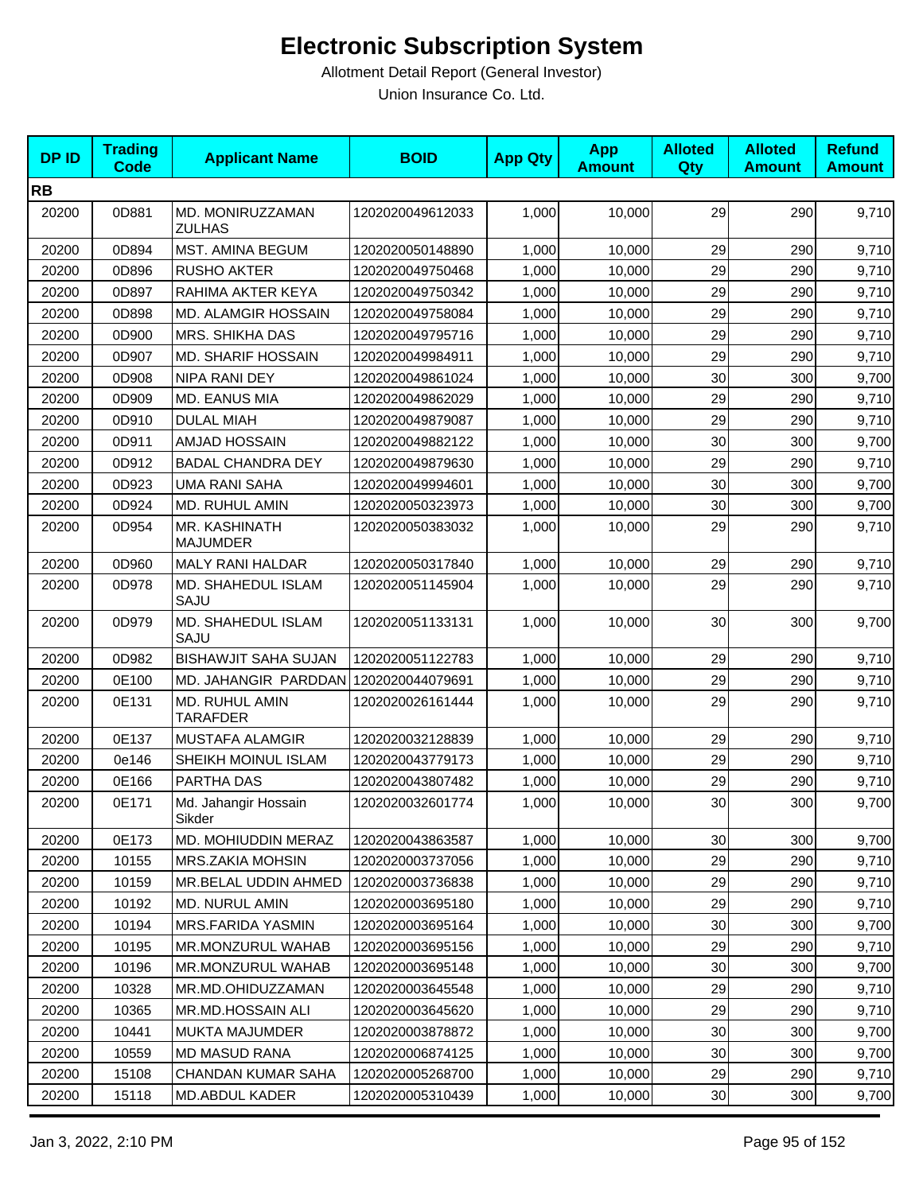# Electronic Subscription System

Allotment Detail Report (General Investor)

Union Insurance Co. Ltd.

| DP ID | Trading Code | Applicant Name | BOID | App Qty | App Amount | Alloted Qty | Alloted Amount | Refund Amount |
|---|---|---|---|---|---|---|---|---|
| **RB** | | | | | | | | |
| 20200 | 0D881 | MD. MONIRUZZAMAN ZULHAS | 1202020049612033 | 1,000 | 10,000 | 29 | 290 | 9,710 |
| 20200 | 0D894 | MST. AMINA BEGUM | 1202020050148890 | 1,000 | 10,000 | 29 | 290 | 9,710 |
| 20200 | 0D896 | RUSHO AKTER | 1202020049750468 | 1,000 | 10,000 | 29 | 290 | 9,710 |
| 20200 | 0D897 | RAHIMA AKTER KEYA | 1202020049750342 | 1,000 | 10,000 | 29 | 290 | 9,710 |
| 20200 | 0D898 | MD. ALAMGIR HOSSAIN | 1202020049758084 | 1,000 | 10,000 | 29 | 290 | 9,710 |
| 20200 | 0D900 | MRS. SHIKHA DAS | 1202020049795716 | 1,000 | 10,000 | 29 | 290 | 9,710 |
| 20200 | 0D907 | MD. SHARIF HOSSAIN | 1202020049984911 | 1,000 | 10,000 | 29 | 290 | 9,710 |
| 20200 | 0D908 | NIPA RANI DEY | 1202020049861024 | 1,000 | 10,000 | 30 | 300 | 9,700 |
| 20200 | 0D909 | MD. EANUS MIA | 1202020049862029 | 1,000 | 10,000 | 29 | 290 | 9,710 |
| 20200 | 0D910 | DULAL MIAH | 1202020049879087 | 1,000 | 10,000 | 29 | 290 | 9,710 |
| 20200 | 0D911 | AMJAD HOSSAIN | 1202020049882122 | 1,000 | 10,000 | 30 | 300 | 9,700 |
| 20200 | 0D912 | BADAL CHANDRA DEY | 1202020049879630 | 1,000 | 10,000 | 29 | 290 | 9,710 |
| 20200 | 0D923 | UMA RANI SAHA | 1202020049994601 | 1,000 | 10,000 | 30 | 300 | 9,700 |
| 20200 | 0D924 | MD. RUHUL AMIN | 1202020050323973 | 1,000 | 10,000 | 30 | 300 | 9,700 |
| 20200 | 0D954 | MR. KASHINATH MAJUMDER | 1202020050383032 | 1,000 | 10,000 | 29 | 290 | 9,710 |
| 20200 | 0D960 | MALY RANI HALDAR | 1202020050317840 | 1,000 | 10,000 | 29 | 290 | 9,710 |
| 20200 | 0D978 | MD. SHAHEDUL ISLAM SAJU | 1202020051145904 | 1,000 | 10,000 | 29 | 290 | 9,710 |
| 20200 | 0D979 | MD. SHAHEDUL ISLAM SAJU | 1202020051133131 | 1,000 | 10,000 | 30 | 300 | 9,700 |
| 20200 | 0D982 | BISHAWJIT SAHA SUJAN | 1202020051122783 | 1,000 | 10,000 | 29 | 290 | 9,710 |
| 20200 | 0E100 | MD. JAHANGIR PARDDAN | 1202020044079691 | 1,000 | 10,000 | 29 | 290 | 9,710 |
| 20200 | 0E131 | MD. RUHUL AMIN TARAFDER | 1202020026161444 | 1,000 | 10,000 | 29 | 290 | 9,710 |
| 20200 | 0E137 | MUSTAFA ALAMGIR | 1202020032128839 | 1,000 | 10,000 | 29 | 290 | 9,710 |
| 20200 | 0e146 | SHEIKH MOINUL ISLAM | 1202020043779173 | 1,000 | 10,000 | 29 | 290 | 9,710 |
| 20200 | 0E166 | PARTHA DAS | 1202020043807482 | 1,000 | 10,000 | 29 | 290 | 9,710 |
| 20200 | 0E171 | Md. Jahangir Hossain Sikder | 1202020032601774 | 1,000 | 10,000 | 30 | 300 | 9,700 |
| 20200 | 0E173 | MD. MOHIUDDIN MERAZ | 1202020043863587 | 1,000 | 10,000 | 30 | 300 | 9,700 |
| 20200 | 10155 | MRS.ZAKIA MOHSIN | 1202020003737056 | 1,000 | 10,000 | 29 | 290 | 9,710 |
| 20200 | 10159 | MR.BELAL UDDIN AHMED | 1202020003736838 | 1,000 | 10,000 | 29 | 290 | 9,710 |
| 20200 | 10192 | MD. NURUL AMIN | 1202020003695180 | 1,000 | 10,000 | 29 | 290 | 9,710 |
| 20200 | 10194 | MRS.FARIDA YASMIN | 1202020003695164 | 1,000 | 10,000 | 30 | 300 | 9,700 |
| 20200 | 10195 | MR.MONZURUL WAHAB | 1202020003695156 | 1,000 | 10,000 | 29 | 290 | 9,710 |
| 20200 | 10196 | MR.MONZURUL WAHAB | 1202020003695148 | 1,000 | 10,000 | 30 | 300 | 9,700 |
| 20200 | 10328 | MR.MD.OHIDUZZAMAN | 1202020003645548 | 1,000 | 10,000 | 29 | 290 | 9,710 |
| 20200 | 10365 | MR.MD.HOSSAIN ALI | 1202020003645620 | 1,000 | 10,000 | 29 | 290 | 9,710 |
| 20200 | 10441 | MUKTA MAJUMDER | 1202020003878872 | 1,000 | 10,000 | 30 | 300 | 9,700 |
| 20200 | 10559 | MD MASUD RANA | 1202020006874125 | 1,000 | 10,000 | 30 | 300 | 9,700 |
| 20200 | 15108 | CHANDAN KUMAR SAHA | 1202020005268700 | 1,000 | 10,000 | 29 | 290 | 9,710 |
| 20200 | 15118 | MD.ABDUL KADER | 1202020005310439 | 1,000 | 10,000 | 30 | 300 | 9,700 |

Jan 3, 2022, 2:10 PM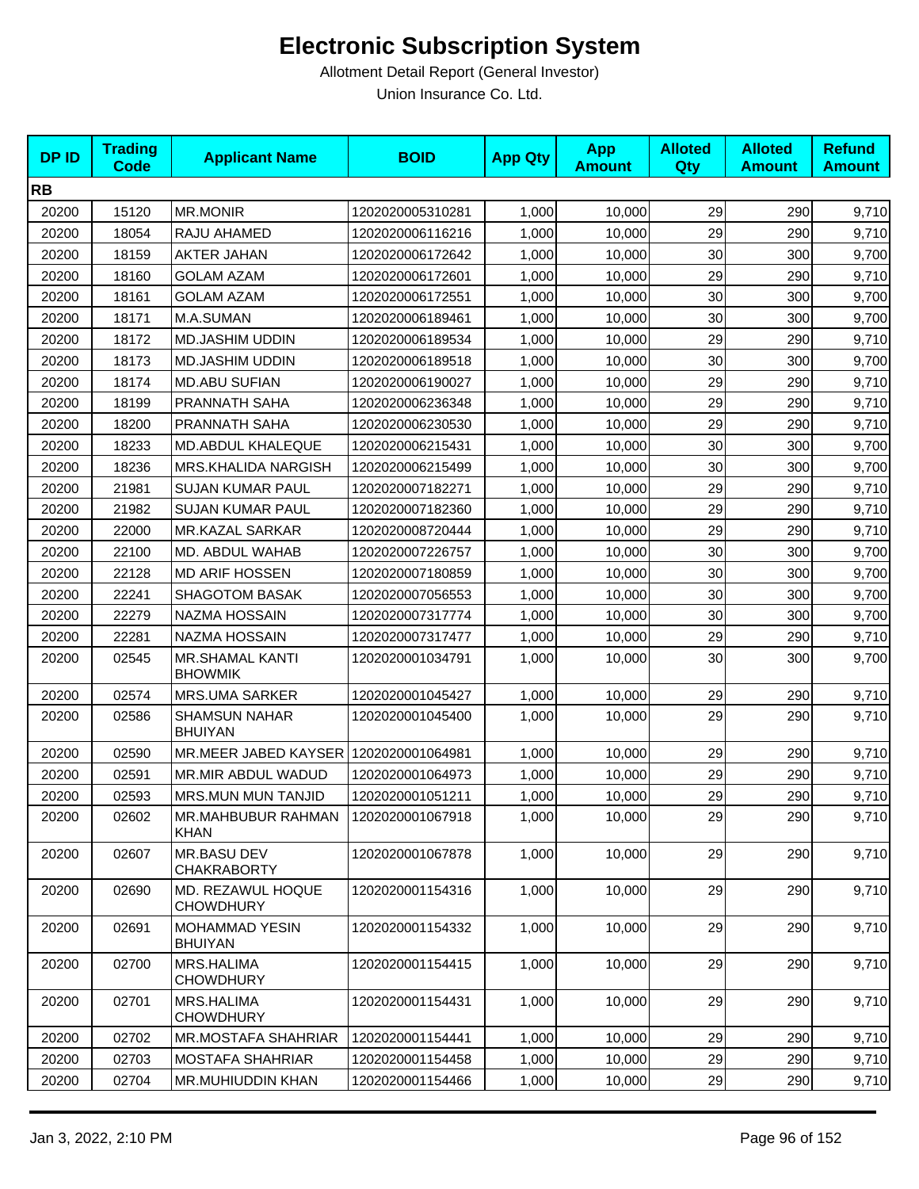# Electronic Subscription System

Allotment Detail Report (General Investor)

Union Insurance Co. Ltd.

| DP ID | Trading Code | Applicant Name | BOID | App Qty | App Amount | Alloted Qty | Alloted Amount | Refund Amount |
|---|---|---|---|---|---|---|---|---|
| **RB** | | | | | | | | |
| 20200 | 15120 | MR.MONIR | 1202020005310281 | 1,000 | 10,000 | 29 | 290 | 9,710 |
| 20200 | 18054 | RAJU AHAMED | 1202020006116216 | 1,000 | 10,000 | 29 | 290 | 9,710 |
| 20200 | 18159 | AKTER JAHAN | 1202020006172642 | 1,000 | 10,000 | 30 | 300 | 9,700 |
| 20200 | 18160 | GOLAM AZAM | 1202020006172601 | 1,000 | 10,000 | 29 | 290 | 9,710 |
| 20200 | 18161 | GOLAM AZAM | 1202020006172551 | 1,000 | 10,000 | 30 | 300 | 9,700 |
| 20200 | 18171 | M.A.SUMAN | 1202020006189461 | 1,000 | 10,000 | 30 | 300 | 9,700 |
| 20200 | 18172 | MD.JASHIM UDDIN | 1202020006189534 | 1,000 | 10,000 | 29 | 290 | 9,710 |
| 20200 | 18173 | MD.JASHIM UDDIN | 1202020006189518 | 1,000 | 10,000 | 30 | 300 | 9,700 |
| 20200 | 18174 | MD.ABU SUFIAN | 1202020006190027 | 1,000 | 10,000 | 29 | 290 | 9,710 |
| 20200 | 18199 | PRANNATH SAHA | 1202020006236348 | 1,000 | 10,000 | 29 | 290 | 9,710 |
| 20200 | 18200 | PRANNATH SAHA | 1202020006230530 | 1,000 | 10,000 | 29 | 290 | 9,710 |
| 20200 | 18233 | MD.ABDUL KHALEQUE | 1202020006215431 | 1,000 | 10,000 | 30 | 300 | 9,700 |
| 20200 | 18236 | MRS.KHALIDA NARGISH | 1202020006215499 | 1,000 | 10,000 | 30 | 300 | 9,700 |
| 20200 | 21981 | SUJAN KUMAR PAUL | 1202020007182271 | 1,000 | 10,000 | 29 | 290 | 9,710 |
| 20200 | 21982 | SUJAN KUMAR PAUL | 1202020007182360 | 1,000 | 10,000 | 29 | 290 | 9,710 |
| 20200 | 22000 | MR.KAZAL SARKAR | 1202020008720444 | 1,000 | 10,000 | 29 | 290 | 9,710 |
| 20200 | 22100 | MD. ABDUL WAHAB | 1202020007226757 | 1,000 | 10,000 | 30 | 300 | 9,700 |
| 20200 | 22128 | MD ARIF HOSSEN | 1202020007180859 | 1,000 | 10,000 | 30 | 300 | 9,700 |
| 20200 | 22241 | SHAGOTOM BASAK | 1202020007056553 | 1,000 | 10,000 | 30 | 300 | 9,700 |
| 20200 | 22279 | NAZMA HOSSAIN | 1202020007317774 | 1,000 | 10,000 | 30 | 300 | 9,700 |
| 20200 | 22281 | NAZMA HOSSAIN | 1202020007317477 | 1,000 | 10,000 | 29 | 290 | 9,710 |
| 20200 | 02545 | MR.SHAMAL KANTI BHOWMIK | 1202020001034791 | 1,000 | 10,000 | 30 | 300 | 9,700 |
| 20200 | 02574 | MRS.UMA SARKER | 1202020001045427 | 1,000 | 10,000 | 29 | 290 | 9,710 |
| 20200 | 02586 | SHAMSUN NAHAR BHUIYAN | 1202020001045400 | 1,000 | 10,000 | 29 | 290 | 9,710 |
| 20200 | 02590 | MR.MEER JABED KAYSER | 1202020001064981 | 1,000 | 10,000 | 29 | 290 | 9,710 |
| 20200 | 02591 | MR.MIR ABDUL WADUD | 1202020001064973 | 1,000 | 10,000 | 29 | 290 | 9,710 |
| 20200 | 02593 | MRS.MUN MUN TANJID | 1202020001051211 | 1,000 | 10,000 | 29 | 290 | 9,710 |
| 20200 | 02602 | MR.MAHBUBUR RAHMAN KHAN | 1202020001067918 | 1,000 | 10,000 | 29 | 290 | 9,710 |
| 20200 | 02607 | MR.BASU DEV CHAKRABORTY | 1202020001067878 | 1,000 | 10,000 | 29 | 290 | 9,710 |
| 20200 | 02690 | MD. REZAWUL HOQUE CHOWDHURY | 1202020001154316 | 1,000 | 10,000 | 29 | 290 | 9,710 |
| 20200 | 02691 | MOHAMMAD YESIN BHUIYAN | 1202020001154332 | 1,000 | 10,000 | 29 | 290 | 9,710 |
| 20200 | 02700 | MRS.HALIMA CHOWDHURY | 1202020001154415 | 1,000 | 10,000 | 29 | 290 | 9,710 |
| 20200 | 02701 | MRS.HALIMA CHOWDHURY | 1202020001154431 | 1,000 | 10,000 | 29 | 290 | 9,710 |
| 20200 | 02702 | MR.MOSTAFA SHAHRIAR | 1202020001154441 | 1,000 | 10,000 | 29 | 290 | 9,710 |
| 20200 | 02703 | MOSTAFA SHAHRIAR | 1202020001154458 | 1,000 | 10,000 | 29 | 290 | 9,710 |
| 20200 | 02704 | MR.MUHIUDDIN KHAN | 1202020001154466 | 1,000 | 10,000 | 29 | 290 | 9,710 |

Jan 3, 2022, 2:10 PM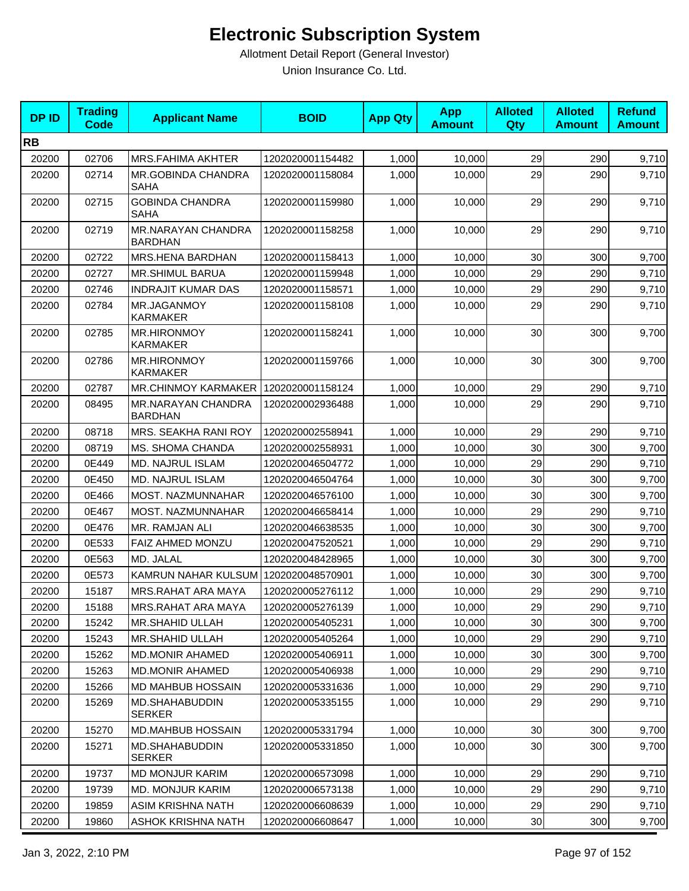# Electronic Subscription System

Allotment Detail Report (General Investor)

Union Insurance Co. Ltd.

| DP ID | Trading Code | Applicant Name | BOID | App Qty | App Amount | Alloted Qty | Alloted Amount | Refund Amount |
|---|---|---|---|---|---|---|---|---|
| **RB** | | | | | | | | |
| 20200 | 02706 | MRS.FAHIMA AKHTER | 1202020001154482 | 1,000 | 10,000 | 29 | 290 | 9,710 |
| 20200 | 02714 | MR.GOBINDA CHANDRA SAHA | 1202020001158084 | 1,000 | 10,000 | 29 | 290 | 9,710 |
| 20200 | 02715 | GOBINDA CHANDRA SAHA | 1202020001159980 | 1,000 | 10,000 | 29 | 290 | 9,710 |
| 20200 | 02719 | MR.NARAYAN CHANDRA BARDHAN | 1202020001158258 | 1,000 | 10,000 | 29 | 290 | 9,710 |
| 20200 | 02722 | MRS.HENA BARDHAN | 1202020001158413 | 1,000 | 10,000 | 30 | 300 | 9,700 |
| 20200 | 02727 | MR.SHIMUL BARUA | 1202020001159948 | 1,000 | 10,000 | 29 | 290 | 9,710 |
| 20200 | 02746 | INDRAJIT KUMAR DAS | 1202020001158571 | 1,000 | 10,000 | 29 | 290 | 9,710 |
| 20200 | 02784 | MR.JAGANMOY KARMAKER | 1202020001158108 | 1,000 | 10,000 | 29 | 290 | 9,710 |
| 20200 | 02785 | MR.HIRONMOY KARMAKER | 1202020001158241 | 1,000 | 10,000 | 30 | 300 | 9,700 |
| 20200 | 02786 | MR.HIRONMOY KARMAKER | 1202020001159766 | 1,000 | 10,000 | 30 | 300 | 9,700 |
| 20200 | 02787 | MR.CHINMOY KARMAKER | 1202020001158124 | 1,000 | 10,000 | 29 | 290 | 9,710 |
| 20200 | 08495 | MR.NARAYAN CHANDRA BARDHAN | 1202020002936488 | 1,000 | 10,000 | 29 | 290 | 9,710 |
| 20200 | 08718 | MRS. SEAKHA RANI ROY | 1202020002558941 | 1,000 | 10,000 | 29 | 290 | 9,710 |
| 20200 | 08719 | MS. SHOMA CHANDA | 1202020002558931 | 1,000 | 10,000 | 30 | 300 | 9,700 |
| 20200 | 0E449 | MD. NAJRUL ISLAM | 1202020046504772 | 1,000 | 10,000 | 29 | 290 | 9,710 |
| 20200 | 0E450 | MD. NAJRUL ISLAM | 1202020046504764 | 1,000 | 10,000 | 30 | 300 | 9,700 |
| 20200 | 0E466 | MOST. NAZMUNNAHAR | 1202020046576100 | 1,000 | 10,000 | 30 | 300 | 9,700 |
| 20200 | 0E467 | MOST. NAZMUNNAHAR | 1202020046658414 | 1,000 | 10,000 | 29 | 290 | 9,710 |
| 20200 | 0E476 | MR. RAMJAN ALI | 1202020046638535 | 1,000 | 10,000 | 30 | 300 | 9,700 |
| 20200 | 0E533 | FAIZ AHMED MONZU | 1202020047520521 | 1,000 | 10,000 | 29 | 290 | 9,710 |
| 20200 | 0E563 | MD. JALAL | 1202020048428965 | 1,000 | 10,000 | 30 | 300 | 9,700 |
| 20200 | 0E573 | KAMRUN NAHAR KULSUM | 1202020048570901 | 1,000 | 10,000 | 30 | 300 | 9,700 |
| 20200 | 15187 | MRS.RAHAT ARA MAYA | 1202020005276112 | 1,000 | 10,000 | 29 | 290 | 9,710 |
| 20200 | 15188 | MRS.RAHAT ARA MAYA | 1202020005276139 | 1,000 | 10,000 | 29 | 290 | 9,710 |
| 20200 | 15242 | MR.SHAHID ULLAH | 1202020005405231 | 1,000 | 10,000 | 30 | 300 | 9,700 |
| 20200 | 15243 | MR.SHAHID ULLAH | 1202020005405264 | 1,000 | 10,000 | 29 | 290 | 9,710 |
| 20200 | 15262 | MD.MONIR AHAMED | 1202020005406911 | 1,000 | 10,000 | 30 | 300 | 9,700 |
| 20200 | 15263 | MD.MONIR AHAMED | 1202020005406938 | 1,000 | 10,000 | 29 | 290 | 9,710 |
| 20200 | 15266 | MD MAHBUB HOSSAIN | 1202020005331636 | 1,000 | 10,000 | 29 | 290 | 9,710 |
| 20200 | 15269 | MD.SHAHABUDDIN SERKER | 1202020005335155 | 1,000 | 10,000 | 29 | 290 | 9,710 |
| 20200 | 15270 | MD.MAHBUB HOSSAIN | 1202020005331794 | 1,000 | 10,000 | 30 | 300 | 9,700 |
| 20200 | 15271 | MD.SHAHABUDDIN SERKER | 1202020005331850 | 1,000 | 10,000 | 30 | 300 | 9,700 |
| 20200 | 19737 | MD MONJUR KARIM | 1202020006573098 | 1,000 | 10,000 | 29 | 290 | 9,710 |
| 20200 | 19739 | MD. MONJUR KARIM | 1202020006573138 | 1,000 | 10,000 | 29 | 290 | 9,710 |
| 20200 | 19859 | ASIM KRISHNA NATH | 1202020006608639 | 1,000 | 10,000 | 29 | 290 | 9,710 |
| 20200 | 19860 | ASHOK KRISHNA NATH | 1202020006608647 | 1,000 | 10,000 | 30 | 300 | 9,700 |

Jan 3, 2022, 2:10 PM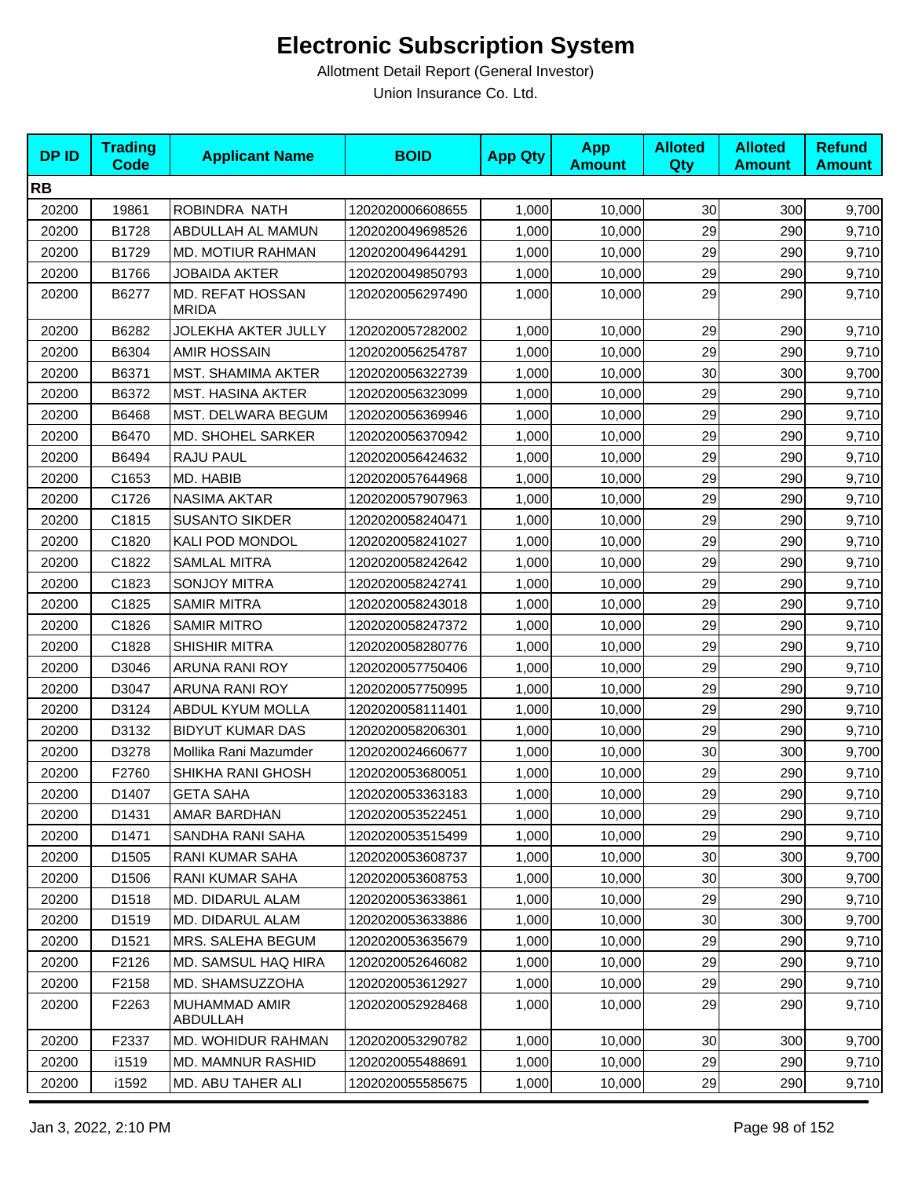# Electronic Subscription System

Allotment Detail Report (General Investor)

Union Insurance Co. Ltd.

| DP ID | Trading Code | Applicant Name | BOID | App Qty | App Amount | Alloted Qty | Alloted Amount | Refund Amount |
|---|---|---|---|---|---|---|---|---|
| **RB** | | | | | | | | |
| 20200 | 19861 | ROBINDRA NATH | 1202020006608655 | 1,000 | 10,000 | 30 | 300 | 9,700 |
| 20200 | B1728 | ABDULLAH AL MAMUN | 1202020049698526 | 1,000 | 10,000 | 29 | 290 | 9,710 |
| 20200 | B1729 | MD. MOTIUR RAHMAN | 1202020049644291 | 1,000 | 10,000 | 29 | 290 | 9,710 |
| 20200 | B1766 | JOBAIDA AKTER | 1202020049850793 | 1,000 | 10,000 | 29 | 290 | 9,710 |
| 20200 | B6277 | MD. REFAT HOSSAN MRIDA | 1202020056297490 | 1,000 | 10,000 | 29 | 290 | 9,710 |
| 20200 | B6282 | JOLEKHA AKTER JULLY | 1202020057282002 | 1,000 | 10,000 | 29 | 290 | 9,710 |
| 20200 | B6304 | AMIR HOSSAIN | 1202020056254787 | 1,000 | 10,000 | 29 | 290 | 9,710 |
| 20200 | B6371 | MST. SHAMIMA AKTER | 1202020056322739 | 1,000 | 10,000 | 30 | 300 | 9,700 |
| 20200 | B6372 | MST. HASINA AKTER | 1202020056323099 | 1,000 | 10,000 | 29 | 290 | 9,710 |
| 20200 | B6468 | MST. DELWARA BEGUM | 1202020056369946 | 1,000 | 10,000 | 29 | 290 | 9,710 |
| 20200 | B6470 | MD. SHOHEL SARKER | 1202020056370942 | 1,000 | 10,000 | 29 | 290 | 9,710 |
| 20200 | B6494 | RAJU PAUL | 1202020056424632 | 1,000 | 10,000 | 29 | 290 | 9,710 |
| 20200 | C1653 | MD. HABIB | 1202020057644968 | 1,000 | 10,000 | 29 | 290 | 9,710 |
| 20200 | C1726 | NASIMA AKTAR | 1202020057907963 | 1,000 | 10,000 | 29 | 290 | 9,710 |
| 20200 | C1815 | SUSANTO SIKDER | 1202020058240471 | 1,000 | 10,000 | 29 | 290 | 9,710 |
| 20200 | C1820 | KALI POD MONDOL | 1202020058241027 | 1,000 | 10,000 | 29 | 290 | 9,710 |
| 20200 | C1822 | SAMLAL MITRA | 1202020058242642 | 1,000 | 10,000 | 29 | 290 | 9,710 |
| 20200 | C1823 | SONJOY MITRA | 1202020058242741 | 1,000 | 10,000 | 29 | 290 | 9,710 |
| 20200 | C1825 | SAMIR MITRA | 1202020058243018 | 1,000 | 10,000 | 29 | 290 | 9,710 |
| 20200 | C1826 | SAMIR MITRO | 1202020058247372 | 1,000 | 10,000 | 29 | 290 | 9,710 |
| 20200 | C1828 | SHISHIR MITRA | 1202020058280776 | 1,000 | 10,000 | 29 | 290 | 9,710 |
| 20200 | D3046 | ARUNA RANI ROY | 1202020057750406 | 1,000 | 10,000 | 29 | 290 | 9,710 |
| 20200 | D3047 | ARUNA RANI ROY | 1202020057750995 | 1,000 | 10,000 | 29 | 290 | 9,710 |
| 20200 | D3124 | ABDUL KYUM MOLLA | 1202020058111401 | 1,000 | 10,000 | 29 | 290 | 9,710 |
| 20200 | D3132 | BIDYUT KUMAR DAS | 1202020058206301 | 1,000 | 10,000 | 29 | 290 | 9,710 |
| 20200 | D3278 | Mollika Rani Mazumder | 1202020024660677 | 1,000 | 10,000 | 30 | 300 | 9,700 |
| 20200 | F2760 | SHIKHA RANI GHOSH | 1202020053680051 | 1,000 | 10,000 | 29 | 290 | 9,710 |
| 20200 | D1407 | GETA SAHA | 1202020053363183 | 1,000 | 10,000 | 29 | 290 | 9,710 |
| 20200 | D1431 | AMAR BARDHAN | 1202020053522451 | 1,000 | 10,000 | 29 | 290 | 9,710 |
| 20200 | D1471 | SANDHA RANI SAHA | 1202020053515499 | 1,000 | 10,000 | 29 | 290 | 9,710 |
| 20200 | D1505 | RANI KUMAR SAHA | 1202020053608737 | 1,000 | 10,000 | 30 | 300 | 9,700 |
| 20200 | D1506 | RANI KUMAR SAHA | 1202020053608753 | 1,000 | 10,000 | 30 | 300 | 9,700 |
| 20200 | D1518 | MD. DIDARUL ALAM | 1202020053633861 | 1,000 | 10,000 | 29 | 290 | 9,710 |
| 20200 | D1519 | MD. DIDARUL ALAM | 1202020053633886 | 1,000 | 10,000 | 30 | 300 | 9,700 |
| 20200 | D1521 | MRS. SALEHA BEGUM | 1202020053635679 | 1,000 | 10,000 | 29 | 290 | 9,710 |
| 20200 | F2126 | MD. SAMSUL HAQ HIRA | 1202020052646082 | 1,000 | 10,000 | 29 | 290 | 9,710 |
| 20200 | F2158 | MD. SHAMSUZZOHA | 1202020053612927 | 1,000 | 10,000 | 29 | 290 | 9,710 |
| 20200 | F2263 | MUHAMMAD AMIR ABDULLAH | 1202020052928468 | 1,000 | 10,000 | 29 | 290 | 9,710 |
| 20200 | F2337 | MD. WOHIDUR RAHMAN | 1202020053290782 | 1,000 | 10,000 | 30 | 300 | 9,700 |
| 20200 | i1519 | MD. MAMNUR RASHID | 1202020055488691 | 1,000 | 10,000 | 29 | 290 | 9,710 |
| 20200 | i1592 | MD. ABU TAHER ALI | 1202020055585675 | 1,000 | 10,000 | 29 | 290 | 9,710 |

Jan 3, 2022, 2:10 PM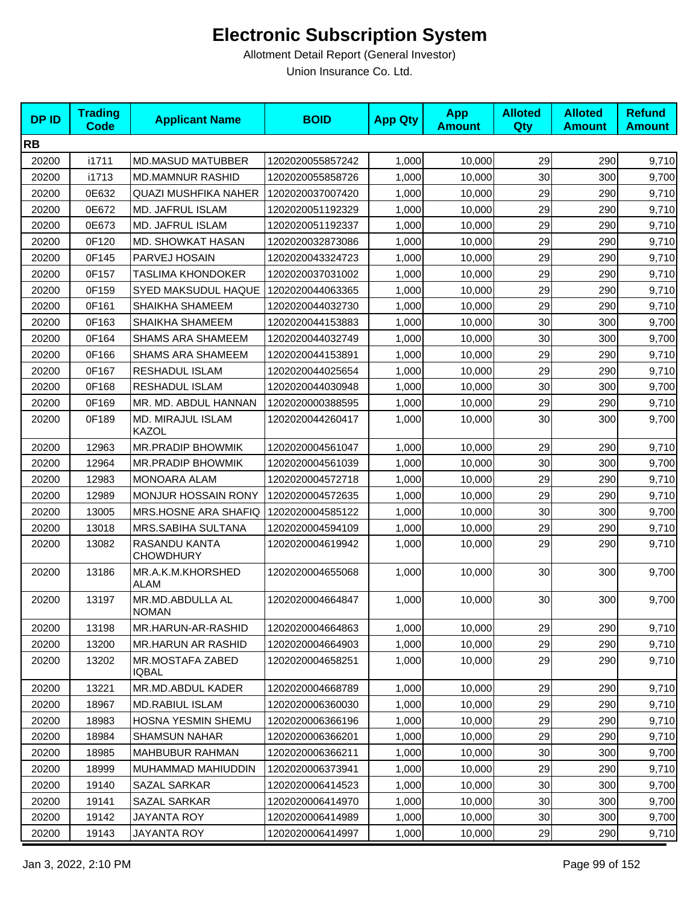# Electronic Subscription System

Allotment Detail Report (General Investor)

Union Insurance Co. Ltd.

| DP ID | Trading Code | Applicant Name | BOID | App Qty | App Amount | Alloted Qty | Alloted Amount | Refund Amount |
|---|---|---|---|---|---|---|---|---|
| **RB** | | | | | | | | |
| 20200 | i1711 | MD.MASUD MATUBBER | 1202020055857242 | 1,000 | 10,000 | 29 | 290 | 9,710 |
| 20200 | i1713 | MD.MAMNUR RASHID | 1202020055858726 | 1,000 | 10,000 | 30 | 300 | 9,700 |
| 20200 | 0E632 | QUAZI MUSHFIKA NAHER | 1202020037007420 | 1,000 | 10,000 | 29 | 290 | 9,710 |
| 20200 | 0E672 | MD. JAFRUL ISLAM | 1202020051192329 | 1,000 | 10,000 | 29 | 290 | 9,710 |
| 20200 | 0E673 | MD. JAFRUL ISLAM | 1202020051192337 | 1,000 | 10,000 | 29 | 290 | 9,710 |
| 20200 | 0F120 | MD. SHOWKAT HASAN | 1202020032873086 | 1,000 | 10,000 | 29 | 290 | 9,710 |
| 20200 | 0F145 | PARVEJ HOSAIN | 1202020043324723 | 1,000 | 10,000 | 29 | 290 | 9,710 |
| 20200 | 0F157 | TASLIMA KHONDOKER | 1202020037031002 | 1,000 | 10,000 | 29 | 290 | 9,710 |
| 20200 | 0F159 | SYED MAKSUDUL HAQUE | 1202020044063365 | 1,000 | 10,000 | 29 | 290 | 9,710 |
| 20200 | 0F161 | SHAIKHA SHAMEEM | 1202020044032730 | 1,000 | 10,000 | 29 | 290 | 9,710 |
| 20200 | 0F163 | SHAIKHA SHAMEEM | 1202020044153883 | 1,000 | 10,000 | 30 | 300 | 9,700 |
| 20200 | 0F164 | SHAMS ARA SHAMEEM | 1202020044032749 | 1,000 | 10,000 | 30 | 300 | 9,700 |
| 20200 | 0F166 | SHAMS ARA SHAMEEM | 1202020044153891 | 1,000 | 10,000 | 29 | 290 | 9,710 |
| 20200 | 0F167 | RESHADUL ISLAM | 1202020044025654 | 1,000 | 10,000 | 29 | 290 | 9,710 |
| 20200 | 0F168 | RESHADUL ISLAM | 1202020044030948 | 1,000 | 10,000 | 30 | 300 | 9,700 |
| 20200 | 0F169 | MR. MD. ABDUL HANNAN | 1202020000388595 | 1,000 | 10,000 | 29 | 290 | 9,710 |
| 20200 | 0F189 | MD. MIRAJUL ISLAM KAZOL | 1202020044260417 | 1,000 | 10,000 | 30 | 300 | 9,700 |
| 20200 | 12963 | MR.PRADIP BHOWMIK | 1202020004561047 | 1,000 | 10,000 | 29 | 290 | 9,710 |
| 20200 | 12964 | MR.PRADIP BHOWMIK | 1202020004561039 | 1,000 | 10,000 | 30 | 300 | 9,700 |
| 20200 | 12983 | MONOARA ALAM | 1202020004572718 | 1,000 | 10,000 | 29 | 290 | 9,710 |
| 20200 | 12989 | MONJUR HOSSAIN RONY | 1202020004572635 | 1,000 | 10,000 | 29 | 290 | 9,710 |
| 20200 | 13005 | MRS.HOSNE ARA SHAFIQ | 1202020004585122 | 1,000 | 10,000 | 30 | 300 | 9,700 |
| 20200 | 13018 | MRS.SABIHA SULTANA | 1202020004594109 | 1,000 | 10,000 | 29 | 290 | 9,710 |
| 20200 | 13082 | RASANDU KANTA CHOWDHURY | 1202020004619942 | 1,000 | 10,000 | 29 | 290 | 9,710 |
| 20200 | 13186 | MR.A.K.M.KHORSHED ALAM | 1202020004655068 | 1,000 | 10,000 | 30 | 300 | 9,700 |
| 20200 | 13197 | MR.MD.ABDULLA AL NOMAN | 1202020004664847 | 1,000 | 10,000 | 30 | 300 | 9,700 |
| 20200 | 13198 | MR.HARUN-AR-RASHID | 1202020004664863 | 1,000 | 10,000 | 29 | 290 | 9,710 |
| 20200 | 13200 | MR.HARUN AR RASHID | 1202020004664903 | 1,000 | 10,000 | 29 | 290 | 9,710 |
| 20200 | 13202 | MR.MOSTAFA ZABED IQBAL | 1202020004658251 | 1,000 | 10,000 | 29 | 290 | 9,710 |
| 20200 | 13221 | MR.MD.ABDUL KADER | 1202020004668789 | 1,000 | 10,000 | 29 | 290 | 9,710 |
| 20200 | 18967 | MD.RABIUL ISLAM | 1202020006360030 | 1,000 | 10,000 | 29 | 290 | 9,710 |
| 20200 | 18983 | HOSNA YESMIN SHEMU | 1202020006366196 | 1,000 | 10,000 | 29 | 290 | 9,710 |
| 20200 | 18984 | SHAMSUN NAHAR | 1202020006366201 | 1,000 | 10,000 | 29 | 290 | 9,710 |
| 20200 | 18985 | MAHBUBUR RAHMAN | 1202020006366211 | 1,000 | 10,000 | 30 | 300 | 9,700 |
| 20200 | 18999 | MUHAMMAD MAHIUDDIN | 1202020006373941 | 1,000 | 10,000 | 29 | 290 | 9,710 |
| 20200 | 19140 | SAZAL SARKAR | 1202020006414523 | 1,000 | 10,000 | 30 | 300 | 9,700 |
| 20200 | 19141 | SAZAL SARKAR | 1202020006414970 | 1,000 | 10,000 | 30 | 300 | 9,700 |
| 20200 | 19142 | JAYANTA ROY | 1202020006414989 | 1,000 | 10,000 | 30 | 300 | 9,700 |
| 20200 | 19143 | JAYANTA ROY | 1202020006414997 | 1,000 | 10,000 | 29 | 290 | 9,710 |

Jan 3, 2022, 2:10 PM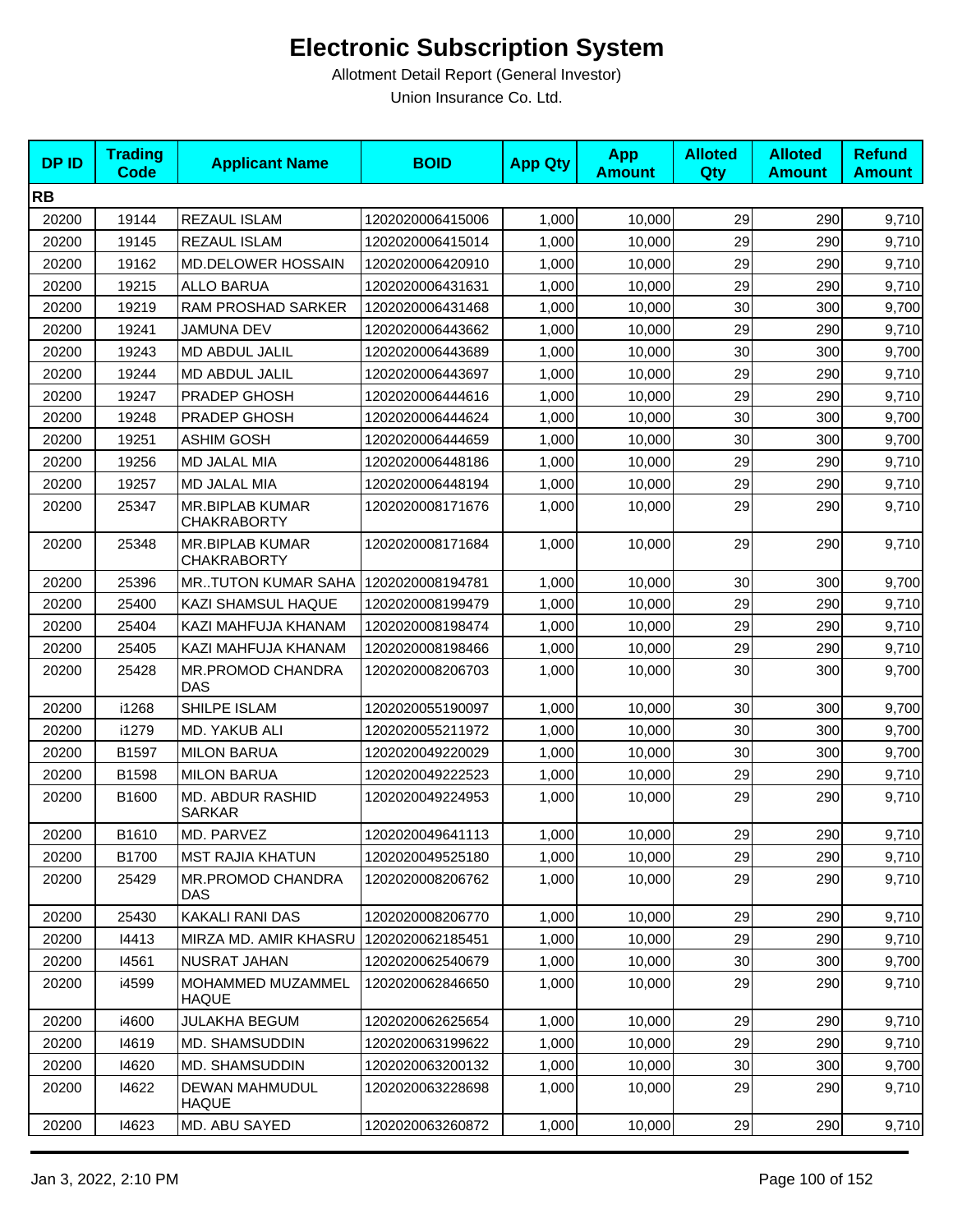# Electronic Subscription System

Allotment Detail Report (General Investor)

Union Insurance Co. Ltd.

| DP ID | Trading Code | Applicant Name | BOID | App Qty | App Amount | Alloted Qty | Alloted Amount | Refund Amount |
|---|---|---|---|---|---|---|---|---|
| **RB** | | | | | | | | |
| 20200 | 19144 | REZAUL ISLAM | 1202020006415006 | 1,000 | 10,000 | 29 | 290 | 9,710 |
| 20200 | 19145 | REZAUL ISLAM | 1202020006415014 | 1,000 | 10,000 | 29 | 290 | 9,710 |
| 20200 | 19162 | MD.DELOWER HOSSAIN | 1202020006420910 | 1,000 | 10,000 | 29 | 290 | 9,710 |
| 20200 | 19215 | ALLO BARUA | 1202020006431631 | 1,000 | 10,000 | 29 | 290 | 9,710 |
| 20200 | 19219 | RAM PROSHAD SARKER | 1202020006431468 | 1,000 | 10,000 | 30 | 300 | 9,700 |
| 20200 | 19241 | JAMUNA DEV | 1202020006443662 | 1,000 | 10,000 | 29 | 290 | 9,710 |
| 20200 | 19243 | MD ABDUL JALIL | 1202020006443689 | 1,000 | 10,000 | 30 | 300 | 9,700 |
| 20200 | 19244 | MD ABDUL JALIL | 1202020006443697 | 1,000 | 10,000 | 29 | 290 | 9,710 |
| 20200 | 19247 | PRADEP GHOSH | 1202020006444616 | 1,000 | 10,000 | 29 | 290 | 9,710 |
| 20200 | 19248 | PRADEP GHOSH | 1202020006444624 | 1,000 | 10,000 | 30 | 300 | 9,700 |
| 20200 | 19251 | ASHIM GOSH | 1202020006444659 | 1,000 | 10,000 | 30 | 300 | 9,700 |
| 20200 | 19256 | MD JALAL MIA | 1202020006448186 | 1,000 | 10,000 | 29 | 290 | 9,710 |
| 20200 | 19257 | MD JALAL MIA | 1202020006448194 | 1,000 | 10,000 | 29 | 290 | 9,710 |
| 20200 | 25347 | MR.BIPLAB KUMAR CHAKRABORTY | 1202020008171676 | 1,000 | 10,000 | 29 | 290 | 9,710 |
| 20200 | 25348 | MR.BIPLAB KUMAR CHAKRABORTY | 1202020008171684 | 1,000 | 10,000 | 29 | 290 | 9,710 |
| 20200 | 25396 | MR..TUTON KUMAR SAHA | 1202020008194781 | 1,000 | 10,000 | 30 | 300 | 9,700 |
| 20200 | 25400 | KAZI SHAMSUL HAQUE | 1202020008199479 | 1,000 | 10,000 | 29 | 290 | 9,710 |
| 20200 | 25404 | KAZI MAHFUJA KHANAM | 1202020008198474 | 1,000 | 10,000 | 29 | 290 | 9,710 |
| 20200 | 25405 | KAZI MAHFUJA KHANAM | 1202020008198466 | 1,000 | 10,000 | 29 | 290 | 9,710 |
| 20200 | 25428 | MR.PROMOD CHANDRA DAS | 1202020008206703 | 1,000 | 10,000 | 30 | 300 | 9,700 |
| 20200 | i1268 | SHILPE ISLAM | 1202020055190097 | 1,000 | 10,000 | 30 | 300 | 9,700 |
| 20200 | i1279 | MD. YAKUB ALI | 1202020055211972 | 1,000 | 10,000 | 30 | 300 | 9,700 |
| 20200 | B1597 | MILON BARUA | 1202020049220029 | 1,000 | 10,000 | 30 | 300 | 9,700 |
| 20200 | B1598 | MILON BARUA | 1202020049222523 | 1,000 | 10,000 | 29 | 290 | 9,710 |
| 20200 | B1600 | MD. ABDUR RASHID SARKAR | 1202020049224953 | 1,000 | 10,000 | 29 | 290 | 9,710 |
| 20200 | B1610 | MD. PARVEZ | 1202020049641113 | 1,000 | 10,000 | 29 | 290 | 9,710 |
| 20200 | B1700 | MST RAJIA KHATUN | 1202020049525180 | 1,000 | 10,000 | 29 | 290 | 9,710 |
| 20200 | 25429 | MR.PROMOD CHANDRA DAS | 1202020008206762 | 1,000 | 10,000 | 29 | 290 | 9,710 |
| 20200 | 25430 | KAKALI RANI DAS | 1202020008206770 | 1,000 | 10,000 | 29 | 290 | 9,710 |
| 20200 | I4413 | MIRZA MD. AMIR KHASRU | 1202020062185451 | 1,000 | 10,000 | 29 | 290 | 9,710 |
| 20200 | I4561 | NUSRAT JAHAN | 1202020062540679 | 1,000 | 10,000 | 30 | 300 | 9,700 |
| 20200 | i4599 | MOHAMMED MUZAMMEL HAQUE | 1202020062846650 | 1,000 | 10,000 | 29 | 290 | 9,710 |
| 20200 | i4600 | JULAKHA BEGUM | 1202020062625654 | 1,000 | 10,000 | 29 | 290 | 9,710 |
| 20200 | I4619 | MD. SHAMSUDDIN | 1202020063199622 | 1,000 | 10,000 | 29 | 290 | 9,710 |
| 20200 | I4620 | MD. SHAMSUDDIN | 1202020063200132 | 1,000 | 10,000 | 30 | 300 | 9,700 |
| 20200 | I4622 | DEWAN MAHMUDUL HAQUE | 1202020063228698 | 1,000 | 10,000 | 29 | 290 | 9,710 |
| 20200 | I4623 | MD. ABU SAYED | 1202020063260872 | 1,000 | 10,000 | 29 | 290 | 9,710 |

Jan 3, 2022, 2:10 PM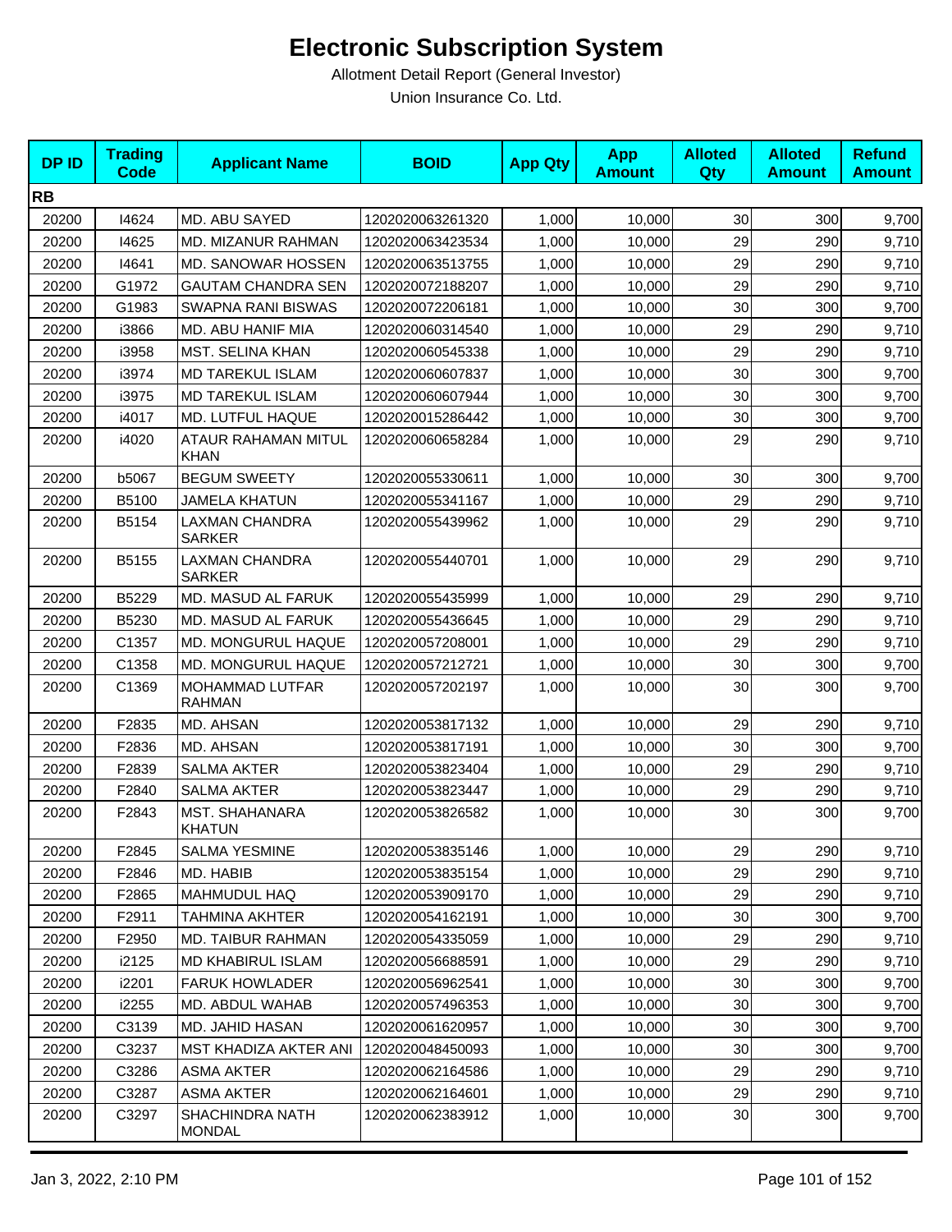# Electronic Subscription System

Allotment Detail Report (General Investor)

Union Insurance Co. Ltd.

| DP ID | Trading Code | Applicant Name | BOID | App Qty | App Amount | Alloted Qty | Alloted Amount | Refund Amount |
|---|---|---|---|---|---|---|---|---|
| **RB** | | | | | | | | |
| 20200 | I4624 | MD. ABU SAYED | 1202020063261320 | 1,000 | 10,000 | 30 | 300 | 9,700 |
| 20200 | I4625 | MD. MIZANUR RAHMAN | 1202020063423534 | 1,000 | 10,000 | 29 | 290 | 9,710 |
| 20200 | I4641 | MD. SANOWAR HOSSEN | 1202020063513755 | 1,000 | 10,000 | 29 | 290 | 9,710 |
| 20200 | G1972 | GAUTAM CHANDRA SEN | 1202020072188207 | 1,000 | 10,000 | 29 | 290 | 9,710 |
| 20200 | G1983 | SWAPNA RANI BISWAS | 1202020072206181 | 1,000 | 10,000 | 30 | 300 | 9,700 |
| 20200 | i3866 | MD. ABU HANIF MIA | 1202020060314540 | 1,000 | 10,000 | 29 | 290 | 9,710 |
| 20200 | i3958 | MST. SELINA KHAN | 1202020060545338 | 1,000 | 10,000 | 29 | 290 | 9,710 |
| 20200 | i3974 | MD TAREKUL ISLAM | 1202020060607837 | 1,000 | 10,000 | 30 | 300 | 9,700 |
| 20200 | i3975 | MD TAREKUL ISLAM | 1202020060607944 | 1,000 | 10,000 | 30 | 300 | 9,700 |
| 20200 | i4017 | MD. LUTFUL HAQUE | 1202020015286442 | 1,000 | 10,000 | 30 | 300 | 9,700 |
| 20200 | i4020 | ATAUR RAHAMAN MITUL KHAN | 1202020060658284 | 1,000 | 10,000 | 29 | 290 | 9,710 |
| 20200 | b5067 | BEGUM SWEETY | 1202020055330611 | 1,000 | 10,000 | 30 | 300 | 9,700 |
| 20200 | B5100 | JAMELA KHATUN | 1202020055341167 | 1,000 | 10,000 | 29 | 290 | 9,710 |
| 20200 | B5154 | LAXMAN CHANDRA SARKER | 1202020055439962 | 1,000 | 10,000 | 29 | 290 | 9,710 |
| 20200 | B5155 | LAXMAN CHANDRA SARKER | 1202020055440701 | 1,000 | 10,000 | 29 | 290 | 9,710 |
| 20200 | B5229 | MD. MASUD AL FARUK | 1202020055435999 | 1,000 | 10,000 | 29 | 290 | 9,710 |
| 20200 | B5230 | MD. MASUD AL FARUK | 1202020055436645 | 1,000 | 10,000 | 29 | 290 | 9,710 |
| 20200 | C1357 | MD. MONGURUL HAQUE | 1202020057208001 | 1,000 | 10,000 | 29 | 290 | 9,710 |
| 20200 | C1358 | MD. MONGURUL HAQUE | 1202020057212721 | 1,000 | 10,000 | 30 | 300 | 9,700 |
| 20200 | C1369 | MOHAMMAD LUTFAR RAHMAN | 1202020057202197 | 1,000 | 10,000 | 30 | 300 | 9,700 |
| 20200 | F2835 | MD. AHSAN | 1202020053817132 | 1,000 | 10,000 | 29 | 290 | 9,710 |
| 20200 | F2836 | MD. AHSAN | 1202020053817191 | 1,000 | 10,000 | 30 | 300 | 9,700 |
| 20200 | F2839 | SALMA AKTER | 1202020053823404 | 1,000 | 10,000 | 29 | 290 | 9,710 |
| 20200 | F2840 | SALMA AKTER | 1202020053823447 | 1,000 | 10,000 | 29 | 290 | 9,710 |
| 20200 | F2843 | MST. SHAHANARA KHATUN | 1202020053826582 | 1,000 | 10,000 | 30 | 300 | 9,700 |
| 20200 | F2845 | SALMA YESMINE | 1202020053835146 | 1,000 | 10,000 | 29 | 290 | 9,710 |
| 20200 | F2846 | MD. HABIB | 1202020053835154 | 1,000 | 10,000 | 29 | 290 | 9,710 |
| 20200 | F2865 | MAHMUDUL HAQ | 1202020053909170 | 1,000 | 10,000 | 29 | 290 | 9,710 |
| 20200 | F2911 | TAHMINA AKHTER | 1202020054162191 | 1,000 | 10,000 | 30 | 300 | 9,700 |
| 20200 | F2950 | MD. TAIBUR RAHMAN | 1202020054335059 | 1,000 | 10,000 | 29 | 290 | 9,710 |
| 20200 | i2125 | MD KHABIRUL ISLAM | 1202020056688591 | 1,000 | 10,000 | 29 | 290 | 9,710 |
| 20200 | i2201 | FARUK HOWLADER | 1202020056962541 | 1,000 | 10,000 | 30 | 300 | 9,700 |
| 20200 | i2255 | MD. ABDUL WAHAB | 1202020057496353 | 1,000 | 10,000 | 30 | 300 | 9,700 |
| 20200 | C3139 | MD. JAHID HASAN | 1202020061620957 | 1,000 | 10,000 | 30 | 300 | 9,700 |
| 20200 | C3237 | MST KHADIZA AKTER ANI | 1202020048450093 | 1,000 | 10,000 | 30 | 300 | 9,700 |
| 20200 | C3286 | ASMA AKTER | 1202020062164586 | 1,000 | 10,000 | 29 | 290 | 9,710 |
| 20200 | C3287 | ASMA AKTER | 1202020062164601 | 1,000 | 10,000 | 29 | 290 | 9,710 |
| 20200 | C3297 | SHACHINDRA NATH MONDAL | 1202020062383912 | 1,000 | 10,000 | 30 | 300 | 9,700 |

Jan 3, 2022, 2:10 PM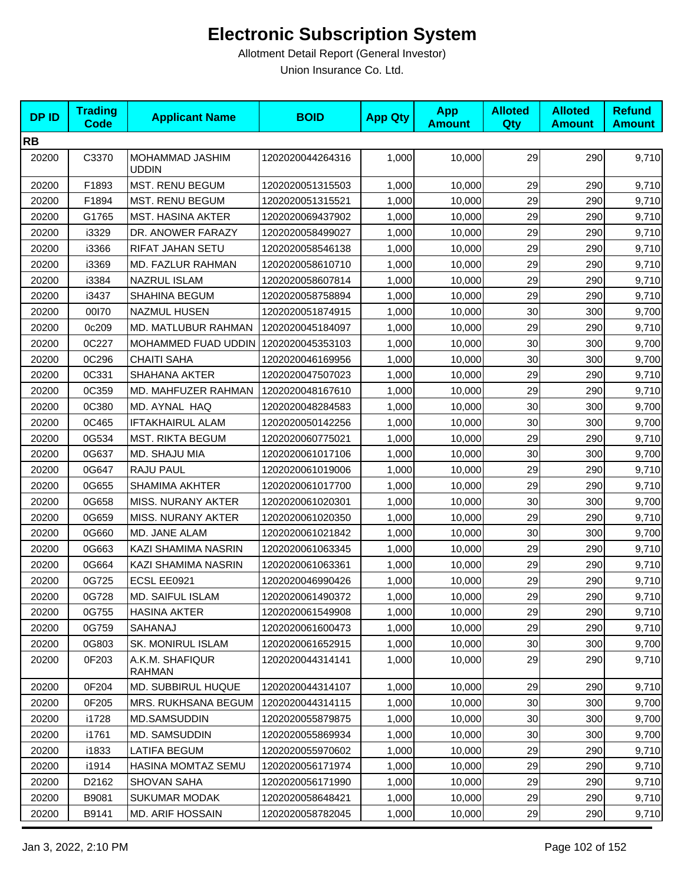# Electronic Subscription System

Allotment Detail Report (General Investor)

Union Insurance Co. Ltd.

| DP ID | Trading Code | Applicant Name | BOID | App Qty | App Amount | Alloted Qty | Alloted Amount | Refund Amount |
|---|---|---|---|---|---|---|---|---|
| **RB** | | | | | | | | |
| 20200 | C3370 | MOHAMMAD JASHIM UDDIN | 1202020044264316 | 1,000 | 10,000 | 29 | 290 | 9,710 |
| 20200 | F1893 | MST. RENU BEGUM | 1202020051315503 | 1,000 | 10,000 | 29 | 290 | 9,710 |
| 20200 | F1894 | MST. RENU BEGUM | 1202020051315521 | 1,000 | 10,000 | 29 | 290 | 9,710 |
| 20200 | G1765 | MST. HASINA AKTER | 1202020069437902 | 1,000 | 10,000 | 29 | 290 | 9,710 |
| 20200 | i3329 | DR. ANOWER FARAZY | 1202020058499027 | 1,000 | 10,000 | 29 | 290 | 9,710 |
| 20200 | i3366 | RIFAT JAHAN SETU | 1202020058546138 | 1,000 | 10,000 | 29 | 290 | 9,710 |
| 20200 | i3369 | MD. FAZLUR RAHMAN | 1202020058610710 | 1,000 | 10,000 | 29 | 290 | 9,710 |
| 20200 | i3384 | NAZRUL ISLAM | 1202020058607814 | 1,000 | 10,000 | 29 | 290 | 9,710 |
| 20200 | i3437 | SHAHINA BEGUM | 1202020058758894 | 1,000 | 10,000 | 29 | 290 | 9,710 |
| 20200 | 00I70 | NAZMUL HUSEN | 1202020051874915 | 1,000 | 10,000 | 30 | 300 | 9,700 |
| 20200 | 0c209 | MD. MATLUBUR RAHMAN | 1202020045184097 | 1,000 | 10,000 | 29 | 290 | 9,710 |
| 20200 | 0C227 | MOHAMMED FUAD UDDIN | 1202020045353103 | 1,000 | 10,000 | 30 | 300 | 9,700 |
| 20200 | 0C296 | CHAITI SAHA | 1202020046169956 | 1,000 | 10,000 | 30 | 300 | 9,700 |
| 20200 | 0C331 | SHAHANA AKTER | 1202020047507023 | 1,000 | 10,000 | 29 | 290 | 9,710 |
| 20200 | 0C359 | MD. MAHFUZER RAHMAN | 1202020048167610 | 1,000 | 10,000 | 29 | 290 | 9,710 |
| 20200 | 0C380 | MD. AYNAL HAQ | 1202020048284583 | 1,000 | 10,000 | 30 | 300 | 9,700 |
| 20200 | 0C465 | IFTAKHAIRUL ALAM | 1202020050142256 | 1,000 | 10,000 | 30 | 300 | 9,700 |
| 20200 | 0G534 | MST. RIKTA BEGUM | 1202020060775021 | 1,000 | 10,000 | 29 | 290 | 9,710 |
| 20200 | 0G637 | MD. SHAJU MIA | 1202020061017106 | 1,000 | 10,000 | 30 | 300 | 9,700 |
| 20200 | 0G647 | RAJU PAUL | 1202020061019006 | 1,000 | 10,000 | 29 | 290 | 9,710 |
| 20200 | 0G655 | SHAMIMA AKHTER | 1202020061017700 | 1,000 | 10,000 | 29 | 290 | 9,710 |
| 20200 | 0G658 | MISS. NURANY AKTER | 1202020061020301 | 1,000 | 10,000 | 30 | 300 | 9,700 |
| 20200 | 0G659 | MISS. NURANY AKTER | 1202020061020350 | 1,000 | 10,000 | 29 | 290 | 9,710 |
| 20200 | 0G660 | MD. JANE ALAM | 1202020061021842 | 1,000 | 10,000 | 30 | 300 | 9,700 |
| 20200 | 0G663 | KAZI SHAMIMA NASRIN | 1202020061063345 | 1,000 | 10,000 | 29 | 290 | 9,710 |
| 20200 | 0G664 | KAZI SHAMIMA NASRIN | 1202020061063361 | 1,000 | 10,000 | 29 | 290 | 9,710 |
| 20200 | 0G725 | ECSL EE0921 | 1202020046990426 | 1,000 | 10,000 | 29 | 290 | 9,710 |
| 20200 | 0G728 | MD. SAIFUL ISLAM | 1202020061490372 | 1,000 | 10,000 | 29 | 290 | 9,710 |
| 20200 | 0G755 | HASINA AKTER | 1202020061549908 | 1,000 | 10,000 | 29 | 290 | 9,710 |
| 20200 | 0G759 | SAHANAJ | 1202020061600473 | 1,000 | 10,000 | 29 | 290 | 9,710 |
| 20200 | 0G803 | SK. MONIRUL ISLAM | 1202020061652915 | 1,000 | 10,000 | 30 | 300 | 9,700 |
| 20200 | 0F203 | A.K.M. SHAFIQUR RAHMAN | 1202020044314141 | 1,000 | 10,000 | 29 | 290 | 9,710 |
| 20200 | 0F204 | MD. SUBBIRUL HUQUE | 1202020044314107 | 1,000 | 10,000 | 29 | 290 | 9,710 |
| 20200 | 0F205 | MRS. RUKHSANA BEGUM | 1202020044314115 | 1,000 | 10,000 | 30 | 300 | 9,700 |
| 20200 | i1728 | MD.SAMSUDDIN | 1202020055879875 | 1,000 | 10,000 | 30 | 300 | 9,700 |
| 20200 | i1761 | MD. SAMSUDDIN | 1202020055869934 | 1,000 | 10,000 | 30 | 300 | 9,700 |
| 20200 | i1833 | LATIFA BEGUM | 1202020055970602 | 1,000 | 10,000 | 29 | 290 | 9,710 |
| 20200 | i1914 | HASINA MOMTAZ SEMU | 1202020056171974 | 1,000 | 10,000 | 29 | 290 | 9,710 |
| 20200 | D2162 | SHOVAN SAHA | 1202020056171990 | 1,000 | 10,000 | 29 | 290 | 9,710 |
| 20200 | B9081 | SUKUMAR MODAK | 1202020058648421 | 1,000 | 10,000 | 29 | 290 | 9,710 |
| 20200 | B9141 | MD. ARIF HOSSAIN | 1202020058782045 | 1,000 | 10,000 | 29 | 290 | 9,710 |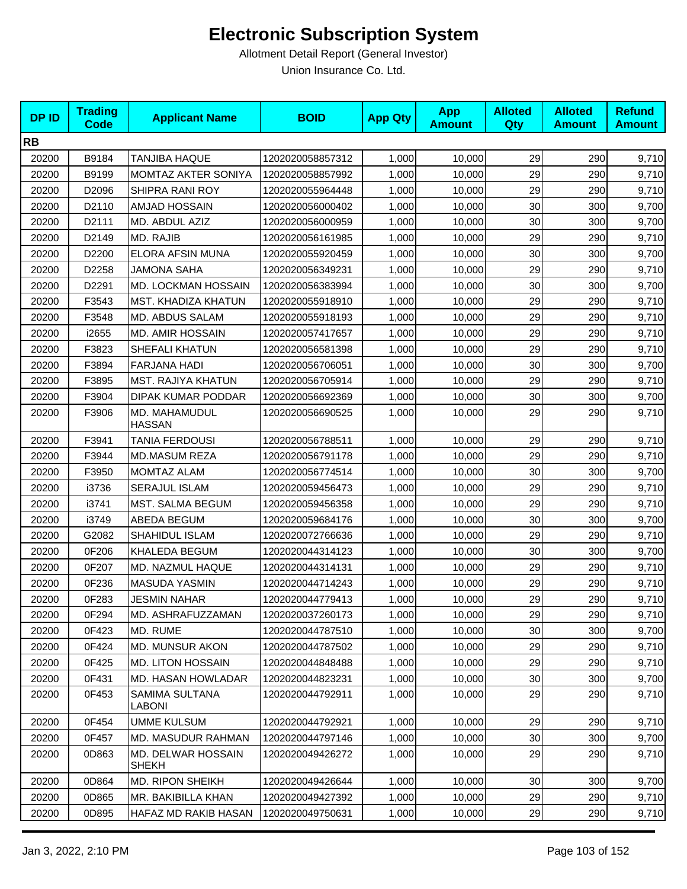# Electronic Subscription System

Allotment Detail Report (General Investor)

Union Insurance Co. Ltd.

| DP ID | Trading Code | Applicant Name | BOID | App Qty | App Amount | Alloted Qty | Alloted Amount | Refund Amount |
|---|---|---|---|---|---|---|---|---|
| **RB** | | | | | | | | |
| 20200 | B9184 | TANJIBA HAQUE | 1202020058857312 | 1,000 | 10,000 | 29 | 290 | 9,710 |
| 20200 | B9199 | MOMTAZ AKTER SONIYA | 1202020058857992 | 1,000 | 10,000 | 29 | 290 | 9,710 |
| 20200 | D2096 | SHIPRA RANI ROY | 1202020055964448 | 1,000 | 10,000 | 29 | 290 | 9,710 |
| 20200 | D2110 | AMJAD HOSSAIN | 1202020056000402 | 1,000 | 10,000 | 30 | 300 | 9,700 |
| 20200 | D2111 | MD. ABDUL AZIZ | 1202020056000959 | 1,000 | 10,000 | 30 | 300 | 9,700 |
| 20200 | D2149 | MD. RAJIB | 1202020056161985 | 1,000 | 10,000 | 29 | 290 | 9,710 |
| 20200 | D2200 | ELORA AFSIN MUNA | 1202020055920459 | 1,000 | 10,000 | 30 | 300 | 9,700 |
| 20200 | D2258 | JAMONA SAHA | 1202020056349231 | 1,000 | 10,000 | 29 | 290 | 9,710 |
| 20200 | D2291 | MD. LOCKMAN HOSSAIN | 1202020056383994 | 1,000 | 10,000 | 30 | 300 | 9,700 |
| 20200 | F3543 | MST. KHADIZA KHATUN | 1202020055918910 | 1,000 | 10,000 | 29 | 290 | 9,710 |
| 20200 | F3548 | MD. ABDUS SALAM | 1202020055918193 | 1,000 | 10,000 | 29 | 290 | 9,710 |
| 20200 | i2655 | MD. AMIR HOSSAIN | 1202020057417657 | 1,000 | 10,000 | 29 | 290 | 9,710 |
| 20200 | F3823 | SHEFALI KHATUN | 1202020056581398 | 1,000 | 10,000 | 29 | 290 | 9,710 |
| 20200 | F3894 | FARJANA HADI | 1202020056706051 | 1,000 | 10,000 | 30 | 300 | 9,700 |
| 20200 | F3895 | MST. RAJIYA KHATUN | 1202020056705914 | 1,000 | 10,000 | 29 | 290 | 9,710 |
| 20200 | F3904 | DIPAK KUMAR PODDAR | 1202020056692369 | 1,000 | 10,000 | 30 | 300 | 9,700 |
| 20200 | F3906 | MD. MAHAMUDUL HASSAN | 1202020056690525 | 1,000 | 10,000 | 29 | 290 | 9,710 |
| 20200 | F3941 | TANIA FERDOUSI | 1202020056788511 | 1,000 | 10,000 | 29 | 290 | 9,710 |
| 20200 | F3944 | MD.MASUM REZA | 1202020056791178 | 1,000 | 10,000 | 29 | 290 | 9,710 |
| 20200 | F3950 | MOMTAZ ALAM | 1202020056774514 | 1,000 | 10,000 | 30 | 300 | 9,700 |
| 20200 | i3736 | SERAJUL ISLAM | 1202020059456473 | 1,000 | 10,000 | 29 | 290 | 9,710 |
| 20200 | i3741 | MST. SALMA BEGUM | 1202020059456358 | 1,000 | 10,000 | 29 | 290 | 9,710 |
| 20200 | i3749 | ABEDA BEGUM | 1202020059684176 | 1,000 | 10,000 | 30 | 300 | 9,700 |
| 20200 | G2082 | SHAHIDUL ISLAM | 1202020072766636 | 1,000 | 10,000 | 29 | 290 | 9,710 |
| 20200 | 0F206 | KHALEDA BEGUM | 1202020044314123 | 1,000 | 10,000 | 30 | 300 | 9,700 |
| 20200 | 0F207 | MD. NAZMUL HAQUE | 1202020044314131 | 1,000 | 10,000 | 29 | 290 | 9,710 |
| 20200 | 0F236 | MASUDA YASMIN | 1202020044714243 | 1,000 | 10,000 | 29 | 290 | 9,710 |
| 20200 | 0F283 | JESMIN NAHAR | 1202020044779413 | 1,000 | 10,000 | 29 | 290 | 9,710 |
| 20200 | 0F294 | MD. ASHRAFUZZAMAN | 1202020037260173 | 1,000 | 10,000 | 29 | 290 | 9,710 |
| 20200 | 0F423 | MD. RUME | 1202020044787510 | 1,000 | 10,000 | 30 | 300 | 9,700 |
| 20200 | 0F424 | MD. MUNSUR AKON | 1202020044787502 | 1,000 | 10,000 | 29 | 290 | 9,710 |
| 20200 | 0F425 | MD. LITON HOSSAIN | 1202020044848488 | 1,000 | 10,000 | 29 | 290 | 9,710 |
| 20200 | 0F431 | MD. HASAN HOWLADAR | 1202020044823231 | 1,000 | 10,000 | 30 | 300 | 9,700 |
| 20200 | 0F453 | SAMIMA SULTANA LABONI | 1202020044792911 | 1,000 | 10,000 | 29 | 290 | 9,710 |
| 20200 | 0F454 | UMME KULSUM | 1202020044792921 | 1,000 | 10,000 | 29 | 290 | 9,710 |
| 20200 | 0F457 | MD. MASUDUR RAHMAN | 1202020044797146 | 1,000 | 10,000 | 30 | 300 | 9,700 |
| 20200 | 0D863 | MD. DELWAR HOSSAIN SHEKH | 1202020049426272 | 1,000 | 10,000 | 29 | 290 | 9,710 |
| 20200 | 0D864 | MD. RIPON SHEIKH | 1202020049426644 | 1,000 | 10,000 | 30 | 300 | 9,700 |
| 20200 | 0D865 | MR. BAKIBILLA KHAN | 1202020049427392 | 1,000 | 10,000 | 29 | 290 | 9,710 |
| 20200 | 0D895 | HAFAZ MD RAKIB HASAN | 1202020049750631 | 1,000 | 10,000 | 29 | 290 | 9,710 |

Jan 3, 2022, 2:10 PM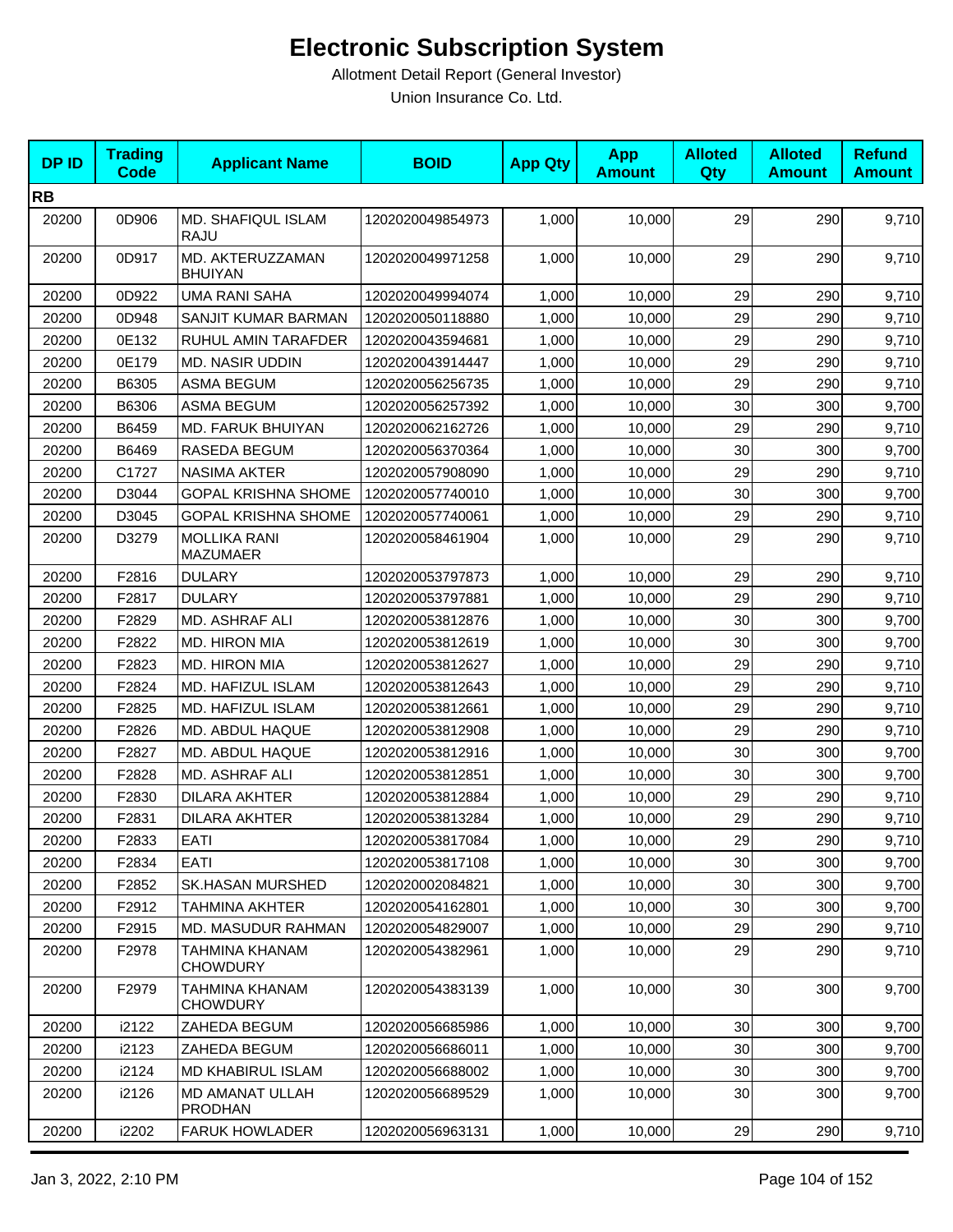# Electronic Subscription System

Allotment Detail Report (General Investor)

Union Insurance Co. Ltd.

| DP ID | Trading Code | Applicant Name | BOID | App Qty | App Amount | Alloted Qty | Alloted Amount | Refund Amount |
|---|---|---|---|---|---|---|---|---|
| **RB** | | | | | | | | |
| 20200 | 0D906 | MD. SHAFIQUL ISLAM RAJU | 1202020049854973 | 1,000 | 10,000 | 29 | 290 | 9,710 |
| 20200 | 0D917 | MD. AKTERUZZAMAN BHUIYAN | 1202020049971258 | 1,000 | 10,000 | 29 | 290 | 9,710 |
| 20200 | 0D922 | UMA RANI SAHA | 1202020049994074 | 1,000 | 10,000 | 29 | 290 | 9,710 |
| 20200 | 0D948 | SANJIT KUMAR BARMAN | 1202020050118880 | 1,000 | 10,000 | 29 | 290 | 9,710 |
| 20200 | 0E132 | RUHUL AMIN TARAFDER | 1202020043594681 | 1,000 | 10,000 | 29 | 290 | 9,710 |
| 20200 | 0E179 | MD. NASIR UDDIN | 1202020043914447 | 1,000 | 10,000 | 29 | 290 | 9,710 |
| 20200 | B6305 | ASMA BEGUM | 1202020056256735 | 1,000 | 10,000 | 29 | 290 | 9,710 |
| 20200 | B6306 | ASMA BEGUM | 1202020056257392 | 1,000 | 10,000 | 30 | 300 | 9,700 |
| 20200 | B6459 | MD. FARUK BHUIYAN | 1202020062162726 | 1,000 | 10,000 | 29 | 290 | 9,710 |
| 20200 | B6469 | RASEDA BEGUM | 1202020056370364 | 1,000 | 10,000 | 30 | 300 | 9,700 |
| 20200 | C1727 | NASIMA AKTER | 1202020057908090 | 1,000 | 10,000 | 29 | 290 | 9,710 |
| 20200 | D3044 | GOPAL KRISHNA SHOME | 1202020057740010 | 1,000 | 10,000 | 30 | 300 | 9,700 |
| 20200 | D3045 | GOPAL KRISHNA SHOME | 1202020057740061 | 1,000 | 10,000 | 29 | 290 | 9,710 |
| 20200 | D3279 | MOLLIKA RANI MAZUMAER | 1202020058461904 | 1,000 | 10,000 | 29 | 290 | 9,710 |
| 20200 | F2816 | DULARY | 1202020053797873 | 1,000 | 10,000 | 29 | 290 | 9,710 |
| 20200 | F2817 | DULARY | 1202020053797881 | 1,000 | 10,000 | 29 | 290 | 9,710 |
| 20200 | F2829 | MD. ASHRAF ALI | 1202020053812876 | 1,000 | 10,000 | 30 | 300 | 9,700 |
| 20200 | F2822 | MD. HIRON MIA | 1202020053812619 | 1,000 | 10,000 | 30 | 300 | 9,700 |
| 20200 | F2823 | MD. HIRON MIA | 1202020053812627 | 1,000 | 10,000 | 29 | 290 | 9,710 |
| 20200 | F2824 | MD. HAFIZUL ISLAM | 1202020053812643 | 1,000 | 10,000 | 29 | 290 | 9,710 |
| 20200 | F2825 | MD. HAFIZUL ISLAM | 1202020053812661 | 1,000 | 10,000 | 29 | 290 | 9,710 |
| 20200 | F2826 | MD. ABDUL HAQUE | 1202020053812908 | 1,000 | 10,000 | 29 | 290 | 9,710 |
| 20200 | F2827 | MD. ABDUL HAQUE | 1202020053812916 | 1,000 | 10,000 | 30 | 300 | 9,700 |
| 20200 | F2828 | MD. ASHRAF ALI | 1202020053812851 | 1,000 | 10,000 | 30 | 300 | 9,700 |
| 20200 | F2830 | DILARA AKHTER | 1202020053812884 | 1,000 | 10,000 | 29 | 290 | 9,710 |
| 20200 | F2831 | DILARA AKHTER | 1202020053813284 | 1,000 | 10,000 | 29 | 290 | 9,710 |
| 20200 | F2833 | EATI | 1202020053817084 | 1,000 | 10,000 | 29 | 290 | 9,710 |
| 20200 | F2834 | EATI | 1202020053817108 | 1,000 | 10,000 | 30 | 300 | 9,700 |
| 20200 | F2852 | SK.HASAN MURSHED | 1202020002084821 | 1,000 | 10,000 | 30 | 300 | 9,700 |
| 20200 | F2912 | TAHMINA AKHTER | 1202020054162801 | 1,000 | 10,000 | 30 | 300 | 9,700 |
| 20200 | F2915 | MD. MASUDUR RAHMAN | 1202020054829007 | 1,000 | 10,000 | 29 | 290 | 9,710 |
| 20200 | F2978 | TAHMINA KHANAM CHOWDURY | 1202020054382961 | 1,000 | 10,000 | 29 | 290 | 9,710 |
| 20200 | F2979 | TAHMINA KHANAM CHOWDURY | 1202020054383139 | 1,000 | 10,000 | 30 | 300 | 9,700 |
| 20200 | i2122 | ZAHEDA BEGUM | 1202020056685986 | 1,000 | 10,000 | 30 | 300 | 9,700 |
| 20200 | i2123 | ZAHEDA BEGUM | 1202020056686011 | 1,000 | 10,000 | 30 | 300 | 9,700 |
| 20200 | i2124 | MD KHABIRUL ISLAM | 1202020056688002 | 1,000 | 10,000 | 30 | 300 | 9,700 |
| 20200 | i2126 | MD AMANAT ULLAH PRODHAN | 1202020056689529 | 1,000 | 10,000 | 30 | 300 | 9,700 |
| 20200 | i2202 | FARUK HOWLADER | 1202020056963131 | 1,000 | 10,000 | 29 | 290 | 9,710 |

Jan 3, 2022, 2:10 PM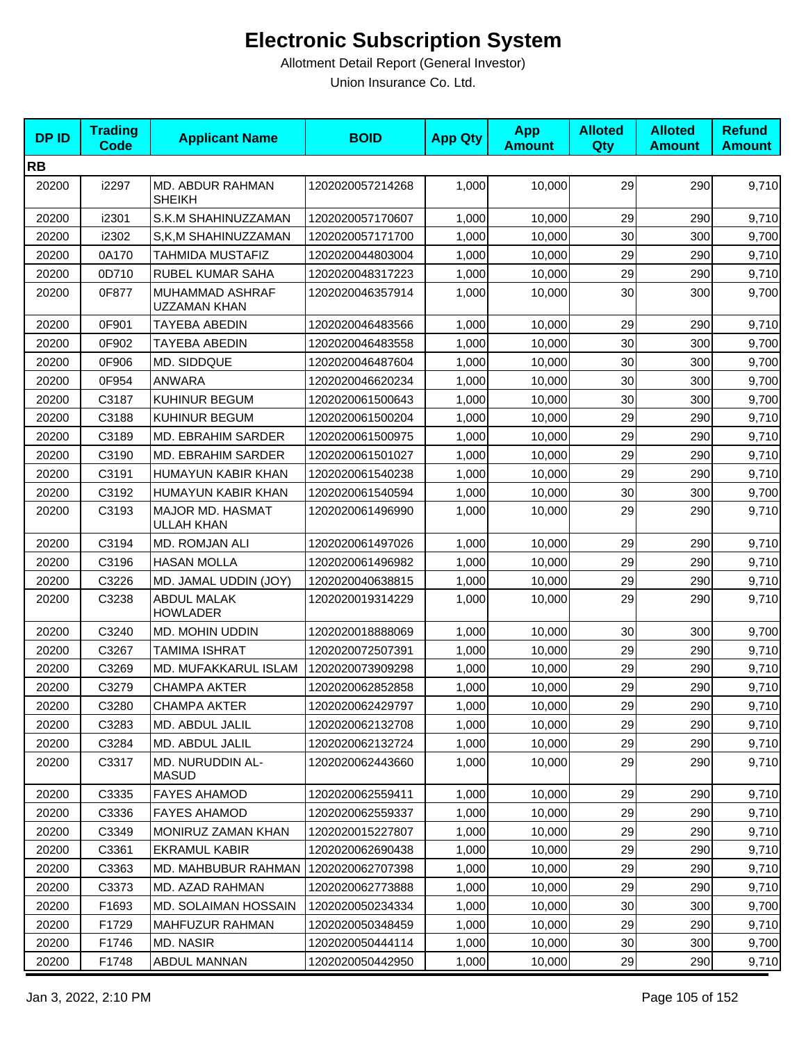# Electronic Subscription System

Allotment Detail Report (General Investor)

Union Insurance Co. Ltd.

| DP ID | Trading Code | Applicant Name | BOID | App Qty | App Amount | Alloted Qty | Alloted Amount | Refund Amount |
|---|---|---|---|---|---|---|---|---|
| **RB** | | | | | | | | |
| 20200 | i2297 | MD. ABDUR RAHMAN SHEIKH | 1202020057214268 | 1,000 | 10,000 | 29 | 290 | 9,710 |
| 20200 | i2301 | S.K.M SHAHINUZZAMAN | 1202020057170607 | 1,000 | 10,000 | 29 | 290 | 9,710 |
| 20200 | i2302 | S,K,M SHAHINUZZAMAN | 1202020057171700 | 1,000 | 10,000 | 30 | 300 | 9,700 |
| 20200 | 0A170 | TAHMIDA MUSTAFIZ | 1202020044803004 | 1,000 | 10,000 | 29 | 290 | 9,710 |
| 20200 | 0D710 | RUBEL KUMAR SAHA | 1202020048317223 | 1,000 | 10,000 | 29 | 290 | 9,710 |
| 20200 | 0F877 | MUHAMMAD ASHRAF UZZAMAN KHAN | 1202020046357914 | 1,000 | 10,000 | 30 | 300 | 9,700 |
| 20200 | 0F901 | TAYEBA ABEDIN | 1202020046483566 | 1,000 | 10,000 | 29 | 290 | 9,710 |
| 20200 | 0F902 | TAYEBA ABEDIN | 1202020046483558 | 1,000 | 10,000 | 30 | 300 | 9,700 |
| 20200 | 0F906 | MD. SIDDQUE | 1202020046487604 | 1,000 | 10,000 | 30 | 300 | 9,700 |
| 20200 | 0F954 | ANWARA | 1202020046620234 | 1,000 | 10,000 | 30 | 300 | 9,700 |
| 20200 | C3187 | KUHINUR BEGUM | 1202020061500643 | 1,000 | 10,000 | 30 | 300 | 9,700 |
| 20200 | C3188 | KUHINUR BEGUM | 1202020061500204 | 1,000 | 10,000 | 29 | 290 | 9,710 |
| 20200 | C3189 | MD. EBRAHIM SARDER | 1202020061500975 | 1,000 | 10,000 | 29 | 290 | 9,710 |
| 20200 | C3190 | MD. EBRAHIM SARDER | 1202020061501027 | 1,000 | 10,000 | 29 | 290 | 9,710 |
| 20200 | C3191 | HUMAYUN KABIR KHAN | 1202020061540238 | 1,000 | 10,000 | 29 | 290 | 9,710 |
| 20200 | C3192 | HUMAYUN KABIR KHAN | 1202020061540594 | 1,000 | 10,000 | 30 | 300 | 9,700 |
| 20200 | C3193 | MAJOR MD. HASMAT ULLAH KHAN | 1202020061496990 | 1,000 | 10,000 | 29 | 290 | 9,710 |
| 20200 | C3194 | MD. ROMJAN ALI | 1202020061497026 | 1,000 | 10,000 | 29 | 290 | 9,710 |
| 20200 | C3196 | HASAN MOLLA | 1202020061496982 | 1,000 | 10,000 | 29 | 290 | 9,710 |
| 20200 | C3226 | MD. JAMAL UDDIN (JOY) | 1202020040638815 | 1,000 | 10,000 | 29 | 290 | 9,710 |
| 20200 | C3238 | ABDUL MALAK HOWLADER | 1202020019314229 | 1,000 | 10,000 | 29 | 290 | 9,710 |
| 20200 | C3240 | MD. MOHIN UDDIN | 1202020018888069 | 1,000 | 10,000 | 30 | 300 | 9,700 |
| 20200 | C3267 | TAMIMA ISHRAT | 1202020072507391 | 1,000 | 10,000 | 29 | 290 | 9,710 |
| 20200 | C3269 | MD. MUFAKKARUL ISLAM | 1202020073909298 | 1,000 | 10,000 | 29 | 290 | 9,710 |
| 20200 | C3279 | CHAMPA AKTER | 1202020062852858 | 1,000 | 10,000 | 29 | 290 | 9,710 |
| 20200 | C3280 | CHAMPA AKTER | 1202020062429797 | 1,000 | 10,000 | 29 | 290 | 9,710 |
| 20200 | C3283 | MD. ABDUL JALIL | 1202020062132708 | 1,000 | 10,000 | 29 | 290 | 9,710 |
| 20200 | C3284 | MD. ABDUL JALIL | 1202020062132724 | 1,000 | 10,000 | 29 | 290 | 9,710 |
| 20200 | C3317 | MD. NURUDDIN AL-MASUD | 1202020062443660 | 1,000 | 10,000 | 29 | 290 | 9,710 |
| 20200 | C3335 | FAYES AHAMOD | 1202020062559411 | 1,000 | 10,000 | 29 | 290 | 9,710 |
| 20200 | C3336 | FAYES AHAMOD | 1202020062559337 | 1,000 | 10,000 | 29 | 290 | 9,710 |
| 20200 | C3349 | MONIRUZ ZAMAN KHAN | 1202020015227807 | 1,000 | 10,000 | 29 | 290 | 9,710 |
| 20200 | C3361 | EKRAMUL KABIR | 1202020062690438 | 1,000 | 10,000 | 29 | 290 | 9,710 |
| 20200 | C3363 | MD. MAHBUBUR RAHMAN | 1202020062707398 | 1,000 | 10,000 | 29 | 290 | 9,710 |
| 20200 | C3373 | MD. AZAD RAHMAN | 1202020062773888 | 1,000 | 10,000 | 29 | 290 | 9,710 |
| 20200 | F1693 | MD. SOLAIMAN HOSSAIN | 1202020050234334 | 1,000 | 10,000 | 30 | 300 | 9,700 |
| 20200 | F1729 | MAHFUZUR RAHMAN | 1202020050348459 | 1,000 | 10,000 | 29 | 290 | 9,710 |
| 20200 | F1746 | MD. NASIR | 1202020050444114 | 1,000 | 10,000 | 30 | 300 | 9,700 |
| 20200 | F1748 | ABDUL MANNAN | 1202020050442950 | 1,000 | 10,000 | 29 | 290 | 9,710 |

Jan 3, 2022, 2:10 PM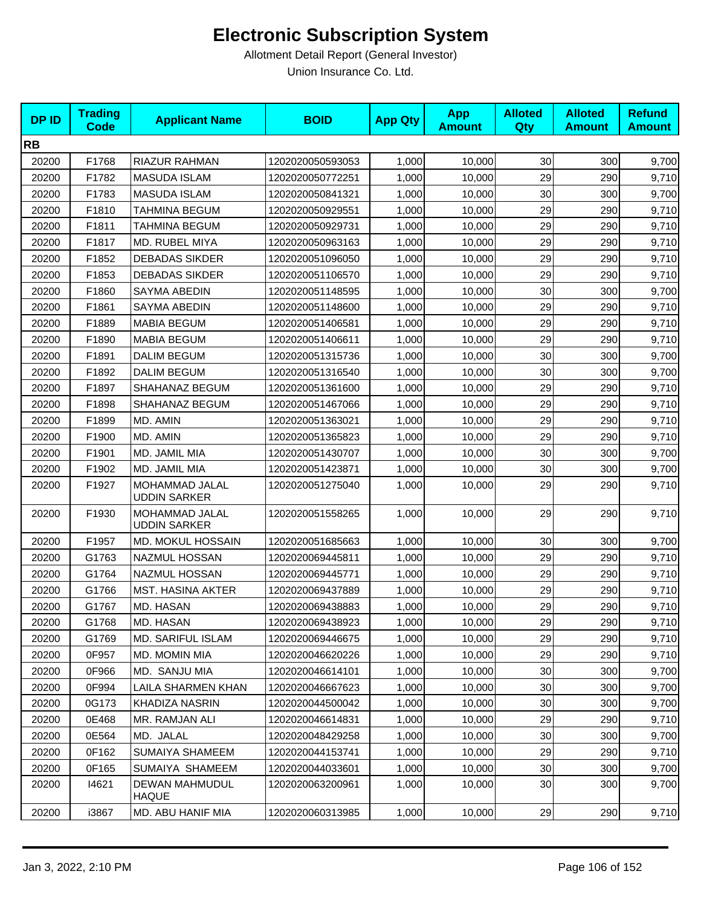# Electronic Subscription System

Allotment Detail Report (General Investor)

Union Insurance Co. Ltd.

| DP ID | Trading Code | Applicant Name | BOID | App Qty | App Amount | Alloted Qty | Alloted Amount | Refund Amount |
|---|---|---|---|---|---|---|---|---|
| **RB** | | | | | | | | |
| 20200 | F1768 | RIAZUR RAHMAN | 1202020050593053 | 1,000 | 10,000 | 30 | 300 | 9,700 |
| 20200 | F1782 | MASUDA ISLAM | 1202020050772251 | 1,000 | 10,000 | 29 | 290 | 9,710 |
| 20200 | F1783 | MASUDA ISLAM | 1202020050841321 | 1,000 | 10,000 | 30 | 300 | 9,700 |
| 20200 | F1810 | TAHMINA BEGUM | 1202020050929551 | 1,000 | 10,000 | 29 | 290 | 9,710 |
| 20200 | F1811 | TAHMINA BEGUM | 1202020050929731 | 1,000 | 10,000 | 29 | 290 | 9,710 |
| 20200 | F1817 | MD. RUBEL MIYA | 1202020050963163 | 1,000 | 10,000 | 29 | 290 | 9,710 |
| 20200 | F1852 | DEBADAS SIKDER | 1202020051096050 | 1,000 | 10,000 | 29 | 290 | 9,710 |
| 20200 | F1853 | DEBADAS SIKDER | 1202020051106570 | 1,000 | 10,000 | 29 | 290 | 9,710 |
| 20200 | F1860 | SAYMA ABEDIN | 1202020051148595 | 1,000 | 10,000 | 30 | 300 | 9,700 |
| 20200 | F1861 | SAYMA ABEDIN | 1202020051148600 | 1,000 | 10,000 | 29 | 290 | 9,710 |
| 20200 | F1889 | MABIA BEGUM | 1202020051406581 | 1,000 | 10,000 | 29 | 290 | 9,710 |
| 20200 | F1890 | MABIA BEGUM | 1202020051406611 | 1,000 | 10,000 | 29 | 290 | 9,710 |
| 20200 | F1891 | DALIM BEGUM | 1202020051315736 | 1,000 | 10,000 | 30 | 300 | 9,700 |
| 20200 | F1892 | DALIM BEGUM | 1202020051316540 | 1,000 | 10,000 | 30 | 300 | 9,700 |
| 20200 | F1897 | SHAHANAZ BEGUM | 1202020051361600 | 1,000 | 10,000 | 29 | 290 | 9,710 |
| 20200 | F1898 | SHAHANAZ BEGUM | 1202020051467066 | 1,000 | 10,000 | 29 | 290 | 9,710 |
| 20200 | F1899 | MD. AMIN | 1202020051363021 | 1,000 | 10,000 | 29 | 290 | 9,710 |
| 20200 | F1900 | MD. AMIN | 1202020051365823 | 1,000 | 10,000 | 29 | 290 | 9,710 |
| 20200 | F1901 | MD. JAMIL MIA | 1202020051430707 | 1,000 | 10,000 | 30 | 300 | 9,700 |
| 20200 | F1902 | MD. JAMIL MIA | 1202020051423871 | 1,000 | 10,000 | 30 | 300 | 9,700 |
| 20200 | F1927 | MOHAMMAD JALAL UDDIN SARKER | 1202020051275040 | 1,000 | 10,000 | 29 | 290 | 9,710 |
| 20200 | F1930 | MOHAMMAD JALAL UDDIN SARKER | 1202020051558265 | 1,000 | 10,000 | 29 | 290 | 9,710 |
| 20200 | F1957 | MD. MOKUL HOSSAIN | 1202020051685663 | 1,000 | 10,000 | 30 | 300 | 9,700 |
| 20200 | G1763 | NAZMUL HOSSAN | 1202020069445811 | 1,000 | 10,000 | 29 | 290 | 9,710 |
| 20200 | G1764 | NAZMUL HOSSAN | 1202020069445771 | 1,000 | 10,000 | 29 | 290 | 9,710 |
| 20200 | G1766 | MST. HASINA AKTER | 1202020069437889 | 1,000 | 10,000 | 29 | 290 | 9,710 |
| 20200 | G1767 | MD. HASAN | 1202020069438883 | 1,000 | 10,000 | 29 | 290 | 9,710 |
| 20200 | G1768 | MD. HASAN | 1202020069438923 | 1,000 | 10,000 | 29 | 290 | 9,710 |
| 20200 | G1769 | MD. SARIFUL ISLAM | 1202020069446675 | 1,000 | 10,000 | 29 | 290 | 9,710 |
| 20200 | 0F957 | MD. MOMIN MIA | 1202020046620226 | 1,000 | 10,000 | 29 | 290 | 9,710 |
| 20200 | 0F966 | MD. SANJU MIA | 1202020046614101 | 1,000 | 10,000 | 30 | 300 | 9,700 |
| 20200 | 0F994 | LAILA SHARMEN KHAN | 1202020046667623 | 1,000 | 10,000 | 30 | 300 | 9,700 |
| 20200 | 0G173 | KHADIZA NASRIN | 1202020044500042 | 1,000 | 10,000 | 30 | 300 | 9,700 |
| 20200 | 0E468 | MR. RAMJAN ALI | 1202020046614831 | 1,000 | 10,000 | 29 | 290 | 9,710 |
| 20200 | 0E564 | MD. JALAL | 1202020048429258 | 1,000 | 10,000 | 30 | 300 | 9,700 |
| 20200 | 0F162 | SUMAIYA SHAMEEM | 1202020044153741 | 1,000 | 10,000 | 29 | 290 | 9,710 |
| 20200 | 0F165 | SUMAIYA SHAMEEM | 1202020044033601 | 1,000 | 10,000 | 30 | 300 | 9,700 |
| 20200 | I4621 | DEWAN MAHMUDUL HAQUE | 1202020063200961 | 1,000 | 10,000 | 30 | 300 | 9,700 |
| 20200 | i3867 | MD. ABU HANIF MIA | 1202020060313985 | 1,000 | 10,000 | 29 | 290 | 9,710 |

Jan 3, 2022, 2:10 PM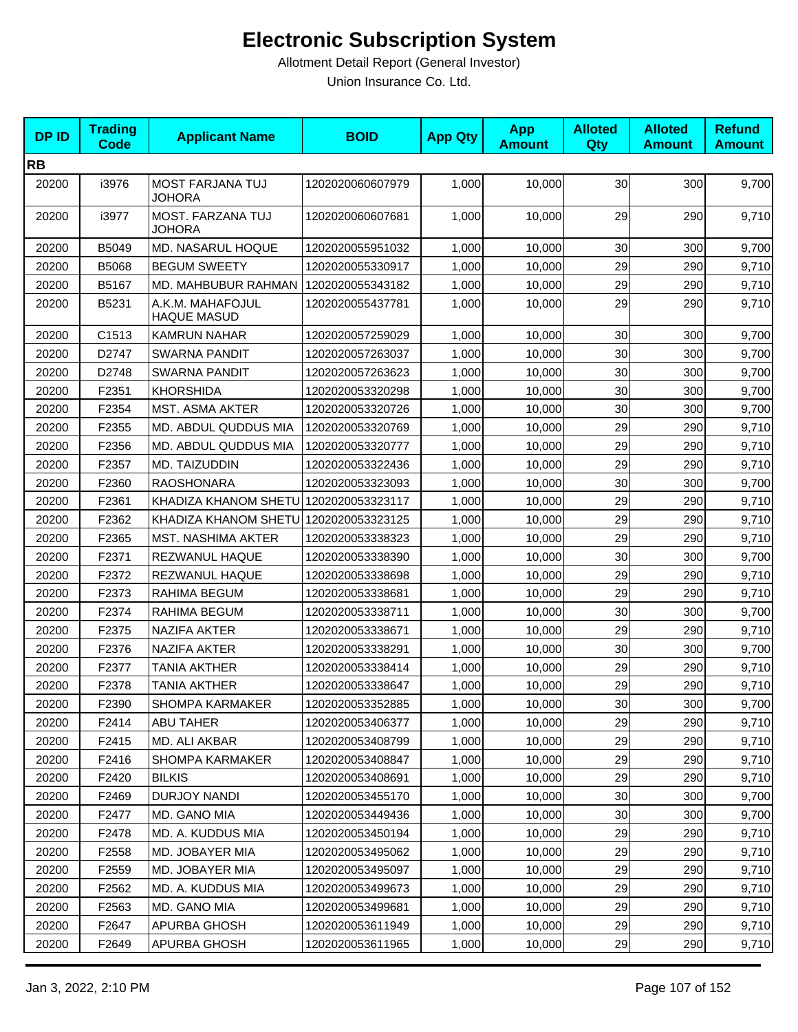# Electronic Subscription System

Allotment Detail Report (General Investor)

Union Insurance Co. Ltd.

| DP ID | Trading Code | Applicant Name | BOID | App Qty | App Amount | Alloted Qty | Alloted Amount | Refund Amount |
|---|---|---|---|---|---|---|---|---|
| **RB** | | | | | | | | |
| 20200 | i3976 | MOST FARJANA TUJ JOHORA | 1202020060607979 | 1,000 | 10,000 | 30 | 300 | 9,700 |
| 20200 | i3977 | MOST. FARZANA TUJ JOHORA | 1202020060607681 | 1,000 | 10,000 | 29 | 290 | 9,710 |
| 20200 | B5049 | MD. NASARUL HOQUE | 1202020055951032 | 1,000 | 10,000 | 30 | 300 | 9,700 |
| 20200 | B5068 | BEGUM SWEETY | 1202020055330917 | 1,000 | 10,000 | 29 | 290 | 9,710 |
| 20200 | B5167 | MD. MAHBUBUR RAHMAN | 1202020055343182 | 1,000 | 10,000 | 29 | 290 | 9,710 |
| 20200 | B5231 | A.K.M. MAHAFOJUL HAQUE MASUD | 1202020055437781 | 1,000 | 10,000 | 29 | 290 | 9,710 |
| 20200 | C1513 | KAMRUN NAHAR | 1202020057259029 | 1,000 | 10,000 | 30 | 300 | 9,700 |
| 20200 | D2747 | SWARNA PANDIT | 1202020057263037 | 1,000 | 10,000 | 30 | 300 | 9,700 |
| 20200 | D2748 | SWARNA PANDIT | 1202020057263623 | 1,000 | 10,000 | 30 | 300 | 9,700 |
| 20200 | F2351 | KHORSHIDA | 1202020053320298 | 1,000 | 10,000 | 30 | 300 | 9,700 |
| 20200 | F2354 | MST. ASMA AKTER | 1202020053320726 | 1,000 | 10,000 | 30 | 300 | 9,700 |
| 20200 | F2355 | MD. ABDUL QUDDUS MIA | 1202020053320769 | 1,000 | 10,000 | 29 | 290 | 9,710 |
| 20200 | F2356 | MD. ABDUL QUDDUS MIA | 1202020053320777 | 1,000 | 10,000 | 29 | 290 | 9,710 |
| 20200 | F2357 | MD. TAIZUDDIN | 1202020053322436 | 1,000 | 10,000 | 29 | 290 | 9,710 |
| 20200 | F2360 | RAOSHONARA | 1202020053323093 | 1,000 | 10,000 | 30 | 300 | 9,700 |
| 20200 | F2361 | KHADIZA KHANOM SHETU | 1202020053323117 | 1,000 | 10,000 | 29 | 290 | 9,710 |
| 20200 | F2362 | KHADIZA KHANOM SHETU | 1202020053323125 | 1,000 | 10,000 | 29 | 290 | 9,710 |
| 20200 | F2365 | MST. NASHIMA AKTER | 1202020053338323 | 1,000 | 10,000 | 29 | 290 | 9,710 |
| 20200 | F2371 | REZWANUL HAQUE | 1202020053338390 | 1,000 | 10,000 | 30 | 300 | 9,700 |
| 20200 | F2372 | REZWANUL HAQUE | 1202020053338698 | 1,000 | 10,000 | 29 | 290 | 9,710 |
| 20200 | F2373 | RAHIMA BEGUM | 1202020053338681 | 1,000 | 10,000 | 29 | 290 | 9,710 |
| 20200 | F2374 | RAHIMA BEGUM | 1202020053338711 | 1,000 | 10,000 | 30 | 300 | 9,700 |
| 20200 | F2375 | NAZIFA AKTER | 1202020053338671 | 1,000 | 10,000 | 29 | 290 | 9,710 |
| 20200 | F2376 | NAZIFA AKTER | 1202020053338291 | 1,000 | 10,000 | 30 | 300 | 9,700 |
| 20200 | F2377 | TANIA AKTHER | 1202020053338414 | 1,000 | 10,000 | 29 | 290 | 9,710 |
| 20200 | F2378 | TANIA AKTHER | 1202020053338647 | 1,000 | 10,000 | 29 | 290 | 9,710 |
| 20200 | F2390 | SHOMPA KARMAKER | 1202020053352885 | 1,000 | 10,000 | 30 | 300 | 9,700 |
| 20200 | F2414 | ABU TAHER | 1202020053406377 | 1,000 | 10,000 | 29 | 290 | 9,710 |
| 20200 | F2415 | MD. ALI AKBAR | 1202020053408799 | 1,000 | 10,000 | 29 | 290 | 9,710 |
| 20200 | F2416 | SHOMPA KARMAKER | 1202020053408847 | 1,000 | 10,000 | 29 | 290 | 9,710 |
| 20200 | F2420 | BILKIS | 1202020053408691 | 1,000 | 10,000 | 29 | 290 | 9,710 |
| 20200 | F2469 | DURJOY NANDI | 1202020053455170 | 1,000 | 10,000 | 30 | 300 | 9,700 |
| 20200 | F2477 | MD. GANO MIA | 1202020053449436 | 1,000 | 10,000 | 30 | 300 | 9,700 |
| 20200 | F2478 | MD. A. KUDDUS MIA | 1202020053450194 | 1,000 | 10,000 | 29 | 290 | 9,710 |
| 20200 | F2558 | MD. JOBAYER MIA | 1202020053495062 | 1,000 | 10,000 | 29 | 290 | 9,710 |
| 20200 | F2559 | MD. JOBAYER MIA | 1202020053495097 | 1,000 | 10,000 | 29 | 290 | 9,710 |
| 20200 | F2562 | MD. A. KUDDUS MIA | 1202020053499673 | 1,000 | 10,000 | 29 | 290 | 9,710 |
| 20200 | F2563 | MD. GANO MIA | 1202020053499681 | 1,000 | 10,000 | 29 | 290 | 9,710 |
| 20200 | F2647 | APURBA GHOSH | 1202020053611949 | 1,000 | 10,000 | 29 | 290 | 9,710 |
| 20200 | F2649 | APURBA GHOSH | 1202020053611965 | 1,000 | 10,000 | 29 | 290 | 9,710 |

Jan 3, 2022, 2:10 PM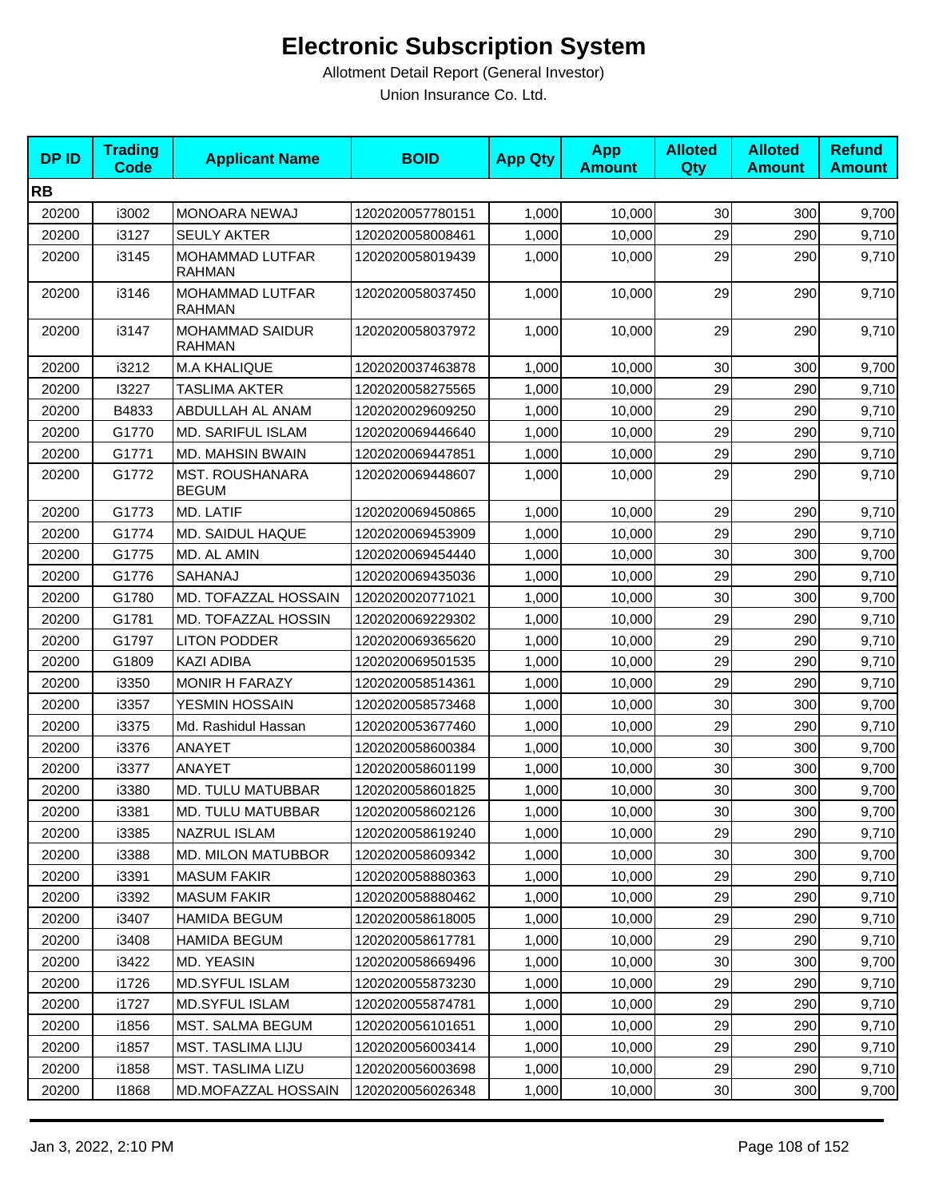# Electronic Subscription System

Allotment Detail Report (General Investor)

Union Insurance Co. Ltd.

| DP ID | Trading Code | Applicant Name | BOID | App Qty | App Amount | Alloted Qty | Alloted Amount | Refund Amount |
|---|---|---|---|---|---|---|---|---|
| **RB** | | | | | | | | |
| 20200 | i3002 | MONOARA NEWAJ | 1202020057780151 | 1,000 | 10,000 | 30 | 300 | 9,700 |
| 20200 | i3127 | SEULY AKTER | 1202020058008461 | 1,000 | 10,000 | 29 | 290 | 9,710 |
| 20200 | i3145 | MOHAMMAD LUTFAR RAHMAN | 1202020058019439 | 1,000 | 10,000 | 29 | 290 | 9,710 |
| 20200 | i3146 | MOHAMMAD LUTFAR RAHMAN | 1202020058037450 | 1,000 | 10,000 | 29 | 290 | 9,710 |
| 20200 | i3147 | MOHAMMAD SAIDUR RAHMAN | 1202020058037972 | 1,000 | 10,000 | 29 | 290 | 9,710 |
| 20200 | i3212 | M.A KHALIQUE | 1202020037463878 | 1,000 | 10,000 | 30 | 300 | 9,700 |
| 20200 | I3227 | TASLIMA AKTER | 1202020058275565 | 1,000 | 10,000 | 29 | 290 | 9,710 |
| 20200 | B4833 | ABDULLAH AL ANAM | 1202020029609250 | 1,000 | 10,000 | 29 | 290 | 9,710 |
| 20200 | G1770 | MD. SARIFUL ISLAM | 1202020069446640 | 1,000 | 10,000 | 29 | 290 | 9,710 |
| 20200 | G1771 | MD. MAHSIN BWAIN | 1202020069447851 | 1,000 | 10,000 | 29 | 290 | 9,710 |
| 20200 | G1772 | MST. ROUSHANARA BEGUM | 1202020069448607 | 1,000 | 10,000 | 29 | 290 | 9,710 |
| 20200 | G1773 | MD. LATIF | 1202020069450865 | 1,000 | 10,000 | 29 | 290 | 9,710 |
| 20200 | G1774 | MD. SAIDUL HAQUE | 1202020069453909 | 1,000 | 10,000 | 29 | 290 | 9,710 |
| 20200 | G1775 | MD. AL AMIN | 1202020069454440 | 1,000 | 10,000 | 30 | 300 | 9,700 |
| 20200 | G1776 | SAHANAJ | 1202020069435036 | 1,000 | 10,000 | 29 | 290 | 9,710 |
| 20200 | G1780 | MD. TOFAZZAL HOSSAIN | 1202020020771021 | 1,000 | 10,000 | 30 | 300 | 9,700 |
| 20200 | G1781 | MD. TOFAZZAL HOSSIN | 1202020069229302 | 1,000 | 10,000 | 29 | 290 | 9,710 |
| 20200 | G1797 | LITON PODDER | 1202020069365620 | 1,000 | 10,000 | 29 | 290 | 9,710 |
| 20200 | G1809 | KAZI ADIBA | 1202020069501535 | 1,000 | 10,000 | 29 | 290 | 9,710 |
| 20200 | i3350 | MONIR H FARAZY | 1202020058514361 | 1,000 | 10,000 | 29 | 290 | 9,710 |
| 20200 | i3357 | YESMIN HOSSAIN | 1202020058573468 | 1,000 | 10,000 | 30 | 300 | 9,700 |
| 20200 | i3375 | Md. Rashidul Hassan | 1202020053677460 | 1,000 | 10,000 | 29 | 290 | 9,710 |
| 20200 | i3376 | ANAYET | 1202020058600384 | 1,000 | 10,000 | 30 | 300 | 9,700 |
| 20200 | i3377 | ANAYET | 1202020058601199 | 1,000 | 10,000 | 30 | 300 | 9,700 |
| 20200 | i3380 | MD. TULU MATUBBAR | 1202020058601825 | 1,000 | 10,000 | 30 | 300 | 9,700 |
| 20200 | i3381 | MD. TULU MATUBBAR | 1202020058602126 | 1,000 | 10,000 | 30 | 300 | 9,700 |
| 20200 | i3385 | NAZRUL ISLAM | 1202020058619240 | 1,000 | 10,000 | 29 | 290 | 9,710 |
| 20200 | i3388 | MD. MILON MATUBBOR | 1202020058609342 | 1,000 | 10,000 | 30 | 300 | 9,700 |
| 20200 | i3391 | MASUM FAKIR | 1202020058880363 | 1,000 | 10,000 | 29 | 290 | 9,710 |
| 20200 | i3392 | MASUM FAKIR | 1202020058880462 | 1,000 | 10,000 | 29 | 290 | 9,710 |
| 20200 | i3407 | HAMIDA BEGUM | 1202020058618005 | 1,000 | 10,000 | 29 | 290 | 9,710 |
| 20200 | i3408 | HAMIDA BEGUM | 1202020058617781 | 1,000 | 10,000 | 29 | 290 | 9,710 |
| 20200 | i3422 | MD. YEASIN | 1202020058669496 | 1,000 | 10,000 | 30 | 300 | 9,700 |
| 20200 | i1726 | MD.SYFUL ISLAM | 1202020055873230 | 1,000 | 10,000 | 29 | 290 | 9,710 |
| 20200 | i1727 | MD.SYFUL ISLAM | 1202020055874781 | 1,000 | 10,000 | 29 | 290 | 9,710 |
| 20200 | i1856 | MST. SALMA BEGUM | 1202020056101651 | 1,000 | 10,000 | 29 | 290 | 9,710 |
| 20200 | i1857 | MST. TASLIMA LIJU | 1202020056003414 | 1,000 | 10,000 | 29 | 290 | 9,710 |
| 20200 | i1858 | MST. TASLIMA LIZU | 1202020056003698 | 1,000 | 10,000 | 29 | 290 | 9,710 |
| 20200 | I1868 | MD.MOFAZZAL HOSSAIN | 1202020056026348 | 1,000 | 10,000 | 30 | 300 | 9,700 |

Jan 3, 2022, 2:10 PM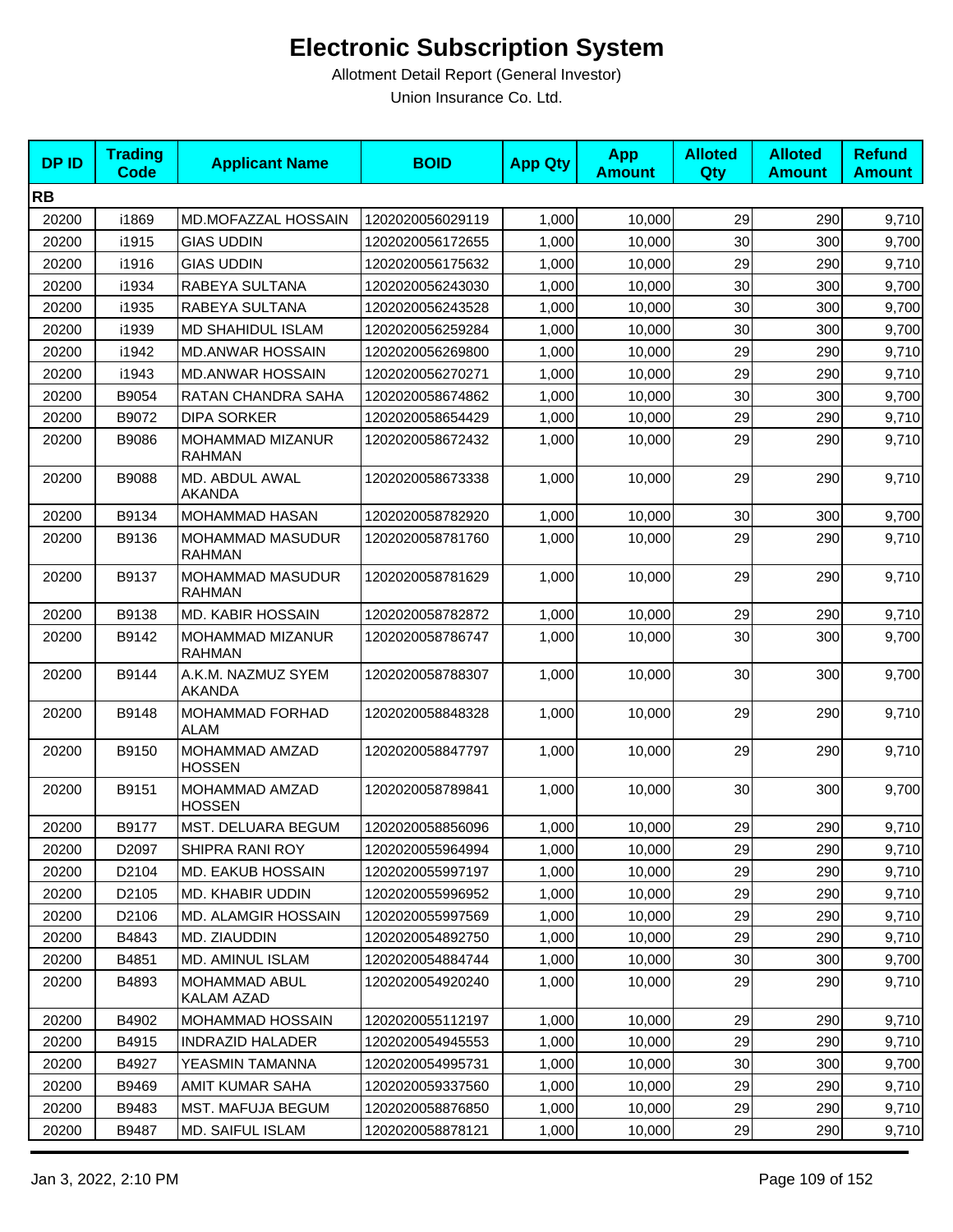# Electronic Subscription System

Allotment Detail Report (General Investor)

Union Insurance Co. Ltd.

| DP ID | Trading Code | Applicant Name | BOID | App Qty | App Amount | Alloted Qty | Alloted Amount | Refund Amount |
|---|---|---|---|---|---|---|---|---|
| **RB** | | | | | | | | |
| 20200 | i1869 | MD.MOFAZZAL HOSSAIN | 1202020056029119 | 1,000 | 10,000 | 29 | 290 | 9,710 |
| 20200 | i1915 | GIAS UDDIN | 1202020056172655 | 1,000 | 10,000 | 30 | 300 | 9,700 |
| 20200 | i1916 | GIAS UDDIN | 1202020056175632 | 1,000 | 10,000 | 29 | 290 | 9,710 |
| 20200 | i1934 | RABEYA SULTANA | 1202020056243030 | 1,000 | 10,000 | 30 | 300 | 9,700 |
| 20200 | i1935 | RABEYA SULTANA | 1202020056243528 | 1,000 | 10,000 | 30 | 300 | 9,700 |
| 20200 | i1939 | MD SHAHIDUL ISLAM | 1202020056259284 | 1,000 | 10,000 | 30 | 300 | 9,700 |
| 20200 | i1942 | MD.ANWAR HOSSAIN | 1202020056269800 | 1,000 | 10,000 | 29 | 290 | 9,710 |
| 20200 | i1943 | MD.ANWAR HOSSAIN | 1202020056270271 | 1,000 | 10,000 | 29 | 290 | 9,710 |
| 20200 | B9054 | RATAN CHANDRA SAHA | 1202020058674862 | 1,000 | 10,000 | 30 | 300 | 9,700 |
| 20200 | B9072 | DIPA SORKER | 1202020058654429 | 1,000 | 10,000 | 29 | 290 | 9,710 |
| 20200 | B9086 | MOHAMMAD MIZANUR RAHMAN | 1202020058672432 | 1,000 | 10,000 | 29 | 290 | 9,710 |
| 20200 | B9088 | MD. ABDUL AWAL AKANDA | 1202020058673338 | 1,000 | 10,000 | 29 | 290 | 9,710 |
| 20200 | B9134 | MOHAMMAD HASAN | 1202020058782920 | 1,000 | 10,000 | 30 | 300 | 9,700 |
| 20200 | B9136 | MOHAMMAD MASUDUR RAHMAN | 1202020058781760 | 1,000 | 10,000 | 29 | 290 | 9,710 |
| 20200 | B9137 | MOHAMMAD MASUDUR RAHMAN | 1202020058781629 | 1,000 | 10,000 | 29 | 290 | 9,710 |
| 20200 | B9138 | MD. KABIR HOSSAIN | 1202020058782872 | 1,000 | 10,000 | 29 | 290 | 9,710 |
| 20200 | B9142 | MOHAMMAD MIZANUR RAHMAN | 1202020058786747 | 1,000 | 10,000 | 30 | 300 | 9,700 |
| 20200 | B9144 | A.K.M. NAZMUZ SYEM AKANDA | 1202020058788307 | 1,000 | 10,000 | 30 | 300 | 9,700 |
| 20200 | B9148 | MOHAMMAD FORHAD ALAM | 1202020058848328 | 1,000 | 10,000 | 29 | 290 | 9,710 |
| 20200 | B9150 | MOHAMMAD AMZAD HOSSEN | 1202020058847797 | 1,000 | 10,000 | 29 | 290 | 9,710 |
| 20200 | B9151 | MOHAMMAD AMZAD HOSSEN | 1202020058789841 | 1,000 | 10,000 | 30 | 300 | 9,700 |
| 20200 | B9177 | MST. DELUARA BEGUM | 1202020058856096 | 1,000 | 10,000 | 29 | 290 | 9,710 |
| 20200 | D2097 | SHIPRA RANI ROY | 1202020055964994 | 1,000 | 10,000 | 29 | 290 | 9,710 |
| 20200 | D2104 | MD. EAKUB HOSSAIN | 1202020055997197 | 1,000 | 10,000 | 29 | 290 | 9,710 |
| 20200 | D2105 | MD. KHABIR UDDIN | 1202020055996952 | 1,000 | 10,000 | 29 | 290 | 9,710 |
| 20200 | D2106 | MD. ALAMGIR HOSSAIN | 1202020055997569 | 1,000 | 10,000 | 29 | 290 | 9,710 |
| 20200 | B4843 | MD. ZIAUDDIN | 1202020054892750 | 1,000 | 10,000 | 29 | 290 | 9,710 |
| 20200 | B4851 | MD. AMINUL ISLAM | 1202020054884744 | 1,000 | 10,000 | 30 | 300 | 9,700 |
| 20200 | B4893 | MOHAMMAD ABUL KALAM AZAD | 1202020054920240 | 1,000 | 10,000 | 29 | 290 | 9,710 |
| 20200 | B4902 | MOHAMMAD HOSSAIN | 1202020055112197 | 1,000 | 10,000 | 29 | 290 | 9,710 |
| 20200 | B4915 | INDRAZID HALADER | 1202020054945553 | 1,000 | 10,000 | 29 | 290 | 9,710 |
| 20200 | B4927 | YEASMIN TAMANNA | 1202020054995731 | 1,000 | 10,000 | 30 | 300 | 9,700 |
| 20200 | B9469 | AMIT KUMAR SAHA | 1202020059337560 | 1,000 | 10,000 | 29 | 290 | 9,710 |
| 20200 | B9483 | MST. MAFUJA BEGUM | 1202020058876850 | 1,000 | 10,000 | 29 | 290 | 9,710 |
| 20200 | B9487 | MD. SAIFUL ISLAM | 1202020058878121 | 1,000 | 10,000 | 29 | 290 | 9,710 |

Jan 3, 2022, 2:10 PM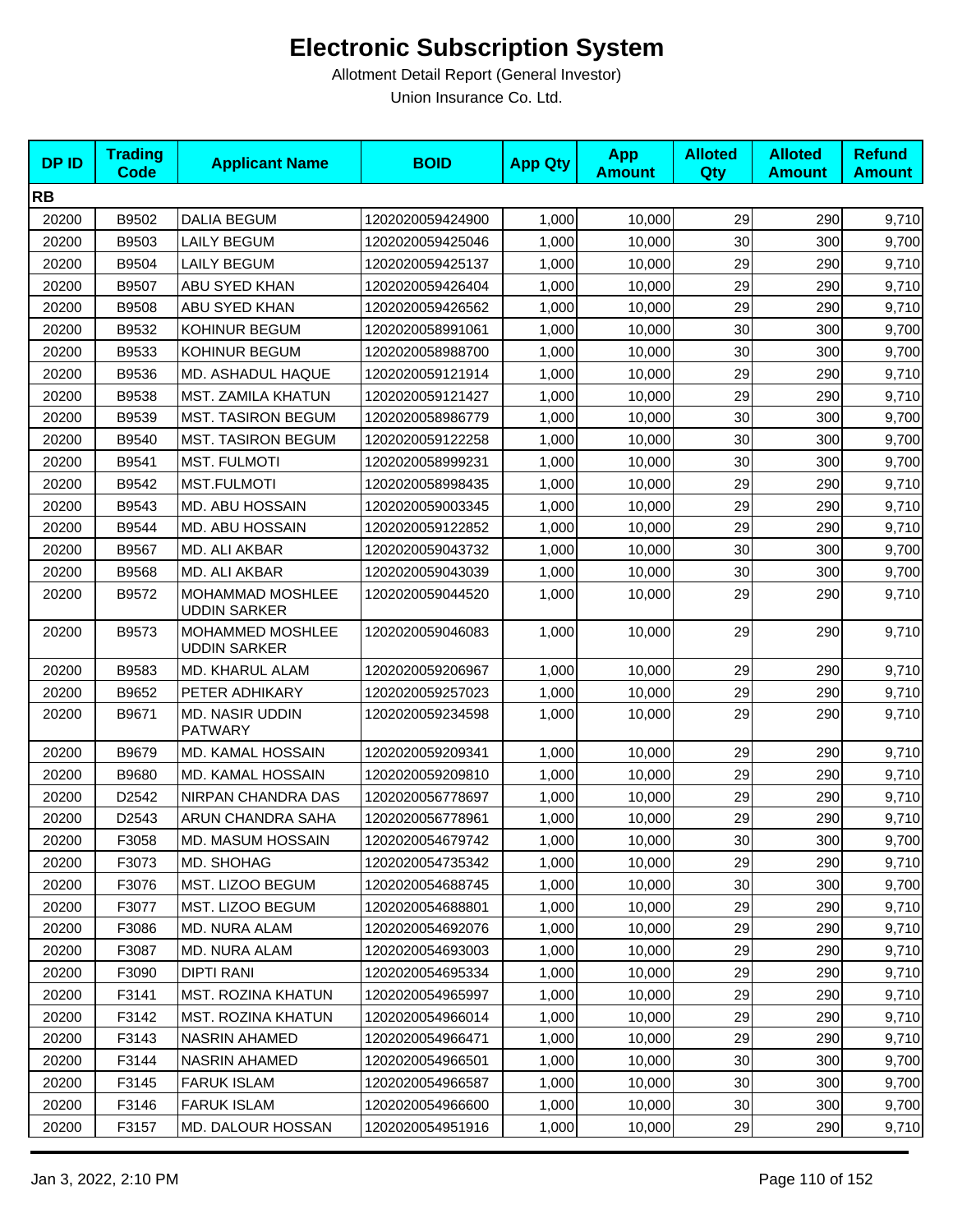# Electronic Subscription System

Allotment Detail Report (General Investor)

Union Insurance Co. Ltd.

| DP ID | Trading Code | Applicant Name | BOID | App Qty | App Amount | Alloted Qty | Alloted Amount | Refund Amount |
|---|---|---|---|---|---|---|---|---|
| **RB** | | | | | | | | |
| 20200 | B9502 | DALIA BEGUM | 1202020059424900 | 1,000 | 10,000 | 29 | 290 | 9,710 |
| 20200 | B9503 | LAILY BEGUM | 1202020059425046 | 1,000 | 10,000 | 30 | 300 | 9,700 |
| 20200 | B9504 | LAILY BEGUM | 1202020059425137 | 1,000 | 10,000 | 29 | 290 | 9,710 |
| 20200 | B9507 | ABU SYED KHAN | 1202020059426404 | 1,000 | 10,000 | 29 | 290 | 9,710 |
| 20200 | B9508 | ABU SYED KHAN | 1202020059426562 | 1,000 | 10,000 | 29 | 290 | 9,710 |
| 20200 | B9532 | KOHINUR BEGUM | 1202020058991061 | 1,000 | 10,000 | 30 | 300 | 9,700 |
| 20200 | B9533 | KOHINUR BEGUM | 1202020058988700 | 1,000 | 10,000 | 30 | 300 | 9,700 |
| 20200 | B9536 | MD. ASHADUL HAQUE | 1202020059121914 | 1,000 | 10,000 | 29 | 290 | 9,710 |
| 20200 | B9538 | MST. ZAMILA KHATUN | 1202020059121427 | 1,000 | 10,000 | 29 | 290 | 9,710 |
| 20200 | B9539 | MST. TASIRON BEGUM | 1202020058986779 | 1,000 | 10,000 | 30 | 300 | 9,700 |
| 20200 | B9540 | MST. TASIRON BEGUM | 1202020059122258 | 1,000 | 10,000 | 30 | 300 | 9,700 |
| 20200 | B9541 | MST. FULMOTI | 1202020058999231 | 1,000 | 10,000 | 30 | 300 | 9,700 |
| 20200 | B9542 | MST.FULMOTI | 1202020058998435 | 1,000 | 10,000 | 29 | 290 | 9,710 |
| 20200 | B9543 | MD. ABU HOSSAIN | 1202020059003345 | 1,000 | 10,000 | 29 | 290 | 9,710 |
| 20200 | B9544 | MD. ABU HOSSAIN | 1202020059122852 | 1,000 | 10,000 | 29 | 290 | 9,710 |
| 20200 | B9567 | MD. ALI AKBAR | 1202020059043732 | 1,000 | 10,000 | 30 | 300 | 9,700 |
| 20200 | B9568 | MD. ALI AKBAR | 1202020059043039 | 1,000 | 10,000 | 30 | 300 | 9,700 |
| 20200 | B9572 | MOHAMMAD MOSHLEE UDDIN SARKER | 1202020059044520 | 1,000 | 10,000 | 29 | 290 | 9,710 |
| 20200 | B9573 | MOHAMMED MOSHLEE UDDIN SARKER | 1202020059046083 | 1,000 | 10,000 | 29 | 290 | 9,710 |
| 20200 | B9583 | MD. KHARUL ALAM | 1202020059206967 | 1,000 | 10,000 | 29 | 290 | 9,710 |
| 20200 | B9652 | PETER ADHIKARY | 1202020059257023 | 1,000 | 10,000 | 29 | 290 | 9,710 |
| 20200 | B9671 | MD. NASIR UDDIN PATWARY | 1202020059234598 | 1,000 | 10,000 | 29 | 290 | 9,710 |
| 20200 | B9679 | MD. KAMAL HOSSAIN | 1202020059209341 | 1,000 | 10,000 | 29 | 290 | 9,710 |
| 20200 | B9680 | MD. KAMAL HOSSAIN | 1202020059209810 | 1,000 | 10,000 | 29 | 290 | 9,710 |
| 20200 | D2542 | NIRPAN CHANDRA DAS | 1202020056778697 | 1,000 | 10,000 | 29 | 290 | 9,710 |
| 20200 | D2543 | ARUN CHANDRA SAHA | 1202020056778961 | 1,000 | 10,000 | 29 | 290 | 9,710 |
| 20200 | F3058 | MD. MASUM HOSSAIN | 1202020054679742 | 1,000 | 10,000 | 30 | 300 | 9,700 |
| 20200 | F3073 | MD. SHOHAG | 1202020054735342 | 1,000 | 10,000 | 29 | 290 | 9,710 |
| 20200 | F3076 | MST. LIZOO BEGUM | 1202020054688745 | 1,000 | 10,000 | 30 | 300 | 9,700 |
| 20200 | F3077 | MST. LIZOO BEGUM | 1202020054688801 | 1,000 | 10,000 | 29 | 290 | 9,710 |
| 20200 | F3086 | MD. NURA ALAM | 1202020054692076 | 1,000 | 10,000 | 29 | 290 | 9,710 |
| 20200 | F3087 | MD. NURA ALAM | 1202020054693003 | 1,000 | 10,000 | 29 | 290 | 9,710 |
| 20200 | F3090 | DIPTI RANI | 1202020054695334 | 1,000 | 10,000 | 29 | 290 | 9,710 |
| 20200 | F3141 | MST. ROZINA KHATUN | 1202020054965997 | 1,000 | 10,000 | 29 | 290 | 9,710 |
| 20200 | F3142 | MST. ROZINA KHATUN | 1202020054966014 | 1,000 | 10,000 | 29 | 290 | 9,710 |
| 20200 | F3143 | NASRIN AHAMED | 1202020054966471 | 1,000 | 10,000 | 29 | 290 | 9,710 |
| 20200 | F3144 | NASRIN AHAMED | 1202020054966501 | 1,000 | 10,000 | 30 | 300 | 9,700 |
| 20200 | F3145 | FARUK ISLAM | 1202020054966587 | 1,000 | 10,000 | 30 | 300 | 9,700 |
| 20200 | F3146 | FARUK ISLAM | 1202020054966600 | 1,000 | 10,000 | 30 | 300 | 9,700 |
| 20200 | F3157 | MD. DALOUR HOSSAN | 1202020054951916 | 1,000 | 10,000 | 29 | 290 | 9,710 |

Jan 3, 2022, 2:10 PM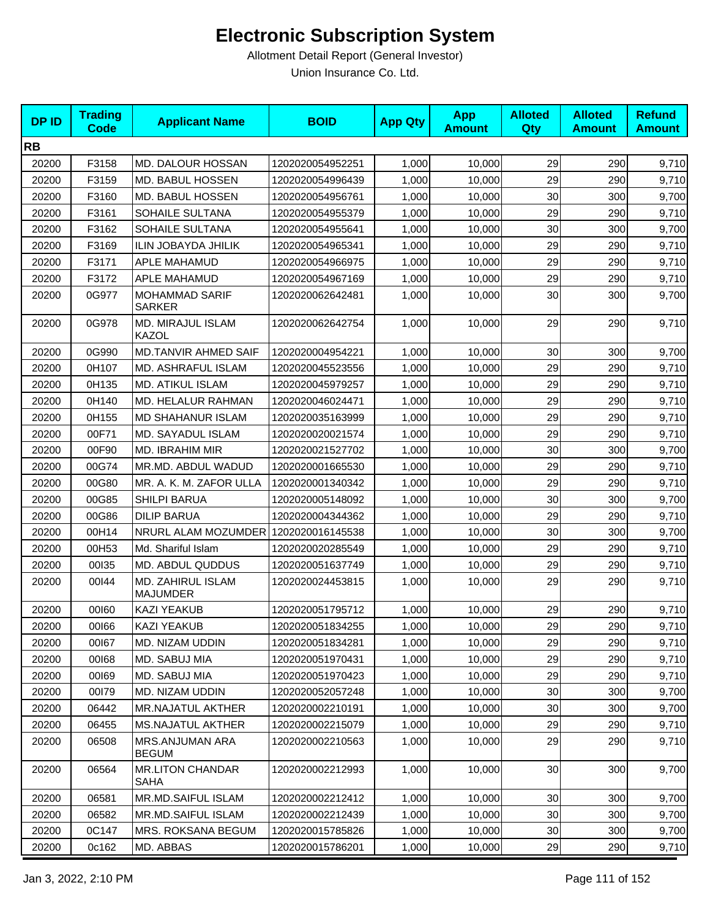# Electronic Subscription System

Allotment Detail Report (General Investor)

Union Insurance Co. Ltd.

| DP ID | Trading Code | Applicant Name | BOID | App Qty | App Amount | Alloted Qty | Alloted Amount | Refund Amount |
|---|---|---|---|---|---|---|---|---|
| **RB** | | | | | | | | |
| 20200 | F3158 | MD. DALOUR HOSSAN | 1202020054952251 | 1,000 | 10,000 | 29 | 290 | 9,710 |
| 20200 | F3159 | MD. BABUL HOSSEN | 1202020054996439 | 1,000 | 10,000 | 29 | 290 | 9,710 |
| 20200 | F3160 | MD. BABUL HOSSEN | 1202020054956761 | 1,000 | 10,000 | 30 | 300 | 9,700 |
| 20200 | F3161 | SOHAILE SULTANA | 1202020054955379 | 1,000 | 10,000 | 29 | 290 | 9,710 |
| 20200 | F3162 | SOHAILE SULTANA | 1202020054955641 | 1,000 | 10,000 | 30 | 300 | 9,700 |
| 20200 | F3169 | ILIN JOBAYDA JHILIK | 1202020054965341 | 1,000 | 10,000 | 29 | 290 | 9,710 |
| 20200 | F3171 | APLE MAHAMUD | 1202020054966975 | 1,000 | 10,000 | 29 | 290 | 9,710 |
| 20200 | F3172 | APLE MAHAMUD | 1202020054967169 | 1,000 | 10,000 | 29 | 290 | 9,710 |
| 20200 | 0G977 | MOHAMMAD SARIF SARKER | 1202020062642481 | 1,000 | 10,000 | 30 | 300 | 9,700 |
| 20200 | 0G978 | MD. MIRAJUL ISLAM KAZOL | 1202020062642754 | 1,000 | 10,000 | 29 | 290 | 9,710 |
| 20200 | 0G990 | MD.TANVIR AHMED SAIF | 1202020004954221 | 1,000 | 10,000 | 30 | 300 | 9,700 |
| 20200 | 0H107 | MD. ASHRAFUL ISLAM | 1202020045523556 | 1,000 | 10,000 | 29 | 290 | 9,710 |
| 20200 | 0H135 | MD. ATIKUL ISLAM | 1202020045979257 | 1,000 | 10,000 | 29 | 290 | 9,710 |
| 20200 | 0H140 | MD. HELALUR RAHMAN | 1202020046024471 | 1,000 | 10,000 | 29 | 290 | 9,710 |
| 20200 | 0H155 | MD SHAHANUR ISLAM | 1202020035163999 | 1,000 | 10,000 | 29 | 290 | 9,710 |
| 20200 | 00F71 | MD. SAYADUL ISLAM | 1202020020021574 | 1,000 | 10,000 | 29 | 290 | 9,710 |
| 20200 | 00F90 | MD. IBRAHIM MIR | 1202020021527702 | 1,000 | 10,000 | 30 | 300 | 9,700 |
| 20200 | 00G74 | MR.MD. ABDUL WADUD | 1202020001665530 | 1,000 | 10,000 | 29 | 290 | 9,710 |
| 20200 | 00G80 | MR. A. K. M. ZAFOR ULLA | 1202020001340342 | 1,000 | 10,000 | 29 | 290 | 9,710 |
| 20200 | 00G85 | SHILPI BARUA | 1202020005148092 | 1,000 | 10,000 | 30 | 300 | 9,700 |
| 20200 | 00G86 | DILIP BARUA | 1202020004344362 | 1,000 | 10,000 | 29 | 290 | 9,710 |
| 20200 | 00H14 | NRURL ALAM MOZUMDER | 1202020016145538 | 1,000 | 10,000 | 30 | 300 | 9,700 |
| 20200 | 00H53 | Md. Shariful Islam | 1202020020285549 | 1,000 | 10,000 | 29 | 290 | 9,710 |
| 20200 | 00I35 | MD. ABDUL QUDDUS | 1202020051637749 | 1,000 | 10,000 | 29 | 290 | 9,710 |
| 20200 | 00I44 | MD. ZAHIRUL ISLAM MAJUMDER | 1202020024453815 | 1,000 | 10,000 | 29 | 290 | 9,710 |
| 20200 | 00I60 | KAZI YEAKUB | 1202020051795712 | 1,000 | 10,000 | 29 | 290 | 9,710 |
| 20200 | 00I66 | KAZI YEAKUB | 1202020051834255 | 1,000 | 10,000 | 29 | 290 | 9,710 |
| 20200 | 00I67 | MD. NIZAM UDDIN | 1202020051834281 | 1,000 | 10,000 | 29 | 290 | 9,710 |
| 20200 | 00I68 | MD. SABUJ MIA | 1202020051970431 | 1,000 | 10,000 | 29 | 290 | 9,710 |
| 20200 | 00I69 | MD. SABUJ MIA | 1202020051970423 | 1,000 | 10,000 | 29 | 290 | 9,710 |
| 20200 | 00I79 | MD. NIZAM UDDIN | 1202020052057248 | 1,000 | 10,000 | 30 | 300 | 9,700 |
| 20200 | 06442 | MR.NAJATUL AKTHER | 1202020002210191 | 1,000 | 10,000 | 30 | 300 | 9,700 |
| 20200 | 06455 | MS.NAJATUL AKTHER | 1202020002215079 | 1,000 | 10,000 | 29 | 290 | 9,710 |
| 20200 | 06508 | MRS.ANJUMAN ARA BEGUM | 1202020002210563 | 1,000 | 10,000 | 29 | 290 | 9,710 |
| 20200 | 06564 | MR.LITON CHANDAR SAHA | 1202020002212993 | 1,000 | 10,000 | 30 | 300 | 9,700 |
| 20200 | 06581 | MR.MD.SAIFUL ISLAM | 1202020002212412 | 1,000 | 10,000 | 30 | 300 | 9,700 |
| 20200 | 06582 | MR.MD.SAIFUL ISLAM | 1202020002212439 | 1,000 | 10,000 | 30 | 300 | 9,700 |
| 20200 | 0C147 | MRS. ROKSANA BEGUM | 1202020015785826 | 1,000 | 10,000 | 30 | 300 | 9,700 |
| 20200 | 0c162 | MD. ABBAS | 1202020015786201 | 1,000 | 10,000 | 29 | 290 | 9,710 |

Jan 3, 2022, 2:10 PM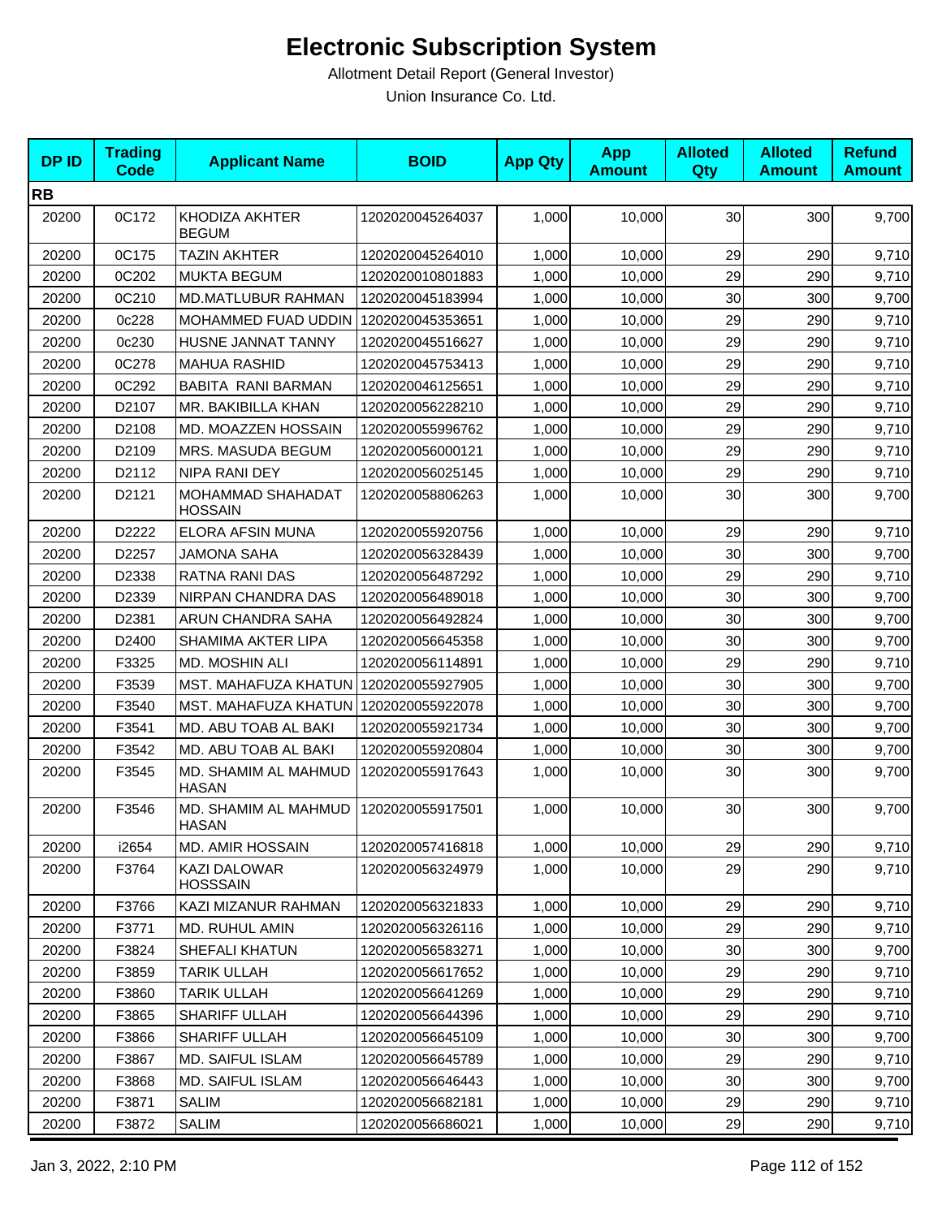# Electronic Subscription System

Allotment Detail Report (General Investor)

Union Insurance Co. Ltd.

| DP ID | Trading Code | Applicant Name | BOID | App Qty | App Amount | Alloted Qty | Alloted Amount | Refund Amount |
|---|---|---|---|---|---|---|---|---|
| **RB** | | | | | | | | |
| 20200 | 0C172 | KHODIZA AKHTER BEGUM | 1202020045264037 | 1,000 | 10,000 | 30 | 300 | 9,700 |
| 20200 | 0C175 | TAZIN AKHTER | 1202020045264010 | 1,000 | 10,000 | 29 | 290 | 9,710 |
| 20200 | 0C202 | MUKTA BEGUM | 1202020010801883 | 1,000 | 10,000 | 29 | 290 | 9,710 |
| 20200 | 0C210 | MD.MATLUBUR RAHMAN | 1202020045183994 | 1,000 | 10,000 | 30 | 300 | 9,700 |
| 20200 | 0c228 | MOHAMMED FUAD UDDIN | 1202020045353651 | 1,000 | 10,000 | 29 | 290 | 9,710 |
| 20200 | 0c230 | HUSNE JANNAT TANNY | 1202020045516627 | 1,000 | 10,000 | 29 | 290 | 9,710 |
| 20200 | 0C278 | MAHUA RASHID | 1202020045753413 | 1,000 | 10,000 | 29 | 290 | 9,710 |
| 20200 | 0C292 | BABITA RANI BARMAN | 1202020046125651 | 1,000 | 10,000 | 29 | 290 | 9,710 |
| 20200 | D2107 | MR. BAKIBILLA KHAN | 1202020056228210 | 1,000 | 10,000 | 29 | 290 | 9,710 |
| 20200 | D2108 | MD. MOAZZEN HOSSAIN | 1202020055996762 | 1,000 | 10,000 | 29 | 290 | 9,710 |
| 20200 | D2109 | MRS. MASUDA BEGUM | 1202020056000121 | 1,000 | 10,000 | 29 | 290 | 9,710 |
| 20200 | D2112 | NIPA RANI DEY | 1202020056025145 | 1,000 | 10,000 | 29 | 290 | 9,710 |
| 20200 | D2121 | MOHAMMAD SHAHADAT HOSSAIN | 1202020058806263 | 1,000 | 10,000 | 30 | 300 | 9,700 |
| 20200 | D2222 | ELORA AFSIN MUNA | 1202020055920756 | 1,000 | 10,000 | 29 | 290 | 9,710 |
| 20200 | D2257 | JAMONA SAHA | 1202020056328439 | 1,000 | 10,000 | 30 | 300 | 9,700 |
| 20200 | D2338 | RATNA RANI DAS | 1202020056487292 | 1,000 | 10,000 | 29 | 290 | 9,710 |
| 20200 | D2339 | NIRPAN CHANDRA DAS | 1202020056489018 | 1,000 | 10,000 | 30 | 300 | 9,700 |
| 20200 | D2381 | ARUN CHANDRA SAHA | 1202020056492824 | 1,000 | 10,000 | 30 | 300 | 9,700 |
| 20200 | D2400 | SHAMIMA AKTER LIPA | 1202020056645358 | 1,000 | 10,000 | 30 | 300 | 9,700 |
| 20200 | F3325 | MD. MOSHIN ALI | 1202020056114891 | 1,000 | 10,000 | 29 | 290 | 9,710 |
| 20200 | F3539 | MST. MAHAFUZA KHATUN | 1202020055927905 | 1,000 | 10,000 | 30 | 300 | 9,700 |
| 20200 | F3540 | MST. MAHAFUZA KHATUN | 1202020055922078 | 1,000 | 10,000 | 30 | 300 | 9,700 |
| 20200 | F3541 | MD. ABU TOAB AL BAKI | 1202020055921734 | 1,000 | 10,000 | 30 | 300 | 9,700 |
| 20200 | F3542 | MD. ABU TOAB AL BAKI | 1202020055920804 | 1,000 | 10,000 | 30 | 300 | 9,700 |
| 20200 | F3545 | MD. SHAMIM AL MAHMUD HASAN | 1202020055917643 | 1,000 | 10,000 | 30 | 300 | 9,700 |
| 20200 | F3546 | MD. SHAMIM AL MAHMUD HASAN | 1202020055917501 | 1,000 | 10,000 | 30 | 300 | 9,700 |
| 20200 | i2654 | MD. AMIR HOSSAIN | 1202020057416818 | 1,000 | 10,000 | 29 | 290 | 9,710 |
| 20200 | F3764 | KAZI DALOWAR HOSSSAIN | 1202020056324979 | 1,000 | 10,000 | 29 | 290 | 9,710 |
| 20200 | F3766 | KAZI MIZANUR RAHMAN | 1202020056321833 | 1,000 | 10,000 | 29 | 290 | 9,710 |
| 20200 | F3771 | MD. RUHUL AMIN | 1202020056326116 | 1,000 | 10,000 | 29 | 290 | 9,710 |
| 20200 | F3824 | SHEFALI KHATUN | 1202020056583271 | 1,000 | 10,000 | 30 | 300 | 9,700 |
| 20200 | F3859 | TARIK ULLAH | 1202020056617652 | 1,000 | 10,000 | 29 | 290 | 9,710 |
| 20200 | F3860 | TARIK ULLAH | 1202020056641269 | 1,000 | 10,000 | 29 | 290 | 9,710 |
| 20200 | F3865 | SHARIFF ULLAH | 1202020056644396 | 1,000 | 10,000 | 29 | 290 | 9,710 |
| 20200 | F3866 | SHARIFF ULLAH | 1202020056645109 | 1,000 | 10,000 | 30 | 300 | 9,700 |
| 20200 | F3867 | MD. SAIFUL ISLAM | 1202020056645789 | 1,000 | 10,000 | 29 | 290 | 9,710 |
| 20200 | F3868 | MD. SAIFUL ISLAM | 1202020056646443 | 1,000 | 10,000 | 30 | 300 | 9,700 |
| 20200 | F3871 | SALIM | 1202020056682181 | 1,000 | 10,000 | 29 | 290 | 9,710 |
| 20200 | F3872 | SALIM | 1202020056686021 | 1,000 | 10,000 | 29 | 290 | 9,710 |

Jan 3, 2022, 2:10 PM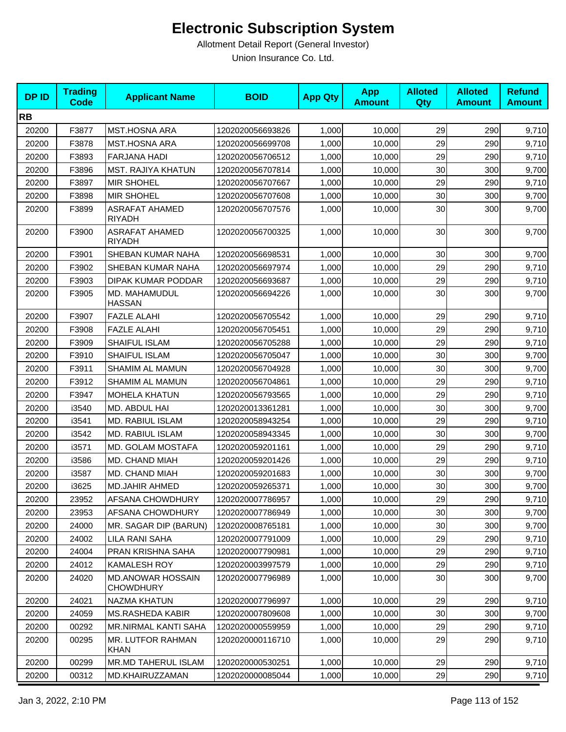# Electronic Subscription System

Allotment Detail Report (General Investor)

Union Insurance Co. Ltd.

| DP ID | Trading Code | Applicant Name | BOID | App Qty | App Amount | Alloted Qty | Alloted Amount | Refund Amount |
|---|---|---|---|---|---|---|---|---|
| **RB** | | | | | | | | |
| 20200 | F3877 | MST.HOSNA ARA | 1202020056693826 | 1,000 | 10,000 | 29 | 290 | 9,710 |
| 20200 | F3878 | MST.HOSNA ARA | 1202020056699708 | 1,000 | 10,000 | 29 | 290 | 9,710 |
| 20200 | F3893 | FARJANA HADI | 1202020056706512 | 1,000 | 10,000 | 29 | 290 | 9,710 |
| 20200 | F3896 | MST. RAJIYA KHATUN | 1202020056707814 | 1,000 | 10,000 | 30 | 300 | 9,700 |
| 20200 | F3897 | MIR SHOHEL | 1202020056707667 | 1,000 | 10,000 | 29 | 290 | 9,710 |
| 20200 | F3898 | MIR SHOHEL | 1202020056707608 | 1,000 | 10,000 | 30 | 300 | 9,700 |
| 20200 | F3899 | ASRAFAT AHAMED RIYADH | 1202020056707576 | 1,000 | 10,000 | 30 | 300 | 9,700 |
| 20200 | F3900 | ASRAFAT AHAMED RIYADH | 1202020056700325 | 1,000 | 10,000 | 30 | 300 | 9,700 |
| 20200 | F3901 | SHEBAN KUMAR NAHA | 1202020056698531 | 1,000 | 10,000 | 30 | 300 | 9,700 |
| 20200 | F3902 | SHEBAN KUMAR NAHA | 1202020056697974 | 1,000 | 10,000 | 29 | 290 | 9,710 |
| 20200 | F3903 | DIPAK KUMAR PODDAR | 1202020056693687 | 1,000 | 10,000 | 29 | 290 | 9,710 |
| 20200 | F3905 | MD. MAHAMUDUL HASSAN | 1202020056694226 | 1,000 | 10,000 | 30 | 300 | 9,700 |
| 20200 | F3907 | FAZLE ALAHI | 1202020056705542 | 1,000 | 10,000 | 29 | 290 | 9,710 |
| 20200 | F3908 | FAZLE ALAHI | 1202020056705451 | 1,000 | 10,000 | 29 | 290 | 9,710 |
| 20200 | F3909 | SHAIFUL ISLAM | 1202020056705288 | 1,000 | 10,000 | 29 | 290 | 9,710 |
| 20200 | F3910 | SHAIFUL ISLAM | 1202020056705047 | 1,000 | 10,000 | 30 | 300 | 9,700 |
| 20200 | F3911 | SHAMIM AL MAMUN | 1202020056704928 | 1,000 | 10,000 | 30 | 300 | 9,700 |
| 20200 | F3912 | SHAMIM AL MAMUN | 1202020056704861 | 1,000 | 10,000 | 29 | 290 | 9,710 |
| 20200 | F3947 | MOHELA KHATUN | 1202020056793565 | 1,000 | 10,000 | 29 | 290 | 9,710 |
| 20200 | i3540 | MD. ABDUL HAI | 1202020013361281 | 1,000 | 10,000 | 30 | 300 | 9,700 |
| 20200 | i3541 | MD. RABIUL ISLAM | 1202020058943254 | 1,000 | 10,000 | 29 | 290 | 9,710 |
| 20200 | i3542 | MD. RABIUL ISLAM | 1202020058943345 | 1,000 | 10,000 | 30 | 300 | 9,700 |
| 20200 | i3571 | MD. GOLAM MOSTAFA | 1202020059201161 | 1,000 | 10,000 | 29 | 290 | 9,710 |
| 20200 | i3586 | MD. CHAND MIAH | 1202020059201426 | 1,000 | 10,000 | 29 | 290 | 9,710 |
| 20200 | i3587 | MD. CHAND MIAH | 1202020059201683 | 1,000 | 10,000 | 30 | 300 | 9,700 |
| 20200 | i3625 | MD.JAHIR AHMED | 1202020059265371 | 1,000 | 10,000 | 30 | 300 | 9,700 |
| 20200 | 23952 | AFSANA CHOWDHURY | 1202020007786957 | 1,000 | 10,000 | 29 | 290 | 9,710 |
| 20200 | 23953 | AFSANA CHOWDHURY | 1202020007786949 | 1,000 | 10,000 | 30 | 300 | 9,700 |
| 20200 | 24000 | MR. SAGAR DIP (BARUN) | 1202020008765181 | 1,000 | 10,000 | 30 | 300 | 9,700 |
| 20200 | 24002 | LILA RANI SAHA | 1202020007791009 | 1,000 | 10,000 | 29 | 290 | 9,710 |
| 20200 | 24004 | PRAN KRISHNA SAHA | 1202020007790981 | 1,000 | 10,000 | 29 | 290 | 9,710 |
| 20200 | 24012 | KAMALESH ROY | 1202020003997579 | 1,000 | 10,000 | 29 | 290 | 9,710 |
| 20200 | 24020 | MD.ANOWAR HOSSAIN CHOWDHURY | 1202020007796989 | 1,000 | 10,000 | 30 | 300 | 9,700 |
| 20200 | 24021 | NAZMA KHATUN | 1202020007796997 | 1,000 | 10,000 | 29 | 290 | 9,710 |
| 20200 | 24059 | MS.RASHEDA KABIR | 1202020007809608 | 1,000 | 10,000 | 30 | 300 | 9,700 |
| 20200 | 00292 | MR.NIRMAL KANTI SAHA | 1202020000559959 | 1,000 | 10,000 | 29 | 290 | 9,710 |
| 20200 | 00295 | MR. LUTFOR RAHMAN KHAN | 1202020000116710 | 1,000 | 10,000 | 29 | 290 | 9,710 |
| 20200 | 00299 | MR.MD TAHERUL ISLAM | 1202020000530251 | 1,000 | 10,000 | 29 | 290 | 9,710 |
| 20200 | 00312 | MD.KHAIRUZZAMAN | 1202020000085044 | 1,000 | 10,000 | 29 | 290 | 9,710 |

Jan 3, 2022, 2:10 PM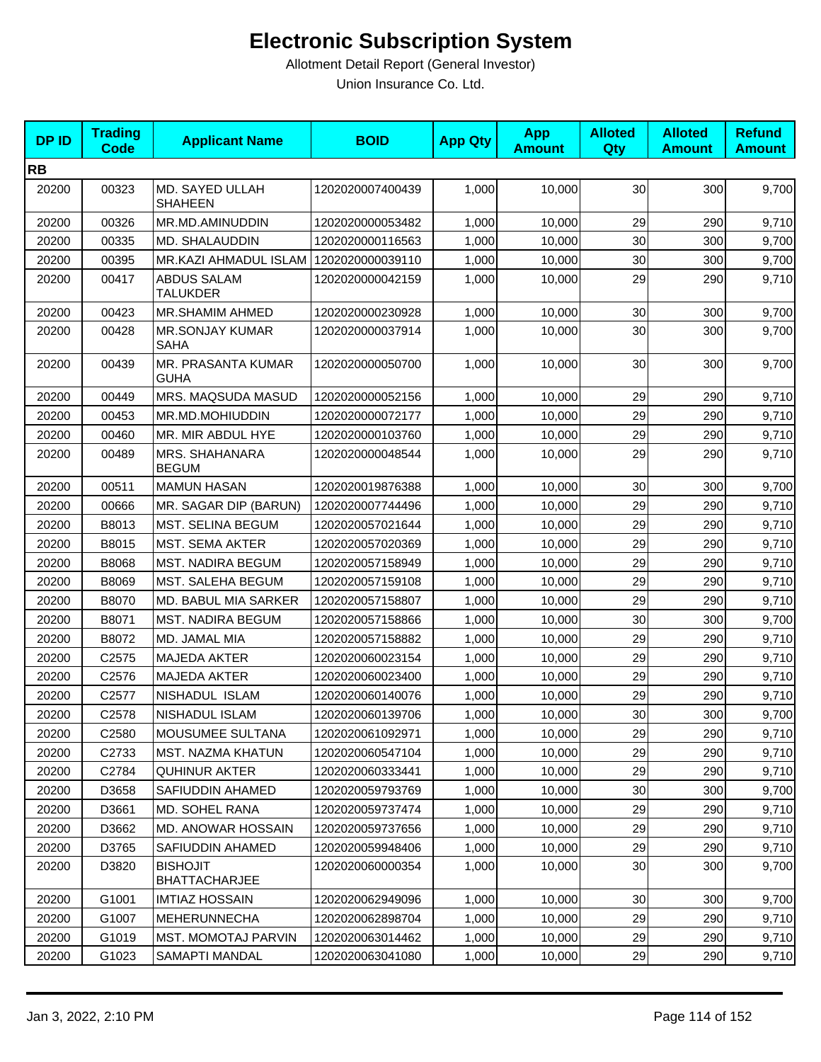# Electronic Subscription System

Allotment Detail Report (General Investor)

Union Insurance Co. Ltd.

| DP ID | Trading Code | Applicant Name | BOID | App Qty | App Amount | Alloted Qty | Alloted Amount | Refund Amount |
|---|---|---|---|---|---|---|---|---|
| **RB** | | | | | | | | |
| 20200 | 00323 | MD. SAYED ULLAH SHAHEEN | 1202020007400439 | 1,000 | 10,000 | 30 | 300 | 9,700 |
| 20200 | 00326 | MR.MD.AMINUDDIN | 1202020000053482 | 1,000 | 10,000 | 29 | 290 | 9,710 |
| 20200 | 00335 | MD. SHALAUDDIN | 1202020000116563 | 1,000 | 10,000 | 30 | 300 | 9,700 |
| 20200 | 00395 | MR.KAZI AHMADUL ISLAM | 1202020000039110 | 1,000 | 10,000 | 30 | 300 | 9,700 |
| 20200 | 00417 | ABDUS SALAM TALUKDER | 1202020000042159 | 1,000 | 10,000 | 29 | 290 | 9,710 |
| 20200 | 00423 | MR.SHAMIM AHMED | 1202020000230928 | 1,000 | 10,000 | 30 | 300 | 9,700 |
| 20200 | 00428 | MR.SONJAY KUMAR SAHA | 1202020000037914 | 1,000 | 10,000 | 30 | 300 | 9,700 |
| 20200 | 00439 | MR. PRASANTA KUMAR GUHA | 1202020000050700 | 1,000 | 10,000 | 30 | 300 | 9,700 |
| 20200 | 00449 | MRS. MAQSUDA MASUD | 1202020000052156 | 1,000 | 10,000 | 29 | 290 | 9,710 |
| 20200 | 00453 | MR.MD.MOHIUDDIN | 1202020000072177 | 1,000 | 10,000 | 29 | 290 | 9,710 |
| 20200 | 00460 | MR. MIR ABDUL HYE | 1202020000103760 | 1,000 | 10,000 | 29 | 290 | 9,710 |
| 20200 | 00489 | MRS. SHAHANARA BEGUM | 1202020000048544 | 1,000 | 10,000 | 29 | 290 | 9,710 |
| 20200 | 00511 | MAMUN HASAN | 1202020019876388 | 1,000 | 10,000 | 30 | 300 | 9,700 |
| 20200 | 00666 | MR. SAGAR DIP (BARUN) | 1202020007744496 | 1,000 | 10,000 | 29 | 290 | 9,710 |
| 20200 | B8013 | MST. SELINA BEGUM | 1202020057021644 | 1,000 | 10,000 | 29 | 290 | 9,710 |
| 20200 | B8015 | MST. SEMA AKTER | 1202020057020369 | 1,000 | 10,000 | 29 | 290 | 9,710 |
| 20200 | B8068 | MST. NADIRA BEGUM | 1202020057158949 | 1,000 | 10,000 | 29 | 290 | 9,710 |
| 20200 | B8069 | MST. SALEHA BEGUM | 1202020057159108 | 1,000 | 10,000 | 29 | 290 | 9,710 |
| 20200 | B8070 | MD. BABUL MIA SARKER | 1202020057158807 | 1,000 | 10,000 | 29 | 290 | 9,710 |
| 20200 | B8071 | MST. NADIRA BEGUM | 1202020057158866 | 1,000 | 10,000 | 30 | 300 | 9,700 |
| 20200 | B8072 | MD. JAMAL MIA | 1202020057158882 | 1,000 | 10,000 | 29 | 290 | 9,710 |
| 20200 | C2575 | MAJEDA AKTER | 1202020060023154 | 1,000 | 10,000 | 29 | 290 | 9,710 |
| 20200 | C2576 | MAJEDA AKTER | 1202020060023400 | 1,000 | 10,000 | 29 | 290 | 9,710 |
| 20200 | C2577 | NISHADUL ISLAM | 1202020060140076 | 1,000 | 10,000 | 29 | 290 | 9,710 |
| 20200 | C2578 | NISHADUL ISLAM | 1202020060139706 | 1,000 | 10,000 | 30 | 300 | 9,700 |
| 20200 | C2580 | MOUSUMEE SULTANA | 1202020061092971 | 1,000 | 10,000 | 29 | 290 | 9,710 |
| 20200 | C2733 | MST. NAZMA KHATUN | 1202020060547104 | 1,000 | 10,000 | 29 | 290 | 9,710 |
| 20200 | C2784 | QUHINUR AKTER | 1202020060333441 | 1,000 | 10,000 | 29 | 290 | 9,710 |
| 20200 | D3658 | SAFIUDDIN AHAMED | 1202020059793769 | 1,000 | 10,000 | 30 | 300 | 9,700 |
| 20200 | D3661 | MD. SOHEL RANA | 1202020059737474 | 1,000 | 10,000 | 29 | 290 | 9,710 |
| 20200 | D3662 | MD. ANOWAR HOSSAIN | 1202020059737656 | 1,000 | 10,000 | 29 | 290 | 9,710 |
| 20200 | D3765 | SAFIUDDIN AHAMED | 1202020059948406 | 1,000 | 10,000 | 29 | 290 | 9,710 |
| 20200 | D3820 | BISHOJIT BHATTACHARJEE | 1202020060000354 | 1,000 | 10,000 | 30 | 300 | 9,700 |
| 20200 | G1001 | IMTIAZ HOSSAIN | 1202020062949096 | 1,000 | 10,000 | 30 | 300 | 9,700 |
| 20200 | G1007 | MEHERUNNECHA | 1202020062898704 | 1,000 | 10,000 | 29 | 290 | 9,710 |
| 20200 | G1019 | MST. MOMOTAJ PARVIN | 1202020063014462 | 1,000 | 10,000 | 29 | 290 | 9,710 |
| 20200 | G1023 | SAMAPTI MANDAL | 1202020063041080 | 1,000 | 10,000 | 29 | 290 | 9,710 |

Jan 3, 2022, 2:10 PM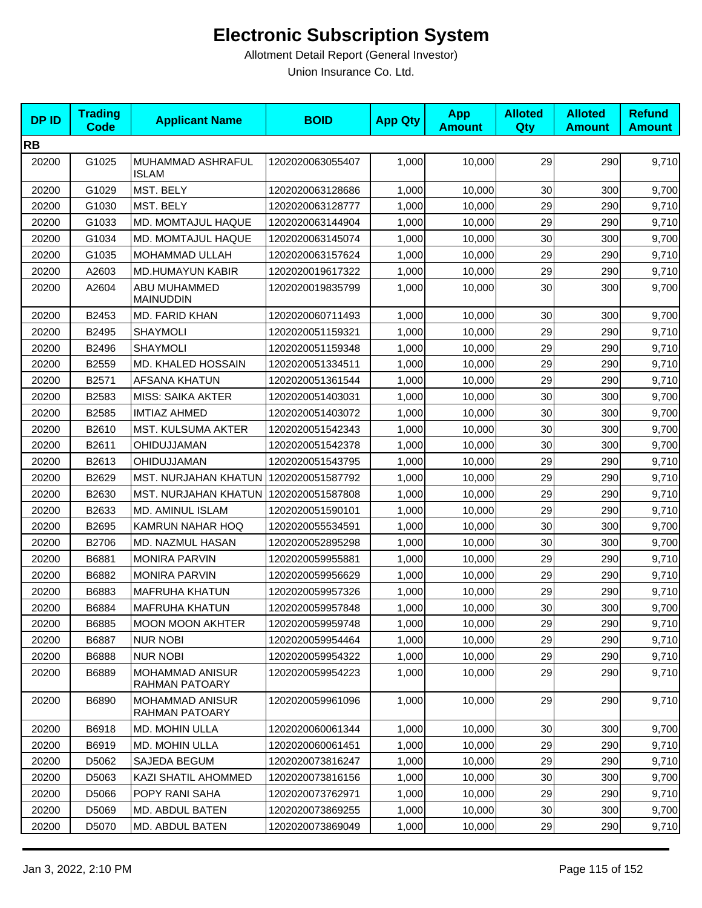# Electronic Subscription System

Allotment Detail Report (General Investor)

Union Insurance Co. Ltd.

| DP ID | Trading Code | Applicant Name | BOID | App Qty | App Amount | Alloted Qty | Alloted Amount | Refund Amount |
|---|---|---|---|---|---|---|---|---|
| **RB** | | | | | | | | |
| 20200 | G1025 | MUHAMMAD ASHRAFUL ISLAM | 1202020063055407 | 1,000 | 10,000 | 29 | 290 | 9,710 |
| 20200 | G1029 | MST. BELY | 1202020063128686 | 1,000 | 10,000 | 30 | 300 | 9,700 |
| 20200 | G1030 | MST. BELY | 1202020063128777 | 1,000 | 10,000 | 29 | 290 | 9,710 |
| 20200 | G1033 | MD. MOMTAJUL HAQUE | 1202020063144904 | 1,000 | 10,000 | 29 | 290 | 9,710 |
| 20200 | G1034 | MD. MOMTAJUL HAQUE | 1202020063145074 | 1,000 | 10,000 | 30 | 300 | 9,700 |
| 20200 | G1035 | MOHAMMAD ULLAH | 1202020063157624 | 1,000 | 10,000 | 29 | 290 | 9,710 |
| 20200 | A2603 | MD.HUMAYUN KABIR | 1202020019617322 | 1,000 | 10,000 | 29 | 290 | 9,710 |
| 20200 | A2604 | ABU MUHAMMED MAINUDDIN | 1202020019835799 | 1,000 | 10,000 | 30 | 300 | 9,700 |
| 20200 | B2453 | MD. FARID KHAN | 1202020060711493 | 1,000 | 10,000 | 30 | 300 | 9,700 |
| 20200 | B2495 | SHAYMOLI | 1202020051159321 | 1,000 | 10,000 | 29 | 290 | 9,710 |
| 20200 | B2496 | SHAYMOLI | 1202020051159348 | 1,000 | 10,000 | 29 | 290 | 9,710 |
| 20200 | B2559 | MD. KHALED HOSSAIN | 1202020051334511 | 1,000 | 10,000 | 29 | 290 | 9,710 |
| 20200 | B2571 | AFSANA KHATUN | 1202020051361544 | 1,000 | 10,000 | 29 | 290 | 9,710 |
| 20200 | B2583 | MISS: SAIKA AKTER | 1202020051403031 | 1,000 | 10,000 | 30 | 300 | 9,700 |
| 20200 | B2585 | IMTIAZ AHMED | 1202020051403072 | 1,000 | 10,000 | 30 | 300 | 9,700 |
| 20200 | B2610 | MST. KULSUMA AKTER | 1202020051542343 | 1,000 | 10,000 | 30 | 300 | 9,700 |
| 20200 | B2611 | OHIDUJJAMAN | 1202020051542378 | 1,000 | 10,000 | 30 | 300 | 9,700 |
| 20200 | B2613 | OHIDUJJAMAN | 1202020051543795 | 1,000 | 10,000 | 29 | 290 | 9,710 |
| 20200 | B2629 | MST. NURJAHAN KHATUN | 1202020051587792 | 1,000 | 10,000 | 29 | 290 | 9,710 |
| 20200 | B2630 | MST. NURJAHAN KHATUN | 1202020051587808 | 1,000 | 10,000 | 29 | 290 | 9,710 |
| 20200 | B2633 | MD. AMINUL ISLAM | 1202020051590101 | 1,000 | 10,000 | 29 | 290 | 9,710 |
| 20200 | B2695 | KAMRUN NAHAR HOQ | 1202020055534591 | 1,000 | 10,000 | 30 | 300 | 9,700 |
| 20200 | B2706 | MD. NAZMUL HASAN | 1202020052895298 | 1,000 | 10,000 | 30 | 300 | 9,700 |
| 20200 | B6881 | MONIRA PARVIN | 1202020059955881 | 1,000 | 10,000 | 29 | 290 | 9,710 |
| 20200 | B6882 | MONIRA PARVIN | 1202020059956629 | 1,000 | 10,000 | 29 | 290 | 9,710 |
| 20200 | B6883 | MAFRUHA KHATUN | 1202020059957326 | 1,000 | 10,000 | 29 | 290 | 9,710 |
| 20200 | B6884 | MAFRUHA KHATUN | 1202020059957848 | 1,000 | 10,000 | 30 | 300 | 9,700 |
| 20200 | B6885 | MOON MOON AKHTER | 1202020059959748 | 1,000 | 10,000 | 29 | 290 | 9,710 |
| 20200 | B6887 | NUR NOBI | 1202020059954464 | 1,000 | 10,000 | 29 | 290 | 9,710 |
| 20200 | B6888 | NUR NOBI | 1202020059954322 | 1,000 | 10,000 | 29 | 290 | 9,710 |
| 20200 | B6889 | MOHAMMAD ANISUR RAHMAN PATOARY | 1202020059954223 | 1,000 | 10,000 | 29 | 290 | 9,710 |
| 20200 | B6890 | MOHAMMAD ANISUR RAHMAN PATOARY | 1202020059961096 | 1,000 | 10,000 | 29 | 290 | 9,710 |
| 20200 | B6918 | MD. MOHIN ULLA | 1202020060061344 | 1,000 | 10,000 | 30 | 300 | 9,700 |
| 20200 | B6919 | MD. MOHIN ULLA | 1202020060061451 | 1,000 | 10,000 | 29 | 290 | 9,710 |
| 20200 | D5062 | SAJEDA BEGUM | 1202020073816247 | 1,000 | 10,000 | 29 | 290 | 9,710 |
| 20200 | D5063 | KAZI SHATIL AHOMMED | 1202020073816156 | 1,000 | 10,000 | 30 | 300 | 9,700 |
| 20200 | D5066 | POPY RANI SAHA | 1202020073762971 | 1,000 | 10,000 | 29 | 290 | 9,710 |
| 20200 | D5069 | MD. ABDUL BATEN | 1202020073869255 | 1,000 | 10,000 | 30 | 300 | 9,700 |
| 20200 | D5070 | MD. ABDUL BATEN | 1202020073869049 | 1,000 | 10,000 | 29 | 290 | 9,710 |

Jan 3, 2022, 2:10 PM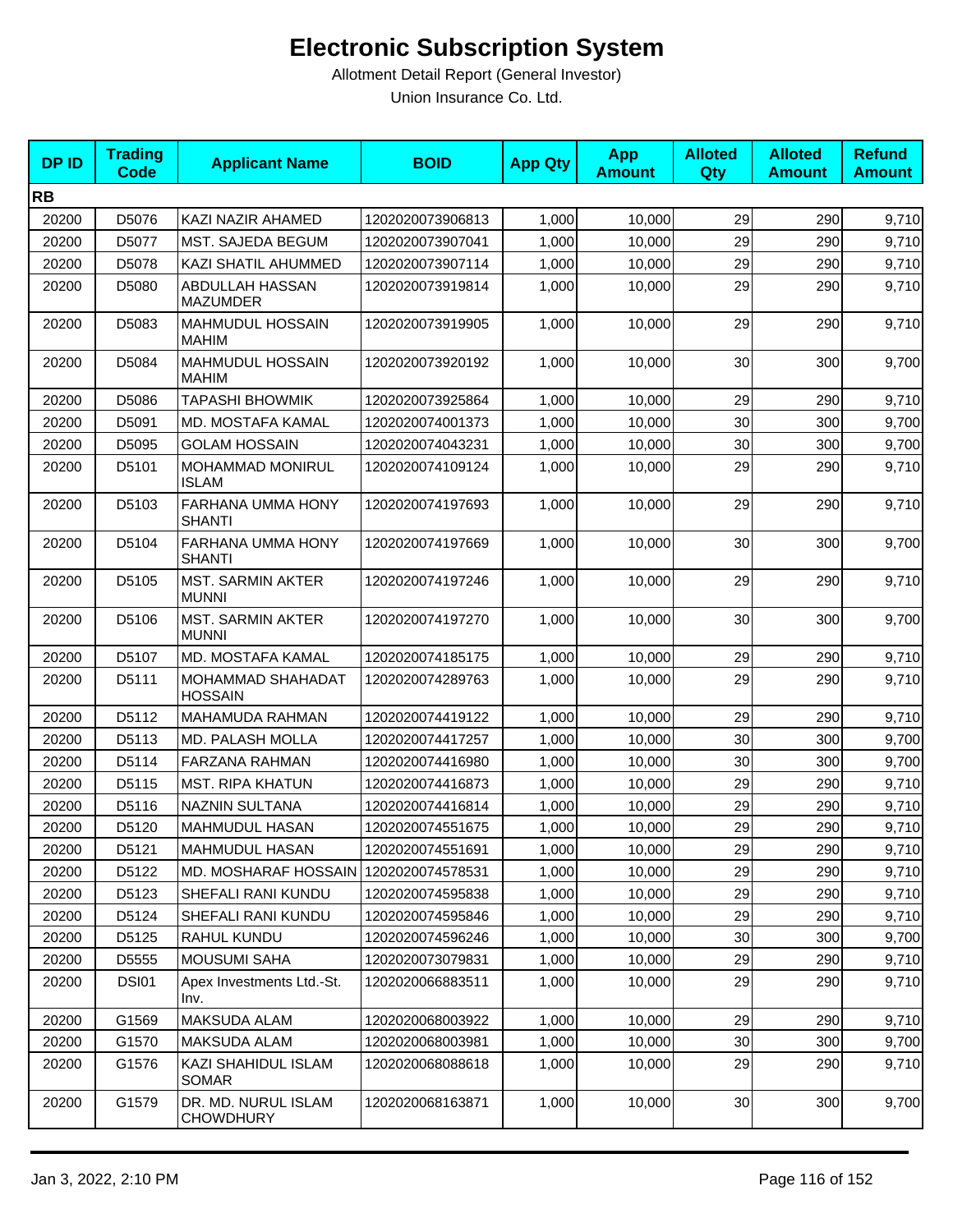# Electronic Subscription System

Allotment Detail Report (General Investor)

Union Insurance Co. Ltd.

| DP ID | Trading Code | Applicant Name | BOID | App Qty | App Amount | Alloted Qty | Alloted Amount | Refund Amount |
|---|---|---|---|---|---|---|---|---|
| **RB** | | | | | | | | |
| 20200 | D5076 | KAZI NAZIR AHAMED | 1202020073906813 | 1,000 | 10,000 | 29 | 290 | 9,710 |
| 20200 | D5077 | MST. SAJEDA BEGUM | 1202020073907041 | 1,000 | 10,000 | 29 | 290 | 9,710 |
| 20200 | D5078 | KAZI SHATIL AHUMMED | 1202020073907114 | 1,000 | 10,000 | 29 | 290 | 9,710 |
| 20200 | D5080 | ABDULLAH HASSAN MAZUMDER | 1202020073919814 | 1,000 | 10,000 | 29 | 290 | 9,710 |
| 20200 | D5083 | MAHMUDUL HOSSAIN MAHIM | 1202020073919905 | 1,000 | 10,000 | 29 | 290 | 9,710 |
| 20200 | D5084 | MAHMUDUL HOSSAIN MAHIM | 1202020073920192 | 1,000 | 10,000 | 30 | 300 | 9,700 |
| 20200 | D5086 | TAPASHI BHOWMIK | 1202020073925864 | 1,000 | 10,000 | 29 | 290 | 9,710 |
| 20200 | D5091 | MD. MOSTAFA KAMAL | 1202020074001373 | 1,000 | 10,000 | 30 | 300 | 9,700 |
| 20200 | D5095 | GOLAM HOSSAIN | 1202020074043231 | 1,000 | 10,000 | 30 | 300 | 9,700 |
| 20200 | D5101 | MOHAMMAD MONIRUL ISLAM | 1202020074109124 | 1,000 | 10,000 | 29 | 290 | 9,710 |
| 20200 | D5103 | FARHANA UMMA HONY SHANTI | 1202020074197693 | 1,000 | 10,000 | 29 | 290 | 9,710 |
| 20200 | D5104 | FARHANA UMMA HONY SHANTI | 1202020074197669 | 1,000 | 10,000 | 30 | 300 | 9,700 |
| 20200 | D5105 | MST. SARMIN AKTER MUNNI | 1202020074197246 | 1,000 | 10,000 | 29 | 290 | 9,710 |
| 20200 | D5106 | MST. SARMIN AKTER MUNNI | 1202020074197270 | 1,000 | 10,000 | 30 | 300 | 9,700 |
| 20200 | D5107 | MD. MOSTAFA KAMAL | 1202020074185175 | 1,000 | 10,000 | 29 | 290 | 9,710 |
| 20200 | D5111 | MOHAMMAD SHAHADAT HOSSAIN | 1202020074289763 | 1,000 | 10,000 | 29 | 290 | 9,710 |
| 20200 | D5112 | MAHAMUDA RAHMAN | 1202020074419122 | 1,000 | 10,000 | 29 | 290 | 9,710 |
| 20200 | D5113 | MD. PALASH MOLLA | 1202020074417257 | 1,000 | 10,000 | 30 | 300 | 9,700 |
| 20200 | D5114 | FARZANA RAHMAN | 1202020074416980 | 1,000 | 10,000 | 30 | 300 | 9,700 |
| 20200 | D5115 | MST. RIPA KHATUN | 1202020074416873 | 1,000 | 10,000 | 29 | 290 | 9,710 |
| 20200 | D5116 | NAZNIN SULTANA | 1202020074416814 | 1,000 | 10,000 | 29 | 290 | 9,710 |
| 20200 | D5120 | MAHMUDUL HASAN | 1202020074551675 | 1,000 | 10,000 | 29 | 290 | 9,710 |
| 20200 | D5121 | MAHMUDUL HASAN | 1202020074551691 | 1,000 | 10,000 | 29 | 290 | 9,710 |
| 20200 | D5122 | MD. MOSHARAF HOSSAIN | 1202020074578531 | 1,000 | 10,000 | 29 | 290 | 9,710 |
| 20200 | D5123 | SHEFALI RANI KUNDU | 1202020074595838 | 1,000 | 10,000 | 29 | 290 | 9,710 |
| 20200 | D5124 | SHEFALI RANI KUNDU | 1202020074595846 | 1,000 | 10,000 | 29 | 290 | 9,710 |
| 20200 | D5125 | RAHUL KUNDU | 1202020074596246 | 1,000 | 10,000 | 30 | 300 | 9,700 |
| 20200 | D5555 | MOUSUMI SAHA | 1202020073079831 | 1,000 | 10,000 | 29 | 290 | 9,710 |
| 20200 | DSI01 | Apex Investments Ltd.-St. Inv. | 1202020066883511 | 1,000 | 10,000 | 29 | 290 | 9,710 |
| 20200 | G1569 | MAKSUDA ALAM | 1202020068003922 | 1,000 | 10,000 | 29 | 290 | 9,710 |
| 20200 | G1570 | MAKSUDA ALAM | 1202020068003981 | 1,000 | 10,000 | 30 | 300 | 9,700 |
| 20200 | G1576 | KAZI SHAHIDUL ISLAM SOMAR | 1202020068088618 | 1,000 | 10,000 | 29 | 290 | 9,710 |
| 20200 | G1579 | DR. MD. NURUL ISLAM CHOWDHURY | 1202020068163871 | 1,000 | 10,000 | 30 | 300 | 9,700 |

Jan 3, 2022, 2:10 PM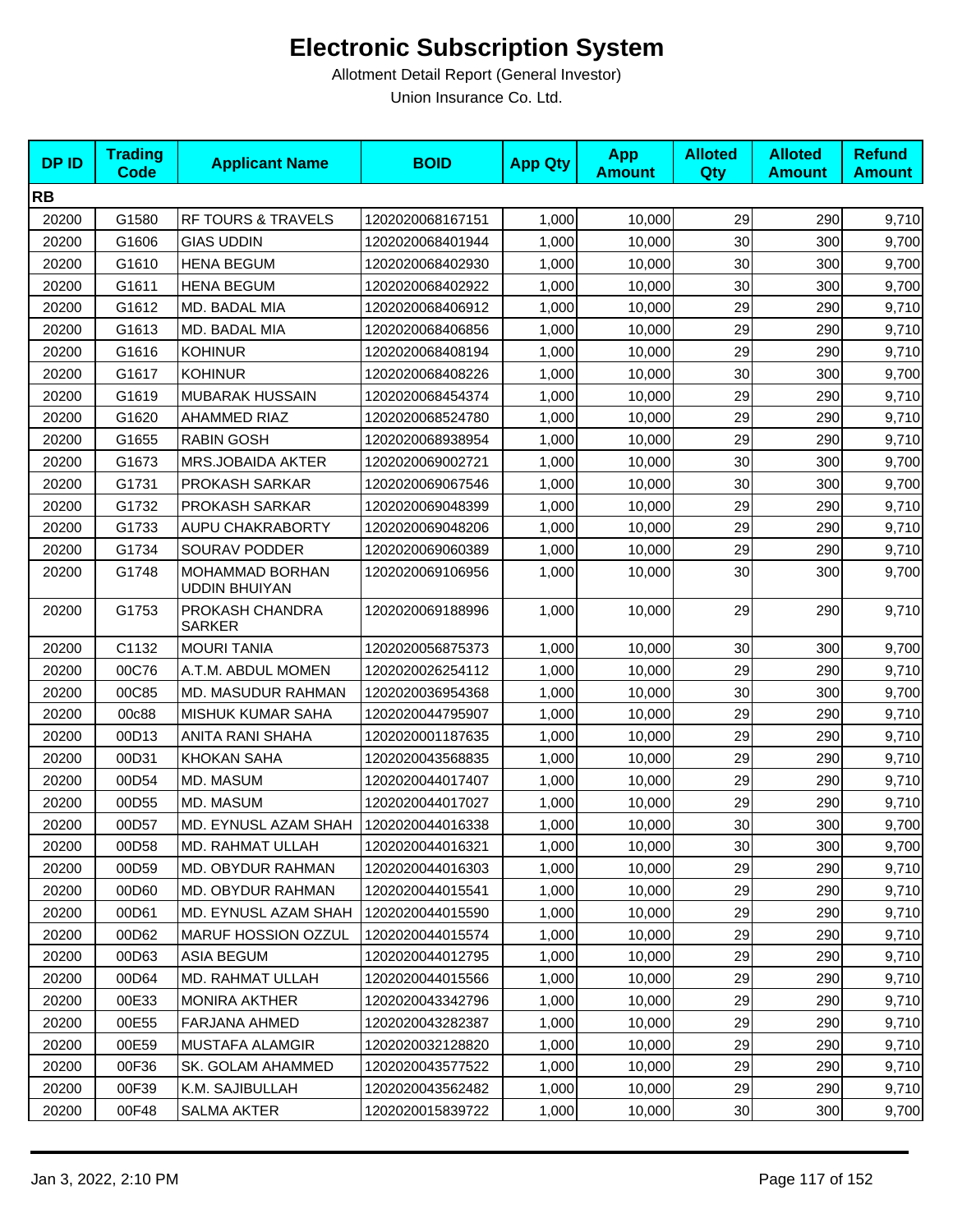# Electronic Subscription System

Allotment Detail Report (General Investor)

Union Insurance Co. Ltd.

| DP ID | Trading Code | Applicant Name | BOID | App Qty | App Amount | Alloted Qty | Alloted Amount | Refund Amount |
|---|---|---|---|---|---|---|---|---|
| **RB** | | | | | | | | |
| 20200 | G1580 | RF TOURS & TRAVELS | 1202020068167151 | 1,000 | 10,000 | 29 | 290 | 9,710 |
| 20200 | G1606 | GIAS UDDIN | 1202020068401944 | 1,000 | 10,000 | 30 | 300 | 9,700 |
| 20200 | G1610 | HENA BEGUM | 1202020068402930 | 1,000 | 10,000 | 30 | 300 | 9,700 |
| 20200 | G1611 | HENA BEGUM | 1202020068402922 | 1,000 | 10,000 | 30 | 300 | 9,700 |
| 20200 | G1612 | MD. BADAL MIA | 1202020068406912 | 1,000 | 10,000 | 29 | 290 | 9,710 |
| 20200 | G1613 | MD. BADAL MIA | 1202020068406856 | 1,000 | 10,000 | 29 | 290 | 9,710 |
| 20200 | G1616 | KOHINUR | 1202020068408194 | 1,000 | 10,000 | 29 | 290 | 9,710 |
| 20200 | G1617 | KOHINUR | 1202020068408226 | 1,000 | 10,000 | 30 | 300 | 9,700 |
| 20200 | G1619 | MUBARAK HUSSAIN | 1202020068454374 | 1,000 | 10,000 | 29 | 290 | 9,710 |
| 20200 | G1620 | AHAMMED RIAZ | 1202020068524780 | 1,000 | 10,000 | 29 | 290 | 9,710 |
| 20200 | G1655 | RABIN GOSH | 1202020068938954 | 1,000 | 10,000 | 29 | 290 | 9,710 |
| 20200 | G1673 | MRS.JOBAIDA AKTER | 1202020069002721 | 1,000 | 10,000 | 30 | 300 | 9,700 |
| 20200 | G1731 | PROKASH SARKAR | 1202020069067546 | 1,000 | 10,000 | 30 | 300 | 9,700 |
| 20200 | G1732 | PROKASH SARKAR | 1202020069048399 | 1,000 | 10,000 | 29 | 290 | 9,710 |
| 20200 | G1733 | AUPU CHAKRABORTY | 1202020069048206 | 1,000 | 10,000 | 29 | 290 | 9,710 |
| 20200 | G1734 | SOURAV PODDER | 1202020069060389 | 1,000 | 10,000 | 29 | 290 | 9,710 |
| 20200 | G1748 | MOHAMMAD BORHAN UDDIN BHUIYAN | 1202020069106956 | 1,000 | 10,000 | 30 | 300 | 9,700 |
| 20200 | G1753 | PROKASH CHANDRA SARKER | 1202020069188996 | 1,000 | 10,000 | 29 | 290 | 9,710 |
| 20200 | C1132 | MOURI TANIA | 1202020056875373 | 1,000 | 10,000 | 30 | 300 | 9,700 |
| 20200 | 00C76 | A.T.M. ABDUL MOMEN | 1202020026254112 | 1,000 | 10,000 | 29 | 290 | 9,710 |
| 20200 | 00C85 | MD. MASUDUR RAHMAN | 1202020036954368 | 1,000 | 10,000 | 30 | 300 | 9,700 |
| 20200 | 00c88 | MISHUK KUMAR SAHA | 1202020044795907 | 1,000 | 10,000 | 29 | 290 | 9,710 |
| 20200 | 00D13 | ANITA RANI SHAHA | 1202020001187635 | 1,000 | 10,000 | 29 | 290 | 9,710 |
| 20200 | 00D31 | KHOKAN SAHA | 1202020043568835 | 1,000 | 10,000 | 29 | 290 | 9,710 |
| 20200 | 00D54 | MD. MASUM | 1202020044017407 | 1,000 | 10,000 | 29 | 290 | 9,710 |
| 20200 | 00D55 | MD. MASUM | 1202020044017027 | 1,000 | 10,000 | 29 | 290 | 9,710 |
| 20200 | 00D57 | MD. EYNUSL AZAM SHAH | 1202020044016338 | 1,000 | 10,000 | 30 | 300 | 9,700 |
| 20200 | 00D58 | MD. RAHMAT ULLAH | 1202020044016321 | 1,000 | 10,000 | 30 | 300 | 9,700 |
| 20200 | 00D59 | MD. OBYDUR RAHMAN | 1202020044016303 | 1,000 | 10,000 | 29 | 290 | 9,710 |
| 20200 | 00D60 | MD. OBYDUR RAHMAN | 1202020044015541 | 1,000 | 10,000 | 29 | 290 | 9,710 |
| 20200 | 00D61 | MD. EYNUSL AZAM SHAH | 1202020044015590 | 1,000 | 10,000 | 29 | 290 | 9,710 |
| 20200 | 00D62 | MARUF HOSSION OZZUL | 1202020044015574 | 1,000 | 10,000 | 29 | 290 | 9,710 |
| 20200 | 00D63 | ASIA BEGUM | 1202020044012795 | 1,000 | 10,000 | 29 | 290 | 9,710 |
| 20200 | 00D64 | MD. RAHMAT ULLAH | 1202020044015566 | 1,000 | 10,000 | 29 | 290 | 9,710 |
| 20200 | 00E33 | MONIRA AKTHER | 1202020043342796 | 1,000 | 10,000 | 29 | 290 | 9,710 |
| 20200 | 00E55 | FARJANA AHMED | 1202020043282387 | 1,000 | 10,000 | 29 | 290 | 9,710 |
| 20200 | 00E59 | MUSTAFA ALAMGIR | 1202020032128820 | 1,000 | 10,000 | 29 | 290 | 9,710 |
| 20200 | 00F36 | SK. GOLAM AHAMMED | 1202020043577522 | 1,000 | 10,000 | 29 | 290 | 9,710 |
| 20200 | 00F39 | K.M. SAJIBULLAH | 1202020043562482 | 1,000 | 10,000 | 29 | 290 | 9,710 |
| 20200 | 00F48 | SALMA AKTER | 1202020015839722 | 1,000 | 10,000 | 30 | 300 | 9,700 |

Jan 3, 2022, 2:10 PM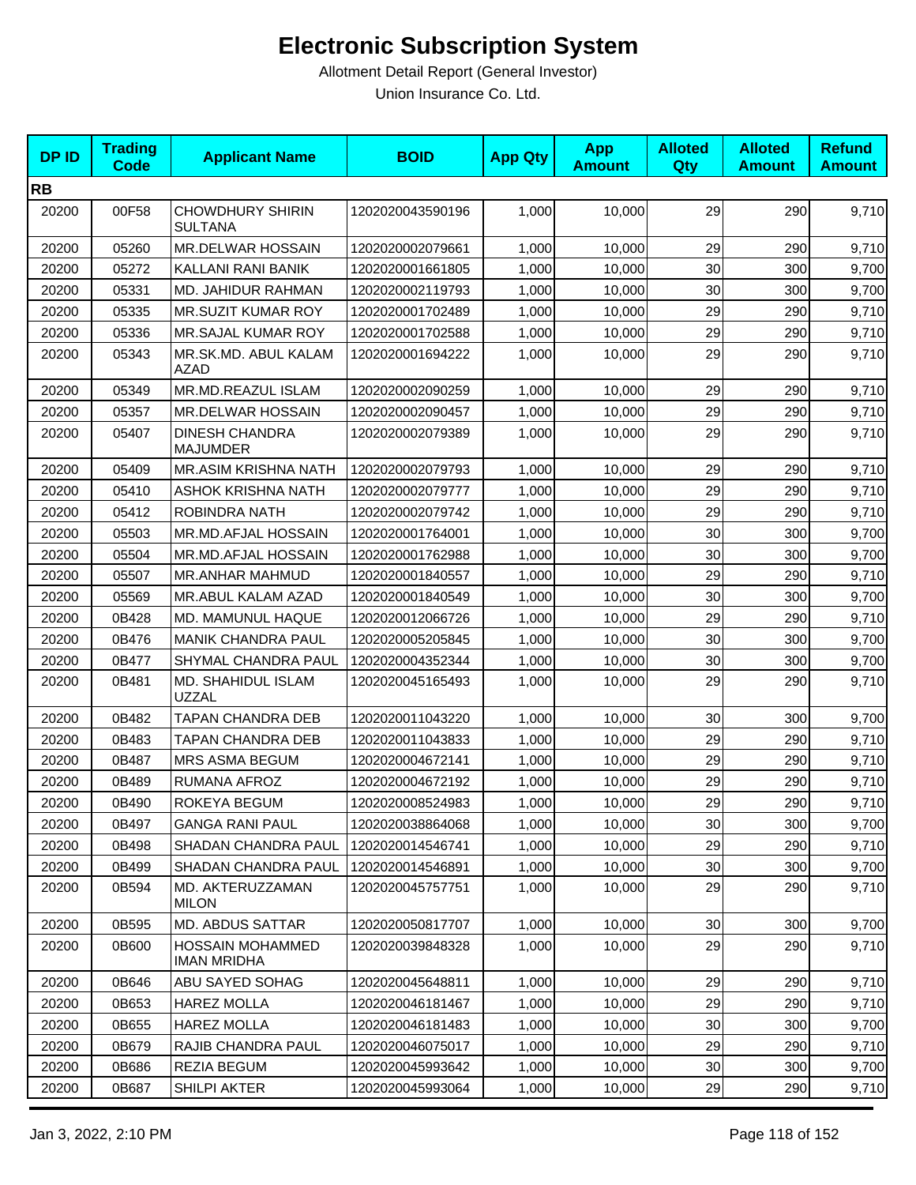# Electronic Subscription System

Allotment Detail Report (General Investor)

Union Insurance Co. Ltd.

| DP ID | Trading Code | Applicant Name | BOID | App Qty | App Amount | Alloted Qty | Alloted Amount | Refund Amount |
|---|---|---|---|---|---|---|---|---|
| **RB** | | | | | | | | |
| 20200 | 00F58 | CHOWDHURY SHIRIN SULTANA | 1202020043590196 | 1,000 | 10,000 | 29 | 290 | 9,710 |
| 20200 | 05260 | MR.DELWAR HOSSAIN | 1202020002079661 | 1,000 | 10,000 | 29 | 290 | 9,710 |
| 20200 | 05272 | KALLANI RANI BANIK | 1202020001661805 | 1,000 | 10,000 | 30 | 300 | 9,700 |
| 20200 | 05331 | MD. JAHIDUR RAHMAN | 1202020002119793 | 1,000 | 10,000 | 30 | 300 | 9,700 |
| 20200 | 05335 | MR.SUZIT KUMAR ROY | 1202020001702489 | 1,000 | 10,000 | 29 | 290 | 9,710 |
| 20200 | 05336 | MR.SAJAL KUMAR ROY | 1202020001702588 | 1,000 | 10,000 | 29 | 290 | 9,710 |
| 20200 | 05343 | MR.SK.MD. ABUL KALAM AZAD | 1202020001694222 | 1,000 | 10,000 | 29 | 290 | 9,710 |
| 20200 | 05349 | MR.MD.REAZUL ISLAM | 1202020002090259 | 1,000 | 10,000 | 29 | 290 | 9,710 |
| 20200 | 05357 | MR.DELWAR HOSSAIN | 1202020002090457 | 1,000 | 10,000 | 29 | 290 | 9,710 |
| 20200 | 05407 | DINESH CHANDRA MAJUMDER | 1202020002079389 | 1,000 | 10,000 | 29 | 290 | 9,710 |
| 20200 | 05409 | MR.ASIM KRISHNA NATH | 1202020002079793 | 1,000 | 10,000 | 29 | 290 | 9,710 |
| 20200 | 05410 | ASHOK KRISHNA NATH | 1202020002079777 | 1,000 | 10,000 | 29 | 290 | 9,710 |
| 20200 | 05412 | ROBINDRA NATH | 1202020002079742 | 1,000 | 10,000 | 29 | 290 | 9,710 |
| 20200 | 05503 | MR.MD.AFJAL HOSSAIN | 1202020001764001 | 1,000 | 10,000 | 30 | 300 | 9,700 |
| 20200 | 05504 | MR.MD.AFJAL HOSSAIN | 1202020001762988 | 1,000 | 10,000 | 30 | 300 | 9,700 |
| 20200 | 05507 | MR.ANHAR MAHMUD | 1202020001840557 | 1,000 | 10,000 | 29 | 290 | 9,710 |
| 20200 | 05569 | MR.ABUL KALAM AZAD | 1202020001840549 | 1,000 | 10,000 | 30 | 300 | 9,700 |
| 20200 | 0B428 | MD. MAMUNUL HAQUE | 1202020012066726 | 1,000 | 10,000 | 29 | 290 | 9,710 |
| 20200 | 0B476 | MANIK CHANDRA PAUL | 1202020005205845 | 1,000 | 10,000 | 30 | 300 | 9,700 |
| 20200 | 0B477 | SHYMAL CHANDRA PAUL | 1202020004352344 | 1,000 | 10,000 | 30 | 300 | 9,700 |
| 20200 | 0B481 | MD. SHAHIDUL ISLAM UZZAL | 1202020045165493 | 1,000 | 10,000 | 29 | 290 | 9,710 |
| 20200 | 0B482 | TAPAN CHANDRA DEB | 1202020011043220 | 1,000 | 10,000 | 30 | 300 | 9,700 |
| 20200 | 0B483 | TAPAN CHANDRA DEB | 1202020011043833 | 1,000 | 10,000 | 29 | 290 | 9,710 |
| 20200 | 0B487 | MRS ASMA BEGUM | 1202020004672141 | 1,000 | 10,000 | 29 | 290 | 9,710 |
| 20200 | 0B489 | RUMANA AFROZ | 1202020004672192 | 1,000 | 10,000 | 29 | 290 | 9,710 |
| 20200 | 0B490 | ROKEYA BEGUM | 1202020008524983 | 1,000 | 10,000 | 29 | 290 | 9,710 |
| 20200 | 0B497 | GANGA RANI PAUL | 1202020038864068 | 1,000 | 10,000 | 30 | 300 | 9,700 |
| 20200 | 0B498 | SHADAN CHANDRA PAUL | 1202020014546741 | 1,000 | 10,000 | 29 | 290 | 9,710 |
| 20200 | 0B499 | SHADAN CHANDRA PAUL | 1202020014546891 | 1,000 | 10,000 | 30 | 300 | 9,700 |
| 20200 | 0B594 | MD. AKTERUZZAMAN MILON | 1202020045757751 | 1,000 | 10,000 | 29 | 290 | 9,710 |
| 20200 | 0B595 | MD. ABDUS SATTAR | 1202020050817707 | 1,000 | 10,000 | 30 | 300 | 9,700 |
| 20200 | 0B600 | HOSSAIN MOHAMMED IMAN MRIDHA | 1202020039848328 | 1,000 | 10,000 | 29 | 290 | 9,710 |
| 20200 | 0B646 | ABU SAYED SOHAG | 1202020045648811 | 1,000 | 10,000 | 29 | 290 | 9,710 |
| 20200 | 0B653 | HAREZ MOLLA | 1202020046181467 | 1,000 | 10,000 | 29 | 290 | 9,710 |
| 20200 | 0B655 | HAREZ MOLLA | 1202020046181483 | 1,000 | 10,000 | 30 | 300 | 9,700 |
| 20200 | 0B679 | RAJIB CHANDRA PAUL | 1202020046075017 | 1,000 | 10,000 | 29 | 290 | 9,710 |
| 20200 | 0B686 | REZIA BEGUM | 1202020045993642 | 1,000 | 10,000 | 30 | 300 | 9,700 |
| 20200 | 0B687 | SHILPI AKTER | 1202020045993064 | 1,000 | 10,000 | 29 | 290 | 9,710 |

Jan 3, 2022, 2:10 PM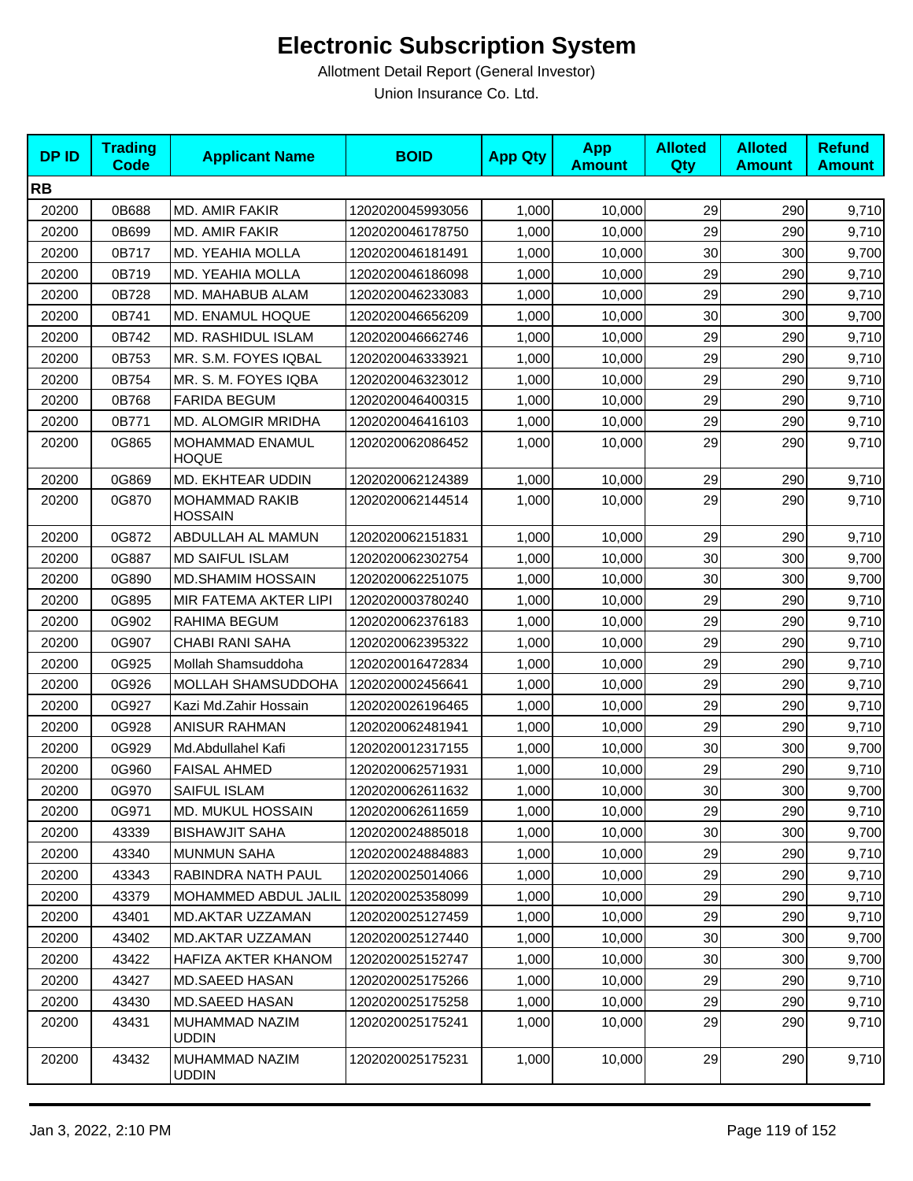# Electronic Subscription System

Allotment Detail Report (General Investor)

Union Insurance Co. Ltd.

| DP ID | Trading Code | Applicant Name | BOID | App Qty | App Amount | Alloted Qty | Alloted Amount | Refund Amount |
|---|---|---|---|---|---|---|---|---|
| **RB** | | | | | | | | |
| 20200 | 0B688 | MD. AMIR FAKIR | 1202020045993056 | 1,000 | 10,000 | 29 | 290 | 9,710 |
| 20200 | 0B699 | MD. AMIR FAKIR | 1202020046178750 | 1,000 | 10,000 | 29 | 290 | 9,710 |
| 20200 | 0B717 | MD. YEAHIA MOLLA | 1202020046181491 | 1,000 | 10,000 | 30 | 300 | 9,700 |
| 20200 | 0B719 | MD. YEAHIA MOLLA | 1202020046186098 | 1,000 | 10,000 | 29 | 290 | 9,710 |
| 20200 | 0B728 | MD. MAHABUB ALAM | 1202020046233083 | 1,000 | 10,000 | 29 | 290 | 9,710 |
| 20200 | 0B741 | MD. ENAMUL HOQUE | 1202020046656209 | 1,000 | 10,000 | 30 | 300 | 9,700 |
| 20200 | 0B742 | MD. RASHIDUL ISLAM | 1202020046662746 | 1,000 | 10,000 | 29 | 290 | 9,710 |
| 20200 | 0B753 | MR. S.M. FOYES IQBAL | 1202020046333921 | 1,000 | 10,000 | 29 | 290 | 9,710 |
| 20200 | 0B754 | MR. S. M. FOYES IQBA | 1202020046323012 | 1,000 | 10,000 | 29 | 290 | 9,710 |
| 20200 | 0B768 | FARIDA BEGUM | 1202020046400315 | 1,000 | 10,000 | 29 | 290 | 9,710 |
| 20200 | 0B771 | MD. ALOMGIR MRIDHA | 1202020046416103 | 1,000 | 10,000 | 29 | 290 | 9,710 |
| 20200 | 0G865 | MOHAMMAD ENAMUL HOQUE | 1202020062086452 | 1,000 | 10,000 | 29 | 290 | 9,710 |
| 20200 | 0G869 | MD. EKHTEAR UDDIN | 1202020062124389 | 1,000 | 10,000 | 29 | 290 | 9,710 |
| 20200 | 0G870 | MOHAMMAD RAKIB HOSSAIN | 1202020062144514 | 1,000 | 10,000 | 29 | 290 | 9,710 |
| 20200 | 0G872 | ABDULLAH AL MAMUN | 1202020062151831 | 1,000 | 10,000 | 29 | 290 | 9,710 |
| 20200 | 0G887 | MD SAIFUL ISLAM | 1202020062302754 | 1,000 | 10,000 | 30 | 300 | 9,700 |
| 20200 | 0G890 | MD.SHAMIM HOSSAIN | 1202020062251075 | 1,000 | 10,000 | 30 | 300 | 9,700 |
| 20200 | 0G895 | MIR FATEMA AKTER LIPI | 1202020003780240 | 1,000 | 10,000 | 29 | 290 | 9,710 |
| 20200 | 0G902 | RAHIMA BEGUM | 1202020062376183 | 1,000 | 10,000 | 29 | 290 | 9,710 |
| 20200 | 0G907 | CHABI RANI SAHA | 1202020062395322 | 1,000 | 10,000 | 29 | 290 | 9,710 |
| 20200 | 0G925 | Mollah Shamsuddoha | 1202020016472834 | 1,000 | 10,000 | 29 | 290 | 9,710 |
| 20200 | 0G926 | MOLLAH SHAMSUDDOHA | 1202020002456641 | 1,000 | 10,000 | 29 | 290 | 9,710 |
| 20200 | 0G927 | Kazi Md.Zahir Hossain | 1202020026196465 | 1,000 | 10,000 | 29 | 290 | 9,710 |
| 20200 | 0G928 | ANISUR RAHMAN | 1202020062481941 | 1,000 | 10,000 | 29 | 290 | 9,710 |
| 20200 | 0G929 | Md.Abdullahel Kafi | 1202020012317155 | 1,000 | 10,000 | 30 | 300 | 9,700 |
| 20200 | 0G960 | FAISAL AHMED | 1202020062571931 | 1,000 | 10,000 | 29 | 290 | 9,710 |
| 20200 | 0G970 | SAIFUL ISLAM | 1202020062611632 | 1,000 | 10,000 | 30 | 300 | 9,700 |
| 20200 | 0G971 | MD. MUKUL HOSSAIN | 1202020062611659 | 1,000 | 10,000 | 29 | 290 | 9,710 |
| 20200 | 43339 | BISHAWJIT SAHA | 1202020024885018 | 1,000 | 10,000 | 30 | 300 | 9,700 |
| 20200 | 43340 | MUNMUN SAHA | 1202020024884883 | 1,000 | 10,000 | 29 | 290 | 9,710 |
| 20200 | 43343 | RABINDRA NATH PAUL | 1202020025014066 | 1,000 | 10,000 | 29 | 290 | 9,710 |
| 20200 | 43379 | MOHAMMED ABDUL JALIL | 1202020025358099 | 1,000 | 10,000 | 29 | 290 | 9,710 |
| 20200 | 43401 | MD.AKTAR UZZAMAN | 1202020025127459 | 1,000 | 10,000 | 29 | 290 | 9,710 |
| 20200 | 43402 | MD.AKTAR UZZAMAN | 1202020025127440 | 1,000 | 10,000 | 30 | 300 | 9,700 |
| 20200 | 43422 | HAFIZA AKTER KHANOM | 1202020025152747 | 1,000 | 10,000 | 30 | 300 | 9,700 |
| 20200 | 43427 | MD.SAEED HASAN | 1202020025175266 | 1,000 | 10,000 | 29 | 290 | 9,710 |
| 20200 | 43430 | MD.SAEED HASAN | 1202020025175258 | 1,000 | 10,000 | 29 | 290 | 9,710 |
| 20200 | 43431 | MUHAMMAD NAZIM UDDIN | 1202020025175241 | 1,000 | 10,000 | 29 | 290 | 9,710 |
| 20200 | 43432 | MUHAMMAD NAZIM UDDIN | 1202020025175231 | 1,000 | 10,000 | 29 | 290 | 9,710 |

Jan 3, 2022, 2:10 PM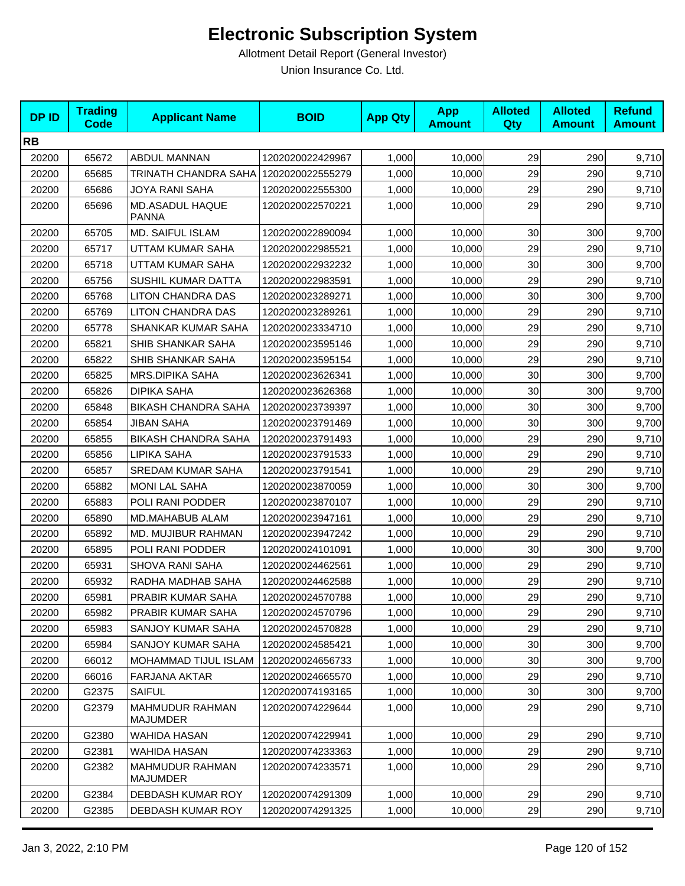# Electronic Subscription System

Allotment Detail Report (General Investor)

Union Insurance Co. Ltd.

| DP ID | Trading Code | Applicant Name | BOID | App Qty | App Amount | Alloted Qty | Alloted Amount | Refund Amount |
|---|---|---|---|---|---|---|---|---|
| **RB** | | | | | | | | |
| 20200 | 65672 | ABDUL MANNAN | 1202020022429967 | 1,000 | 10,000 | 29 | 290 | 9,710 |
| 20200 | 65685 | TRINATH CHANDRA SAHA | 1202020022555279 | 1,000 | 10,000 | 29 | 290 | 9,710 |
| 20200 | 65686 | JOYA RANI SAHA | 1202020022555300 | 1,000 | 10,000 | 29 | 290 | 9,710 |
| 20200 | 65696 | MD.ASADUL HAQUE PANNA | 1202020022570221 | 1,000 | 10,000 | 29 | 290 | 9,710 |
| 20200 | 65705 | MD. SAIFUL ISLAM | 1202020022890094 | 1,000 | 10,000 | 30 | 300 | 9,700 |
| 20200 | 65717 | UTTAM KUMAR SAHA | 1202020022985521 | 1,000 | 10,000 | 29 | 290 | 9,710 |
| 20200 | 65718 | UTTAM KUMAR SAHA | 1202020022932232 | 1,000 | 10,000 | 30 | 300 | 9,700 |
| 20200 | 65756 | SUSHIL KUMAR DATTA | 1202020022983591 | 1,000 | 10,000 | 29 | 290 | 9,710 |
| 20200 | 65768 | LITON CHANDRA DAS | 1202020023289271 | 1,000 | 10,000 | 30 | 300 | 9,700 |
| 20200 | 65769 | LITON CHANDRA DAS | 1202020023289261 | 1,000 | 10,000 | 29 | 290 | 9,710 |
| 20200 | 65778 | SHANKAR KUMAR SAHA | 1202020023334710 | 1,000 | 10,000 | 29 | 290 | 9,710 |
| 20200 | 65821 | SHIB SHANKAR SAHA | 1202020023595146 | 1,000 | 10,000 | 29 | 290 | 9,710 |
| 20200 | 65822 | SHIB SHANKAR SAHA | 1202020023595154 | 1,000 | 10,000 | 29 | 290 | 9,710 |
| 20200 | 65825 | MRS.DIPIKA SAHA | 1202020023626341 | 1,000 | 10,000 | 30 | 300 | 9,700 |
| 20200 | 65826 | DIPIKA SAHA | 1202020023626368 | 1,000 | 10,000 | 30 | 300 | 9,700 |
| 20200 | 65848 | BIKASH CHANDRA SAHA | 1202020023739397 | 1,000 | 10,000 | 30 | 300 | 9,700 |
| 20200 | 65854 | JIBAN SAHA | 1202020023791469 | 1,000 | 10,000 | 30 | 300 | 9,700 |
| 20200 | 65855 | BIKASH CHANDRA SAHA | 1202020023791493 | 1,000 | 10,000 | 29 | 290 | 9,710 |
| 20200 | 65856 | LIPIKA SAHA | 1202020023791533 | 1,000 | 10,000 | 29 | 290 | 9,710 |
| 20200 | 65857 | SREDAM KUMAR SAHA | 1202020023791541 | 1,000 | 10,000 | 29 | 290 | 9,710 |
| 20200 | 65882 | MONI LAL SAHA | 1202020023870059 | 1,000 | 10,000 | 30 | 300 | 9,700 |
| 20200 | 65883 | POLI RANI PODDER | 1202020023870107 | 1,000 | 10,000 | 29 | 290 | 9,710 |
| 20200 | 65890 | MD.MAHABUB ALAM | 1202020023947161 | 1,000 | 10,000 | 29 | 290 | 9,710 |
| 20200 | 65892 | MD. MUJIBUR RAHMAN | 1202020023947242 | 1,000 | 10,000 | 29 | 290 | 9,710 |
| 20200 | 65895 | POLI RANI PODDER | 1202020024101091 | 1,000 | 10,000 | 30 | 300 | 9,700 |
| 20200 | 65931 | SHOVA RANI SAHA | 1202020024462561 | 1,000 | 10,000 | 29 | 290 | 9,710 |
| 20200 | 65932 | RADHA MADHAB SAHA | 1202020024462588 | 1,000 | 10,000 | 29 | 290 | 9,710 |
| 20200 | 65981 | PRABIR KUMAR SAHA | 1202020024570788 | 1,000 | 10,000 | 29 | 290 | 9,710 |
| 20200 | 65982 | PRABIR KUMAR SAHA | 1202020024570796 | 1,000 | 10,000 | 29 | 290 | 9,710 |
| 20200 | 65983 | SANJOY KUMAR SAHA | 1202020024570828 | 1,000 | 10,000 | 29 | 290 | 9,710 |
| 20200 | 65984 | SANJOY KUMAR SAHA | 1202020024585421 | 1,000 | 10,000 | 30 | 300 | 9,700 |
| 20200 | 66012 | MOHAMMAD TIJUL ISLAM | 1202020024656733 | 1,000 | 10,000 | 30 | 300 | 9,700 |
| 20200 | 66016 | FARJANA AKTAR | 1202020024665570 | 1,000 | 10,000 | 29 | 290 | 9,710 |
| 20200 | G2375 | SAIFUL | 1202020074193165 | 1,000 | 10,000 | 30 | 300 | 9,700 |
| 20200 | G2379 | MAHMUDUR RAHMAN MAJUMDER | 1202020074229644 | 1,000 | 10,000 | 29 | 290 | 9,710 |
| 20200 | G2380 | WAHIDA HASAN | 1202020074229941 | 1,000 | 10,000 | 29 | 290 | 9,710 |
| 20200 | G2381 | WAHIDA HASAN | 1202020074233363 | 1,000 | 10,000 | 29 | 290 | 9,710 |
| 20200 | G2382 | MAHMUDUR RAHMAN MAJUMDER | 1202020074233571 | 1,000 | 10,000 | 29 | 290 | 9,710 |
| 20200 | G2384 | DEBDASH KUMAR ROY | 1202020074291309 | 1,000 | 10,000 | 29 | 290 | 9,710 |
| 20200 | G2385 | DEBDASH KUMAR ROY | 1202020074291325 | 1,000 | 10,000 | 29 | 290 | 9,710 |

Jan 3, 2022, 2:10 PM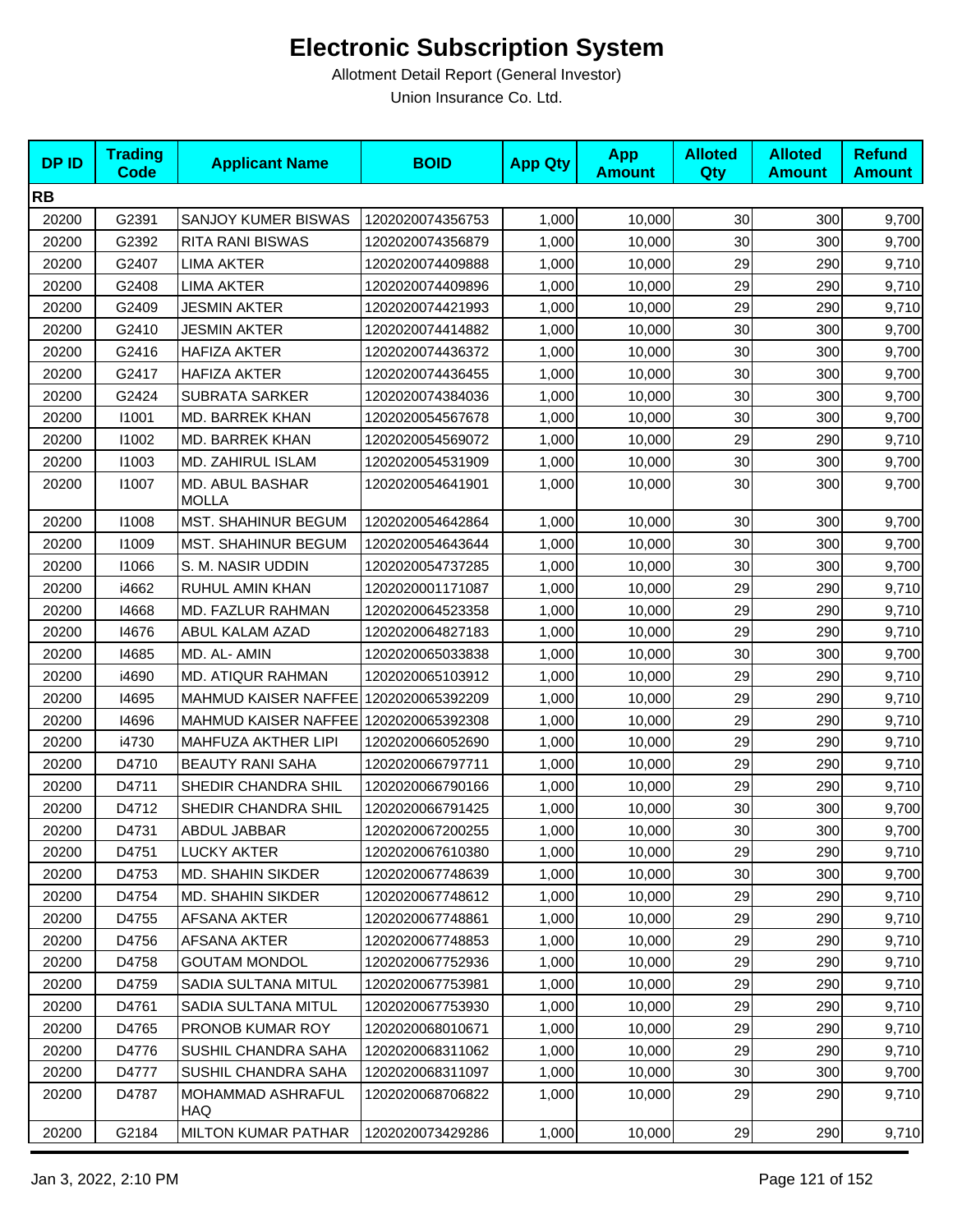# Electronic Subscription System

Allotment Detail Report (General Investor)

Union Insurance Co. Ltd.

| DP ID | Trading Code | Applicant Name | BOID | App Qty | App Amount | Alloted Qty | Alloted Amount | Refund Amount |
|---|---|---|---|---|---|---|---|---|
| **RB** | | | | | | | | |
| 20200 | G2391 | SANJOY KUMER BISWAS | 1202020074356753 | 1,000 | 10,000 | 30 | 300 | 9,700 |
| 20200 | G2392 | RITA RANI BISWAS | 1202020074356879 | 1,000 | 10,000 | 30 | 300 | 9,700 |
| 20200 | G2407 | LIMA AKTER | 1202020074409888 | 1,000 | 10,000 | 29 | 290 | 9,710 |
| 20200 | G2408 | LIMA AKTER | 1202020074409896 | 1,000 | 10,000 | 29 | 290 | 9,710 |
| 20200 | G2409 | JESMIN AKTER | 1202020074421993 | 1,000 | 10,000 | 29 | 290 | 9,710 |
| 20200 | G2410 | JESMIN AKTER | 1202020074414882 | 1,000 | 10,000 | 30 | 300 | 9,700 |
| 20200 | G2416 | HAFIZA AKTER | 1202020074436372 | 1,000 | 10,000 | 30 | 300 | 9,700 |
| 20200 | G2417 | HAFIZA AKTER | 1202020074436455 | 1,000 | 10,000 | 30 | 300 | 9,700 |
| 20200 | G2424 | SUBRATA SARKER | 1202020074384036 | 1,000 | 10,000 | 30 | 300 | 9,700 |
| 20200 | I1001 | MD. BARREK KHAN | 1202020054567678 | 1,000 | 10,000 | 30 | 300 | 9,700 |
| 20200 | I1002 | MD. BARREK KHAN | 1202020054569072 | 1,000 | 10,000 | 29 | 290 | 9,710 |
| 20200 | I1003 | MD. ZAHIRUL ISLAM | 1202020054531909 | 1,000 | 10,000 | 30 | 300 | 9,700 |
| 20200 | I1007 | MD. ABUL BASHAR MOLLA | 1202020054641901 | 1,000 | 10,000 | 30 | 300 | 9,700 |
| 20200 | I1008 | MST. SHAHINUR BEGUM | 1202020054642864 | 1,000 | 10,000 | 30 | 300 | 9,700 |
| 20200 | I1009 | MST. SHAHINUR BEGUM | 1202020054643644 | 1,000 | 10,000 | 30 | 300 | 9,700 |
| 20200 | I1066 | S. M. NASIR UDDIN | 1202020054737285 | 1,000 | 10,000 | 30 | 300 | 9,700 |
| 20200 | i4662 | RUHUL AMIN KHAN | 1202020001171087 | 1,000 | 10,000 | 29 | 290 | 9,710 |
| 20200 | I4668 | MD. FAZLUR RAHMAN | 1202020064523358 | 1,000 | 10,000 | 29 | 290 | 9,710 |
| 20200 | I4676 | ABUL KALAM AZAD | 1202020064827183 | 1,000 | 10,000 | 29 | 290 | 9,710 |
| 20200 | I4685 | MD. AL- AMIN | 1202020065033838 | 1,000 | 10,000 | 30 | 300 | 9,700 |
| 20200 | i4690 | MD. ATIQUR RAHMAN | 1202020065103912 | 1,000 | 10,000 | 29 | 290 | 9,710 |
| 20200 | I4695 | MAHMUD KAISER NAFFEE | 1202020065392209 | 1,000 | 10,000 | 29 | 290 | 9,710 |
| 20200 | I4696 | MAHMUD KAISER NAFFEE | 1202020065392308 | 1,000 | 10,000 | 29 | 290 | 9,710 |
| 20200 | i4730 | MAHFUZA AKTHER LIPI | 1202020066052690 | 1,000 | 10,000 | 29 | 290 | 9,710 |
| 20200 | D4710 | BEAUTY RANI SAHA | 1202020066797711 | 1,000 | 10,000 | 29 | 290 | 9,710 |
| 20200 | D4711 | SHEDIR CHANDRA SHIL | 1202020066790166 | 1,000 | 10,000 | 29 | 290 | 9,710 |
| 20200 | D4712 | SHEDIR CHANDRA SHIL | 1202020066791425 | 1,000 | 10,000 | 30 | 300 | 9,700 |
| 20200 | D4731 | ABDUL JABBAR | 1202020067200255 | 1,000 | 10,000 | 30 | 300 | 9,700 |
| 20200 | D4751 | LUCKY AKTER | 1202020067610380 | 1,000 | 10,000 | 29 | 290 | 9,710 |
| 20200 | D4753 | MD. SHAHIN SIKDER | 1202020067748639 | 1,000 | 10,000 | 30 | 300 | 9,700 |
| 20200 | D4754 | MD. SHAHIN SIKDER | 1202020067748612 | 1,000 | 10,000 | 29 | 290 | 9,710 |
| 20200 | D4755 | AFSANA AKTER | 1202020067748861 | 1,000 | 10,000 | 29 | 290 | 9,710 |
| 20200 | D4756 | AFSANA AKTER | 1202020067748853 | 1,000 | 10,000 | 29 | 290 | 9,710 |
| 20200 | D4758 | GOUTAM MONDOL | 1202020067752936 | 1,000 | 10,000 | 29 | 290 | 9,710 |
| 20200 | D4759 | SADIA SULTANA MITUL | 1202020067753981 | 1,000 | 10,000 | 29 | 290 | 9,710 |
| 20200 | D4761 | SADIA SULTANA MITUL | 1202020067753930 | 1,000 | 10,000 | 29 | 290 | 9,710 |
| 20200 | D4765 | PRONOB KUMAR ROY | 1202020068010671 | 1,000 | 10,000 | 29 | 290 | 9,710 |
| 20200 | D4776 | SUSHIL CHANDRA SAHA | 1202020068311062 | 1,000 | 10,000 | 29 | 290 | 9,710 |
| 20200 | D4777 | SUSHIL CHANDRA SAHA | 1202020068311097 | 1,000 | 10,000 | 30 | 300 | 9,700 |
| 20200 | D4787 | MOHAMMAD ASHRAFUL HAQ | 1202020068706822 | 1,000 | 10,000 | 29 | 290 | 9,710 |
| 20200 | G2184 | MILTON KUMAR PATHAR | 1202020073429286 | 1,000 | 10,000 | 29 | 290 | 9,710 |

Jan 3, 2022, 2:10 PM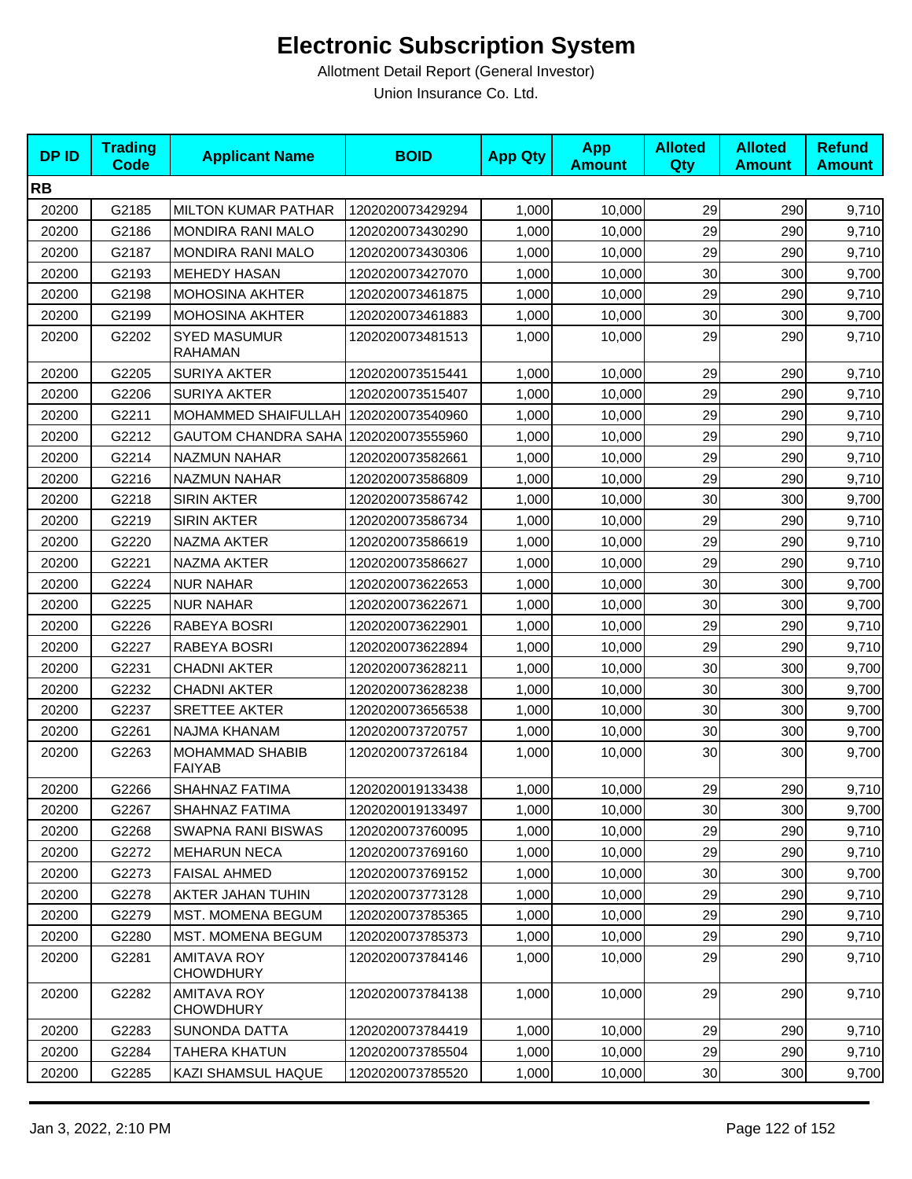# Electronic Subscription System

Allotment Detail Report (General Investor)

Union Insurance Co. Ltd.

| DP ID | Trading Code | Applicant Name | BOID | App Qty | App Amount | Alloted Qty | Alloted Amount | Refund Amount |
|---|---|---|---|---|---|---|---|---|
| **RB** | | | | | | | | |
| 20200 | G2185 | MILTON KUMAR PATHAR | 1202020073429294 | 1,000 | 10,000 | 29 | 290 | 9,710 |
| 20200 | G2186 | MONDIRA RANI MALO | 1202020073430290 | 1,000 | 10,000 | 29 | 290 | 9,710 |
| 20200 | G2187 | MONDIRA RANI MALO | 1202020073430306 | 1,000 | 10,000 | 29 | 290 | 9,710 |
| 20200 | G2193 | MEHEDY HASAN | 1202020073427070 | 1,000 | 10,000 | 30 | 300 | 9,700 |
| 20200 | G2198 | MOHOSINA AKHTER | 1202020073461875 | 1,000 | 10,000 | 29 | 290 | 9,710 |
| 20200 | G2199 | MOHOSINA AKHTER | 1202020073461883 | 1,000 | 10,000 | 30 | 300 | 9,700 |
| 20200 | G2202 | SYED MASUMUR RAHAMAN | 1202020073481513 | 1,000 | 10,000 | 29 | 290 | 9,710 |
| 20200 | G2205 | SURIYA AKTER | 1202020073515441 | 1,000 | 10,000 | 29 | 290 | 9,710 |
| 20200 | G2206 | SURIYA AKTER | 1202020073515407 | 1,000 | 10,000 | 29 | 290 | 9,710 |
| 20200 | G2211 | MOHAMMED SHAIFULLAH | 1202020073540960 | 1,000 | 10,000 | 29 | 290 | 9,710 |
| 20200 | G2212 | GAUTOM CHANDRA SAHA | 1202020073555960 | 1,000 | 10,000 | 29 | 290 | 9,710 |
| 20200 | G2214 | NAZMUN NAHAR | 1202020073582661 | 1,000 | 10,000 | 29 | 290 | 9,710 |
| 20200 | G2216 | NAZMUN NAHAR | 1202020073586809 | 1,000 | 10,000 | 29 | 290 | 9,710 |
| 20200 | G2218 | SIRIN AKTER | 1202020073586742 | 1,000 | 10,000 | 30 | 300 | 9,700 |
| 20200 | G2219 | SIRIN AKTER | 1202020073586734 | 1,000 | 10,000 | 29 | 290 | 9,710 |
| 20200 | G2220 | NAZMA AKTER | 1202020073586619 | 1,000 | 10,000 | 29 | 290 | 9,710 |
| 20200 | G2221 | NAZMA AKTER | 1202020073586627 | 1,000 | 10,000 | 29 | 290 | 9,710 |
| 20200 | G2224 | NUR NAHAR | 1202020073622653 | 1,000 | 10,000 | 30 | 300 | 9,700 |
| 20200 | G2225 | NUR NAHAR | 1202020073622671 | 1,000 | 10,000 | 30 | 300 | 9,700 |
| 20200 | G2226 | RABEYA BOSRI | 1202020073622901 | 1,000 | 10,000 | 29 | 290 | 9,710 |
| 20200 | G2227 | RABEYA BOSRI | 1202020073622894 | 1,000 | 10,000 | 29 | 290 | 9,710 |
| 20200 | G2231 | CHADNI AKTER | 1202020073628211 | 1,000 | 10,000 | 30 | 300 | 9,700 |
| 20200 | G2232 | CHADNI AKTER | 1202020073628238 | 1,000 | 10,000 | 30 | 300 | 9,700 |
| 20200 | G2237 | SRETTEE AKTER | 1202020073656538 | 1,000 | 10,000 | 30 | 300 | 9,700 |
| 20200 | G2261 | NAJMA KHANAM | 1202020073720757 | 1,000 | 10,000 | 30 | 300 | 9,700 |
| 20200 | G2263 | MOHAMMAD SHABIB FAIYAB | 1202020073726184 | 1,000 | 10,000 | 30 | 300 | 9,700 |
| 20200 | G2266 | SHAHNAZ FATIMA | 1202020019133438 | 1,000 | 10,000 | 29 | 290 | 9,710 |
| 20200 | G2267 | SHAHNAZ FATIMA | 1202020019133497 | 1,000 | 10,000 | 30 | 300 | 9,700 |
| 20200 | G2268 | SWAPNA RANI BISWAS | 1202020073760095 | 1,000 | 10,000 | 29 | 290 | 9,710 |
| 20200 | G2272 | MEHARUN NECA | 1202020073769160 | 1,000 | 10,000 | 29 | 290 | 9,710 |
| 20200 | G2273 | FAISAL AHMED | 1202020073769152 | 1,000 | 10,000 | 30 | 300 | 9,700 |
| 20200 | G2278 | AKTER JAHAN TUHIN | 1202020073773128 | 1,000 | 10,000 | 29 | 290 | 9,710 |
| 20200 | G2279 | MST. MOMENA BEGUM | 1202020073785365 | 1,000 | 10,000 | 29 | 290 | 9,710 |
| 20200 | G2280 | MST. MOMENA BEGUM | 1202020073785373 | 1,000 | 10,000 | 29 | 290 | 9,710 |
| 20200 | G2281 | AMITAVA ROY CHOWDHURY | 1202020073784146 | 1,000 | 10,000 | 29 | 290 | 9,710 |
| 20200 | G2282 | AMITAVA ROY CHOWDHURY | 1202020073784138 | 1,000 | 10,000 | 29 | 290 | 9,710 |
| 20200 | G2283 | SUNONDA DATTA | 1202020073784419 | 1,000 | 10,000 | 29 | 290 | 9,710 |
| 20200 | G2284 | TAHERA KHATUN | 1202020073785504 | 1,000 | 10,000 | 29 | 290 | 9,710 |
| 20200 | G2285 | KAZI SHAMSUL HAQUE | 1202020073785520 | 1,000 | 10,000 | 30 | 300 | 9,700 |

Jan 3, 2022, 2:10 PM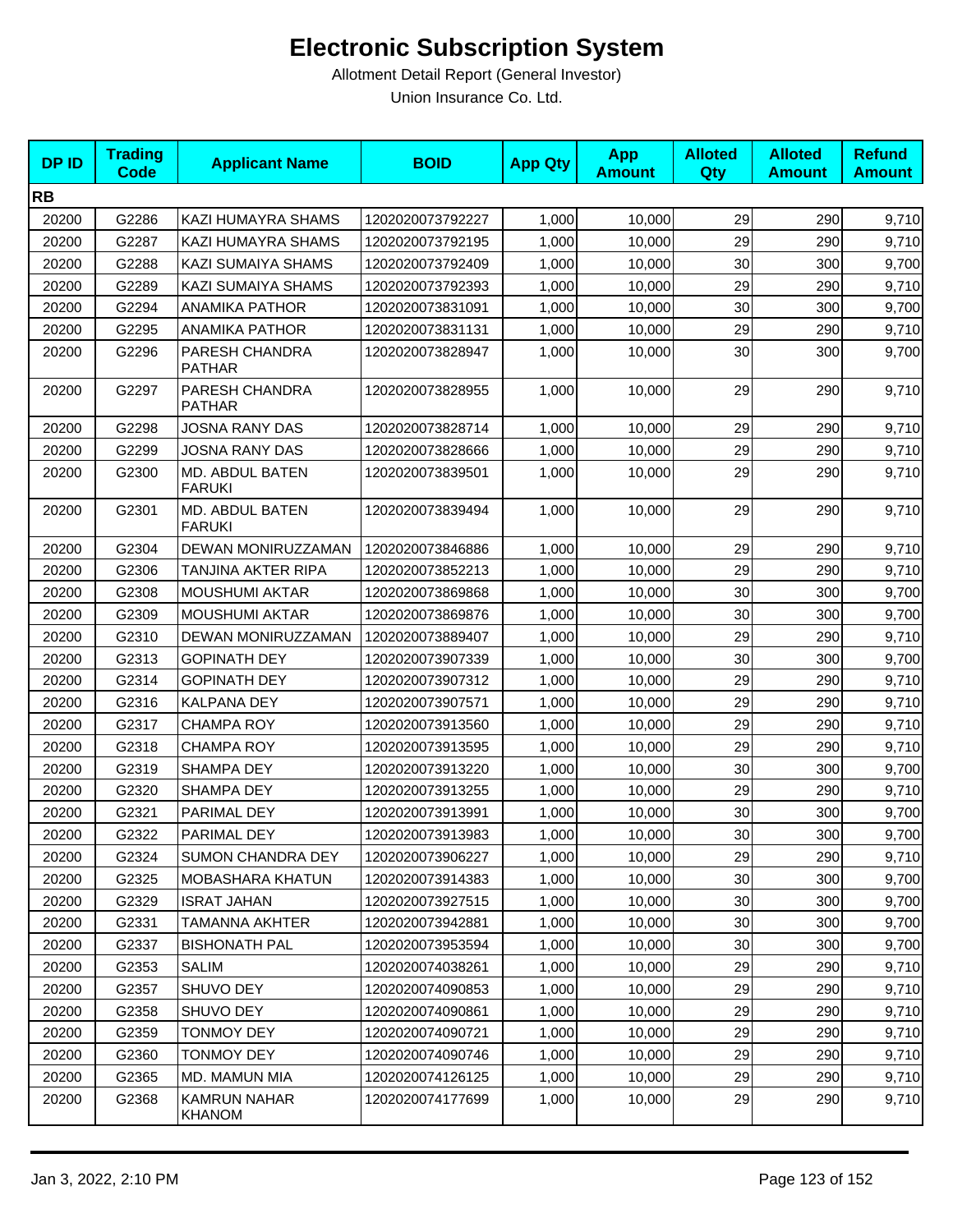# Electronic Subscription System

Allotment Detail Report (General Investor)

Union Insurance Co. Ltd.

| DP ID | Trading Code | Applicant Name | BOID | App Qty | App Amount | Alloted Qty | Alloted Amount | Refund Amount |
|---|---|---|---|---|---|---|---|---|
| **RB** | | | | | | | | |
| 20200 | G2286 | KAZI HUMAYRA SHAMS | 1202020073792227 | 1,000 | 10,000 | 29 | 290 | 9,710 |
| 20200 | G2287 | KAZI HUMAYRA SHAMS | 1202020073792195 | 1,000 | 10,000 | 29 | 290 | 9,710 |
| 20200 | G2288 | KAZI SUMAIYA SHAMS | 1202020073792409 | 1,000 | 10,000 | 30 | 300 | 9,700 |
| 20200 | G2289 | KAZI SUMAIYA SHAMS | 1202020073792393 | 1,000 | 10,000 | 29 | 290 | 9,710 |
| 20200 | G2294 | ANAMIKA PATHOR | 1202020073831091 | 1,000 | 10,000 | 30 | 300 | 9,700 |
| 20200 | G2295 | ANAMIKA PATHOR | 1202020073831131 | 1,000 | 10,000 | 29 | 290 | 9,710 |
| 20200 | G2296 | PARESH CHANDRA PATHAR | 1202020073828947 | 1,000 | 10,000 | 30 | 300 | 9,700 |
| 20200 | G2297 | PARESH CHANDRA PATHAR | 1202020073828955 | 1,000 | 10,000 | 29 | 290 | 9,710 |
| 20200 | G2298 | JOSNA RANY DAS | 1202020073828714 | 1,000 | 10,000 | 29 | 290 | 9,710 |
| 20200 | G2299 | JOSNA RANY DAS | 1202020073828666 | 1,000 | 10,000 | 29 | 290 | 9,710 |
| 20200 | G2300 | MD. ABDUL BATEN FARUKI | 1202020073839501 | 1,000 | 10,000 | 29 | 290 | 9,710 |
| 20200 | G2301 | MD. ABDUL BATEN FARUKI | 1202020073839494 | 1,000 | 10,000 | 29 | 290 | 9,710 |
| 20200 | G2304 | DEWAN MONIRUZZAMAN | 1202020073846886 | 1,000 | 10,000 | 29 | 290 | 9,710 |
| 20200 | G2306 | TANJINA AKTER RIPA | 1202020073852213 | 1,000 | 10,000 | 29 | 290 | 9,710 |
| 20200 | G2308 | MOUSHUMI AKTAR | 1202020073869868 | 1,000 | 10,000 | 30 | 300 | 9,700 |
| 20200 | G2309 | MOUSHUMI AKTAR | 1202020073869876 | 1,000 | 10,000 | 30 | 300 | 9,700 |
| 20200 | G2310 | DEWAN MONIRUZZAMAN | 1202020073889407 | 1,000 | 10,000 | 29 | 290 | 9,710 |
| 20200 | G2313 | GOPINATH DEY | 1202020073907339 | 1,000 | 10,000 | 30 | 300 | 9,700 |
| 20200 | G2314 | GOPINATH DEY | 1202020073907312 | 1,000 | 10,000 | 29 | 290 | 9,710 |
| 20200 | G2316 | KALPANA DEY | 1202020073907571 | 1,000 | 10,000 | 29 | 290 | 9,710 |
| 20200 | G2317 | CHAMPA ROY | 1202020073913560 | 1,000 | 10,000 | 29 | 290 | 9,710 |
| 20200 | G2318 | CHAMPA ROY | 1202020073913595 | 1,000 | 10,000 | 29 | 290 | 9,710 |
| 20200 | G2319 | SHAMPA DEY | 1202020073913220 | 1,000 | 10,000 | 30 | 300 | 9,700 |
| 20200 | G2320 | SHAMPA DEY | 1202020073913255 | 1,000 | 10,000 | 29 | 290 | 9,710 |
| 20200 | G2321 | PARIMAL DEY | 1202020073913991 | 1,000 | 10,000 | 30 | 300 | 9,700 |
| 20200 | G2322 | PARIMAL DEY | 1202020073913983 | 1,000 | 10,000 | 30 | 300 | 9,700 |
| 20200 | G2324 | SUMON CHANDRA DEY | 1202020073906227 | 1,000 | 10,000 | 29 | 290 | 9,710 |
| 20200 | G2325 | MOBASHARA KHATUN | 1202020073914383 | 1,000 | 10,000 | 30 | 300 | 9,700 |
| 20200 | G2329 | ISRAT JAHAN | 1202020073927515 | 1,000 | 10,000 | 30 | 300 | 9,700 |
| 20200 | G2331 | TAMANNA AKHTER | 1202020073942881 | 1,000 | 10,000 | 30 | 300 | 9,700 |
| 20200 | G2337 | BISHONATH PAL | 1202020073953594 | 1,000 | 10,000 | 30 | 300 | 9,700 |
| 20200 | G2353 | SALIM | 1202020074038261 | 1,000 | 10,000 | 29 | 290 | 9,710 |
| 20200 | G2357 | SHUVO DEY | 1202020074090853 | 1,000 | 10,000 | 29 | 290 | 9,710 |
| 20200 | G2358 | SHUVO DEY | 1202020074090861 | 1,000 | 10,000 | 29 | 290 | 9,710 |
| 20200 | G2359 | TONMOY DEY | 1202020074090721 | 1,000 | 10,000 | 29 | 290 | 9,710 |
| 20200 | G2360 | TONMOY DEY | 1202020074090746 | 1,000 | 10,000 | 29 | 290 | 9,710 |
| 20200 | G2365 | MD. MAMUN MIA | 1202020074126125 | 1,000 | 10,000 | 29 | 290 | 9,710 |
| 20200 | G2368 | KAMRUN NAHAR KHANOM | 1202020074177699 | 1,000 | 10,000 | 29 | 290 | 9,710 |

Jan 3, 2022, 2:10 PM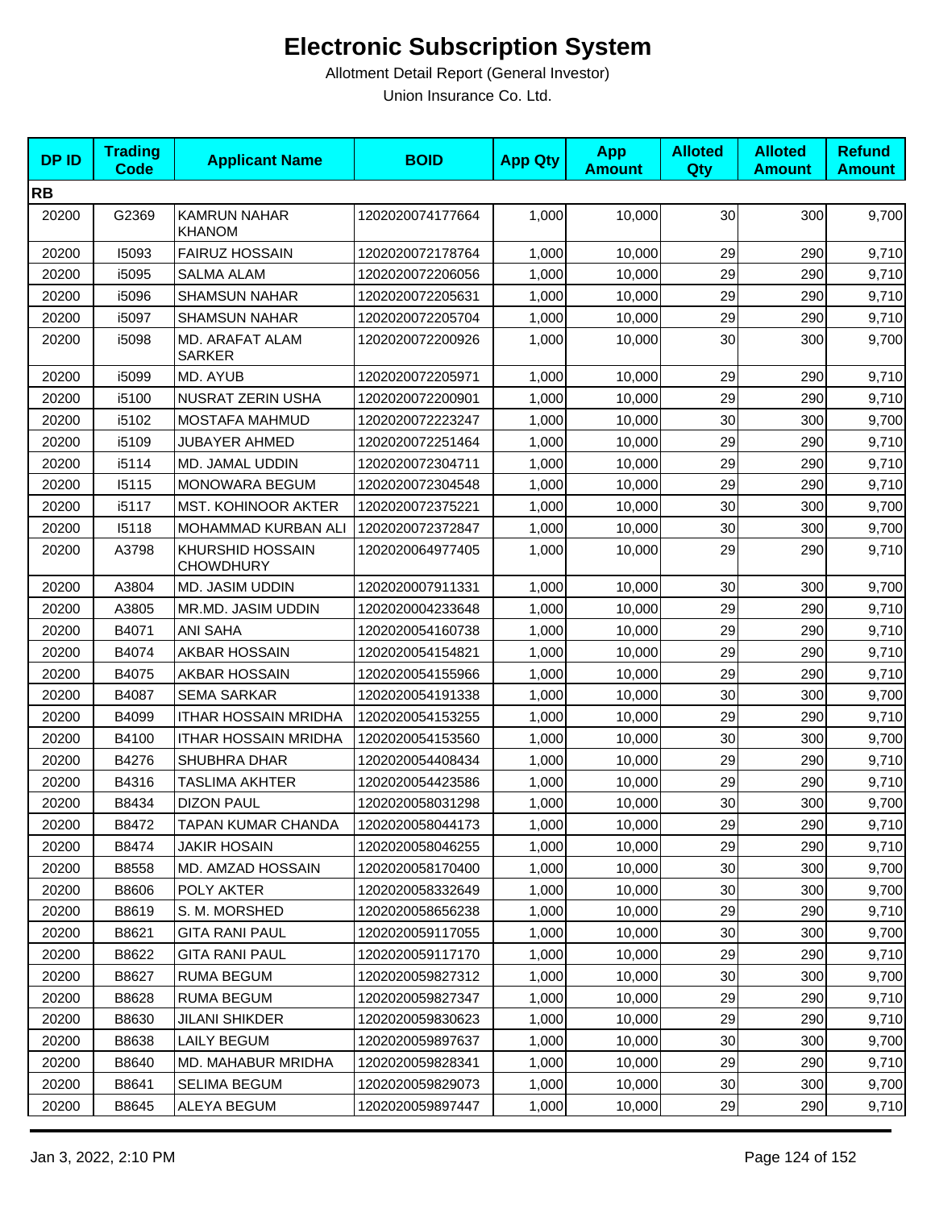# Electronic Subscription System

Allotment Detail Report (General Investor)

Union Insurance Co. Ltd.

| DP ID | Trading Code | Applicant Name | BOID | App Qty | App Amount | Alloted Qty | Alloted Amount | Refund Amount |
|---|---|---|---|---|---|---|---|---|
| **RB** | | | | | | | | |
| 20200 | G2369 | KAMRUN NAHAR KHANOM | 1202020074177664 | 1,000 | 10,000 | 30 | 300 | 9,700 |
| 20200 | I5093 | FAIRUZ HOSSAIN | 1202020072178764 | 1,000 | 10,000 | 29 | 290 | 9,710 |
| 20200 | i5095 | SALMA ALAM | 1202020072206056 | 1,000 | 10,000 | 29 | 290 | 9,710 |
| 20200 | i5096 | SHAMSUN NAHAR | 1202020072205631 | 1,000 | 10,000 | 29 | 290 | 9,710 |
| 20200 | i5097 | SHAMSUN NAHAR | 1202020072205704 | 1,000 | 10,000 | 29 | 290 | 9,710 |
| 20200 | i5098 | MD. ARAFAT ALAM SARKER | 1202020072200926 | 1,000 | 10,000 | 30 | 300 | 9,700 |
| 20200 | i5099 | MD. AYUB | 1202020072205971 | 1,000 | 10,000 | 29 | 290 | 9,710 |
| 20200 | i5100 | NUSRAT ZERIN USHA | 1202020072200901 | 1,000 | 10,000 | 29 | 290 | 9,710 |
| 20200 | i5102 | MOSTAFA MAHMUD | 1202020072223247 | 1,000 | 10,000 | 30 | 300 | 9,700 |
| 20200 | i5109 | JUBAYER AHMED | 1202020072251464 | 1,000 | 10,000 | 29 | 290 | 9,710 |
| 20200 | i5114 | MD. JAMAL UDDIN | 1202020072304711 | 1,000 | 10,000 | 29 | 290 | 9,710 |
| 20200 | I5115 | MONOWARA BEGUM | 1202020072304548 | 1,000 | 10,000 | 29 | 290 | 9,710 |
| 20200 | i5117 | MST. KOHINOOR AKTER | 1202020072375221 | 1,000 | 10,000 | 30 | 300 | 9,700 |
| 20200 | I5118 | MOHAMMAD KURBAN ALI | 1202020072372847 | 1,000 | 10,000 | 30 | 300 | 9,700 |
| 20200 | A3798 | KHURSHID HOSSAIN CHOWDHURY | 1202020064977405 | 1,000 | 10,000 | 29 | 290 | 9,710 |
| 20200 | A3804 | MD. JASIM UDDIN | 1202020007911331 | 1,000 | 10,000 | 30 | 300 | 9,700 |
| 20200 | A3805 | MR.MD. JASIM UDDIN | 1202020004233648 | 1,000 | 10,000 | 29 | 290 | 9,710 |
| 20200 | B4071 | ANI SAHA | 1202020054160738 | 1,000 | 10,000 | 29 | 290 | 9,710 |
| 20200 | B4074 | AKBAR HOSSAIN | 1202020054154821 | 1,000 | 10,000 | 29 | 290 | 9,710 |
| 20200 | B4075 | AKBAR HOSSAIN | 1202020054155966 | 1,000 | 10,000 | 29 | 290 | 9,710 |
| 20200 | B4087 | SEMA SARKAR | 1202020054191338 | 1,000 | 10,000 | 30 | 300 | 9,700 |
| 20200 | B4099 | ITHAR HOSSAIN MRIDHA | 1202020054153255 | 1,000 | 10,000 | 29 | 290 | 9,710 |
| 20200 | B4100 | ITHAR HOSSAIN MRIDHA | 1202020054153560 | 1,000 | 10,000 | 30 | 300 | 9,700 |
| 20200 | B4276 | SHUBHRA DHAR | 1202020054408434 | 1,000 | 10,000 | 29 | 290 | 9,710 |
| 20200 | B4316 | TASLIMA AKHTER | 1202020054423586 | 1,000 | 10,000 | 29 | 290 | 9,710 |
| 20200 | B8434 | DIZON PAUL | 1202020058031298 | 1,000 | 10,000 | 30 | 300 | 9,700 |
| 20200 | B8472 | TAPAN KUMAR CHANDA | 1202020058044173 | 1,000 | 10,000 | 29 | 290 | 9,710 |
| 20200 | B8474 | JAKIR HOSAIN | 1202020058046255 | 1,000 | 10,000 | 29 | 290 | 9,710 |
| 20200 | B8558 | MD. AMZAD HOSSAIN | 1202020058170400 | 1,000 | 10,000 | 30 | 300 | 9,700 |
| 20200 | B8606 | POLY AKTER | 1202020058332649 | 1,000 | 10,000 | 30 | 300 | 9,700 |
| 20200 | B8619 | S. M. MORSHED | 1202020058656238 | 1,000 | 10,000 | 29 | 290 | 9,710 |
| 20200 | B8621 | GITA RANI PAUL | 1202020059117055 | 1,000 | 10,000 | 30 | 300 | 9,700 |
| 20200 | B8622 | GITA RANI PAUL | 1202020059117170 | 1,000 | 10,000 | 29 | 290 | 9,710 |
| 20200 | B8627 | RUMA BEGUM | 1202020059827312 | 1,000 | 10,000 | 30 | 300 | 9,700 |
| 20200 | B8628 | RUMA BEGUM | 1202020059827347 | 1,000 | 10,000 | 29 | 290 | 9,710 |
| 20200 | B8630 | JILANI SHIKDER | 1202020059830623 | 1,000 | 10,000 | 29 | 290 | 9,710 |
| 20200 | B8638 | LAILY BEGUM | 1202020059897637 | 1,000 | 10,000 | 30 | 300 | 9,700 |
| 20200 | B8640 | MD. MAHABUR MRIDHA | 1202020059828341 | 1,000 | 10,000 | 29 | 290 | 9,710 |
| 20200 | B8641 | SELIMA BEGUM | 1202020059829073 | 1,000 | 10,000 | 30 | 300 | 9,700 |
| 20200 | B8645 | ALEYA BEGUM | 1202020059897447 | 1,000 | 10,000 | 29 | 290 | 9,710 |

Jan 3, 2022, 2:10 PM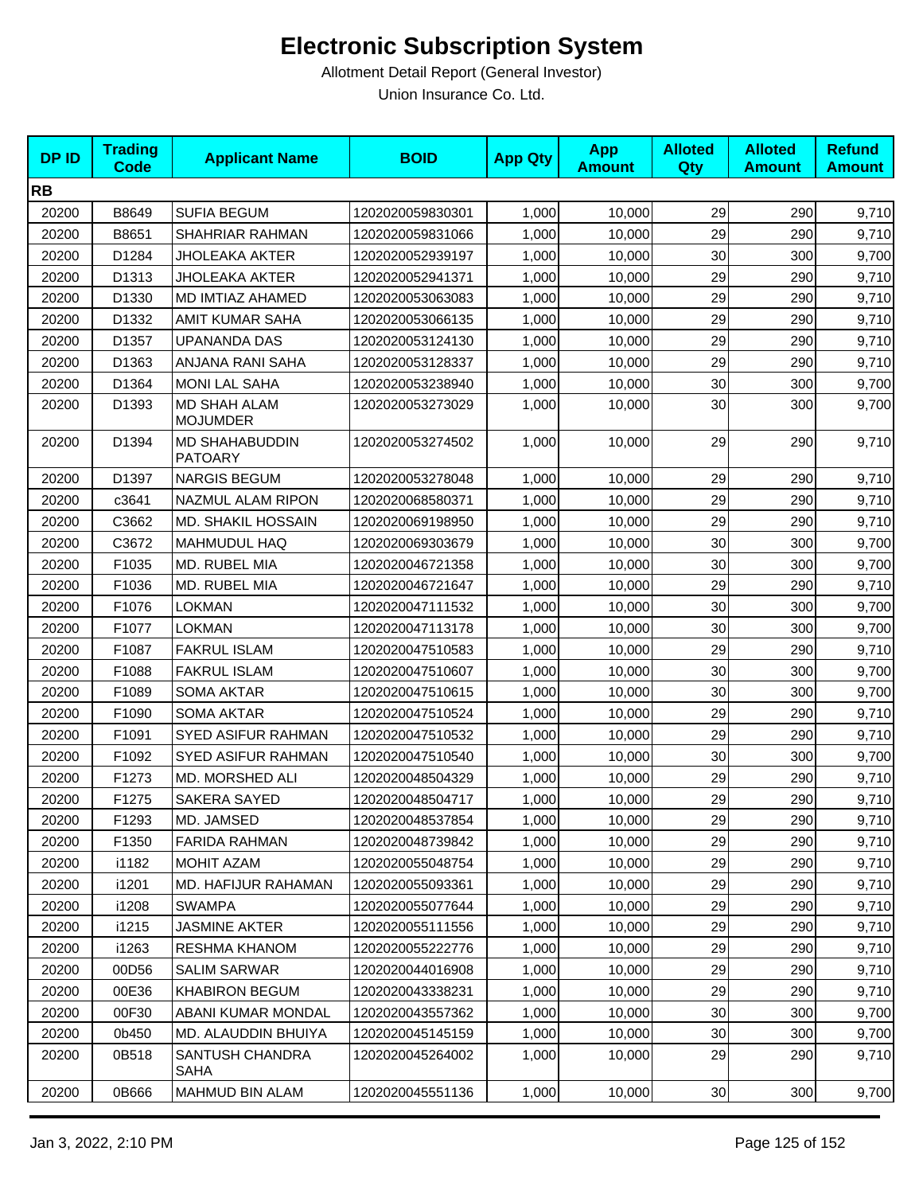# Electronic Subscription System

Allotment Detail Report (General Investor)

Union Insurance Co. Ltd.

| DP ID | Trading Code | Applicant Name | BOID | App Qty | App Amount | Alloted Qty | Alloted Amount | Refund Amount |
|---|---|---|---|---|---|---|---|---|
| **RB** | | | | | | | | |
| 20200 | B8649 | SUFIA BEGUM | 1202020059830301 | 1,000 | 10,000 | 29 | 290 | 9,710 |
| 20200 | B8651 | SHAHRIAR RAHMAN | 1202020059831066 | 1,000 | 10,000 | 29 | 290 | 9,710 |
| 20200 | D1284 | JHOLEAKA AKTER | 1202020052939197 | 1,000 | 10,000 | 30 | 300 | 9,700 |
| 20200 | D1313 | JHOLEAKA AKTER | 1202020052941371 | 1,000 | 10,000 | 29 | 290 | 9,710 |
| 20200 | D1330 | MD IMTIAZ AHAMED | 1202020053063083 | 1,000 | 10,000 | 29 | 290 | 9,710 |
| 20200 | D1332 | AMIT KUMAR SAHA | 1202020053066135 | 1,000 | 10,000 | 29 | 290 | 9,710 |
| 20200 | D1357 | UPANANDA DAS | 1202020053124130 | 1,000 | 10,000 | 29 | 290 | 9,710 |
| 20200 | D1363 | ANJANA RANI SAHA | 1202020053128337 | 1,000 | 10,000 | 29 | 290 | 9,710 |
| 20200 | D1364 | MONI LAL SAHA | 1202020053238940 | 1,000 | 10,000 | 30 | 300 | 9,700 |
| 20200 | D1393 | MD SHAH ALAM MOJUMDER | 1202020053273029 | 1,000 | 10,000 | 30 | 300 | 9,700 |
| 20200 | D1394 | MD SHAHABUDDIN PATOARY | 1202020053274502 | 1,000 | 10,000 | 29 | 290 | 9,710 |
| 20200 | D1397 | NARGIS BEGUM | 1202020053278048 | 1,000 | 10,000 | 29 | 290 | 9,710 |
| 20200 | c3641 | NAZMUL ALAM RIPON | 1202020068580371 | 1,000 | 10,000 | 29 | 290 | 9,710 |
| 20200 | C3662 | MD. SHAKIL HOSSAIN | 1202020069198950 | 1,000 | 10,000 | 29 | 290 | 9,710 |
| 20200 | C3672 | MAHMUDUL HAQ | 1202020069303679 | 1,000 | 10,000 | 30 | 300 | 9,700 |
| 20200 | F1035 | MD. RUBEL MIA | 1202020046721358 | 1,000 | 10,000 | 30 | 300 | 9,700 |
| 20200 | F1036 | MD. RUBEL MIA | 1202020046721647 | 1,000 | 10,000 | 29 | 290 | 9,710 |
| 20200 | F1076 | LOKMAN | 1202020047111532 | 1,000 | 10,000 | 30 | 300 | 9,700 |
| 20200 | F1077 | LOKMAN | 1202020047113178 | 1,000 | 10,000 | 30 | 300 | 9,700 |
| 20200 | F1087 | FAKRUL ISLAM | 1202020047510583 | 1,000 | 10,000 | 29 | 290 | 9,710 |
| 20200 | F1088 | FAKRUL ISLAM | 1202020047510607 | 1,000 | 10,000 | 30 | 300 | 9,700 |
| 20200 | F1089 | SOMA AKTAR | 1202020047510615 | 1,000 | 10,000 | 30 | 300 | 9,700 |
| 20200 | F1090 | SOMA AKTAR | 1202020047510524 | 1,000 | 10,000 | 29 | 290 | 9,710 |
| 20200 | F1091 | SYED ASIFUR RAHMAN | 1202020047510532 | 1,000 | 10,000 | 29 | 290 | 9,710 |
| 20200 | F1092 | SYED ASIFUR RAHMAN | 1202020047510540 | 1,000 | 10,000 | 30 | 300 | 9,700 |
| 20200 | F1273 | MD. MORSHED ALI | 1202020048504329 | 1,000 | 10,000 | 29 | 290 | 9,710 |
| 20200 | F1275 | SAKERA SAYED | 1202020048504717 | 1,000 | 10,000 | 29 | 290 | 9,710 |
| 20200 | F1293 | MD. JAMSED | 1202020048537854 | 1,000 | 10,000 | 29 | 290 | 9,710 |
| 20200 | F1350 | FARIDA RAHMAN | 1202020048739842 | 1,000 | 10,000 | 29 | 290 | 9,710 |
| 20200 | i1182 | MOHIT AZAM | 1202020055048754 | 1,000 | 10,000 | 29 | 290 | 9,710 |
| 20200 | i1201 | MD. HAFIJUR RAHAMAN | 1202020055093361 | 1,000 | 10,000 | 29 | 290 | 9,710 |
| 20200 | i1208 | SWAMPA | 1202020055077644 | 1,000 | 10,000 | 29 | 290 | 9,710 |
| 20200 | i1215 | JASMINE AKTER | 1202020055111556 | 1,000 | 10,000 | 29 | 290 | 9,710 |
| 20200 | i1263 | RESHMA KHANOM | 1202020055222776 | 1,000 | 10,000 | 29 | 290 | 9,710 |
| 20200 | 00D56 | SALIM SARWAR | 1202020044016908 | 1,000 | 10,000 | 29 | 290 | 9,710 |
| 20200 | 00E36 | KHABIRON BEGUM | 1202020043338231 | 1,000 | 10,000 | 29 | 290 | 9,710 |
| 20200 | 00F30 | ABANI KUMAR MONDAL | 1202020043557362 | 1,000 | 10,000 | 30 | 300 | 9,700 |
| 20200 | 0b450 | MD. ALAUDDIN BHUIYA | 1202020045145159 | 1,000 | 10,000 | 30 | 300 | 9,700 |
| 20200 | 0B518 | SANTUSH CHANDRA SAHA | 1202020045264002 | 1,000 | 10,000 | 29 | 290 | 9,710 |
| 20200 | 0B666 | MAHMUD BIN ALAM | 1202020045551136 | 1,000 | 10,000 | 30 | 300 | 9,700 |

Jan 3, 2022, 2:10 PM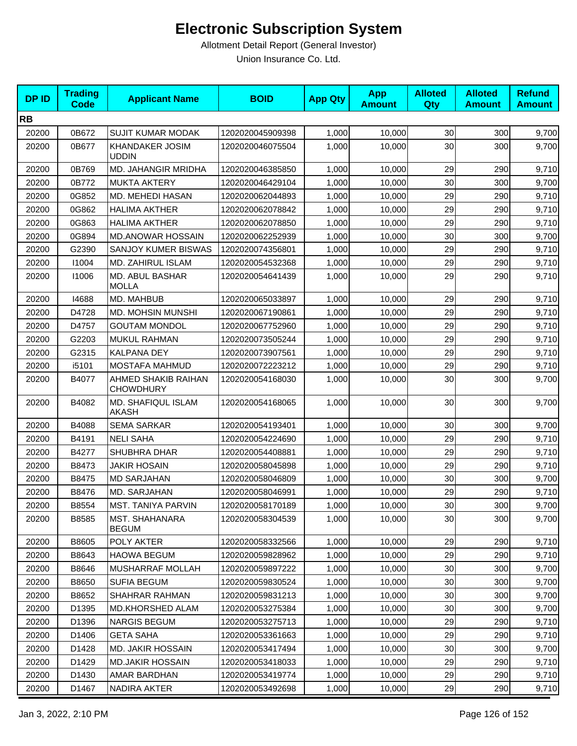# Electronic Subscription System

Allotment Detail Report (General Investor)

Union Insurance Co. Ltd.

| DP ID | Trading Code | Applicant Name | BOID | App Qty | App Amount | Alloted Qty | Alloted Amount | Refund Amount |
|---|---|---|---|---|---|---|---|---|
| **RB** | | | | | | | | |
| 20200 | 0B672 | SUJIT KUMAR MODAK | 1202020045909398 | 1,000 | 10,000 | 30 | 300 | 9,700 |
| 20200 | 0B677 | KHANDAKER JOSIM UDDIN | 1202020046075504 | 1,000 | 10,000 | 30 | 300 | 9,700 |
| 20200 | 0B769 | MD. JAHANGIR MRIDHA | 1202020046385850 | 1,000 | 10,000 | 29 | 290 | 9,710 |
| 20200 | 0B772 | MUKTA AKTERY | 1202020046429104 | 1,000 | 10,000 | 30 | 300 | 9,700 |
| 20200 | 0G852 | MD. MEHEDI HASAN | 1202020062044893 | 1,000 | 10,000 | 29 | 290 | 9,710 |
| 20200 | 0G862 | HALIMA AKTHER | 1202020062078842 | 1,000 | 10,000 | 29 | 290 | 9,710 |
| 20200 | 0G863 | HALIMA AKTHER | 1202020062078850 | 1,000 | 10,000 | 29 | 290 | 9,710 |
| 20200 | 0G894 | MD.ANOWAR HOSSAIN | 1202020062252939 | 1,000 | 10,000 | 30 | 300 | 9,700 |
| 20200 | G2390 | SANJOY KUMER BISWAS | 1202020074356801 | 1,000 | 10,000 | 29 | 290 | 9,710 |
| 20200 | I1004 | MD. ZAHIRUL ISLAM | 1202020054532368 | 1,000 | 10,000 | 29 | 290 | 9,710 |
| 20200 | I1006 | MD. ABUL BASHAR MOLLA | 1202020054641439 | 1,000 | 10,000 | 29 | 290 | 9,710 |
| 20200 | I4688 | MD. MAHBUB | 1202020065033897 | 1,000 | 10,000 | 29 | 290 | 9,710 |
| 20200 | D4728 | MD. MOHSIN MUNSHI | 1202020067190861 | 1,000 | 10,000 | 29 | 290 | 9,710 |
| 20200 | D4757 | GOUTAM MONDOL | 1202020067752960 | 1,000 | 10,000 | 29 | 290 | 9,710 |
| 20200 | G2203 | MUKUL RAHMAN | 1202020073505244 | 1,000 | 10,000 | 29 | 290 | 9,710 |
| 20200 | G2315 | KALPANA DEY | 1202020073907561 | 1,000 | 10,000 | 29 | 290 | 9,710 |
| 20200 | i5101 | MOSTAFA MAHMUD | 1202020072223212 | 1,000 | 10,000 | 29 | 290 | 9,710 |
| 20200 | B4077 | AHMED SHAKIB RAIHAN CHOWDHURY | 1202020054168030 | 1,000 | 10,000 | 30 | 300 | 9,700 |
| 20200 | B4082 | MD. SHAFIQUL ISLAM AKASH | 1202020054168065 | 1,000 | 10,000 | 30 | 300 | 9,700 |
| 20200 | B4088 | SEMA SARKAR | 1202020054193401 | 1,000 | 10,000 | 30 | 300 | 9,700 |
| 20200 | B4191 | NELI SAHA | 1202020054224690 | 1,000 | 10,000 | 29 | 290 | 9,710 |
| 20200 | B4277 | SHUBHRA DHAR | 1202020054408881 | 1,000 | 10,000 | 29 | 290 | 9,710 |
| 20200 | B8473 | JAKIR HOSAIN | 1202020058045898 | 1,000 | 10,000 | 29 | 290 | 9,710 |
| 20200 | B8475 | MD SARJAHAN | 1202020058046809 | 1,000 | 10,000 | 30 | 300 | 9,700 |
| 20200 | B8476 | MD. SARJAHAN | 1202020058046991 | 1,000 | 10,000 | 29 | 290 | 9,710 |
| 20200 | B8554 | MST. TANIYA PARVIN | 1202020058170189 | 1,000 | 10,000 | 30 | 300 | 9,700 |
| 20200 | B8585 | MST. SHAHANARA BEGUM | 1202020058304539 | 1,000 | 10,000 | 30 | 300 | 9,700 |
| 20200 | B8605 | POLY AKTER | 1202020058332566 | 1,000 | 10,000 | 29 | 290 | 9,710 |
| 20200 | B8643 | HAOWA BEGUM | 1202020059828962 | 1,000 | 10,000 | 29 | 290 | 9,710 |
| 20200 | B8646 | MUSHARRAF MOLLAH | 1202020059897222 | 1,000 | 10,000 | 30 | 300 | 9,700 |
| 20200 | B8650 | SUFIA BEGUM | 1202020059830524 | 1,000 | 10,000 | 30 | 300 | 9,700 |
| 20200 | B8652 | SHAHRAR RAHMAN | 1202020059831213 | 1,000 | 10,000 | 30 | 300 | 9,700 |
| 20200 | D1395 | MD.KHORSHED ALAM | 1202020053275384 | 1,000 | 10,000 | 30 | 300 | 9,700 |
| 20200 | D1396 | NARGIS BEGUM | 1202020053275713 | 1,000 | 10,000 | 29 | 290 | 9,710 |
| 20200 | D1406 | GETA SAHA | 1202020053361663 | 1,000 | 10,000 | 29 | 290 | 9,710 |
| 20200 | D1428 | MD. JAKIR HOSSAIN | 1202020053417494 | 1,000 | 10,000 | 30 | 300 | 9,700 |
| 20200 | D1429 | MD.JAKIR HOSSAIN | 1202020053418033 | 1,000 | 10,000 | 29 | 290 | 9,710 |
| 20200 | D1430 | AMAR BARDHAN | 1202020053419774 | 1,000 | 10,000 | 29 | 290 | 9,710 |
| 20200 | D1467 | NADIRA AKTER | 1202020053492698 | 1,000 | 10,000 | 29 | 290 | 9,710 |

Jan 3, 2022, 2:10 PM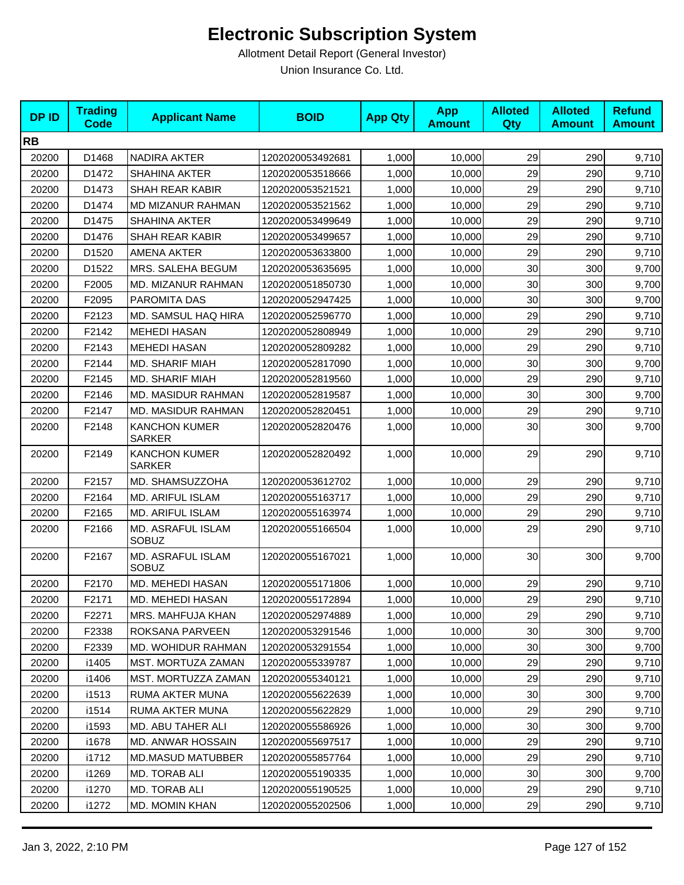# Electronic Subscription System

Allotment Detail Report (General Investor)

Union Insurance Co. Ltd.

| DP ID | Trading Code | Applicant Name | BOID | App Qty | App Amount | Alloted Qty | Alloted Amount | Refund Amount |
|---|---|---|---|---|---|---|---|---|
| **RB** | | | | | | | | |
| 20200 | D1468 | NADIRA AKTER | 1202020053492681 | 1,000 | 10,000 | 29 | 290 | 9,710 |
| 20200 | D1472 | SHAHINA AKTER | 1202020053518666 | 1,000 | 10,000 | 29 | 290 | 9,710 |
| 20200 | D1473 | SHAH REAR KABIR | 1202020053521521 | 1,000 | 10,000 | 29 | 290 | 9,710 |
| 20200 | D1474 | MD MIZANUR RAHMAN | 1202020053521562 | 1,000 | 10,000 | 29 | 290 | 9,710 |
| 20200 | D1475 | SHAHINA AKTER | 1202020053499649 | 1,000 | 10,000 | 29 | 290 | 9,710 |
| 20200 | D1476 | SHAH REAR KABIR | 1202020053499657 | 1,000 | 10,000 | 29 | 290 | 9,710 |
| 20200 | D1520 | AMENA AKTER | 1202020053633800 | 1,000 | 10,000 | 29 | 290 | 9,710 |
| 20200 | D1522 | MRS. SALEHA BEGUM | 1202020053635695 | 1,000 | 10,000 | 30 | 300 | 9,700 |
| 20200 | F2005 | MD. MIZANUR RAHMAN | 1202020051850730 | 1,000 | 10,000 | 30 | 300 | 9,700 |
| 20200 | F2095 | PAROMITA DAS | 1202020052947425 | 1,000 | 10,000 | 30 | 300 | 9,700 |
| 20200 | F2123 | MD. SAMSUL HAQ HIRA | 1202020052596770 | 1,000 | 10,000 | 29 | 290 | 9,710 |
| 20200 | F2142 | MEHEDI HASAN | 1202020052808949 | 1,000 | 10,000 | 29 | 290 | 9,710 |
| 20200 | F2143 | MEHEDI HASAN | 1202020052809282 | 1,000 | 10,000 | 29 | 290 | 9,710 |
| 20200 | F2144 | MD. SHARIF MIAH | 1202020052817090 | 1,000 | 10,000 | 30 | 300 | 9,700 |
| 20200 | F2145 | MD. SHARIF MIAH | 1202020052819560 | 1,000 | 10,000 | 29 | 290 | 9,710 |
| 20200 | F2146 | MD. MASIDUR RAHMAN | 1202020052819587 | 1,000 | 10,000 | 30 | 300 | 9,700 |
| 20200 | F2147 | MD. MASIDUR RAHMAN | 1202020052820451 | 1,000 | 10,000 | 29 | 290 | 9,710 |
| 20200 | F2148 | KANCHON KUMER SARKER | 1202020052820476 | 1,000 | 10,000 | 30 | 300 | 9,700 |
| 20200 | F2149 | KANCHON KUMER SARKER | 1202020052820492 | 1,000 | 10,000 | 29 | 290 | 9,710 |
| 20200 | F2157 | MD. SHAMSUZZOHA | 1202020053612702 | 1,000 | 10,000 | 29 | 290 | 9,710 |
| 20200 | F2164 | MD. ARIFUL ISLAM | 1202020055163717 | 1,000 | 10,000 | 29 | 290 | 9,710 |
| 20200 | F2165 | MD. ARIFUL ISLAM | 1202020055163974 | 1,000 | 10,000 | 29 | 290 | 9,710 |
| 20200 | F2166 | MD. ASRAFUL ISLAM SOBUZ | 1202020055166504 | 1,000 | 10,000 | 29 | 290 | 9,710 |
| 20200 | F2167 | MD. ASRAFUL ISLAM SOBUZ | 1202020055167021 | 1,000 | 10,000 | 30 | 300 | 9,700 |
| 20200 | F2170 | MD. MEHEDI HASAN | 1202020055171806 | 1,000 | 10,000 | 29 | 290 | 9,710 |
| 20200 | F2171 | MD. MEHEDI HASAN | 1202020055172894 | 1,000 | 10,000 | 29 | 290 | 9,710 |
| 20200 | F2271 | MRS. MAHFUJA KHAN | 1202020052974889 | 1,000 | 10,000 | 29 | 290 | 9,710 |
| 20200 | F2338 | ROKSANA PARVEEN | 1202020053291546 | 1,000 | 10,000 | 30 | 300 | 9,700 |
| 20200 | F2339 | MD. WOHIDUR RAHMAN | 1202020053291554 | 1,000 | 10,000 | 30 | 300 | 9,700 |
| 20200 | i1405 | MST. MORTUZA ZAMAN | 1202020055339787 | 1,000 | 10,000 | 29 | 290 | 9,710 |
| 20200 | i1406 | MST. MORTUZZA ZAMAN | 1202020055340121 | 1,000 | 10,000 | 29 | 290 | 9,710 |
| 20200 | i1513 | RUMA AKTER MUNA | 1202020055622639 | 1,000 | 10,000 | 30 | 300 | 9,700 |
| 20200 | i1514 | RUMA AKTER MUNA | 1202020055622829 | 1,000 | 10,000 | 29 | 290 | 9,710 |
| 20200 | i1593 | MD. ABU TAHER ALI | 1202020055586926 | 1,000 | 10,000 | 30 | 300 | 9,700 |
| 20200 | i1678 | MD. ANWAR HOSSAIN | 1202020055697517 | 1,000 | 10,000 | 29 | 290 | 9,710 |
| 20200 | i1712 | MD.MASUD MATUBBER | 1202020055857764 | 1,000 | 10,000 | 29 | 290 | 9,710 |
| 20200 | i1269 | MD. TORAB ALI | 1202020055190335 | 1,000 | 10,000 | 30 | 300 | 9,700 |
| 20200 | i1270 | MD. TORAB ALI | 1202020055190525 | 1,000 | 10,000 | 29 | 290 | 9,710 |
| 20200 | i1272 | MD. MOMIN KHAN | 1202020055202506 | 1,000 | 10,000 | 29 | 290 | 9,710 |

Jan 3, 2022, 2:10 PM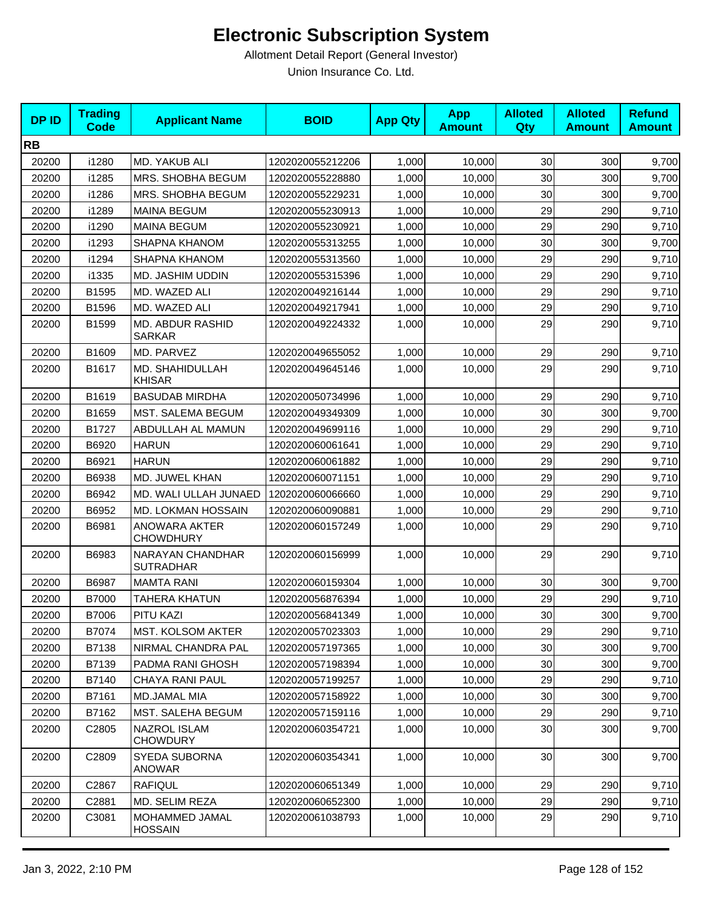# Electronic Subscription System

Allotment Detail Report (General Investor)

Union Insurance Co. Ltd.

| DP ID | Trading Code | Applicant Name | BOID | App Qty | App Amount | Alloted Qty | Alloted Amount | Refund Amount |
|---|---|---|---|---|---|---|---|---|
| **RB** | | | | | | | | |
| 20200 | i1280 | MD. YAKUB ALI | 1202020055212206 | 1,000 | 10,000 | 30 | 300 | 9,700 |
| 20200 | i1285 | MRS. SHOBHA BEGUM | 1202020055228880 | 1,000 | 10,000 | 30 | 300 | 9,700 |
| 20200 | i1286 | MRS. SHOBHA BEGUM | 1202020055229231 | 1,000 | 10,000 | 30 | 300 | 9,700 |
| 20200 | i1289 | MAINA BEGUM | 1202020055230913 | 1,000 | 10,000 | 29 | 290 | 9,710 |
| 20200 | i1290 | MAINA BEGUM | 1202020055230921 | 1,000 | 10,000 | 29 | 290 | 9,710 |
| 20200 | i1293 | SHAPNA KHANOM | 1202020055313255 | 1,000 | 10,000 | 30 | 300 | 9,700 |
| 20200 | i1294 | SHAPNA KHANOM | 1202020055313560 | 1,000 | 10,000 | 29 | 290 | 9,710 |
| 20200 | i1335 | MD. JASHIM UDDIN | 1202020055315396 | 1,000 | 10,000 | 29 | 290 | 9,710 |
| 20200 | B1595 | MD. WAZED ALI | 1202020049216144 | 1,000 | 10,000 | 29 | 290 | 9,710 |
| 20200 | B1596 | MD. WAZED ALI | 1202020049217941 | 1,000 | 10,000 | 29 | 290 | 9,710 |
| 20200 | B1599 | MD. ABDUR RASHID SARKAR | 1202020049224332 | 1,000 | 10,000 | 29 | 290 | 9,710 |
| 20200 | B1609 | MD. PARVEZ | 1202020049655052 | 1,000 | 10,000 | 29 | 290 | 9,710 |
| 20200 | B1617 | MD. SHAHIDULLAH KHISAR | 1202020049645146 | 1,000 | 10,000 | 29 | 290 | 9,710 |
| 20200 | B1619 | BASUDAB MIRDHA | 1202020050734996 | 1,000 | 10,000 | 29 | 290 | 9,710 |
| 20200 | B1659 | MST. SALEMA BEGUM | 1202020049349309 | 1,000 | 10,000 | 30 | 300 | 9,700 |
| 20200 | B1727 | ABDULLAH AL MAMUN | 1202020049699116 | 1,000 | 10,000 | 29 | 290 | 9,710 |
| 20200 | B6920 | HARUN | 1202020060061641 | 1,000 | 10,000 | 29 | 290 | 9,710 |
| 20200 | B6921 | HARUN | 1202020060061882 | 1,000 | 10,000 | 29 | 290 | 9,710 |
| 20200 | B6938 | MD. JUWEL KHAN | 1202020060071151 | 1,000 | 10,000 | 29 | 290 | 9,710 |
| 20200 | B6942 | MD. WALI ULLAH JUNAED | 1202020060066660 | 1,000 | 10,000 | 29 | 290 | 9,710 |
| 20200 | B6952 | MD. LOKMAN HOSSAIN | 1202020060090881 | 1,000 | 10,000 | 29 | 290 | 9,710 |
| 20200 | B6981 | ANOWARA AKTER CHOWDHURY | 1202020060157249 | 1,000 | 10,000 | 29 | 290 | 9,710 |
| 20200 | B6983 | NARAYAN CHANDHAR SUTRADHAR | 1202020060156999 | 1,000 | 10,000 | 29 | 290 | 9,710 |
| 20200 | B6987 | MAMTA RANI | 1202020060159304 | 1,000 | 10,000 | 30 | 300 | 9,700 |
| 20200 | B7000 | TAHERA KHATUN | 1202020056876394 | 1,000 | 10,000 | 29 | 290 | 9,710 |
| 20200 | B7006 | PITU KAZI | 1202020056841349 | 1,000 | 10,000 | 30 | 300 | 9,700 |
| 20200 | B7074 | MST. KOLSOM AKTER | 1202020057023303 | 1,000 | 10,000 | 29 | 290 | 9,710 |
| 20200 | B7138 | NIRMAL CHANDRA PAL | 1202020057197365 | 1,000 | 10,000 | 30 | 300 | 9,700 |
| 20200 | B7139 | PADMA RANI GHOSH | 1202020057198394 | 1,000 | 10,000 | 30 | 300 | 9,700 |
| 20200 | B7140 | CHAYA RANI PAUL | 1202020057199257 | 1,000 | 10,000 | 29 | 290 | 9,710 |
| 20200 | B7161 | MD.JAMAL MIA | 1202020057158922 | 1,000 | 10,000 | 30 | 300 | 9,700 |
| 20200 | B7162 | MST. SALEHA BEGUM | 1202020057159116 | 1,000 | 10,000 | 29 | 290 | 9,710 |
| 20200 | C2805 | NAZROL ISLAM CHOWDURY | 1202020060354721 | 1,000 | 10,000 | 30 | 300 | 9,700 |
| 20200 | C2809 | SYEDA SUBORNA ANOWAR | 1202020060354341 | 1,000 | 10,000 | 30 | 300 | 9,700 |
| 20200 | C2867 | RAFIQUL | 1202020060651349 | 1,000 | 10,000 | 29 | 290 | 9,710 |
| 20200 | C2881 | MD. SELIM REZA | 1202020060652300 | 1,000 | 10,000 | 29 | 290 | 9,710 |
| 20200 | C3081 | MOHAMMED JAMAL HOSSAIN | 1202020061038793 | 1,000 | 10,000 | 29 | 290 | 9,710 |

Jan 3, 2022, 2:10 PM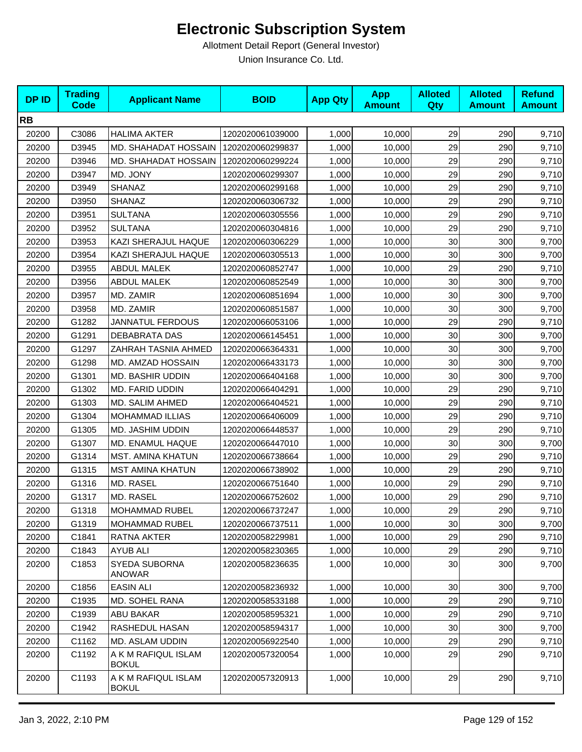# Electronic Subscription System

Allotment Detail Report (General Investor)

Union Insurance Co. Ltd.

| DP ID | Trading Code | Applicant Name | BOID | App Qty | App Amount | Alloted Qty | Alloted Amount | Refund Amount |
|---|---|---|---|---|---|---|---|---|
| **RB** | | | | | | | | |
| 20200 | C3086 | HALIMA AKTER | 1202020061039000 | 1,000 | 10,000 | 29 | 290 | 9,710 |
| 20200 | D3945 | MD. SHAHADAT HOSSAIN | 1202020060299837 | 1,000 | 10,000 | 29 | 290 | 9,710 |
| 20200 | D3946 | MD. SHAHADAT HOSSAIN | 1202020060299224 | 1,000 | 10,000 | 29 | 290 | 9,710 |
| 20200 | D3947 | MD. JONY | 1202020060299307 | 1,000 | 10,000 | 29 | 290 | 9,710 |
| 20200 | D3949 | SHANAZ | 1202020060299168 | 1,000 | 10,000 | 29 | 290 | 9,710 |
| 20200 | D3950 | SHANAZ | 1202020060306732 | 1,000 | 10,000 | 29 | 290 | 9,710 |
| 20200 | D3951 | SULTANA | 1202020060305556 | 1,000 | 10,000 | 29 | 290 | 9,710 |
| 20200 | D3952 | SULTANA | 1202020060304816 | 1,000 | 10,000 | 29 | 290 | 9,710 |
| 20200 | D3953 | KAZI SHERAJUL HAQUE | 1202020060306229 | 1,000 | 10,000 | 30 | 300 | 9,700 |
| 20200 | D3954 | KAZI SHERAJUL HAQUE | 1202020060305513 | 1,000 | 10,000 | 30 | 300 | 9,700 |
| 20200 | D3955 | ABDUL MALEK | 1202020060852747 | 1,000 | 10,000 | 29 | 290 | 9,710 |
| 20200 | D3956 | ABDUL MALEK | 1202020060852549 | 1,000 | 10,000 | 30 | 300 | 9,700 |
| 20200 | D3957 | MD. ZAMIR | 1202020060851694 | 1,000 | 10,000 | 30 | 300 | 9,700 |
| 20200 | D3958 | MD. ZAMIR | 1202020060851587 | 1,000 | 10,000 | 30 | 300 | 9,700 |
| 20200 | G1282 | JANNATUL FERDOUS | 1202020066053106 | 1,000 | 10,000 | 29 | 290 | 9,710 |
| 20200 | G1291 | DEBABRATA DAS | 1202020066145451 | 1,000 | 10,000 | 30 | 300 | 9,700 |
| 20200 | G1297 | ZAHRAH TASNIA AHMED | 1202020066364331 | 1,000 | 10,000 | 30 | 300 | 9,700 |
| 20200 | G1298 | MD. AMZAD HOSSAIN | 1202020066433173 | 1,000 | 10,000 | 30 | 300 | 9,700 |
| 20200 | G1301 | MD. BASHIR UDDIN | 1202020066404168 | 1,000 | 10,000 | 30 | 300 | 9,700 |
| 20200 | G1302 | MD. FARID UDDIN | 1202020066404291 | 1,000 | 10,000 | 29 | 290 | 9,710 |
| 20200 | G1303 | MD. SALIM AHMED | 1202020066404521 | 1,000 | 10,000 | 29 | 290 | 9,710 |
| 20200 | G1304 | MOHAMMAD ILLIAS | 1202020066406009 | 1,000 | 10,000 | 29 | 290 | 9,710 |
| 20200 | G1305 | MD. JASHIM UDDIN | 1202020066448537 | 1,000 | 10,000 | 29 | 290 | 9,710 |
| 20200 | G1307 | MD. ENAMUL HAQUE | 1202020066447010 | 1,000 | 10,000 | 30 | 300 | 9,700 |
| 20200 | G1314 | MST. AMINA KHATUN | 1202020066738664 | 1,000 | 10,000 | 29 | 290 | 9,710 |
| 20200 | G1315 | MST AMINA KHATUN | 1202020066738902 | 1,000 | 10,000 | 29 | 290 | 9,710 |
| 20200 | G1316 | MD. RASEL | 1202020066751640 | 1,000 | 10,000 | 29 | 290 | 9,710 |
| 20200 | G1317 | MD. RASEL | 1202020066752602 | 1,000 | 10,000 | 29 | 290 | 9,710 |
| 20200 | G1318 | MOHAMMAD RUBEL | 1202020066737247 | 1,000 | 10,000 | 29 | 290 | 9,710 |
| 20200 | G1319 | MOHAMMAD RUBEL | 1202020066737511 | 1,000 | 10,000 | 30 | 300 | 9,700 |
| 20200 | C1841 | RATNA AKTER | 1202020058229981 | 1,000 | 10,000 | 29 | 290 | 9,710 |
| 20200 | C1843 | AYUB ALI | 1202020058230365 | 1,000 | 10,000 | 29 | 290 | 9,710 |
| 20200 | C1853 | SYEDA SUBORNA ANOWAR | 1202020058236635 | 1,000 | 10,000 | 30 | 300 | 9,700 |
| 20200 | C1856 | EASIN ALI | 1202020058236932 | 1,000 | 10,000 | 30 | 300 | 9,700 |
| 20200 | C1935 | MD. SOHEL RANA | 1202020058533188 | 1,000 | 10,000 | 29 | 290 | 9,710 |
| 20200 | C1939 | ABU BAKAR | 1202020058595321 | 1,000 | 10,000 | 29 | 290 | 9,710 |
| 20200 | C1942 | RASHEDUL HASAN | 1202020058594317 | 1,000 | 10,000 | 30 | 300 | 9,700 |
| 20200 | C1162 | MD. ASLAM UDDIN | 1202020056922540 | 1,000 | 10,000 | 29 | 290 | 9,710 |
| 20200 | C1192 | A K M RAFIQUL ISLAM BOKUL | 1202020057320054 | 1,000 | 10,000 | 29 | 290 | 9,710 |
| 20200 | C1193 | A K M RAFIQUL ISLAM BOKUL | 1202020057320913 | 1,000 | 10,000 | 29 | 290 | 9,710 |

Jan 3, 2022, 2:10 PM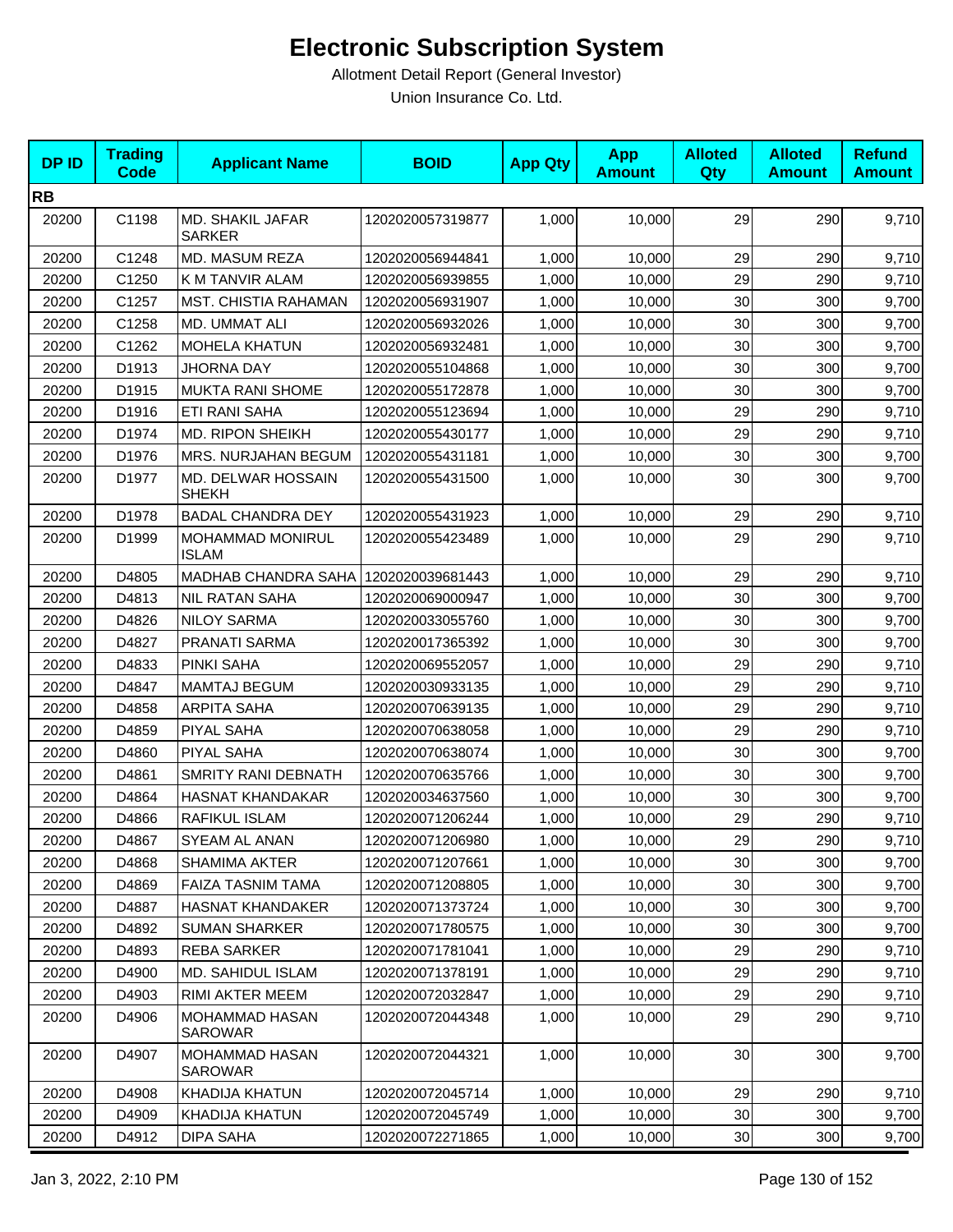# Electronic Subscription System

Allotment Detail Report (General Investor)

Union Insurance Co. Ltd.

| DP ID | Trading Code | Applicant Name | BOID | App Qty | App Amount | Alloted Qty | Alloted Amount | Refund Amount |
|---|---|---|---|---|---|---|---|---|
| **RB** | | | | | | | | |
| 20200 | C1198 | MD. SHAKIL JAFAR SARKER | 1202020057319877 | 1,000 | 10,000 | 29 | 290 | 9,710 |
| 20200 | C1248 | MD. MASUM REZA | 1202020056944841 | 1,000 | 10,000 | 29 | 290 | 9,710 |
| 20200 | C1250 | K M TANVIR ALAM | 1202020056939855 | 1,000 | 10,000 | 29 | 290 | 9,710 |
| 20200 | C1257 | MST. CHISTIA RAHAMAN | 1202020056931907 | 1,000 | 10,000 | 30 | 300 | 9,700 |
| 20200 | C1258 | MD. UMMAT ALI | 1202020056932026 | 1,000 | 10,000 | 30 | 300 | 9,700 |
| 20200 | C1262 | MOHELA KHATUN | 1202020056932481 | 1,000 | 10,000 | 30 | 300 | 9,700 |
| 20200 | D1913 | JHORNA DAY | 1202020055104868 | 1,000 | 10,000 | 30 | 300 | 9,700 |
| 20200 | D1915 | MUKTA RANI SHOME | 1202020055172878 | 1,000 | 10,000 | 30 | 300 | 9,700 |
| 20200 | D1916 | ETI RANI SAHA | 1202020055123694 | 1,000 | 10,000 | 29 | 290 | 9,710 |
| 20200 | D1974 | MD. RIPON SHEIKH | 1202020055430177 | 1,000 | 10,000 | 29 | 290 | 9,710 |
| 20200 | D1976 | MRS. NURJAHAN BEGUM | 1202020055431181 | 1,000 | 10,000 | 30 | 300 | 9,700 |
| 20200 | D1977 | MD. DELWAR HOSSAIN SHEKH | 1202020055431500 | 1,000 | 10,000 | 30 | 300 | 9,700 |
| 20200 | D1978 | BADAL CHANDRA DEY | 1202020055431923 | 1,000 | 10,000 | 29 | 290 | 9,710 |
| 20200 | D1999 | MOHAMMAD MONIRUL ISLAM | 1202020055423489 | 1,000 | 10,000 | 29 | 290 | 9,710 |
| 20200 | D4805 | MADHAB CHANDRA SAHA | 1202020039681443 | 1,000 | 10,000 | 29 | 290 | 9,710 |
| 20200 | D4813 | NIL RATAN SAHA | 1202020069000947 | 1,000 | 10,000 | 30 | 300 | 9,700 |
| 20200 | D4826 | NILOY SARMA | 1202020033055760 | 1,000 | 10,000 | 30 | 300 | 9,700 |
| 20200 | D4827 | PRANATI SARMA | 1202020017365392 | 1,000 | 10,000 | 30 | 300 | 9,700 |
| 20200 | D4833 | PINKI SAHA | 1202020069552057 | 1,000 | 10,000 | 29 | 290 | 9,710 |
| 20200 | D4847 | MAMTAJ BEGUM | 1202020030933135 | 1,000 | 10,000 | 29 | 290 | 9,710 |
| 20200 | D4858 | ARPITA SAHA | 1202020070639135 | 1,000 | 10,000 | 29 | 290 | 9,710 |
| 20200 | D4859 | PIYAL SAHA | 1202020070638058 | 1,000 | 10,000 | 29 | 290 | 9,710 |
| 20200 | D4860 | PIYAL SAHA | 1202020070638074 | 1,000 | 10,000 | 30 | 300 | 9,700 |
| 20200 | D4861 | SMRITY RANI DEBNATH | 1202020070635766 | 1,000 | 10,000 | 30 | 300 | 9,700 |
| 20200 | D4864 | HASNAT KHANDAKAR | 1202020034637560 | 1,000 | 10,000 | 30 | 300 | 9,700 |
| 20200 | D4866 | RAFIKUL ISLAM | 1202020071206244 | 1,000 | 10,000 | 29 | 290 | 9,710 |
| 20200 | D4867 | SYEAM AL ANAN | 1202020071206980 | 1,000 | 10,000 | 29 | 290 | 9,710 |
| 20200 | D4868 | SHAMIMA AKTER | 1202020071207661 | 1,000 | 10,000 | 30 | 300 | 9,700 |
| 20200 | D4869 | FAIZA TASNIM TAMA | 1202020071208805 | 1,000 | 10,000 | 30 | 300 | 9,700 |
| 20200 | D4887 | HASNAT KHANDAKER | 1202020071373724 | 1,000 | 10,000 | 30 | 300 | 9,700 |
| 20200 | D4892 | SUMAN SHARKER | 1202020071780575 | 1,000 | 10,000 | 30 | 300 | 9,700 |
| 20200 | D4893 | REBA SARKER | 1202020071781041 | 1,000 | 10,000 | 29 | 290 | 9,710 |
| 20200 | D4900 | MD. SAHIDUL ISLAM | 1202020071378191 | 1,000 | 10,000 | 29 | 290 | 9,710 |
| 20200 | D4903 | RIMI AKTER MEEM | 1202020072032847 | 1,000 | 10,000 | 29 | 290 | 9,710 |
| 20200 | D4906 | MOHAMMAD HASAN SAROWAR | 1202020072044348 | 1,000 | 10,000 | 29 | 290 | 9,710 |
| 20200 | D4907 | MOHAMMAD HASAN SAROWAR | 1202020072044321 | 1,000 | 10,000 | 30 | 300 | 9,700 |
| 20200 | D4908 | KHADIJA KHATUN | 1202020072045714 | 1,000 | 10,000 | 29 | 290 | 9,710 |
| 20200 | D4909 | KHADIJA KHATUN | 1202020072045749 | 1,000 | 10,000 | 30 | 300 | 9,700 |
| 20200 | D4912 | DIPA SAHA | 1202020072271865 | 1,000 | 10,000 | 30 | 300 | 9,700 |

Jan 3, 2022, 2:10 PM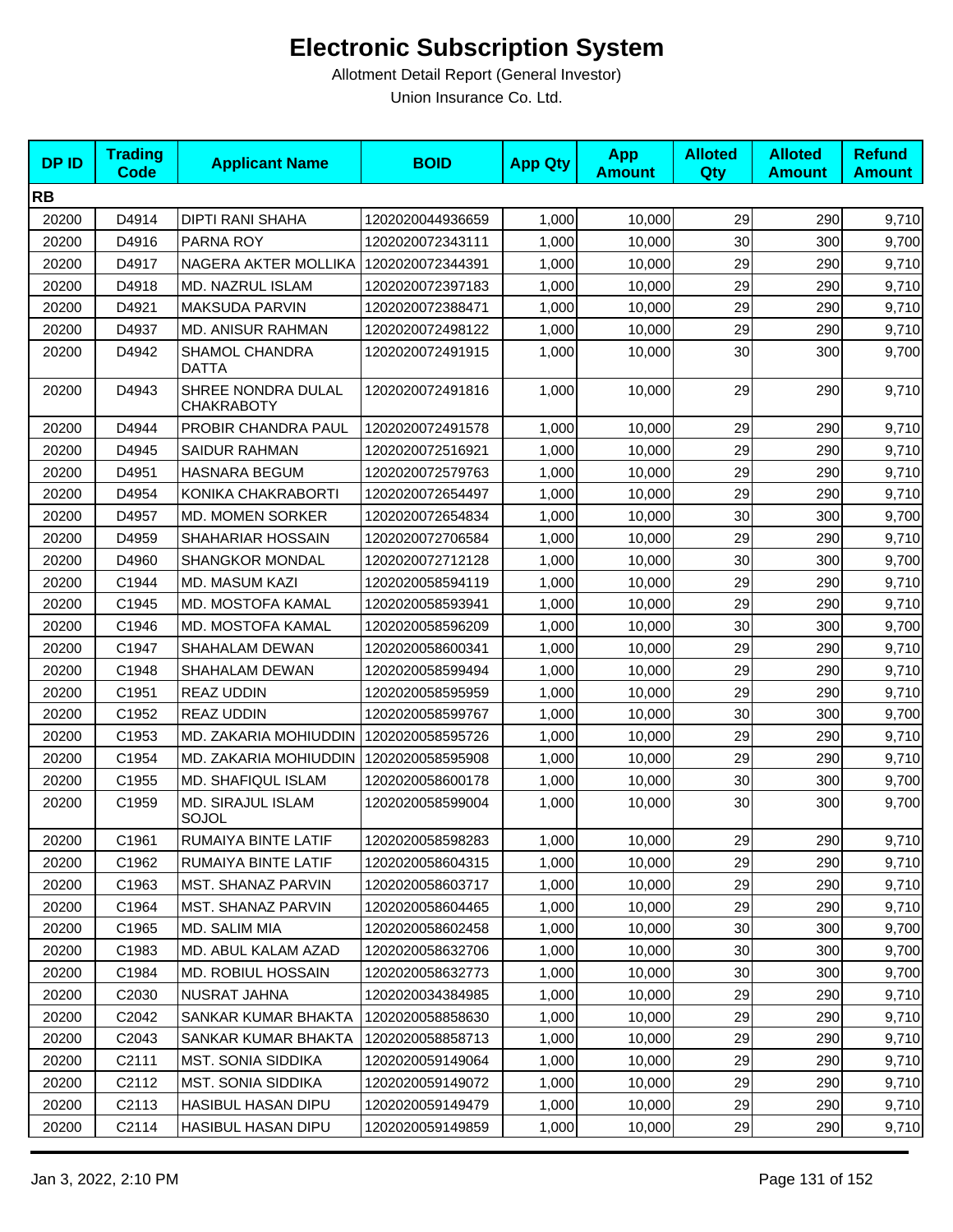# Electronic Subscription System

Allotment Detail Report (General Investor)

Union Insurance Co. Ltd.

| DP ID | Trading Code | Applicant Name | BOID | App Qty | App Amount | Alloted Qty | Alloted Amount | Refund Amount |
|---|---|---|---|---|---|---|---|---|
| **RB** | | | | | | | | |
| 20200 | D4914 | DIPTI RANI SHAHA | 1202020044936659 | 1,000 | 10,000 | 29 | 290 | 9,710 |
| 20200 | D4916 | PARNA ROY | 1202020072343111 | 1,000 | 10,000 | 30 | 300 | 9,700 |
| 20200 | D4917 | NAGERA AKTER MOLLIKA | 1202020072344391 | 1,000 | 10,000 | 29 | 290 | 9,710 |
| 20200 | D4918 | MD. NAZRUL ISLAM | 1202020072397183 | 1,000 | 10,000 | 29 | 290 | 9,710 |
| 20200 | D4921 | MAKSUDA PARVIN | 1202020072388471 | 1,000 | 10,000 | 29 | 290 | 9,710 |
| 20200 | D4937 | MD. ANISUR RAHMAN | 1202020072498122 | 1,000 | 10,000 | 29 | 290 | 9,710 |
| 20200 | D4942 | SHAMOL CHANDRA DATTA | 1202020072491915 | 1,000 | 10,000 | 30 | 300 | 9,700 |
| 20200 | D4943 | SHREE NONDRA DULAL CHAKRABOTY | 1202020072491816 | 1,000 | 10,000 | 29 | 290 | 9,710 |
| 20200 | D4944 | PROBIR CHANDRA PAUL | 1202020072491578 | 1,000 | 10,000 | 29 | 290 | 9,710 |
| 20200 | D4945 | SAIDUR RAHMAN | 1202020072516921 | 1,000 | 10,000 | 29 | 290 | 9,710 |
| 20200 | D4951 | HASNARA BEGUM | 1202020072579763 | 1,000 | 10,000 | 29 | 290 | 9,710 |
| 20200 | D4954 | KONIKA CHAKRABORTI | 1202020072654497 | 1,000 | 10,000 | 29 | 290 | 9,710 |
| 20200 | D4957 | MD. MOMEN SORKER | 1202020072654834 | 1,000 | 10,000 | 30 | 300 | 9,700 |
| 20200 | D4959 | SHAHARIAR HOSSAIN | 1202020072706584 | 1,000 | 10,000 | 29 | 290 | 9,710 |
| 20200 | D4960 | SHANGKOR MONDAL | 1202020072712128 | 1,000 | 10,000 | 30 | 300 | 9,700 |
| 20200 | C1944 | MD. MASUM KAZI | 1202020058594119 | 1,000 | 10,000 | 29 | 290 | 9,710 |
| 20200 | C1945 | MD. MOSTOFA KAMAL | 1202020058593941 | 1,000 | 10,000 | 29 | 290 | 9,710 |
| 20200 | C1946 | MD. MOSTOFA KAMAL | 1202020058596209 | 1,000 | 10,000 | 30 | 300 | 9,700 |
| 20200 | C1947 | SHAHALAM DEWAN | 1202020058600341 | 1,000 | 10,000 | 29 | 290 | 9,710 |
| 20200 | C1948 | SHAHALAM DEWAN | 1202020058599494 | 1,000 | 10,000 | 29 | 290 | 9,710 |
| 20200 | C1951 | REAZ UDDIN | 1202020058595959 | 1,000 | 10,000 | 29 | 290 | 9,710 |
| 20200 | C1952 | REAZ UDDIN | 1202020058599767 | 1,000 | 10,000 | 30 | 300 | 9,700 |
| 20200 | C1953 | MD. ZAKARIA MOHIUDDIN | 1202020058595726 | 1,000 | 10,000 | 29 | 290 | 9,710 |
| 20200 | C1954 | MD. ZAKARIA MOHIUDDIN | 1202020058595908 | 1,000 | 10,000 | 29 | 290 | 9,710 |
| 20200 | C1955 | MD. SHAFIQUL ISLAM | 1202020058600178 | 1,000 | 10,000 | 30 | 300 | 9,700 |
| 20200 | C1959 | MD. SIRAJUL ISLAM SOJOL | 1202020058599004 | 1,000 | 10,000 | 30 | 300 | 9,700 |
| 20200 | C1961 | RUMAIYA BINTE LATIF | 1202020058598283 | 1,000 | 10,000 | 29 | 290 | 9,710 |
| 20200 | C1962 | RUMAIYA BINTE LATIF | 1202020058604315 | 1,000 | 10,000 | 29 | 290 | 9,710 |
| 20200 | C1963 | MST. SHANAZ PARVIN | 1202020058603717 | 1,000 | 10,000 | 29 | 290 | 9,710 |
| 20200 | C1964 | MST. SHANAZ PARVIN | 1202020058604465 | 1,000 | 10,000 | 29 | 290 | 9,710 |
| 20200 | C1965 | MD. SALIM MIA | 1202020058602458 | 1,000 | 10,000 | 30 | 300 | 9,700 |
| 20200 | C1983 | MD. ABUL KALAM AZAD | 1202020058632706 | 1,000 | 10,000 | 30 | 300 | 9,700 |
| 20200 | C1984 | MD. ROBIUL HOSSAIN | 1202020058632773 | 1,000 | 10,000 | 30 | 300 | 9,700 |
| 20200 | C2030 | NUSRAT JAHNA | 1202020034384985 | 1,000 | 10,000 | 29 | 290 | 9,710 |
| 20200 | C2042 | SANKAR KUMAR BHAKTA | 1202020058858630 | 1,000 | 10,000 | 29 | 290 | 9,710 |
| 20200 | C2043 | SANKAR KUMAR BHAKTA | 1202020058858713 | 1,000 | 10,000 | 29 | 290 | 9,710 |
| 20200 | C2111 | MST. SONIA SIDDIKA | 1202020059149064 | 1,000 | 10,000 | 29 | 290 | 9,710 |
| 20200 | C2112 | MST. SONIA SIDDIKA | 1202020059149072 | 1,000 | 10,000 | 29 | 290 | 9,710 |
| 20200 | C2113 | HASIBUL HASAN DIPU | 1202020059149479 | 1,000 | 10,000 | 29 | 290 | 9,710 |
| 20200 | C2114 | HASIBUL HASAN DIPU | 1202020059149859 | 1,000 | 10,000 | 29 | 290 | 9,710 |

Jan 3, 2022, 2:10 PM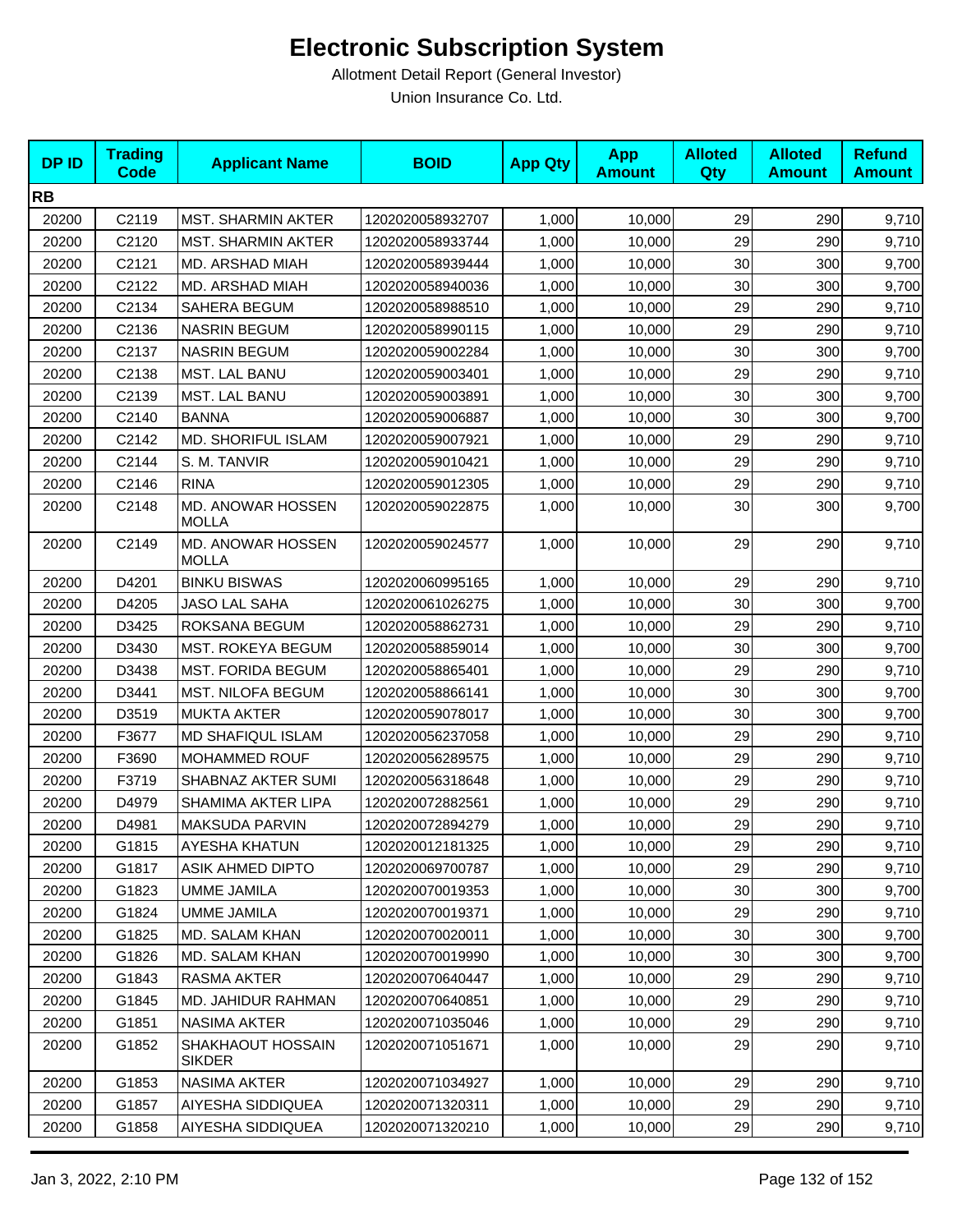# Electronic Subscription System

Allotment Detail Report (General Investor)

Union Insurance Co. Ltd.

| DP ID | Trading Code | Applicant Name | BOID | App Qty | App Amount | Alloted Qty | Alloted Amount | Refund Amount |
|---|---|---|---|---|---|---|---|---|
| **RB** | | | | | | | | |
| 20200 | C2119 | MST. SHARMIN AKTER | 1202020058932707 | 1,000 | 10,000 | 29 | 290 | 9,710 |
| 20200 | C2120 | MST. SHARMIN AKTER | 1202020058933744 | 1,000 | 10,000 | 29 | 290 | 9,710 |
| 20200 | C2121 | MD. ARSHAD MIAH | 1202020058939444 | 1,000 | 10,000 | 30 | 300 | 9,700 |
| 20200 | C2122 | MD. ARSHAD MIAH | 1202020058940036 | 1,000 | 10,000 | 30 | 300 | 9,700 |
| 20200 | C2134 | SAHERA BEGUM | 1202020058988510 | 1,000 | 10,000 | 29 | 290 | 9,710 |
| 20200 | C2136 | NASRIN BEGUM | 1202020058990115 | 1,000 | 10,000 | 29 | 290 | 9,710 |
| 20200 | C2137 | NASRIN BEGUM | 1202020059002284 | 1,000 | 10,000 | 30 | 300 | 9,700 |
| 20200 | C2138 | MST. LAL BANU | 1202020059003401 | 1,000 | 10,000 | 29 | 290 | 9,710 |
| 20200 | C2139 | MST. LAL BANU | 1202020059003891 | 1,000 | 10,000 | 30 | 300 | 9,700 |
| 20200 | C2140 | BANNA | 1202020059006887 | 1,000 | 10,000 | 30 | 300 | 9,700 |
| 20200 | C2142 | MD. SHORIFUL ISLAM | 1202020059007921 | 1,000 | 10,000 | 29 | 290 | 9,710 |
| 20200 | C2144 | S. M. TANVIR | 1202020059010421 | 1,000 | 10,000 | 29 | 290 | 9,710 |
| 20200 | C2146 | RINA | 1202020059012305 | 1,000 | 10,000 | 29 | 290 | 9,710 |
| 20200 | C2148 | MD. ANOWAR HOSSEN MOLLA | 1202020059022875 | 1,000 | 10,000 | 30 | 300 | 9,700 |
| 20200 | C2149 | MD. ANOWAR HOSSEN MOLLA | 1202020059024577 | 1,000 | 10,000 | 29 | 290 | 9,710 |
| 20200 | D4201 | BINKU BISWAS | 1202020060995165 | 1,000 | 10,000 | 29 | 290 | 9,710 |
| 20200 | D4205 | JASO LAL SAHA | 1202020061026275 | 1,000 | 10,000 | 30 | 300 | 9,700 |
| 20200 | D3425 | ROKSANA BEGUM | 1202020058862731 | 1,000 | 10,000 | 29 | 290 | 9,710 |
| 20200 | D3430 | MST. ROKEYA BEGUM | 1202020058859014 | 1,000 | 10,000 | 30 | 300 | 9,700 |
| 20200 | D3438 | MST. FORIDA BEGUM | 1202020058865401 | 1,000 | 10,000 | 29 | 290 | 9,710 |
| 20200 | D3441 | MST. NILOFA BEGUM | 1202020058866141 | 1,000 | 10,000 | 30 | 300 | 9,700 |
| 20200 | D3519 | MUKTA AKTER | 1202020059078017 | 1,000 | 10,000 | 30 | 300 | 9,700 |
| 20200 | F3677 | MD SHAFIQUL ISLAM | 1202020056237058 | 1,000 | 10,000 | 29 | 290 | 9,710 |
| 20200 | F3690 | MOHAMMED ROUF | 1202020056289575 | 1,000 | 10,000 | 29 | 290 | 9,710 |
| 20200 | F3719 | SHABNAZ AKTER SUMI | 1202020056318648 | 1,000 | 10,000 | 29 | 290 | 9,710 |
| 20200 | D4979 | SHAMIMA AKTER LIPA | 1202020072882561 | 1,000 | 10,000 | 29 | 290 | 9,710 |
| 20200 | D4981 | MAKSUDA PARVIN | 1202020072894279 | 1,000 | 10,000 | 29 | 290 | 9,710 |
| 20200 | G1815 | AYESHA KHATUN | 1202020012181325 | 1,000 | 10,000 | 29 | 290 | 9,710 |
| 20200 | G1817 | ASIK AHMED DIPTO | 1202020069700787 | 1,000 | 10,000 | 29 | 290 | 9,710 |
| 20200 | G1823 | UMME JAMILA | 1202020070019353 | 1,000 | 10,000 | 30 | 300 | 9,700 |
| 20200 | G1824 | UMME JAMILA | 1202020070019371 | 1,000 | 10,000 | 29 | 290 | 9,710 |
| 20200 | G1825 | MD. SALAM KHAN | 1202020070020011 | 1,000 | 10,000 | 30 | 300 | 9,700 |
| 20200 | G1826 | MD. SALAM KHAN | 1202020070019990 | 1,000 | 10,000 | 30 | 300 | 9,700 |
| 20200 | G1843 | RASMA AKTER | 1202020070640447 | 1,000 | 10,000 | 29 | 290 | 9,710 |
| 20200 | G1845 | MD. JAHIDUR RAHMAN | 1202020070640851 | 1,000 | 10,000 | 29 | 290 | 9,710 |
| 20200 | G1851 | NASIMA AKTER | 1202020071035046 | 1,000 | 10,000 | 29 | 290 | 9,710 |
| 20200 | G1852 | SHAKHAOUT HOSSAIN SIKDER | 1202020071051671 | 1,000 | 10,000 | 29 | 290 | 9,710 |
| 20200 | G1853 | NASIMA AKTER | 1202020071034927 | 1,000 | 10,000 | 29 | 290 | 9,710 |
| 20200 | G1857 | AIYESHA SIDDIQUEA | 1202020071320311 | 1,000 | 10,000 | 29 | 290 | 9,710 |
| 20200 | G1858 | AIYESHA SIDDIQUEA | 1202020071320210 | 1,000 | 10,000 | 29 | 290 | 9,710 |

Jan 3, 2022, 2:10 PM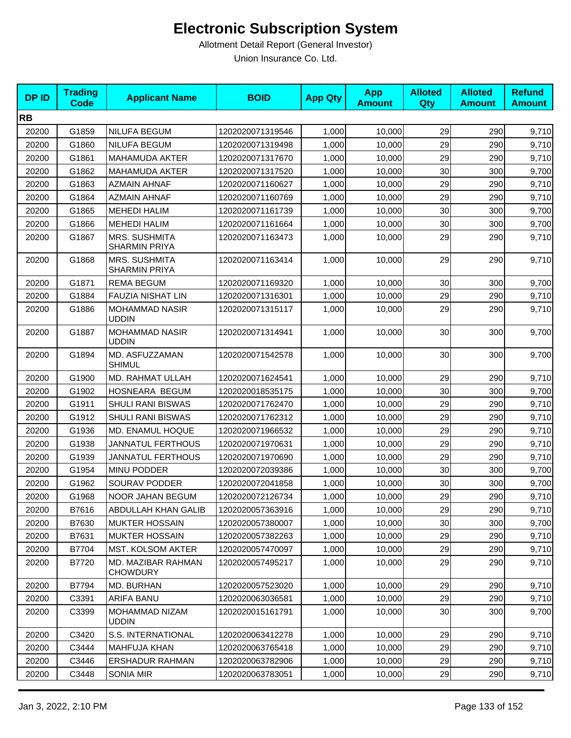# Electronic Subscription System

Allotment Detail Report (General Investor)

Union Insurance Co. Ltd.

| DP ID | Trading Code | Applicant Name | BOID | App Qty | App Amount | Alloted Qty | Alloted Amount | Refund Amount |
|---|---|---|---|---|---|---|---|---|
| **RB** | | | | | | | | |
| 20200 | G1859 | NILUFA BEGUM | 1202020071319546 | 1,000 | 10,000 | 29 | 290 | 9,710 |
| 20200 | G1860 | NILUFA BEGUM | 1202020071319498 | 1,000 | 10,000 | 29 | 290 | 9,710 |
| 20200 | G1861 | MAHAMUDA AKTER | 1202020071317670 | 1,000 | 10,000 | 29 | 290 | 9,710 |
| 20200 | G1862 | MAHAMUDA AKTER | 1202020071317520 | 1,000 | 10,000 | 30 | 300 | 9,700 |
| 20200 | G1863 | AZMAIN AHNAF | 1202020071160627 | 1,000 | 10,000 | 29 | 290 | 9,710 |
| 20200 | G1864 | AZMAIN AHNAF | 1202020071160769 | 1,000 | 10,000 | 29 | 290 | 9,710 |
| 20200 | G1865 | MEHEDI HALIM | 1202020071161739 | 1,000 | 10,000 | 30 | 300 | 9,700 |
| 20200 | G1866 | MEHEDI HALIM | 1202020071161664 | 1,000 | 10,000 | 30 | 300 | 9,700 |
| 20200 | G1867 | MRS. SUSHMITA SHARMIN PRIYA | 1202020071163473 | 1,000 | 10,000 | 29 | 290 | 9,710 |
| 20200 | G1868 | MRS. SUSHMITA SHARMIN PRIYA | 1202020071163414 | 1,000 | 10,000 | 29 | 290 | 9,710 |
| 20200 | G1871 | REMA BEGUM | 1202020071169320 | 1,000 | 10,000 | 30 | 300 | 9,700 |
| 20200 | G1884 | FAUZIA NISHAT LIN | 1202020071316301 | 1,000 | 10,000 | 29 | 290 | 9,710 |
| 20200 | G1886 | MOHAMMAD NASIR UDDIN | 1202020071315117 | 1,000 | 10,000 | 29 | 290 | 9,710 |
| 20200 | G1887 | MOHAMMAD NASIR UDDIN | 1202020071314941 | 1,000 | 10,000 | 30 | 300 | 9,700 |
| 20200 | G1894 | MD. ASFUZZAMAN SHIMUL | 1202020071542578 | 1,000 | 10,000 | 30 | 300 | 9,700 |
| 20200 | G1900 | MD. RAHMAT ULLAH | 1202020071624541 | 1,000 | 10,000 | 29 | 290 | 9,710 |
| 20200 | G1902 | HOSNEARA BEGUM | 1202020018535175 | 1,000 | 10,000 | 30 | 300 | 9,700 |
| 20200 | G1911 | SHULI RANI BISWAS | 1202020071762470 | 1,000 | 10,000 | 29 | 290 | 9,710 |
| 20200 | G1912 | SHULI RANI BISWAS | 1202020071762312 | 1,000 | 10,000 | 29 | 290 | 9,710 |
| 20200 | G1936 | MD. ENAMUL HOQUE | 1202020071966532 | 1,000 | 10,000 | 29 | 290 | 9,710 |
| 20200 | G1938 | JANNATUL FERTHOUS | 1202020071970631 | 1,000 | 10,000 | 29 | 290 | 9,710 |
| 20200 | G1939 | JANNATUL FERTHOUS | 1202020071970690 | 1,000 | 10,000 | 29 | 290 | 9,710 |
| 20200 | G1954 | MINU PODDER | 1202020072039386 | 1,000 | 10,000 | 30 | 300 | 9,700 |
| 20200 | G1962 | SOURAV PODDER | 1202020072041858 | 1,000 | 10,000 | 30 | 300 | 9,700 |
| 20200 | G1968 | NOOR JAHAN BEGUM | 1202020072126734 | 1,000 | 10,000 | 29 | 290 | 9,710 |
| 20200 | B7616 | ABDULLAH KHAN GALIB | 1202020057363916 | 1,000 | 10,000 | 29 | 290 | 9,710 |
| 20200 | B7630 | MUKTER HOSSAIN | 1202020057380007 | 1,000 | 10,000 | 30 | 300 | 9,700 |
| 20200 | B7631 | MUKTER HOSSAIN | 1202020057382263 | 1,000 | 10,000 | 29 | 290 | 9,710 |
| 20200 | B7704 | MST. KOLSOM AKTER | 1202020057470097 | 1,000 | 10,000 | 29 | 290 | 9,710 |
| 20200 | B7720 | MD. MAZIBAR RAHMAN CHOWDURY | 1202020057495217 | 1,000 | 10,000 | 29 | 290 | 9,710 |
| 20200 | B7794 | MD. BURHAN | 1202020057523020 | 1,000 | 10,000 | 29 | 290 | 9,710 |
| 20200 | C3391 | ARIFA BANU | 1202020063036581 | 1,000 | 10,000 | 29 | 290 | 9,710 |
| 20200 | C3399 | MOHAMMAD NIZAM UDDIN | 1202020015161791 | 1,000 | 10,000 | 30 | 300 | 9,700 |
| 20200 | C3420 | S.S. INTERNATIONAL | 1202020063412278 | 1,000 | 10,000 | 29 | 290 | 9,710 |
| 20200 | C3444 | MAHFUJA KHAN | 1202020063765418 | 1,000 | 10,000 | 29 | 290 | 9,710 |
| 20200 | C3446 | ERSHADUR RAHMAN | 1202020063782906 | 1,000 | 10,000 | 29 | 290 | 9,710 |
| 20200 | C3448 | SONIA MIR | 1202020063783051 | 1,000 | 10,000 | 29 | 290 | 9,710 |

Jan 3, 2022, 2:10 PM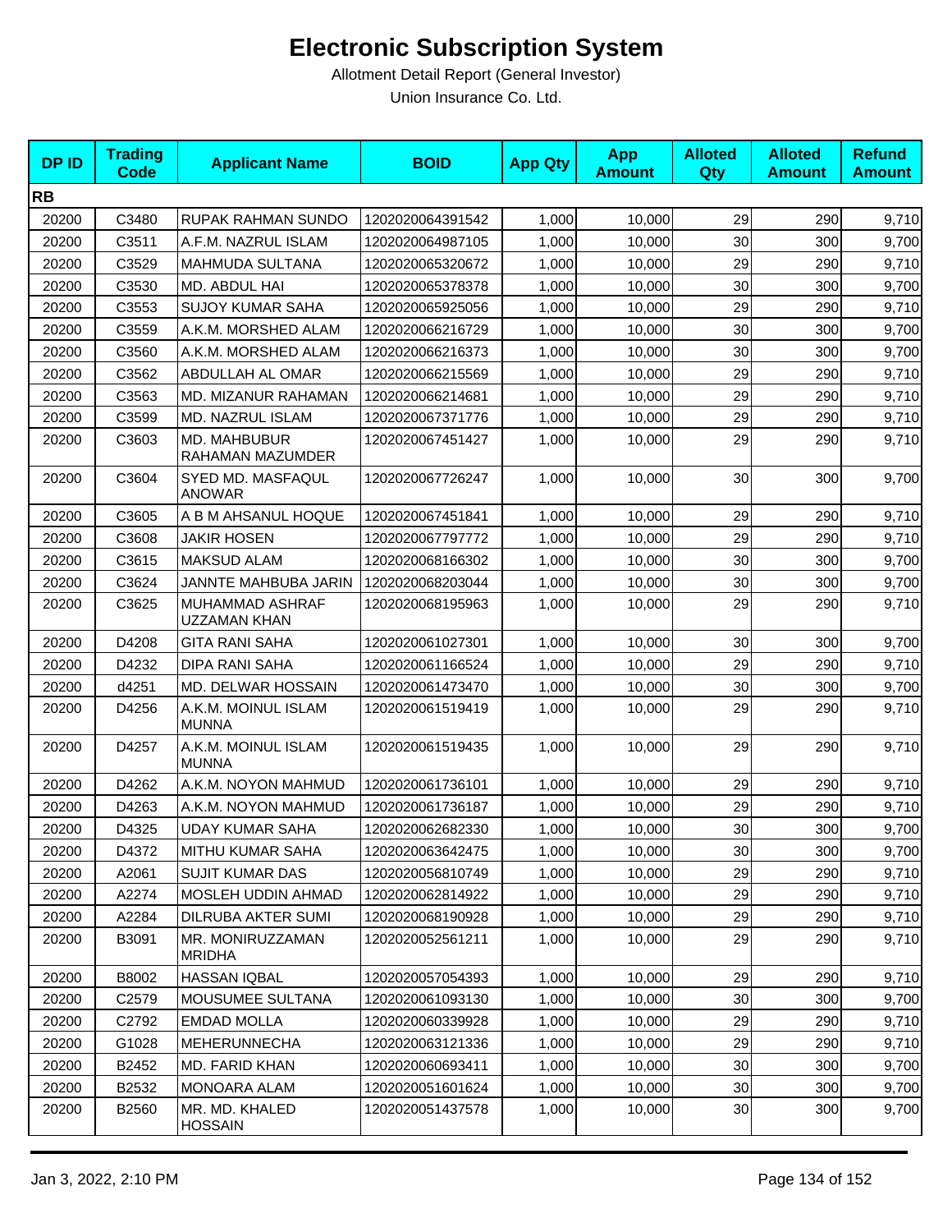# Electronic Subscription System

Allotment Detail Report (General Investor)

Union Insurance Co. Ltd.

| DP ID | Trading Code | Applicant Name | BOID | App Qty | App Amount | Alloted Qty | Alloted Amount | Refund Amount |
|---|---|---|---|---|---|---|---|---|
| **RB** | | | | | | | | |
| 20200 | C3480 | RUPAK RAHMAN SUNDO | 1202020064391542 | 1,000 | 10,000 | 29 | 290 | 9,710 |
| 20200 | C3511 | A.F.M. NAZRUL ISLAM | 1202020064987105 | 1,000 | 10,000 | 30 | 300 | 9,700 |
| 20200 | C3529 | MAHMUDA SULTANA | 1202020065320672 | 1,000 | 10,000 | 29 | 290 | 9,710 |
| 20200 | C3530 | MD. ABDUL HAI | 1202020065378378 | 1,000 | 10,000 | 30 | 300 | 9,700 |
| 20200 | C3553 | SUJOY KUMAR SAHA | 1202020065925056 | 1,000 | 10,000 | 29 | 290 | 9,710 |
| 20200 | C3559 | A.K.M. MORSHED ALAM | 1202020066216729 | 1,000 | 10,000 | 30 | 300 | 9,700 |
| 20200 | C3560 | A.K.M. MORSHED ALAM | 1202020066216373 | 1,000 | 10,000 | 30 | 300 | 9,700 |
| 20200 | C3562 | ABDULLAH AL OMAR | 1202020066215569 | 1,000 | 10,000 | 29 | 290 | 9,710 |
| 20200 | C3563 | MD. MIZANUR RAHAMAN | 1202020066214681 | 1,000 | 10,000 | 29 | 290 | 9,710 |
| 20200 | C3599 | MD. NAZRUL ISLAM | 1202020067371776 | 1,000 | 10,000 | 29 | 290 | 9,710 |
| 20200 | C3603 | MD. MAHBUBUR RAHAMAN MAZUMDER | 1202020067451427 | 1,000 | 10,000 | 29 | 290 | 9,710 |
| 20200 | C3604 | SYED MD. MASFAQUL ANOWAR | 1202020067726247 | 1,000 | 10,000 | 30 | 300 | 9,700 |
| 20200 | C3605 | A B M AHSANUL HOQUE | 1202020067451841 | 1,000 | 10,000 | 29 | 290 | 9,710 |
| 20200 | C3608 | JAKIR HOSEN | 1202020067797772 | 1,000 | 10,000 | 29 | 290 | 9,710 |
| 20200 | C3615 | MAKSUD ALAM | 1202020068166302 | 1,000 | 10,000 | 30 | 300 | 9,700 |
| 20200 | C3624 | JANNTE MAHBUBA JARIN | 1202020068203044 | 1,000 | 10,000 | 30 | 300 | 9,700 |
| 20200 | C3625 | MUHAMMAD ASHRAF UZZAMAN KHAN | 1202020068195963 | 1,000 | 10,000 | 29 | 290 | 9,710 |
| 20200 | D4208 | GITA RANI SAHA | 1202020061027301 | 1,000 | 10,000 | 30 | 300 | 9,700 |
| 20200 | D4232 | DIPA RANI SAHA | 1202020061166524 | 1,000 | 10,000 | 29 | 290 | 9,710 |
| 20200 | d4251 | MD. DELWAR HOSSAIN | 1202020061473470 | 1,000 | 10,000 | 30 | 300 | 9,700 |
| 20200 | D4256 | A.K.M. MOINUL ISLAM MUNNA | 1202020061519419 | 1,000 | 10,000 | 29 | 290 | 9,710 |
| 20200 | D4257 | A.K.M. MOINUL ISLAM MUNNA | 1202020061519435 | 1,000 | 10,000 | 29 | 290 | 9,710 |
| 20200 | D4262 | A.K.M. NOYON MAHMUD | 1202020061736101 | 1,000 | 10,000 | 29 | 290 | 9,710 |
| 20200 | D4263 | A.K.M. NOYON MAHMUD | 1202020061736187 | 1,000 | 10,000 | 29 | 290 | 9,710 |
| 20200 | D4325 | UDAY KUMAR SAHA | 1202020062682330 | 1,000 | 10,000 | 30 | 300 | 9,700 |
| 20200 | D4372 | MITHU KUMAR SAHA | 1202020063642475 | 1,000 | 10,000 | 30 | 300 | 9,700 |
| 20200 | A2061 | SUJIT KUMAR DAS | 1202020056810749 | 1,000 | 10,000 | 29 | 290 | 9,710 |
| 20200 | A2274 | MOSLEH UDDIN AHMAD | 1202020062814922 | 1,000 | 10,000 | 29 | 290 | 9,710 |
| 20200 | A2284 | DILRUBA AKTER SUMI | 1202020068190928 | 1,000 | 10,000 | 29 | 290 | 9,710 |
| 20200 | B3091 | MR. MONIRUZZAMAN MRIDHA | 1202020052561211 | 1,000 | 10,000 | 29 | 290 | 9,710 |
| 20200 | B8002 | HASSAN IQBAL | 1202020057054393 | 1,000 | 10,000 | 29 | 290 | 9,710 |
| 20200 | C2579 | MOUSUMEE SULTANA | 1202020061093130 | 1,000 | 10,000 | 30 | 300 | 9,700 |
| 20200 | C2792 | EMDAD MOLLA | 1202020060339928 | 1,000 | 10,000 | 29 | 290 | 9,710 |
| 20200 | G1028 | MEHERUNNECHA | 1202020063121336 | 1,000 | 10,000 | 29 | 290 | 9,710 |
| 20200 | B2452 | MD. FARID KHAN | 1202020060693411 | 1,000 | 10,000 | 30 | 300 | 9,700 |
| 20200 | B2532 | MONOARA ALAM | 1202020051601624 | 1,000 | 10,000 | 30 | 300 | 9,700 |
| 20200 | B2560 | MR. MD. KHALED HOSSAIN | 1202020051437578 | 1,000 | 10,000 | 30 | 300 | 9,700 |

Jan 3, 2022, 2:10 PM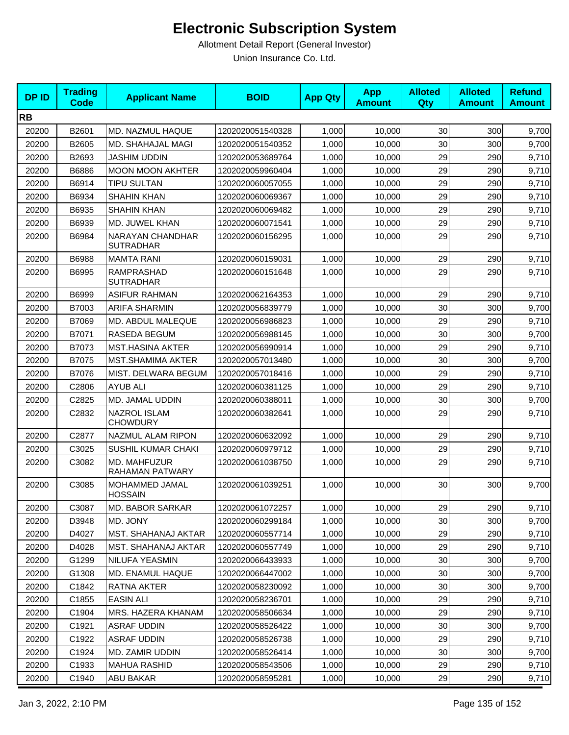# Electronic Subscription System

Allotment Detail Report (General Investor)

Union Insurance Co. Ltd.

| DP ID | Trading Code | Applicant Name | BOID | App Qty | App Amount | Alloted Qty | Alloted Amount | Refund Amount |
|---|---|---|---|---|---|---|---|---|
| **RB** | | | | | | | | |
| 20200 | B2601 | MD. NAZMUL HAQUE | 1202020051540328 | 1,000 | 10,000 | 30 | 300 | 9,700 |
| 20200 | B2605 | MD. SHAHAJAL MAGI | 1202020051540352 | 1,000 | 10,000 | 30 | 300 | 9,700 |
| 20200 | B2693 | JASHIM UDDIN | 1202020053689764 | 1,000 | 10,000 | 29 | 290 | 9,710 |
| 20200 | B6886 | MOON MOON AKHTER | 1202020059960404 | 1,000 | 10,000 | 29 | 290 | 9,710 |
| 20200 | B6914 | TIPU SULTAN | 1202020060057055 | 1,000 | 10,000 | 29 | 290 | 9,710 |
| 20200 | B6934 | SHAHIN KHAN | 1202020060069367 | 1,000 | 10,000 | 29 | 290 | 9,710 |
| 20200 | B6935 | SHAHIN KHAN | 1202020060069482 | 1,000 | 10,000 | 29 | 290 | 9,710 |
| 20200 | B6939 | MD. JUWEL KHAN | 1202020060071541 | 1,000 | 10,000 | 29 | 290 | 9,710 |
| 20200 | B6984 | NARAYAN CHANDHAR SUTRADHAR | 1202020060156295 | 1,000 | 10,000 | 29 | 290 | 9,710 |
| 20200 | B6988 | MAMTA RANI | 1202020060159031 | 1,000 | 10,000 | 29 | 290 | 9,710 |
| 20200 | B6995 | RAMPRASHAD SUTRADHAR | 1202020060151648 | 1,000 | 10,000 | 29 | 290 | 9,710 |
| 20200 | B6999 | ASIFUR RAHMAN | 1202020062164353 | 1,000 | 10,000 | 29 | 290 | 9,710 |
| 20200 | B7003 | ARIFA SHARMIN | 1202020056839779 | 1,000 | 10,000 | 30 | 300 | 9,700 |
| 20200 | B7069 | MD. ABDUL MALEQUE | 1202020056986823 | 1,000 | 10,000 | 29 | 290 | 9,710 |
| 20200 | B7071 | RASEDA BEGUM | 1202020056988145 | 1,000 | 10,000 | 30 | 300 | 9,700 |
| 20200 | B7073 | MST.HASINA AKTER | 1202020056990914 | 1,000 | 10,000 | 29 | 290 | 9,710 |
| 20200 | B7075 | MST.SHAMIMA AKTER | 1202020057013480 | 1,000 | 10,000 | 30 | 300 | 9,700 |
| 20200 | B7076 | MIST. DELWARA BEGUM | 1202020057018416 | 1,000 | 10,000 | 29 | 290 | 9,710 |
| 20200 | C2806 | AYUB ALI | 1202020060381125 | 1,000 | 10,000 | 29 | 290 | 9,710 |
| 20200 | C2825 | MD. JAMAL UDDIN | 1202020060388011 | 1,000 | 10,000 | 30 | 300 | 9,700 |
| 20200 | C2832 | NAZROL ISLAM CHOWDURY | 1202020060382641 | 1,000 | 10,000 | 29 | 290 | 9,710 |
| 20200 | C2877 | NAZMUL ALAM RIPON | 1202020060632092 | 1,000 | 10,000 | 29 | 290 | 9,710 |
| 20200 | C3025 | SUSHIL KUMAR CHAKI | 1202020060979712 | 1,000 | 10,000 | 29 | 290 | 9,710 |
| 20200 | C3082 | MD. MAHFUZUR RAHAMAN PATWARY | 1202020061038750 | 1,000 | 10,000 | 29 | 290 | 9,710 |
| 20200 | C3085 | MOHAMMED JAMAL HOSSAIN | 1202020061039251 | 1,000 | 10,000 | 30 | 300 | 9,700 |
| 20200 | C3087 | MD. BABOR SARKAR | 1202020061072257 | 1,000 | 10,000 | 29 | 290 | 9,710 |
| 20200 | D3948 | MD. JONY | 1202020060299184 | 1,000 | 10,000 | 30 | 300 | 9,700 |
| 20200 | D4027 | MST. SHAHANAJ AKTAR | 1202020060557714 | 1,000 | 10,000 | 29 | 290 | 9,710 |
| 20200 | D4028 | MST. SHAHANAJ AKTAR | 1202020060557749 | 1,000 | 10,000 | 29 | 290 | 9,710 |
| 20200 | G1299 | NILUFA YEASMIN | 1202020066433933 | 1,000 | 10,000 | 30 | 300 | 9,700 |
| 20200 | G1308 | MD. ENAMUL HAQUE | 1202020066447002 | 1,000 | 10,000 | 30 | 300 | 9,700 |
| 20200 | C1842 | RATNA AKTER | 1202020058230092 | 1,000 | 10,000 | 30 | 300 | 9,700 |
| 20200 | C1855 | EASIN ALI | 1202020058236701 | 1,000 | 10,000 | 29 | 290 | 9,710 |
| 20200 | C1904 | MRS. HAZERA KHANAM | 1202020058506634 | 1,000 | 10,000 | 29 | 290 | 9,710 |
| 20200 | C1921 | ASRAF UDDIN | 1202020058526422 | 1,000 | 10,000 | 30 | 300 | 9,700 |
| 20200 | C1922 | ASRAF UDDIN | 1202020058526738 | 1,000 | 10,000 | 29 | 290 | 9,710 |
| 20200 | C1924 | MD. ZAMIR UDDIN | 1202020058526414 | 1,000 | 10,000 | 30 | 300 | 9,700 |
| 20200 | C1933 | MAHUA RASHID | 1202020058543506 | 1,000 | 10,000 | 29 | 290 | 9,710 |
| 20200 | C1940 | ABU BAKAR | 1202020058595281 | 1,000 | 10,000 | 29 | 290 | 9,710 |

Jan 3, 2022, 2:10 PM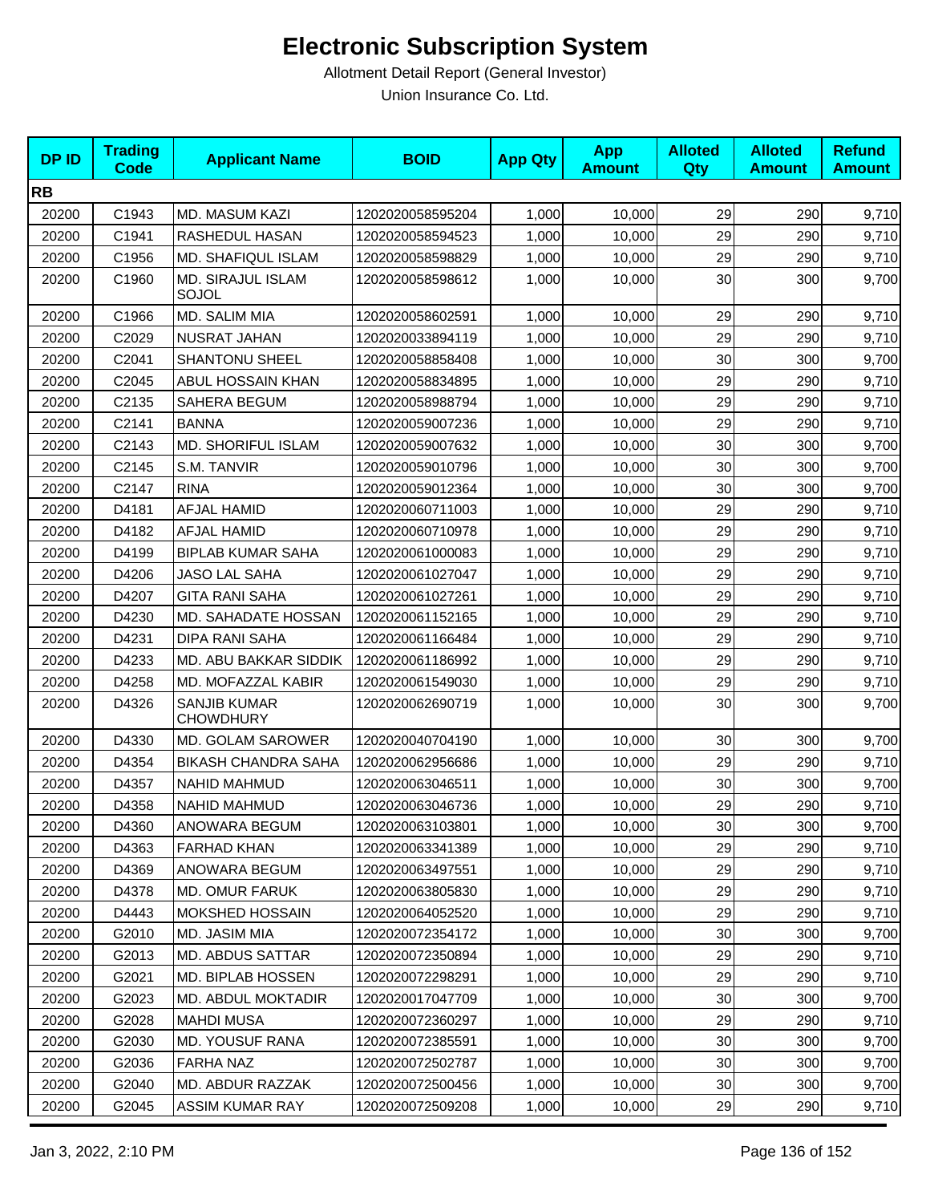# Electronic Subscription System

Allotment Detail Report (General Investor)

Union Insurance Co. Ltd.

| DP ID | Trading Code | Applicant Name | BOID | App Qty | App Amount | Alloted Qty | Alloted Amount | Refund Amount |
|---|---|---|---|---|---|---|---|---|
| **RB** | | | | | | | | |
| 20200 | C1943 | MD. MASUM KAZI | 1202020058595204 | 1,000 | 10,000 | 29 | 290 | 9,710 |
| 20200 | C1941 | RASHEDUL HASAN | 1202020058594523 | 1,000 | 10,000 | 29 | 290 | 9,710 |
| 20200 | C1956 | MD. SHAFIQUL ISLAM | 1202020058598829 | 1,000 | 10,000 | 29 | 290 | 9,710 |
| 20200 | C1960 | MD. SIRAJUL ISLAM SOJOL | 1202020058598612 | 1,000 | 10,000 | 30 | 300 | 9,700 |
| 20200 | C1966 | MD. SALIM MIA | 1202020058602591 | 1,000 | 10,000 | 29 | 290 | 9,710 |
| 20200 | C2029 | NUSRAT JAHAN | 1202020033894119 | 1,000 | 10,000 | 29 | 290 | 9,710 |
| 20200 | C2041 | SHANTONU SHEEL | 1202020058858408 | 1,000 | 10,000 | 30 | 300 | 9,700 |
| 20200 | C2045 | ABUL HOSSAIN KHAN | 1202020058834895 | 1,000 | 10,000 | 29 | 290 | 9,710 |
| 20200 | C2135 | SAHERA BEGUM | 1202020058988794 | 1,000 | 10,000 | 29 | 290 | 9,710 |
| 20200 | C2141 | BANNA | 1202020059007236 | 1,000 | 10,000 | 29 | 290 | 9,710 |
| 20200 | C2143 | MD. SHORIFUL ISLAM | 1202020059007632 | 1,000 | 10,000 | 30 | 300 | 9,700 |
| 20200 | C2145 | S.M. TANVIR | 1202020059010796 | 1,000 | 10,000 | 30 | 300 | 9,700 |
| 20200 | C2147 | RINA | 1202020059012364 | 1,000 | 10,000 | 30 | 300 | 9,700 |
| 20200 | D4181 | AFJAL HAMID | 1202020060711003 | 1,000 | 10,000 | 29 | 290 | 9,710 |
| 20200 | D4182 | AFJAL HAMID | 1202020060710978 | 1,000 | 10,000 | 29 | 290 | 9,710 |
| 20200 | D4199 | BIPLAB KUMAR SAHA | 1202020061000083 | 1,000 | 10,000 | 29 | 290 | 9,710 |
| 20200 | D4206 | JASO LAL SAHA | 1202020061027047 | 1,000 | 10,000 | 29 | 290 | 9,710 |
| 20200 | D4207 | GITA RANI SAHA | 1202020061027261 | 1,000 | 10,000 | 29 | 290 | 9,710 |
| 20200 | D4230 | MD. SAHADATE HOSSAN | 1202020061152165 | 1,000 | 10,000 | 29 | 290 | 9,710 |
| 20200 | D4231 | DIPA RANI SAHA | 1202020061166484 | 1,000 | 10,000 | 29 | 290 | 9,710 |
| 20200 | D4233 | MD. ABU BAKKAR SIDDIK | 1202020061186992 | 1,000 | 10,000 | 29 | 290 | 9,710 |
| 20200 | D4258 | MD. MOFAZZAL KABIR | 1202020061549030 | 1,000 | 10,000 | 29 | 290 | 9,710 |
| 20200 | D4326 | SANJIB KUMAR CHOWDHURY | 1202020062690719 | 1,000 | 10,000 | 30 | 300 | 9,700 |
| 20200 | D4330 | MD. GOLAM SAROWER | 1202020040704190 | 1,000 | 10,000 | 30 | 300 | 9,700 |
| 20200 | D4354 | BIKASH CHANDRA SAHA | 1202020062956686 | 1,000 | 10,000 | 29 | 290 | 9,710 |
| 20200 | D4357 | NAHID MAHMUD | 1202020063046511 | 1,000 | 10,000 | 30 | 300 | 9,700 |
| 20200 | D4358 | NAHID MAHMUD | 1202020063046736 | 1,000 | 10,000 | 29 | 290 | 9,710 |
| 20200 | D4360 | ANOWARA BEGUM | 1202020063103801 | 1,000 | 10,000 | 30 | 300 | 9,700 |
| 20200 | D4363 | FARHAD KHAN | 1202020063341389 | 1,000 | 10,000 | 29 | 290 | 9,710 |
| 20200 | D4369 | ANOWARA BEGUM | 1202020063497551 | 1,000 | 10,000 | 29 | 290 | 9,710 |
| 20200 | D4378 | MD. OMUR FARUK | 1202020063805830 | 1,000 | 10,000 | 29 | 290 | 9,710 |
| 20200 | D4443 | MOKSHED HOSSAIN | 1202020064052520 | 1,000 | 10,000 | 29 | 290 | 9,710 |
| 20200 | G2010 | MD. JASIM MIA | 1202020072354172 | 1,000 | 10,000 | 30 | 300 | 9,700 |
| 20200 | G2013 | MD. ABDUS SATTAR | 1202020072350894 | 1,000 | 10,000 | 29 | 290 | 9,710 |
| 20200 | G2021 | MD. BIPLAB HOSSEN | 1202020072298291 | 1,000 | 10,000 | 29 | 290 | 9,710 |
| 20200 | G2023 | MD. ABDUL MOKTADIR | 1202020017047709 | 1,000 | 10,000 | 30 | 300 | 9,700 |
| 20200 | G2028 | MAHDI MUSA | 1202020072360297 | 1,000 | 10,000 | 29 | 290 | 9,710 |
| 20200 | G2030 | MD. YOUSUF RANA | 1202020072385591 | 1,000 | 10,000 | 30 | 300 | 9,700 |
| 20200 | G2036 | FARHA NAZ | 1202020072502787 | 1,000 | 10,000 | 30 | 300 | 9,700 |
| 20200 | G2040 | MD. ABDUR RAZZAK | 1202020072500456 | 1,000 | 10,000 | 30 | 300 | 9,700 |
| 20200 | G2045 | ASSIM KUMAR RAY | 1202020072509208 | 1,000 | 10,000 | 29 | 290 | 9,710 |

Jan 3, 2022, 2:10 PM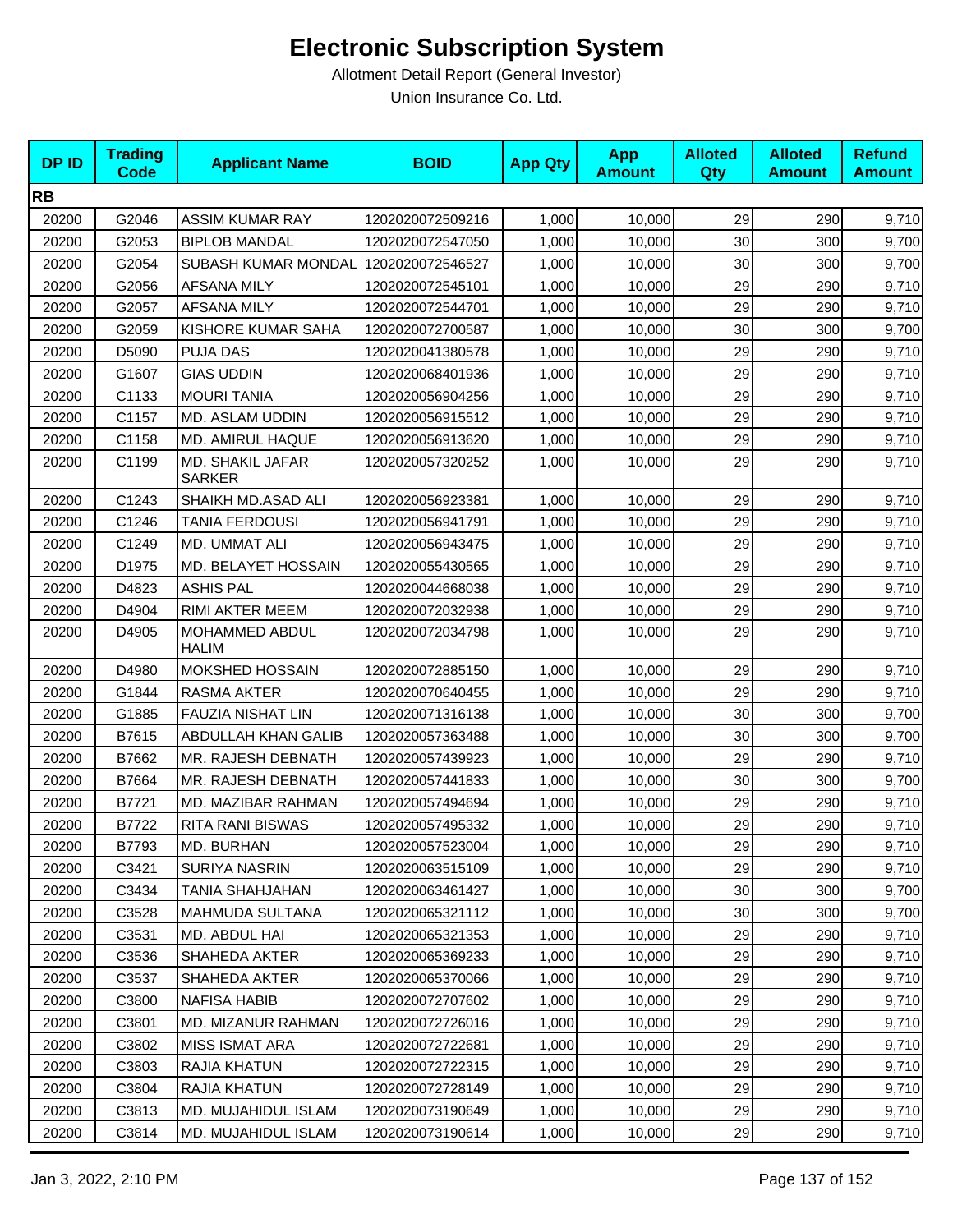# Electronic Subscription System

Allotment Detail Report (General Investor)

Union Insurance Co. Ltd.

| DP ID | Trading Code | Applicant Name | BOID | App Qty | App Amount | Alloted Qty | Alloted Amount | Refund Amount |
|---|---|---|---|---|---|---|---|---|
| **RB** | | | | | | | | |
| 20200 | G2046 | ASSIM KUMAR RAY | 1202020072509216 | 1,000 | 10,000 | 29 | 290 | 9,710 |
| 20200 | G2053 | BIPLOB MANDAL | 1202020072547050 | 1,000 | 10,000 | 30 | 300 | 9,700 |
| 20200 | G2054 | SUBASH KUMAR MONDAL | 1202020072546527 | 1,000 | 10,000 | 30 | 300 | 9,700 |
| 20200 | G2056 | AFSANA MILY | 1202020072545101 | 1,000 | 10,000 | 29 | 290 | 9,710 |
| 20200 | G2057 | AFSANA MILY | 1202020072544701 | 1,000 | 10,000 | 29 | 290 | 9,710 |
| 20200 | G2059 | KISHORE KUMAR SAHA | 1202020072700587 | 1,000 | 10,000 | 30 | 300 | 9,700 |
| 20200 | D5090 | PUJA DAS | 1202020041380578 | 1,000 | 10,000 | 29 | 290 | 9,710 |
| 20200 | G1607 | GIAS UDDIN | 1202020068401936 | 1,000 | 10,000 | 29 | 290 | 9,710 |
| 20200 | C1133 | MOURI TANIA | 1202020056904256 | 1,000 | 10,000 | 29 | 290 | 9,710 |
| 20200 | C1157 | MD. ASLAM UDDIN | 1202020056915512 | 1,000 | 10,000 | 29 | 290 | 9,710 |
| 20200 | C1158 | MD. AMIRUL HAQUE | 1202020056913620 | 1,000 | 10,000 | 29 | 290 | 9,710 |
| 20200 | C1199 | MD. SHAKIL JAFAR SARKER | 1202020057320252 | 1,000 | 10,000 | 29 | 290 | 9,710 |
| 20200 | C1243 | SHAIKH MD.ASAD ALI | 1202020056923381 | 1,000 | 10,000 | 29 | 290 | 9,710 |
| 20200 | C1246 | TANIA FERDOUSI | 1202020056941791 | 1,000 | 10,000 | 29 | 290 | 9,710 |
| 20200 | C1249 | MD. UMMAT ALI | 1202020056943475 | 1,000 | 10,000 | 29 | 290 | 9,710 |
| 20200 | D1975 | MD. BELAYET HOSSAIN | 1202020055430565 | 1,000 | 10,000 | 29 | 290 | 9,710 |
| 20200 | D4823 | ASHIS PAL | 1202020044668038 | 1,000 | 10,000 | 29 | 290 | 9,710 |
| 20200 | D4904 | RIMI AKTER MEEM | 1202020072032938 | 1,000 | 10,000 | 29 | 290 | 9,710 |
| 20200 | D4905 | MOHAMMED ABDUL HALIM | 1202020072034798 | 1,000 | 10,000 | 29 | 290 | 9,710 |
| 20200 | D4980 | MOKSHED HOSSAIN | 1202020072885150 | 1,000 | 10,000 | 29 | 290 | 9,710 |
| 20200 | G1844 | RASMA AKTER | 1202020070640455 | 1,000 | 10,000 | 29 | 290 | 9,710 |
| 20200 | G1885 | FAUZIA NISHAT LIN | 1202020071316138 | 1,000 | 10,000 | 30 | 300 | 9,700 |
| 20200 | B7615 | ABDULLAH KHAN GALIB | 1202020057363488 | 1,000 | 10,000 | 30 | 300 | 9,700 |
| 20200 | B7662 | MR. RAJESH DEBNATH | 1202020057439923 | 1,000 | 10,000 | 29 | 290 | 9,710 |
| 20200 | B7664 | MR. RAJESH DEBNATH | 1202020057441833 | 1,000 | 10,000 | 30 | 300 | 9,700 |
| 20200 | B7721 | MD. MAZIBAR RAHMAN | 1202020057494694 | 1,000 | 10,000 | 29 | 290 | 9,710 |
| 20200 | B7722 | RITA RANI BISWAS | 1202020057495332 | 1,000 | 10,000 | 29 | 290 | 9,710 |
| 20200 | B7793 | MD. BURHAN | 1202020057523004 | 1,000 | 10,000 | 29 | 290 | 9,710 |
| 20200 | C3421 | SURIYA NASRIN | 1202020063515109 | 1,000 | 10,000 | 29 | 290 | 9,710 |
| 20200 | C3434 | TANIA SHAHJAHAN | 1202020063461427 | 1,000 | 10,000 | 30 | 300 | 9,700 |
| 20200 | C3528 | MAHMUDA SULTANA | 1202020065321112 | 1,000 | 10,000 | 30 | 300 | 9,700 |
| 20200 | C3531 | MD. ABDUL HAI | 1202020065321353 | 1,000 | 10,000 | 29 | 290 | 9,710 |
| 20200 | C3536 | SHAHEDA AKTER | 1202020065369233 | 1,000 | 10,000 | 29 | 290 | 9,710 |
| 20200 | C3537 | SHAHEDA AKTER | 1202020065370066 | 1,000 | 10,000 | 29 | 290 | 9,710 |
| 20200 | C3800 | NAFISA HABIB | 1202020072707602 | 1,000 | 10,000 | 29 | 290 | 9,710 |
| 20200 | C3801 | MD. MIZANUR RAHMAN | 1202020072726016 | 1,000 | 10,000 | 29 | 290 | 9,710 |
| 20200 | C3802 | MISS ISMAT ARA | 1202020072722681 | 1,000 | 10,000 | 29 | 290 | 9,710 |
| 20200 | C3803 | RAJIA KHATUN | 1202020072722315 | 1,000 | 10,000 | 29 | 290 | 9,710 |
| 20200 | C3804 | RAJIA KHATUN | 1202020072728149 | 1,000 | 10,000 | 29 | 290 | 9,710 |
| 20200 | C3813 | MD. MUJAHIDUL ISLAM | 1202020073190649 | 1,000 | 10,000 | 29 | 290 | 9,710 |
| 20200 | C3814 | MD. MUJAHIDUL ISLAM | 1202020073190614 | 1,000 | 10,000 | 29 | 290 | 9,710 |

Jan 3, 2022, 2:10 PM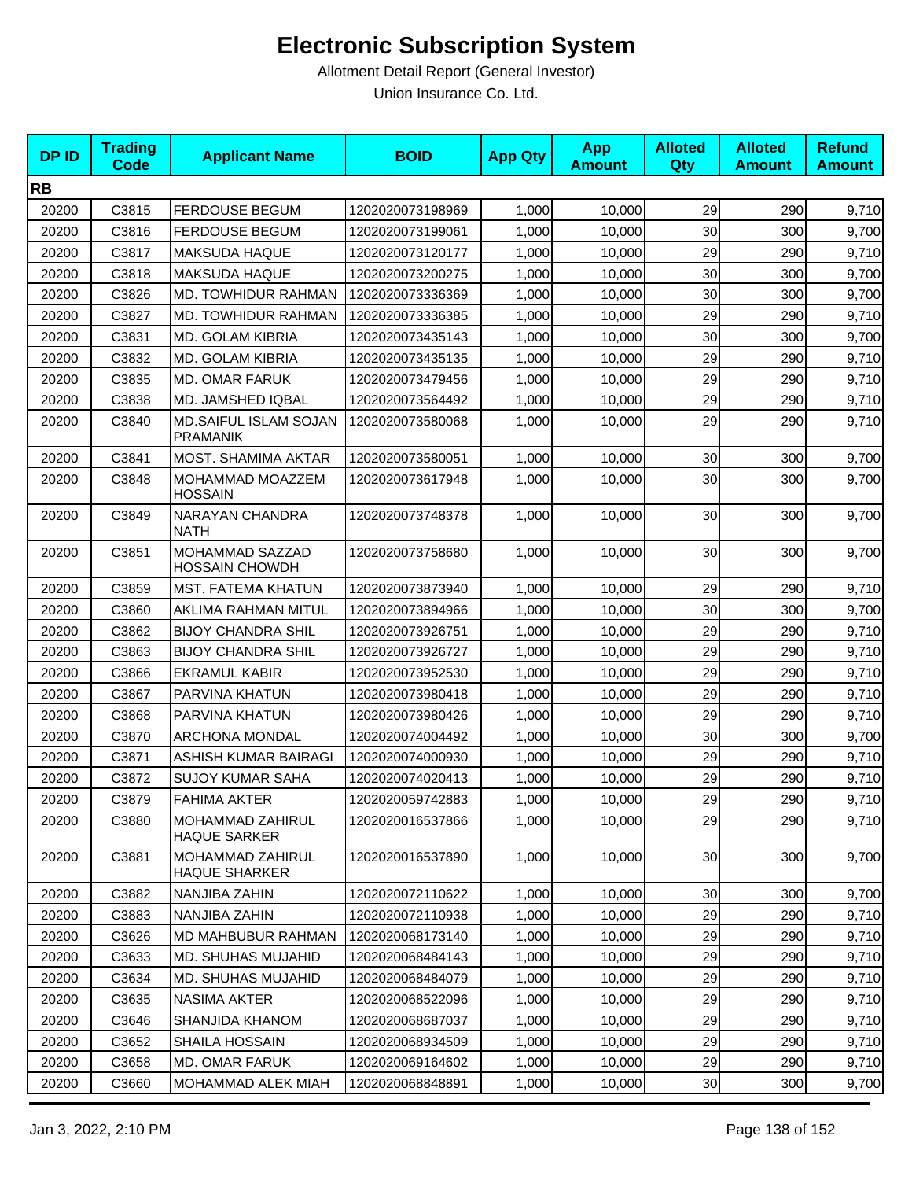# Electronic Subscription System

Allotment Detail Report (General Investor)

Union Insurance Co. Ltd.

| DP ID | Trading Code | Applicant Name | BOID | App Qty | App Amount | Alloted Qty | Alloted Amount | Refund Amount |
|---|---|---|---|---|---|---|---|---|
| **RB** | | | | | | | | |
| 20200 | C3815 | FERDOUSE BEGUM | 1202020073198969 | 1,000 | 10,000 | 29 | 290 | 9,710 |
| 20200 | C3816 | FERDOUSE BEGUM | 1202020073199061 | 1,000 | 10,000 | 30 | 300 | 9,700 |
| 20200 | C3817 | MAKSUDA HAQUE | 1202020073120177 | 1,000 | 10,000 | 29 | 290 | 9,710 |
| 20200 | C3818 | MAKSUDA HAQUE | 1202020073200275 | 1,000 | 10,000 | 30 | 300 | 9,700 |
| 20200 | C3826 | MD. TOWHIDUR RAHMAN | 1202020073336369 | 1,000 | 10,000 | 30 | 300 | 9,700 |
| 20200 | C3827 | MD. TOWHIDUR RAHMAN | 1202020073336385 | 1,000 | 10,000 | 29 | 290 | 9,710 |
| 20200 | C3831 | MD. GOLAM KIBRIA | 1202020073435143 | 1,000 | 10,000 | 30 | 300 | 9,700 |
| 20200 | C3832 | MD. GOLAM KIBRIA | 1202020073435135 | 1,000 | 10,000 | 29 | 290 | 9,710 |
| 20200 | C3835 | MD. OMAR FARUK | 1202020073479456 | 1,000 | 10,000 | 29 | 290 | 9,710 |
| 20200 | C3838 | MD. JAMSHED IQBAL | 1202020073564492 | 1,000 | 10,000 | 29 | 290 | 9,710 |
| 20200 | C3840 | MD.SAIFUL ISLAM SOJAN PRAMANIK | 1202020073580068 | 1,000 | 10,000 | 29 | 290 | 9,710 |
| 20200 | C3841 | MOST. SHAMIMA AKTAR | 1202020073580051 | 1,000 | 10,000 | 30 | 300 | 9,700 |
| 20200 | C3848 | MOHAMMAD MOAZZEM HOSSAIN | 1202020073617948 | 1,000 | 10,000 | 30 | 300 | 9,700 |
| 20200 | C3849 | NARAYAN CHANDRA NATH | 1202020073748378 | 1,000 | 10,000 | 30 | 300 | 9,700 |
| 20200 | C3851 | MOHAMMAD SAZZAD HOSSAIN CHOWDH | 1202020073758680 | 1,000 | 10,000 | 30 | 300 | 9,700 |
| 20200 | C3859 | MST. FATEMA KHATUN | 1202020073873940 | 1,000 | 10,000 | 29 | 290 | 9,710 |
| 20200 | C3860 | AKLIMA RAHMAN MITUL | 1202020073894966 | 1,000 | 10,000 | 30 | 300 | 9,700 |
| 20200 | C3862 | BIJOY CHANDRA SHIL | 1202020073926751 | 1,000 | 10,000 | 29 | 290 | 9,710 |
| 20200 | C3863 | BIJOY CHANDRA SHIL | 1202020073926727 | 1,000 | 10,000 | 29 | 290 | 9,710 |
| 20200 | C3866 | EKRAMUL KABIR | 1202020073952530 | 1,000 | 10,000 | 29 | 290 | 9,710 |
| 20200 | C3867 | PARVINA KHATUN | 1202020073980418 | 1,000 | 10,000 | 29 | 290 | 9,710 |
| 20200 | C3868 | PARVINA KHATUN | 1202020073980426 | 1,000 | 10,000 | 29 | 290 | 9,710 |
| 20200 | C3870 | ARCHONA MONDAL | 1202020074004492 | 1,000 | 10,000 | 30 | 300 | 9,700 |
| 20200 | C3871 | ASHISH KUMAR BAIRAGI | 1202020074000930 | 1,000 | 10,000 | 29 | 290 | 9,710 |
| 20200 | C3872 | SUJOY KUMAR SAHA | 1202020074020413 | 1,000 | 10,000 | 29 | 290 | 9,710 |
| 20200 | C3879 | FAHIMA AKTER | 1202020059742883 | 1,000 | 10,000 | 29 | 290 | 9,710 |
| 20200 | C3880 | MOHAMMAD ZAHIRUL HAQUE SARKER | 1202020016537866 | 1,000 | 10,000 | 29 | 290 | 9,710 |
| 20200 | C3881 | MOHAMMAD ZAHIRUL HAQUE SHARKER | 1202020016537890 | 1,000 | 10,000 | 30 | 300 | 9,700 |
| 20200 | C3882 | NANJIBA ZAHIN | 1202020072110622 | 1,000 | 10,000 | 30 | 300 | 9,700 |
| 20200 | C3883 | NANJIBA ZAHIN | 1202020072110938 | 1,000 | 10,000 | 29 | 290 | 9,710 |
| 20200 | C3626 | MD MAHBUBUR RAHMAN | 1202020068173140 | 1,000 | 10,000 | 29 | 290 | 9,710 |
| 20200 | C3633 | MD. SHUHAS MUJAHID | 1202020068484143 | 1,000 | 10,000 | 29 | 290 | 9,710 |
| 20200 | C3634 | MD. SHUHAS MUJAHID | 1202020068484079 | 1,000 | 10,000 | 29 | 290 | 9,710 |
| 20200 | C3635 | NASIMA AKTER | 1202020068522096 | 1,000 | 10,000 | 29 | 290 | 9,710 |
| 20200 | C3646 | SHANJIDA KHANOM | 1202020068687037 | 1,000 | 10,000 | 29 | 290 | 9,710 |
| 20200 | C3652 | SHAILA HOSSAIN | 1202020068934509 | 1,000 | 10,000 | 29 | 290 | 9,710 |
| 20200 | C3658 | MD. OMAR FARUK | 1202020069164602 | 1,000 | 10,000 | 29 | 290 | 9,710 |
| 20200 | C3660 | MOHAMMAD ALEK MIAH | 1202020068848891 | 1,000 | 10,000 | 30 | 300 | 9,700 |

Jan 3, 2022, 2:10 PM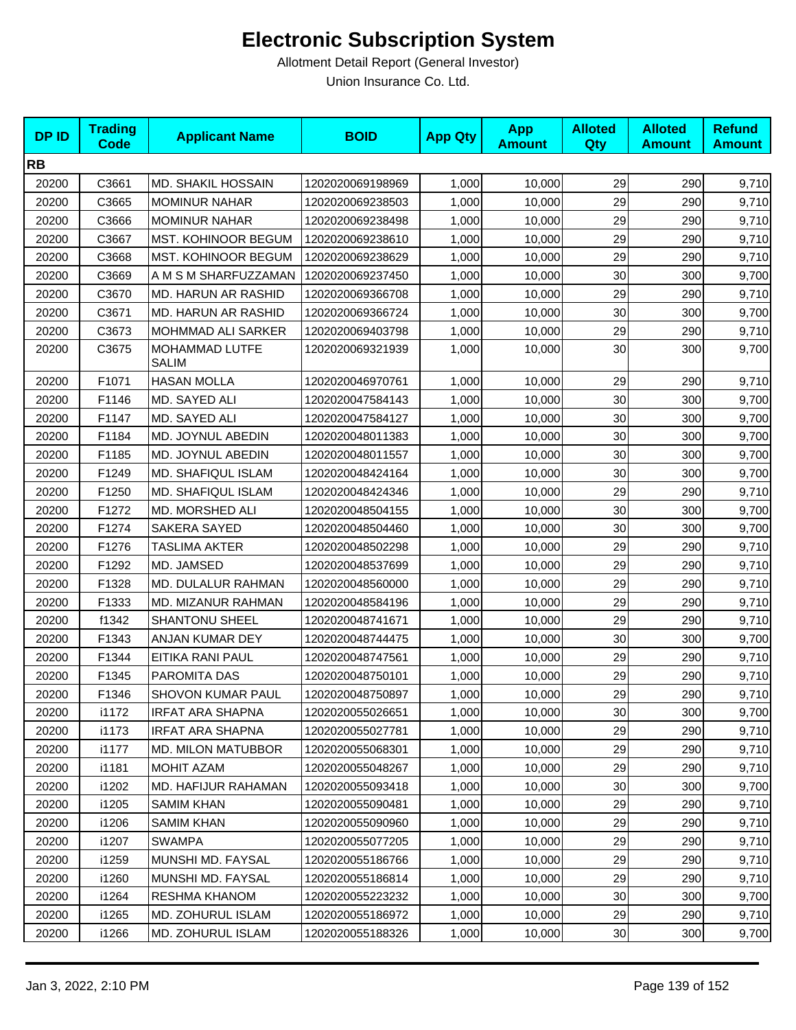# Electronic Subscription System

Allotment Detail Report (General Investor)

Union Insurance Co. Ltd.

| DP ID | Trading Code | Applicant Name | BOID | App Qty | App Amount | Alloted Qty | Alloted Amount | Refund Amount |
|---|---|---|---|---|---|---|---|---|
| **RB** | | | | | | | | |
| 20200 | C3661 | MD. SHAKIL HOSSAIN | 1202020069198969 | 1,000 | 10,000 | 29 | 290 | 9,710 |
| 20200 | C3665 | MOMINUR NAHAR | 1202020069238503 | 1,000 | 10,000 | 29 | 290 | 9,710 |
| 20200 | C3666 | MOMINUR NAHAR | 1202020069238498 | 1,000 | 10,000 | 29 | 290 | 9,710 |
| 20200 | C3667 | MST. KOHINOOR BEGUM | 1202020069238610 | 1,000 | 10,000 | 29 | 290 | 9,710 |
| 20200 | C3668 | MST. KOHINOOR BEGUM | 1202020069238629 | 1,000 | 10,000 | 29 | 290 | 9,710 |
| 20200 | C3669 | A M S M SHARFUZZAMAN | 1202020069237450 | 1,000 | 10,000 | 30 | 300 | 9,700 |
| 20200 | C3670 | MD. HARUN AR RASHID | 1202020069366708 | 1,000 | 10,000 | 29 | 290 | 9,710 |
| 20200 | C3671 | MD. HARUN AR RASHID | 1202020069366724 | 1,000 | 10,000 | 30 | 300 | 9,700 |
| 20200 | C3673 | MOHMMAD ALI SARKER | 1202020069403798 | 1,000 | 10,000 | 29 | 290 | 9,710 |
| 20200 | C3675 | MOHAMMAD LUTFE SALIM | 1202020069321939 | 1,000 | 10,000 | 30 | 300 | 9,700 |
| 20200 | F1071 | HASAN MOLLA | 1202020046970761 | 1,000 | 10,000 | 29 | 290 | 9,710 |
| 20200 | F1146 | MD. SAYED ALI | 1202020047584143 | 1,000 | 10,000 | 30 | 300 | 9,700 |
| 20200 | F1147 | MD. SAYED ALI | 1202020047584127 | 1,000 | 10,000 | 30 | 300 | 9,700 |
| 20200 | F1184 | MD. JOYNUL ABEDIN | 1202020048011383 | 1,000 | 10,000 | 30 | 300 | 9,700 |
| 20200 | F1185 | MD. JOYNUL ABEDIN | 1202020048011557 | 1,000 | 10,000 | 30 | 300 | 9,700 |
| 20200 | F1249 | MD. SHAFIQUL ISLAM | 1202020048424164 | 1,000 | 10,000 | 30 | 300 | 9,700 |
| 20200 | F1250 | MD. SHAFIQUL ISLAM | 1202020048424346 | 1,000 | 10,000 | 29 | 290 | 9,710 |
| 20200 | F1272 | MD. MORSHED ALI | 1202020048504155 | 1,000 | 10,000 | 30 | 300 | 9,700 |
| 20200 | F1274 | SAKERA SAYED | 1202020048504460 | 1,000 | 10,000 | 30 | 300 | 9,700 |
| 20200 | F1276 | TASLIMA AKTER | 1202020048502298 | 1,000 | 10,000 | 29 | 290 | 9,710 |
| 20200 | F1292 | MD. JAMSED | 1202020048537699 | 1,000 | 10,000 | 29 | 290 | 9,710 |
| 20200 | F1328 | MD. DULALUR RAHMAN | 1202020048560000 | 1,000 | 10,000 | 29 | 290 | 9,710 |
| 20200 | F1333 | MD. MIZANUR RAHMAN | 1202020048584196 | 1,000 | 10,000 | 29 | 290 | 9,710 |
| 20200 | f1342 | SHANTONU SHEEL | 1202020048741671 | 1,000 | 10,000 | 29 | 290 | 9,710 |
| 20200 | F1343 | ANJAN KUMAR DEY | 1202020048744475 | 1,000 | 10,000 | 30 | 300 | 9,700 |
| 20200 | F1344 | EITIKA RANI PAUL | 1202020048747561 | 1,000 | 10,000 | 29 | 290 | 9,710 |
| 20200 | F1345 | PAROMITA DAS | 1202020048750101 | 1,000 | 10,000 | 29 | 290 | 9,710 |
| 20200 | F1346 | SHOVON KUMAR PAUL | 1202020048750897 | 1,000 | 10,000 | 29 | 290 | 9,710 |
| 20200 | i1172 | IRFAT ARA SHAPNA | 1202020055026651 | 1,000 | 10,000 | 30 | 300 | 9,700 |
| 20200 | i1173 | IRFAT ARA SHAPNA | 1202020055027781 | 1,000 | 10,000 | 29 | 290 | 9,710 |
| 20200 | i1177 | MD. MILON MATUBBOR | 1202020055068301 | 1,000 | 10,000 | 29 | 290 | 9,710 |
| 20200 | i1181 | MOHIT AZAM | 1202020055048267 | 1,000 | 10,000 | 29 | 290 | 9,710 |
| 20200 | i1202 | MD. HAFIJUR RAHAMAN | 1202020055093418 | 1,000 | 10,000 | 30 | 300 | 9,700 |
| 20200 | i1205 | SAMIM KHAN | 1202020055090481 | 1,000 | 10,000 | 29 | 290 | 9,710 |
| 20200 | i1206 | SAMIM KHAN | 1202020055090960 | 1,000 | 10,000 | 29 | 290 | 9,710 |
| 20200 | i1207 | SWAMPA | 1202020055077205 | 1,000 | 10,000 | 29 | 290 | 9,710 |
| 20200 | i1259 | MUNSHI MD. FAYSAL | 1202020055186766 | 1,000 | 10,000 | 29 | 290 | 9,710 |
| 20200 | i1260 | MUNSHI MD. FAYSAL | 1202020055186814 | 1,000 | 10,000 | 29 | 290 | 9,710 |
| 20200 | i1264 | RESHMA KHANOM | 1202020055223232 | 1,000 | 10,000 | 30 | 300 | 9,700 |
| 20200 | i1265 | MD. ZOHURUL ISLAM | 1202020055186972 | 1,000 | 10,000 | 29 | 290 | 9,710 |
| 20200 | i1266 | MD. ZOHURUL ISLAM | 1202020055188326 | 1,000 | 10,000 | 30 | 300 | 9,700 |

Jan 3, 2022, 2:10 PM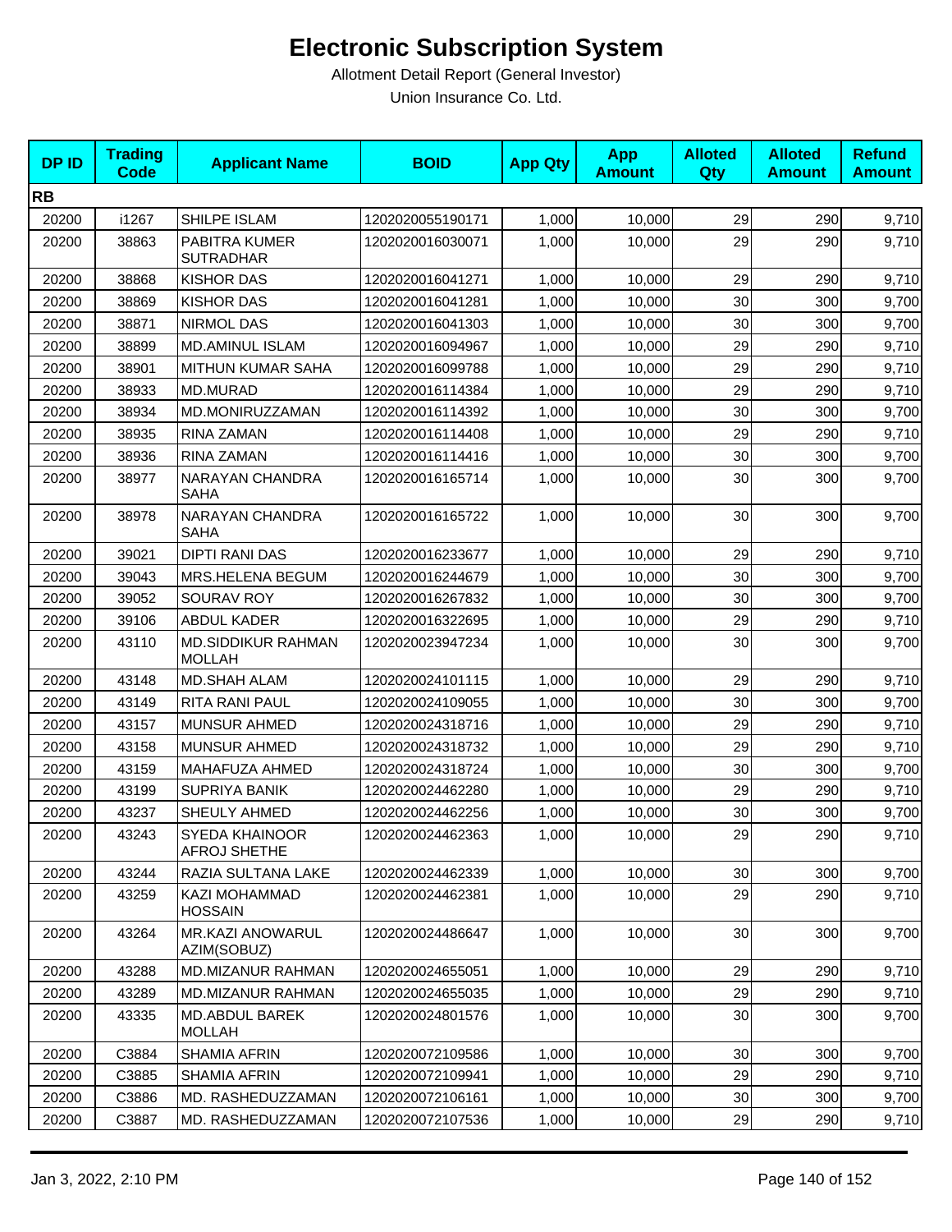# Electronic Subscription System

Allotment Detail Report (General Investor)

Union Insurance Co. Ltd.

| DP ID | Trading Code | Applicant Name | BOID | App Qty | App Amount | Alloted Qty | Alloted Amount | Refund Amount |
|---|---|---|---|---|---|---|---|---|
| **RB** | | | | | | | | |
| 20200 | i1267 | SHILPE ISLAM | 1202020055190171 | 1,000 | 10,000 | 29 | 290 | 9,710 |
| 20200 | 38863 | PABITRA KUMER SUTRADHAR | 1202020016030071 | 1,000 | 10,000 | 29 | 290 | 9,710 |
| 20200 | 38868 | KISHOR DAS | 1202020016041271 | 1,000 | 10,000 | 29 | 290 | 9,710 |
| 20200 | 38869 | KISHOR DAS | 1202020016041281 | 1,000 | 10,000 | 30 | 300 | 9,700 |
| 20200 | 38871 | NIRMOL DAS | 1202020016041303 | 1,000 | 10,000 | 30 | 300 | 9,700 |
| 20200 | 38899 | MD.AMINUL ISLAM | 1202020016094967 | 1,000 | 10,000 | 29 | 290 | 9,710 |
| 20200 | 38901 | MITHUN KUMAR SAHA | 1202020016099788 | 1,000 | 10,000 | 29 | 290 | 9,710 |
| 20200 | 38933 | MD.MURAD | 1202020016114384 | 1,000 | 10,000 | 29 | 290 | 9,710 |
| 20200 | 38934 | MD.MONIRUZZAMAN | 1202020016114392 | 1,000 | 10,000 | 30 | 300 | 9,700 |
| 20200 | 38935 | RINA ZAMAN | 1202020016114408 | 1,000 | 10,000 | 29 | 290 | 9,710 |
| 20200 | 38936 | RINA ZAMAN | 1202020016114416 | 1,000 | 10,000 | 30 | 300 | 9,700 |
| 20200 | 38977 | NARAYAN CHANDRA SAHA | 1202020016165714 | 1,000 | 10,000 | 30 | 300 | 9,700 |
| 20200 | 38978 | NARAYAN CHANDRA SAHA | 1202020016165722 | 1,000 | 10,000 | 30 | 300 | 9,700 |
| 20200 | 39021 | DIPTI RANI DAS | 1202020016233677 | 1,000 | 10,000 | 29 | 290 | 9,710 |
| 20200 | 39043 | MRS.HELENA BEGUM | 1202020016244679 | 1,000 | 10,000 | 30 | 300 | 9,700 |
| 20200 | 39052 | SOURAV ROY | 1202020016267832 | 1,000 | 10,000 | 30 | 300 | 9,700 |
| 20200 | 39106 | ABDUL KADER | 1202020016322695 | 1,000 | 10,000 | 29 | 290 | 9,710 |
| 20200 | 43110 | MD.SIDDIKUR RAHMAN MOLLAH | 1202020023947234 | 1,000 | 10,000 | 30 | 300 | 9,700 |
| 20200 | 43148 | MD.SHAH ALAM | 1202020024101115 | 1,000 | 10,000 | 29 | 290 | 9,710 |
| 20200 | 43149 | RITA RANI PAUL | 1202020024109055 | 1,000 | 10,000 | 30 | 300 | 9,700 |
| 20200 | 43157 | MUNSUR AHMED | 1202020024318716 | 1,000 | 10,000 | 29 | 290 | 9,710 |
| 20200 | 43158 | MUNSUR AHMED | 1202020024318732 | 1,000 | 10,000 | 29 | 290 | 9,710 |
| 20200 | 43159 | MAHAFUZA AHMED | 1202020024318724 | 1,000 | 10,000 | 30 | 300 | 9,700 |
| 20200 | 43199 | SUPRIYA BANIK | 1202020024462280 | 1,000 | 10,000 | 29 | 290 | 9,710 |
| 20200 | 43237 | SHEULY AHMED | 1202020024462256 | 1,000 | 10,000 | 30 | 300 | 9,700 |
| 20200 | 43243 | SYEDA KHAINOOR AFROJ SHETHE | 1202020024462363 | 1,000 | 10,000 | 29 | 290 | 9,710 |
| 20200 | 43244 | RAZIA SULTANA LAKE | 1202020024462339 | 1,000 | 10,000 | 30 | 300 | 9,700 |
| 20200 | 43259 | KAZI MOHAMMAD HOSSAIN | 1202020024462381 | 1,000 | 10,000 | 29 | 290 | 9,710 |
| 20200 | 43264 | MR.KAZI ANOWARUL AZIM(SOBUZ) | 1202020024486647 | 1,000 | 10,000 | 30 | 300 | 9,700 |
| 20200 | 43288 | MD.MIZANUR RAHMAN | 1202020024655051 | 1,000 | 10,000 | 29 | 290 | 9,710 |
| 20200 | 43289 | MD.MIZANUR RAHMAN | 1202020024655035 | 1,000 | 10,000 | 29 | 290 | 9,710 |
| 20200 | 43335 | MD.ABDUL BAREK MOLLAH | 1202020024801576 | 1,000 | 10,000 | 30 | 300 | 9,700 |
| 20200 | C3884 | SHAMIA AFRIN | 1202020072109586 | 1,000 | 10,000 | 30 | 300 | 9,700 |
| 20200 | C3885 | SHAMIA AFRIN | 1202020072109941 | 1,000 | 10,000 | 29 | 290 | 9,710 |
| 20200 | C3886 | MD. RASHEDUZZAMAN | 1202020072106161 | 1,000 | 10,000 | 30 | 300 | 9,700 |
| 20200 | C3887 | MD. RASHEDUZZAMAN | 1202020072107536 | 1,000 | 10,000 | 29 | 290 | 9,710 |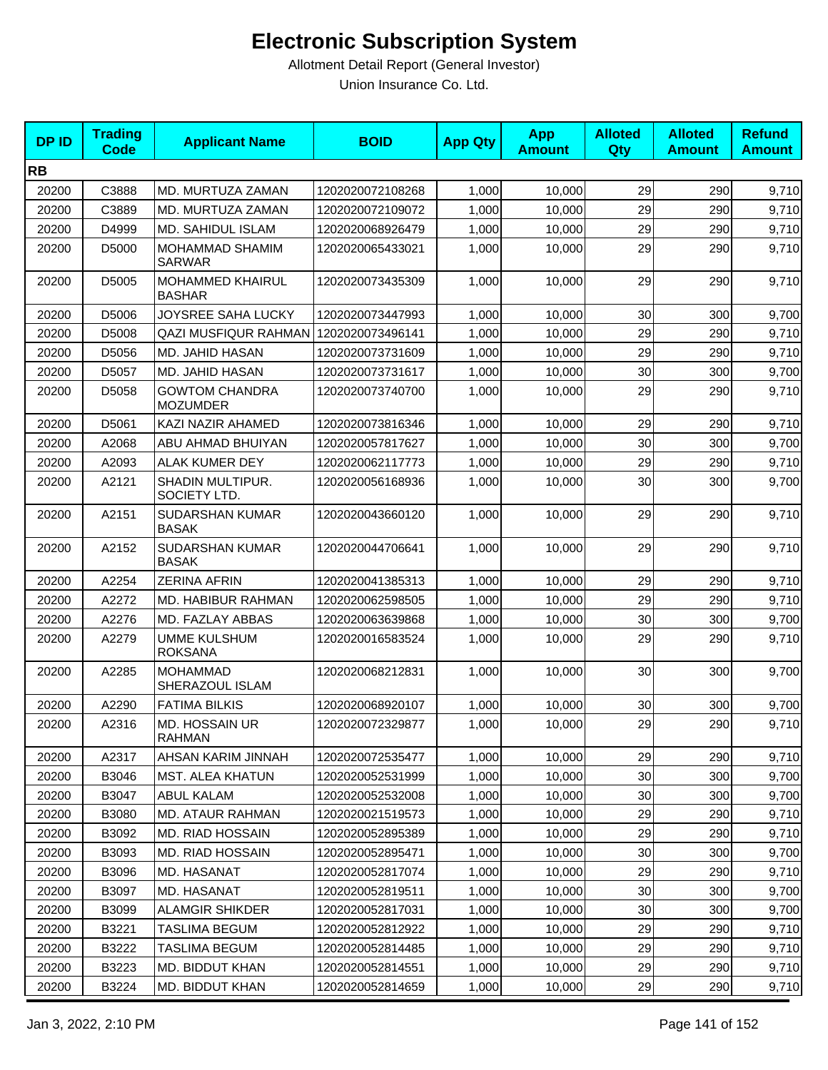# Electronic Subscription System

Allotment Detail Report (General Investor)

Union Insurance Co. Ltd.

| DP ID | Trading Code | Applicant Name | BOID | App Qty | App Amount | Alloted Qty | Alloted Amount | Refund Amount |
|---|---|---|---|---|---|---|---|---|
| **RB** | | | | | | | | |
| 20200 | C3888 | MD. MURTUZA ZAMAN | 1202020072108268 | 1,000 | 10,000 | 29 | 290 | 9,710 |
| 20200 | C3889 | MD. MURTUZA ZAMAN | 1202020072109072 | 1,000 | 10,000 | 29 | 290 | 9,710 |
| 20200 | D4999 | MD. SAHIDUL ISLAM | 1202020068926479 | 1,000 | 10,000 | 29 | 290 | 9,710 |
| 20200 | D5000 | MOHAMMAD SHAMIM SARWAR | 1202020065433021 | 1,000 | 10,000 | 29 | 290 | 9,710 |
| 20200 | D5005 | MOHAMMED KHAIRUL BASHAR | 1202020073435309 | 1,000 | 10,000 | 29 | 290 | 9,710 |
| 20200 | D5006 | JOYSREE SAHA LUCKY | 1202020073447993 | 1,000 | 10,000 | 30 | 300 | 9,700 |
| 20200 | D5008 | QAZI MUSFIQUR RAHMAN | 1202020073496141 | 1,000 | 10,000 | 29 | 290 | 9,710 |
| 20200 | D5056 | MD. JAHID HASAN | 1202020073731609 | 1,000 | 10,000 | 29 | 290 | 9,710 |
| 20200 | D5057 | MD. JAHID HASAN | 1202020073731617 | 1,000 | 10,000 | 30 | 300 | 9,700 |
| 20200 | D5058 | GOWTOM CHANDRA MOZUMDER | 1202020073740700 | 1,000 | 10,000 | 29 | 290 | 9,710 |
| 20200 | D5061 | KAZI NAZIR AHAMED | 1202020073816346 | 1,000 | 10,000 | 29 | 290 | 9,710 |
| 20200 | A2068 | ABU AHMAD BHUIYAN | 1202020057817627 | 1,000 | 10,000 | 30 | 300 | 9,700 |
| 20200 | A2093 | ALAK KUMER DEY | 1202020062117773 | 1,000 | 10,000 | 29 | 290 | 9,710 |
| 20200 | A2121 | SHADIN MULTIPUR. SOCIETY LTD. | 1202020056168936 | 1,000 | 10,000 | 30 | 300 | 9,700 |
| 20200 | A2151 | SUDARSHAN KUMAR BASAK | 1202020043660120 | 1,000 | 10,000 | 29 | 290 | 9,710 |
| 20200 | A2152 | SUDARSHAN KUMAR BASAK | 1202020044706641 | 1,000 | 10,000 | 29 | 290 | 9,710 |
| 20200 | A2254 | ZERINA AFRIN | 1202020041385313 | 1,000 | 10,000 | 29 | 290 | 9,710 |
| 20200 | A2272 | MD. HABIBUR RAHMAN | 1202020062598505 | 1,000 | 10,000 | 29 | 290 | 9,710 |
| 20200 | A2276 | MD. FAZLAY ABBAS | 1202020063639868 | 1,000 | 10,000 | 30 | 300 | 9,700 |
| 20200 | A2279 | UMME KULSHUM ROKSANA | 1202020016583524 | 1,000 | 10,000 | 29 | 290 | 9,710 |
| 20200 | A2285 | MOHAMMAD SHERAZOUL ISLAM | 1202020068212831 | 1,000 | 10,000 | 30 | 300 | 9,700 |
| 20200 | A2290 | FATIMA BILKIS | 1202020068920107 | 1,000 | 10,000 | 30 | 300 | 9,700 |
| 20200 | A2316 | MD. HOSSAIN UR RAHMAN | 1202020072329877 | 1,000 | 10,000 | 29 | 290 | 9,710 |
| 20200 | A2317 | AHSAN KARIM JINNAH | 1202020072535477 | 1,000 | 10,000 | 29 | 290 | 9,710 |
| 20200 | B3046 | MST. ALEA KHATUN | 1202020052531999 | 1,000 | 10,000 | 30 | 300 | 9,700 |
| 20200 | B3047 | ABUL KALAM | 1202020052532008 | 1,000 | 10,000 | 30 | 300 | 9,700 |
| 20200 | B3080 | MD. ATAUR RAHMAN | 1202020021519573 | 1,000 | 10,000 | 29 | 290 | 9,710 |
| 20200 | B3092 | MD. RIAD HOSSAIN | 1202020052895389 | 1,000 | 10,000 | 29 | 290 | 9,710 |
| 20200 | B3093 | MD. RIAD HOSSAIN | 1202020052895471 | 1,000 | 10,000 | 30 | 300 | 9,700 |
| 20200 | B3096 | MD. HASANAT | 1202020052817074 | 1,000 | 10,000 | 29 | 290 | 9,710 |
| 20200 | B3097 | MD. HASANAT | 1202020052819511 | 1,000 | 10,000 | 30 | 300 | 9,700 |
| 20200 | B3099 | ALAMGIR SHIKDER | 1202020052817031 | 1,000 | 10,000 | 30 | 300 | 9,700 |
| 20200 | B3221 | TASLIMA BEGUM | 1202020052812922 | 1,000 | 10,000 | 29 | 290 | 9,710 |
| 20200 | B3222 | TASLIMA BEGUM | 1202020052814485 | 1,000 | 10,000 | 29 | 290 | 9,710 |
| 20200 | B3223 | MD. BIDDUT KHAN | 1202020052814551 | 1,000 | 10,000 | 29 | 290 | 9,710 |
| 20200 | B3224 | MD. BIDDUT KHAN | 1202020052814659 | 1,000 | 10,000 | 29 | 290 | 9,710 |

Jan 3, 2022, 2:10 PM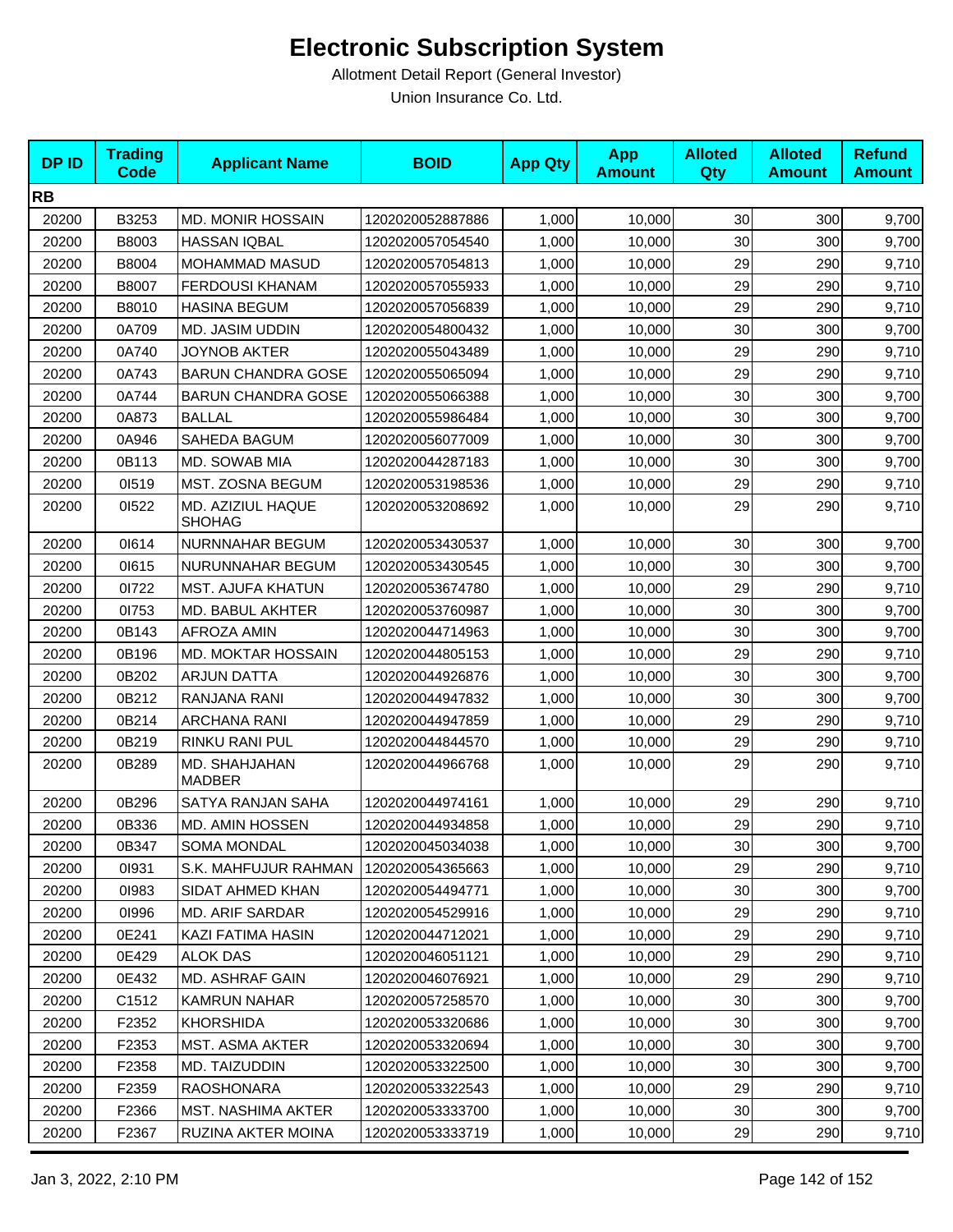# Electronic Subscription System

Allotment Detail Report (General Investor)

Union Insurance Co. Ltd.

| DP ID | Trading Code | Applicant Name | BOID | App Qty | App Amount | Alloted Qty | Alloted Amount | Refund Amount |
|---|---|---|---|---|---|---|---|---|
| **RB** | | | | | | | | |
| 20200 | B3253 | MD. MONIR HOSSAIN | 1202020052887886 | 1,000 | 10,000 | 30 | 300 | 9,700 |
| 20200 | B8003 | HASSAN IQBAL | 1202020057054540 | 1,000 | 10,000 | 30 | 300 | 9,700 |
| 20200 | B8004 | MOHAMMAD MASUD | 1202020057054813 | 1,000 | 10,000 | 29 | 290 | 9,710 |
| 20200 | B8007 | FERDOUSI KHANAM | 1202020057055933 | 1,000 | 10,000 | 29 | 290 | 9,710 |
| 20200 | B8010 | HASINA BEGUM | 1202020057056839 | 1,000 | 10,000 | 29 | 290 | 9,710 |
| 20200 | 0A709 | MD. JASIM UDDIN | 1202020054800432 | 1,000 | 10,000 | 30 | 300 | 9,700 |
| 20200 | 0A740 | JOYNOB AKTER | 1202020055043489 | 1,000 | 10,000 | 29 | 290 | 9,710 |
| 20200 | 0A743 | BARUN CHANDRA GOSE | 1202020055065094 | 1,000 | 10,000 | 29 | 290 | 9,710 |
| 20200 | 0A744 | BARUN CHANDRA GOSE | 1202020055066388 | 1,000 | 10,000 | 30 | 300 | 9,700 |
| 20200 | 0A873 | BALLAL | 1202020055986484 | 1,000 | 10,000 | 30 | 300 | 9,700 |
| 20200 | 0A946 | SAHEDA BAGUM | 1202020056077009 | 1,000 | 10,000 | 30 | 300 | 9,700 |
| 20200 | 0B113 | MD. SOWAB MIA | 1202020044287183 | 1,000 | 10,000 | 30 | 300 | 9,700 |
| 20200 | 0I519 | MST. ZOSNA BEGUM | 1202020053198536 | 1,000 | 10,000 | 29 | 290 | 9,710 |
| 20200 | 0I522 | MD. AZIZIUL HAQUE SHOHAG | 1202020053208692 | 1,000 | 10,000 | 29 | 290 | 9,710 |
| 20200 | 0I614 | NURNNAHAR BEGUM | 1202020053430537 | 1,000 | 10,000 | 30 | 300 | 9,700 |
| 20200 | 0I615 | NURUNNAHAR BEGUM | 1202020053430545 | 1,000 | 10,000 | 30 | 300 | 9,700 |
| 20200 | 0I722 | MST. AJUFA KHATUN | 1202020053674780 | 1,000 | 10,000 | 29 | 290 | 9,710 |
| 20200 | 0I753 | MD. BABUL AKHTER | 1202020053760987 | 1,000 | 10,000 | 30 | 300 | 9,700 |
| 20200 | 0B143 | AFROZA AMIN | 1202020044714963 | 1,000 | 10,000 | 30 | 300 | 9,700 |
| 20200 | 0B196 | MD. MOKTAR HOSSAIN | 1202020044805153 | 1,000 | 10,000 | 29 | 290 | 9,710 |
| 20200 | 0B202 | ARJUN DATTA | 1202020044926876 | 1,000 | 10,000 | 30 | 300 | 9,700 |
| 20200 | 0B212 | RANJANA RANI | 1202020044947832 | 1,000 | 10,000 | 30 | 300 | 9,700 |
| 20200 | 0B214 | ARCHANA RANI | 1202020044947859 | 1,000 | 10,000 | 29 | 290 | 9,710 |
| 20200 | 0B219 | RINKU RANI PUL | 1202020044844570 | 1,000 | 10,000 | 29 | 290 | 9,710 |
| 20200 | 0B289 | MD. SHAHJAHAN MADBER | 1202020044966768 | 1,000 | 10,000 | 29 | 290 | 9,710 |
| 20200 | 0B296 | SATYA RANJAN SAHA | 1202020044974161 | 1,000 | 10,000 | 29 | 290 | 9,710 |
| 20200 | 0B336 | MD. AMIN HOSSEN | 1202020044934858 | 1,000 | 10,000 | 29 | 290 | 9,710 |
| 20200 | 0B347 | SOMA MONDAL | 1202020045034038 | 1,000 | 10,000 | 30 | 300 | 9,700 |
| 20200 | 0I931 | S.K. MAHFUJUR RAHMAN | 1202020054365663 | 1,000 | 10,000 | 29 | 290 | 9,710 |
| 20200 | 0I983 | SIDAT AHMED KHAN | 1202020054494771 | 1,000 | 10,000 | 30 | 300 | 9,700 |
| 20200 | 0I996 | MD. ARIF SARDAR | 1202020054529916 | 1,000 | 10,000 | 29 | 290 | 9,710 |
| 20200 | 0E241 | KAZI FATIMA HASIN | 1202020044712021 | 1,000 | 10,000 | 29 | 290 | 9,710 |
| 20200 | 0E429 | ALOK DAS | 1202020046051121 | 1,000 | 10,000 | 29 | 290 | 9,710 |
| 20200 | 0E432 | MD. ASHRAF GAIN | 1202020046076921 | 1,000 | 10,000 | 29 | 290 | 9,710 |
| 20200 | C1512 | KAMRUN NAHAR | 1202020057258570 | 1,000 | 10,000 | 30 | 300 | 9,700 |
| 20200 | F2352 | KHORSHIDA | 1202020053320686 | 1,000 | 10,000 | 30 | 300 | 9,700 |
| 20200 | F2353 | MST. ASMA AKTER | 1202020053320694 | 1,000 | 10,000 | 30 | 300 | 9,700 |
| 20200 | F2358 | MD. TAIZUDDIN | 1202020053322500 | 1,000 | 10,000 | 30 | 300 | 9,700 |
| 20200 | F2359 | RAOSHONARA | 1202020053322543 | 1,000 | 10,000 | 29 | 290 | 9,710 |
| 20200 | F2366 | MST. NASHIMA AKTER | 1202020053333700 | 1,000 | 10,000 | 30 | 300 | 9,700 |
| 20200 | F2367 | RUZINA AKTER MOINA | 1202020053333719 | 1,000 | 10,000 | 29 | 290 | 9,710 |

Jan 3, 2022, 2:10 PM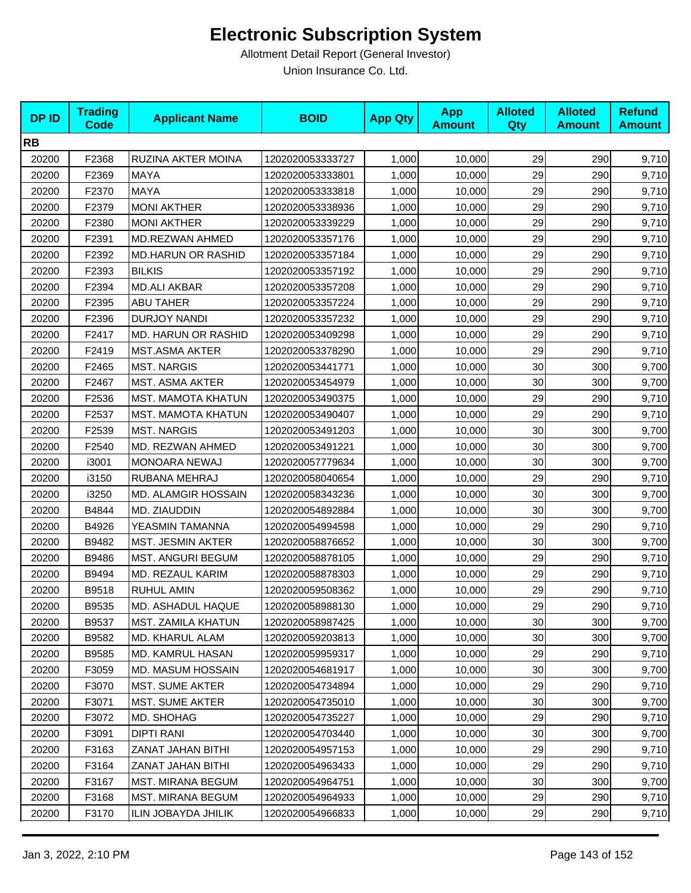# Electronic Subscription System

Allotment Detail Report (General Investor)

Union Insurance Co. Ltd.

| DP ID | Trading Code | Applicant Name | BOID | App Qty | App Amount | Alloted Qty | Alloted Amount | Refund Amount |
|---|---|---|---|---|---|---|---|---|
| **RB** | | | | | | | | |
| 20200 | F2368 | RUZINA AKTER MOINA | 1202020053333727 | 1,000 | 10,000 | 29 | 290 | 9,710 |
| 20200 | F2369 | MAYA | 1202020053333801 | 1,000 | 10,000 | 29 | 290 | 9,710 |
| 20200 | F2370 | MAYA | 1202020053333818 | 1,000 | 10,000 | 29 | 290 | 9,710 |
| 20200 | F2379 | MONI AKTHER | 1202020053338936 | 1,000 | 10,000 | 29 | 290 | 9,710 |
| 20200 | F2380 | MONI AKTHER | 1202020053339229 | 1,000 | 10,000 | 29 | 290 | 9,710 |
| 20200 | F2391 | MD.REZWAN AHMED | 1202020053357176 | 1,000 | 10,000 | 29 | 290 | 9,710 |
| 20200 | F2392 | MD.HARUN OR RASHID | 1202020053357184 | 1,000 | 10,000 | 29 | 290 | 9,710 |
| 20200 | F2393 | BILKIS | 1202020053357192 | 1,000 | 10,000 | 29 | 290 | 9,710 |
| 20200 | F2394 | MD.ALI AKBAR | 1202020053357208 | 1,000 | 10,000 | 29 | 290 | 9,710 |
| 20200 | F2395 | ABU TAHER | 1202020053357224 | 1,000 | 10,000 | 29 | 290 | 9,710 |
| 20200 | F2396 | DURJOY NANDI | 1202020053357232 | 1,000 | 10,000 | 29 | 290 | 9,710 |
| 20200 | F2417 | MD. HARUN OR RASHID | 1202020053409298 | 1,000 | 10,000 | 29 | 290 | 9,710 |
| 20200 | F2419 | MST.ASMA AKTER | 1202020053378290 | 1,000 | 10,000 | 29 | 290 | 9,710 |
| 20200 | F2465 | MST. NARGIS | 1202020053441771 | 1,000 | 10,000 | 30 | 300 | 9,700 |
| 20200 | F2467 | MST. ASMA AKTER | 1202020053454979 | 1,000 | 10,000 | 30 | 300 | 9,700 |
| 20200 | F2536 | MST. MAMOTA KHATUN | 1202020053490375 | 1,000 | 10,000 | 29 | 290 | 9,710 |
| 20200 | F2537 | MST. MAMOTA KHATUN | 1202020053490407 | 1,000 | 10,000 | 29 | 290 | 9,710 |
| 20200 | F2539 | MST. NARGIS | 1202020053491203 | 1,000 | 10,000 | 30 | 300 | 9,700 |
| 20200 | F2540 | MD. REZWAN AHMED | 1202020053491221 | 1,000 | 10,000 | 30 | 300 | 9,700 |
| 20200 | i3001 | MONOARA NEWAJ | 1202020057779634 | 1,000 | 10,000 | 30 | 300 | 9,700 |
| 20200 | i3150 | RUBANA MEHRAJ | 1202020058040654 | 1,000 | 10,000 | 29 | 290 | 9,710 |
| 20200 | i3250 | MD. ALAMGIR HOSSAIN | 1202020058343236 | 1,000 | 10,000 | 30 | 300 | 9,700 |
| 20200 | B4844 | MD. ZIAUDDIN | 1202020054892884 | 1,000 | 10,000 | 30 | 300 | 9,700 |
| 20200 | B4926 | YEASMIN TAMANNA | 1202020054994598 | 1,000 | 10,000 | 29 | 290 | 9,710 |
| 20200 | B9482 | MST. JESMIN AKTER | 1202020058876652 | 1,000 | 10,000 | 30 | 300 | 9,700 |
| 20200 | B9486 | MST. ANGURI BEGUM | 1202020058878105 | 1,000 | 10,000 | 29 | 290 | 9,710 |
| 20200 | B9494 | MD. REZAUL KARIM | 1202020058878303 | 1,000 | 10,000 | 29 | 290 | 9,710 |
| 20200 | B9518 | RUHUL AMIN | 1202020059508362 | 1,000 | 10,000 | 29 | 290 | 9,710 |
| 20200 | B9535 | MD. ASHADUL HAQUE | 1202020058988130 | 1,000 | 10,000 | 29 | 290 | 9,710 |
| 20200 | B9537 | MST. ZAMILA KHATUN | 1202020058987425 | 1,000 | 10,000 | 30 | 300 | 9,700 |
| 20200 | B9582 | MD. KHARUL ALAM | 1202020059203813 | 1,000 | 10,000 | 30 | 300 | 9,700 |
| 20200 | B9585 | MD. KAMRUL HASAN | 1202020059959317 | 1,000 | 10,000 | 29 | 290 | 9,710 |
| 20200 | F3059 | MD. MASUM HOSSAIN | 1202020054681917 | 1,000 | 10,000 | 30 | 300 | 9,700 |
| 20200 | F3070 | MST. SUME AKTER | 1202020054734894 | 1,000 | 10,000 | 29 | 290 | 9,710 |
| 20200 | F3071 | MST. SUME AKTER | 1202020054735010 | 1,000 | 10,000 | 30 | 300 | 9,700 |
| 20200 | F3072 | MD. SHOHAG | 1202020054735227 | 1,000 | 10,000 | 29 | 290 | 9,710 |
| 20200 | F3091 | DIPTI RANI | 1202020054703440 | 1,000 | 10,000 | 30 | 300 | 9,700 |
| 20200 | F3163 | ZANAT JAHAN BITHI | 1202020054957153 | 1,000 | 10,000 | 29 | 290 | 9,710 |
| 20200 | F3164 | ZANAT JAHAN BITHI | 1202020054963433 | 1,000 | 10,000 | 29 | 290 | 9,710 |
| 20200 | F3167 | MST. MIRANA BEGUM | 1202020054964751 | 1,000 | 10,000 | 30 | 300 | 9,700 |
| 20200 | F3168 | MST. MIRANA BEGUM | 1202020054964933 | 1,000 | 10,000 | 29 | 290 | 9,710 |
| 20200 | F3170 | ILIN JOBAYDA JHILIK | 1202020054966833 | 1,000 | 10,000 | 29 | 290 | 9,710 |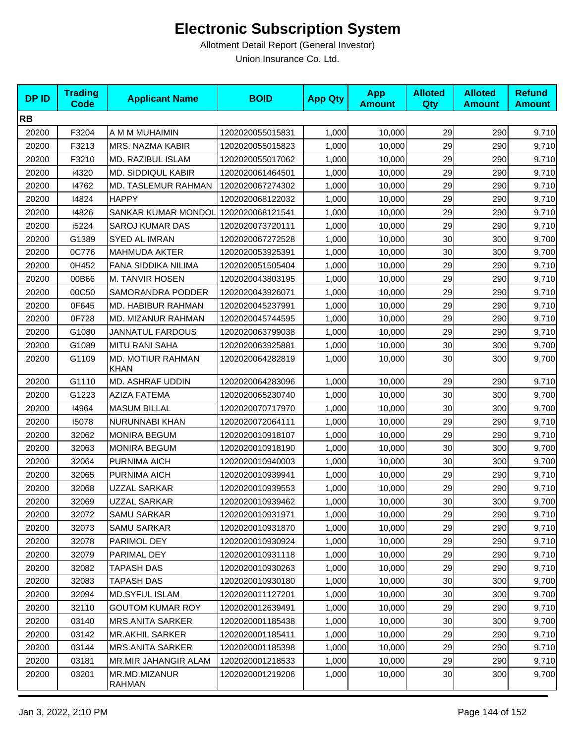# Electronic Subscription System

Allotment Detail Report (General Investor)

Union Insurance Co. Ltd.

| DP ID | Trading Code | Applicant Name | BOID | App Qty | App Amount | Alloted Qty | Alloted Amount | Refund Amount |
|---|---|---|---|---|---|---|---|---|
| **RB** | | | | | | | | |
| 20200 | F3204 | A M M MUHAIMIN | 1202020055015831 | 1,000 | 10,000 | 29 | 290 | 9,710 |
| 20200 | F3213 | MRS. NAZMA KABIR | 1202020055015823 | 1,000 | 10,000 | 29 | 290 | 9,710 |
| 20200 | F3210 | MD. RAZIBUL ISLAM | 1202020055017062 | 1,000 | 10,000 | 29 | 290 | 9,710 |
| 20200 | i4320 | MD. SIDDIQUL KABIR | 1202020061464501 | 1,000 | 10,000 | 29 | 290 | 9,710 |
| 20200 | I4762 | MD. TASLEMUR RAHMAN | 1202020067274302 | 1,000 | 10,000 | 29 | 290 | 9,710 |
| 20200 | I4824 | HAPPY | 1202020068122032 | 1,000 | 10,000 | 29 | 290 | 9,710 |
| 20200 | I4826 | SANKAR KUMAR MONDOL | 1202020068121541 | 1,000 | 10,000 | 29 | 290 | 9,710 |
| 20200 | i5224 | SAROJ KUMAR DAS | 1202020073720111 | 1,000 | 10,000 | 29 | 290 | 9,710 |
| 20200 | G1389 | SYED AL IMRAN | 1202020067272528 | 1,000 | 10,000 | 30 | 300 | 9,700 |
| 20200 | 0C776 | MAHMUDA AKTER | 1202020053925391 | 1,000 | 10,000 | 30 | 300 | 9,700 |
| 20200 | 0H452 | FANA SIDDIKA NILIMA | 1202020051505404 | 1,000 | 10,000 | 29 | 290 | 9,710 |
| 20200 | 00B66 | M. TANVIR HOSEN | 1202020043803195 | 1,000 | 10,000 | 29 | 290 | 9,710 |
| 20200 | 00C50 | SAMORANDRA PODDER | 1202020043926071 | 1,000 | 10,000 | 29 | 290 | 9,710 |
| 20200 | 0F645 | MD. HABIBUR RAHMAN | 1202020045237991 | 1,000 | 10,000 | 29 | 290 | 9,710 |
| 20200 | 0F728 | MD. MIZANUR RAHMAN | 1202020045744595 | 1,000 | 10,000 | 29 | 290 | 9,710 |
| 20200 | G1080 | JANNATUL FARDOUS | 1202020063799038 | 1,000 | 10,000 | 29 | 290 | 9,710 |
| 20200 | G1089 | MITU RANI SAHA | 1202020063925881 | 1,000 | 10,000 | 30 | 300 | 9,700 |
| 20200 | G1109 | MD. MOTIUR RAHMAN KHAN | 1202020064282819 | 1,000 | 10,000 | 30 | 300 | 9,700 |
| 20200 | G1110 | MD. ASHRAF UDDIN | 1202020064283096 | 1,000 | 10,000 | 29 | 290 | 9,710 |
| 20200 | G1223 | AZIZA FATEMA | 1202020065230740 | 1,000 | 10,000 | 30 | 300 | 9,700 |
| 20200 | I4964 | MASUM BILLAL | 1202020070717970 | 1,000 | 10,000 | 30 | 300 | 9,700 |
| 20200 | I5078 | NURUNNABI KHAN | 1202020072064111 | 1,000 | 10,000 | 29 | 290 | 9,710 |
| 20200 | 32062 | MONIRA BEGUM | 1202020010918107 | 1,000 | 10,000 | 29 | 290 | 9,710 |
| 20200 | 32063 | MONIRA BEGUM | 1202020010918190 | 1,000 | 10,000 | 30 | 300 | 9,700 |
| 20200 | 32064 | PURNIMA AICH | 1202020010940003 | 1,000 | 10,000 | 30 | 300 | 9,700 |
| 20200 | 32065 | PURNIMA AICH | 1202020010939941 | 1,000 | 10,000 | 29 | 290 | 9,710 |
| 20200 | 32068 | UZZAL SARKAR | 1202020010939553 | 1,000 | 10,000 | 29 | 290 | 9,710 |
| 20200 | 32069 | UZZAL SARKAR | 1202020010939462 | 1,000 | 10,000 | 30 | 300 | 9,700 |
| 20200 | 32072 | SAMU SARKAR | 1202020010931971 | 1,000 | 10,000 | 29 | 290 | 9,710 |
| 20200 | 32073 | SAMU SARKAR | 1202020010931870 | 1,000 | 10,000 | 29 | 290 | 9,710 |
| 20200 | 32078 | PARIMOL DEY | 1202020010930924 | 1,000 | 10,000 | 29 | 290 | 9,710 |
| 20200 | 32079 | PARIMAL DEY | 1202020010931118 | 1,000 | 10,000 | 29 | 290 | 9,710 |
| 20200 | 32082 | TAPASH DAS | 1202020010930263 | 1,000 | 10,000 | 29 | 290 | 9,710 |
| 20200 | 32083 | TAPASH DAS | 1202020010930180 | 1,000 | 10,000 | 30 | 300 | 9,700 |
| 20200 | 32094 | MD.SYFUL ISLAM | 1202020011127201 | 1,000 | 10,000 | 30 | 300 | 9,700 |
| 20200 | 32110 | GOUTOM KUMAR ROY | 1202020012639491 | 1,000 | 10,000 | 29 | 290 | 9,710 |
| 20200 | 03140 | MRS.ANITA SARKER | 1202020001185438 | 1,000 | 10,000 | 30 | 300 | 9,700 |
| 20200 | 03142 | MR.AKHIL SARKER | 1202020001185411 | 1,000 | 10,000 | 29 | 290 | 9,710 |
| 20200 | 03144 | MRS.ANITA SARKER | 1202020001185398 | 1,000 | 10,000 | 29 | 290 | 9,710 |
| 20200 | 03181 | MR.MIR JAHANGIR ALAM | 1202020001218533 | 1,000 | 10,000 | 29 | 290 | 9,710 |
| 20200 | 03201 | MR.MD.MIZANUR RAHMAN | 1202020001219206 | 1,000 | 10,000 | 30 | 300 | 9,700 |

Jan 3, 2022, 2:10 PM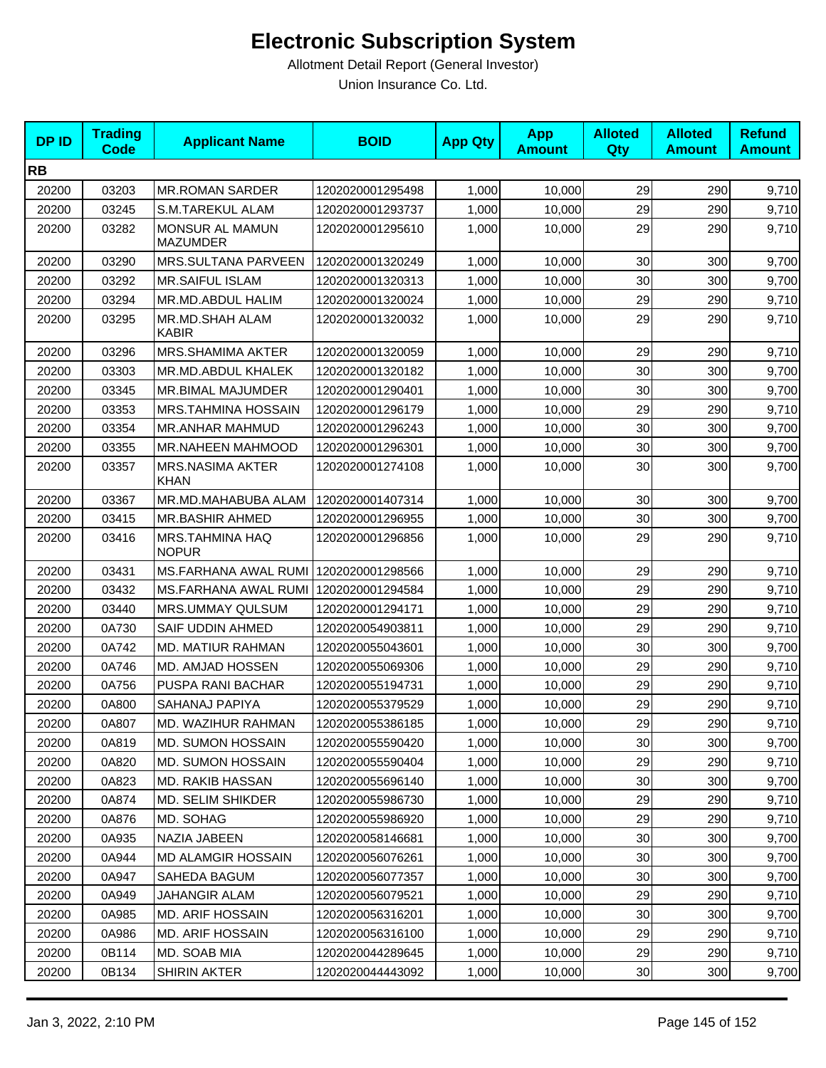# Electronic Subscription System

Allotment Detail Report (General Investor)

Union Insurance Co. Ltd.

| DP ID | Trading Code | Applicant Name | BOID | App Qty | App Amount | Alloted Qty | Alloted Amount | Refund Amount |
|---|---|---|---|---|---|---|---|---|
| **RB** | | | | | | | | |
| 20200 | 03203 | MR.ROMAN SARDER | 1202020001295498 | 1,000 | 10,000 | 29 | 290 | 9,710 |
| 20200 | 03245 | S.M.TAREKUL ALAM | 1202020001293737 | 1,000 | 10,000 | 29 | 290 | 9,710 |
| 20200 | 03282 | MONSUR AL MAMUN MAZUMDER | 1202020001295610 | 1,000 | 10,000 | 29 | 290 | 9,710 |
| 20200 | 03290 | MRS.SULTANA PARVEEN | 1202020001320249 | 1,000 | 10,000 | 30 | 300 | 9,700 |
| 20200 | 03292 | MR.SAIFUL ISLAM | 1202020001320313 | 1,000 | 10,000 | 30 | 300 | 9,700 |
| 20200 | 03294 | MR.MD.ABDUL HALIM | 1202020001320024 | 1,000 | 10,000 | 29 | 290 | 9,710 |
| 20200 | 03295 | MR.MD.SHAH ALAM KABIR | 1202020001320032 | 1,000 | 10,000 | 29 | 290 | 9,710 |
| 20200 | 03296 | MRS.SHAMIMA AKTER | 1202020001320059 | 1,000 | 10,000 | 29 | 290 | 9,710 |
| 20200 | 03303 | MR.MD.ABDUL KHALEK | 1202020001320182 | 1,000 | 10,000 | 30 | 300 | 9,700 |
| 20200 | 03345 | MR.BIMAL MAJUMDER | 1202020001290401 | 1,000 | 10,000 | 30 | 300 | 9,700 |
| 20200 | 03353 | MRS.TAHMINA HOSSAIN | 1202020001296179 | 1,000 | 10,000 | 29 | 290 | 9,710 |
| 20200 | 03354 | MR.ANHAR MAHMUD | 1202020001296243 | 1,000 | 10,000 | 30 | 300 | 9,700 |
| 20200 | 03355 | MR.NAHEEN MAHMOOD | 1202020001296301 | 1,000 | 10,000 | 30 | 300 | 9,700 |
| 20200 | 03357 | MRS.NASIMA AKTER KHAN | 1202020001274108 | 1,000 | 10,000 | 30 | 300 | 9,700 |
| 20200 | 03367 | MR.MD.MAHABUBA ALAM | 1202020001407314 | 1,000 | 10,000 | 30 | 300 | 9,700 |
| 20200 | 03415 | MR.BASHIR AHMED | 1202020001296955 | 1,000 | 10,000 | 30 | 300 | 9,700 |
| 20200 | 03416 | MRS.TAHMINA HAQ NOPUR | 1202020001296856 | 1,000 | 10,000 | 29 | 290 | 9,710 |
| 20200 | 03431 | MS.FARHANA AWAL RUMI | 1202020001298566 | 1,000 | 10,000 | 29 | 290 | 9,710 |
| 20200 | 03432 | MS.FARHANA AWAL RUMI | 1202020001294584 | 1,000 | 10,000 | 29 | 290 | 9,710 |
| 20200 | 03440 | MRS.UMMAY QULSUM | 1202020001294171 | 1,000 | 10,000 | 29 | 290 | 9,710 |
| 20200 | 0A730 | SAIF UDDIN AHMED | 1202020054903811 | 1,000 | 10,000 | 29 | 290 | 9,710 |
| 20200 | 0A742 | MD. MATIUR RAHMAN | 1202020055043601 | 1,000 | 10,000 | 30 | 300 | 9,700 |
| 20200 | 0A746 | MD. AMJAD HOSSEN | 1202020055069306 | 1,000 | 10,000 | 29 | 290 | 9,710 |
| 20200 | 0A756 | PUSPA RANI BACHAR | 1202020055194731 | 1,000 | 10,000 | 29 | 290 | 9,710 |
| 20200 | 0A800 | SAHANAJ PAPIYA | 1202020055379529 | 1,000 | 10,000 | 29 | 290 | 9,710 |
| 20200 | 0A807 | MD. WAZIHUR RAHMAN | 1202020055386185 | 1,000 | 10,000 | 29 | 290 | 9,710 |
| 20200 | 0A819 | MD. SUMON HOSSAIN | 1202020055590420 | 1,000 | 10,000 | 30 | 300 | 9,700 |
| 20200 | 0A820 | MD. SUMON HOSSAIN | 1202020055590404 | 1,000 | 10,000 | 29 | 290 | 9,710 |
| 20200 | 0A823 | MD. RAKIB HASSAN | 1202020055696140 | 1,000 | 10,000 | 30 | 300 | 9,700 |
| 20200 | 0A874 | MD. SELIM SHIKDER | 1202020055986730 | 1,000 | 10,000 | 29 | 290 | 9,710 |
| 20200 | 0A876 | MD. SOHAG | 1202020055986920 | 1,000 | 10,000 | 29 | 290 | 9,710 |
| 20200 | 0A935 | NAZIA JABEEN | 1202020058146681 | 1,000 | 10,000 | 30 | 300 | 9,700 |
| 20200 | 0A944 | MD ALAMGIR HOSSAIN | 1202020056076261 | 1,000 | 10,000 | 30 | 300 | 9,700 |
| 20200 | 0A947 | SAHEDA BAGUM | 1202020056077357 | 1,000 | 10,000 | 30 | 300 | 9,700 |
| 20200 | 0A949 | JAHANGIR ALAM | 1202020056079521 | 1,000 | 10,000 | 29 | 290 | 9,710 |
| 20200 | 0A985 | MD. ARIF HOSSAIN | 1202020056316201 | 1,000 | 10,000 | 30 | 300 | 9,700 |
| 20200 | 0A986 | MD. ARIF HOSSAIN | 1202020056316100 | 1,000 | 10,000 | 29 | 290 | 9,710 |
| 20200 | 0B114 | MD. SOAB MIA | 1202020044289645 | 1,000 | 10,000 | 29 | 290 | 9,710 |
| 20200 | 0B134 | SHIRIN AKTER | 1202020044443092 | 1,000 | 10,000 | 30 | 300 | 9,700 |

Jan 3, 2022, 2:10 PM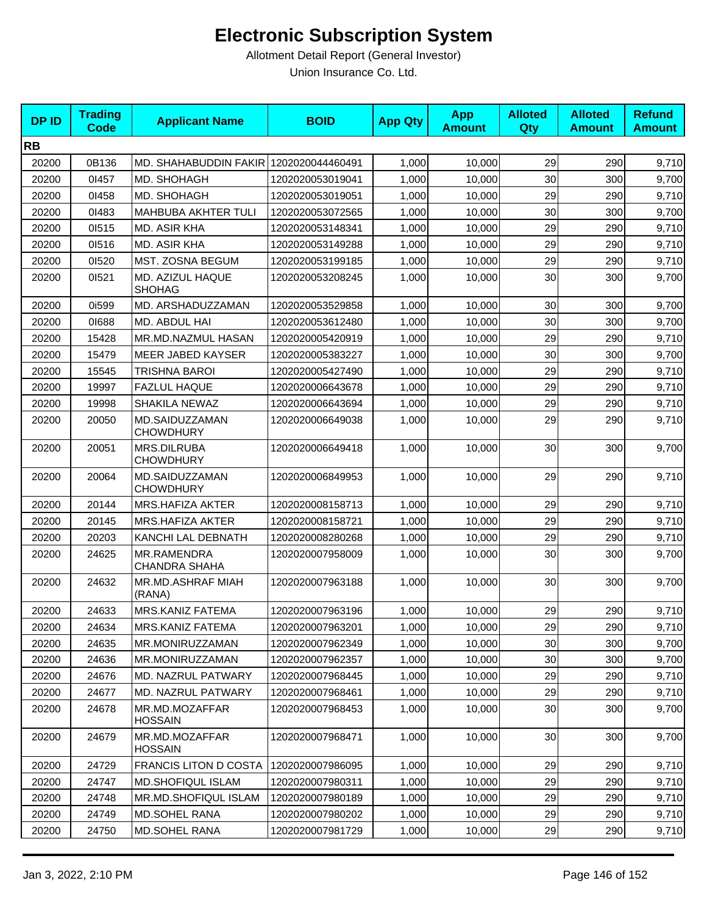# Electronic Subscription System

Allotment Detail Report (General Investor)

Union Insurance Co. Ltd.

| DP ID | Trading Code | Applicant Name | BOID | App Qty | App Amount | Alloted Qty | Alloted Amount | Refund Amount |
|---|---|---|---|---|---|---|---|---|
| **RB** | | | | | | | | |
| 20200 | 0B136 | MD. SHAHABUDDIN FAKIR | 1202020044460491 | 1,000 | 10,000 | 29 | 290 | 9,710 |
| 20200 | 0I457 | MD. SHOHAGH | 1202020053019041 | 1,000 | 10,000 | 30 | 300 | 9,700 |
| 20200 | 0I458 | MD. SHOHAGH | 1202020053019051 | 1,000 | 10,000 | 29 | 290 | 9,710 |
| 20200 | 0I483 | MAHBUBA AKHTER TULI | 1202020053072565 | 1,000 | 10,000 | 30 | 300 | 9,700 |
| 20200 | 0I515 | MD. ASIR KHA | 1202020053148341 | 1,000 | 10,000 | 29 | 290 | 9,710 |
| 20200 | 0I516 | MD. ASIR KHA | 1202020053149288 | 1,000 | 10,000 | 29 | 290 | 9,710 |
| 20200 | 0I520 | MST. ZOSNA BEGUM | 1202020053199185 | 1,000 | 10,000 | 29 | 290 | 9,710 |
| 20200 | 0I521 | MD. AZIZUL HAQUE SHOHAG | 1202020053208245 | 1,000 | 10,000 | 30 | 300 | 9,700 |
| 20200 | 0i599 | MD. ARSHADUZZAMAN | 1202020053529858 | 1,000 | 10,000 | 30 | 300 | 9,700 |
| 20200 | 0I688 | MD. ABDUL HAI | 1202020053612480 | 1,000 | 10,000 | 30 | 300 | 9,700 |
| 20200 | 15428 | MR.MD.NAZMUL HASAN | 1202020005420919 | 1,000 | 10,000 | 29 | 290 | 9,710 |
| 20200 | 15479 | MEER JABED KAYSER | 1202020005383227 | 1,000 | 10,000 | 30 | 300 | 9,700 |
| 20200 | 15545 | TRISHNA BAROI | 1202020005427490 | 1,000 | 10,000 | 29 | 290 | 9,710 |
| 20200 | 19997 | FAZLUL HAQUE | 1202020006643678 | 1,000 | 10,000 | 29 | 290 | 9,710 |
| 20200 | 19998 | SHAKILA NEWAZ | 1202020006643694 | 1,000 | 10,000 | 29 | 290 | 9,710 |
| 20200 | 20050 | MD.SAIDUZZAMAN CHOWDHURY | 1202020006649038 | 1,000 | 10,000 | 29 | 290 | 9,710 |
| 20200 | 20051 | MRS.DILRUBA CHOWDHURY | 1202020006649418 | 1,000 | 10,000 | 30 | 300 | 9,700 |
| 20200 | 20064 | MD.SAIDUZZAMAN CHOWDHURY | 1202020006849953 | 1,000 | 10,000 | 29 | 290 | 9,710 |
| 20200 | 20144 | MRS.HAFIZA AKTER | 1202020008158713 | 1,000 | 10,000 | 29 | 290 | 9,710 |
| 20200 | 20145 | MRS.HAFIZA AKTER | 1202020008158721 | 1,000 | 10,000 | 29 | 290 | 9,710 |
| 20200 | 20203 | KANCHI LAL DEBNATH | 1202020008280268 | 1,000 | 10,000 | 29 | 290 | 9,710 |
| 20200 | 24625 | MR.RAMENDRA CHANDRA SHAHA | 1202020007958009 | 1,000 | 10,000 | 30 | 300 | 9,700 |
| 20200 | 24632 | MR.MD.ASHRAF MIAH (RANA) | 1202020007963188 | 1,000 | 10,000 | 30 | 300 | 9,700 |
| 20200 | 24633 | MRS.KANIZ FATEMA | 1202020007963196 | 1,000 | 10,000 | 29 | 290 | 9,710 |
| 20200 | 24634 | MRS.KANIZ FATEMA | 1202020007963201 | 1,000 | 10,000 | 29 | 290 | 9,710 |
| 20200 | 24635 | MR.MONIRUZZAMAN | 1202020007962349 | 1,000 | 10,000 | 30 | 300 | 9,700 |
| 20200 | 24636 | MR.MONIRUZZAMAN | 1202020007962357 | 1,000 | 10,000 | 30 | 300 | 9,700 |
| 20200 | 24676 | MD. NAZRUL PATWARY | 1202020007968445 | 1,000 | 10,000 | 29 | 290 | 9,710 |
| 20200 | 24677 | MD. NAZRUL PATWARY | 1202020007968461 | 1,000 | 10,000 | 29 | 290 | 9,710 |
| 20200 | 24678 | MR.MD.MOZAFFAR HOSSAIN | 1202020007968453 | 1,000 | 10,000 | 30 | 300 | 9,700 |
| 20200 | 24679 | MR.MD.MOZAFFAR HOSSAIN | 1202020007968471 | 1,000 | 10,000 | 30 | 300 | 9,700 |
| 20200 | 24729 | FRANCIS LITON D COSTA | 1202020007986095 | 1,000 | 10,000 | 29 | 290 | 9,710 |
| 20200 | 24747 | MD.SHOFIQUL ISLAM | 1202020007980311 | 1,000 | 10,000 | 29 | 290 | 9,710 |
| 20200 | 24748 | MR.MD.SHOFIQUL ISLAM | 1202020007980189 | 1,000 | 10,000 | 29 | 290 | 9,710 |
| 20200 | 24749 | MD.SOHEL RANA | 1202020007980202 | 1,000 | 10,000 | 29 | 290 | 9,710 |
| 20200 | 24750 | MD.SOHEL RANA | 1202020007981729 | 1,000 | 10,000 | 29 | 290 | 9,710 |

Jan 3, 2022, 2:10 PM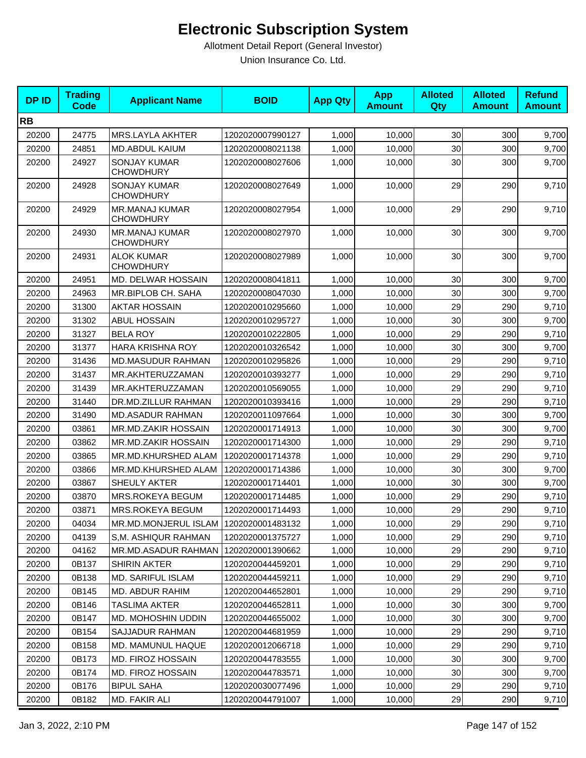# Electronic Subscription System

Allotment Detail Report (General Investor)

Union Insurance Co. Ltd.

| DP ID | Trading Code | Applicant Name | BOID | App Qty | App Amount | Alloted Qty | Alloted Amount | Refund Amount |
|---|---|---|---|---|---|---|---|---|
| **RB** | | | | | | | | |
| 20200 | 24775 | MRS.LAYLA AKHTER | 1202020007990127 | 1,000 | 10,000 | 30 | 300 | 9,700 |
| 20200 | 24851 | MD.ABDUL KAIUM | 1202020008021138 | 1,000 | 10,000 | 30 | 300 | 9,700 |
| 20200 | 24927 | SONJAY KUMAR CHOWDHURY | 1202020008027606 | 1,000 | 10,000 | 30 | 300 | 9,700 |
| 20200 | 24928 | SONJAY KUMAR CHOWDHURY | 1202020008027649 | 1,000 | 10,000 | 29 | 290 | 9,710 |
| 20200 | 24929 | MR.MANAJ KUMAR CHOWDHURY | 1202020008027954 | 1,000 | 10,000 | 29 | 290 | 9,710 |
| 20200 | 24930 | MR.MANAJ KUMAR CHOWDHURY | 1202020008027970 | 1,000 | 10,000 | 30 | 300 | 9,700 |
| 20200 | 24931 | ALOK KUMAR CHOWDHURY | 1202020008027989 | 1,000 | 10,000 | 30 | 300 | 9,700 |
| 20200 | 24951 | MD. DELWAR HOSSAIN | 1202020008041811 | 1,000 | 10,000 | 30 | 300 | 9,700 |
| 20200 | 24963 | MR.BIPLOB CH. SAHA | 1202020008047030 | 1,000 | 10,000 | 30 | 300 | 9,700 |
| 20200 | 31300 | AKTAR HOSSAIN | 1202020010295660 | 1,000 | 10,000 | 29 | 290 | 9,710 |
| 20200 | 31302 | ABUL HOSSAIN | 1202020010295727 | 1,000 | 10,000 | 30 | 300 | 9,700 |
| 20200 | 31327 | BELA ROY | 1202020010222805 | 1,000 | 10,000 | 29 | 290 | 9,710 |
| 20200 | 31377 | HARA KRISHNA ROY | 1202020010326542 | 1,000 | 10,000 | 30 | 300 | 9,700 |
| 20200 | 31436 | MD.MASUDUR RAHMAN | 1202020010295826 | 1,000 | 10,000 | 29 | 290 | 9,710 |
| 20200 | 31437 | MR.AKHTERUZZAMAN | 1202020010393277 | 1,000 | 10,000 | 29 | 290 | 9,710 |
| 20200 | 31439 | MR.AKHTERUZZAMAN | 1202020010569055 | 1,000 | 10,000 | 29 | 290 | 9,710 |
| 20200 | 31440 | DR.MD.ZILLUR RAHMAN | 1202020010393416 | 1,000 | 10,000 | 29 | 290 | 9,710 |
| 20200 | 31490 | MD.ASADUR RAHMAN | 1202020011097664 | 1,000 | 10,000 | 30 | 300 | 9,700 |
| 20200 | 03861 | MR.MD.ZAKIR HOSSAIN | 1202020001714913 | 1,000 | 10,000 | 30 | 300 | 9,700 |
| 20200 | 03862 | MR.MD.ZAKIR HOSSAIN | 1202020001714300 | 1,000 | 10,000 | 29 | 290 | 9,710 |
| 20200 | 03865 | MR.MD.KHURSHED ALAM | 1202020001714378 | 1,000 | 10,000 | 29 | 290 | 9,710 |
| 20200 | 03866 | MR.MD.KHURSHED ALAM | 1202020001714386 | 1,000 | 10,000 | 30 | 300 | 9,700 |
| 20200 | 03867 | SHEULY AKTER | 1202020001714401 | 1,000 | 10,000 | 30 | 300 | 9,700 |
| 20200 | 03870 | MRS.ROKEYA BEGUM | 1202020001714485 | 1,000 | 10,000 | 29 | 290 | 9,710 |
| 20200 | 03871 | MRS.ROKEYA BEGUM | 1202020001714493 | 1,000 | 10,000 | 29 | 290 | 9,710 |
| 20200 | 04034 | MR.MD.MONJERUL ISLAM | 1202020001483132 | 1,000 | 10,000 | 29 | 290 | 9,710 |
| 20200 | 04139 | S,M. ASHIQUR RAHMAN | 1202020001375727 | 1,000 | 10,000 | 29 | 290 | 9,710 |
| 20200 | 04162 | MR.MD.ASADUR RAHMAN | 1202020001390662 | 1,000 | 10,000 | 29 | 290 | 9,710 |
| 20200 | 0B137 | SHIRIN AKTER | 1202020044459201 | 1,000 | 10,000 | 29 | 290 | 9,710 |
| 20200 | 0B138 | MD. SARIFUL ISLAM | 1202020044459211 | 1,000 | 10,000 | 29 | 290 | 9,710 |
| 20200 | 0B145 | MD. ABDUR RAHIM | 1202020044652801 | 1,000 | 10,000 | 29 | 290 | 9,710 |
| 20200 | 0B146 | TASLIMA AKTER | 1202020044652811 | 1,000 | 10,000 | 30 | 300 | 9,700 |
| 20200 | 0B147 | MD. MOHOSHIN UDDIN | 1202020044655002 | 1,000 | 10,000 | 30 | 300 | 9,700 |
| 20200 | 0B154 | SAJJADUR RAHMAN | 1202020044681959 | 1,000 | 10,000 | 29 | 290 | 9,710 |
| 20200 | 0B158 | MD. MAMUNUL HAQUE | 1202020012066718 | 1,000 | 10,000 | 29 | 290 | 9,710 |
| 20200 | 0B173 | MD. FIROZ HOSSAIN | 1202020044783555 | 1,000 | 10,000 | 30 | 300 | 9,700 |
| 20200 | 0B174 | MD. FIROZ HOSSAIN | 1202020044783571 | 1,000 | 10,000 | 30 | 300 | 9,700 |
| 20200 | 0B176 | BIPUL SAHA | 1202020030077496 | 1,000 | 10,000 | 29 | 290 | 9,710 |
| 20200 | 0B182 | MD. FAKIR ALI | 1202020044791007 | 1,000 | 10,000 | 29 | 290 | 9,710 |

Jan 3, 2022, 2:10 PM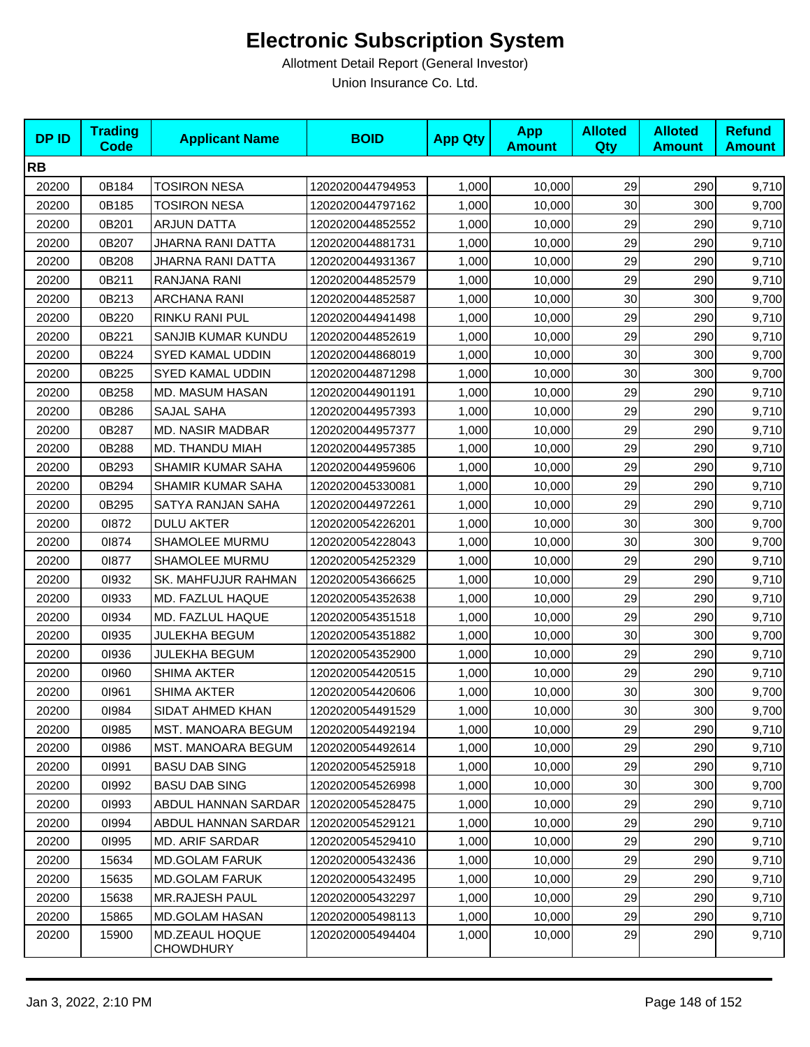# Electronic Subscription System

Allotment Detail Report (General Investor)

Union Insurance Co. Ltd.

| DP ID | Trading Code | Applicant Name | BOID | App Qty | App Amount | Alloted Qty | Alloted Amount | Refund Amount |
|---|---|---|---|---|---|---|---|---|
| **RB** | | | | | | | | |
| 20200 | 0B184 | TOSIRON NESA | 1202020044794953 | 1,000 | 10,000 | 29 | 290 | 9,710 |
| 20200 | 0B185 | TOSIRON NESA | 1202020044797162 | 1,000 | 10,000 | 30 | 300 | 9,700 |
| 20200 | 0B201 | ARJUN DATTA | 1202020044852552 | 1,000 | 10,000 | 29 | 290 | 9,710 |
| 20200 | 0B207 | JHARNA RANI DATTA | 1202020044881731 | 1,000 | 10,000 | 29 | 290 | 9,710 |
| 20200 | 0B208 | JHARNA RANI DATTA | 1202020044931367 | 1,000 | 10,000 | 29 | 290 | 9,710 |
| 20200 | 0B211 | RANJANA RANI | 1202020044852579 | 1,000 | 10,000 | 29 | 290 | 9,710 |
| 20200 | 0B213 | ARCHANA RANI | 1202020044852587 | 1,000 | 10,000 | 30 | 300 | 9,700 |
| 20200 | 0B220 | RINKU RANI PUL | 1202020044941498 | 1,000 | 10,000 | 29 | 290 | 9,710 |
| 20200 | 0B221 | SANJIB KUMAR KUNDU | 1202020044852619 | 1,000 | 10,000 | 29 | 290 | 9,710 |
| 20200 | 0B224 | SYED KAMAL UDDIN | 1202020044868019 | 1,000 | 10,000 | 30 | 300 | 9,700 |
| 20200 | 0B225 | SYED KAMAL UDDIN | 1202020044871298 | 1,000 | 10,000 | 30 | 300 | 9,700 |
| 20200 | 0B258 | MD. MASUM HASAN | 1202020044901191 | 1,000 | 10,000 | 29 | 290 | 9,710 |
| 20200 | 0B286 | SAJAL SAHA | 1202020044957393 | 1,000 | 10,000 | 29 | 290 | 9,710 |
| 20200 | 0B287 | MD. NASIR MADBAR | 1202020044957377 | 1,000 | 10,000 | 29 | 290 | 9,710 |
| 20200 | 0B288 | MD. THANDU MIAH | 1202020044957385 | 1,000 | 10,000 | 29 | 290 | 9,710 |
| 20200 | 0B293 | SHAMIR KUMAR SAHA | 1202020044959606 | 1,000 | 10,000 | 29 | 290 | 9,710 |
| 20200 | 0B294 | SHAMIR KUMAR SAHA | 1202020045330081 | 1,000 | 10,000 | 29 | 290 | 9,710 |
| 20200 | 0B295 | SATYA RANJAN SAHA | 1202020044972261 | 1,000 | 10,000 | 29 | 290 | 9,710 |
| 20200 | 0I872 | DULU AKTER | 1202020054226201 | 1,000 | 10,000 | 30 | 300 | 9,700 |
| 20200 | 0I874 | SHAMOLEE MURMU | 1202020054228043 | 1,000 | 10,000 | 30 | 300 | 9,700 |
| 20200 | 0I877 | SHAMOLEE MURMU | 1202020054252329 | 1,000 | 10,000 | 29 | 290 | 9,710 |
| 20200 | 0I932 | SK. MAHFUJUR RAHMAN | 1202020054366625 | 1,000 | 10,000 | 29 | 290 | 9,710 |
| 20200 | 0I933 | MD. FAZLUL HAQUE | 1202020054352638 | 1,000 | 10,000 | 29 | 290 | 9,710 |
| 20200 | 0I934 | MD. FAZLUL HAQUE | 1202020054351518 | 1,000 | 10,000 | 29 | 290 | 9,710 |
| 20200 | 0I935 | JULEKHA BEGUM | 1202020054351882 | 1,000 | 10,000 | 30 | 300 | 9,700 |
| 20200 | 0I936 | JULEKHA BEGUM | 1202020054352900 | 1,000 | 10,000 | 29 | 290 | 9,710 |
| 20200 | 0I960 | SHIMA AKTER | 1202020054420515 | 1,000 | 10,000 | 29 | 290 | 9,710 |
| 20200 | 0I961 | SHIMA AKTER | 1202020054420606 | 1,000 | 10,000 | 30 | 300 | 9,700 |
| 20200 | 0I984 | SIDAT AHMED KHAN | 1202020054491529 | 1,000 | 10,000 | 30 | 300 | 9,700 |
| 20200 | 0I985 | MST. MANOARA BEGUM | 1202020054492194 | 1,000 | 10,000 | 29 | 290 | 9,710 |
| 20200 | 0I986 | MST. MANOARA BEGUM | 1202020054492614 | 1,000 | 10,000 | 29 | 290 | 9,710 |
| 20200 | 0I991 | BASU DAB SING | 1202020054525918 | 1,000 | 10,000 | 29 | 290 | 9,710 |
| 20200 | 0I992 | BASU DAB SING | 1202020054526998 | 1,000 | 10,000 | 30 | 300 | 9,700 |
| 20200 | 0I993 | ABDUL HANNAN SARDAR | 1202020054528475 | 1,000 | 10,000 | 29 | 290 | 9,710 |
| 20200 | 0I994 | ABDUL HANNAN SARDAR | 1202020054529121 | 1,000 | 10,000 | 29 | 290 | 9,710 |
| 20200 | 0I995 | MD. ARIF SARDAR | 1202020054529410 | 1,000 | 10,000 | 29 | 290 | 9,710 |
| 20200 | 15634 | MD.GOLAM FARUK | 1202020005432436 | 1,000 | 10,000 | 29 | 290 | 9,710 |
| 20200 | 15635 | MD.GOLAM FARUK | 1202020005432495 | 1,000 | 10,000 | 29 | 290 | 9,710 |
| 20200 | 15638 | MR.RAJESH PAUL | 1202020005432297 | 1,000 | 10,000 | 29 | 290 | 9,710 |
| 20200 | 15865 | MD.GOLAM HASAN | 1202020005498113 | 1,000 | 10,000 | 29 | 290 | 9,710 |
| 20200 | 15900 | MD.ZEAUL HOQUE CHOWDHURY | 1202020005494404 | 1,000 | 10,000 | 29 | 290 | 9,710 |

Jan 3, 2022, 2:10 PM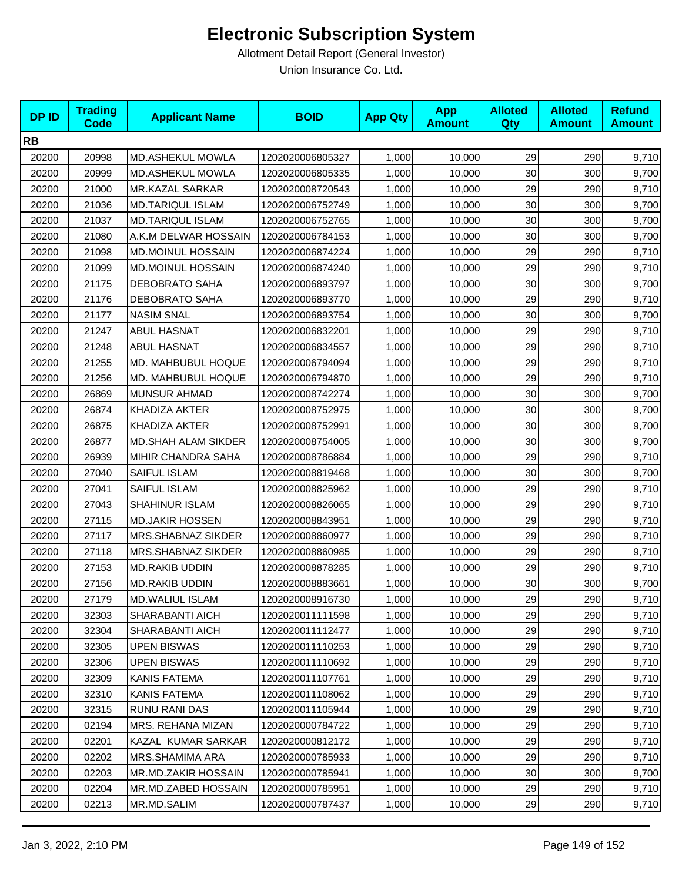# Electronic Subscription System

Allotment Detail Report (General Investor)

Union Insurance Co. Ltd.

| DP ID | Trading Code | Applicant Name | BOID | App Qty | App Amount | Alloted Qty | Alloted Amount | Refund Amount |
|---|---|---|---|---|---|---|---|---|
| **RB** | | | | | | | | |
| 20200 | 20998 | MD.ASHEKUL MOWLA | 1202020006805327 | 1,000 | 10,000 | 29 | 290 | 9,710 |
| 20200 | 20999 | MD.ASHEKUL MOWLA | 1202020006805335 | 1,000 | 10,000 | 30 | 300 | 9,700 |
| 20200 | 21000 | MR.KAZAL SARKAR | 1202020008720543 | 1,000 | 10,000 | 29 | 290 | 9,710 |
| 20200 | 21036 | MD.TARIQUL ISLAM | 1202020006752749 | 1,000 | 10,000 | 30 | 300 | 9,700 |
| 20200 | 21037 | MD.TARIQUL ISLAM | 1202020006752765 | 1,000 | 10,000 | 30 | 300 | 9,700 |
| 20200 | 21080 | A.K.M DELWAR HOSSAIN | 1202020006784153 | 1,000 | 10,000 | 30 | 300 | 9,700 |
| 20200 | 21098 | MD.MOINUL HOSSAIN | 1202020006874224 | 1,000 | 10,000 | 29 | 290 | 9,710 |
| 20200 | 21099 | MD.MOINUL HOSSAIN | 1202020006874240 | 1,000 | 10,000 | 29 | 290 | 9,710 |
| 20200 | 21175 | DEBOBRATO SAHA | 1202020006893797 | 1,000 | 10,000 | 30 | 300 | 9,700 |
| 20200 | 21176 | DEBOBRATO SAHA | 1202020006893770 | 1,000 | 10,000 | 29 | 290 | 9,710 |
| 20200 | 21177 | NASIM SNAL | 1202020006893754 | 1,000 | 10,000 | 30 | 300 | 9,700 |
| 20200 | 21247 | ABUL HASNAT | 1202020006832201 | 1,000 | 10,000 | 29 | 290 | 9,710 |
| 20200 | 21248 | ABUL HASNAT | 1202020006834557 | 1,000 | 10,000 | 29 | 290 | 9,710 |
| 20200 | 21255 | MD. MAHBUBUL HOQUE | 1202020006794094 | 1,000 | 10,000 | 29 | 290 | 9,710 |
| 20200 | 21256 | MD. MAHBUBUL HOQUE | 1202020006794870 | 1,000 | 10,000 | 29 | 290 | 9,710 |
| 20200 | 26869 | MUNSUR AHMAD | 1202020008742274 | 1,000 | 10,000 | 30 | 300 | 9,700 |
| 20200 | 26874 | KHADIZA AKTER | 1202020008752975 | 1,000 | 10,000 | 30 | 300 | 9,700 |
| 20200 | 26875 | KHADIZA AKTER | 1202020008752991 | 1,000 | 10,000 | 30 | 300 | 9,700 |
| 20200 | 26877 | MD.SHAH ALAM SIKDER | 1202020008754005 | 1,000 | 10,000 | 30 | 300 | 9,700 |
| 20200 | 26939 | MIHIR CHANDRA SAHA | 1202020008786884 | 1,000 | 10,000 | 29 | 290 | 9,710 |
| 20200 | 27040 | SAIFUL ISLAM | 1202020008819468 | 1,000 | 10,000 | 30 | 300 | 9,700 |
| 20200 | 27041 | SAIFUL ISLAM | 1202020008825962 | 1,000 | 10,000 | 29 | 290 | 9,710 |
| 20200 | 27043 | SHAHINUR ISLAM | 1202020008826065 | 1,000 | 10,000 | 29 | 290 | 9,710 |
| 20200 | 27115 | MD.JAKIR HOSSEN | 1202020008843951 | 1,000 | 10,000 | 29 | 290 | 9,710 |
| 20200 | 27117 | MRS.SHABNAZ SIKDER | 1202020008860977 | 1,000 | 10,000 | 29 | 290 | 9,710 |
| 20200 | 27118 | MRS.SHABNAZ SIKDER | 1202020008860985 | 1,000 | 10,000 | 29 | 290 | 9,710 |
| 20200 | 27153 | MD.RAKIB UDDIN | 1202020008878285 | 1,000 | 10,000 | 29 | 290 | 9,710 |
| 20200 | 27156 | MD.RAKIB UDDIN | 1202020008883661 | 1,000 | 10,000 | 30 | 300 | 9,700 |
| 20200 | 27179 | MD.WALIUL ISLAM | 1202020008916730 | 1,000 | 10,000 | 29 | 290 | 9,710 |
| 20200 | 32303 | SHARABANTI AICH | 1202020011111598 | 1,000 | 10,000 | 29 | 290 | 9,710 |
| 20200 | 32304 | SHARABANTI AICH | 1202020011112477 | 1,000 | 10,000 | 29 | 290 | 9,710 |
| 20200 | 32305 | UPEN BISWAS | 1202020011110253 | 1,000 | 10,000 | 29 | 290 | 9,710 |
| 20200 | 32306 | UPEN BISWAS | 1202020011110692 | 1,000 | 10,000 | 29 | 290 | 9,710 |
| 20200 | 32309 | KANIS FATEMA | 1202020011107761 | 1,000 | 10,000 | 29 | 290 | 9,710 |
| 20200 | 32310 | KANIS FATEMA | 1202020011108062 | 1,000 | 10,000 | 29 | 290 | 9,710 |
| 20200 | 32315 | RUNU RANI DAS | 1202020011105944 | 1,000 | 10,000 | 29 | 290 | 9,710 |
| 20200 | 02194 | MRS. REHANA MIZAN | 1202020000784722 | 1,000 | 10,000 | 29 | 290 | 9,710 |
| 20200 | 02201 | KAZAL KUMAR SARKAR | 1202020000812172 | 1,000 | 10,000 | 29 | 290 | 9,710 |
| 20200 | 02202 | MRS.SHAMIMA ARA | 1202020000785933 | 1,000 | 10,000 | 29 | 290 | 9,710 |
| 20200 | 02203 | MR.MD.ZAKIR HOSSAIN | 1202020000785941 | 1,000 | 10,000 | 30 | 300 | 9,700 |
| 20200 | 02204 | MR.MD.ZABED HOSSAIN | 1202020000785951 | 1,000 | 10,000 | 29 | 290 | 9,710 |
| 20200 | 02213 | MR.MD.SALIM | 1202020000787437 | 1,000 | 10,000 | 29 | 290 | 9,710 |

Jan 3, 2022, 2:10 PM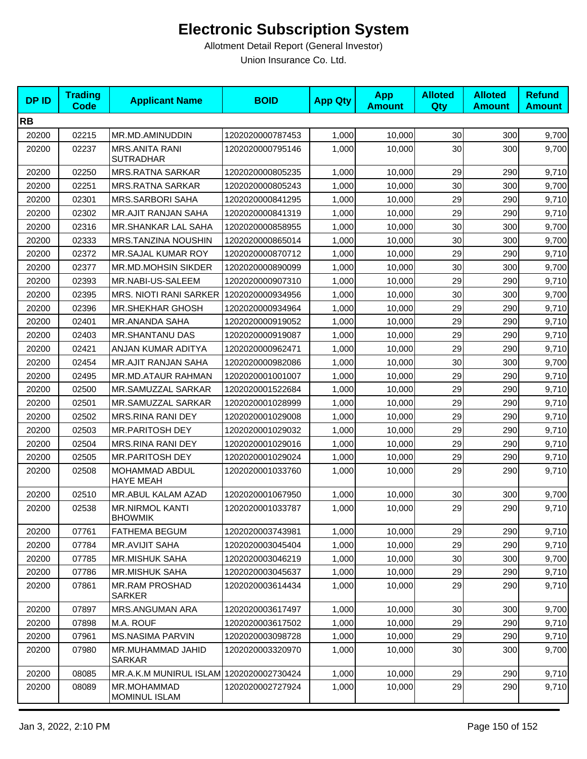# Electronic Subscription System

Allotment Detail Report (General Investor)

Union Insurance Co. Ltd.

| DP ID | Trading Code | Applicant Name | BOID | App Qty | App Amount | Alloted Qty | Alloted Amount | Refund Amount |
|---|---|---|---|---|---|---|---|---|
| **RB** | | | | | | | | |
| 20200 | 02215 | MR.MD.AMINUDDIN | 1202020000787453 | 1,000 | 10,000 | 30 | 300 | 9,700 |
| 20200 | 02237 | MRS.ANITA RANI SUTRADHAR | 1202020000795146 | 1,000 | 10,000 | 30 | 300 | 9,700 |
| 20200 | 02250 | MRS.RATNA SARKAR | 1202020000805235 | 1,000 | 10,000 | 29 | 290 | 9,710 |
| 20200 | 02251 | MRS.RATNA SARKAR | 1202020000805243 | 1,000 | 10,000 | 30 | 300 | 9,700 |
| 20200 | 02301 | MRS.SARBORI SAHA | 1202020000841295 | 1,000 | 10,000 | 29 | 290 | 9,710 |
| 20200 | 02302 | MR.AJIT RANJAN SAHA | 1202020000841319 | 1,000 | 10,000 | 29 | 290 | 9,710 |
| 20200 | 02316 | MR.SHANKAR LAL SAHA | 1202020000858955 | 1,000 | 10,000 | 30 | 300 | 9,700 |
| 20200 | 02333 | MRS.TANZINA NOUSHIN | 1202020000865014 | 1,000 | 10,000 | 30 | 300 | 9,700 |
| 20200 | 02372 | MR.SAJAL KUMAR ROY | 1202020000870712 | 1,000 | 10,000 | 29 | 290 | 9,710 |
| 20200 | 02377 | MR.MD.MOHSIN SIKDER | 1202020000890099 | 1,000 | 10,000 | 30 | 300 | 9,700 |
| 20200 | 02393 | MR.NABI-US-SALEEM | 1202020000907310 | 1,000 | 10,000 | 29 | 290 | 9,710 |
| 20200 | 02395 | MRS. NIOTI RANI SARKER | 1202020000934956 | 1,000 | 10,000 | 30 | 300 | 9,700 |
| 20200 | 02396 | MR.SHEKHAR GHOSH | 1202020000934964 | 1,000 | 10,000 | 29 | 290 | 9,710 |
| 20200 | 02401 | MR.ANANDA SAHA | 1202020000919052 | 1,000 | 10,000 | 29 | 290 | 9,710 |
| 20200 | 02403 | MR.SHANTANU DAS | 1202020000919087 | 1,000 | 10,000 | 29 | 290 | 9,710 |
| 20200 | 02421 | ANJAN KUMAR ADITYA | 1202020000962471 | 1,000 | 10,000 | 29 | 290 | 9,710 |
| 20200 | 02454 | MR.AJIT RANJAN SAHA | 1202020000982086 | 1,000 | 10,000 | 30 | 300 | 9,700 |
| 20200 | 02495 | MR.MD.ATAUR RAHMAN | 1202020001001007 | 1,000 | 10,000 | 29 | 290 | 9,710 |
| 20200 | 02500 | MR.SAMUZZAL SARKAR | 1202020001522684 | 1,000 | 10,000 | 29 | 290 | 9,710 |
| 20200 | 02501 | MR.SAMUZZAL SARKAR | 1202020001028999 | 1,000 | 10,000 | 29 | 290 | 9,710 |
| 20200 | 02502 | MRS.RINA RANI DEY | 1202020001029008 | 1,000 | 10,000 | 29 | 290 | 9,710 |
| 20200 | 02503 | MR.PARITOSH DEY | 1202020001029032 | 1,000 | 10,000 | 29 | 290 | 9,710 |
| 20200 | 02504 | MRS.RINA RANI DEY | 1202020001029016 | 1,000 | 10,000 | 29 | 290 | 9,710 |
| 20200 | 02505 | MR.PARITOSH DEY | 1202020001029024 | 1,000 | 10,000 | 29 | 290 | 9,710 |
| 20200 | 02508 | MOHAMMAD ABDUL HAYE MEAH | 1202020001033760 | 1,000 | 10,000 | 29 | 290 | 9,710 |
| 20200 | 02510 | MR.ABUL KALAM AZAD | 1202020001067950 | 1,000 | 10,000 | 30 | 300 | 9,700 |
| 20200 | 02538 | MR.NIRMOL KANTI BHOWMIK | 1202020001033787 | 1,000 | 10,000 | 29 | 290 | 9,710 |
| 20200 | 07761 | FATHEMA BEGUM | 1202020003743981 | 1,000 | 10,000 | 29 | 290 | 9,710 |
| 20200 | 07784 | MR.AVIJIT SAHA | 1202020003045404 | 1,000 | 10,000 | 29 | 290 | 9,710 |
| 20200 | 07785 | MR.MISHUK SAHA | 1202020003046219 | 1,000 | 10,000 | 30 | 300 | 9,700 |
| 20200 | 07786 | MR.MISHUK SAHA | 1202020003045637 | 1,000 | 10,000 | 29 | 290 | 9,710 |
| 20200 | 07861 | MR.RAM PROSHAD SARKER | 1202020003614434 | 1,000 | 10,000 | 29 | 290 | 9,710 |
| 20200 | 07897 | MRS.ANGUMAN ARA | 1202020003617497 | 1,000 | 10,000 | 30 | 300 | 9,700 |
| 20200 | 07898 | M.A. ROUF | 1202020003617502 | 1,000 | 10,000 | 29 | 290 | 9,710 |
| 20200 | 07961 | MS.NASIMA PARVIN | 1202020003098728 | 1,000 | 10,000 | 29 | 290 | 9,710 |
| 20200 | 07980 | MR.MUHAMMAD JAHID SARKAR | 1202020003320970 | 1,000 | 10,000 | 30 | 300 | 9,700 |
| 20200 | 08085 | MR.A.K.M MUNIRUL ISLAM | 1202020002730424 | 1,000 | 10,000 | 29 | 290 | 9,710 |
| 20200 | 08089 | MR.MOHAMMAD MOMINUL ISLAM | 1202020002727924 | 1,000 | 10,000 | 29 | 290 | 9,710 |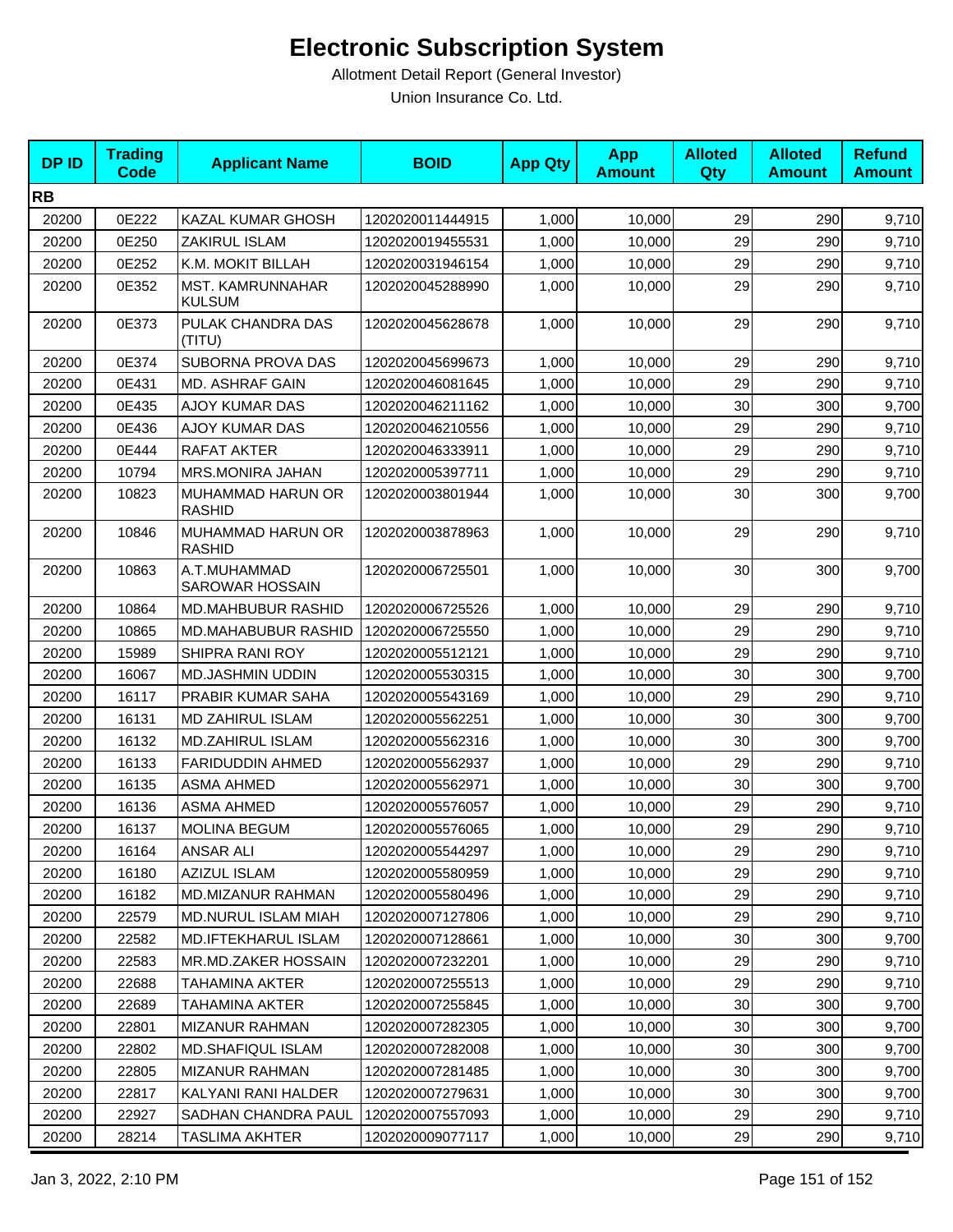# Electronic Subscription System

Allotment Detail Report (General Investor)

Union Insurance Co. Ltd.

| DP ID | Trading Code | Applicant Name | BOID | App Qty | App Amount | Alloted Qty | Alloted Amount | Refund Amount |
|---|---|---|---|---|---|---|---|---|
| **RB** | | | | | | | | |
| 20200 | 0E222 | KAZAL KUMAR GHOSH | 1202020011444915 | 1,000 | 10,000 | 29 | 290 | 9,710 |
| 20200 | 0E250 | ZAKIRUL ISLAM | 1202020019455531 | 1,000 | 10,000 | 29 | 290 | 9,710 |
| 20200 | 0E252 | K.M. MOKIT BILLAH | 1202020031946154 | 1,000 | 10,000 | 29 | 290 | 9,710 |
| 20200 | 0E352 | MST. KAMRUNNAHAR KULSUM | 1202020045288990 | 1,000 | 10,000 | 29 | 290 | 9,710 |
| 20200 | 0E373 | PULAK CHANDRA DAS (TITU) | 1202020045628678 | 1,000 | 10,000 | 29 | 290 | 9,710 |
| 20200 | 0E374 | SUBORNA PROVA DAS | 1202020045699673 | 1,000 | 10,000 | 29 | 290 | 9,710 |
| 20200 | 0E431 | MD. ASHRAF GAIN | 1202020046081645 | 1,000 | 10,000 | 29 | 290 | 9,710 |
| 20200 | 0E435 | AJOY KUMAR DAS | 1202020046211162 | 1,000 | 10,000 | 30 | 300 | 9,700 |
| 20200 | 0E436 | AJOY KUMAR DAS | 1202020046210556 | 1,000 | 10,000 | 29 | 290 | 9,710 |
| 20200 | 0E444 | RAFAT AKTER | 1202020046333911 | 1,000 | 10,000 | 29 | 290 | 9,710 |
| 20200 | 10794 | MRS.MONIRA JAHAN | 1202020005397711 | 1,000 | 10,000 | 29 | 290 | 9,710 |
| 20200 | 10823 | MUHAMMAD HARUN OR RASHID | 1202020003801944 | 1,000 | 10,000 | 30 | 300 | 9,700 |
| 20200 | 10846 | MUHAMMAD HARUN OR RASHID | 1202020003878963 | 1,000 | 10,000 | 29 | 290 | 9,710 |
| 20200 | 10863 | A.T.MUHAMMAD SAROWAR HOSSAIN | 1202020006725501 | 1,000 | 10,000 | 30 | 300 | 9,700 |
| 20200 | 10864 | MD.MAHBUBUR RASHID | 1202020006725526 | 1,000 | 10,000 | 29 | 290 | 9,710 |
| 20200 | 10865 | MD.MAHABUBUR RASHID | 1202020006725550 | 1,000 | 10,000 | 29 | 290 | 9,710 |
| 20200 | 15989 | SHIPRA RANI ROY | 1202020005512121 | 1,000 | 10,000 | 29 | 290 | 9,710 |
| 20200 | 16067 | MD.JASHMIN UDDIN | 1202020005530315 | 1,000 | 10,000 | 30 | 300 | 9,700 |
| 20200 | 16117 | PRABIR KUMAR SAHA | 1202020005543169 | 1,000 | 10,000 | 29 | 290 | 9,710 |
| 20200 | 16131 | MD ZAHIRUL ISLAM | 1202020005562251 | 1,000 | 10,000 | 30 | 300 | 9,700 |
| 20200 | 16132 | MD.ZAHIRUL ISLAM | 1202020005562316 | 1,000 | 10,000 | 30 | 300 | 9,700 |
| 20200 | 16133 | FARIDUDDIN AHMED | 1202020005562937 | 1,000 | 10,000 | 29 | 290 | 9,710 |
| 20200 | 16135 | ASMA AHMED | 1202020005562971 | 1,000 | 10,000 | 30 | 300 | 9,700 |
| 20200 | 16136 | ASMA AHMED | 1202020005576057 | 1,000 | 10,000 | 29 | 290 | 9,710 |
| 20200 | 16137 | MOLINA BEGUM | 1202020005576065 | 1,000 | 10,000 | 29 | 290 | 9,710 |
| 20200 | 16164 | ANSAR ALI | 1202020005544297 | 1,000 | 10,000 | 29 | 290 | 9,710 |
| 20200 | 16180 | AZIZUL ISLAM | 1202020005580959 | 1,000 | 10,000 | 29 | 290 | 9,710 |
| 20200 | 16182 | MD.MIZANUR RAHMAN | 1202020005580496 | 1,000 | 10,000 | 29 | 290 | 9,710 |
| 20200 | 22579 | MD.NURUL ISLAM MIAH | 1202020007127806 | 1,000 | 10,000 | 29 | 290 | 9,710 |
| 20200 | 22582 | MD.IFTEKHARUL ISLAM | 1202020007128661 | 1,000 | 10,000 | 30 | 300 | 9,700 |
| 20200 | 22583 | MR.MD.ZAKER HOSSAIN | 1202020007232201 | 1,000 | 10,000 | 29 | 290 | 9,710 |
| 20200 | 22688 | TAHAMINA AKTER | 1202020007255513 | 1,000 | 10,000 | 29 | 290 | 9,710 |
| 20200 | 22689 | TAHAMINA AKTER | 1202020007255845 | 1,000 | 10,000 | 30 | 300 | 9,700 |
| 20200 | 22801 | MIZANUR RAHMAN | 1202020007282305 | 1,000 | 10,000 | 30 | 300 | 9,700 |
| 20200 | 22802 | MD.SHAFIQUL ISLAM | 1202020007282008 | 1,000 | 10,000 | 30 | 300 | 9,700 |
| 20200 | 22805 | MIZANUR RAHMAN | 1202020007281485 | 1,000 | 10,000 | 30 | 300 | 9,700 |
| 20200 | 22817 | KALYANI RANI HALDER | 1202020007279631 | 1,000 | 10,000 | 30 | 300 | 9,700 |
| 20200 | 22927 | SADHAN CHANDRA PAUL | 1202020007557093 | 1,000 | 10,000 | 29 | 290 | 9,710 |
| 20200 | 28214 | TASLIMA AKHTER | 1202020009077117 | 1,000 | 10,000 | 29 | 290 | 9,710 |

Jan 3, 2022, 2:10 PM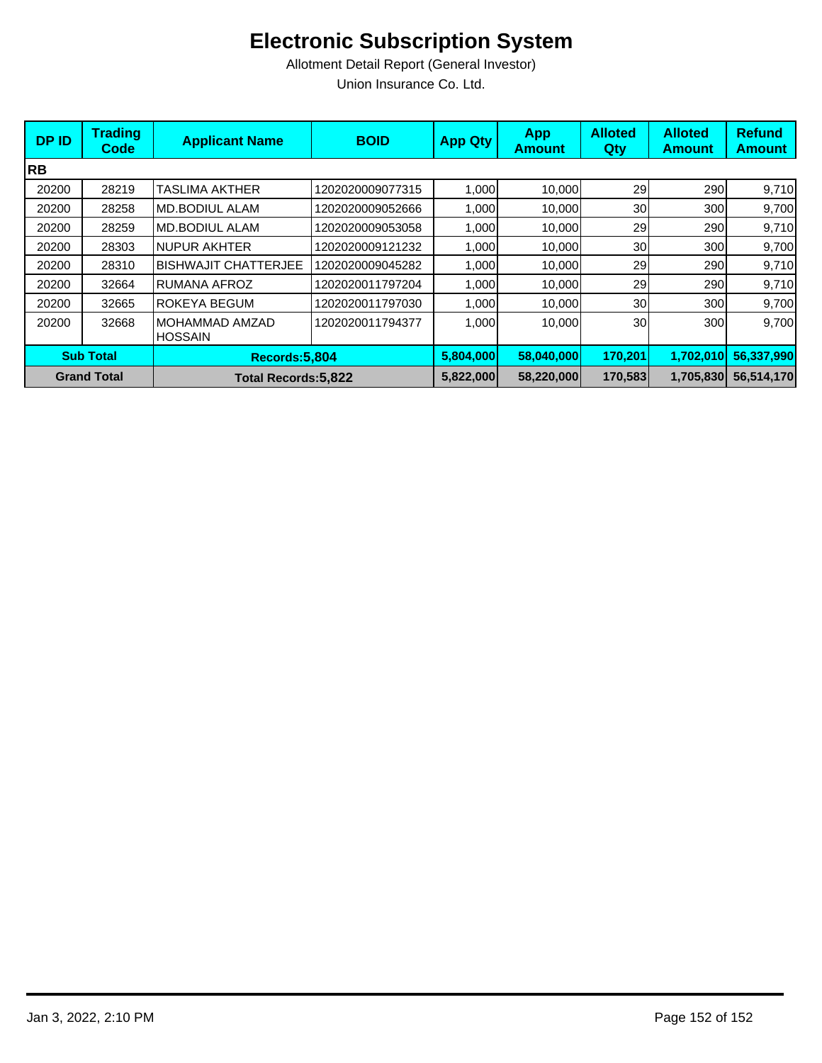# Electronic Subscription System

Allotment Detail Report (General Investor)

Union Insurance Co. Ltd.

| DP ID | Trading Code | Applicant Name | BOID | App Qty | App Amount | Alloted Qty | Alloted Amount | Refund Amount |
|---|---|---|---|---|---|---|---|---|
| **RB** | | | | | | | | |
| 20200 | 28219 | TASLIMA AKTHER | 1202020009077315 | 1,000 | 10,000 | 29 | 290 | 9,710 |
| 20200 | 28258 | MD.BODIUL ALAM | 1202020009052666 | 1,000 | 10,000 | 30 | 300 | 9,700 |
| 20200 | 28259 | MD.BODIUL ALAM | 1202020009053058 | 1,000 | 10,000 | 29 | 290 | 9,710 |
| 20200 | 28303 | NUPUR AKHTER | 1202020009121232 | 1,000 | 10,000 | 30 | 300 | 9,700 |
| 20200 | 28310 | BISHWAJIT CHATTERJEE | 1202020009045282 | 1,000 | 10,000 | 29 | 290 | 9,710 |
| 20200 | 32664 | RUMANA AFROZ | 1202020011797204 | 1,000 | 10,000 | 29 | 290 | 9,710 |
| 20200 | 32665 | ROKEYA BEGUM | 1202020011797030 | 1,000 | 10,000 | 30 | 300 | 9,700 |
| 20200 | 32668 | MOHAMMAD AMZAD HOSSAIN | 1202020011794377 | 1,000 | 10,000 | 30 | 300 | 9,700 |
| **Sub Total** | | **Records:5,804** | | **5,804,000** | **58,040,000** | **170,201** | **1,702,010** | **56,337,990** |
| **Grand Total** | | **Total Records:5,822** | | **5,822,000** | **58,220,000** | **170,583** | **1,705,830** | **56,514,170** |

Jan 3, 2022, 2:10 PM